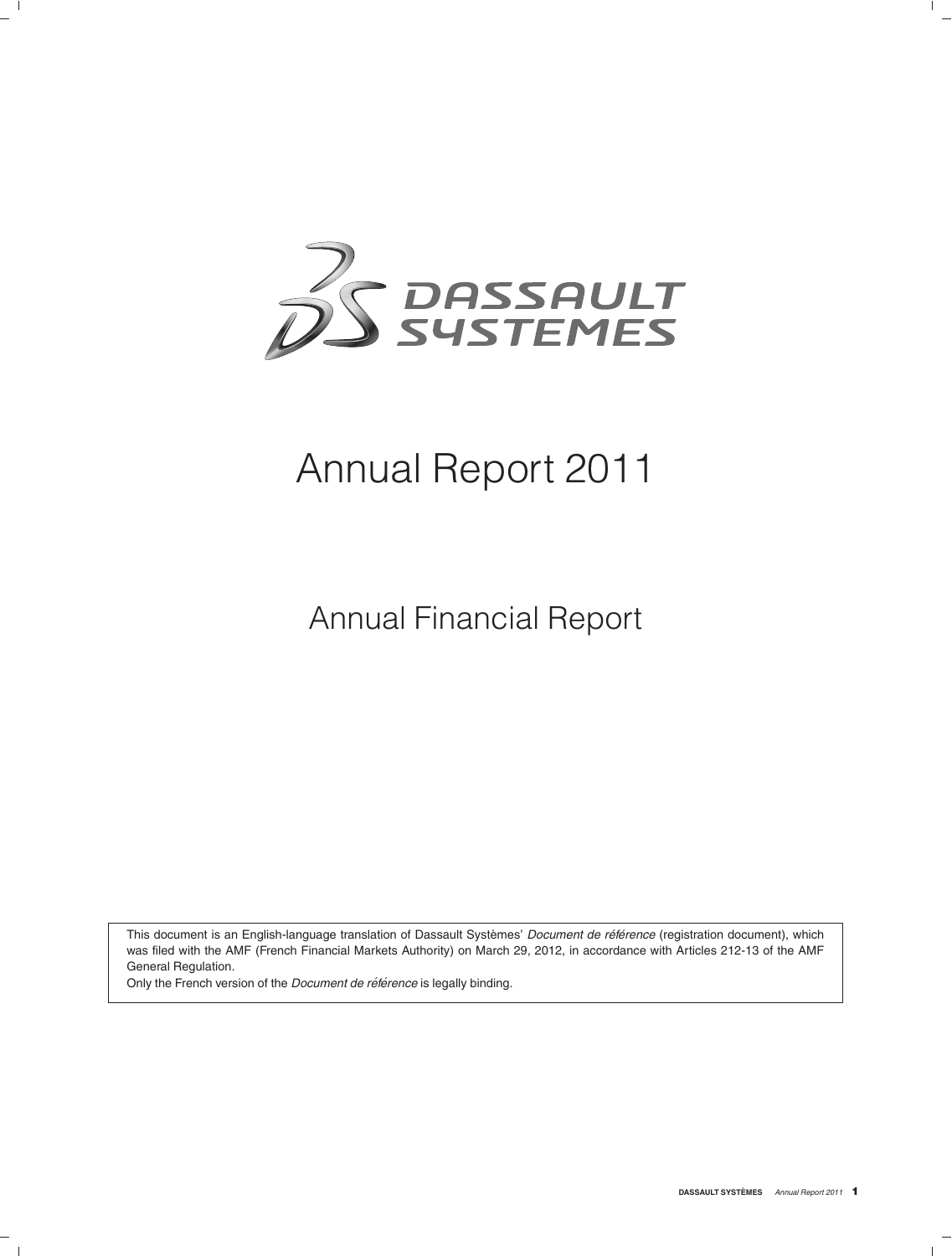DASSAULT SYSTEMES

# Annual Report 2011

## Annual Financial Report

This document is an English-language translation of Dassault Systèmes' *Document de référence* (registration document), which was filed with the AMF (French Financial Markets Authority) on March 29, 2012, in accordance with Articles 212-13 of the AMF General Regulation.

Only the French version of the *Document de référence* is legally binding.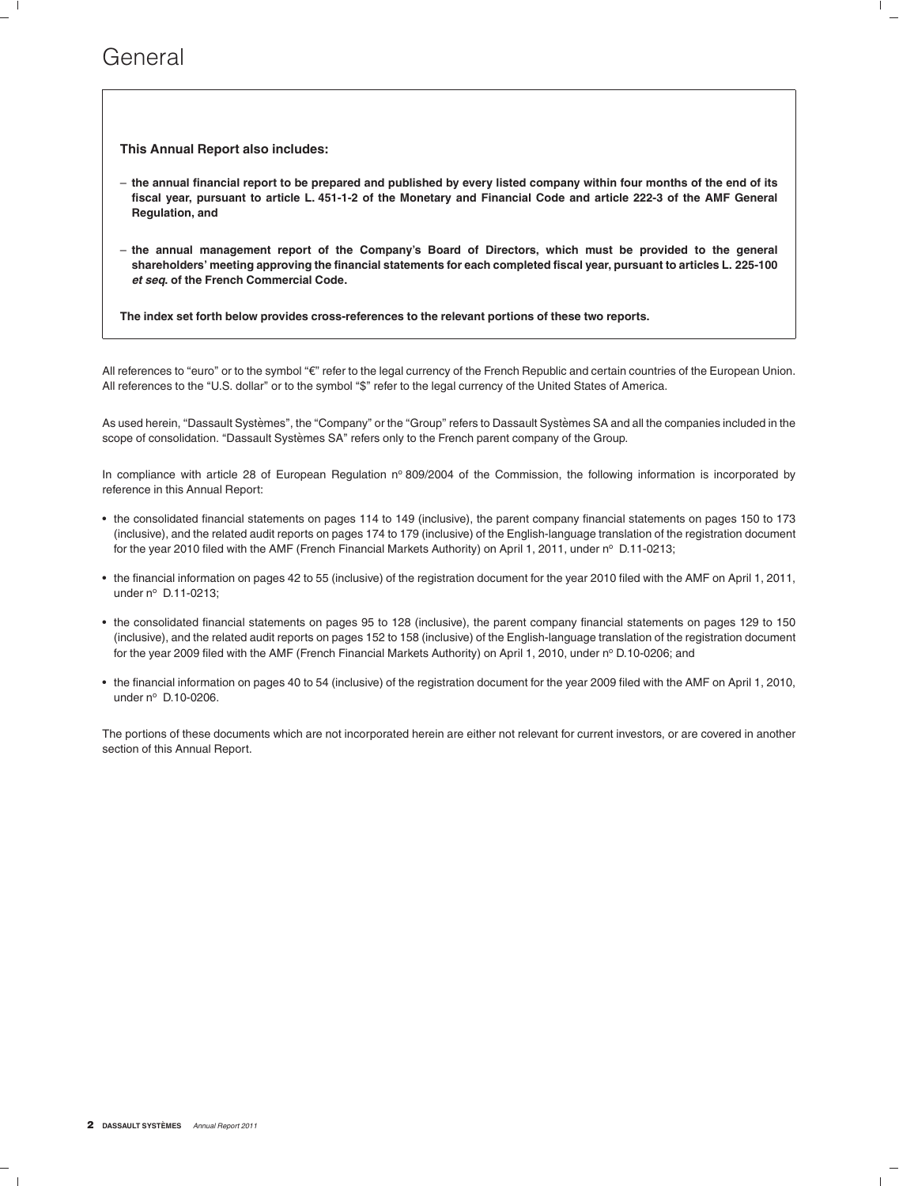# General

**This Annual Report also includes:**

- **the annual financial report to be prepared and published by every listed company within four months of the end of its fiscal year, pursuant to article L. 451-1-2 of the Monetary and Financial Code and article 222-3 of the AMF General Regulation, and**

- **the annual management report of the Company's Board of Directors, which must be provided to the general shareholders' meeting approving the financial statements for each completed fiscal year, pursuant to articles L. 225-100 *et seq.* of the French Commercial Code.**

**The index set forth below provides cross-references to the relevant portions of these two reports.**

All references to "euro" or to the symbol "€" refer to the legal currency of the French Republic and certain countries of the European Union. All references to the "U.S. dollar" or to the symbol "$" refer to the legal currency of the United States of America.

As used herein, "Dassault Systèmes", the "Company" or the "Group" refers to Dassault Systèmes SA and all the companies included in the scope of consolidation. "Dassault Systèmes SA" refers only to the French parent company of the Group.

In compliance with article 28 of European Regulation n° 809/2004 of the Commission, the following information is incorporated by reference in this Annual Report:

- the consolidated financial statements on pages 114 to 149 (inclusive), the parent company financial statements on pages 150 to 173 (inclusive), and the related audit reports on pages 174 to 179 (inclusive) of the English-language translation of the registration document for the year 2010 filed with the AMF (French Financial Markets Authority) on April 1, 2011, under n° D.11-0213;
- the financial information on pages 42 to 55 (inclusive) of the registration document for the year 2010 filed with the AMF on April 1, 2011, under n° D.11-0213;
- the consolidated financial statements on pages 95 to 128 (inclusive), the parent company financial statements on pages 129 to 150 (inclusive), and the related audit reports on pages 152 to 158 (inclusive) of the English-language translation of the registration document for the year 2009 filed with the AMF (French Financial Markets Authority) on April 1, 2010, under n° D.10-0206; and
- the financial information on pages 40 to 54 (inclusive) of the registration document for the year 2009 filed with the AMF on April 1, 2010, under n° D.10-0206.

The portions of these documents which are not incorporated herein are either not relevant for current investors, or are covered in another section of this Annual Report.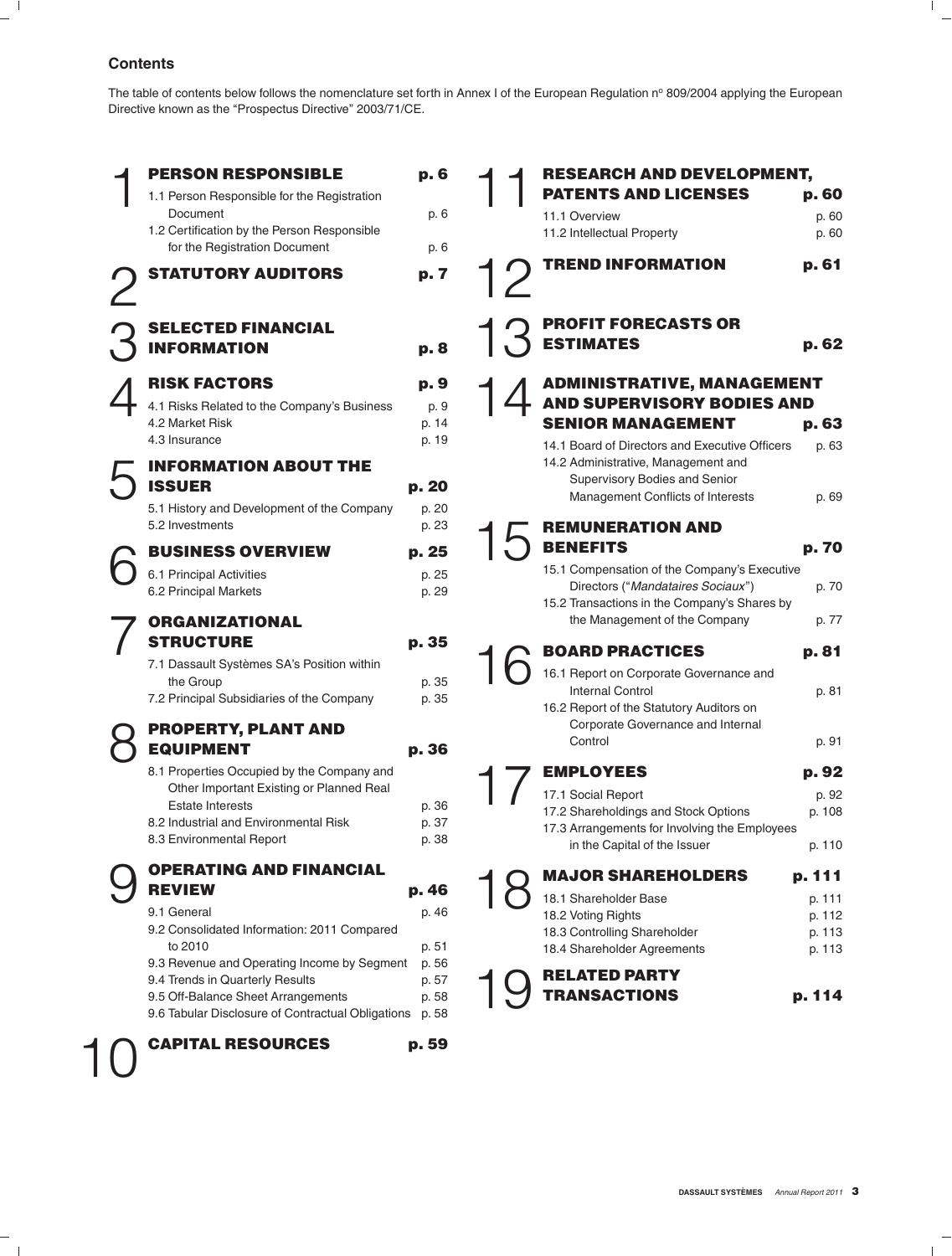## Contents

The table of contents below follows the nomenclature set forth in Annex I of the European Regulation nº 809/2004 applying the European Directive known as the "Prospectus Directive" 2003/71/CE.

| | | |
|---|---|---|
| **1** | **PERSON RESPONSIBLE** | **p. 6** |
| | 1.1 Person Responsible for the Registration Document | p. 6 |
| | 1.2 Certification by the Person Responsible for the Registration Document | p. 6 |
| **2** | **STATUTORY AUDITORS** | **p. 7** |
| **3** | **SELECTED FINANCIAL INFORMATION** | **p. 8** |
| **4** | **RISK FACTORS** | **p. 9** |
| | 4.1 Risks Related to the Company's Business | p. 9 |
| | 4.2 Market Risk | p. 14 |
| | 4.3 Insurance | p. 19 |
| **5** | **INFORMATION ABOUT THE ISSUER** | **p. 20** |
| | 5.1 History and Development of the Company | p. 20 |
| | 5.2 Investments | p. 23 |
| **6** | **BUSINESS OVERVIEW** | **p. 25** |
| | 6.1 Principal Activities | p. 25 |
| | 6.2 Principal Markets | p. 29 |
| **7** | **ORGANIZATIONAL STRUCTURE** | **p. 35** |
| | 7.1 Dassault Systèmes SA's Position within the Group | p. 35 |
| | 7.2 Principal Subsidiaries of the Company | p. 35 |
| **8** | **PROPERTY, PLANT AND EQUIPMENT** | **p. 36** |
| | 8.1 Properties Occupied by the Company and Other Important Existing or Planned Real Estate Interests | p. 36 |
| | 8.2 Industrial and Environmental Risk | p. 37 |
| | 8.3 Environmental Report | p. 38 |
| **9** | **OPERATING AND FINANCIAL REVIEW** | **p. 46** |
| | 9.1 General | p. 46 |
| | 9.2 Consolidated Information: 2011 Compared to 2010 | p. 51 |
| | 9.3 Revenue and Operating Income by Segment | p. 56 |
| | 9.4 Trends in Quarterly Results | p. 57 |
| | 9.5 Off-Balance Sheet Arrangements | p. 58 |
| | 9.6 Tabular Disclosure of Contractual Obligations | p. 58 |
| **10** | **CAPITAL RESOURCES** | **p. 59** |
| **11** | **RESEARCH AND DEVELOPMENT, PATENTS AND LICENSES** | **p. 60** |
| | 11.1 Overview | p. 60 |
| | 11.2 Intellectual Property | p. 60 |
| **12** | **TREND INFORMATION** | **p. 61** |
| **13** | **PROFIT FORECASTS OR ESTIMATES** | **p. 62** |
| **14** | **ADMINISTRATIVE, MANAGEMENT AND SUPERVISORY BODIES AND SENIOR MANAGEMENT** | **p. 63** |
| | 14.1 Board of Directors and Executive Officers | p. 63 |
| | 14.2 Administrative, Management and Supervisory Bodies and Senior Management Conflicts of Interests | p. 69 |
| **15** | **REMUNERATION AND BENEFITS** | **p. 70** |
| | 15.1 Compensation of the Company's Executive Directors ("*Mandataires Sociaux*") | p. 70 |
| | 15.2 Transactions in the Company's Shares by the Management of the Company | p. 77 |
| **16** | **BOARD PRACTICES** | **p. 81** |
| | 16.1 Report on Corporate Governance and Internal Control | p. 81 |
| | 16.2 Report of the Statutory Auditors on Corporate Governance and Internal Control | p. 91 |
| **17** | **EMPLOYEES** | **p. 92** |
| | 17.1 Social Report | p. 92 |
| | 17.2 Shareholdings and Stock Options | p. 108 |
| | 17.3 Arrangements for Involving the Employees in the Capital of the Issuer | p. 110 |
| **18** | **MAJOR SHAREHOLDERS** | **p. 111** |
| | 18.1 Shareholder Base | p. 111 |
| | 18.2 Voting Rights | p. 112 |
| | 18.3 Controlling Shareholder | p. 113 |
| | 18.4 Shareholder Agreements | p. 113 |
| **19** | **RELATED PARTY TRANSACTIONS** | **p. 114** |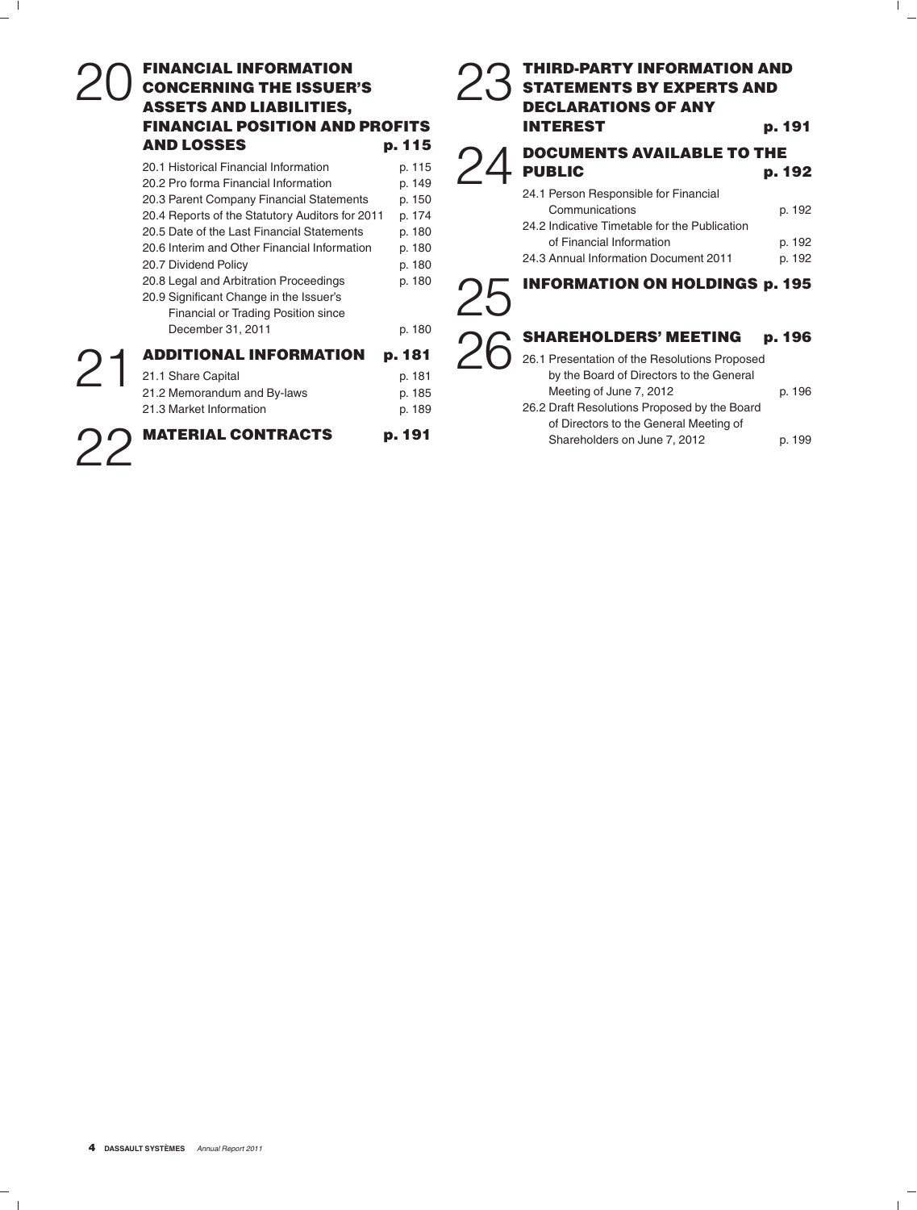## 20 FINANCIAL INFORMATION CONCERNING THE ISSUER'S ASSETS AND LIABILITIES, FINANCIAL POSITION AND PROFITS AND LOSSES p. 115

| | |
|---|---|
| 20.1 Historical Financial Information | p. 115 |
| 20.2 Pro forma Financial Information | p. 149 |
| 20.3 Parent Company Financial Statements | p. 150 |
| 20.4 Reports of the Statutory Auditors for 2011 | p. 174 |
| 20.5 Date of the Last Financial Statements | p. 180 |
| 20.6 Interim and Other Financial Information | p. 180 |
| 20.7 Dividend Policy | p. 180 |
| 20.8 Legal and Arbitration Proceedings | p. 180 |
| 20.9 Significant Change in the Issuer's Financial or Trading Position since December 31, 2011 | p. 180 |

## 21 ADDITIONAL INFORMATION p. 181

| | |
|---|---|
| 21.1 Share Capital | p. 181 |
| 21.2 Memorandum and By-laws | p. 185 |
| 21.3 Market Information | p. 189 |

## 22 MATERIAL CONTRACTS p. 191

## 23 THIRD-PARTY INFORMATION AND STATEMENTS BY EXPERTS AND DECLARATIONS OF ANY INTEREST p. 191

## 24 DOCUMENTS AVAILABLE TO THE PUBLIC p. 192

| | |
|---|---|
| 24.1 Person Responsible for Financial Communications | p. 192 |
| 24.2 Indicative Timetable for the Publication of Financial Information | p. 192 |
| 24.3 Annual Information Document 2011 | p. 192 |

## 25 INFORMATION ON HOLDINGS p. 195

## 26 SHAREHOLDERS' MEETING p. 196

| | |
|---|---|
| 26.1 Presentation of the Resolutions Proposed by the Board of Directors to the General Meeting of June 7, 2012 | p. 196 |
| 26.2 Draft Resolutions Proposed by the Board of Directors to the General Meeting of Shareholders on June 7, 2012 | p. 199 |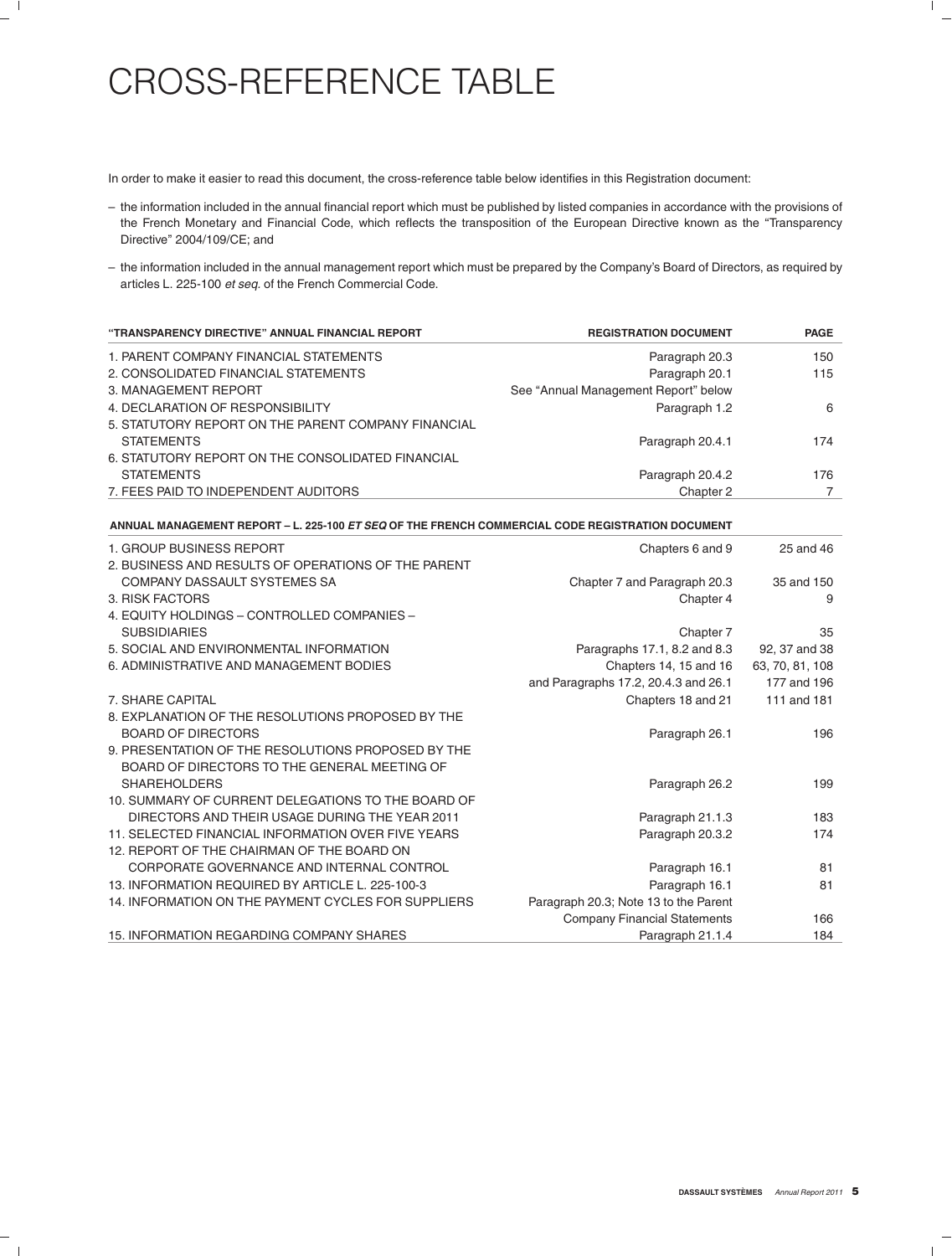# CROSS-REFERENCE TABLE

In order to make it easier to read this document, the cross-reference table below identifies in this Registration document:

- the information included in the annual financial report which must be published by listed companies in accordance with the provisions of the French Monetary and Financial Code, which reflects the transposition of the European Directive known as the "Transparency Directive" 2004/109/CE; and
- the information included in the annual management report which must be prepared by the Company's Board of Directors, as required by articles L. 225-100 *et seq.* of the French Commercial Code.

| "TRANSPARENCY DIRECTIVE" ANNUAL FINANCIAL REPORT | REGISTRATION DOCUMENT | PAGE |
|---|---|---|
| 1. PARENT COMPANY FINANCIAL STATEMENTS | Paragraph 20.3 | 150 |
| 2. CONSOLIDATED FINANCIAL STATEMENTS | Paragraph 20.1 | 115 |
| 3. MANAGEMENT REPORT | See "Annual Management Report" below | |
| 4. DECLARATION OF RESPONSIBILITY | Paragraph 1.2 | 6 |
| 5. STATUTORY REPORT ON THE PARENT COMPANY FINANCIAL STATEMENTS | Paragraph 20.4.1 | 174 |
| 6. STATUTORY REPORT ON THE CONSOLIDATED FINANCIAL STATEMENTS | Paragraph 20.4.2 | 176 |
| 7. FEES PAID TO INDEPENDENT AUDITORS | Chapter 2 | 7 |

| ANNUAL MANAGEMENT REPORT – L. 225-100 *ET SEQ* OF THE FRENCH COMMERCIAL CODE | REGISTRATION DOCUMENT | |
|---|---|---|
| 1. GROUP BUSINESS REPORT | Chapters 6 and 9 | 25 and 46 |
| 2. BUSINESS AND RESULTS OF OPERATIONS OF THE PARENT COMPANY DASSAULT SYSTEMES SA | Chapter 7 and Paragraph 20.3 | 35 and 150 |
| 3. RISK FACTORS | Chapter 4 | 9 |
| 4. EQUITY HOLDINGS – CONTROLLED COMPANIES – SUBSIDIARIES | Chapter 7 | 35 |
| 5. SOCIAL AND ENVIRONMENTAL INFORMATION | Paragraphs 17.1, 8.2 and 8.3 | 92, 37 and 38 |
| 6. ADMINISTRATIVE AND MANAGEMENT BODIES | Chapters 14, 15 and 16 and Paragraphs 17.2, 20.4.3 and 26.1 | 63, 70, 81, 108 177 and 196 |
| 7. SHARE CAPITAL | Chapters 18 and 21 | 111 and 181 |
| 8. EXPLANATION OF THE RESOLUTIONS PROPOSED BY THE BOARD OF DIRECTORS | Paragraph 26.1 | 196 |
| 9. PRESENTATION OF THE RESOLUTIONS PROPOSED BY THE BOARD OF DIRECTORS TO THE GENERAL MEETING OF SHAREHOLDERS | Paragraph 26.2 | 199 |
| 10. SUMMARY OF CURRENT DELEGATIONS TO THE BOARD OF DIRECTORS AND THEIR USAGE DURING THE YEAR 2011 | Paragraph 21.1.3 | 183 |
| 11. SELECTED FINANCIAL INFORMATION OVER FIVE YEARS | Paragraph 20.3.2 | 174 |
| 12. REPORT OF THE CHAIRMAN OF THE BOARD ON CORPORATE GOVERNANCE AND INTERNAL CONTROL | Paragraph 16.1 | 81 |
| 13. INFORMATION REQUIRED BY ARTICLE L. 225-100-3 | Paragraph 16.1 | 81 |
| 14. INFORMATION ON THE PAYMENT CYCLES FOR SUPPLIERS | Paragraph 20.3; Note 13 to the Parent Company Financial Statements | 166 |
| 15. INFORMATION REGARDING COMPANY SHARES | Paragraph 21.1.4 | 184 |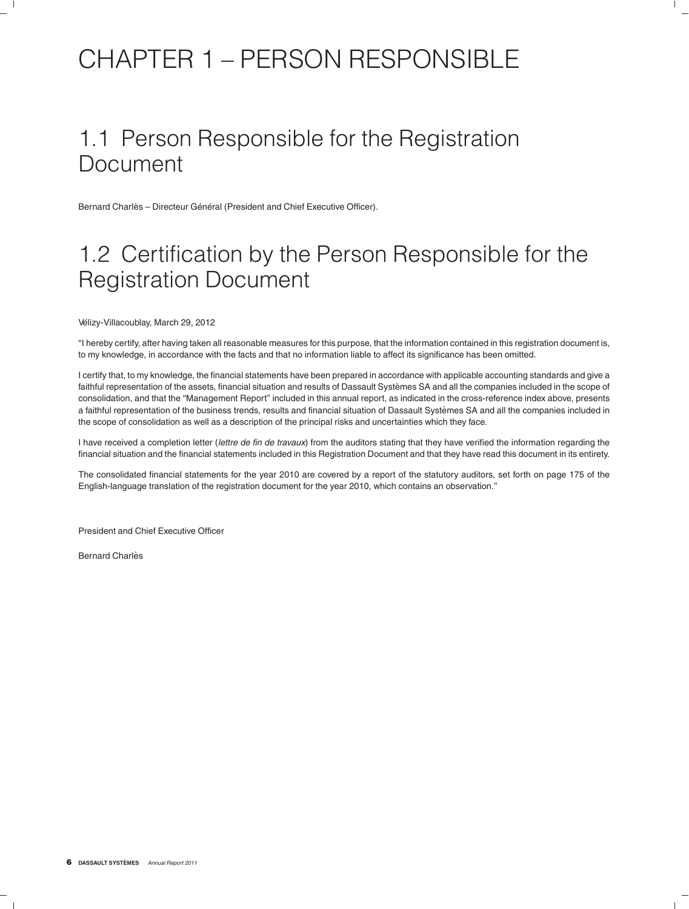# CHAPTER 1 – PERSON RESPONSIBLE

## 1.1 Person Responsible for the Registration Document

Bernard Charlès – Directeur Général (President and Chief Executive Officer).

## 1.2 Certification by the Person Responsible for the Registration Document

Vélizy-Villacoublay, March 29, 2012

"I hereby certify, after having taken all reasonable measures for this purpose, that the information contained in this registration document is, to my knowledge, in accordance with the facts and that no information liable to affect its significance has been omitted.

I certify that, to my knowledge, the financial statements have been prepared in accordance with applicable accounting standards and give a faithful representation of the assets, financial situation and results of Dassault Systèmes SA and all the companies included in the scope of consolidation, and that the "Management Report" included in this annual report, as indicated in the cross-reference index above, presents a faithful representation of the business trends, results and financial situation of Dassault Systèmes SA and all the companies included in the scope of consolidation as well as a description of the principal risks and uncertainties which they face.

I have received a completion letter (*lettre de fin de travaux*) from the auditors stating that they have verified the information regarding the financial situation and the financial statements included in this Registration Document and that they have read this document in its entirety.

The consolidated financial statements for the year 2010 are covered by a report of the statutory auditors, set forth on page 175 of the English-language translation of the registration document for the year 2010, which contains an observation."

President and Chief Executive Officer

Bernard Charlès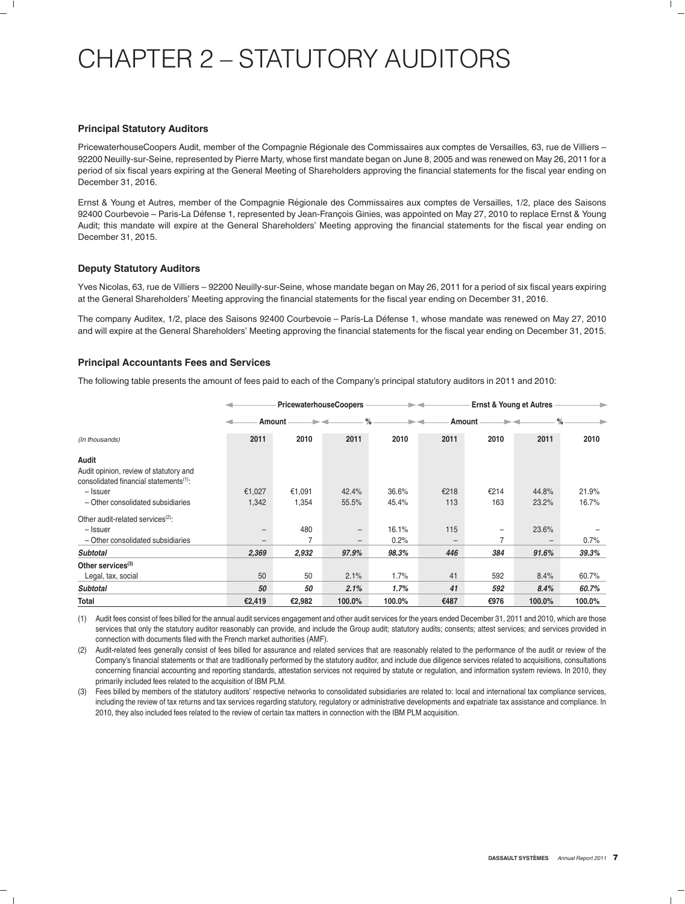# CHAPTER 2 – STATUTORY AUDITORS

### Principal Statutory Auditors

PricewaterhouseCoopers Audit, member of the Compagnie Régionale des Commissaires aux comptes de Versailles, 63, rue de Villiers – 92200 Neuilly-sur-Seine, represented by Pierre Marty, whose first mandate began on June 8, 2005 and was renewed on May 26, 2011 for a period of six fiscal years expiring at the General Meeting of Shareholders approving the financial statements for the fiscal year ending on December 31, 2016.

Ernst & Young et Autres, member of the Compagnie Régionale des Commissaires aux comptes de Versailles, 1/2, place des Saisons 92400 Courbevoie – Paris-La Défense 1, represented by Jean-François Ginies, was appointed on May 27, 2010 to replace Ernst & Young Audit; this mandate will expire at the General Shareholders' Meeting approving the financial statements for the fiscal year ending on December 31, 2015.

### Deputy Statutory Auditors

Yves Nicolas, 63, rue de Villiers – 92200 Neuilly-sur-Seine, whose mandate began on May 26, 2011 for a period of six fiscal years expiring at the General Shareholders' Meeting approving the financial statements for the fiscal year ending on December 31, 2016.

The company Auditex, 1/2, place des Saisons 92400 Courbevoie – Paris-La Défense 1, whose mandate was renewed on May 27, 2010 and will expire at the General Shareholders' Meeting approving the financial statements for the fiscal year ending on December 31, 2015.

### Principal Accountants Fees and Services

The following table presents the amount of fees paid to each of the Company's principal statutory auditors in 2011 and 2010:

| | PricewaterhouseCoopers | | | | Ernst & Young et Autres | | | |
|---|---|---|---|---|---|---|---|---|
| | Amount | | % | | Amount | | % | |
| *(In thousands)* | 2011 | 2010 | 2011 | 2010 | 2011 | 2010 | 2011 | 2010 |
| **Audit** | | | | | | | | |
| Audit opinion, review of statutory and consolidated financial statements[(1)]: | | | | | | | | |
| – Issuer | €1,027 | €1,091 | 42.4% | 36.6% | €218 | €214 | 44.8% | 21.9% |
| – Other consolidated subsidiaries | 1,342 | 1,354 | 55.5% | 45.4% | 113 | 163 | 23.2% | 16.7% |
| Other audit-related services[(2)]: | | | | | | | | |
| – Issuer | – | 480 | – | 16.1% | 115 | – | 23.6% | – |
| – Other consolidated subsidiaries | – | 7 | – | 0.2% | – | 7 | – | 0.7% |
| ***Subtotal*** | ***2,369*** | ***2,932*** | ***97.9%*** | ***98.3%*** | ***446*** | ***384*** | ***91.6%*** | ***39.3%*** |
| **Other services[(3)]** | | | | | | | | |
| Legal, tax, social | 50 | 50 | 2.1% | 1.7% | 41 | 592 | 8.4% | 60.7% |
| ***Subtotal*** | ***50*** | ***50*** | ***2.1%*** | ***1.7%*** | ***41*** | ***592*** | ***8.4%*** | ***60.7%*** |
| **Total** | **€2,419** | **€2,982** | **100.0%** | **100.0%** | **€487** | **€976** | **100.0%** | **100.0%** |

(1) Audit fees consist of fees billed for the annual audit services engagement and other audit services for the years ended December 31, 2011 and 2010, which are those services that only the statutory auditor reasonably can provide, and include the Group audit; statutory audits; consents; attest services; and services provided in connection with documents filed with the French market authorities (AMF).

(2) Audit-related fees generally consist of fees billed for assurance and related services that are reasonably related to the performance of the audit or review of the Company's financial statements or that are traditionally performed by the statutory auditor, and include due diligence services related to acquisitions, consultations concerning financial accounting and reporting standards, attestation services not required by statute or regulation, and information system reviews. In 2010, they primarily included fees related to the acquisition of IBM PLM.

(3) Fees billed by members of the statutory auditors' respective networks to consolidated subsidiaries are related to: local and international tax compliance services, including the review of tax returns and tax services regarding statutory, regulatory or administrative developments and expatriate tax assistance and compliance. In 2010, they also included fees related to the review of certain tax matters in connection with the IBM PLM acquisition.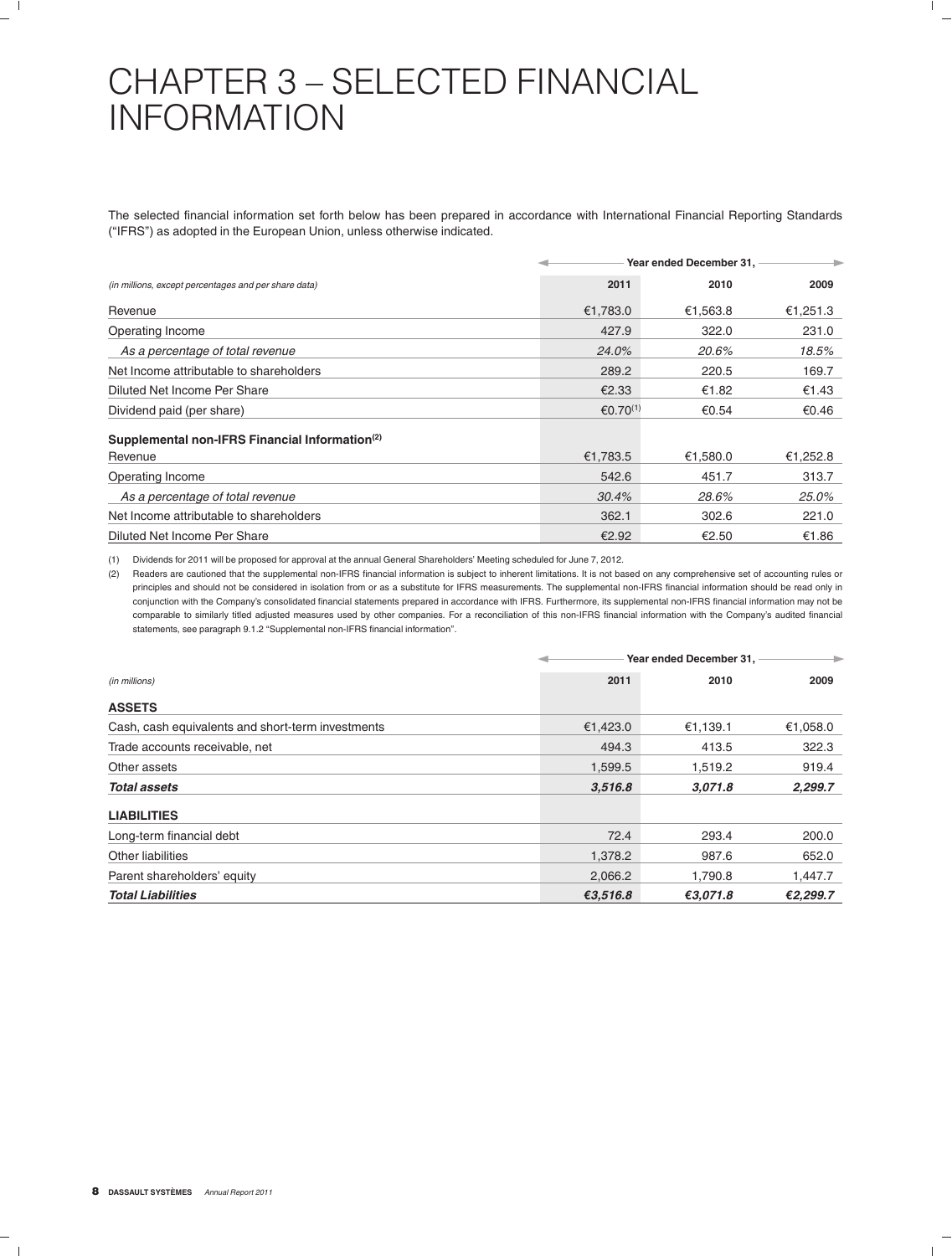# CHAPTER 3 – SELECTED FINANCIAL INFORMATION

The selected financial information set forth below has been prepared in accordance with International Financial Reporting Standards ("IFRS") as adopted in the European Union, unless otherwise indicated.

| | Year ended December 31, | | |
|---|---|---|---|
| *(in millions, except percentages and per share data)* | **2011** | **2010** | **2009** |
| Revenue | €1,783.0 | €1,563.8 | €1,251.3 |
| Operating Income | 427.9 | 322.0 | 231.0 |
| *As a percentage of total revenue* | *24.0%* | *20.6%* | *18.5%* |
| Net Income attributable to shareholders | 289.2 | 220.5 | 169.7 |
| Diluted Net Income Per Share | €2.33 | €1.82 | €1.43 |
| Dividend paid (per share) | €0.70(1) | €0.54 | €0.46 |
| **Supplemental non-IFRS Financial Information(2)** | | | |
| Revenue | €1,783.5 | €1,580.0 | €1,252.8 |
| Operating Income | 542.6 | 451.7 | 313.7 |
| *As a percentage of total revenue* | *30.4%* | *28.6%* | *25.0%* |
| Net Income attributable to shareholders | 362.1 | 302.6 | 221.0 |
| Diluted Net Income Per Share | €2.92 | €2.50 | €1.86 |

(1) Dividends for 2011 will be proposed for approval at the annual General Shareholders' Meeting scheduled for June 7, 2012.

(2) Readers are cautioned that the supplemental non-IFRS financial information is subject to inherent limitations. It is not based on any comprehensive set of accounting rules or principles and should not be considered in isolation from or as a substitute for IFRS measurements. The supplemental non-IFRS financial information should be read only in conjunction with the Company's consolidated financial statements prepared in accordance with IFRS. Furthermore, its supplemental non-IFRS financial information may not be comparable to similarly titled adjusted measures used by other companies. For a reconciliation of this non-IFRS financial information with the Company's audited financial statements, see paragraph 9.1.2 "Supplemental non-IFRS financial information".

| | Year ended December 31, | | |
|---|---|---|---|
| *(in millions)* | **2011** | **2010** | **2009** |
| **ASSETS** | | | |
| Cash, cash equivalents and short-term investments | €1,423.0 | €1,139.1 | €1,058.0 |
| Trade accounts receivable, net | 494.3 | 413.5 | 322.3 |
| Other assets | 1,599.5 | 1,519.2 | 919.4 |
| ***Total assets*** | ***3,516.8*** | ***3,071.8*** | ***2,299.7*** |
| **LIABILITIES** | | | |
| Long-term financial debt | 72.4 | 293.4 | 200.0 |
| Other liabilities | 1,378.2 | 987.6 | 652.0 |
| Parent shareholders' equity | 2,066.2 | 1,790.8 | 1,447.7 |
| ***Total Liabilities*** | ***€3,516.8*** | ***€3,071.8*** | ***€2,299.7*** |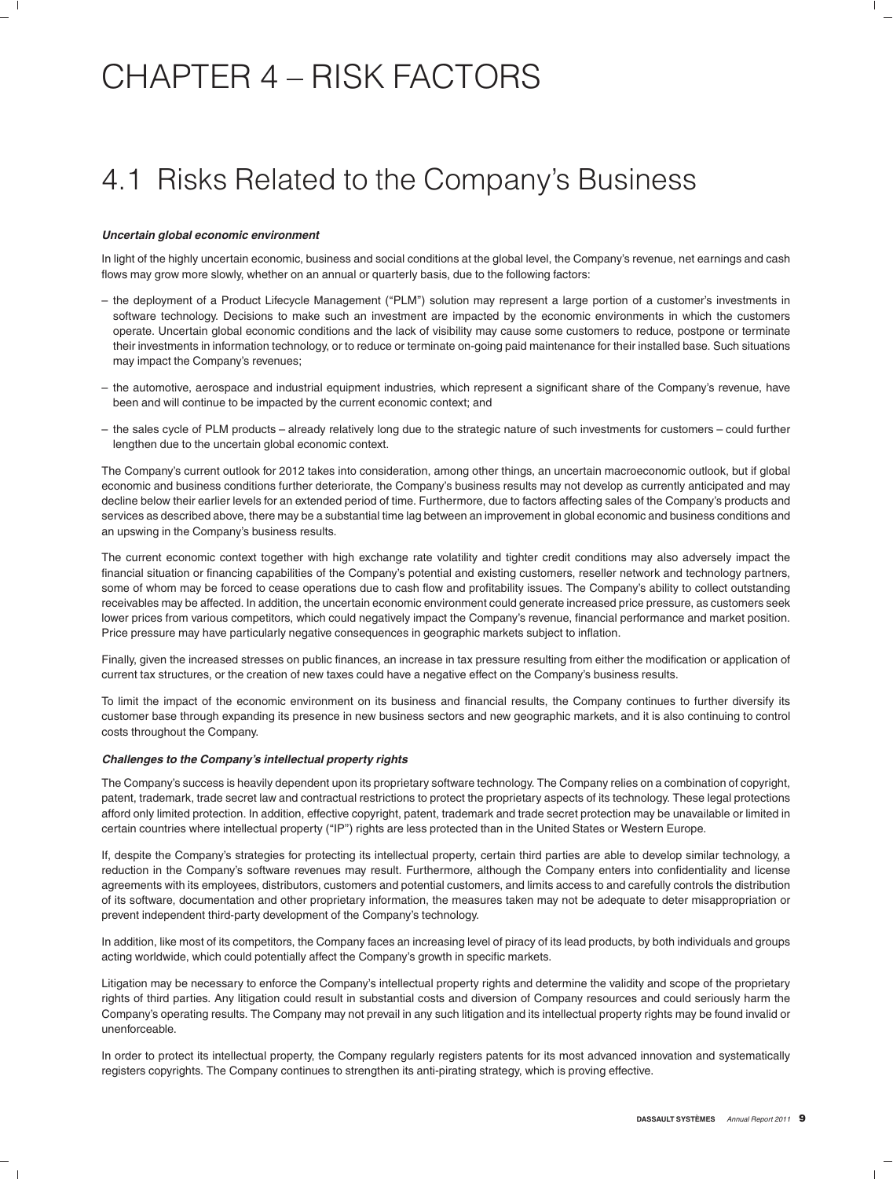# CHAPTER 4 – RISK FACTORS

## 4.1 Risks Related to the Company's Business

***Uncertain global economic environment***

In light of the highly uncertain economic, business and social conditions at the global level, the Company's revenue, net earnings and cash flows may grow more slowly, whether on an annual or quarterly basis, due to the following factors:

- the deployment of a Product Lifecycle Management ("PLM") solution may represent a large portion of a customer's investments in software technology. Decisions to make such an investment are impacted by the economic environments in which the customers operate. Uncertain global economic conditions and the lack of visibility may cause some customers to reduce, postpone or terminate their investments in information technology, or to reduce or terminate on-going paid maintenance for their installed base. Such situations may impact the Company's revenues;
- the automotive, aerospace and industrial equipment industries, which represent a significant share of the Company's revenue, have been and will continue to be impacted by the current economic context; and
- the sales cycle of PLM products – already relatively long due to the strategic nature of such investments for customers – could further lengthen due to the uncertain global economic context.

The Company's current outlook for 2012 takes into consideration, among other things, an uncertain macroeconomic outlook, but if global economic and business conditions further deteriorate, the Company's business results may not develop as currently anticipated and may decline below their earlier levels for an extended period of time. Furthermore, due to factors affecting sales of the Company's products and services as described above, there may be a substantial time lag between an improvement in global economic and business conditions and an upswing in the Company's business results.

The current economic context together with high exchange rate volatility and tighter credit conditions may also adversely impact the financial situation or financing capabilities of the Company's potential and existing customers, reseller network and technology partners, some of whom may be forced to cease operations due to cash flow and profitability issues. The Company's ability to collect outstanding receivables may be affected. In addition, the uncertain economic environment could generate increased price pressure, as customers seek lower prices from various competitors, which could negatively impact the Company's revenue, financial performance and market position. Price pressure may have particularly negative consequences in geographic markets subject to inflation.

Finally, given the increased stresses on public finances, an increase in tax pressure resulting from either the modification or application of current tax structures, or the creation of new taxes could have a negative effect on the Company's business results.

To limit the impact of the economic environment on its business and financial results, the Company continues to further diversify its customer base through expanding its presence in new business sectors and new geographic markets, and it is also continuing to control costs throughout the Company.

***Challenges to the Company's intellectual property rights***

The Company's success is heavily dependent upon its proprietary software technology. The Company relies on a combination of copyright, patent, trademark, trade secret law and contractual restrictions to protect the proprietary aspects of its technology. These legal protections afford only limited protection. In addition, effective copyright, patent, trademark and trade secret protection may be unavailable or limited in certain countries where intellectual property ("IP") rights are less protected than in the United States or Western Europe.

If, despite the Company's strategies for protecting its intellectual property, certain third parties are able to develop similar technology, a reduction in the Company's software revenues may result. Furthermore, although the Company enters into confidentiality and license agreements with its employees, distributors, customers and potential customers, and limits access to and carefully controls the distribution of its software, documentation and other proprietary information, the measures taken may not be adequate to deter misappropriation or prevent independent third-party development of the Company's technology.

In addition, like most of its competitors, the Company faces an increasing level of piracy of its lead products, by both individuals and groups acting worldwide, which could potentially affect the Company's growth in specific markets.

Litigation may be necessary to enforce the Company's intellectual property rights and determine the validity and scope of the proprietary rights of third parties. Any litigation could result in substantial costs and diversion of Company resources and could seriously harm the Company's operating results. The Company may not prevail in any such litigation and its intellectual property rights may be found invalid or unenforceable.

In order to protect its intellectual property, the Company regularly registers patents for its most advanced innovation and systematically registers copyrights. The Company continues to strengthen its anti-pirating strategy, which is proving effective.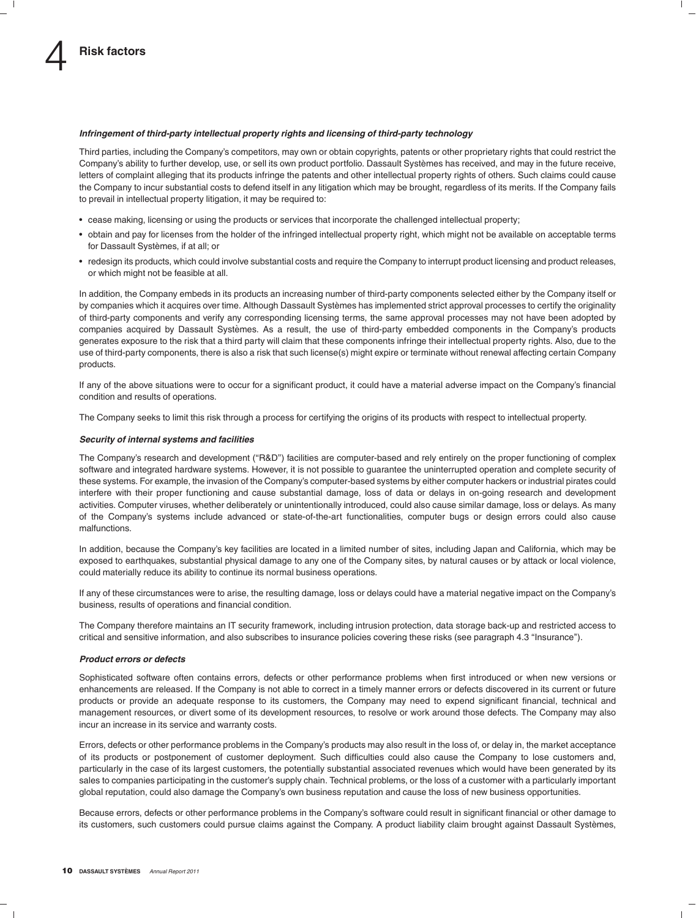#### *Infringement of third-party intellectual property rights and licensing of third-party technology*

Third parties, including the Company's competitors, may own or obtain copyrights, patents or other proprietary rights that could restrict the Company's ability to further develop, use, or sell its own product portfolio. Dassault Systèmes has received, and may in the future receive, letters of complaint alleging that its products infringe the patents and other intellectual property rights of others. Such claims could cause the Company to incur substantial costs to defend itself in any litigation which may be brought, regardless of its merits. If the Company fails to prevail in intellectual property litigation, it may be required to:

- cease making, licensing or using the products or services that incorporate the challenged intellectual property;
- obtain and pay for licenses from the holder of the infringed intellectual property right, which might not be available on acceptable terms for Dassault Systèmes, if at all; or
- redesign its products, which could involve substantial costs and require the Company to interrupt product licensing and product releases, or which might not be feasible at all.

In addition, the Company embeds in its products an increasing number of third-party components selected either by the Company itself or by companies which it acquires over time. Although Dassault Systèmes has implemented strict approval processes to certify the originality of third-party components and verify any corresponding licensing terms, the same approval processes may not have been adopted by companies acquired by Dassault Systèmes. As a result, the use of third-party embedded components in the Company's products generates exposure to the risk that a third party will claim that these components infringe their intellectual property rights. Also, due to the use of third-party components, there is also a risk that such license(s) might expire or terminate without renewal affecting certain Company products.

If any of the above situations were to occur for a significant product, it could have a material adverse impact on the Company's financial condition and results of operations.

The Company seeks to limit this risk through a process for certifying the origins of its products with respect to intellectual property.

#### *Security of internal systems and facilities*

The Company's research and development ("R&D") facilities are computer-based and rely entirely on the proper functioning of complex software and integrated hardware systems. However, it is not possible to guarantee the uninterrupted operation and complete security of these systems. For example, the invasion of the Company's computer-based systems by either computer hackers or industrial pirates could interfere with their proper functioning and cause substantial damage, loss of data or delays in on-going research and development activities. Computer viruses, whether deliberately or unintentionally introduced, could also cause similar damage, loss or delays. As many of the Company's systems include advanced or state-of-the-art functionalities, computer bugs or design errors could also cause malfunctions.

In addition, because the Company's key facilities are located in a limited number of sites, including Japan and California, which may be exposed to earthquakes, substantial physical damage to any one of the Company sites, by natural causes or by attack or local violence, could materially reduce its ability to continue its normal business operations.

If any of these circumstances were to arise, the resulting damage, loss or delays could have a material negative impact on the Company's business, results of operations and financial condition.

The Company therefore maintains an IT security framework, including intrusion protection, data storage back-up and restricted access to critical and sensitive information, and also subscribes to insurance policies covering these risks (see paragraph 4.3 "Insurance").

#### *Product errors or defects*

Sophisticated software often contains errors, defects or other performance problems when first introduced or when new versions or enhancements are released. If the Company is not able to correct in a timely manner errors or defects discovered in its current or future products or provide an adequate response to its customers, the Company may need to expend significant financial, technical and management resources, or divert some of its development resources, to resolve or work around those defects. The Company may also incur an increase in its service and warranty costs.

Errors, defects or other performance problems in the Company's products may also result in the loss of, or delay in, the market acceptance of its products or postponement of customer deployment. Such difficulties could also cause the Company to lose customers and, particularly in the case of its largest customers, the potentially substantial associated revenues which would have been generated by its sales to companies participating in the customer's supply chain. Technical problems, or the loss of a customer with a particularly important global reputation, could also damage the Company's own business reputation and cause the loss of new business opportunities.

Because errors, defects or other performance problems in the Company's software could result in significant financial or other damage to its customers, such customers could pursue claims against the Company. A product liability claim brought against Dassault Systèmes,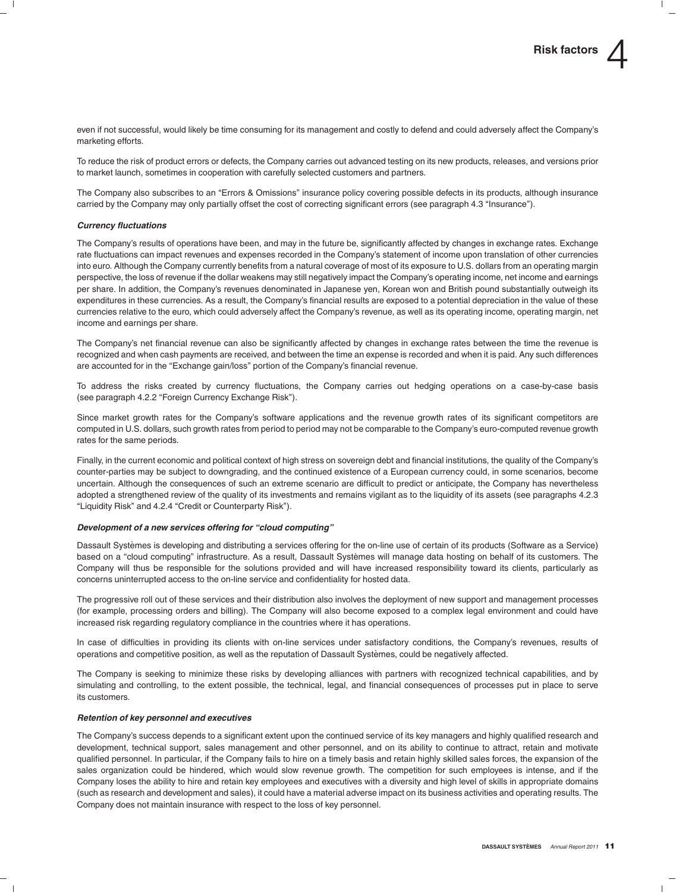even if not successful, would likely be time consuming for its management and costly to defend and could adversely affect the Company's marketing efforts.

To reduce the risk of product errors or defects, the Company carries out advanced testing on its new products, releases, and versions prior to market launch, sometimes in cooperation with carefully selected customers and partners.

The Company also subscribes to an "Errors & Omissions" insurance policy covering possible defects in its products, although insurance carried by the Company may only partially offset the cost of correcting significant errors (see paragraph 4.3 "Insurance").

***Currency fluctuations***

The Company's results of operations have been, and may in the future be, significantly affected by changes in exchange rates. Exchange rate fluctuations can impact revenues and expenses recorded in the Company's statement of income upon translation of other currencies into euro. Although the Company currently benefits from a natural coverage of most of its exposure to U.S. dollars from an operating margin perspective, the loss of revenue if the dollar weakens may still negatively impact the Company's operating income, net income and earnings per share. In addition, the Company's revenues denominated in Japanese yen, Korean won and British pound substantially outweigh its expenditures in these currencies. As a result, the Company's financial results are exposed to a potential depreciation in the value of these currencies relative to the euro, which could adversely affect the Company's revenue, as well as its operating income, operating margin, net income and earnings per share.

The Company's net financial revenue can also be significantly affected by changes in exchange rates between the time the revenue is recognized and when cash payments are received, and between the time an expense is recorded and when it is paid. Any such differences are accounted for in the "Exchange gain/loss" portion of the Company's financial revenue.

To address the risks created by currency fluctuations, the Company carries out hedging operations on a case-by-case basis (see paragraph 4.2.2 "Foreign Currency Exchange Risk").

Since market growth rates for the Company's software applications and the revenue growth rates of its significant competitors are computed in U.S. dollars, such growth rates from period to period may not be comparable to the Company's euro-computed revenue growth rates for the same periods.

Finally, in the current economic and political context of high stress on sovereign debt and financial institutions, the quality of the Company's counter-parties may be subject to downgrading, and the continued existence of a European currency could, in some scenarios, become uncertain. Although the consequences of such an extreme scenario are difficult to predict or anticipate, the Company has nevertheless adopted a strengthened review of the quality of its investments and remains vigilant as to the liquidity of its assets (see paragraphs 4.2.3 "Liquidity Risk" and 4.2.4 "Credit or Counterparty Risk").

***Development of a new services offering for "cloud computing"***

Dassault Systèmes is developing and distributing a services offering for the on-line use of certain of its products (Software as a Service) based on a "cloud computing" infrastructure. As a result, Dassault Systèmes will manage data hosting on behalf of its customers. The Company will thus be responsible for the solutions provided and will have increased responsibility toward its clients, particularly as concerns uninterrupted access to the on-line service and confidentiality for hosted data.

The progressive roll out of these services and their distribution also involves the deployment of new support and management processes (for example, processing orders and billing). The Company will also become exposed to a complex legal environment and could have increased risk regarding regulatory compliance in the countries where it has operations.

In case of difficulties in providing its clients with on-line services under satisfactory conditions, the Company's revenues, results of operations and competitive position, as well as the reputation of Dassault Systèmes, could be negatively affected.

The Company is seeking to minimize these risks by developing alliances with partners with recognized technical capabilities, and by simulating and controlling, to the extent possible, the technical, legal, and financial consequences of processes put in place to serve its customers.

***Retention of key personnel and executives***

The Company's success depends to a significant extent upon the continued service of its key managers and highly qualified research and development, technical support, sales management and other personnel, and on its ability to continue to attract, retain and motivate qualified personnel. In particular, if the Company fails to hire on a timely basis and retain highly skilled sales forces, the expansion of the sales organization could be hindered, which would slow revenue growth. The competition for such employees is intense, and if the Company loses the ability to hire and retain key employees and executives with a diversity and high level of skills in appropriate domains (such as research and development and sales), it could have a material adverse impact on its business activities and operating results. The Company does not maintain insurance with respect to the loss of key personnel.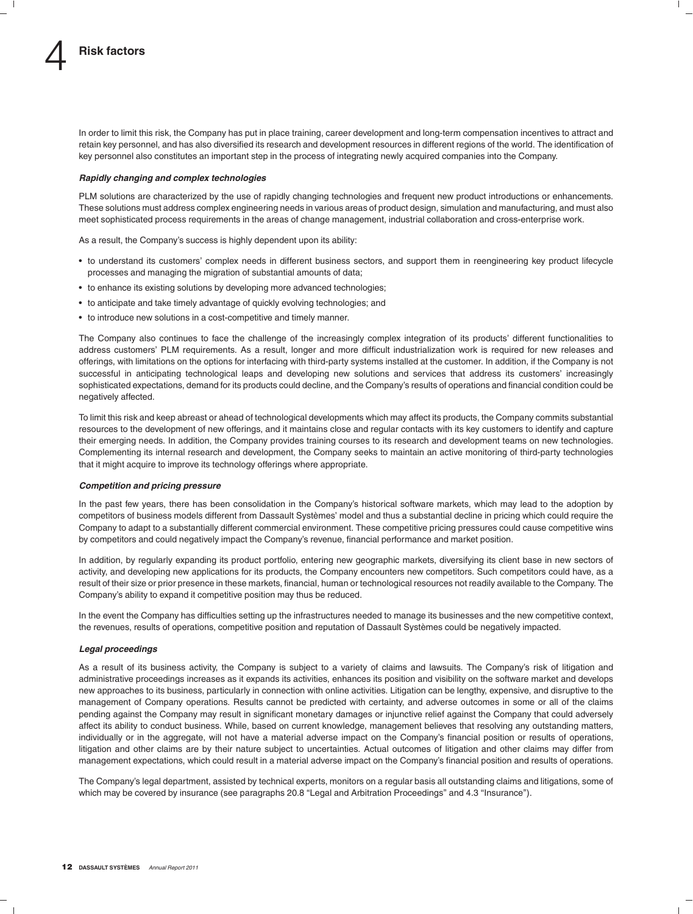In order to limit this risk, the Company has put in place training, career development and long-term compensation incentives to attract and retain key personnel, and has also diversified its research and development resources in different regions of the world. The identification of key personnel also constitutes an important step in the process of integrating newly acquired companies into the Company.

***Rapidly changing and complex technologies***

PLM solutions are characterized by the use of rapidly changing technologies and frequent new product introductions or enhancements. These solutions must address complex engineering needs in various areas of product design, simulation and manufacturing, and must also meet sophisticated process requirements in the areas of change management, industrial collaboration and cross-enterprise work.

As a result, the Company's success is highly dependent upon its ability:

- to understand its customers' complex needs in different business sectors, and support them in reengineering key product lifecycle processes and managing the migration of substantial amounts of data;
- to enhance its existing solutions by developing more advanced technologies;
- to anticipate and take timely advantage of quickly evolving technologies; and
- to introduce new solutions in a cost-competitive and timely manner.

The Company also continues to face the challenge of the increasingly complex integration of its products' different functionalities to address customers' PLM requirements. As a result, longer and more difficult industrialization work is required for new releases and offerings, with limitations on the options for interfacing with third-party systems installed at the customer. In addition, if the Company is not successful in anticipating technological leaps and developing new solutions and services that address its customers' increasingly sophisticated expectations, demand for its products could decline, and the Company's results of operations and financial condition could be negatively affected.

To limit this risk and keep abreast or ahead of technological developments which may affect its products, the Company commits substantial resources to the development of new offerings, and it maintains close and regular contacts with its key customers to identify and capture their emerging needs. In addition, the Company provides training courses to its research and development teams on new technologies. Complementing its internal research and development, the Company seeks to maintain an active monitoring of third-party technologies that it might acquire to improve its technology offerings where appropriate.

***Competition and pricing pressure***

In the past few years, there has been consolidation in the Company's historical software markets, which may lead to the adoption by competitors of business models different from Dassault Systèmes' model and thus a substantial decline in pricing which could require the Company to adapt to a substantially different commercial environment. These competitive pricing pressures could cause competitive wins by competitors and could negatively impact the Company's revenue, financial performance and market position.

In addition, by regularly expanding its product portfolio, entering new geographic markets, diversifying its client base in new sectors of activity, and developing new applications for its products, the Company encounters new competitors. Such competitors could have, as a result of their size or prior presence in these markets, financial, human or technological resources not readily available to the Company. The Company's ability to expand it competitive position may thus be reduced.

In the event the Company has difficulties setting up the infrastructures needed to manage its businesses and the new competitive context, the revenues, results of operations, competitive position and reputation of Dassault Systèmes could be negatively impacted.

***Legal proceedings***

As a result of its business activity, the Company is subject to a variety of claims and lawsuits. The Company's risk of litigation and administrative proceedings increases as it expands its activities, enhances its position and visibility on the software market and develops new approaches to its business, particularly in connection with online activities. Litigation can be lengthy, expensive, and disruptive to the management of Company operations. Results cannot be predicted with certainty, and adverse outcomes in some or all of the claims pending against the Company may result in significant monetary damages or injunctive relief against the Company that could adversely affect its ability to conduct business. While, based on current knowledge, management believes that resolving any outstanding matters, individually or in the aggregate, will not have a material adverse impact on the Company's financial position or results of operations, litigation and other claims are by their nature subject to uncertainties. Actual outcomes of litigation and other claims may differ from management expectations, which could result in a material adverse impact on the Company's financial position and results of operations.

The Company's legal department, assisted by technical experts, monitors on a regular basis all outstanding claims and litigations, some of which may be covered by insurance (see paragraphs 20.8 "Legal and Arbitration Proceedings" and 4.3 "Insurance").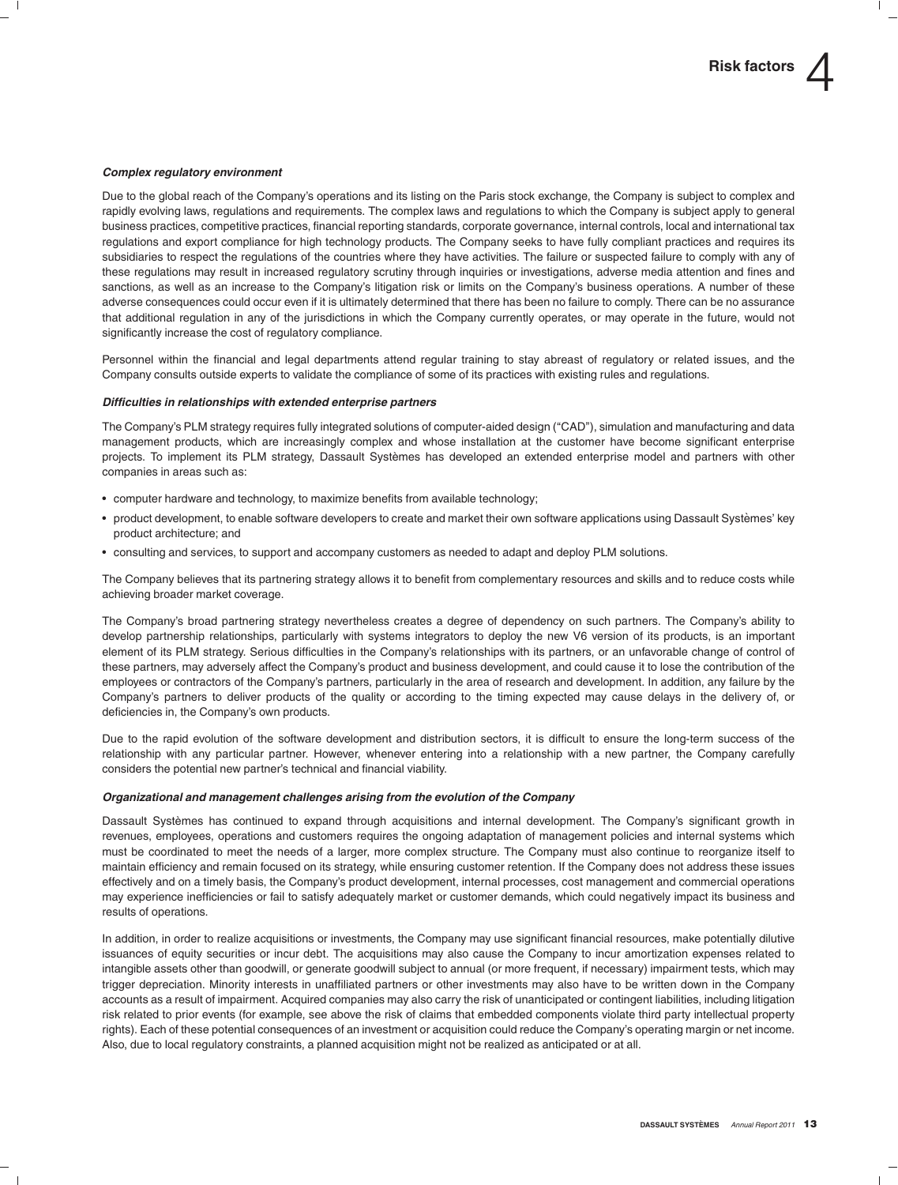#### *Complex regulatory environment*

Due to the global reach of the Company's operations and its listing on the Paris stock exchange, the Company is subject to complex and rapidly evolving laws, regulations and requirements. The complex laws and regulations to which the Company is subject apply to general business practices, competitive practices, financial reporting standards, corporate governance, internal controls, local and international tax regulations and export compliance for high technology products. The Company seeks to have fully compliant practices and requires its subsidiaries to respect the regulations of the countries where they have activities. The failure or suspected failure to comply with any of these regulations may result in increased regulatory scrutiny through inquiries or investigations, adverse media attention and fines and sanctions, as well as an increase to the Company's litigation risk or limits on the Company's business operations. A number of these adverse consequences could occur even if it is ultimately determined that there has been no failure to comply. There can be no assurance that additional regulation in any of the jurisdictions in which the Company currently operates, or may operate in the future, would not significantly increase the cost of regulatory compliance.

Personnel within the financial and legal departments attend regular training to stay abreast of regulatory or related issues, and the Company consults outside experts to validate the compliance of some of its practices with existing rules and regulations.

#### *Difficulties in relationships with extended enterprise partners*

The Company's PLM strategy requires fully integrated solutions of computer-aided design ("CAD"), simulation and manufacturing and data management products, which are increasingly complex and whose installation at the customer have become significant enterprise projects. To implement its PLM strategy, Dassault Systèmes has developed an extended enterprise model and partners with other companies in areas such as:

- computer hardware and technology, to maximize benefits from available technology;
- product development, to enable software developers to create and market their own software applications using Dassault Systèmes' key product architecture; and
- consulting and services, to support and accompany customers as needed to adapt and deploy PLM solutions.

The Company believes that its partnering strategy allows it to benefit from complementary resources and skills and to reduce costs while achieving broader market coverage.

The Company's broad partnering strategy nevertheless creates a degree of dependency on such partners. The Company's ability to develop partnership relationships, particularly with systems integrators to deploy the new V6 version of its products, is an important element of its PLM strategy. Serious difficulties in the Company's relationships with its partners, or an unfavorable change of control of these partners, may adversely affect the Company's product and business development, and could cause it to lose the contribution of the employees or contractors of the Company's partners, particularly in the area of research and development. In addition, any failure by the Company's partners to deliver products of the quality or according to the timing expected may cause delays in the delivery of, or deficiencies in, the Company's own products.

Due to the rapid evolution of the software development and distribution sectors, it is difficult to ensure the long-term success of the relationship with any particular partner. However, whenever entering into a relationship with a new partner, the Company carefully considers the potential new partner's technical and financial viability.

#### *Organizational and management challenges arising from the evolution of the Company*

Dassault Systèmes has continued to expand through acquisitions and internal development. The Company's significant growth in revenues, employees, operations and customers requires the ongoing adaptation of management policies and internal systems which must be coordinated to meet the needs of a larger, more complex structure. The Company must also continue to reorganize itself to maintain efficiency and remain focused on its strategy, while ensuring customer retention. If the Company does not address these issues effectively and on a timely basis, the Company's product development, internal processes, cost management and commercial operations may experience inefficiencies or fail to satisfy adequately market or customer demands, which could negatively impact its business and results of operations.

In addition, in order to realize acquisitions or investments, the Company may use significant financial resources, make potentially dilutive issuances of equity securities or incur debt. The acquisitions may also cause the Company to incur amortization expenses related to intangible assets other than goodwill, or generate goodwill subject to annual (or more frequent, if necessary) impairment tests, which may trigger depreciation. Minority interests in unaffiliated partners or other investments may also have to be written down in the Company accounts as a result of impairment. Acquired companies may also carry the risk of unanticipated or contingent liabilities, including litigation risk related to prior events (for example, see above the risk of claims that embedded components violate third party intellectual property rights). Each of these potential consequences of an investment or acquisition could reduce the Company's operating margin or net income. Also, due to local regulatory constraints, a planned acquisition might not be realized as anticipated or at all.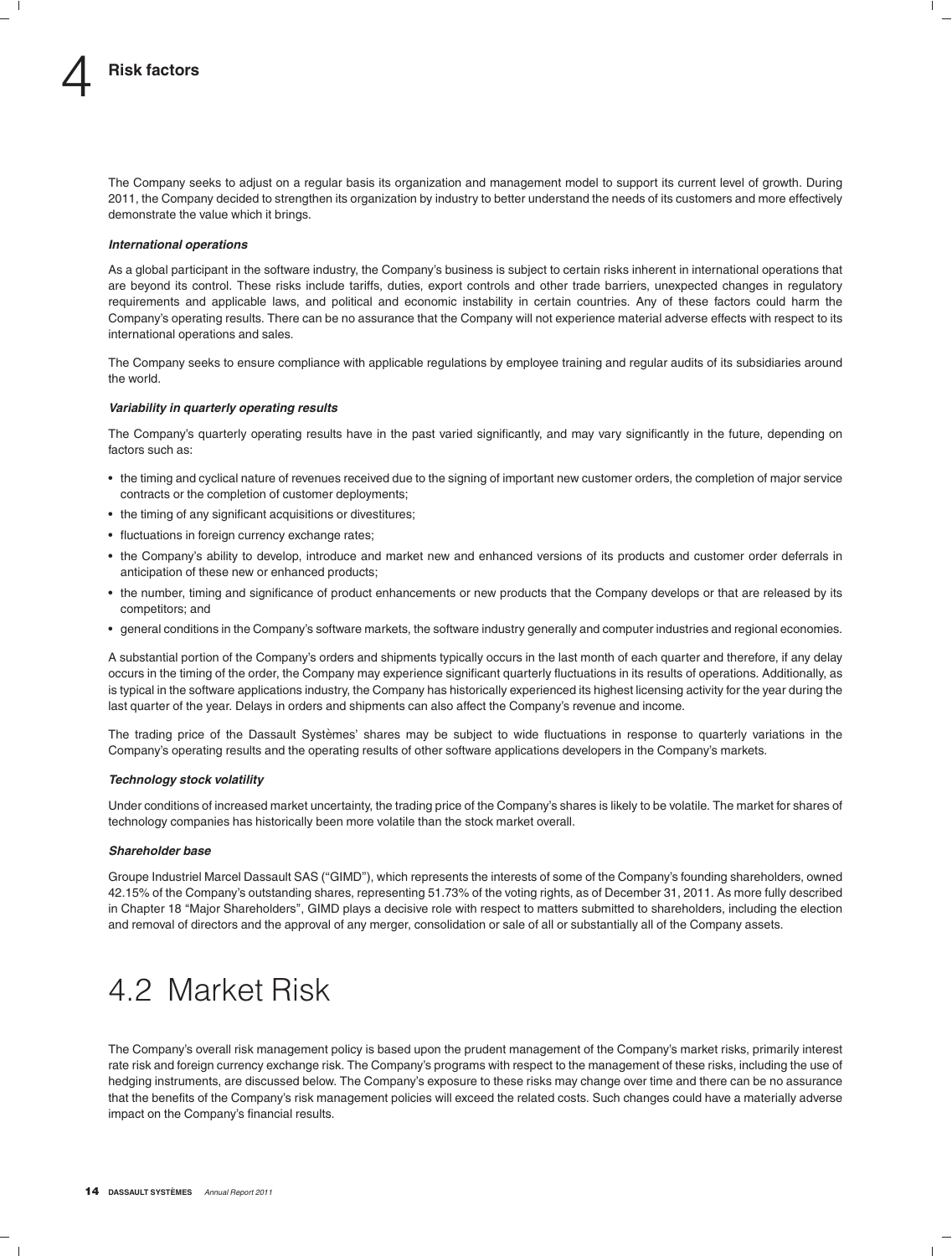The Company seeks to adjust on a regular basis its organization and management model to support its current level of growth. During 2011, the Company decided to strengthen its organization by industry to better understand the needs of its customers and more effectively demonstrate the value which it brings.

***International operations***

As a global participant in the software industry, the Company's business is subject to certain risks inherent in international operations that are beyond its control. These risks include tariffs, duties, export controls and other trade barriers, unexpected changes in regulatory requirements and applicable laws, and political and economic instability in certain countries. Any of these factors could harm the Company's operating results. There can be no assurance that the Company will not experience material adverse effects with respect to its international operations and sales.

The Company seeks to ensure compliance with applicable regulations by employee training and regular audits of its subsidiaries around the world.

***Variability in quarterly operating results***

The Company's quarterly operating results have in the past varied significantly, and may vary significantly in the future, depending on factors such as:

- the timing and cyclical nature of revenues received due to the signing of important new customer orders, the completion of major service contracts or the completion of customer deployments;
- the timing of any significant acquisitions or divestitures;
- fluctuations in foreign currency exchange rates;
- the Company's ability to develop, introduce and market new and enhanced versions of its products and customer order deferrals in anticipation of these new or enhanced products;
- the number, timing and significance of product enhancements or new products that the Company develops or that are released by its competitors; and
- general conditions in the Company's software markets, the software industry generally and computer industries and regional economies.

A substantial portion of the Company's orders and shipments typically occurs in the last month of each quarter and therefore, if any delay occurs in the timing of the order, the Company may experience significant quarterly fluctuations in its results of operations. Additionally, as is typical in the software applications industry, the Company has historically experienced its highest licensing activity for the year during the last quarter of the year. Delays in orders and shipments can also affect the Company's revenue and income.

The trading price of the Dassault Systèmes' shares may be subject to wide fluctuations in response to quarterly variations in the Company's operating results and the operating results of other software applications developers in the Company's markets.

***Technology stock volatility***

Under conditions of increased market uncertainty, the trading price of the Company's shares is likely to be volatile. The market for shares of technology companies has historically been more volatile than the stock market overall.

***Shareholder base***

Groupe Industriel Marcel Dassault SAS ("GIMD"), which represents the interests of some of the Company's founding shareholders, owned 42.15% of the Company's outstanding shares, representing 51.73% of the voting rights, as of December 31, 2011. As more fully described in Chapter 18 "Major Shareholders", GIMD plays a decisive role with respect to matters submitted to shareholders, including the election and removal of directors and the approval of any merger, consolidation or sale of all or substantially all of the Company assets.

## 4.2 Market Risk

The Company's overall risk management policy is based upon the prudent management of the Company's market risks, primarily interest rate risk and foreign currency exchange risk. The Company's programs with respect to the management of these risks, including the use of hedging instruments, are discussed below. The Company's exposure to these risks may change over time and there can be no assurance that the benefits of the Company's risk management policies will exceed the related costs. Such changes could have a materially adverse impact on the Company's financial results.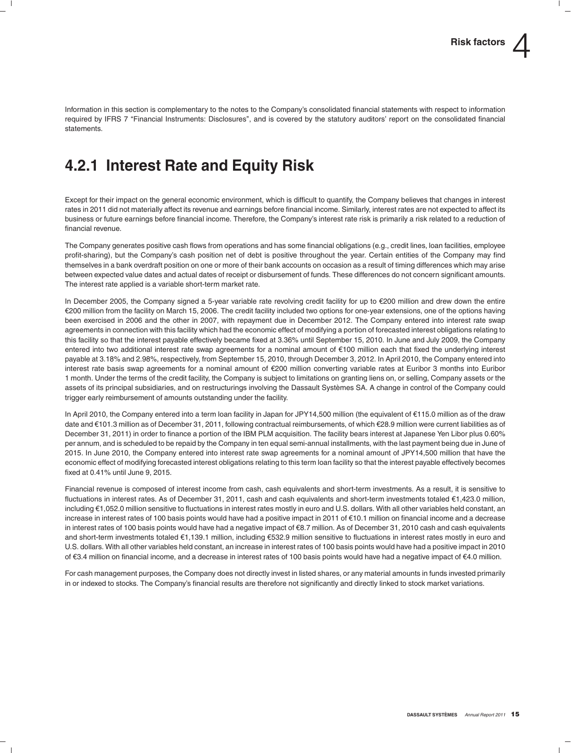Information in this section is complementary to the notes to the Company's consolidated financial statements with respect to information required by IFRS 7 "Financial Instruments: Disclosures", and is covered by the statutory auditors' report on the consolidated financial statements.

## 4.2.1 Interest Rate and Equity Risk

Except for their impact on the general economic environment, which is difficult to quantify, the Company believes that changes in interest rates in 2011 did not materially affect its revenue and earnings before financial income. Similarly, interest rates are not expected to affect its business or future earnings before financial income. Therefore, the Company's interest rate risk is primarily a risk related to a reduction of financial revenue.

The Company generates positive cash flows from operations and has some financial obligations (e.g., credit lines, loan facilities, employee profit-sharing), but the Company's cash position net of debt is positive throughout the year. Certain entities of the Company may find themselves in a bank overdraft position on one or more of their bank accounts on occasion as a result of timing differences which may arise between expected value dates and actual dates of receipt or disbursement of funds. These differences do not concern significant amounts. The interest rate applied is a variable short-term market rate.

In December 2005, the Company signed a 5-year variable rate revolving credit facility for up to €200 million and drew down the entire €200 million from the facility on March 15, 2006. The credit facility included two options for one-year extensions, one of the options having been exercised in 2006 and the other in 2007, with repayment due in December 2012. The Company entered into interest rate swap agreements in connection with this facility which had the economic effect of modifying a portion of forecasted interest obligations relating to this facility so that the interest payable effectively became fixed at 3.36% until September 15, 2010. In June and July 2009, the Company entered into two additional interest rate swap agreements for a nominal amount of €100 million each that fixed the underlying interest payable at 3.18% and 2.98%, respectively, from September 15, 2010, through December 3, 2012. In April 2010, the Company entered into interest rate basis swap agreements for a nominal amount of €200 million converting variable rates at Euribor 3 months into Euribor 1 month. Under the terms of the credit facility, the Company is subject to limitations on granting liens on, or selling, Company assets or the assets of its principal subsidiaries, and on restructurings involving the Dassault Systèmes SA. A change in control of the Company could trigger early reimbursement of amounts outstanding under the facility.

In April 2010, the Company entered into a term loan facility in Japan for JPY14,500 million (the equivalent of €115.0 million as of the draw date and €101.3 million as of December 31, 2011, following contractual reimbursements, of which €28.9 million were current liabilities as of December 31, 2011) in order to finance a portion of the IBM PLM acquisition. The facility bears interest at Japanese Yen Libor plus 0.60% per annum, and is scheduled to be repaid by the Company in ten equal semi-annual installments, with the last payment being due in June of 2015. In June 2010, the Company entered into interest rate swap agreements for a nominal amount of JPY14,500 million that have the economic effect of modifying forecasted interest obligations relating to this term loan facility so that the interest payable effectively becomes fixed at 0.41% until June 9, 2015.

Financial revenue is composed of interest income from cash, cash equivalents and short-term investments. As a result, it is sensitive to fluctuations in interest rates. As of December 31, 2011, cash and cash equivalents and short-term investments totaled €1,423.0 million, including €1,052.0 million sensitive to fluctuations in interest rates mostly in euro and U.S. dollars. With all other variables held constant, an increase in interest rates of 100 basis points would have had a positive impact in 2011 of €10.1 million on financial income and a decrease in interest rates of 100 basis points would have had a negative impact of €8.7 million. As of December 31, 2010 cash and cash equivalents and short-term investments totaled €1,139.1 million, including €532.9 million sensitive to fluctuations in interest rates mostly in euro and U.S. dollars. With all other variables held constant, an increase in interest rates of 100 basis points would have had a positive impact in 2010 of €3.4 million on financial income, and a decrease in interest rates of 100 basis points would have had a negative impact of €4.0 million.

For cash management purposes, the Company does not directly invest in listed shares, or any material amounts in funds invested primarily in or indexed to stocks. The Company's financial results are therefore not significantly and directly linked to stock market variations.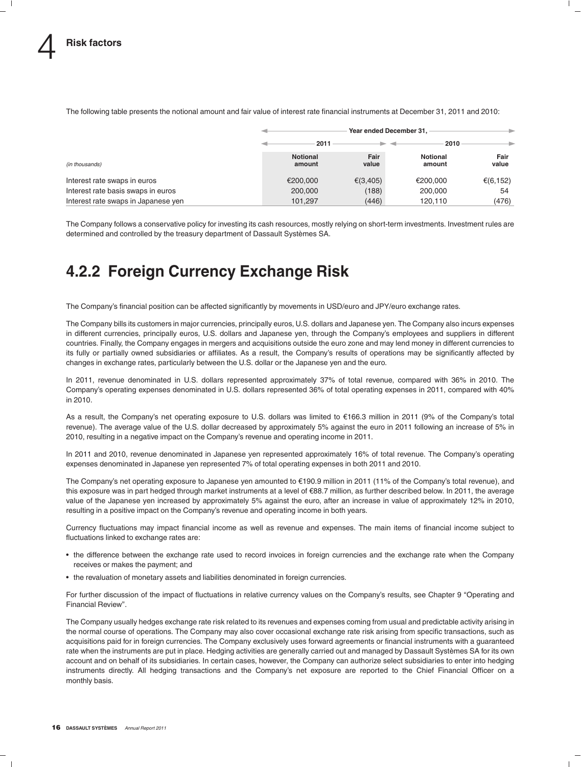The following table presents the notional amount and fair value of interest rate financial instruments at December 31, 2011 and 2010:

| | Year ended December 31, | | | |
|---|---|---|---|---|
| | 2011 | | 2010 | |
| *(in thousands)* | Notional amount | Fair value | Notional amount | Fair value |
| Interest rate swaps in euros | €200,000 | €(3,405) | €200,000 | €(6,152) |
| Interest rate basis swaps in euros | 200,000 | (188) | 200,000 | 54 |
| Interest rate swaps in Japanese yen | 101,297 | (446) | 120,110 | (476) |

The Company follows a conservative policy for investing its cash resources, mostly relying on short-term investments. Investment rules are determined and controlled by the treasury department of Dassault Systèmes SA.

## 4.2.2 Foreign Currency Exchange Risk

The Company's financial position can be affected significantly by movements in USD/euro and JPY/euro exchange rates.

The Company bills its customers in major currencies, principally euros, U.S. dollars and Japanese yen. The Company also incurs expenses in different currencies, principally euros, U.S. dollars and Japanese yen, through the Company's employees and suppliers in different countries. Finally, the Company engages in mergers and acquisitions outside the euro zone and may lend money in different currencies to its fully or partially owned subsidiaries or affiliates. As a result, the Company's results of operations may be significantly affected by changes in exchange rates, particularly between the U.S. dollar or the Japanese yen and the euro.

In 2011, revenue denominated in U.S. dollars represented approximately 37% of total revenue, compared with 36% in 2010. The Company's operating expenses denominated in U.S. dollars represented 36% of total operating expenses in 2011, compared with 40% in 2010.

As a result, the Company's net operating exposure to U.S. dollars was limited to €166.3 million in 2011 (9% of the Company's total revenue). The average value of the U.S. dollar decreased by approximately 5% against the euro in 2011 following an increase of 5% in 2010, resulting in a negative impact on the Company's revenue and operating income in 2011.

In 2011 and 2010, revenue denominated in Japanese yen represented approximately 16% of total revenue. The Company's operating expenses denominated in Japanese yen represented 7% of total operating expenses in both 2011 and 2010.

The Company's net operating exposure to Japanese yen amounted to €190.9 million in 2011 (11% of the Company's total revenue), and this exposure was in part hedged through market instruments at a level of €88.7 million, as further described below. In 2011, the average value of the Japanese yen increased by approximately 5% against the euro, after an increase in value of approximately 12% in 2010, resulting in a positive impact on the Company's revenue and operating income in both years.

Currency fluctuations may impact financial income as well as revenue and expenses. The main items of financial income subject to fluctuations linked to exchange rates are:

- the difference between the exchange rate used to record invoices in foreign currencies and the exchange rate when the Company receives or makes the payment; and
- the revaluation of monetary assets and liabilities denominated in foreign currencies.

For further discussion of the impact of fluctuations in relative currency values on the Company's results, see Chapter 9 "Operating and Financial Review".

The Company usually hedges exchange rate risk related to its revenues and expenses coming from usual and predictable activity arising in the normal course of operations. The Company may also cover occasional exchange rate risk arising from specific transactions, such as acquisitions paid for in foreign currencies. The Company exclusively uses forward agreements or financial instruments with a guaranteed rate when the instruments are put in place. Hedging activities are generally carried out and managed by Dassault Systèmes SA for its own account and on behalf of its subsidiaries. In certain cases, however, the Company can authorize select subsidiaries to enter into hedging instruments directly. All hedging transactions and the Company's net exposure are reported to the Chief Financial Officer on a monthly basis.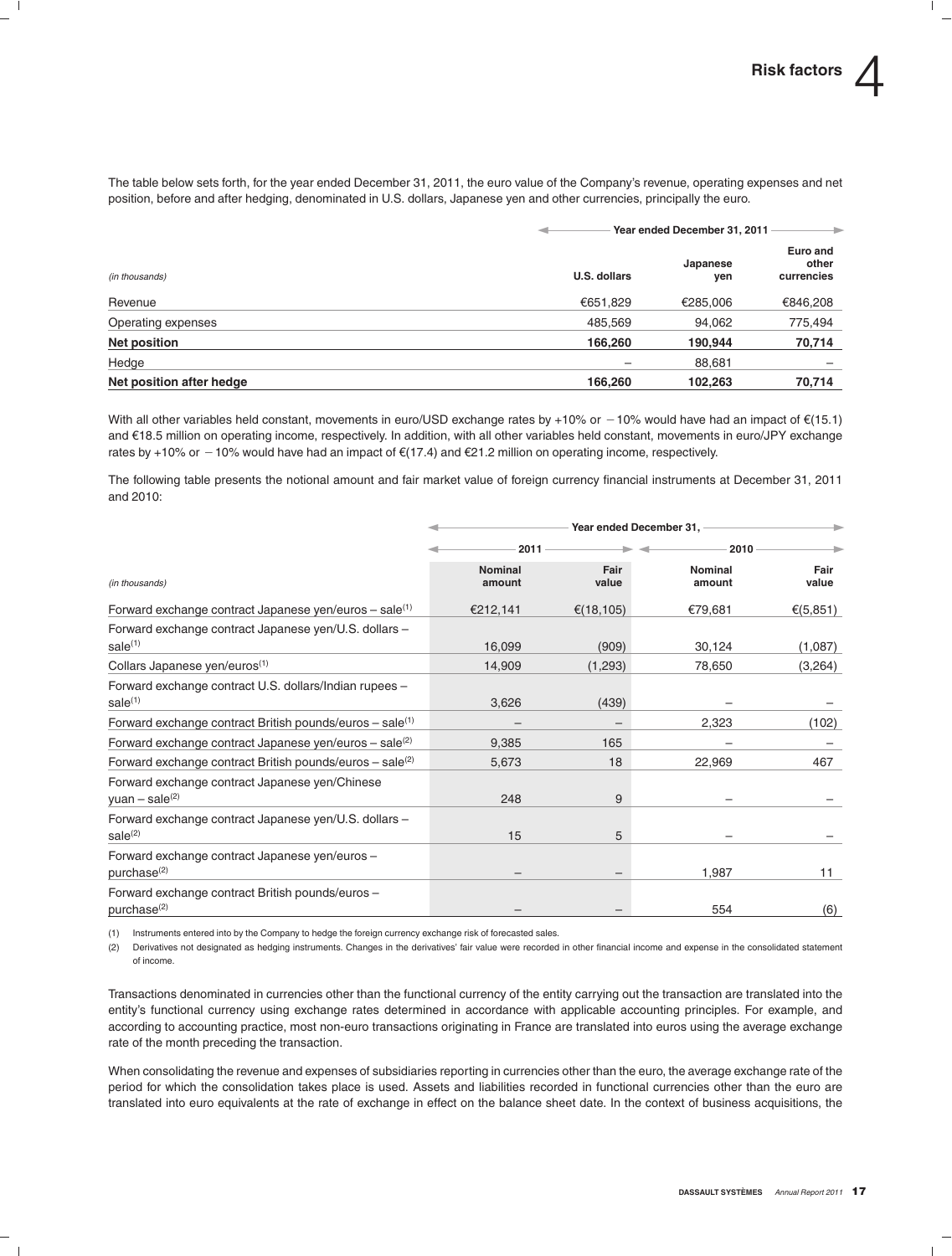The table below sets forth, for the year ended December 31, 2011, the euro value of the Company's revenue, operating expenses and net position, before and after hedging, denominated in U.S. dollars, Japanese yen and other currencies, principally the euro.

| *(in thousands)* | Year ended December 31, 2011 | | |
|---|---|---|---|
| | U.S. dollars | Japanese yen | Euro and other currencies |
| Revenue | €651,829 | €285,006 | €846,208 |
| Operating expenses | 485,569 | 94,062 | 775,494 |
| **Net position** | **166,260** | **190,944** | **70,714** |
| Hedge | – | 88,681 | – |
| **Net position after hedge** | **166,260** | **102,263** | **70,714** |

With all other variables held constant, movements in euro/USD exchange rates by +10% or −10% would have had an impact of €(15.1) and €18.5 million on operating income, respectively. In addition, with all other variables held constant, movements in euro/JPY exchange rates by +10% or −10% would have had an impact of €(17.4) and €21.2 million on operating income, respectively.

The following table presents the notional amount and fair market value of foreign currency financial instruments at December 31, 2011 and 2010:

| *(in thousands)* | Year ended December 31, | | | |
|---|---|---|---|---|
| | 2011 | | 2010 | |
| | Nominal amount | Fair value | Nominal amount | Fair value |
| Forward exchange contract Japanese yen/euros – sale[(1)] | €212,141 | €(18,105) | €79,681 | €(5,851) |
| Forward exchange contract Japanese yen/U.S. dollars – sale[(1)] | 16,099 | (909) | 30,124 | (1,087) |
| Collars Japanese yen/euros[(1)] | 14,909 | (1,293) | 78,650 | (3,264) |
| Forward exchange contract U.S. dollars/Indian rupees – sale[(1)] | 3,626 | (439) | – | – |
| Forward exchange contract British pounds/euros – sale[(1)] | – | – | 2,323 | (102) |
| Forward exchange contract Japanese yen/euros – sale[(2)] | 9,385 | 165 | – | – |
| Forward exchange contract British pounds/euros – sale[(2)] | 5,673 | 18 | 22,969 | 467 |
| Forward exchange contract Japanese yen/Chinese yuan – sale[(2)] | 248 | 9 | – | – |
| Forward exchange contract Japanese yen/U.S. dollars – sale[(2)] | 15 | 5 | – | – |
| Forward exchange contract Japanese yen/euros – purchase[(2)] | – | – | 1,987 | 11 |
| Forward exchange contract British pounds/euros – purchase[(2)] | – | – | 554 | (6) |

(1) Instruments entered into by the Company to hedge the foreign currency exchange risk of forecasted sales.

(2) Derivatives not designated as hedging instruments. Changes in the derivatives' fair value were recorded in other financial income and expense in the consolidated statement of income.

Transactions denominated in currencies other than the functional currency of the entity carrying out the transaction are translated into the entity's functional currency using exchange rates determined in accordance with applicable accounting principles. For example, and according to accounting practice, most non-euro transactions originating in France are translated into euros using the average exchange rate of the month preceding the transaction.

When consolidating the revenue and expenses of subsidiaries reporting in currencies other than the euro, the average exchange rate of the period for which the consolidation takes place is used. Assets and liabilities recorded in functional currencies other than the euro are translated into euro equivalents at the rate of exchange in effect on the balance sheet date. In the context of business acquisitions, the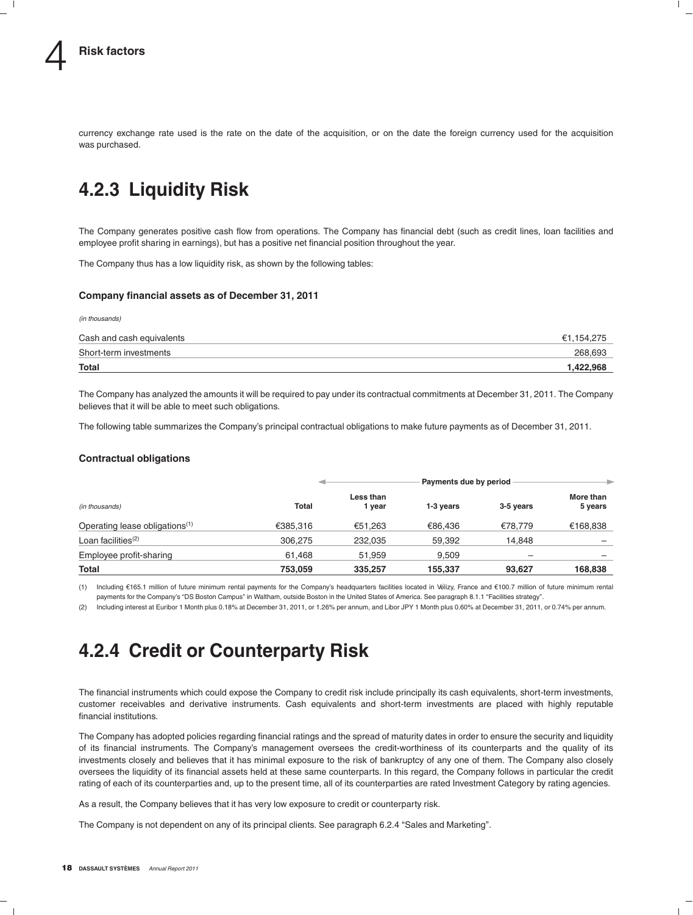currency exchange rate used is the rate on the date of the acquisition, or on the date the foreign currency used for the acquisition was purchased.

## 4.2.3 Liquidity Risk

The Company generates positive cash flow from operations. The Company has financial debt (such as credit lines, loan facilities and employee profit sharing in earnings), but has a positive net financial position throughout the year.

The Company thus has a low liquidity risk, as shown by the following tables:

### Company financial assets as of December 31, 2011

| *(in thousands)* | |
|---|---|
| Cash and cash equivalents | €1,154,275 |
| Short-term investments | 268,693 |
| **Total** | **1,422,968** |

The Company has analyzed the amounts it will be required to pay under its contractual commitments at December 31, 2011. The Company believes that it will be able to meet such obligations.

The following table summarizes the Company's principal contractual obligations to make future payments as of December 31, 2011.

### Contractual obligations

| | | Payments due by period | | | |
|---|---|---|---|---|---|
| *(in thousands)* | **Total** | **Less than 1 year** | **1-3 years** | **3-5 years** | **More than 5 years** |
| Operating lease obligations[1] | €385,316 | €51,263 | €86,436 | €78,779 | €168,838 |
| Loan facilities[2] | 306,275 | 232,035 | 59,392 | 14,848 | – |
| Employee profit-sharing | 61,468 | 51,959 | 9,509 | – | – |
| **Total** | **753,059** | **335,257** | **155,337** | **93,627** | **168,838** |

(1) Including €165.1 million of future minimum rental payments for the Company's headquarters facilities located in Vélizy, France and €100.7 million of future minimum rental payments for the Company's "DS Boston Campus" in Waltham, outside Boston in the United States of America. See paragraph 8.1.1 "Facilities strategy".

(2) Including interest at Euribor 1 Month plus 0.18% at December 31, 2011, or 1.26% per annum, and Libor JPY 1 Month plus 0.60% at December 31, 2011, or 0.74% per annum.

## 4.2.4 Credit or Counterparty Risk

The financial instruments which could expose the Company to credit risk include principally its cash equivalents, short-term investments, customer receivables and derivative instruments. Cash equivalents and short-term investments are placed with highly reputable financial institutions.

The Company has adopted policies regarding financial ratings and the spread of maturity dates in order to ensure the security and liquidity of its financial instruments. The Company's management oversees the credit-worthiness of its counterparts and the quality of its investments closely and believes that it has minimal exposure to the risk of bankruptcy of any one of them. The Company also closely oversees the liquidity of its financial assets held at these same counterparts. In this regard, the Company follows in particular the credit rating of each of its counterparties and, up to the present time, all of its counterparties are rated Investment Category by rating agencies.

As a result, the Company believes that it has very low exposure to credit or counterparty risk.

The Company is not dependent on any of its principal clients. See paragraph 6.2.4 "Sales and Marketing".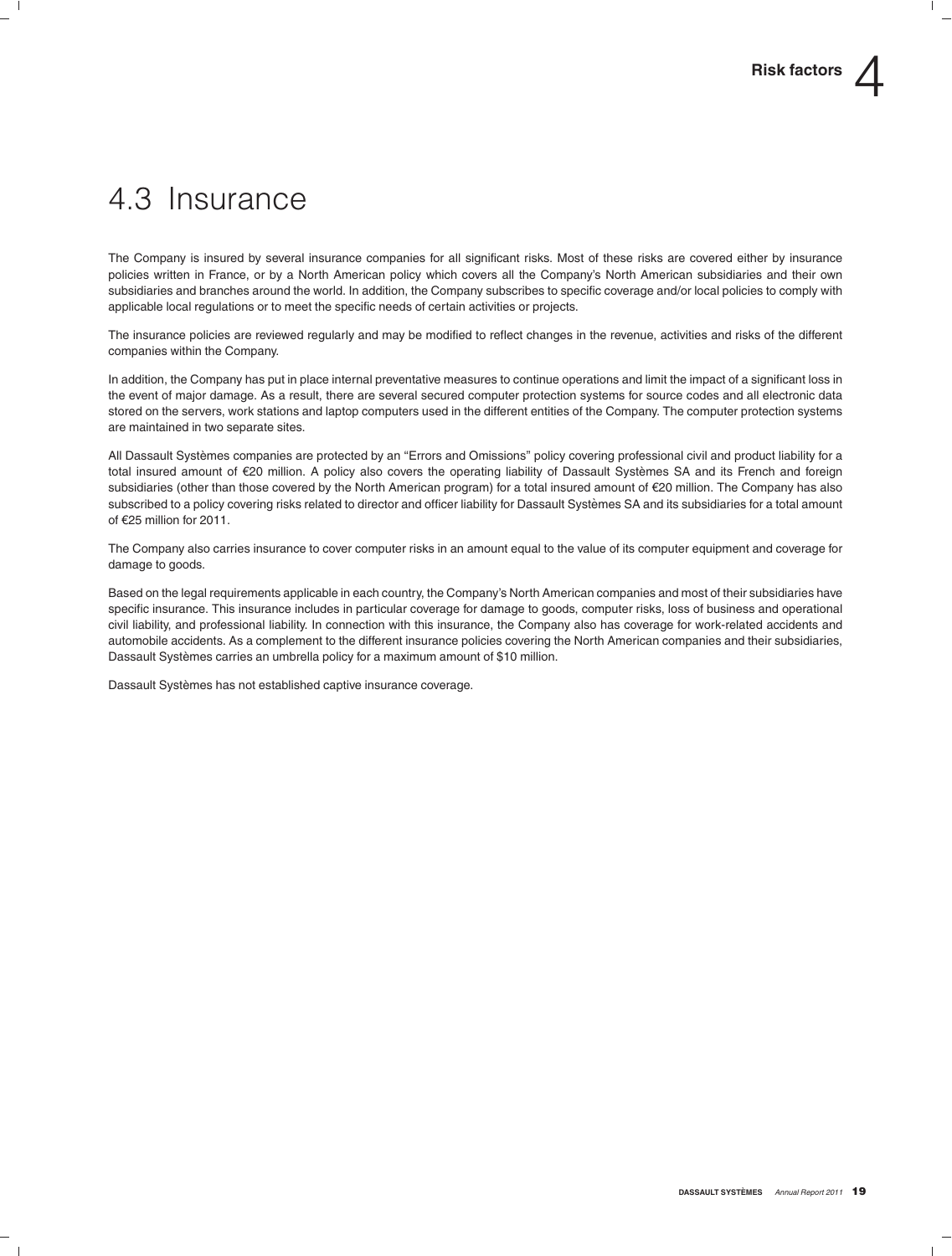## 4.3 Insurance

The Company is insured by several insurance companies for all significant risks. Most of these risks are covered either by insurance policies written in France, or by a North American policy which covers all the Company's North American subsidiaries and their own subsidiaries and branches around the world. In addition, the Company subscribes to specific coverage and/or local policies to comply with applicable local regulations or to meet the specific needs of certain activities or projects.

The insurance policies are reviewed regularly and may be modified to reflect changes in the revenue, activities and risks of the different companies within the Company.

In addition, the Company has put in place internal preventative measures to continue operations and limit the impact of a significant loss in the event of major damage. As a result, there are several secured computer protection systems for source codes and all electronic data stored on the servers, work stations and laptop computers used in the different entities of the Company. The computer protection systems are maintained in two separate sites.

All Dassault Systèmes companies are protected by an "Errors and Omissions" policy covering professional civil and product liability for a total insured amount of €20 million. A policy also covers the operating liability of Dassault Systèmes SA and its French and foreign subsidiaries (other than those covered by the North American program) for a total insured amount of €20 million. The Company has also subscribed to a policy covering risks related to director and officer liability for Dassault Systèmes SA and its subsidiaries for a total amount of €25 million for 2011.

The Company also carries insurance to cover computer risks in an amount equal to the value of its computer equipment and coverage for damage to goods.

Based on the legal requirements applicable in each country, the Company's North American companies and most of their subsidiaries have specific insurance. This insurance includes in particular coverage for damage to goods, computer risks, loss of business and operational civil liability, and professional liability. In connection with this insurance, the Company also has coverage for work-related accidents and automobile accidents. As a complement to the different insurance policies covering the North American companies and their subsidiaries, Dassault Systèmes carries an umbrella policy for a maximum amount of $10 million.

Dassault Systèmes has not established captive insurance coverage.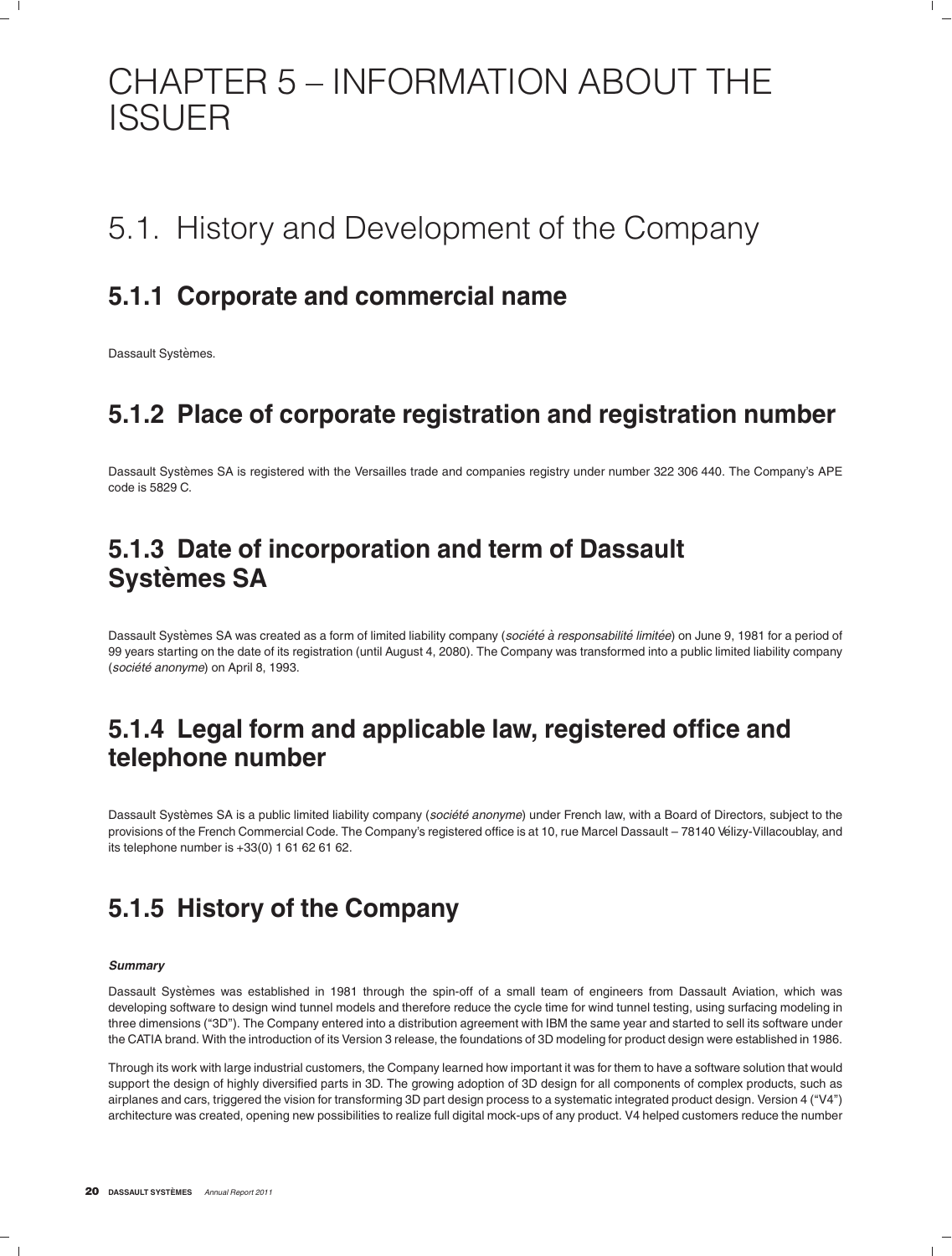# CHAPTER 5 – INFORMATION ABOUT THE ISSUER

## 5.1. History and Development of the Company

### 5.1.1 Corporate and commercial name

Dassault Systèmes.

### 5.1.2 Place of corporate registration and registration number

Dassault Systèmes SA is registered with the Versailles trade and companies registry under number 322 306 440. The Company's APE code is 5829 C.

### 5.1.3 Date of incorporation and term of Dassault Systèmes SA

Dassault Systèmes SA was created as a form of limited liability company (*société à responsabilité limitée*) on June 9, 1981 for a period of 99 years starting on the date of its registration (until August 4, 2080). The Company was transformed into a public limited liability company (*société anonyme*) on April 8, 1993.

### 5.1.4 Legal form and applicable law, registered office and telephone number

Dassault Systèmes SA is a public limited liability company (*société anonyme*) under French law, with a Board of Directors, subject to the provisions of the French Commercial Code. The Company's registered office is at 10, rue Marcel Dassault – 78140 Vélizy-Villacoublay, and its telephone number is +33(0) 1 61 62 61 62.

### 5.1.5 History of the Company

***Summary***

Dassault Systèmes was established in 1981 through the spin-off of a small team of engineers from Dassault Aviation, which was developing software to design wind tunnel models and therefore reduce the cycle time for wind tunnel testing, using surfacing modeling in three dimensions ("3D"). The Company entered into a distribution agreement with IBM the same year and started to sell its software under the CATIA brand. With the introduction of its Version 3 release, the foundations of 3D modeling for product design were established in 1986.

Through its work with large industrial customers, the Company learned how important it was for them to have a software solution that would support the design of highly diversified parts in 3D. The growing adoption of 3D design for all components of complex products, such as airplanes and cars, triggered the vision for transforming 3D part design process to a systematic integrated product design. Version 4 ("V4") architecture was created, opening new possibilities to realize full digital mock-ups of any product. V4 helped customers reduce the number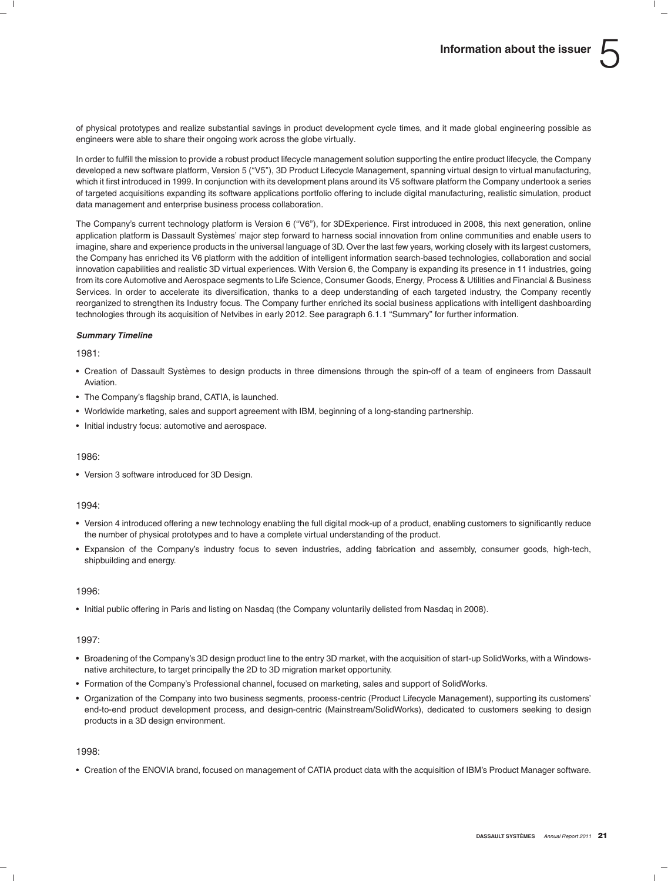of physical prototypes and realize substantial savings in product development cycle times, and it made global engineering possible as engineers were able to share their ongoing work across the globe virtually.

In order to fulfill the mission to provide a robust product lifecycle management solution supporting the entire product lifecycle, the Company developed a new software platform, Version 5 ("V5"), 3D Product Lifecycle Management, spanning virtual design to virtual manufacturing, which it first introduced in 1999. In conjunction with its development plans around its V5 software platform the Company undertook a series of targeted acquisitions expanding its software applications portfolio offering to include digital manufacturing, realistic simulation, product data management and enterprise business process collaboration.

The Company's current technology platform is Version 6 ("V6"), for 3DExperience. First introduced in 2008, this next generation, online application platform is Dassault Systèmes' major step forward to harness social innovation from online communities and enable users to imagine, share and experience products in the universal language of 3D. Over the last few years, working closely with its largest customers, the Company has enriched its V6 platform with the addition of intelligent information search-based technologies, collaboration and social innovation capabilities and realistic 3D virtual experiences. With Version 6, the Company is expanding its presence in 11 industries, going from its core Automotive and Aerospace segments to Life Science, Consumer Goods, Energy, Process & Utilities and Financial & Business Services. In order to accelerate its diversification, thanks to a deep understanding of each targeted industry, the Company recently reorganized to strengthen its Industry focus. The Company further enriched its social business applications with intelligent dashboarding technologies through its acquisition of Netvibes in early 2012. See paragraph 6.1.1 "Summary" for further information.

***Summary Timeline***

1981:

- Creation of Dassault Systèmes to design products in three dimensions through the spin-off of a team of engineers from Dassault Aviation.
- The Company's flagship brand, CATIA, is launched.
- Worldwide marketing, sales and support agreement with IBM, beginning of a long-standing partnership.
- Initial industry focus: automotive and aerospace.

1986:

- Version 3 software introduced for 3D Design.

1994:

- Version 4 introduced offering a new technology enabling the full digital mock-up of a product, enabling customers to significantly reduce the number of physical prototypes and to have a complete virtual understanding of the product.
- Expansion of the Company's industry focus to seven industries, adding fabrication and assembly, consumer goods, high-tech, shipbuilding and energy.

1996:

- Initial public offering in Paris and listing on Nasdaq (the Company voluntarily delisted from Nasdaq in 2008).

1997:

- Broadening of the Company's 3D design product line to the entry 3D market, with the acquisition of start-up SolidWorks, with a Windows-native architecture, to target principally the 2D to 3D migration market opportunity.
- Formation of the Company's Professional channel, focused on marketing, sales and support of SolidWorks.
- Organization of the Company into two business segments, process-centric (Product Lifecycle Management), supporting its customers' end-to-end product development process, and design-centric (Mainstream/SolidWorks), dedicated to customers seeking to design products in a 3D design environment.

1998:

- Creation of the ENOVIA brand, focused on management of CATIA product data with the acquisition of IBM's Product Manager software.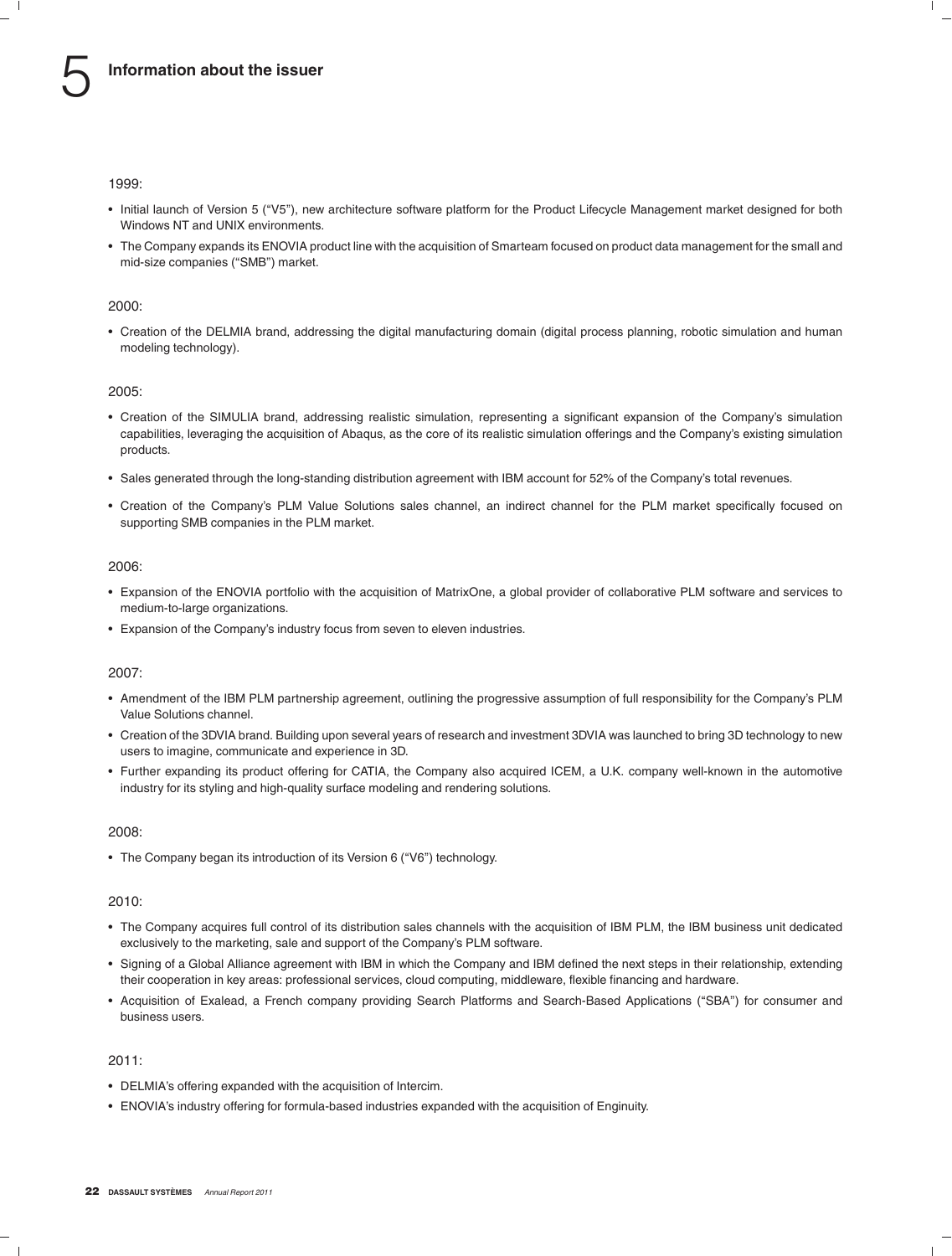1999:

- Initial launch of Version 5 ("V5"), new architecture software platform for the Product Lifecycle Management market designed for both Windows NT and UNIX environments.
- The Company expands its ENOVIA product line with the acquisition of Smarteam focused on product data management for the small and mid-size companies ("SMB") market.

2000:

- Creation of the DELMIA brand, addressing the digital manufacturing domain (digital process planning, robotic simulation and human modeling technology).

2005:

- Creation of the SIMULIA brand, addressing realistic simulation, representing a significant expansion of the Company's simulation capabilities, leveraging the acquisition of Abaqus, as the core of its realistic simulation offerings and the Company's existing simulation products.
- Sales generated through the long-standing distribution agreement with IBM account for 52% of the Company's total revenues.
- Creation of the Company's PLM Value Solutions sales channel, an indirect channel for the PLM market specifically focused on supporting SMB companies in the PLM market.

2006:

- Expansion of the ENOVIA portfolio with the acquisition of MatrixOne, a global provider of collaborative PLM software and services to medium-to-large organizations.
- Expansion of the Company's industry focus from seven to eleven industries.

2007:

- Amendment of the IBM PLM partnership agreement, outlining the progressive assumption of full responsibility for the Company's PLM Value Solutions channel.
- Creation of the 3DVIA brand. Building upon several years of research and investment 3DVIA was launched to bring 3D technology to new users to imagine, communicate and experience in 3D.
- Further expanding its product offering for CATIA, the Company also acquired ICEM, a U.K. company well-known in the automotive industry for its styling and high-quality surface modeling and rendering solutions.

2008:

- The Company began its introduction of its Version 6 ("V6") technology.

2010:

- The Company acquires full control of its distribution sales channels with the acquisition of IBM PLM, the IBM business unit dedicated exclusively to the marketing, sale and support of the Company's PLM software.
- Signing of a Global Alliance agreement with IBM in which the Company and IBM defined the next steps in their relationship, extending their cooperation in key areas: professional services, cloud computing, middleware, flexible financing and hardware.
- Acquisition of Exalead, a French company providing Search Platforms and Search-Based Applications ("SBA") for consumer and business users.

2011:

- DELMIA's offering expanded with the acquisition of Intercim.
- ENOVIA's industry offering for formula-based industries expanded with the acquisition of Enginuity.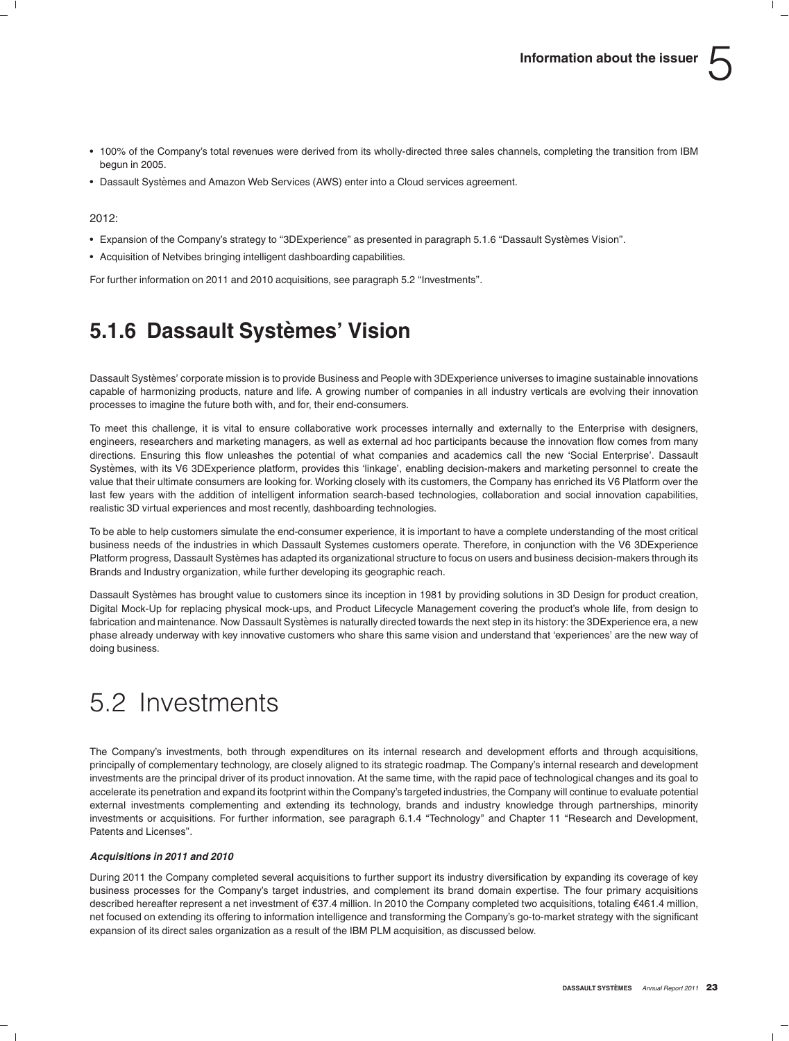- 100% of the Company's total revenues were derived from its wholly-directed three sales channels, completing the transition from IBM begun in 2005.
- Dassault Systèmes and Amazon Web Services (AWS) enter into a Cloud services agreement.

2012:

- Expansion of the Company's strategy to "3DExperience" as presented in paragraph 5.1.6 "Dassault Systèmes Vision".
- Acquisition of Netvibes bringing intelligent dashboarding capabilities.

For further information on 2011 and 2010 acquisitions, see paragraph 5.2 "Investments".

## 5.1.6 Dassault Systèmes' Vision

Dassault Systèmes' corporate mission is to provide Business and People with 3DExperience universes to imagine sustainable innovations capable of harmonizing products, nature and life. A growing number of companies in all industry verticals are evolving their innovation processes to imagine the future both with, and for, their end-consumers.

To meet this challenge, it is vital to ensure collaborative work processes internally and externally to the Enterprise with designers, engineers, researchers and marketing managers, as well as external ad hoc participants because the innovation flow comes from many directions. Ensuring this flow unleashes the potential of what companies and academics call the new 'Social Enterprise'. Dassault Systèmes, with its V6 3DExperience platform, provides this 'linkage', enabling decision-makers and marketing personnel to create the value that their ultimate consumers are looking for. Working closely with its customers, the Company has enriched its V6 Platform over the last few years with the addition of intelligent information search-based technologies, collaboration and social innovation capabilities, realistic 3D virtual experiences and most recently, dashboarding technologies.

To be able to help customers simulate the end-consumer experience, it is important to have a complete understanding of the most critical business needs of the industries in which Dassault Systemes customers operate. Therefore, in conjunction with the V6 3DExperience Platform progress, Dassault Systèmes has adapted its organizational structure to focus on users and business decision-makers through its Brands and Industry organization, while further developing its geographic reach.

Dassault Systèmes has brought value to customers since its inception in 1981 by providing solutions in 3D Design for product creation, Digital Mock-Up for replacing physical mock-ups, and Product Lifecycle Management covering the product's whole life, from design to fabrication and maintenance. Now Dassault Systèmes is naturally directed towards the next step in its history: the 3DExperience era, a new phase already underway with key innovative customers who share this same vision and understand that 'experiences' are the new way of doing business.

# 5.2 Investments

The Company's investments, both through expenditures on its internal research and development efforts and through acquisitions, principally of complementary technology, are closely aligned to its strategic roadmap. The Company's internal research and development investments are the principal driver of its product innovation. At the same time, with the rapid pace of technological changes and its goal to accelerate its penetration and expand its footprint within the Company's targeted industries, the Company will continue to evaluate potential external investments complementing and extending its technology, brands and industry knowledge through partnerships, minority investments or acquisitions. For further information, see paragraph 6.1.4 "Technology" and Chapter 11 "Research and Development, Patents and Licenses".

***Acquisitions in 2011 and 2010***

During 2011 the Company completed several acquisitions to further support its industry diversification by expanding its coverage of key business processes for the Company's target industries, and complement its brand domain expertise. The four primary acquisitions described hereafter represent a net investment of €37.4 million. In 2010 the Company completed two acquisitions, totaling €461.4 million, net focused on extending its offering to information intelligence and transforming the Company's go-to-market strategy with the significant expansion of its direct sales organization as a result of the IBM PLM acquisition, as discussed below.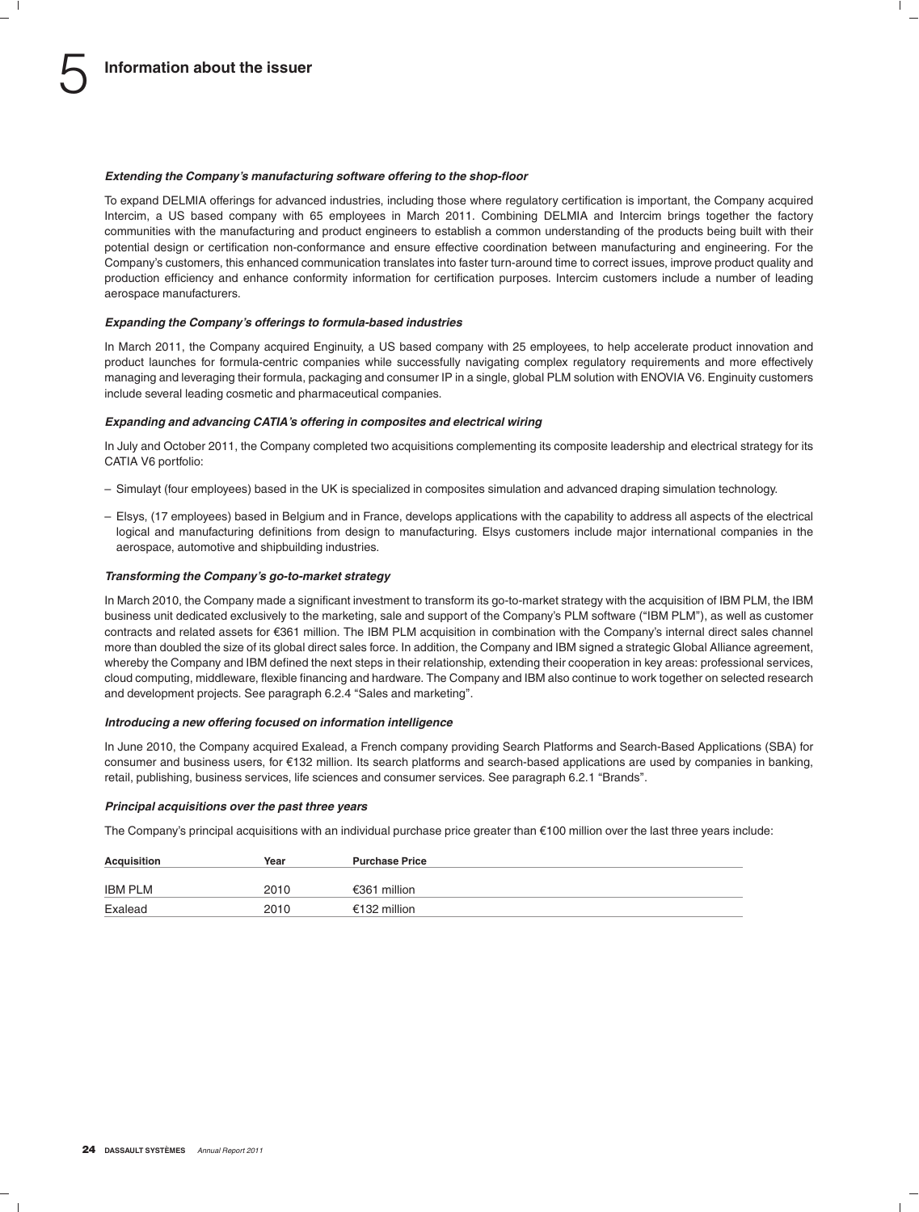#### *Extending the Company's manufacturing software offering to the shop-floor*

To expand DELMIA offerings for advanced industries, including those where regulatory certification is important, the Company acquired Intercim, a US based company with 65 employees in March 2011. Combining DELMIA and Intercim brings together the factory communities with the manufacturing and product engineers to establish a common understanding of the products being built with their potential design or certification non-conformance and ensure effective coordination between manufacturing and engineering. For the Company's customers, this enhanced communication translates into faster turn-around time to correct issues, improve product quality and production efficiency and enhance conformity information for certification purposes. Intercim customers include a number of leading aerospace manufacturers.

#### *Expanding the Company's offerings to formula-based industries*

In March 2011, the Company acquired Enginuity, a US based company with 25 employees, to help accelerate product innovation and product launches for formula-centric companies while successfully navigating complex regulatory requirements and more effectively managing and leveraging their formula, packaging and consumer IP in a single, global PLM solution with ENOVIA V6. Enginuity customers include several leading cosmetic and pharmaceutical companies.

#### *Expanding and advancing CATIA's offering in composites and electrical wiring*

In July and October 2011, the Company completed two acquisitions complementing its composite leadership and electrical strategy for its CATIA V6 portfolio:

- Simulayt (four employees) based in the UK is specialized in composites simulation and advanced draping simulation technology.
- Elsys, (17 employees) based in Belgium and in France, develops applications with the capability to address all aspects of the electrical logical and manufacturing definitions from design to manufacturing. Elsys customers include major international companies in the aerospace, automotive and shipbuilding industries.

#### *Transforming the Company's go-to-market strategy*

In March 2010, the Company made a significant investment to transform its go-to-market strategy with the acquisition of IBM PLM, the IBM business unit dedicated exclusively to the marketing, sale and support of the Company's PLM software ("IBM PLM"), as well as customer contracts and related assets for €361 million. The IBM PLM acquisition in combination with the Company's internal direct sales channel more than doubled the size of its global direct sales force. In addition, the Company and IBM signed a strategic Global Alliance agreement, whereby the Company and IBM defined the next steps in their relationship, extending their cooperation in key areas: professional services, cloud computing, middleware, flexible financing and hardware. The Company and IBM also continue to work together on selected research and development projects. See paragraph 6.2.4 "Sales and marketing".

#### *Introducing a new offering focused on information intelligence*

In June 2010, the Company acquired Exalead, a French company providing Search Platforms and Search-Based Applications (SBA) for consumer and business users, for €132 million. Its search platforms and search-based applications are used by companies in banking, retail, publishing, business services, life sciences and consumer services. See paragraph 6.2.1 "Brands".

#### *Principal acquisitions over the past three years*

The Company's principal acquisitions with an individual purchase price greater than €100 million over the last three years include:

| Acquisition | Year | Purchase Price |
|---|---|---|
| IBM PLM | 2010 | €361 million |
| Exalead | 2010 | €132 million |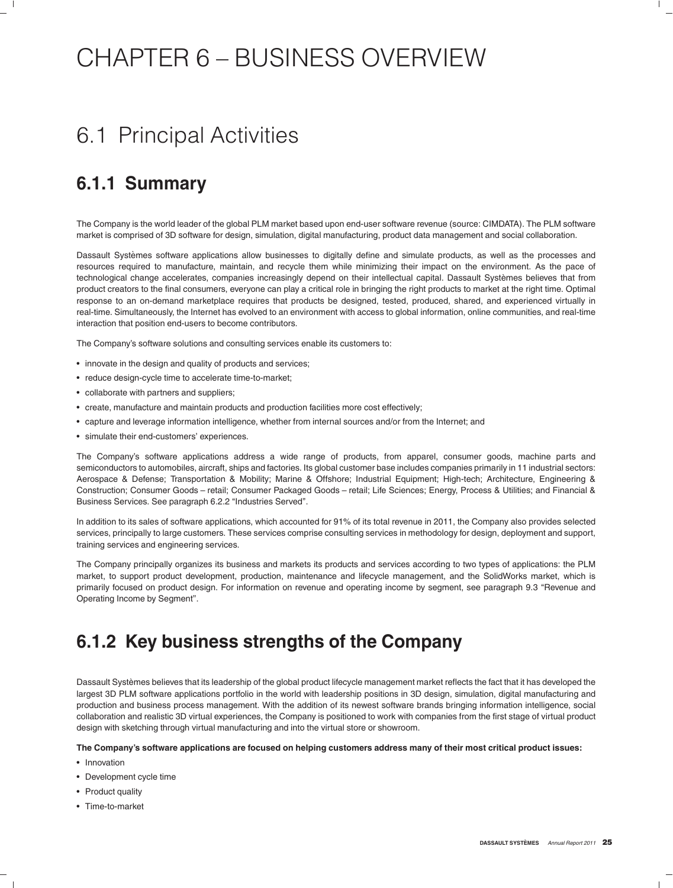# CHAPTER 6 – BUSINESS OVERVIEW

## 6.1 Principal Activities

### 6.1.1 Summary

The Company is the world leader of the global PLM market based upon end-user software revenue (source: CIMDATA). The PLM software market is comprised of 3D software for design, simulation, digital manufacturing, product data management and social collaboration.

Dassault Systèmes software applications allow businesses to digitally define and simulate products, as well as the processes and resources required to manufacture, maintain, and recycle them while minimizing their impact on the environment. As the pace of technological change accelerates, companies increasingly depend on their intellectual capital. Dassault Systèmes believes that from product creators to the final consumers, everyone can play a critical role in bringing the right products to market at the right time. Optimal response to an on-demand marketplace requires that products be designed, tested, produced, shared, and experienced virtually in real-time. Simultaneously, the Internet has evolved to an environment with access to global information, online communities, and real-time interaction that position end-users to become contributors.

The Company's software solutions and consulting services enable its customers to:

- innovate in the design and quality of products and services;
- reduce design-cycle time to accelerate time-to-market;
- collaborate with partners and suppliers;
- create, manufacture and maintain products and production facilities more cost effectively;
- capture and leverage information intelligence, whether from internal sources and/or from the Internet; and
- simulate their end-customers' experiences.

The Company's software applications address a wide range of products, from apparel, consumer goods, machine parts and semiconductors to automobiles, aircraft, ships and factories. Its global customer base includes companies primarily in 11 industrial sectors: Aerospace & Defense; Transportation & Mobility; Marine & Offshore; Industrial Equipment; High-tech; Architecture, Engineering & Construction; Consumer Goods – retail; Consumer Packaged Goods – retail; Life Sciences; Energy, Process & Utilities; and Financial & Business Services. See paragraph 6.2.2 "Industries Served".

In addition to its sales of software applications, which accounted for 91% of its total revenue in 2011, the Company also provides selected services, principally to large customers. These services comprise consulting services in methodology for design, deployment and support, training services and engineering services.

The Company principally organizes its business and markets its products and services according to two types of applications: the PLM market, to support product development, production, maintenance and lifecycle management, and the SolidWorks market, which is primarily focused on product design. For information on revenue and operating income by segment, see paragraph 9.3 "Revenue and Operating Income by Segment".

### 6.1.2 Key business strengths of the Company

Dassault Systèmes believes that its leadership of the global product lifecycle management market reflects the fact that it has developed the largest 3D PLM software applications portfolio in the world with leadership positions in 3D design, simulation, digital manufacturing and production and business process management. With the addition of its newest software brands bringing information intelligence, social collaboration and realistic 3D virtual experiences, the Company is positioned to work with companies from the first stage of virtual product design with sketching through virtual manufacturing and into the virtual store or showroom.

**The Company's software applications are focused on helping customers address many of their most critical product issues:**

- Innovation
- Development cycle time
- Product quality
- Time-to-market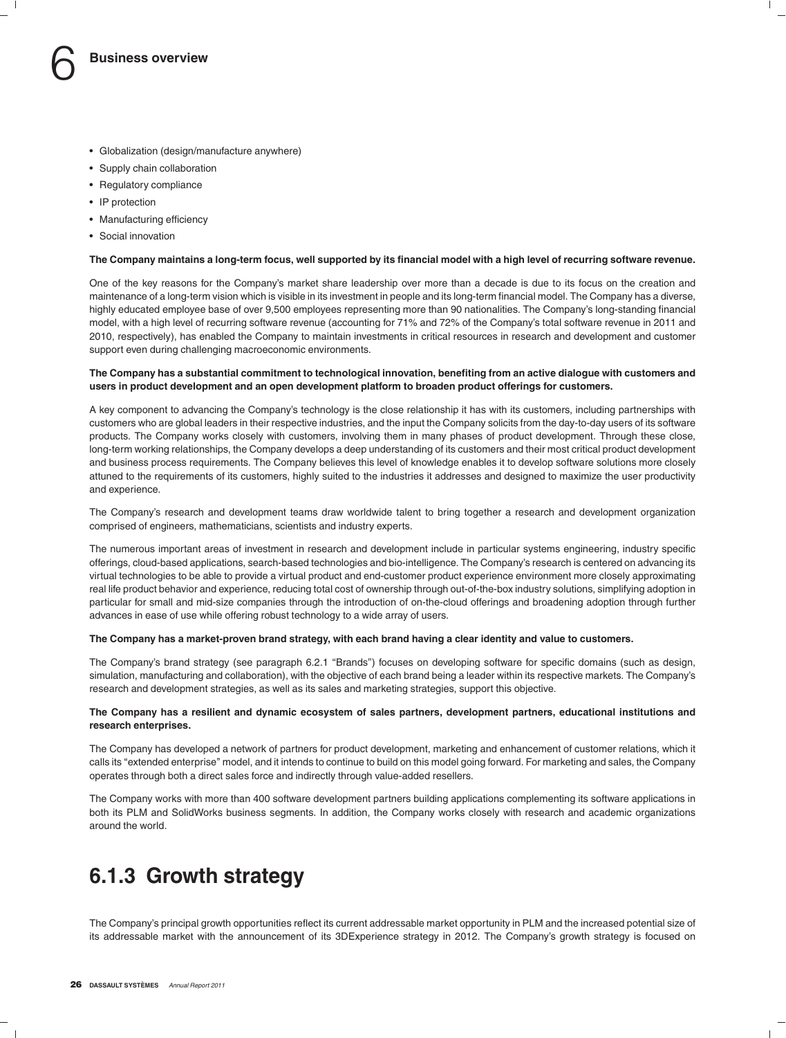- Globalization (design/manufacture anywhere)
- Supply chain collaboration
- Regulatory compliance
- IP protection
- Manufacturing efficiency
- Social innovation

**The Company maintains a long-term focus, well supported by its financial model with a high level of recurring software revenue.**

One of the key reasons for the Company's market share leadership over more than a decade is due to its focus on the creation and maintenance of a long-term vision which is visible in its investment in people and its long-term financial model. The Company has a diverse, highly educated employee base of over 9,500 employees representing more than 90 nationalities. The Company's long-standing financial model, with a high level of recurring software revenue (accounting for 71% and 72% of the Company's total software revenue in 2011 and 2010, respectively), has enabled the Company to maintain investments in critical resources in research and development and customer support even during challenging macroeconomic environments.

**The Company has a substantial commitment to technological innovation, benefiting from an active dialogue with customers and users in product development and an open development platform to broaden product offerings for customers.**

A key component to advancing the Company's technology is the close relationship it has with its customers, including partnerships with customers who are global leaders in their respective industries, and the input the Company solicits from the day-to-day users of its software products. The Company works closely with customers, involving them in many phases of product development. Through these close, long-term working relationships, the Company develops a deep understanding of its customers and their most critical product development and business process requirements. The Company believes this level of knowledge enables it to develop software solutions more closely attuned to the requirements of its customers, highly suited to the industries it addresses and designed to maximize the user productivity and experience.

The Company's research and development teams draw worldwide talent to bring together a research and development organization comprised of engineers, mathematicians, scientists and industry experts.

The numerous important areas of investment in research and development include in particular systems engineering, industry specific offerings, cloud-based applications, search-based technologies and bio-intelligence. The Company's research is centered on advancing its virtual technologies to be able to provide a virtual product and end-customer product experience environment more closely approximating real life product behavior and experience, reducing total cost of ownership through out-of-the-box industry solutions, simplifying adoption in particular for small and mid-size companies through the introduction of on-the-cloud offerings and broadening adoption through further advances in ease of use while offering robust technology to a wide array of users.

**The Company has a market-proven brand strategy, with each brand having a clear identity and value to customers.**

The Company's brand strategy (see paragraph 6.2.1 "Brands") focuses on developing software for specific domains (such as design, simulation, manufacturing and collaboration), with the objective of each brand being a leader within its respective markets. The Company's research and development strategies, as well as its sales and marketing strategies, support this objective.

**The Company has a resilient and dynamic ecosystem of sales partners, development partners, educational institutions and research enterprises.**

The Company has developed a network of partners for product development, marketing and enhancement of customer relations, which it calls its "extended enterprise" model, and it intends to continue to build on this model going forward. For marketing and sales, the Company operates through both a direct sales force and indirectly through value-added resellers.

The Company works with more than 400 software development partners building applications complementing its software applications in both its PLM and SolidWorks business segments. In addition, the Company works closely with research and academic organizations around the world.

## 6.1.3 Growth strategy

The Company's principal growth opportunities reflect its current addressable market opportunity in PLM and the increased potential size of its addressable market with the announcement of its 3DExperience strategy in 2012. The Company's growth strategy is focused on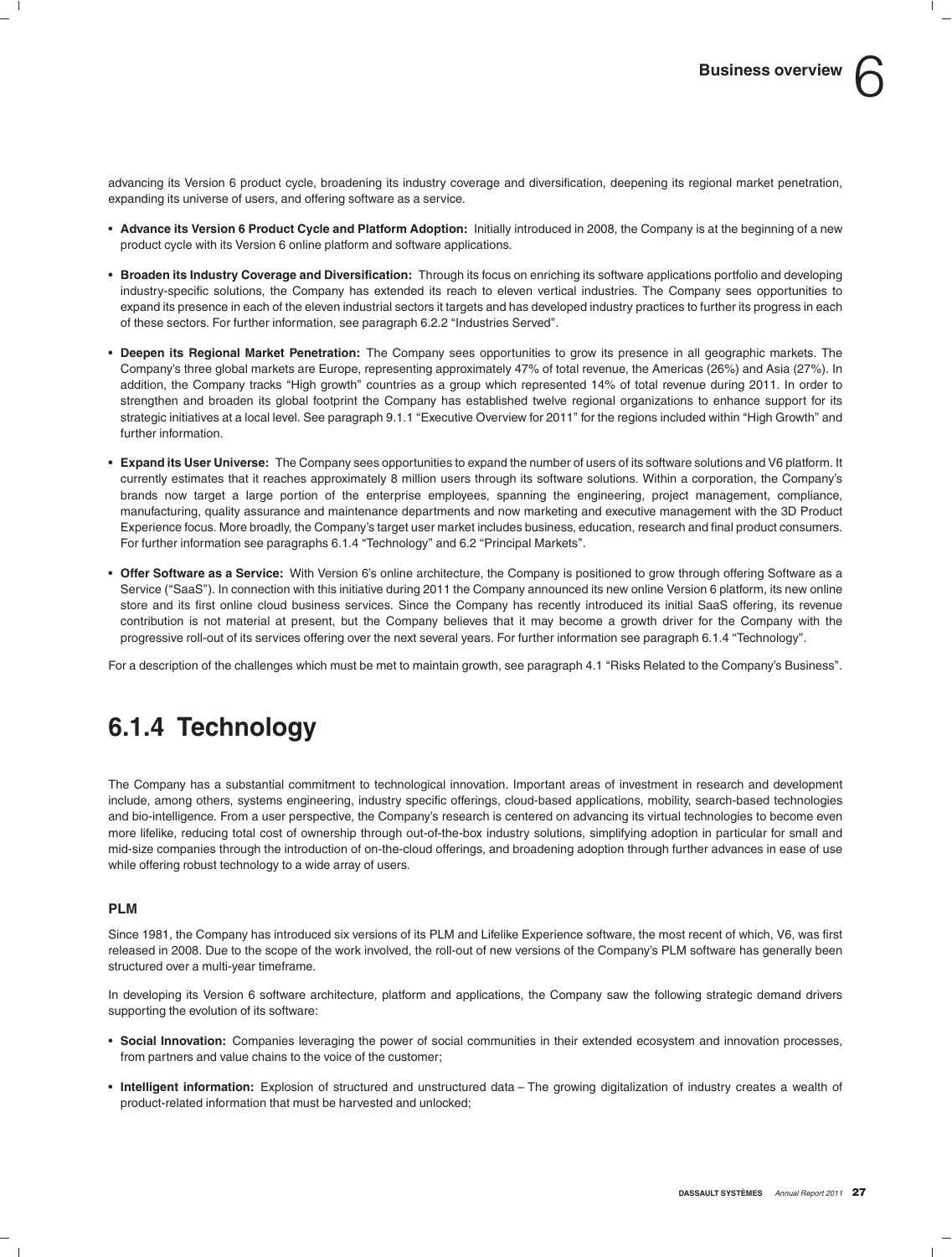advancing its Version 6 product cycle, broadening its industry coverage and diversification, deepening its regional market penetration, expanding its universe of users, and offering software as a service.

- **Advance its Version 6 Product Cycle and Platform Adoption:** Initially introduced in 2008, the Company is at the beginning of a new product cycle with its Version 6 online platform and software applications.
- **Broaden its Industry Coverage and Diversification:** Through its focus on enriching its software applications portfolio and developing industry-specific solutions, the Company has extended its reach to eleven vertical industries. The Company sees opportunities to expand its presence in each of the eleven industrial sectors it targets and has developed industry practices to further its progress in each of these sectors. For further information, see paragraph 6.2.2 "Industries Served".
- **Deepen its Regional Market Penetration:** The Company sees opportunities to grow its presence in all geographic markets. The Company's three global markets are Europe, representing approximately 47% of total revenue, the Americas (26%) and Asia (27%). In addition, the Company tracks "High growth" countries as a group which represented 14% of total revenue during 2011. In order to strengthen and broaden its global footprint the Company has established twelve regional organizations to enhance support for its strategic initiatives at a local level. See paragraph 9.1.1 "Executive Overview for 2011" for the regions included within "High Growth" and further information.
- **Expand its User Universe:** The Company sees opportunities to expand the number of users of its software solutions and V6 platform. It currently estimates that it reaches approximately 8 million users through its software solutions. Within a corporation, the Company's brands now target a large portion of the enterprise employees, spanning the engineering, project management, compliance, manufacturing, quality assurance and maintenance departments and now marketing and executive management with the 3D Product Experience focus. More broadly, the Company's target user market includes business, education, research and final product consumers. For further information see paragraphs 6.1.4 "Technology" and 6.2 "Principal Markets".
- **Offer Software as a Service:** With Version 6's online architecture, the Company is positioned to grow through offering Software as a Service ("SaaS"). In connection with this initiative during 2011 the Company announced its new online Version 6 platform, its new online store and its first online cloud business services. Since the Company has recently introduced its initial SaaS offering, its revenue contribution is not material at present, but the Company believes that it may become a growth driver for the Company with the progressive roll-out of its services offering over the next several years. For further information see paragraph 6.1.4 "Technology".

For a description of the challenges which must be met to maintain growth, see paragraph 4.1 "Risks Related to the Company's Business".

## 6.1.4 Technology

The Company has a substantial commitment to technological innovation. Important areas of investment in research and development include, among others, systems engineering, industry specific offerings, cloud-based applications, mobility, search-based technologies and bio-intelligence. From a user perspective, the Company's research is centered on advancing its virtual technologies to become even more lifelike, reducing total cost of ownership through out-of-the-box industry solutions, simplifying adoption in particular for small and mid-size companies through the introduction of on-the-cloud offerings, and broadening adoption through further advances in ease of use while offering robust technology to a wide array of users.

### PLM

Since 1981, the Company has introduced six versions of its PLM and Lifelike Experience software, the most recent of which, V6, was first released in 2008. Due to the scope of the work involved, the roll-out of new versions of the Company's PLM software has generally been structured over a multi-year timeframe.

In developing its Version 6 software architecture, platform and applications, the Company saw the following strategic demand drivers supporting the evolution of its software:

- **Social Innovation:** Companies leveraging the power of social communities in their extended ecosystem and innovation processes, from partners and value chains to the voice of the customer;
- **Intelligent information:** Explosion of structured and unstructured data – The growing digitalization of industry creates a wealth of product-related information that must be harvested and unlocked;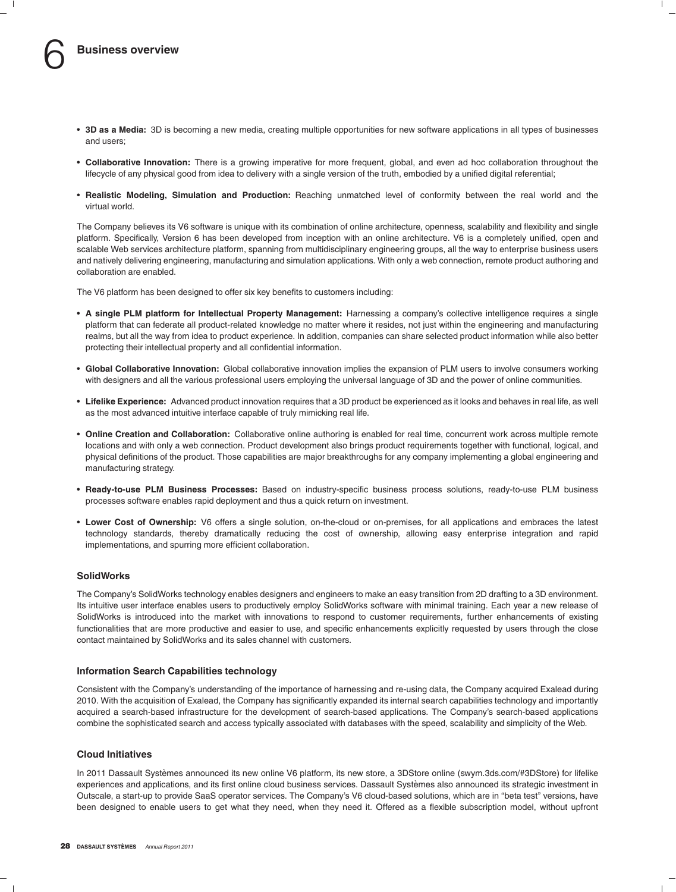- **3D as a Media:** 3D is becoming a new media, creating multiple opportunities for new software applications in all types of businesses and users;
- **Collaborative Innovation:** There is a growing imperative for more frequent, global, and even ad hoc collaboration throughout the lifecycle of any physical good from idea to delivery with a single version of the truth, embodied by a unified digital referential;
- **Realistic Modeling, Simulation and Production:** Reaching unmatched level of conformity between the real world and the virtual world.

The Company believes its V6 software is unique with its combination of online architecture, openness, scalability and flexibility and single platform. Specifically, Version 6 has been developed from inception with an online architecture. V6 is a completely unified, open and scalable Web services architecture platform, spanning from multidisciplinary engineering groups, all the way to enterprise business users and natively delivering engineering, manufacturing and simulation applications. With only a web connection, remote product authoring and collaboration are enabled.

The V6 platform has been designed to offer six key benefits to customers including:

- **A single PLM platform for Intellectual Property Management:** Harnessing a company's collective intelligence requires a single platform that can federate all product-related knowledge no matter where it resides, not just within the engineering and manufacturing realms, but all the way from idea to product experience. In addition, companies can share selected product information while also better protecting their intellectual property and all confidential information.
- **Global Collaborative Innovation:** Global collaborative innovation implies the expansion of PLM users to involve consumers working with designers and all the various professional users employing the universal language of 3D and the power of online communities.
- **Lifelike Experience:** Advanced product innovation requires that a 3D product be experienced as it looks and behaves in real life, as well as the most advanced intuitive interface capable of truly mimicking real life.
- **Online Creation and Collaboration:** Collaborative online authoring is enabled for real time, concurrent work across multiple remote locations and with only a web connection. Product development also brings product requirements together with functional, logical, and physical definitions of the product. Those capabilities are major breakthroughs for any company implementing a global engineering and manufacturing strategy.
- **Ready-to-use PLM Business Processes:** Based on industry-specific business process solutions, ready-to-use PLM business processes software enables rapid deployment and thus a quick return on investment.
- **Lower Cost of Ownership:** V6 offers a single solution, on-the-cloud or on-premises, for all applications and embraces the latest technology standards, thereby dramatically reducing the cost of ownership, allowing easy enterprise integration and rapid implementations, and spurring more efficient collaboration.

### SolidWorks

The Company's SolidWorks technology enables designers and engineers to make an easy transition from 2D drafting to a 3D environment. Its intuitive user interface enables users to productively employ SolidWorks software with minimal training. Each year a new release of SolidWorks is introduced into the market with innovations to respond to customer requirements, further enhancements of existing functionalities that are more productive and easier to use, and specific enhancements explicitly requested by users through the close contact maintained by SolidWorks and its sales channel with customers.

### Information Search Capabilities technology

Consistent with the Company's understanding of the importance of harnessing and re-using data, the Company acquired Exalead during 2010. With the acquisition of Exalead, the Company has significantly expanded its internal search capabilities technology and importantly acquired a search-based infrastructure for the development of search-based applications. The Company's search-based applications combine the sophisticated search and access typically associated with databases with the speed, scalability and simplicity of the Web.

### Cloud Initiatives

In 2011 Dassault Systèmes announced its new online V6 platform, its new store, a 3DStore online (swym.3ds.com/#3DStore) for lifelike experiences and applications, and its first online cloud business services. Dassault Systèmes also announced its strategic investment in Outscale, a start-up to provide SaaS operator services. The Company's V6 cloud-based solutions, which are in "beta test" versions, have been designed to enable users to get what they need, when they need it. Offered as a flexible subscription model, without upfront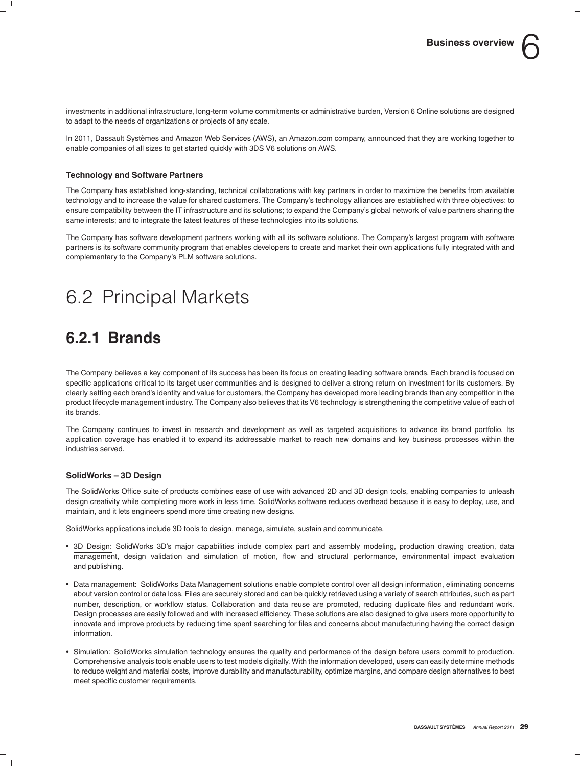investments in additional infrastructure, long-term volume commitments or administrative burden, Version 6 Online solutions are designed to adapt to the needs of organizations or projects of any scale.

In 2011, Dassault Systèmes and Amazon Web Services (AWS), an Amazon.com company, announced that they are working together to enable companies of all sizes to get started quickly with 3DS V6 solutions on AWS.

### Technology and Software Partners

The Company has established long-standing, technical collaborations with key partners in order to maximize the benefits from available technology and to increase the value for shared customers. The Company's technology alliances are established with three objectives: to ensure compatibility between the IT infrastructure and its solutions; to expand the Company's global network of value partners sharing the same interests; and to integrate the latest features of these technologies into its solutions.

The Company has software development partners working with all its software solutions. The Company's largest program with software partners is its software community program that enables developers to create and market their own applications fully integrated with and complementary to the Company's PLM software solutions.

# 6.2 Principal Markets

## 6.2.1 Brands

The Company believes a key component of its success has been its focus on creating leading software brands. Each brand is focused on specific applications critical to its target user communities and is designed to deliver a strong return on investment for its customers. By clearly setting each brand's identity and value for customers, the Company has developed more leading brands than any competitor in the product lifecycle management industry. The Company also believes that its V6 technology is strengthening the competitive value of each of its brands.

The Company continues to invest in research and development as well as targeted acquisitions to advance its brand portfolio. Its application coverage has enabled it to expand its addressable market to reach new domains and key business processes within the industries served.

### SolidWorks – 3D Design

The SolidWorks Office suite of products combines ease of use with advanced 2D and 3D design tools, enabling companies to unleash design creativity while completing more work in less time. SolidWorks software reduces overhead because it is easy to deploy, use, and maintain, and it lets engineers spend more time creating new designs.

SolidWorks applications include 3D tools to design, manage, simulate, sustain and communicate.

- 3D Design: SolidWorks 3D's major capabilities include complex part and assembly modeling, production drawing creation, data management, design validation and simulation of motion, flow and structural performance, environmental impact evaluation and publishing.
- Data management: SolidWorks Data Management solutions enable complete control over all design information, eliminating concerns about version control or data loss. Files are securely stored and can be quickly retrieved using a variety of search attributes, such as part number, description, or workflow status. Collaboration and data reuse are promoted, reducing duplicate files and redundant work. Design processes are easily followed and with increased efficiency. These solutions are also designed to give users more opportunity to innovate and improve products by reducing time spent searching for files and concerns about manufacturing having the correct design information.
- Simulation: SolidWorks simulation technology ensures the quality and performance of the design before users commit to production. Comprehensive analysis tools enable users to test models digitally. With the information developed, users can easily determine methods to reduce weight and material costs, improve durability and manufacturability, optimize margins, and compare design alternatives to best meet specific customer requirements.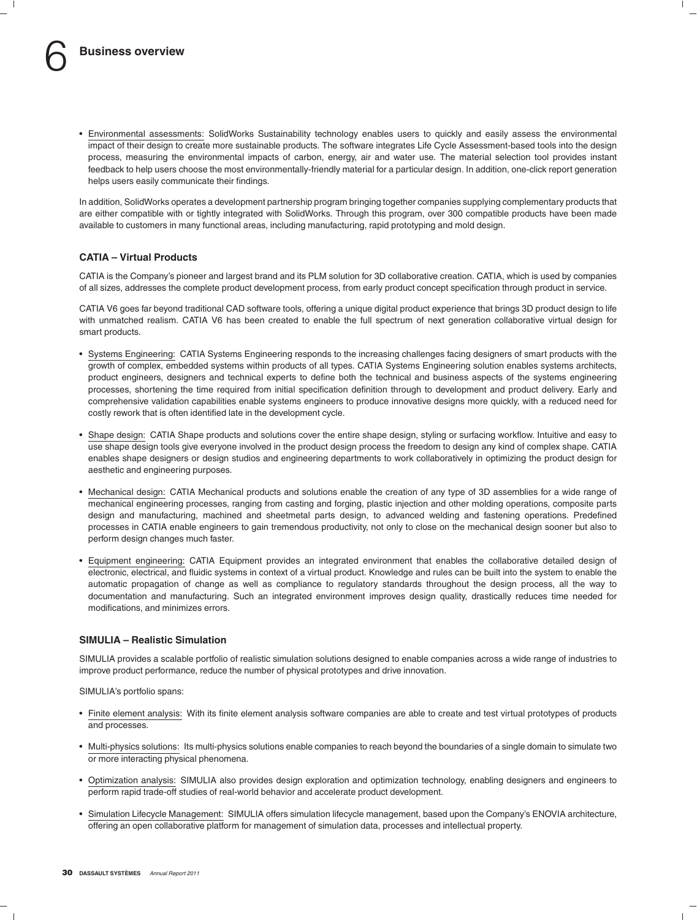- Environmental assessments: SolidWorks Sustainability technology enables users to quickly and easily assess the environmental impact of their design to create more sustainable products. The software integrates Life Cycle Assessment-based tools into the design process, measuring the environmental impacts of carbon, energy, air and water use. The material selection tool provides instant feedback to help users choose the most environmentally-friendly material for a particular design. In addition, one-click report generation helps users easily communicate their findings.

In addition, SolidWorks operates a development partnership program bringing together companies supplying complementary products that are either compatible with or tightly integrated with SolidWorks. Through this program, over 300 compatible products have been made available to customers in many functional areas, including manufacturing, rapid prototyping and mold design.

### CATIA – Virtual Products

CATIA is the Company's pioneer and largest brand and its PLM solution for 3D collaborative creation. CATIA, which is used by companies of all sizes, addresses the complete product development process, from early product concept specification through product in service.

CATIA V6 goes far beyond traditional CAD software tools, offering a unique digital product experience that brings 3D product design to life with unmatched realism. CATIA V6 has been created to enable the full spectrum of next generation collaborative virtual design for smart products.

- Systems Engineering: CATIA Systems Engineering responds to the increasing challenges facing designers of smart products with the growth of complex, embedded systems within products of all types. CATIA Systems Engineering solution enables systems architects, product engineers, designers and technical experts to define both the technical and business aspects of the systems engineering processes, shortening the time required from initial specification definition through to development and product delivery. Early and comprehensive validation capabilities enable systems engineers to produce innovative designs more quickly, with a reduced need for costly rework that is often identified late in the development cycle.
- Shape design: CATIA Shape products and solutions cover the entire shape design, styling or surfacing workflow. Intuitive and easy to use shape design tools give everyone involved in the product design process the freedom to design any kind of complex shape. CATIA enables shape designers or design studios and engineering departments to work collaboratively in optimizing the product design for aesthetic and engineering purposes.
- Mechanical design: CATIA Mechanical products and solutions enable the creation of any type of 3D assemblies for a wide range of mechanical engineering processes, ranging from casting and forging, plastic injection and other molding operations, composite parts design and manufacturing, machined and sheetmetal parts design, to advanced welding and fastening operations. Predefined processes in CATIA enable engineers to gain tremendous productivity, not only to close on the mechanical design sooner but also to perform design changes much faster.
- Equipment engineering: CATIA Equipment provides an integrated environment that enables the collaborative detailed design of electronic, electrical, and fluidic systems in context of a virtual product. Knowledge and rules can be built into the system to enable the automatic propagation of change as well as compliance to regulatory standards throughout the design process, all the way to documentation and manufacturing. Such an integrated environment improves design quality, drastically reduces time needed for modifications, and minimizes errors.

### SIMULIA – Realistic Simulation

SIMULIA provides a scalable portfolio of realistic simulation solutions designed to enable companies across a wide range of industries to improve product performance, reduce the number of physical prototypes and drive innovation.

SIMULIA's portfolio spans:

- Finite element analysis: With its finite element analysis software companies are able to create and test virtual prototypes of products and processes.
- Multi-physics solutions: Its multi-physics solutions enable companies to reach beyond the boundaries of a single domain to simulate two or more interacting physical phenomena.
- Optimization analysis: SIMULIA also provides design exploration and optimization technology, enabling designers and engineers to perform rapid trade-off studies of real-world behavior and accelerate product development.
- Simulation Lifecycle Management: SIMULIA offers simulation lifecycle management, based upon the Company's ENOVIA architecture, offering an open collaborative platform for management of simulation data, processes and intellectual property.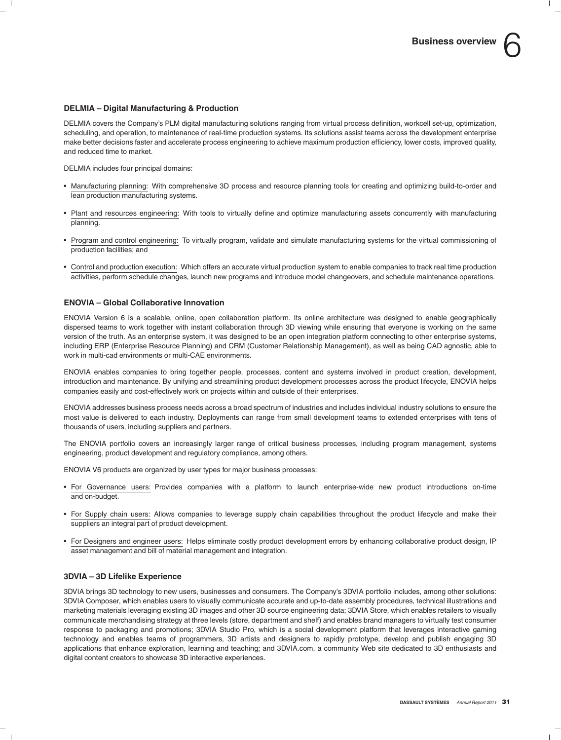### DELMIA – Digital Manufacturing & Production

DELMIA covers the Company's PLM digital manufacturing solutions ranging from virtual process definition, workcell set-up, optimization, scheduling, and operation, to maintenance of real-time production systems. Its solutions assist teams across the development enterprise make better decisions faster and accelerate process engineering to achieve maximum production efficiency, lower costs, improved quality, and reduced time to market.

DELMIA includes four principal domains:

- Manufacturing planning: With comprehensive 3D process and resource planning tools for creating and optimizing build-to-order and lean production manufacturing systems.
- Plant and resources engineering: With tools to virtually define and optimize manufacturing assets concurrently with manufacturing planning.
- Program and control engineering: To virtually program, validate and simulate manufacturing systems for the virtual commissioning of production facilities; and
- Control and production execution: Which offers an accurate virtual production system to enable companies to track real time production activities, perform schedule changes, launch new programs and introduce model changeovers, and schedule maintenance operations.

### ENOVIA – Global Collaborative Innovation

ENOVIA Version 6 is a scalable, online, open collaboration platform. Its online architecture was designed to enable geographically dispersed teams to work together with instant collaboration through 3D viewing while ensuring that everyone is working on the same version of the truth. As an enterprise system, it was designed to be an open integration platform connecting to other enterprise systems, including ERP (Enterprise Resource Planning) and CRM (Customer Relationship Management), as well as being CAD agnostic, able to work in multi-cad environments or multi-CAE environments.

ENOVIA enables companies to bring together people, processes, content and systems involved in product creation, development, introduction and maintenance. By unifying and streamlining product development processes across the product lifecycle, ENOVIA helps companies easily and cost-effectively work on projects within and outside of their enterprises.

ENOVIA addresses business process needs across a broad spectrum of industries and includes individual industry solutions to ensure the most value is delivered to each industry. Deployments can range from small development teams to extended enterprises with tens of thousands of users, including suppliers and partners.

The ENOVIA portfolio covers an increasingly larger range of critical business processes, including program management, systems engineering, product development and regulatory compliance, among others.

ENOVIA V6 products are organized by user types for major business processes:

- For Governance users: Provides companies with a platform to launch enterprise-wide new product introductions on-time and on-budget.
- For Supply chain users: Allows companies to leverage supply chain capabilities throughout the product lifecycle and make their suppliers an integral part of product development.
- For Designers and engineer users: Helps eliminate costly product development errors by enhancing collaborative product design, IP asset management and bill of material management and integration.

### 3DVIA – 3D Lifelike Experience

3DVIA brings 3D technology to new users, businesses and consumers. The Company's 3DVIA portfolio includes, among other solutions: 3DVIA Composer, which enables users to visually communicate accurate and up-to-date assembly procedures, technical illustrations and marketing materials leveraging existing 3D images and other 3D source engineering data; 3DVIA Store, which enables retailers to visually communicate merchandising strategy at three levels (store, department and shelf) and enables brand managers to virtually test consumer response to packaging and promotions; 3DVIA Studio Pro, which is a social development platform that leverages interactive gaming technology and enables teams of programmers, 3D artists and designers to rapidly prototype, develop and publish engaging 3D applications that enhance exploration, learning and teaching; and 3DVIA.com, a community Web site dedicated to 3D enthusiasts and digital content creators to showcase 3D interactive experiences.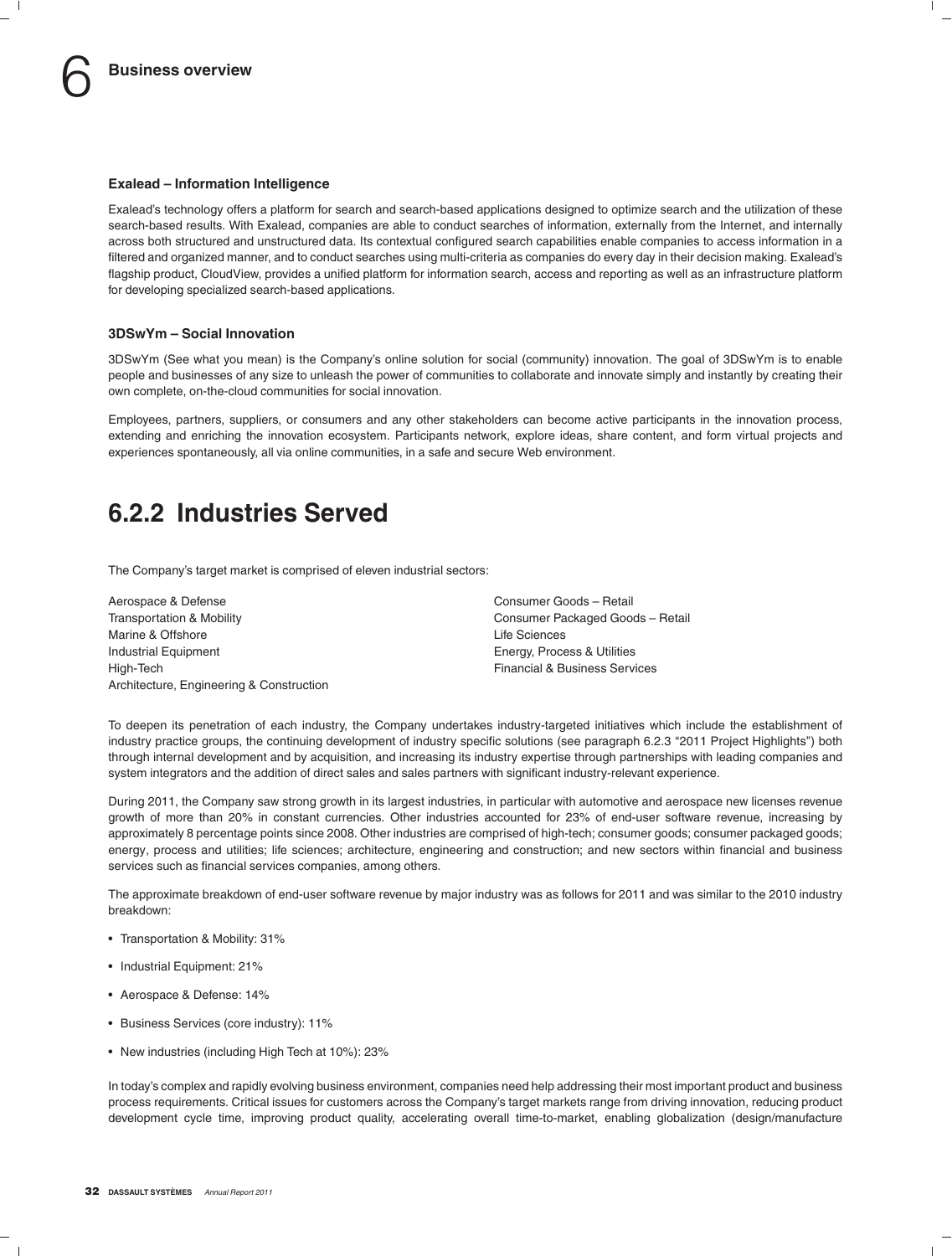### Exalead – Information Intelligence

Exalead's technology offers a platform for search and search-based applications designed to optimize search and the utilization of these search-based results. With Exalead, companies are able to conduct searches of information, externally from the Internet, and internally across both structured and unstructured data. Its contextual configured search capabilities enable companies to access information in a filtered and organized manner, and to conduct searches using multi-criteria as companies do every day in their decision making. Exalead's flagship product, CloudView, provides a unified platform for information search, access and reporting as well as an infrastructure platform for developing specialized search-based applications.

### 3DSwYm – Social Innovation

3DSwYm (See what you mean) is the Company's online solution for social (community) innovation. The goal of 3DSwYm is to enable people and businesses of any size to unleash the power of communities to collaborate and innovate simply and instantly by creating their own complete, on-the-cloud communities for social innovation.

Employees, partners, suppliers, or consumers and any other stakeholders can become active participants in the innovation process, extending and enriching the innovation ecosystem. Participants network, explore ideas, share content, and form virtual projects and experiences spontaneously, all via online communities, in a safe and secure Web environment.

## 6.2.2 Industries Served

The Company's target market is comprised of eleven industrial sectors:

Aerospace & Defense
Transportation & Mobility
Marine & Offshore
Industrial Equipment
High-Tech
Architecture, Engineering & Construction
Consumer Goods – Retail
Consumer Packaged Goods – Retail
Life Sciences
Energy, Process & Utilities
Financial & Business Services

To deepen its penetration of each industry, the Company undertakes industry-targeted initiatives which include the establishment of industry practice groups, the continuing development of industry specific solutions (see paragraph 6.2.3 "2011 Project Highlights") both through internal development and by acquisition, and increasing its industry expertise through partnerships with leading companies and system integrators and the addition of direct sales and sales partners with significant industry-relevant experience.

During 2011, the Company saw strong growth in its largest industries, in particular with automotive and aerospace new licenses revenue growth of more than 20% in constant currencies. Other industries accounted for 23% of end-user software revenue, increasing by approximately 8 percentage points since 2008. Other industries are comprised of high-tech; consumer goods; consumer packaged goods; energy, process and utilities; life sciences; architecture, engineering and construction; and new sectors within financial and business services such as financial services companies, among others.

The approximate breakdown of end-user software revenue by major industry was as follows for 2011 and was similar to the 2010 industry breakdown:

- Transportation & Mobility: 31%
- Industrial Equipment: 21%
- Aerospace & Defense: 14%
- Business Services (core industry): 11%
- New industries (including High Tech at 10%): 23%

In today's complex and rapidly evolving business environment, companies need help addressing their most important product and business process requirements. Critical issues for customers across the Company's target markets range from driving innovation, reducing product development cycle time, improving product quality, accelerating overall time-to-market, enabling globalization (design/manufacture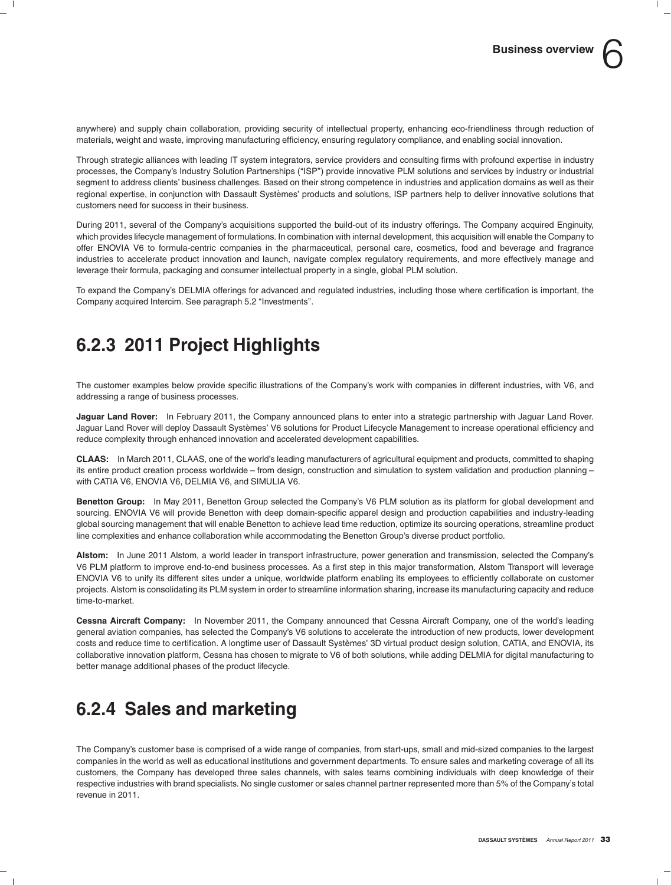anywhere) and supply chain collaboration, providing security of intellectual property, enhancing eco-friendliness through reduction of materials, weight and waste, improving manufacturing efficiency, ensuring regulatory compliance, and enabling social innovation.

Through strategic alliances with leading IT system integrators, service providers and consulting firms with profound expertise in industry processes, the Company's Industry Solution Partnerships ("ISP") provide innovative PLM solutions and services by industry or industrial segment to address clients' business challenges. Based on their strong competence in industries and application domains as well as their regional expertise, in conjunction with Dassault Systèmes' products and solutions, ISP partners help to deliver innovative solutions that customers need for success in their business.

During 2011, several of the Company's acquisitions supported the build-out of its industry offerings. The Company acquired Enginuity, which provides lifecycle management of formulations. In combination with internal development, this acquisition will enable the Company to offer ENOVIA V6 to formula-centric companies in the pharmaceutical, personal care, cosmetics, food and beverage and fragrance industries to accelerate product innovation and launch, navigate complex regulatory requirements, and more effectively manage and leverage their formula, packaging and consumer intellectual property in a single, global PLM solution.

To expand the Company's DELMIA offerings for advanced and regulated industries, including those where certification is important, the Company acquired Intercim. See paragraph 5.2 "Investments".

## 6.2.3 2011 Project Highlights

The customer examples below provide specific illustrations of the Company's work with companies in different industries, with V6, and addressing a range of business processes.

**Jaguar Land Rover:** In February 2011, the Company announced plans to enter into a strategic partnership with Jaguar Land Rover. Jaguar Land Rover will deploy Dassault Systèmes' V6 solutions for Product Lifecycle Management to increase operational efficiency and reduce complexity through enhanced innovation and accelerated development capabilities.

**CLAAS:** In March 2011, CLAAS, one of the world's leading manufacturers of agricultural equipment and products, committed to shaping its entire product creation process worldwide – from design, construction and simulation to system validation and production planning – with CATIA V6, ENOVIA V6, DELMIA V6, and SIMULIA V6.

**Benetton Group:** In May 2011, Benetton Group selected the Company's V6 PLM solution as its platform for global development and sourcing. ENOVIA V6 will provide Benetton with deep domain-specific apparel design and production capabilities and industry-leading global sourcing management that will enable Benetton to achieve lead time reduction, optimize its sourcing operations, streamline product line complexities and enhance collaboration while accommodating the Benetton Group's diverse product portfolio.

**Alstom:** In June 2011 Alstom, a world leader in transport infrastructure, power generation and transmission, selected the Company's V6 PLM platform to improve end-to-end business processes. As a first step in this major transformation, Alstom Transport will leverage ENOVIA V6 to unify its different sites under a unique, worldwide platform enabling its employees to efficiently collaborate on customer projects. Alstom is consolidating its PLM system in order to streamline information sharing, increase its manufacturing capacity and reduce time-to-market.

**Cessna Aircraft Company:** In November 2011, the Company announced that Cessna Aircraft Company, one of the world's leading general aviation companies, has selected the Company's V6 solutions to accelerate the introduction of new products, lower development costs and reduce time to certification. A longtime user of Dassault Systèmes' 3D virtual product design solution, CATIA, and ENOVIA, its collaborative innovation platform, Cessna has chosen to migrate to V6 of both solutions, while adding DELMIA for digital manufacturing to better manage additional phases of the product lifecycle.

## 6.2.4 Sales and marketing

The Company's customer base is comprised of a wide range of companies, from start-ups, small and mid-sized companies to the largest companies in the world as well as educational institutions and government departments. To ensure sales and marketing coverage of all its customers, the Company has developed three sales channels, with sales teams combining individuals with deep knowledge of their respective industries with brand specialists. No single customer or sales channel partner represented more than 5% of the Company's total revenue in 2011.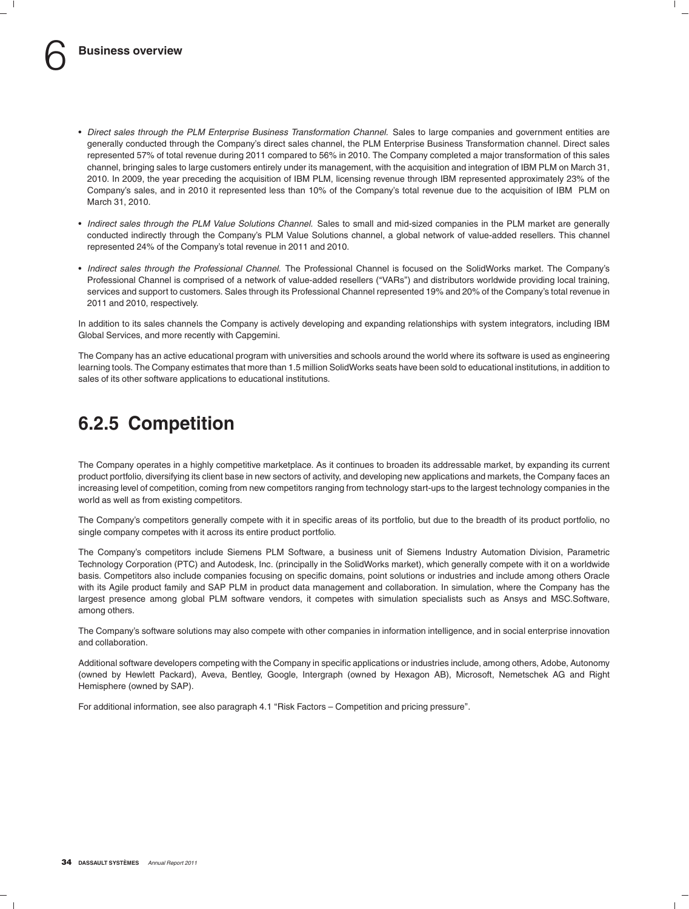- *Direct sales through the PLM Enterprise Business Transformation Channel.* Sales to large companies and government entities are generally conducted through the Company's direct sales channel, the PLM Enterprise Business Transformation channel. Direct sales represented 57% of total revenue during 2011 compared to 56% in 2010. The Company completed a major transformation of this sales channel, bringing sales to large customers entirely under its management, with the acquisition and integration of IBM PLM on March 31, 2010. In 2009, the year preceding the acquisition of IBM PLM, licensing revenue through IBM represented approximately 23% of the Company's sales, and in 2010 it represented less than 10% of the Company's total revenue due to the acquisition of IBM PLM on March 31, 2010.
- *Indirect sales through the PLM Value Solutions Channel.* Sales to small and mid-sized companies in the PLM market are generally conducted indirectly through the Company's PLM Value Solutions channel, a global network of value-added resellers. This channel represented 24% of the Company's total revenue in 2011 and 2010.
- *Indirect sales through the Professional Channel.* The Professional Channel is focused on the SolidWorks market. The Company's Professional Channel is comprised of a network of value-added resellers ("VARs") and distributors worldwide providing local training, services and support to customers. Sales through its Professional Channel represented 19% and 20% of the Company's total revenue in 2011 and 2010, respectively.

In addition to its sales channels the Company is actively developing and expanding relationships with system integrators, including IBM Global Services, and more recently with Capgemini.

The Company has an active educational program with universities and schools around the world where its software is used as engineering learning tools. The Company estimates that more than 1.5 million SolidWorks seats have been sold to educational institutions, in addition to sales of its other software applications to educational institutions.

## 6.2.5 Competition

The Company operates in a highly competitive marketplace. As it continues to broaden its addressable market, by expanding its current product portfolio, diversifying its client base in new sectors of activity, and developing new applications and markets, the Company faces an increasing level of competition, coming from new competitors ranging from technology start-ups to the largest technology companies in the world as well as from existing competitors.

The Company's competitors generally compete with it in specific areas of its portfolio, but due to the breadth of its product portfolio, no single company competes with it across its entire product portfolio.

The Company's competitors include Siemens PLM Software, a business unit of Siemens Industry Automation Division, Parametric Technology Corporation (PTC) and Autodesk, Inc. (principally in the SolidWorks market), which generally compete with it on a worldwide basis. Competitors also include companies focusing on specific domains, point solutions or industries and include among others Oracle with its Agile product family and SAP PLM in product data management and collaboration. In simulation, where the Company has the largest presence among global PLM software vendors, it competes with simulation specialists such as Ansys and MSC.Software, among others.

The Company's software solutions may also compete with other companies in information intelligence, and in social enterprise innovation and collaboration.

Additional software developers competing with the Company in specific applications or industries include, among others, Adobe, Autonomy (owned by Hewlett Packard), Aveva, Bentley, Google, Intergraph (owned by Hexagon AB), Microsoft, Nemetschek AG and Right Hemisphere (owned by SAP).

For additional information, see also paragraph 4.1 "Risk Factors – Competition and pricing pressure".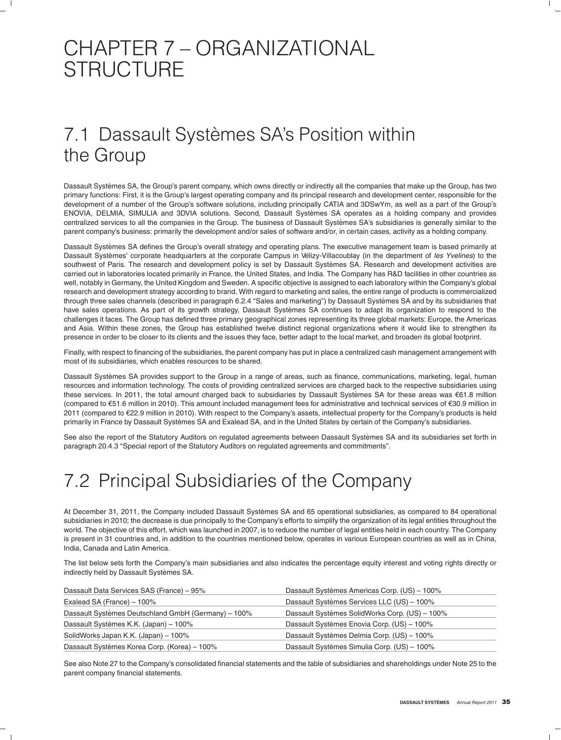# CHAPTER 7 – ORGANIZATIONAL STRUCTURE

## 7.1 Dassault Systèmes SA's Position within the Group

Dassault Systèmes SA, the Group's parent company, which owns directly or indirectly all the companies that make up the Group, has two primary functions: First, it is the Group's largest operating company and its principal research and development center, responsible for the development of a number of the Group's software solutions, including principally CATIA and 3DSwYm, as well as a part of the Group's ENOVIA, DELMIA, SIMULIA and 3DVIA solutions. Second, Dassault Systèmes SA operates as a holding company and provides centralized services to all the companies in the Group. The business of Dassault Systèmes SA's subsidiaries is generally similar to the parent company's business: primarily the development and/or sales of software and/or, in certain cases, activity as a holding company.

Dassault Systèmes SA defines the Group's overall strategy and operating plans. The executive management team is based primarily at Dassault Systèmes' corporate headquarters at the corporate Campus in Vélizy-Villacoublay (in the department of *les Yvelines*) to the southwest of Paris. The research and development policy is set by Dassault Systèmes SA. Research and development activities are carried out in laboratories located primarily in France, the United States, and India. The Company has R&D facilities in other countries as well, notably in Germany, the United Kingdom and Sweden. A specific objective is assigned to each laboratory within the Company's global research and development strategy according to brand. With regard to marketing and sales, the entire range of products is commercialized through three sales channels (described in paragraph 6.2.4 "Sales and marketing") by Dassault Systèmes SA and by its subsidiaries that have sales operations. As part of its growth strategy, Dassault Systèmes SA continues to adapt its organization to respond to the challenges it faces. The Group has defined three primary geographical zones representing its three global markets: Europe, the Americas and Asia. Within these zones, the Group has established twelve distinct regional organizations where it would like to strengthen its presence in order to be closer to its clients and the issues they face, better adapt to the local market, and broaden its global footprint.

Finally, with respect to financing of the subsidiaries, the parent company has put in place a centralized cash management arrangement with most of its subsidiaries, which enables resources to be shared.

Dassault Systèmes SA provides support to the Group in a range of areas, such as finance, communications, marketing, legal, human resources and information technology. The costs of providing centralized services are charged back to the respective subsidiaries using these services. In 2011, the total amount charged back to subsidiaries by Dassault Systèmes SA for these areas was €61.8 million (compared to €51.6 million in 2010). This amount included management fees for administrative and technical services of €30.9 million in 2011 (compared to €22.9 million in 2010). With respect to the Company's assets, intellectual property for the Company's products is held primarily in France by Dassault Systèmes SA and Exalead SA, and in the United States by certain of the Company's subsidiaries.

See also the report of the Statutory Auditors on regulated agreements between Dassault Systèmes SA and its subsidiaries set forth in paragraph 20.4.3 "Special report of the Statutory Auditors on regulated agreements and commitments".

## 7.2 Principal Subsidiaries of the Company

At December 31, 2011, the Company included Dassault Systèmes SA and 65 operational subsidiaries, as compared to 84 operational subsidiaries in 2010; the decrease is due principally to the Company's efforts to simplify the organization of its legal entities throughout the world. The objective of this effort, which was launched in 2007, is to reduce the number of legal entities held in each country. The Company is present in 31 countries and, in addition to the countries mentioned below, operates in various European countries as well as in China, India, Canada and Latin America.

The list below sets forth the Company's main subsidiaries and also indicates the percentage equity interest and voting rights directly or indirectly held by Dassault Systèmes SA.

| | |
|---|---|
| Dassault Data Services SAS (France) – 95% | Dassault Systèmes Americas Corp. (US) – 100% |
| Exalead SA (France) – 100% | Dassault Systèmes Services LLC (US) – 100% |
| Dassault Systèmes Deutschland GmbH (Germany) – 100% | Dassault Systèmes SolidWorks Corp. (US) – 100% |
| Dassault Systèmes K.K. (Japan) – 100% | Dassault Systèmes Enovia Corp. (US) – 100% |
| SolidWorks Japan K.K. (Japan) – 100% | Dassault Systèmes Delmia Corp. (US) – 100% |
| Dassault Systèmes Korea Corp. (Korea) – 100% | Dassault Systèmes Simulia Corp. (US) – 100% |

See also Note 27 to the Company's consolidated financial statements and the table of subsidiaries and shareholdings under Note 25 to the parent company financial statements.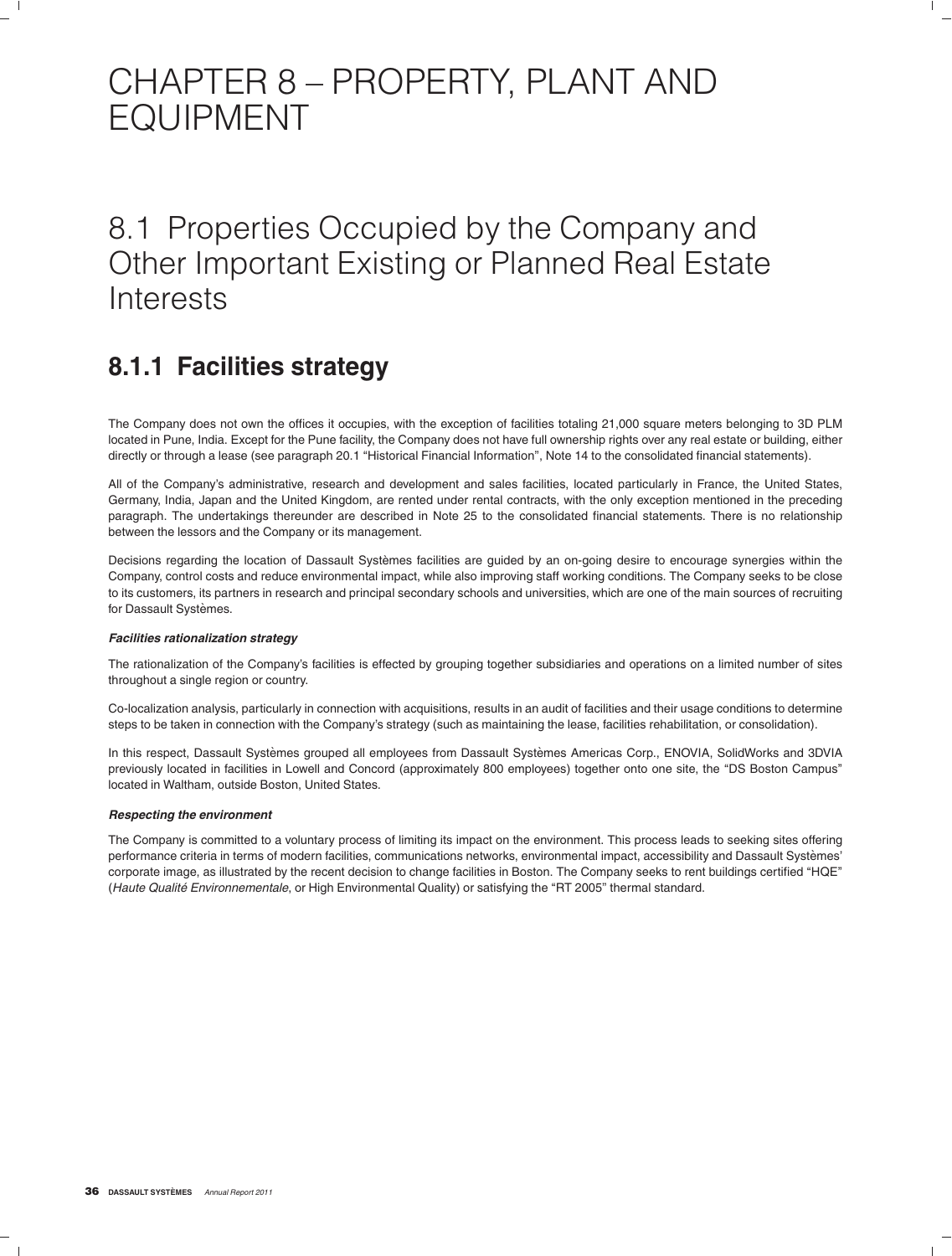# CHAPTER 8 – PROPERTY, PLANT AND EQUIPMENT

## 8.1 Properties Occupied by the Company and Other Important Existing or Planned Real Estate Interests

### 8.1.1 Facilities strategy

The Company does not own the offices it occupies, with the exception of facilities totaling 21,000 square meters belonging to 3D PLM located in Pune, India. Except for the Pune facility, the Company does not have full ownership rights over any real estate or building, either directly or through a lease (see paragraph 20.1 "Historical Financial Information", Note 14 to the consolidated financial statements).

All of the Company's administrative, research and development and sales facilities, located particularly in France, the United States, Germany, India, Japan and the United Kingdom, are rented under rental contracts, with the only exception mentioned in the preceding paragraph. The undertakings thereunder are described in Note 25 to the consolidated financial statements. There is no relationship between the lessors and the Company or its management.

Decisions regarding the location of Dassault Systèmes facilities are guided by an on-going desire to encourage synergies within the Company, control costs and reduce environmental impact, while also improving staff working conditions. The Company seeks to be close to its customers, its partners in research and principal secondary schools and universities, which are one of the main sources of recruiting for Dassault Systèmes.

***Facilities rationalization strategy***

The rationalization of the Company's facilities is effected by grouping together subsidiaries and operations on a limited number of sites throughout a single region or country.

Co-localization analysis, particularly in connection with acquisitions, results in an audit of facilities and their usage conditions to determine steps to be taken in connection with the Company's strategy (such as maintaining the lease, facilities rehabilitation, or consolidation).

In this respect, Dassault Systèmes grouped all employees from Dassault Systèmes Americas Corp., ENOVIA, SolidWorks and 3DVIA previously located in facilities in Lowell and Concord (approximately 800 employees) together onto one site, the "DS Boston Campus" located in Waltham, outside Boston, United States.

***Respecting the environment***

The Company is committed to a voluntary process of limiting its impact on the environment. This process leads to seeking sites offering performance criteria in terms of modern facilities, communications networks, environmental impact, accessibility and Dassault Systèmes' corporate image, as illustrated by the recent decision to change facilities in Boston. The Company seeks to rent buildings certified "HQE" (*Haute Qualité Environnementale*, or High Environmental Quality) or satisfying the "RT 2005" thermal standard.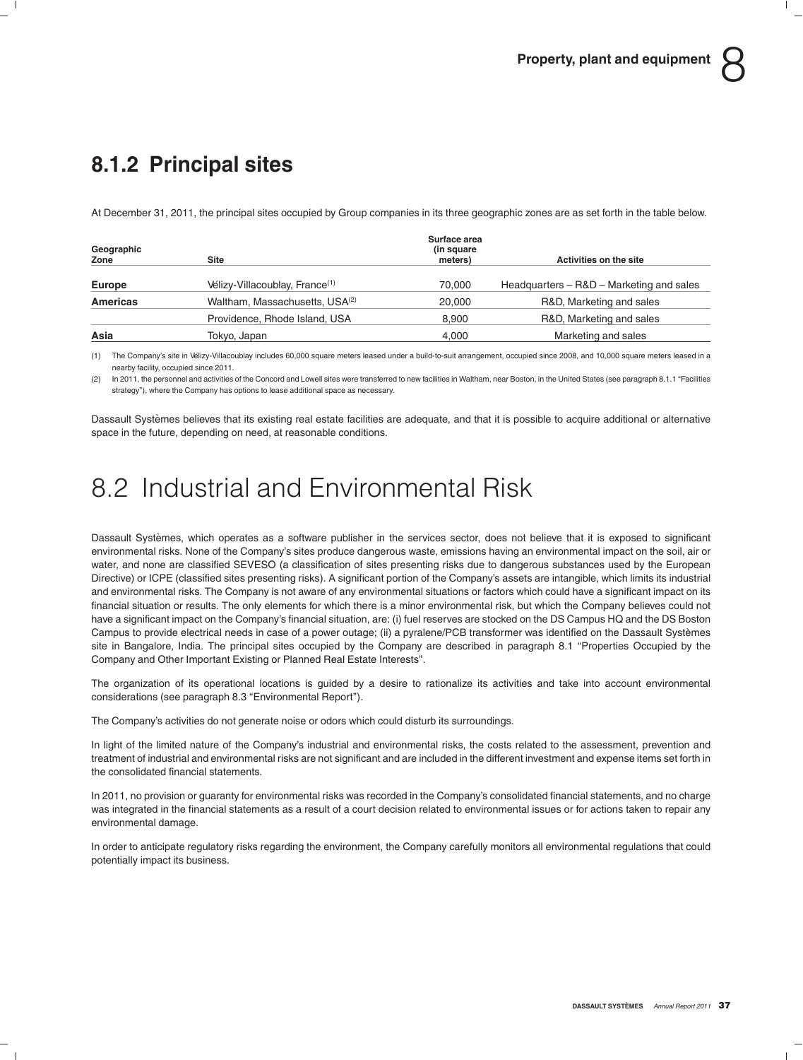## 8.1.2 Principal sites

At December 31, 2011, the principal sites occupied by Group companies in its three geographic zones are as set forth in the table below.

| Geographic Zone | Site | Surface area (in square meters) | Activities on the site |
|---|---|---|---|
| **Europe** | Vélizy-Villacoublay, France[(1)] | 70,000 | Headquarters – R&D – Marketing and sales |
| **Americas** | Waltham, Massachusetts, USA[(2)] | 20,000 | R&D, Marketing and sales |
| | Providence, Rhode Island, USA | 8,900 | R&D, Marketing and sales |
| **Asia** | Tokyo, Japan | 4,000 | Marketing and sales |

(1) The Company's site in Vélizy-Villacoublay includes 60,000 square meters leased under a build-to-suit arrangement, occupied since 2008, and 10,000 square meters leased in a nearby facility, occupied since 2011.

(2) In 2011, the personnel and activities of the Concord and Lowell sites were transferred to new facilities in Waltham, near Boston, in the United States (see paragraph 8.1.1 "Facilities strategy"), where the Company has options to lease additional space as necessary.

Dassault Systèmes believes that its existing real estate facilities are adequate, and that it is possible to acquire additional or alternative space in the future, depending on need, at reasonable conditions.

# 8.2 Industrial and Environmental Risk

Dassault Systèmes, which operates as a software publisher in the services sector, does not believe that it is exposed to significant environmental risks. None of the Company's sites produce dangerous waste, emissions having an environmental impact on the soil, air or water, and none are classified SEVESO (a classification of sites presenting risks due to dangerous substances used by the European Directive) or ICPE (classified sites presenting risks). A significant portion of the Company's assets are intangible, which limits its industrial and environmental risks. The Company is not aware of any environmental situations or factors which could have a significant impact on its financial situation or results. The only elements for which there is a minor environmental risk, but which the Company believes could not have a significant impact on the Company's financial situation, are: (i) fuel reserves are stocked on the DS Campus HQ and the DS Boston Campus to provide electrical needs in case of a power outage; (ii) a pyralene/PCB transformer was identified on the Dassault Systèmes site in Bangalore, India. The principal sites occupied by the Company are described in paragraph 8.1 "Properties Occupied by the Company and Other Important Existing or Planned Real Estate Interests".

The organization of its operational locations is guided by a desire to rationalize its activities and take into account environmental considerations (see paragraph 8.3 "Environmental Report").

The Company's activities do not generate noise or odors which could disturb its surroundings.

In light of the limited nature of the Company's industrial and environmental risks, the costs related to the assessment, prevention and treatment of industrial and environmental risks are not significant and are included in the different investment and expense items set forth in the consolidated financial statements.

In 2011, no provision or guaranty for environmental risks was recorded in the Company's consolidated financial statements, and no charge was integrated in the financial statements as a result of a court decision related to environmental issues or for actions taken to repair any environmental damage.

In order to anticipate regulatory risks regarding the environment, the Company carefully monitors all environmental regulations that could potentially impact its business.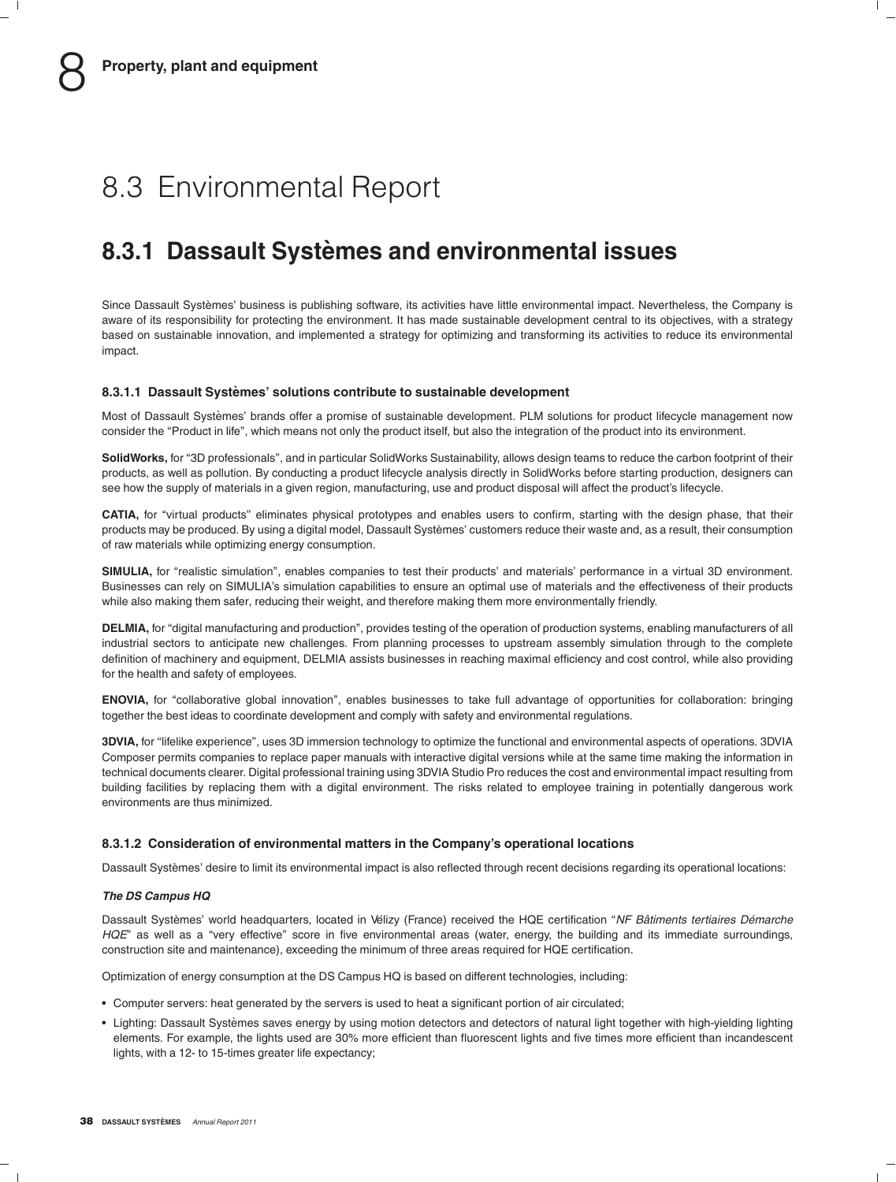# 8.3 Environmental Report

## 8.3.1 Dassault Systèmes and environmental issues

Since Dassault Systèmes' business is publishing software, its activities have little environmental impact. Nevertheless, the Company is aware of its responsibility for protecting the environment. It has made sustainable development central to its objectives, with a strategy based on sustainable innovation, and implemented a strategy for optimizing and transforming its activities to reduce its environmental impact.

### 8.3.1.1 Dassault Systèmes' solutions contribute to sustainable development

Most of Dassault Systèmes' brands offer a promise of sustainable development. PLM solutions for product lifecycle management now consider the "Product in life", which means not only the product itself, but also the integration of the product into its environment.

**SolidWorks,** for "3D professionals", and in particular SolidWorks Sustainability, allows design teams to reduce the carbon footprint of their products, as well as pollution. By conducting a product lifecycle analysis directly in SolidWorks before starting production, designers can see how the supply of materials in a given region, manufacturing, use and product disposal will affect the product's lifecycle.

**CATIA,** for "virtual products" eliminates physical prototypes and enables users to confirm, starting with the design phase, that their products may be produced. By using a digital model, Dassault Systèmes' customers reduce their waste and, as a result, their consumption of raw materials while optimizing energy consumption.

**SIMULIA,** for "realistic simulation", enables companies to test their products' and materials' performance in a virtual 3D environment. Businesses can rely on SIMULIA's simulation capabilities to ensure an optimal use of materials and the effectiveness of their products while also making them safer, reducing their weight, and therefore making them more environmentally friendly.

**DELMIA,** for "digital manufacturing and production", provides testing of the operation of production systems, enabling manufacturers of all industrial sectors to anticipate new challenges. From planning processes to upstream assembly simulation through to the complete definition of machinery and equipment, DELMIA assists businesses in reaching maximal efficiency and cost control, while also providing for the health and safety of employees.

**ENOVIA,** for "collaborative global innovation", enables businesses to take full advantage of opportunities for collaboration: bringing together the best ideas to coordinate development and comply with safety and environmental regulations.

**3DVIA,** for "lifelike experience", uses 3D immersion technology to optimize the functional and environmental aspects of operations. 3DVIA Composer permits companies to replace paper manuals with interactive digital versions while at the same time making the information in technical documents clearer. Digital professional training using 3DVIA Studio Pro reduces the cost and environmental impact resulting from building facilities by replacing them with a digital environment. The risks related to employee training in potentially dangerous work environments are thus minimized.

### 8.3.1.2 Consideration of environmental matters in the Company's operational locations

Dassault Systèmes' desire to limit its environmental impact is also reflected through recent decisions regarding its operational locations:

***The DS Campus HQ***

Dassault Systèmes' world headquarters, located in Vélizy (France) received the HQE certification "*NF Bâtiments tertiaires Démarche HQE*" as well as a "very effective" score in five environmental areas (water, energy, the building and its immediate surroundings, construction site and maintenance), exceeding the minimum of three areas required for HQE certification.

Optimization of energy consumption at the DS Campus HQ is based on different technologies, including:

- Computer servers: heat generated by the servers is used to heat a significant portion of air circulated;
- Lighting: Dassault Systèmes saves energy by using motion detectors and detectors of natural light together with high-yielding lighting elements. For example, the lights used are 30% more efficient than fluorescent lights and five times more efficient than incandescent lights, with a 12- to 15-times greater life expectancy;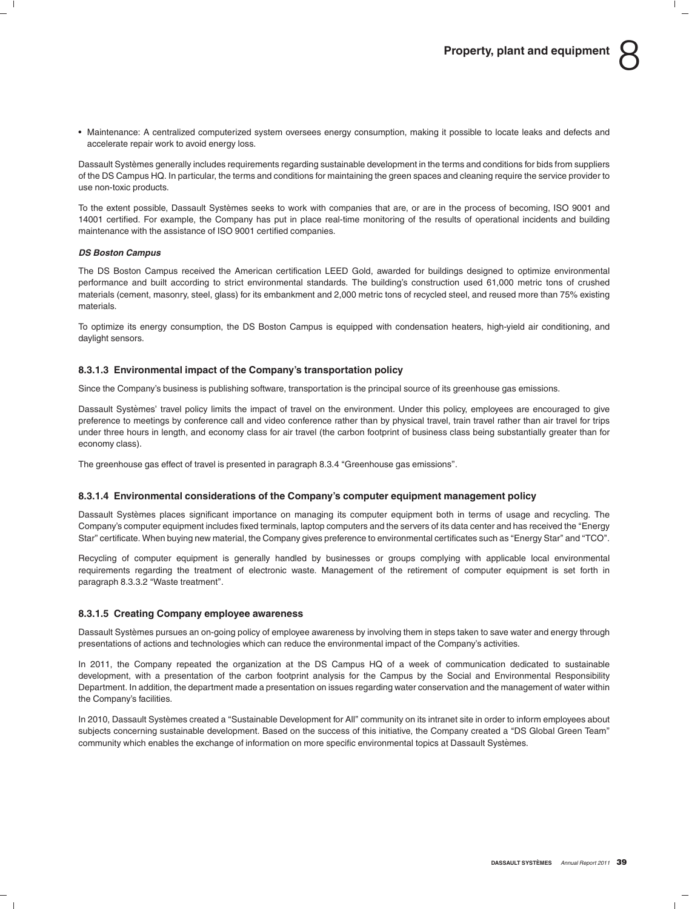- Maintenance: A centralized computerized system oversees energy consumption, making it possible to locate leaks and defects and accelerate repair work to avoid energy loss.

Dassault Systèmes generally includes requirements regarding sustainable development in the terms and conditions for bids from suppliers of the DS Campus HQ. In particular, the terms and conditions for maintaining the green spaces and cleaning require the service provider to use non-toxic products.

To the extent possible, Dassault Systèmes seeks to work with companies that are, or are in the process of becoming, ISO 9001 and 14001 certified. For example, the Company has put in place real-time monitoring of the results of operational incidents and building maintenance with the assistance of ISO 9001 certified companies.

***DS Boston Campus***

The DS Boston Campus received the American certification LEED Gold, awarded for buildings designed to optimize environmental performance and built according to strict environmental standards. The building's construction used 61,000 metric tons of crushed materials (cement, masonry, steel, glass) for its embankment and 2,000 metric tons of recycled steel, and reused more than 75% existing materials.

To optimize its energy consumption, the DS Boston Campus is equipped with condensation heaters, high-yield air conditioning, and daylight sensors.

### 8.3.1.3 Environmental impact of the Company's transportation policy

Since the Company's business is publishing software, transportation is the principal source of its greenhouse gas emissions.

Dassault Systèmes' travel policy limits the impact of travel on the environment. Under this policy, employees are encouraged to give preference to meetings by conference call and video conference rather than by physical travel, train travel rather than air travel for trips under three hours in length, and economy class for air travel (the carbon footprint of business class being substantially greater than for economy class).

The greenhouse gas effect of travel is presented in paragraph 8.3.4 "Greenhouse gas emissions".

### 8.3.1.4 Environmental considerations of the Company's computer equipment management policy

Dassault Systèmes places significant importance on managing its computer equipment both in terms of usage and recycling. The Company's computer equipment includes fixed terminals, laptop computers and the servers of its data center and has received the "Energy Star" certificate. When buying new material, the Company gives preference to environmental certificates such as "Energy Star" and "TCO".

Recycling of computer equipment is generally handled by businesses or groups complying with applicable local environmental requirements regarding the treatment of electronic waste. Management of the retirement of computer equipment is set forth in paragraph 8.3.3.2 "Waste treatment".

### 8.3.1.5 Creating Company employee awareness

Dassault Systèmes pursues an on-going policy of employee awareness by involving them in steps taken to save water and energy through presentations of actions and technologies which can reduce the environmental impact of the Company's activities.

In 2011, the Company repeated the organization at the DS Campus HQ of a week of communication dedicated to sustainable development, with a presentation of the carbon footprint analysis for the Campus by the Social and Environmental Responsibility Department. In addition, the department made a presentation on issues regarding water conservation and the management of water within the Company's facilities.

In 2010, Dassault Systèmes created a "Sustainable Development for All" community on its intranet site in order to inform employees about subjects concerning sustainable development. Based on the success of this initiative, the Company created a "DS Global Green Team" community which enables the exchange of information on more specific environmental topics at Dassault Systèmes.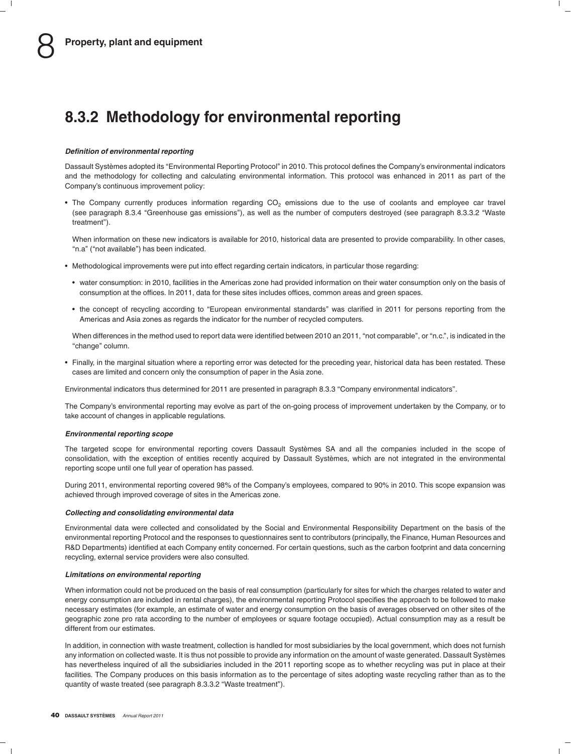## 8.3.2 Methodology for environmental reporting

***Definition of environmental reporting***

Dassault Systèmes adopted its "Environmental Reporting Protocol" in 2010. This protocol defines the Company's environmental indicators and the methodology for collecting and calculating environmental information. This protocol was enhanced in 2011 as part of the Company's continuous improvement policy:

- The Company currently produces information regarding $CO_2$ emissions due to the use of coolants and employee car travel (see paragraph 8.3.4 "Greenhouse gas emissions"), as well as the number of computers destroyed (see paragraph 8.3.3.2 "Waste treatment").

  When information on these new indicators is available for 2010, historical data are presented to provide comparability. In other cases, "n.a" ("not available") has been indicated.

- Methodological improvements were put into effect regarding certain indicators, in particular those regarding:

  - water consumption: in 2010, facilities in the Americas zone had provided information on their water consumption only on the basis of consumption at the offices. In 2011, data for these sites includes offices, common areas and green spaces.

  - the concept of recycling according to "European environmental standards" was clarified in 2011 for persons reporting from the Americas and Asia zones as regards the indicator for the number of recycled computers.

  When differences in the method used to report data were identified between 2010 an 2011, "not comparable", or "n.c.", is indicated in the "change" column.

- Finally, in the marginal situation where a reporting error was detected for the preceding year, historical data has been restated. These cases are limited and concern only the consumption of paper in the Asia zone.

Environmental indicators thus determined for 2011 are presented in paragraph 8.3.3 "Company environmental indicators".

The Company's environmental reporting may evolve as part of the on-going process of improvement undertaken by the Company, or to take account of changes in applicable regulations.

***Environmental reporting scope***

The targeted scope for environmental reporting covers Dassault Systèmes SA and all the companies included in the scope of consolidation, with the exception of entities recently acquired by Dassault Systèmes, which are not integrated in the environmental reporting scope until one full year of operation has passed.

During 2011, environmental reporting covered 98% of the Company's employees, compared to 90% in 2010. This scope expansion was achieved through improved coverage of sites in the Americas zone.

***Collecting and consolidating environmental data***

Environmental data were collected and consolidated by the Social and Environmental Responsibility Department on the basis of the environmental reporting Protocol and the responses to questionnaires sent to contributors (principally, the Finance, Human Resources and R&D Departments) identified at each Company entity concerned. For certain questions, such as the carbon footprint and data concerning recycling, external service providers were also consulted.

***Limitations on environmental reporting***

When information could not be produced on the basis of real consumption (particularly for sites for which the charges related to water and energy consumption are included in rental charges), the environmental reporting Protocol specifies the approach to be followed to make necessary estimates (for example, an estimate of water and energy consumption on the basis of averages observed on other sites of the geographic zone pro rata according to the number of employees or square footage occupied). Actual consumption may as a result be different from our estimates.

In addition, in connection with waste treatment, collection is handled for most subsidiaries by the local government, which does not furnish any information on collected waste. It is thus not possible to provide any information on the amount of waste generated. Dassault Systèmes has nevertheless inquired of all the subsidiaries included in the 2011 reporting scope as to whether recycling was put in place at their facilities. The Company produces on this basis information as to the percentage of sites adopting waste recycling rather than as to the quantity of waste treated (see paragraph 8.3.3.2 "Waste treatment").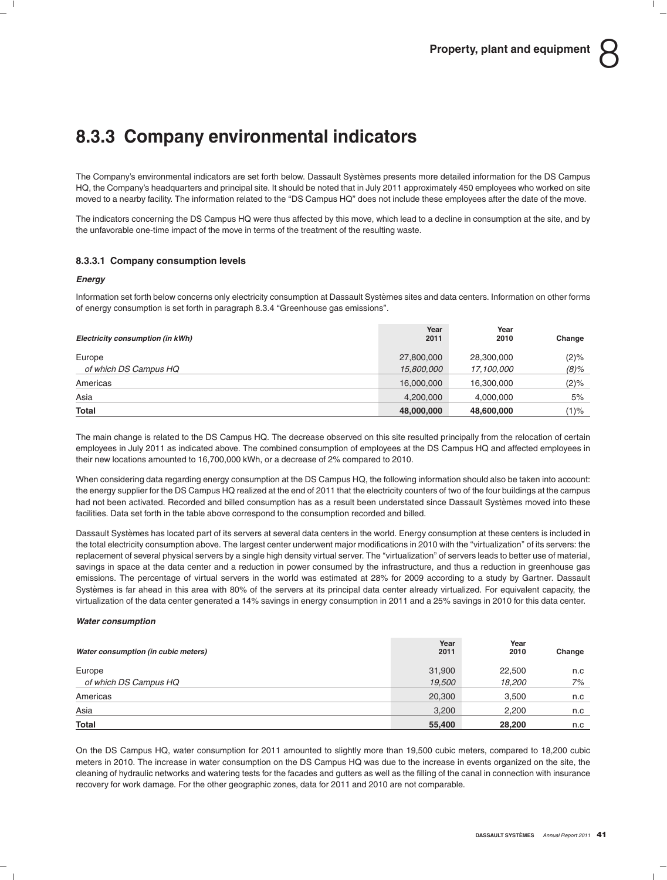# 8.3.3 Company environmental indicators

The Company's environmental indicators are set forth below. Dassault Systèmes presents more detailed information for the DS Campus HQ, the Company's headquarters and principal site. It should be noted that in July 2011 approximately 450 employees who worked on site moved to a nearby facility. The information related to the "DS Campus HQ" does not include these employees after the date of the move.

The indicators concerning the DS Campus HQ were thus affected by this move, which lead to a decline in consumption at the site, and by the unfavorable one-time impact of the move in terms of the treatment of the resulting waste.

### 8.3.3.1 Company consumption levels

***Energy***

Information set forth below concerns only electricity consumption at Dassault Systèmes sites and data centers. Information on other forms of energy consumption is set forth in paragraph 8.3.4 "Greenhouse gas emissions".

| *Electricity consumption (in kWh)* | Year 2011 | Year 2010 | Change |
|---|---|---|---|
| Europe | 27,800,000 | 28,300,000 | (2)% |
| *of which DS Campus HQ* | *15,800,000* | *17,100,000* | *(8)%* |
| Americas | 16,000,000 | 16,300,000 | (2)% |
| Asia | 4,200,000 | 4,000,000 | 5% |
| **Total** | **48,000,000** | **48,600,000** | (1)% |

The main change is related to the DS Campus HQ. The decrease observed on this site resulted principally from the relocation of certain employees in July 2011 as indicated above. The combined consumption of employees at the DS Campus HQ and affected employees in their new locations amounted to 16,700,000 kWh, or a decrease of 2% compared to 2010.

When considering data regarding energy consumption at the DS Campus HQ, the following information should also be taken into account: the energy supplier for the DS Campus HQ realized at the end of 2011 that the electricity counters of two of the four buildings at the campus had not been activated. Recorded and billed consumption has as a result been understated since Dassault Systèmes moved into these facilities. Data set forth in the table above correspond to the consumption recorded and billed.

Dassault Systèmes has located part of its servers at several data centers in the world. Energy consumption at these centers is included in the total electricity consumption above. The largest center underwent major modifications in 2010 with the "virtualization" of its servers: the replacement of several physical servers by a single high density virtual server. The "virtualization" of servers leads to better use of material, savings in space at the data center and a reduction in power consumed by the infrastructure, and thus a reduction in greenhouse gas emissions. The percentage of virtual servers in the world was estimated at 28% for 2009 according to a study by Gartner. Dassault Systèmes is far ahead in this area with 80% of the servers at its principal data center already virtualized. For equivalent capacity, the virtualization of the data center generated a 14% savings in energy consumption in 2011 and a 25% savings in 2010 for this data center.

***Water consumption***

| *Water consumption (in cubic meters)* | Year 2011 | Year 2010 | Change |
|---|---|---|---|
| Europe | 31,900 | 22,500 | n.c |
| *of which DS Campus HQ* | *19,500* | *18,200* | *7%* |
| Americas | 20,300 | 3,500 | n.c |
| Asia | 3,200 | 2,200 | n.c |
| **Total** | **55,400** | **28,200** | n.c |

On the DS Campus HQ, water consumption for 2011 amounted to slightly more than 19,500 cubic meters, compared to 18,200 cubic meters in 2010. The increase in water consumption on the DS Campus HQ was due to the increase in events organized on the site, the cleaning of hydraulic networks and watering tests for the facades and gutters as well as the filling of the canal in connection with insurance recovery for work damage. For the other geographic zones, data for 2011 and 2010 are not comparable.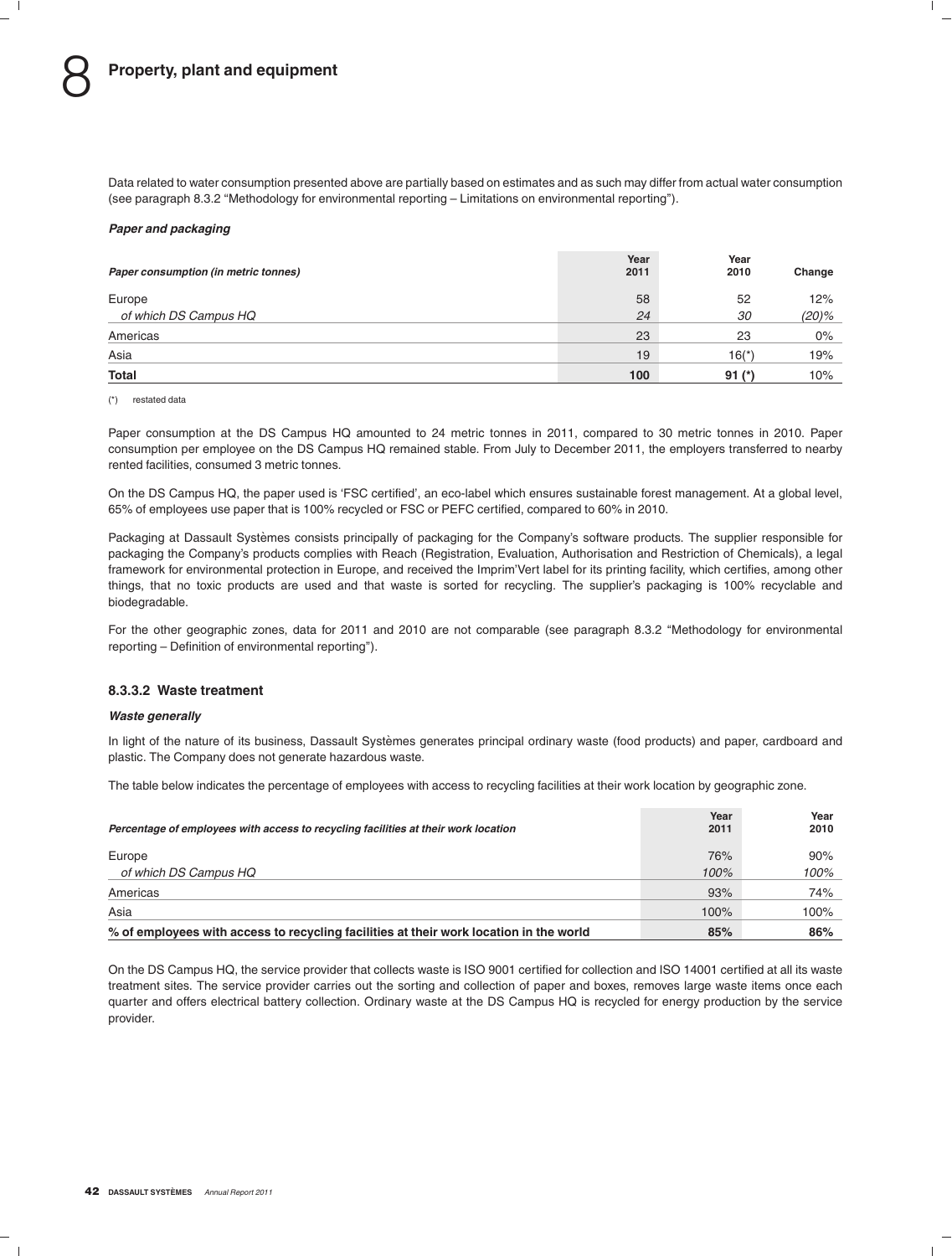Data related to water consumption presented above are partially based on estimates and as such may differ from actual water consumption (see paragraph 8.3.2 "Methodology for environmental reporting – Limitations on environmental reporting").

***Paper and packaging***

| *Paper consumption (in metric tonnes)* | Year 2011 | Year 2010 | Change |
|---|---|---|---|
| Europe | 58 | 52 | 12% |
| *of which DS Campus HQ* | *24* | *30* | *(20)%* |
| Americas | 23 | 23 | 0% |
| Asia | 19 | 16(*) | 19% |
| **Total** | **100** | **91 (*)** | 10% |

(*) restated data

Paper consumption at the DS Campus HQ amounted to 24 metric tonnes in 2011, compared to 30 metric tonnes in 2010. Paper consumption per employee on the DS Campus HQ remained stable. From July to December 2011, the employers transferred to nearby rented facilities, consumed 3 metric tonnes.

On the DS Campus HQ, the paper used is 'FSC certified', an eco-label which ensures sustainable forest management. At a global level, 65% of employees use paper that is 100% recycled or FSC or PEFC certified, compared to 60% in 2010.

Packaging at Dassault Systèmes consists principally of packaging for the Company's software products. The supplier responsible for packaging the Company's products complies with Reach (Registration, Evaluation, Authorisation and Restriction of Chemicals), a legal framework for environmental protection in Europe, and received the Imprim'Vert label for its printing facility, which certifies, among other things, that no toxic products are used and that waste is sorted for recycling. The supplier's packaging is 100% recyclable and biodegradable.

For the other geographic zones, data for 2011 and 2010 are not comparable (see paragraph 8.3.2 "Methodology for environmental reporting – Definition of environmental reporting").

### 8.3.3.2 Waste treatment

***Waste generally***

In light of the nature of its business, Dassault Systèmes generates principal ordinary waste (food products) and paper, cardboard and plastic. The Company does not generate hazardous waste.

The table below indicates the percentage of employees with access to recycling facilities at their work location by geographic zone.

| *Percentage of employees with access to recycling facilities at their work location* | Year 2011 | Year 2010 |
|---|---|---|
| Europe | 76% | 90% |
| *of which DS Campus HQ* | *100%* | *100%* |
| Americas | 93% | 74% |
| Asia | 100% | 100% |
| **% of employees with access to recycling facilities at their work location in the world** | **85%** | **86%** |

On the DS Campus HQ, the service provider that collects waste is ISO 9001 certified for collection and ISO 14001 certified at all its waste treatment sites. The service provider carries out the sorting and collection of paper and boxes, removes large waste items once each quarter and offers electrical battery collection. Ordinary waste at the DS Campus HQ is recycled for energy production by the service provider.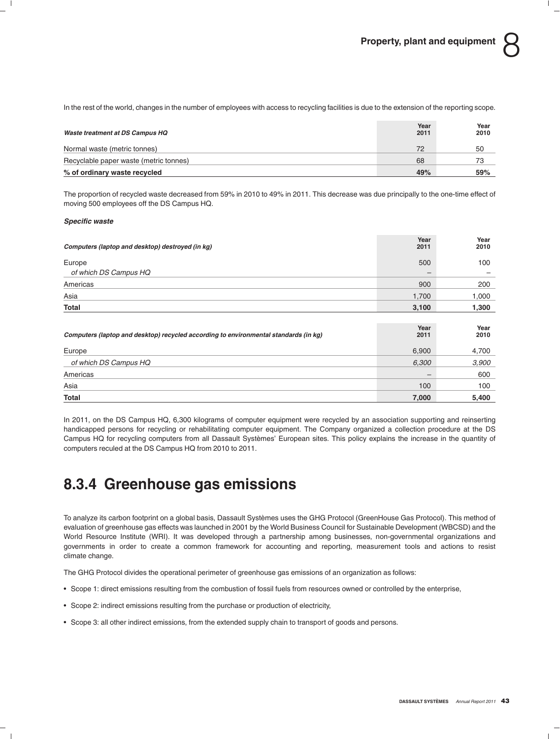In the rest of the world, changes in the number of employees with access to recycling facilities is due to the extension of the reporting scope.

| *Waste treatment at DS Campus HQ* | Year 2011 | Year 2010 |
|---|---|---|
| Normal waste (metric tonnes) | 72 | 50 |
| Recyclable paper waste (metric tonnes) | 68 | 73 |
| **% of ordinary waste recycled** | **49%** | **59%** |

The proportion of recycled waste decreased from 59% in 2010 to 49% in 2011. This decrease was due principally to the one-time effect of moving 500 employees off the DS Campus HQ.

***Specific waste***

| *Computers (laptop and desktop) destroyed (in kg)* | Year 2011 | Year 2010 |
|---|---|---|
| Europe | 500 | 100 |
| *of which DS Campus HQ* | – | – |
| Americas | 900 | 200 |
| Asia | 1,700 | 1,000 |
| **Total** | **3,100** | **1,300** |

| *Computers (laptop and desktop) recycled according to environmental standards (in kg)* | Year 2011 | Year 2010 |
|---|---|---|
| Europe | 6,900 | 4,700 |
| *of which DS Campus HQ* | *6,300* | *3,900* |
| Americas | – | 600 |
| Asia | 100 | 100 |
| **Total** | **7,000** | **5,400** |

In 2011, on the DS Campus HQ, 6,300 kilograms of computer equipment were recycled by an association supporting and reinserting handicapped persons for recycling or rehabilitating computer equipment. The Company organized a collection procedure at the DS Campus HQ for recycling computers from all Dassault Systèmes' European sites. This policy explains the increase in the quantity of computers reculed at the DS Campus HQ from 2010 to 2011.

## 8.3.4 Greenhouse gas emissions

To analyze its carbon footprint on a global basis, Dassault Systèmes uses the GHG Protocol (GreenHouse Gas Protocol). This method of evaluation of greenhouse gas effects was launched in 2001 by the World Business Council for Sustainable Development (WBCSD) and the World Resource Institute (WRI). It was developed through a partnership among businesses, non-governmental organizations and governments in order to create a common framework for accounting and reporting, measurement tools and actions to resist climate change.

The GHG Protocol divides the operational perimeter of greenhouse gas emissions of an organization as follows:

- Scope 1: direct emissions resulting from the combustion of fossil fuels from resources owned or controlled by the enterprise,
- Scope 2: indirect emissions resulting from the purchase or production of electricity,
- Scope 3: all other indirect emissions, from the extended supply chain to transport of goods and persons.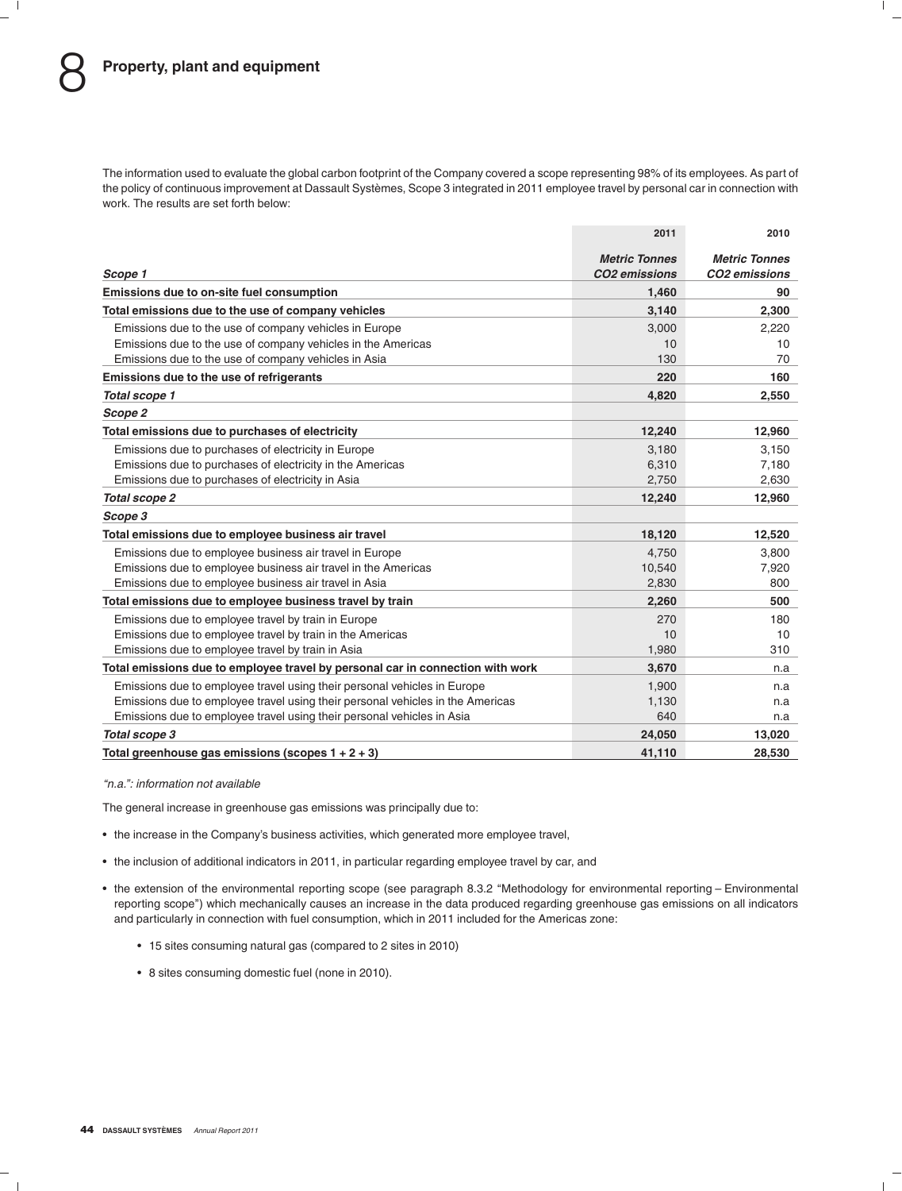# 8 Property, plant and equipment

The information used to evaluate the global carbon footprint of the Company covered a scope representing 98% of its employees. As part of the policy of continuous improvement at Dassault Systèmes, Scope 3 integrated in 2011 employee travel by personal car in connection with work. The results are set forth below:

| | 2011 | 2010 |
|---|---|---|
| ***Scope 1*** | ***Metric Tonnes $CO_2$ emissions*** | ***Metric Tonnes $CO_2$ emissions*** |
| **Emissions due to on-site fuel consumption** | **1,460** | **90** |
| **Total emissions due to the use of company vehicles** | **3,140** | **2,300** |
| Emissions due to the use of company vehicles in Europe | 3,000 | 2,220 |
| Emissions due to the use of company vehicles in the Americas | 10 | 10 |
| Emissions due to the use of company vehicles in Asia | 130 | 70 |
| **Emissions due to the use of refrigerants** | **220** | **160** |
| ***Total scope 1*** | **4,820** | **2,550** |
| ***Scope 2*** | | |
| **Total emissions due to purchases of electricity** | **12,240** | **12,960** |
| Emissions due to purchases of electricity in Europe | 3,180 | 3,150 |
| Emissions due to purchases of electricity in the Americas | 6,310 | 7,180 |
| Emissions due to purchases of electricity in Asia | 2,750 | 2,630 |
| ***Total scope 2*** | **12,240** | **12,960** |
| ***Scope 3*** | | |
| **Total emissions due to employee business air travel** | **18,120** | **12,520** |
| Emissions due to employee business air travel in Europe | 4,750 | 3,800 |
| Emissions due to employee business air travel in the Americas | 10,540 | 7,920 |
| Emissions due to employee business air travel in Asia | 2,830 | 800 |
| **Total emissions due to employee business travel by train** | **2,260** | **500** |
| Emissions due to employee travel by train in Europe | 270 | 180 |
| Emissions due to employee travel by train in the Americas | 10 | 10 |
| Emissions due to employee travel by train in Asia | 1,980 | 310 |
| **Total emissions due to employee travel by personal car in connection with work** | **3,670** | n.a |
| Emissions due to employee travel using their personal vehicles in Europe | 1,900 | n.a |
| Emissions due to employee travel using their personal vehicles in the Americas | 1,130 | n.a |
| Emissions due to employee travel using their personal vehicles in Asia | 640 | n.a |
| ***Total scope 3*** | **24,050** | **13,020** |
| **Total greenhouse gas emissions (scopes 1 + 2 + 3)** | **41,110** | **28,530** |

*"n.a.": information not available*

The general increase in greenhouse gas emissions was principally due to:

- the increase in the Company's business activities, which generated more employee travel,
- the inclusion of additional indicators in 2011, in particular regarding employee travel by car, and
- the extension of the environmental reporting scope (see paragraph 8.3.2 "Methodology for environmental reporting – Environmental reporting scope") which mechanically causes an increase in the data produced regarding greenhouse gas emissions on all indicators and particularly in connection with fuel consumption, which in 2011 included for the Americas zone:
    - 15 sites consuming natural gas (compared to 2 sites in 2010)
    - 8 sites consuming domestic fuel (none in 2010).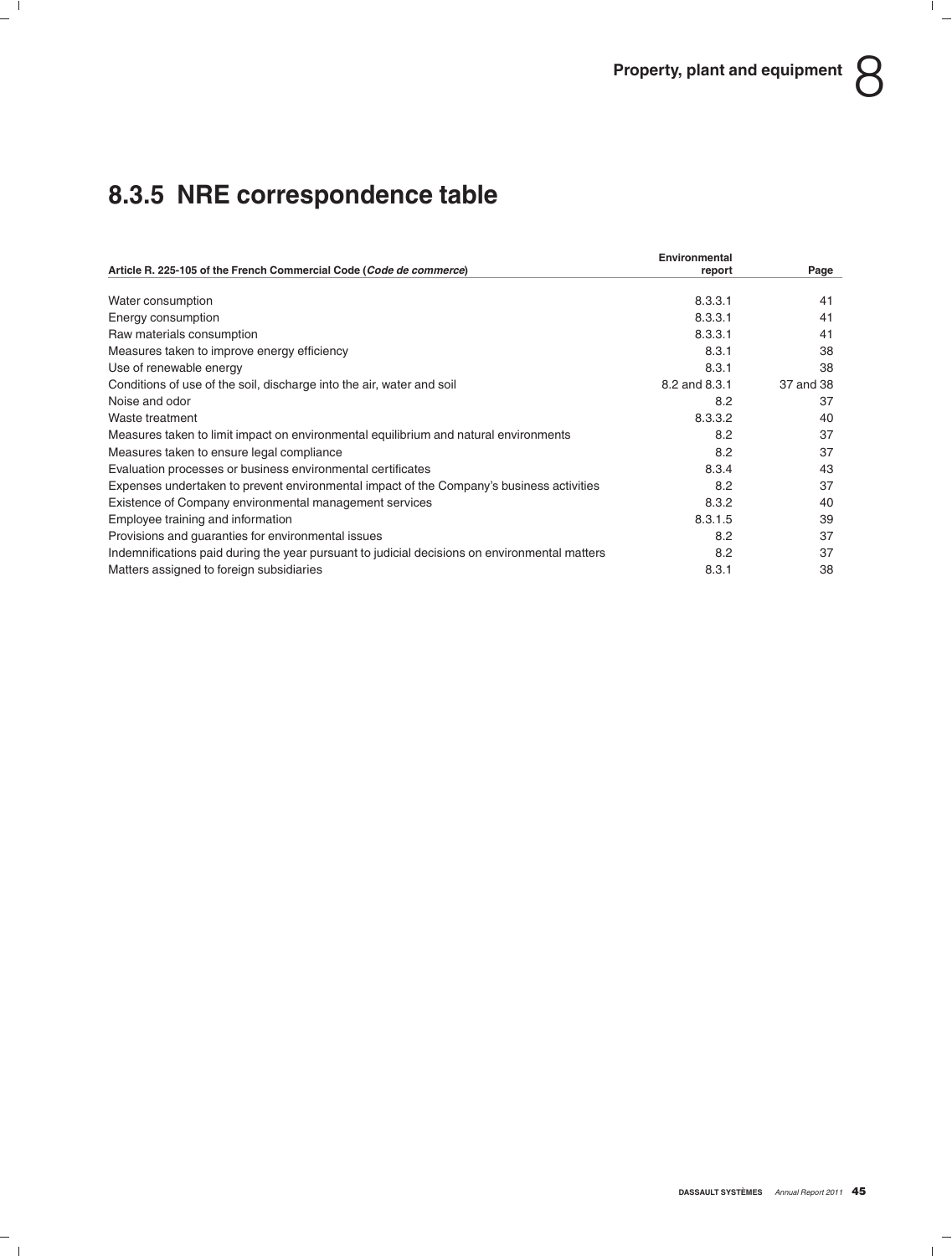## 8.3.5 NRE correspondence table

| Article R. 225-105 of the French Commercial Code (*Code de commerce*) | Environmental report | Page |
|---|---|---|
| Water consumption | 8.3.3.1 | 41 |
| Energy consumption | 8.3.3.1 | 41 |
| Raw materials consumption | 8.3.3.1 | 41 |
| Measures taken to improve energy efficiency | 8.3.1 | 38 |
| Use of renewable energy | 8.3.1 | 38 |
| Conditions of use of the soil, discharge into the air, water and soil | 8.2 and 8.3.1 | 37 and 38 |
| Noise and odor | 8.2 | 37 |
| Waste treatment | 8.3.3.2 | 40 |
| Measures taken to limit impact on environmental equilibrium and natural environments | 8.2 | 37 |
| Measures taken to ensure legal compliance | 8.2 | 37 |
| Evaluation processes or business environmental certificates | 8.3.4 | 43 |
| Expenses undertaken to prevent environmental impact of the Company's business activities | 8.2 | 37 |
| Existence of Company environmental management services | 8.3.2 | 40 |
| Employee training and information | 8.3.1.5 | 39 |
| Provisions and guaranties for environmental issues | 8.2 | 37 |
| Indemnifications paid during the year pursuant to judicial decisions on environmental matters | 8.2 | 37 |
| Matters assigned to foreign subsidiaries | 8.3.1 | 38 |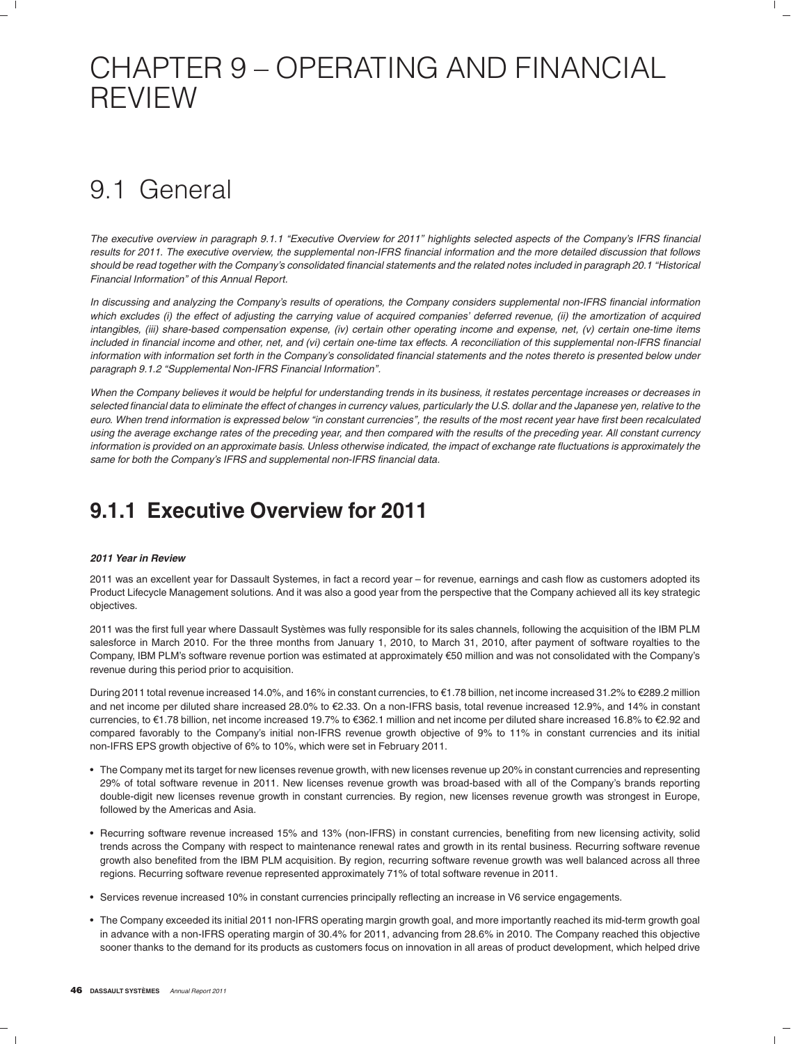# CHAPTER 9 – OPERATING AND FINANCIAL REVIEW

## 9.1 General

*The executive overview in paragraph 9.1.1 "Executive Overview for 2011" highlights selected aspects of the Company's IFRS financial results for 2011. The executive overview, the supplemental non-IFRS financial information and the more detailed discussion that follows should be read together with the Company's consolidated financial statements and the related notes included in paragraph 20.1 "Historical Financial Information" of this Annual Report.*

*In discussing and analyzing the Company's results of operations, the Company considers supplemental non-IFRS financial information which excludes (i) the effect of adjusting the carrying value of acquired companies' deferred revenue, (ii) the amortization of acquired intangibles, (iii) share-based compensation expense, (iv) certain other operating income and expense, net, (v) certain one-time items included in financial income and other, net, and (vi) certain one-time tax effects. A reconciliation of this supplemental non-IFRS financial information with information set forth in the Company's consolidated financial statements and the notes thereto is presented below under paragraph 9.1.2 "Supplemental Non-IFRS Financial Information".*

*When the Company believes it would be helpful for understanding trends in its business, it restates percentage increases or decreases in selected financial data to eliminate the effect of changes in currency values, particularly the U.S. dollar and the Japanese yen, relative to the euro. When trend information is expressed below "in constant currencies", the results of the most recent year have first been recalculated using the average exchange rates of the preceding year, and then compared with the results of the preceding year. All constant currency information is provided on an approximate basis. Unless otherwise indicated, the impact of exchange rate fluctuations is approximately the same for both the Company's IFRS and supplemental non-IFRS financial data.*

### 9.1.1 Executive Overview for 2011

***2011 Year in Review***

2011 was an excellent year for Dassault Systemes, in fact a record year – for revenue, earnings and cash flow as customers adopted its Product Lifecycle Management solutions. And it was also a good year from the perspective that the Company achieved all its key strategic objectives.

2011 was the first full year where Dassault Systèmes was fully responsible for its sales channels, following the acquisition of the IBM PLM salesforce in March 2010. For the three months from January 1, 2010, to March 31, 2010, after payment of software royalties to the Company, IBM PLM's software revenue portion was estimated at approximately €50 million and was not consolidated with the Company's revenue during this period prior to acquisition.

During 2011 total revenue increased 14.0%, and 16% in constant currencies, to €1.78 billion, net income increased 31.2% to €289.2 million and net income per diluted share increased 28.0% to €2.33. On a non-IFRS basis, total revenue increased 12.9%, and 14% in constant currencies, to €1.78 billion, net income increased 19.7% to €362.1 million and net income per diluted share increased 16.8% to €2.92 and compared favorably to the Company's initial non-IFRS revenue growth objective of 9% to 11% in constant currencies and its initial non-IFRS EPS growth objective of 6% to 10%, which were set in February 2011.

- The Company met its target for new licenses revenue growth, with new licenses revenue up 20% in constant currencies and representing 29% of total software revenue in 2011. New licenses revenue growth was broad-based with all of the Company's brands reporting double-digit new licenses revenue growth in constant currencies. By region, new licenses revenue growth was strongest in Europe, followed by the Americas and Asia.
- Recurring software revenue increased 15% and 13% (non-IFRS) in constant currencies, benefiting from new licensing activity, solid trends across the Company with respect to maintenance renewal rates and growth in its rental business. Recurring software revenue growth also benefited from the IBM PLM acquisition. By region, recurring software revenue growth was well balanced across all three regions. Recurring software revenue represented approximately 71% of total software revenue in 2011.
- Services revenue increased 10% in constant currencies principally reflecting an increase in V6 service engagements.
- The Company exceeded its initial 2011 non-IFRS operating margin growth goal, and more importantly reached its mid-term growth goal in advance with a non-IFRS operating margin of 30.4% for 2011, advancing from 28.6% in 2010. The Company reached this objective sooner thanks to the demand for its products as customers focus on innovation in all areas of product development, which helped drive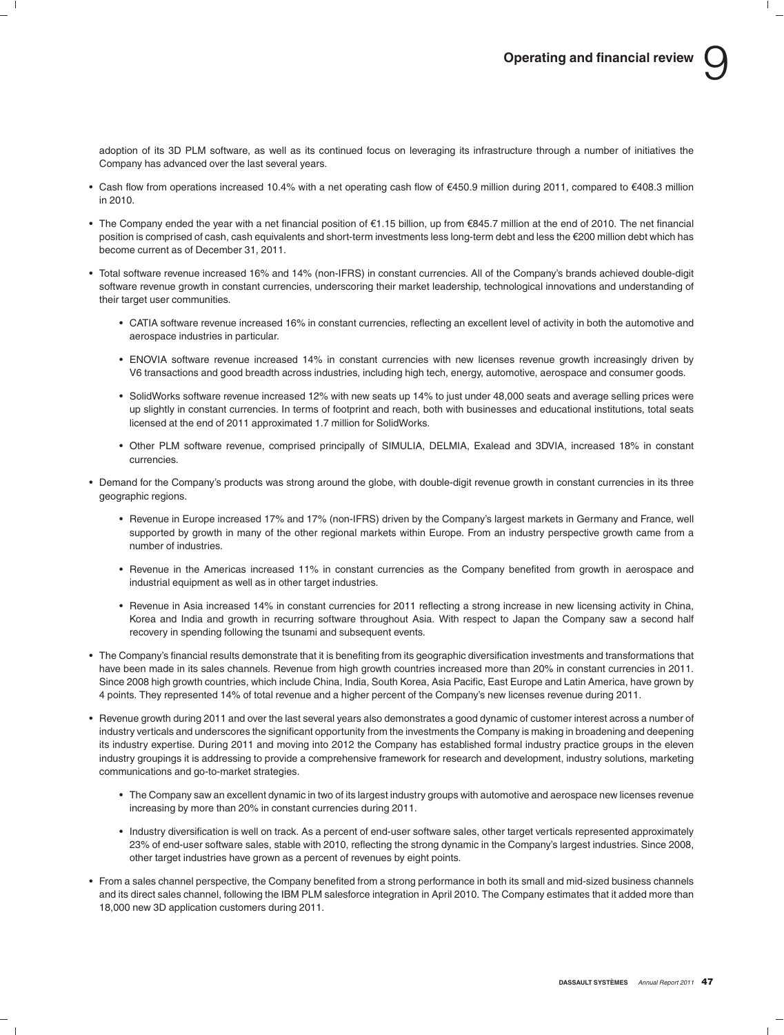adoption of its 3D PLM software, as well as its continued focus on leveraging its infrastructure through a number of initiatives the Company has advanced over the last several years.

- Cash flow from operations increased 10.4% with a net operating cash flow of €450.9 million during 2011, compared to €408.3 million in 2010.
- The Company ended the year with a net financial position of €1.15 billion, up from €845.7 million at the end of 2010. The net financial position is comprised of cash, cash equivalents and short-term investments less long-term debt and less the €200 million debt which has become current as of December 31, 2011.
- Total software revenue increased 16% and 14% (non-IFRS) in constant currencies. All of the Company's brands achieved double-digit software revenue growth in constant currencies, underscoring their market leadership, technological innovations and understanding of their target user communities.
  - CATIA software revenue increased 16% in constant currencies, reflecting an excellent level of activity in both the automotive and aerospace industries in particular.
  - ENOVIA software revenue increased 14% in constant currencies with new licenses revenue growth increasingly driven by V6 transactions and good breadth across industries, including high tech, energy, automotive, aerospace and consumer goods.
  - SolidWorks software revenue increased 12% with new seats up 14% to just under 48,000 seats and average selling prices were up slightly in constant currencies. In terms of footprint and reach, both with businesses and educational institutions, total seats licensed at the end of 2011 approximated 1.7 million for SolidWorks.
  - Other PLM software revenue, comprised principally of SIMULIA, DELMIA, Exalead and 3DVIA, increased 18% in constant currencies.
- Demand for the Company's products was strong around the globe, with double-digit revenue growth in constant currencies in its three geographic regions.
  - Revenue in Europe increased 17% and 17% (non-IFRS) driven by the Company's largest markets in Germany and France, well supported by growth in many of the other regional markets within Europe. From an industry perspective growth came from a number of industries.
  - Revenue in the Americas increased 11% in constant currencies as the Company benefited from growth in aerospace and industrial equipment as well as in other target industries.
  - Revenue in Asia increased 14% in constant currencies for 2011 reflecting a strong increase in new licensing activity in China, Korea and India and growth in recurring software throughout Asia. With respect to Japan the Company saw a second half recovery in spending following the tsunami and subsequent events.
- The Company's financial results demonstrate that it is benefiting from its geographic diversification investments and transformations that have been made in its sales channels. Revenue from high growth countries increased more than 20% in constant currencies in 2011. Since 2008 high growth countries, which include China, India, South Korea, Asia Pacific, East Europe and Latin America, have grown by 4 points. They represented 14% of total revenue and a higher percent of the Company's new licenses revenue during 2011.
- Revenue growth during 2011 and over the last several years also demonstrates a good dynamic of customer interest across a number of industry verticals and underscores the significant opportunity from the investments the Company is making in broadening and deepening its industry expertise. During 2011 and moving into 2012 the Company has established formal industry practice groups in the eleven industry groupings it is addressing to provide a comprehensive framework for research and development, industry solutions, marketing communications and go-to-market strategies.
  - The Company saw an excellent dynamic in two of its largest industry groups with automotive and aerospace new licenses revenue increasing by more than 20% in constant currencies during 2011.
  - Industry diversification is well on track. As a percent of end-user software sales, other target verticals represented approximately 23% of end-user software sales, stable with 2010, reflecting the strong dynamic in the Company's largest industries. Since 2008, other target industries have grown as a percent of revenues by eight points.
- From a sales channel perspective, the Company benefited from a strong performance in both its small and mid-sized business channels and its direct sales channel, following the IBM PLM salesforce integration in April 2010. The Company estimates that it added more than 18,000 new 3D application customers during 2011.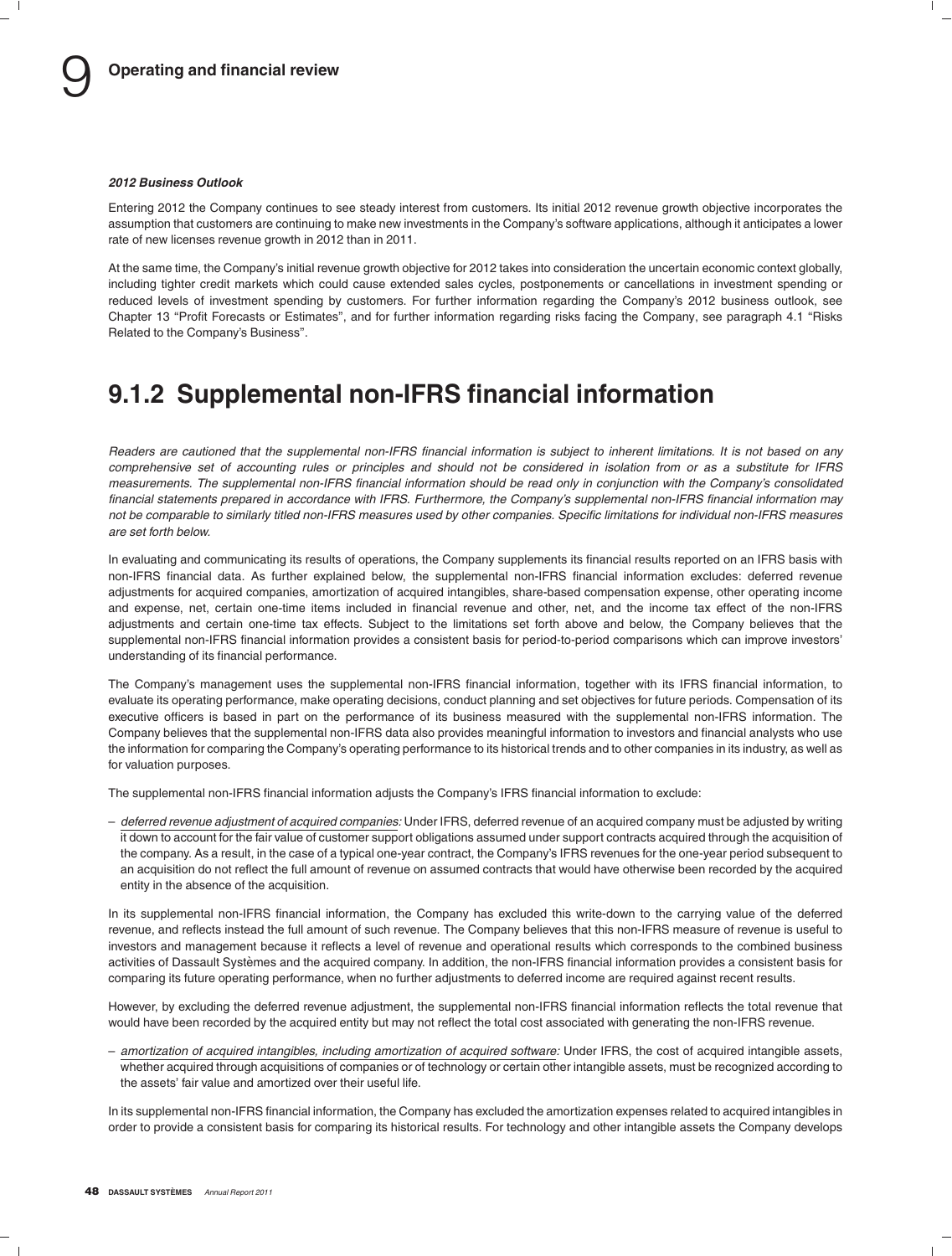#### *2012 Business Outlook*

Entering 2012 the Company continues to see steady interest from customers. Its initial 2012 revenue growth objective incorporates the assumption that customers are continuing to make new investments in the Company's software applications, although it anticipates a lower rate of new licenses revenue growth in 2012 than in 2011.

At the same time, the Company's initial revenue growth objective for 2012 takes into consideration the uncertain economic context globally, including tighter credit markets which could cause extended sales cycles, postponements or cancellations in investment spending or reduced levels of investment spending by customers. For further information regarding the Company's 2012 business outlook, see Chapter 13 "Profit Forecasts or Estimates", and for further information regarding risks facing the Company, see paragraph 4.1 "Risks Related to the Company's Business".

## 9.1.2 Supplemental non-IFRS financial information

*Readers are cautioned that the supplemental non-IFRS financial information is subject to inherent limitations. It is not based on any comprehensive set of accounting rules or principles and should not be considered in isolation from or as a substitute for IFRS measurements. The supplemental non-IFRS financial information should be read only in conjunction with the Company's consolidated financial statements prepared in accordance with IFRS. Furthermore, the Company's supplemental non-IFRS financial information may not be comparable to similarly titled non-IFRS measures used by other companies. Specific limitations for individual non-IFRS measures are set forth below.*

In evaluating and communicating its results of operations, the Company supplements its financial results reported on an IFRS basis with non-IFRS financial data. As further explained below, the supplemental non-IFRS financial information excludes: deferred revenue adjustments for acquired companies, amortization of acquired intangibles, share-based compensation expense, other operating income and expense, net, certain one-time items included in financial revenue and other, net, and the income tax effect of the non-IFRS adjustments and certain one-time tax effects. Subject to the limitations set forth above and below, the Company believes that the supplemental non-IFRS financial information provides a consistent basis for period-to-period comparisons which can improve investors' understanding of its financial performance.

The Company's management uses the supplemental non-IFRS financial information, together with its IFRS financial information, to evaluate its operating performance, make operating decisions, conduct planning and set objectives for future periods. Compensation of its executive officers is based in part on the performance of its business measured with the supplemental non-IFRS information. The Company believes that the supplemental non-IFRS data also provides meaningful information to investors and financial analysts who use the information for comparing the Company's operating performance to its historical trends and to other companies in its industry, as well as for valuation purposes.

The supplemental non-IFRS financial information adjusts the Company's IFRS financial information to exclude:

– *deferred revenue adjustment of acquired companies:* Under IFRS, deferred revenue of an acquired company must be adjusted by writing it down to account for the fair value of customer support obligations assumed under support contracts acquired through the acquisition of the company. As a result, in the case of a typical one-year contract, the Company's IFRS revenues for the one-year period subsequent to an acquisition do not reflect the full amount of revenue on assumed contracts that would have otherwise been recorded by the acquired entity in the absence of the acquisition.

In its supplemental non-IFRS financial information, the Company has excluded this write-down to the carrying value of the deferred revenue, and reflects instead the full amount of such revenue. The Company believes that this non-IFRS measure of revenue is useful to investors and management because it reflects a level of revenue and operational results which corresponds to the combined business activities of Dassault Systèmes and the acquired company. In addition, the non-IFRS financial information provides a consistent basis for comparing its future operating performance, when no further adjustments to deferred income are required against recent results.

However, by excluding the deferred revenue adjustment, the supplemental non-IFRS financial information reflects the total revenue that would have been recorded by the acquired entity but may not reflect the total cost associated with generating the non-IFRS revenue.

– *amortization of acquired intangibles, including amortization of acquired software:* Under IFRS, the cost of acquired intangible assets, whether acquired through acquisitions of companies or of technology or certain other intangible assets, must be recognized according to the assets' fair value and amortized over their useful life.

In its supplemental non-IFRS financial information, the Company has excluded the amortization expenses related to acquired intangibles in order to provide a consistent basis for comparing its historical results. For technology and other intangible assets the Company develops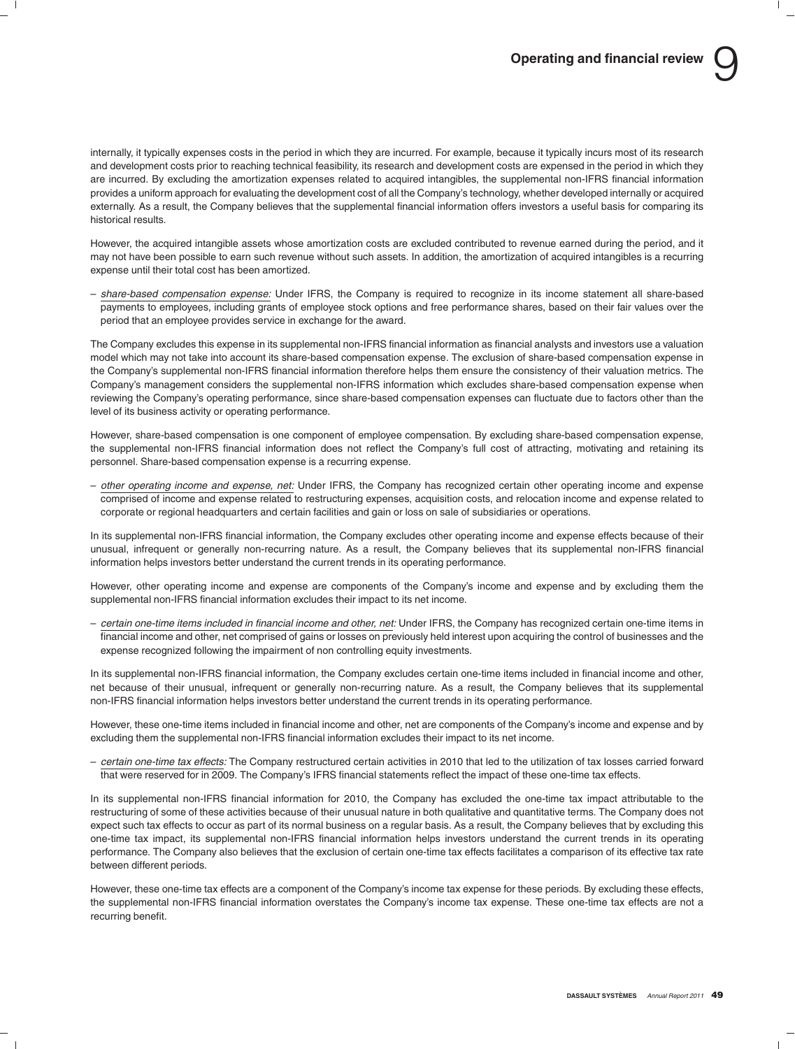internally, it typically expenses costs in the period in which they are incurred. For example, because it typically incurs most of its research and development costs prior to reaching technical feasibility, its research and development costs are expensed in the period in which they are incurred. By excluding the amortization expenses related to acquired intangibles, the supplemental non-IFRS financial information provides a uniform approach for evaluating the development cost of all the Company's technology, whether developed internally or acquired externally. As a result, the Company believes that the supplemental financial information offers investors a useful basis for comparing its historical results.

However, the acquired intangible assets whose amortization costs are excluded contributed to revenue earned during the period, and it may not have been possible to earn such revenue without such assets. In addition, the amortization of acquired intangibles is a recurring expense until their total cost has been amortized.

– *share-based compensation expense:* Under IFRS, the Company is required to recognize in its income statement all share-based payments to employees, including grants of employee stock options and free performance shares, based on their fair values over the period that an employee provides service in exchange for the award.

The Company excludes this expense in its supplemental non-IFRS financial information as financial analysts and investors use a valuation model which may not take into account its share-based compensation expense. The exclusion of share-based compensation expense in the Company's supplemental non-IFRS financial information therefore helps them ensure the consistency of their valuation metrics. The Company's management considers the supplemental non-IFRS information which excludes share-based compensation expense when reviewing the Company's operating performance, since share-based compensation expenses can fluctuate due to factors other than the level of its business activity or operating performance.

However, share-based compensation is one component of employee compensation. By excluding share-based compensation expense, the supplemental non-IFRS financial information does not reflect the Company's full cost of attracting, motivating and retaining its personnel. Share-based compensation expense is a recurring expense.

– *other operating income and expense, net:* Under IFRS, the Company has recognized certain other operating income and expense comprised of income and expense related to restructuring expenses, acquisition costs, and relocation income and expense related to corporate or regional headquarters and certain facilities and gain or loss on sale of subsidiaries or operations.

In its supplemental non-IFRS financial information, the Company excludes other operating income and expense effects because of their unusual, infrequent or generally non-recurring nature. As a result, the Company believes that its supplemental non-IFRS financial information helps investors better understand the current trends in its operating performance.

However, other operating income and expense are components of the Company's income and expense and by excluding them the supplemental non-IFRS financial information excludes their impact to its net income.

– *certain one-time items included in financial income and other, net:* Under IFRS, the Company has recognized certain one-time items in financial income and other, net comprised of gains or losses on previously held interest upon acquiring the control of businesses and the expense recognized following the impairment of non controlling equity investments.

In its supplemental non-IFRS financial information, the Company excludes certain one-time items included in financial income and other, net because of their unusual, infrequent or generally non-recurring nature. As a result, the Company believes that its supplemental non-IFRS financial information helps investors better understand the current trends in its operating performance.

However, these one-time items included in financial income and other, net are components of the Company's income and expense and by excluding them the supplemental non-IFRS financial information excludes their impact to its net income.

– *certain one-time tax effects:* The Company restructured certain activities in 2010 that led to the utilization of tax losses carried forward that were reserved for in 2009. The Company's IFRS financial statements reflect the impact of these one-time tax effects.

In its supplemental non-IFRS financial information for 2010, the Company has excluded the one-time tax impact attributable to the restructuring of some of these activities because of their unusual nature in both qualitative and quantitative terms. The Company does not expect such tax effects to occur as part of its normal business on a regular basis. As a result, the Company believes that by excluding this one-time tax impact, its supplemental non-IFRS financial information helps investors understand the current trends in its operating performance. The Company also believes that the exclusion of certain one-time tax effects facilitates a comparison of its effective tax rate between different periods.

However, these one-time tax effects are a component of the Company's income tax expense for these periods. By excluding these effects, the supplemental non-IFRS financial information overstates the Company's income tax expense. These one-time tax effects are not a recurring benefit.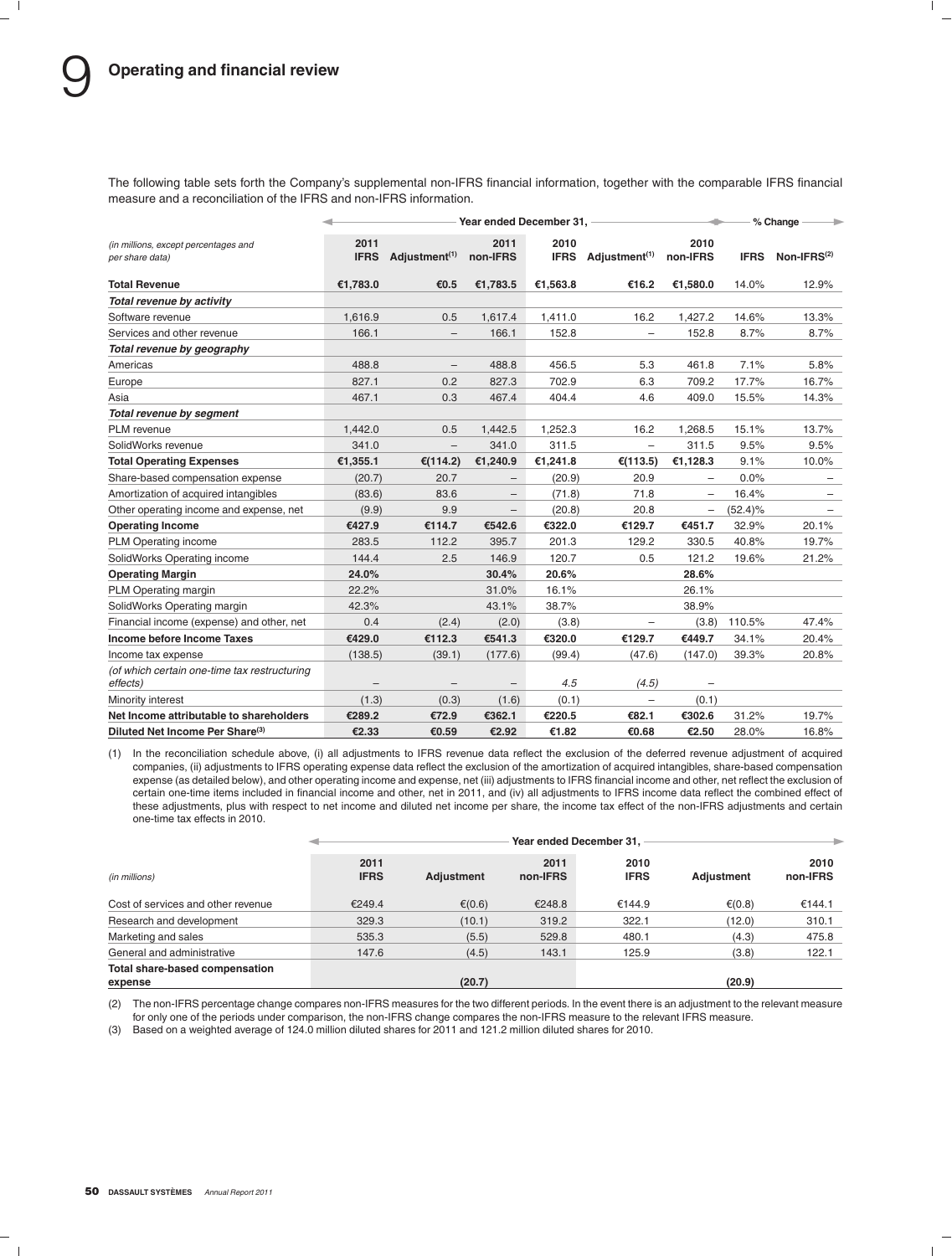# 9 Operating and financial review

The following table sets forth the Company's supplemental non-IFRS financial information, together with the comparable IFRS financial measure and a reconciliation of the IFRS and non-IFRS information.

| *(in millions, except percentages and per share data)* | Year ended December 31, | | | | | | % Change | |
|---|---|---|---|---|---|---|---|---|
| | 2011 IFRS | Adjustment[(1)] | 2011 non-IFRS | 2010 IFRS | Adjustment[(1)] | 2010 non-IFRS | IFRS | Non-IFRS[(2)] |
| **Total Revenue** | **€1,783.0** | **€0.5** | **€1,783.5** | **€1,563.8** | **€16.2** | **€1,580.0** | 14.0% | 12.9% |
| ***Total revenue by activity*** | | | | | | | | |
| Software revenue | 1,616.9 | 0.5 | 1,617.4 | 1,411.0 | 16.2 | 1,427.2 | 14.6% | 13.3% |
| Services and other revenue | 166.1 | – | 166.1 | 152.8 | – | 152.8 | 8.7% | 8.7% |
| ***Total revenue by geography*** | | | | | | | | |
| Americas | 488.8 | – | 488.8 | 456.5 | 5.3 | 461.8 | 7.1% | 5.8% |
| Europe | 827.1 | 0.2 | 827.3 | 702.9 | 6.3 | 709.2 | 17.7% | 16.7% |
| Asia | 467.1 | 0.3 | 467.4 | 404.4 | 4.6 | 409.0 | 15.5% | 14.3% |
| ***Total revenue by segment*** | | | | | | | | |
| PLM revenue | 1,442.0 | 0.5 | 1,442.5 | 1,252.3 | 16.2 | 1,268.5 | 15.1% | 13.7% |
| SolidWorks revenue | 341.0 | – | 341.0 | 311.5 | – | 311.5 | 9.5% | 9.5% |
| **Total Operating Expenses** | **€1,355.1** | **€(114.2)** | **€1,240.9** | **€1,241.8** | **€(113.5)** | **€1,128.3** | 9.1% | 10.0% |
| Share-based compensation expense | (20.7) | 20.7 | – | (20.9) | 20.9 | – | 0.0% | – |
| Amortization of acquired intangibles | (83.6) | 83.6 | – | (71.8) | 71.8 | – | 16.4% | – |
| Other operating income and expense, net | (9.9) | 9.9 | – | (20.8) | 20.8 | – | (52.4)% | – |
| **Operating Income** | **€427.9** | **€114.7** | **€542.6** | **€322.0** | **€129.7** | **€451.7** | 32.9% | 20.1% |
| PLM Operating income | 283.5 | 112.2 | 395.7 | 201.3 | 129.2 | 330.5 | 40.8% | 19.7% |
| SolidWorks Operating income | 144.4 | 2.5 | 146.9 | 120.7 | 0.5 | 121.2 | 19.6% | 21.2% |
| **Operating Margin** | **24.0%** | | **30.4%** | **20.6%** | | **28.6%** | | |
| PLM Operating margin | 22.2% | | 31.0% | 16.1% | | 26.1% | | |
| SolidWorks Operating margin | 42.3% | | 43.1% | 38.7% | | 38.9% | | |
| Financial income (expense) and other, net | 0.4 | (2.4) | (2.0) | (3.8) | – | (3.8) | 110.5% | 47.4% |
| **Income before Income Taxes** | **€429.0** | **€112.3** | **€541.3** | **€320.0** | **€129.7** | **€449.7** | 34.1% | 20.4% |
| Income tax expense | (138.5) | (39.1) | (177.6) | (99.4) | (47.6) | (147.0) | 39.3% | 20.8% |
| *(of which certain one-time tax restructuring effects)* | – | – | – | *4.5* | *(4.5)* | – | | |
| Minority interest | (1.3) | (0.3) | (1.6) | (0.1) | – | (0.1) | | |
| **Net Income attributable to shareholders** | **€289.2** | **€72.9** | **€362.1** | **€220.5** | **€82.1** | **€302.6** | 31.2% | 19.7% |
| **Diluted Net Income Per Share[(3)]** | **€2.33** | **€0.59** | **€2.92** | **€1.82** | **€0.68** | **€2.50** | 28.0% | 16.8% |

(1) In the reconciliation schedule above, (i) all adjustments to IFRS revenue data reflect the exclusion of the deferred revenue adjustment of acquired companies, (ii) adjustments to IFRS operating expense data reflect the exclusion of the amortization of acquired intangibles, share-based compensation expense (as detailed below), and other operating income and expense, net (iii) adjustments to IFRS financial income and other, net reflect the exclusion of certain one-time items included in financial income and other, net in 2011, and (iv) all adjustments to IFRS income data reflect the combined effect of these adjustments, plus with respect to net income and diluted net income per share, the income tax effect of the non-IFRS adjustments and certain one-time tax effects in 2010.

| *(in millions)* | Year ended December 31, | | | | | |
|---|---|---|---|---|---|---|
| | 2011 IFRS | Adjustment | 2011 non-IFRS | 2010 IFRS | Adjustment | 2010 non-IFRS |
| Cost of services and other revenue | €249.4 | €(0.6) | €248.8 | €144.9 | €(0.8) | €144.1 |
| Research and development | 329.3 | (10.1) | 319.2 | 322.1 | (12.0) | 310.1 |
| Marketing and sales | 535.3 | (5.5) | 529.8 | 480.1 | (4.3) | 475.8 |
| General and administrative | 147.6 | (4.5) | 143.1 | 125.9 | (3.8) | 122.1 |
| **Total share-based compensation expense** | | **(20.7)** | | | **(20.9)** | |

(2) The non-IFRS percentage change compares non-IFRS measures for the two different periods. In the event there is an adjustment to the relevant measure for only one of the periods under comparison, the non-IFRS change compares the non-IFRS measure to the relevant IFRS measure.

(3) Based on a weighted average of 124.0 million diluted shares for 2011 and 121.2 million diluted shares for 2010.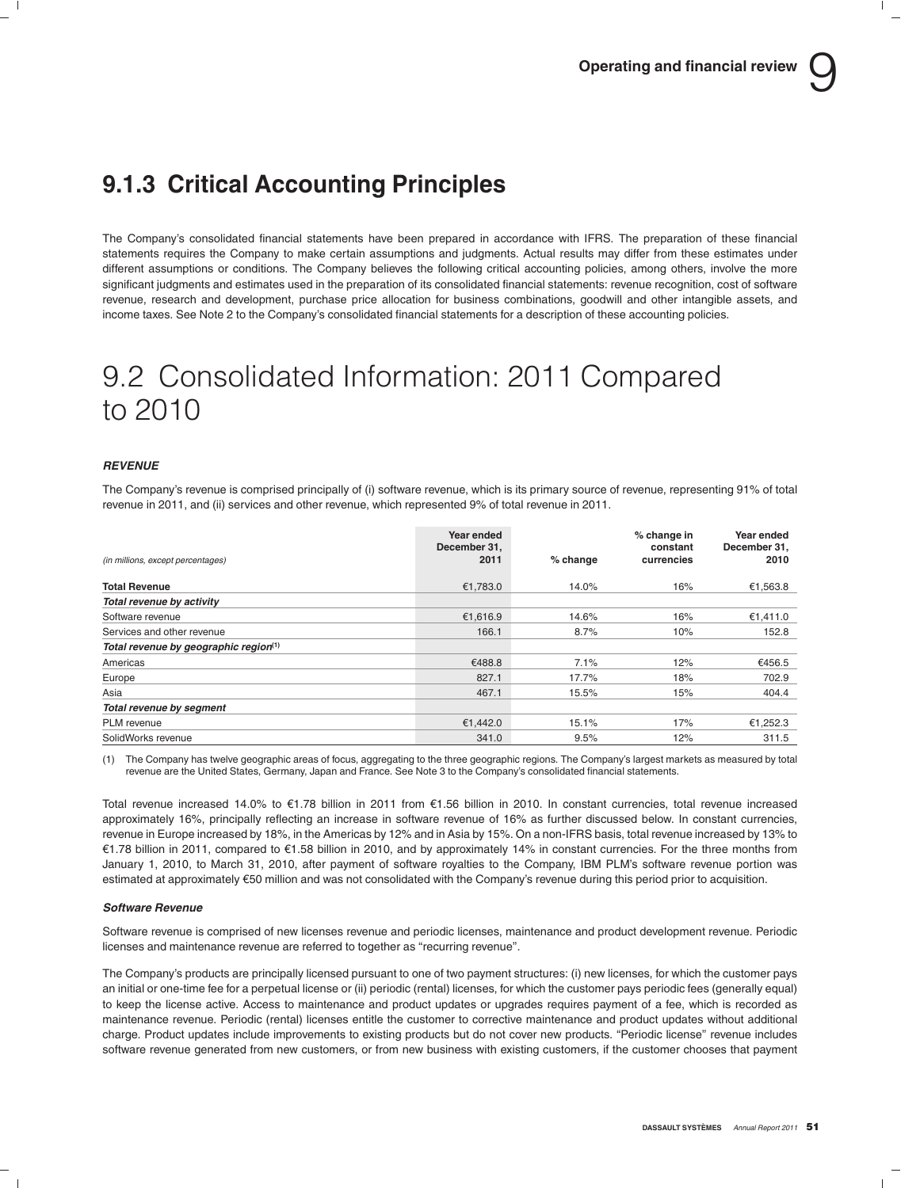## 9.1.3 Critical Accounting Principles

The Company's consolidated financial statements have been prepared in accordance with IFRS. The preparation of these financial statements requires the Company to make certain assumptions and judgments. Actual results may differ from these estimates under different assumptions or conditions. The Company believes the following critical accounting policies, among others, involve the more significant judgments and estimates used in the preparation of its consolidated financial statements: revenue recognition, cost of software revenue, research and development, purchase price allocation for business combinations, goodwill and other intangible assets, and income taxes. See Note 2 to the Company's consolidated financial statements for a description of these accounting policies.

# 9.2 Consolidated Information: 2011 Compared to 2010

### *REVENUE*

The Company's revenue is comprised principally of (i) software revenue, which is its primary source of revenue, representing 91% of total revenue in 2011, and (ii) services and other revenue, which represented 9% of total revenue in 2011.

| *(in millions, except percentages)* | Year ended December 31, 2011 | % change | % change in constant currencies | Year ended December 31, 2010 |
|---|---|---|---|---|
| **Total Revenue** | €1,783.0 | 14.0% | 16% | €1,563.8 |
| ***Total revenue by activity*** | | | | |
| Software revenue | €1,616.9 | 14.6% | 16% | €1,411.0 |
| Services and other revenue | 166.1 | 8.7% | 10% | 152.8 |
| ***Total revenue by geographic region***(1) | | | | |
| Americas | €488.8 | 7.1% | 12% | €456.5 |
| Europe | 827.1 | 17.7% | 18% | 702.9 |
| Asia | 467.1 | 15.5% | 15% | 404.4 |
| ***Total revenue by segment*** | | | | |
| PLM revenue | €1,442.0 | 15.1% | 17% | €1,252.3 |
| SolidWorks revenue | 341.0 | 9.5% | 12% | 311.5 |

(1) The Company has twelve geographic areas of focus, aggregating to the three geographic regions. The Company's largest markets as measured by total revenue are the United States, Germany, Japan and France. See Note 3 to the Company's consolidated financial statements.

Total revenue increased 14.0% to €1.78 billion in 2011 from €1.56 billion in 2010. In constant currencies, total revenue increased approximately 16%, principally reflecting an increase in software revenue of 16% as further discussed below. In constant currencies, revenue in Europe increased by 18%, in the Americas by 12% and in Asia by 15%. On a non-IFRS basis, total revenue increased by 13% to €1.78 billion in 2011, compared to €1.58 billion in 2010, and by approximately 14% in constant currencies. For the three months from January 1, 2010, to March 31, 2010, after payment of software royalties to the Company, IBM PLM's software revenue portion was estimated at approximately €50 million and was not consolidated with the Company's revenue during this period prior to acquisition.

#### *Software Revenue*

Software revenue is comprised of new licenses revenue and periodic licenses, maintenance and product development revenue. Periodic licenses and maintenance revenue are referred to together as "recurring revenue".

The Company's products are principally licensed pursuant to one of two payment structures: (i) new licenses, for which the customer pays an initial or one-time fee for a perpetual license or (ii) periodic (rental) licenses, for which the customer pays periodic fees (generally equal) to keep the license active. Access to maintenance and product updates or upgrades requires payment of a fee, which is recorded as maintenance revenue. Periodic (rental) licenses entitle the customer to corrective maintenance and product updates without additional charge. Product updates include improvements to existing products but do not cover new products. "Periodic license" revenue includes software revenue generated from new customers, or from new business with existing customers, if the customer chooses that payment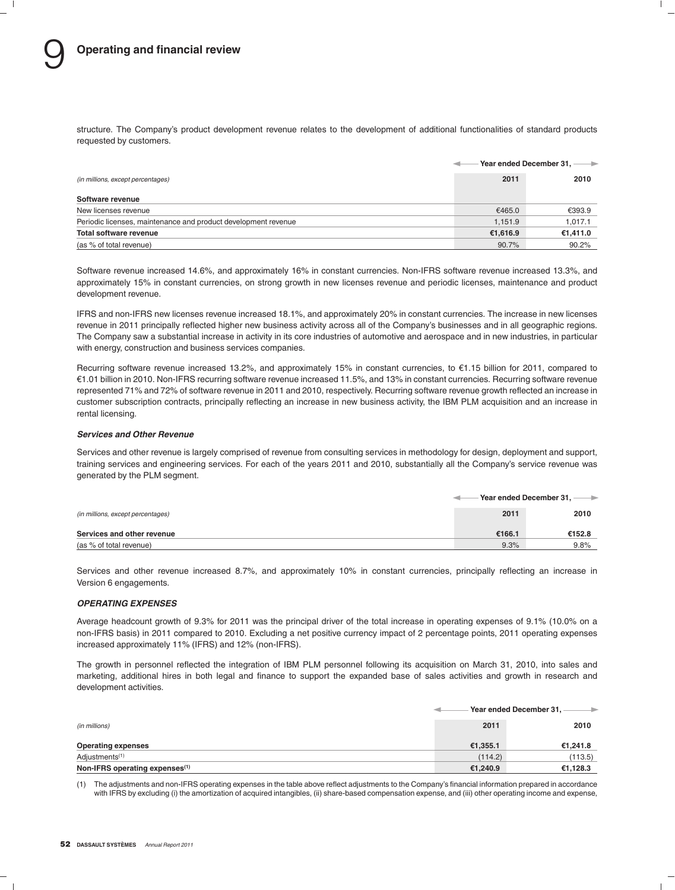structure. The Company's product development revenue relates to the development of additional functionalities of standard products requested by customers.

| *(in millions, except percentages)* | Year ended December 31, 2011 | 2010 |
|---|---|---|
| **Software revenue** | | |
| New licenses revenue | €465.0 | €393.9 |
| Periodic licenses, maintenance and product development revenue | 1,151.9 | 1,017.1 |
| **Total software revenue** | **€1,616.9** | **€1,411.0** |
| (as % of total revenue) | 90.7% | 90.2% |

Software revenue increased 14.6%, and approximately 16% in constant currencies. Non-IFRS software revenue increased 13.3%, and approximately 15% in constant currencies, on strong growth in new licenses revenue and periodic licenses, maintenance and product development revenue.

IFRS and non-IFRS new licenses revenue increased 18.1%, and approximately 20% in constant currencies. The increase in new licenses revenue in 2011 principally reflected higher new business activity across all of the Company's businesses and in all geographic regions. The Company saw a substantial increase in activity in its core industries of automotive and aerospace and in new industries, in particular with energy, construction and business services companies.

Recurring software revenue increased 13.2%, and approximately 15% in constant currencies, to €1.15 billion for 2011, compared to €1.01 billion in 2010. Non-IFRS recurring software revenue increased 11.5%, and 13% in constant currencies. Recurring software revenue represented 71% and 72% of software revenue in 2011 and 2010, respectively. Recurring software revenue growth reflected an increase in customer subscription contracts, principally reflecting an increase in new business activity, the IBM PLM acquisition and an increase in rental licensing.

### *Services and Other Revenue*

Services and other revenue is largely comprised of revenue from consulting services in methodology for design, deployment and support, training services and engineering services. For each of the years 2011 and 2010, substantially all the Company's service revenue was generated by the PLM segment.

| *(in millions, except percentages)* | Year ended December 31, 2011 | 2010 |
|---|---|---|
| **Services and other revenue** | **€166.1** | **€152.8** |
| (as % of total revenue) | 9.3% | 9.8% |

Services and other revenue increased 8.7%, and approximately 10% in constant currencies, principally reflecting an increase in Version 6 engagements.

### *OPERATING EXPENSES*

Average headcount growth of 9.3% for 2011 was the principal driver of the total increase in operating expenses of 9.1% (10.0% on a non-IFRS basis) in 2011 compared to 2010. Excluding a net positive currency impact of 2 percentage points, 2011 operating expenses increased approximately 11% (IFRS) and 12% (non-IFRS).

The growth in personnel reflected the integration of IBM PLM personnel following its acquisition on March 31, 2010, into sales and marketing, additional hires in both legal and finance to support the expanded base of sales activities and growth in research and development activities.

| *(in millions)* | Year ended December 31, 2011 | 2010 |
|---|---|---|
| **Operating expenses** | **€1,355.1** | **€1,241.8** |
| Adjustments[(1)] | (114.2) | (113.5) |
| **Non-IFRS operating expenses[(1)]** | **€1,240.9** | **€1,128.3** |

(1) The adjustments and non-IFRS operating expenses in the table above reflect adjustments to the Company's financial information prepared in accordance with IFRS by excluding (i) the amortization of acquired intangibles, (ii) share-based compensation expense, and (iii) other operating income and expense,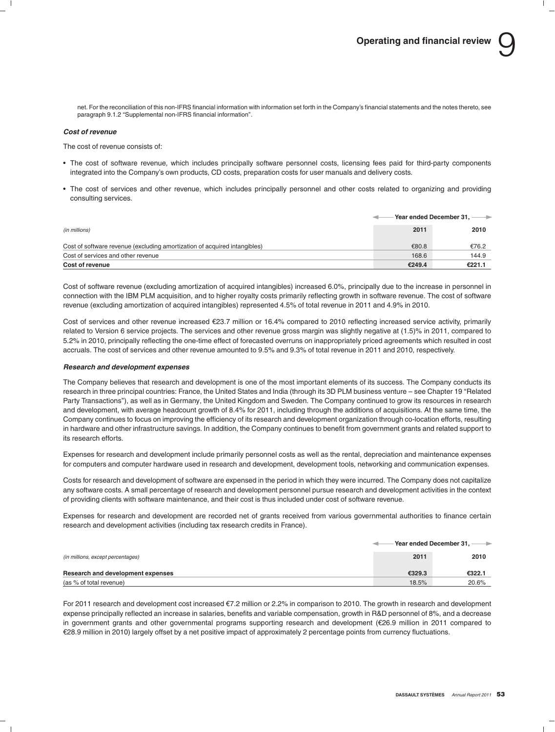net. For the reconciliation of this non-IFRS financial information with information set forth in the Company's financial statements and the notes thereto, see paragraph 9.1.2 "Supplemental non-IFRS financial information".

***Cost of revenue***

The cost of revenue consists of:

- The cost of software revenue, which includes principally software personnel costs, licensing fees paid for third-party components integrated into the Company's own products, CD costs, preparation costs for user manuals and delivery costs.
- The cost of services and other revenue, which includes principally personnel and other costs related to organizing and providing consulting services.

| | Year ended December 31, | |
|---|---|---|
| *(in millions)* | **2011** | **2010** |
| Cost of software revenue (excluding amortization of acquired intangibles) | €80.8 | €76.2 |
| Cost of services and other revenue | 168.6 | 144.9 |
| **Cost of revenue** | **€249.4** | **€221.1** |

Cost of software revenue (excluding amortization of acquired intangibles) increased 6.0%, principally due to the increase in personnel in connection with the IBM PLM acquisition, and to higher royalty costs primarily reflecting growth in software revenue. The cost of software revenue (excluding amortization of acquired intangibles) represented 4.5% of total revenue in 2011 and 4.9% in 2010.

Cost of services and other revenue increased €23.7 million or 16.4% compared to 2010 reflecting increased service activity, primarily related to Version 6 service projects. The services and other revenue gross margin was slightly negative at (1.5)% in 2011, compared to 5.2% in 2010, principally reflecting the one-time effect of forecasted overruns on inappropriately priced agreements which resulted in cost accruals. The cost of services and other revenue amounted to 9.5% and 9.3% of total revenue in 2011 and 2010, respectively.

***Research and development expenses***

The Company believes that research and development is one of the most important elements of its success. The Company conducts its research in three principal countries: France, the United States and India (through its 3D PLM business venture – see Chapter 19 "Related Party Transactions"), as well as in Germany, the United Kingdom and Sweden. The Company continued to grow its resources in research and development, with average headcount growth of 8.4% for 2011, including through the additions of acquisitions. At the same time, the Company continues to focus on improving the efficiency of its research and development organization through co-location efforts, resulting in hardware and other infrastructure savings. In addition, the Company continues to benefit from government grants and related support to its research efforts.

Expenses for research and development include primarily personnel costs as well as the rental, depreciation and maintenance expenses for computers and computer hardware used in research and development, development tools, networking and communication expenses.

Costs for research and development of software are expensed in the period in which they were incurred. The Company does not capitalize any software costs. A small percentage of research and development personnel pursue research and development activities in the context of providing clients with software maintenance, and their cost is thus included under cost of software revenue.

Expenses for research and development are recorded net of grants received from various governmental authorities to finance certain research and development activities (including tax research credits in France).

| | Year ended December 31, | |
|---|---|---|
| *(in millions, except percentages)* | **2011** | **2010** |
| **Research and development expenses** | **€329.3** | **€322.1** |
| (as % of total revenue) | 18.5% | 20.6% |

For 2011 research and development cost increased €7.2 million or 2.2% in comparison to 2010. The growth in research and development expense principally reflected an increase in salaries, benefits and variable compensation, growth in R&D personnel of 8%, and a decrease in government grants and other governmental programs supporting research and development (€26.9 million in 2011 compared to €28.9 million in 2010) largely offset by a net positive impact of approximately 2 percentage points from currency fluctuations.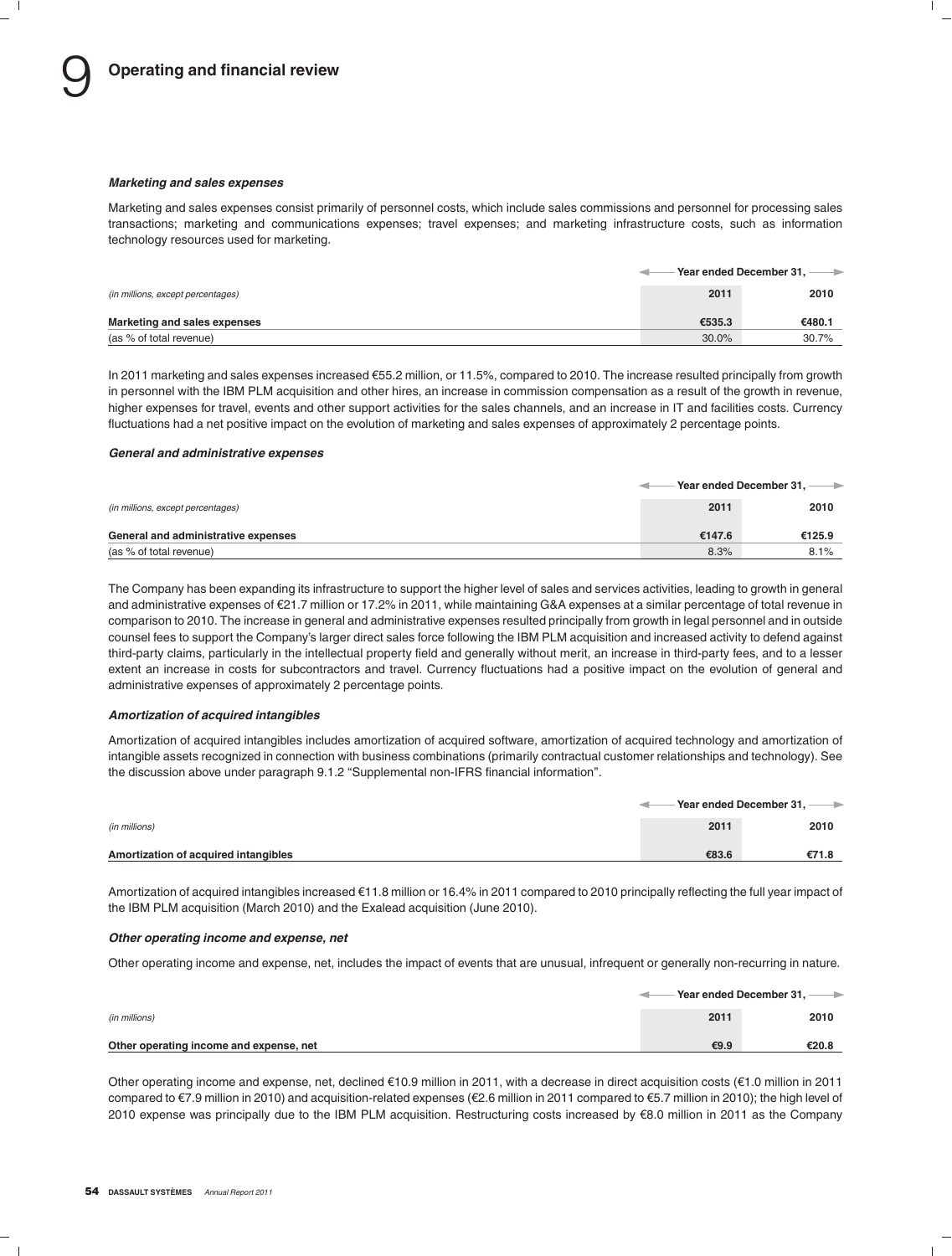#### *Marketing and sales expenses*

Marketing and sales expenses consist primarily of personnel costs, which include sales commissions and personnel for processing sales transactions; marketing and communications expenses; travel expenses; and marketing infrastructure costs, such as information technology resources used for marketing.

| | Year ended December 31, | |
|---|---|---|
| *(in millions, except percentages)* | **2011** | **2010** |
| **Marketing and sales expenses** | **€535.3** | **€480.1** |
| (as % of total revenue) | 30.0% | 30.7% |

In 2011 marketing and sales expenses increased €55.2 million, or 11.5%, compared to 2010. The increase resulted principally from growth in personnel with the IBM PLM acquisition and other hires, an increase in commission compensation as a result of the growth in revenue, higher expenses for travel, events and other support activities for the sales channels, and an increase in IT and facilities costs. Currency fluctuations had a net positive impact on the evolution of marketing and sales expenses of approximately 2 percentage points.

#### *General and administrative expenses*

| | Year ended December 31, | |
|---|---|---|
| *(in millions, except percentages)* | **2011** | **2010** |
| **General and administrative expenses** | **€147.6** | **€125.9** |
| (as % of total revenue) | 8.3% | 8.1% |

The Company has been expanding its infrastructure to support the higher level of sales and services activities, leading to growth in general and administrative expenses of €21.7 million or 17.2% in 2011, while maintaining G&A expenses at a similar percentage of total revenue in comparison to 2010. The increase in general and administrative expenses resulted principally from growth in legal personnel and in outside counsel fees to support the Company's larger direct sales force following the IBM PLM acquisition and increased activity to defend against third-party claims, particularly in the intellectual property field and generally without merit, an increase in third-party fees, and to a lesser extent an increase in costs for subcontractors and travel. Currency fluctuations had a positive impact on the evolution of general and administrative expenses of approximately 2 percentage points.

#### *Amortization of acquired intangibles*

Amortization of acquired intangibles includes amortization of acquired software, amortization of acquired technology and amortization of intangible assets recognized in connection with business combinations (primarily contractual customer relationships and technology). See the discussion above under paragraph 9.1.2 "Supplemental non-IFRS financial information".

| | Year ended December 31, | |
|---|---|---|
| *(in millions)* | **2011** | **2010** |
| **Amortization of acquired intangibles** | **€83.6** | **€71.8** |

Amortization of acquired intangibles increased €11.8 million or 16.4% in 2011 compared to 2010 principally reflecting the full year impact of the IBM PLM acquisition (March 2010) and the Exalead acquisition (June 2010).

#### *Other operating income and expense, net*

Other operating income and expense, net, includes the impact of events that are unusual, infrequent or generally non-recurring in nature.

| | Year ended December 31, | |
|---|---|---|
| *(in millions)* | **2011** | **2010** |
| **Other operating income and expense, net** | **€9.9** | **€20.8** |

Other operating income and expense, net, declined €10.9 million in 2011, with a decrease in direct acquisition costs (€1.0 million in 2011 compared to €7.9 million in 2010) and acquisition-related expenses (€2.6 million in 2011 compared to €5.7 million in 2010); the high level of 2010 expense was principally due to the IBM PLM acquisition. Restructuring costs increased by €8.0 million in 2011 as the Company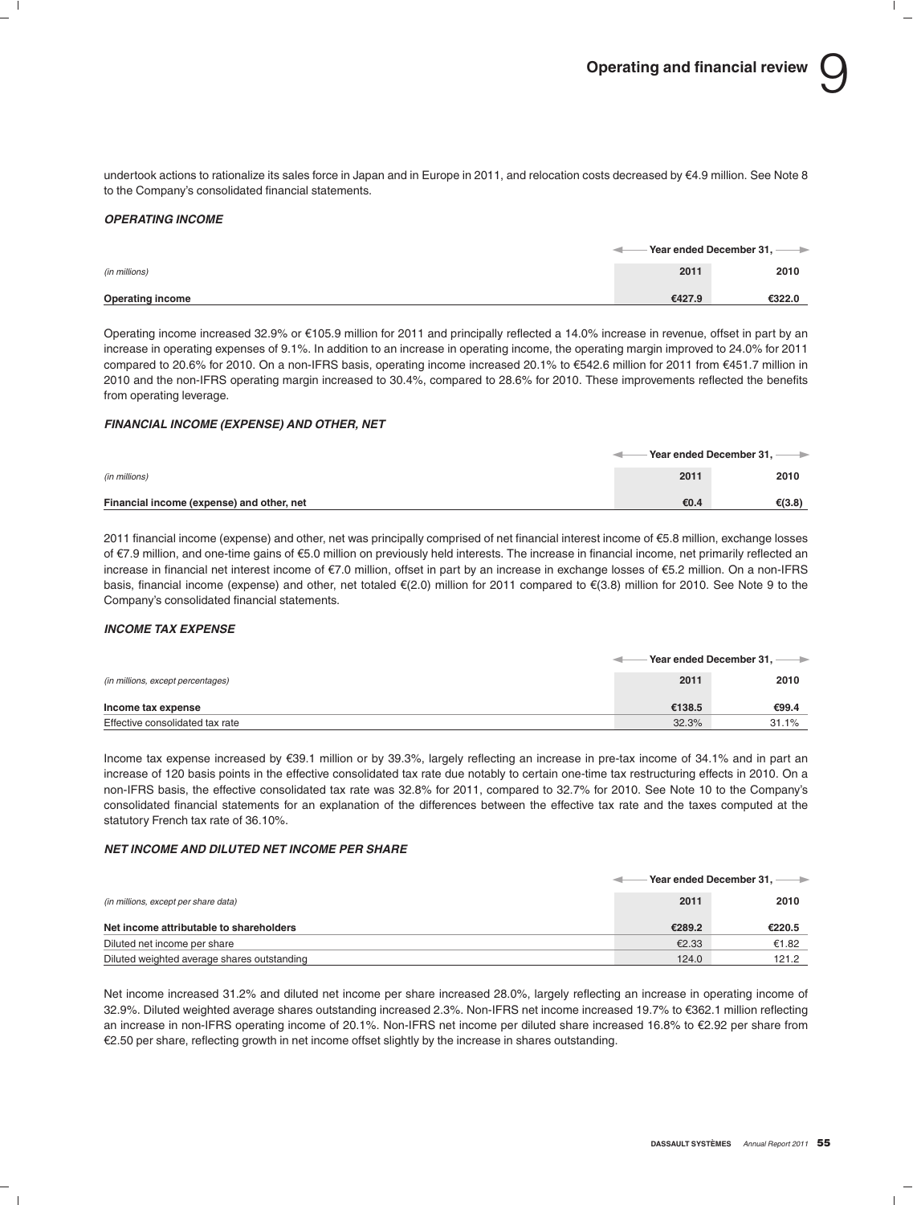undertook actions to rationalize its sales force in Japan and in Europe in 2011, and relocation costs decreased by €4.9 million. See Note 8 to the Company's consolidated financial statements.

### *OPERATING INCOME*

| *(in millions)* | Year ended December 31, 2011 | 2010 |
|---|---|---|
| **Operating income** | **€427.9** | **€322.0** |

Operating income increased 32.9% or €105.9 million for 2011 and principally reflected a 14.0% increase in revenue, offset in part by an increase in operating expenses of 9.1%. In addition to an increase in operating income, the operating margin improved to 24.0% for 2011 compared to 20.6% for 2010. On a non-IFRS basis, operating income increased 20.1% to €542.6 million for 2011 from €451.7 million in 2010 and the non-IFRS operating margin increased to 30.4%, compared to 28.6% for 2010. These improvements reflected the benefits from operating leverage.

### *FINANCIAL INCOME (EXPENSE) AND OTHER, NET*

| *(in millions)* | Year ended December 31, 2011 | 2010 |
|---|---|---|
| **Financial income (expense) and other, net** | **€0.4** | **€(3.8)** |

2011 financial income (expense) and other, net was principally comprised of net financial interest income of €5.8 million, exchange losses of €7.9 million, and one-time gains of €5.0 million on previously held interests. The increase in financial income, net primarily reflected an increase in financial net interest income of €7.0 million, offset in part by an increase in exchange losses of €5.2 million. On a non-IFRS basis, financial income (expense) and other, net totaled €(2.0) million for 2011 compared to €(3.8) million for 2010. See Note 9 to the Company's consolidated financial statements.

### *INCOME TAX EXPENSE*

| *(in millions, except percentages)* | Year ended December 31, 2011 | 2010 |
|---|---|---|
| **Income tax expense** | **€138.5** | **€99.4** |
| Effective consolidated tax rate | 32.3% | 31.1% |

Income tax expense increased by €39.1 million or by 39.3%, largely reflecting an increase in pre-tax income of 34.1% and in part an increase of 120 basis points in the effective consolidated tax rate due notably to certain one-time tax restructuring effects in 2010. On a non-IFRS basis, the effective consolidated tax rate was 32.8% for 2011, compared to 32.7% for 2010. See Note 10 to the Company's consolidated financial statements for an explanation of the differences between the effective tax rate and the taxes computed at the statutory French tax rate of 36.10%.

### *NET INCOME AND DILUTED NET INCOME PER SHARE*

| *(in millions, except per share data)* | Year ended December 31, 2011 | 2010 |
|---|---|---|
| **Net income attributable to shareholders** | **€289.2** | **€220.5** |
| Diluted net income per share | €2.33 | €1.82 |
| Diluted weighted average shares outstanding | 124.0 | 121.2 |

Net income increased 31.2% and diluted net income per share increased 28.0%, largely reflecting an increase in operating income of 32.9%. Diluted weighted average shares outstanding increased 2.3%. Non-IFRS net income increased 19.7% to €362.1 million reflecting an increase in non-IFRS operating income of 20.1%. Non-IFRS net income per diluted share increased 16.8% to €2.92 per share from €2.50 per share, reflecting growth in net income offset slightly by the increase in shares outstanding.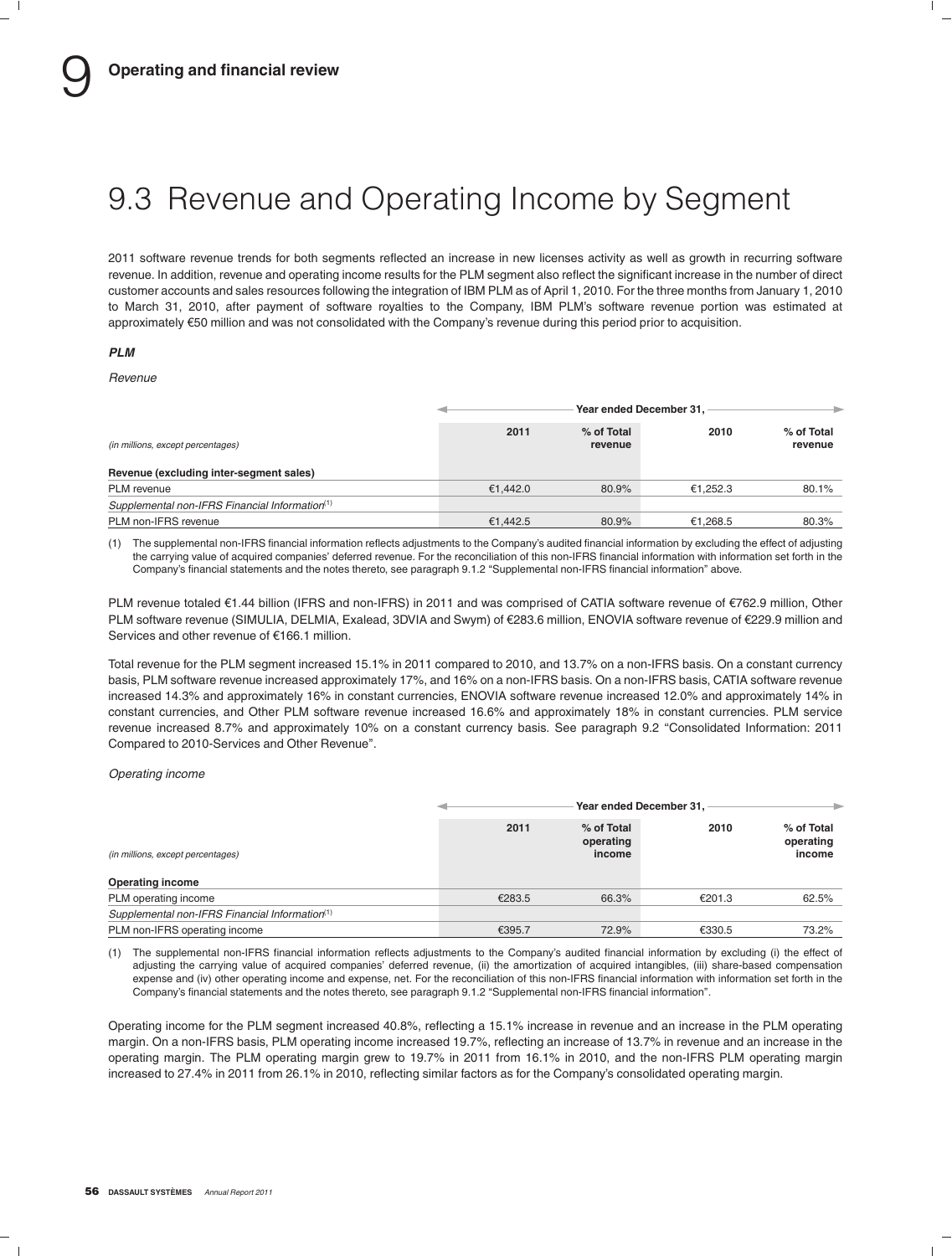# 9.3 Revenue and Operating Income by Segment

2011 software revenue trends for both segments reflected an increase in new licenses activity as well as growth in recurring software revenue. In addition, revenue and operating income results for the PLM segment also reflect the significant increase in the number of direct customer accounts and sales resources following the integration of IBM PLM as of April 1, 2010. For the three months from January 1, 2010 to March 31, 2010, after payment of software royalties to the Company, IBM PLM's software revenue portion was estimated at approximately €50 million and was not consolidated with the Company's revenue during this period prior to acquisition.

***PLM***

*Revenue*

| | Year ended December 31, | | | |
|---|---|---|---|---|
| *(in millions, except percentages)* | 2011 | % of Total revenue | 2010 | % of Total revenue |
| **Revenue (excluding inter-segment sales)** | | | | |
| PLM revenue | €1,442.0 | 80.9% | €1,252.3 | 80.1% |
| *Supplemental non-IFRS Financial Information*[1] | | | | |
| PLM non-IFRS revenue | €1,442.5 | 80.9% | €1,268.5 | 80.3% |

(1) The supplemental non-IFRS financial information reflects adjustments to the Company's audited financial information by excluding the effect of adjusting the carrying value of acquired companies' deferred revenue. For the reconciliation of this non-IFRS financial information with information set forth in the Company's financial statements and the notes thereto, see paragraph 9.1.2 "Supplemental non-IFRS financial information" above.

PLM revenue totaled €1.44 billion (IFRS and non-IFRS) in 2011 and was comprised of CATIA software revenue of €762.9 million, Other PLM software revenue (SIMULIA, DELMIA, Exalead, 3DVIA and Swym) of €283.6 million, ENOVIA software revenue of €229.9 million and Services and other revenue of €166.1 million.

Total revenue for the PLM segment increased 15.1% in 2011 compared to 2010, and 13.7% on a non-IFRS basis. On a constant currency basis, PLM software revenue increased approximately 17%, and 16% on a non-IFRS basis. On a non-IFRS basis, CATIA software revenue increased 14.3% and approximately 16% in constant currencies, ENOVIA software revenue increased 12.0% and approximately 14% in constant currencies, and Other PLM software revenue increased 16.6% and approximately 18% in constant currencies. PLM service revenue increased 8.7% and approximately 10% on a constant currency basis. See paragraph 9.2 "Consolidated Information: 2011 Compared to 2010-Services and Other Revenue".

*Operating income*

| | Year ended December 31, | | | |
|---|---|---|---|---|
| *(in millions, except percentages)* | 2011 | % of Total operating income | 2010 | % of Total operating income |
| **Operating income** | | | | |
| PLM operating income | €283.5 | 66.3% | €201.3 | 62.5% |
| *Supplemental non-IFRS Financial Information*[1] | | | | |
| PLM non-IFRS operating income | €395.7 | 72.9% | €330.5 | 73.2% |

(1) The supplemental non-IFRS financial information reflects adjustments to the Company's audited financial information by excluding (i) the effect of adjusting the carrying value of acquired companies' deferred revenue, (ii) the amortization of acquired intangibles, (iii) share-based compensation expense and (iv) other operating income and expense, net. For the reconciliation of this non-IFRS financial information with information set forth in the Company's financial statements and the notes thereto, see paragraph 9.1.2 "Supplemental non-IFRS financial information".

Operating income for the PLM segment increased 40.8%, reflecting a 15.1% increase in revenue and an increase in the PLM operating margin. On a non-IFRS basis, PLM operating income increased 19.7%, reflecting an increase of 13.7% in revenue and an increase in the operating margin. The PLM operating margin grew to 19.7% in 2011 from 16.1% in 2010, and the non-IFRS PLM operating margin increased to 27.4% in 2011 from 26.1% in 2010, reflecting similar factors as for the Company's consolidated operating margin.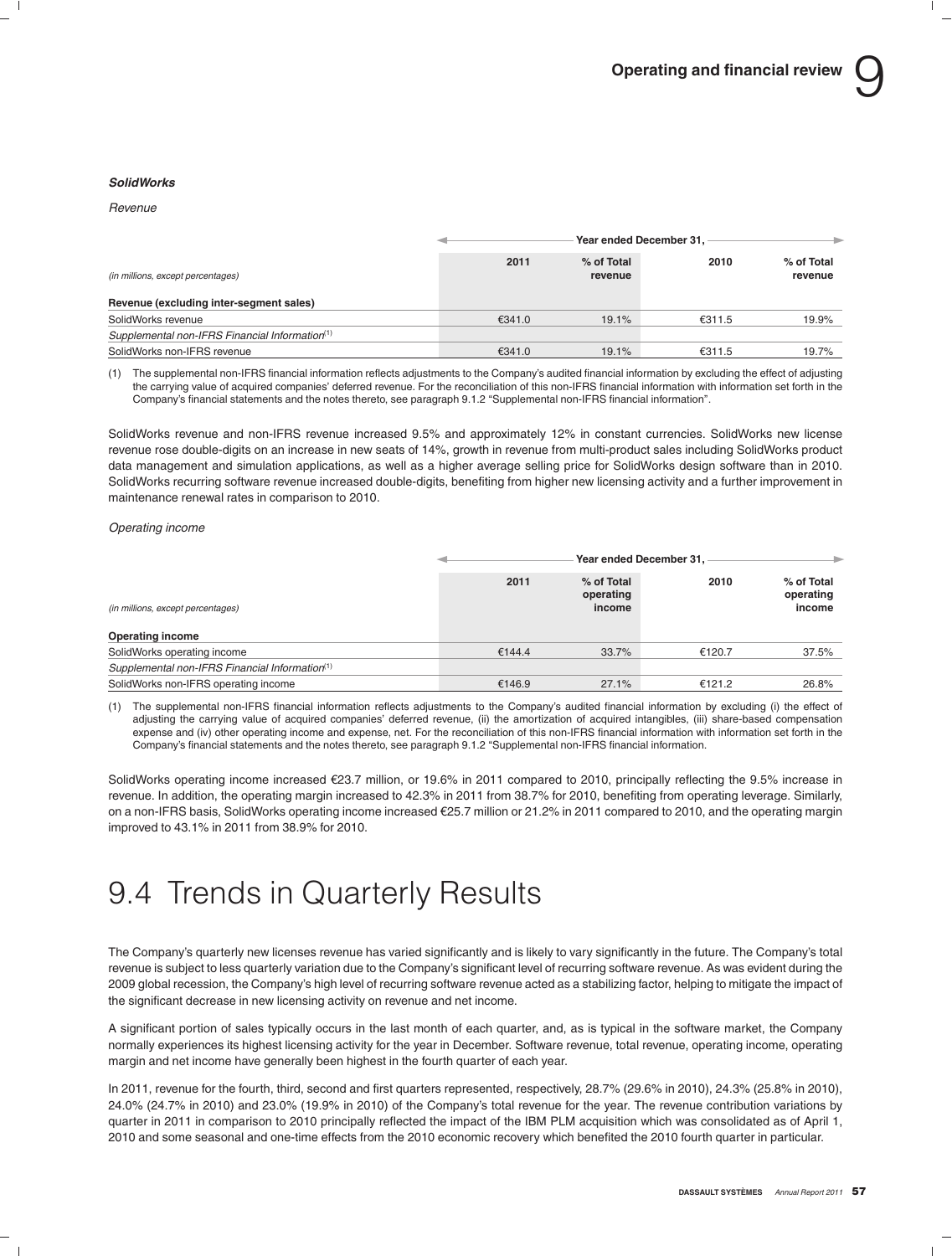***SolidWorks***

*Revenue*

| *(in millions, except percentages)* | Year ended December 31, | | | |
|---|---|---|---|---|
| | 2011 | % of Total revenue | 2010 | % of Total revenue |
| **Revenue (excluding inter-segment sales)** | | | | |
| SolidWorks revenue | €341.0 | 19.1% | €311.5 | 19.9% |
| *Supplemental non-IFRS Financial Information*[(1)] | | | | |
| SolidWorks non-IFRS revenue | €341.0 | 19.1% | €311.5 | 19.7% |

(1) The supplemental non-IFRS financial information reflects adjustments to the Company's audited financial information by excluding the effect of adjusting the carrying value of acquired companies' deferred revenue. For the reconciliation of this non-IFRS financial information with information set forth in the Company's financial statements and the notes thereto, see paragraph 9.1.2 "Supplemental non-IFRS financial information".

SolidWorks revenue and non-IFRS revenue increased 9.5% and approximately 12% in constant currencies. SolidWorks new license revenue rose double-digits on an increase in new seats of 14%, growth in revenue from multi-product sales including SolidWorks product data management and simulation applications, as well as a higher average selling price for SolidWorks design software than in 2010. SolidWorks recurring software revenue increased double-digits, benefiting from higher new licensing activity and a further improvement in maintenance renewal rates in comparison to 2010.

*Operating income*

| *(in millions, except percentages)* | Year ended December 31, | | | |
|---|---|---|---|---|
| | 2011 | % of Total operating income | 2010 | % of Total operating income |
| **Operating income** | | | | |
| SolidWorks operating income | €144.4 | 33.7% | €120.7 | 37.5% |
| *Supplemental non-IFRS Financial Information*[(1)] | | | | |
| SolidWorks non-IFRS operating income | €146.9 | 27.1% | €121.2 | 26.8% |

(1) The supplemental non-IFRS financial information reflects adjustments to the Company's audited financial information by excluding (i) the effect of adjusting the carrying value of acquired companies' deferred revenue, (ii) the amortization of acquired intangibles, (iii) share-based compensation expense and (iv) other operating income and expense, net. For the reconciliation of this non-IFRS financial information with information set forth in the Company's financial statements and the notes thereto, see paragraph 9.1.2 "Supplemental non-IFRS financial information.

SolidWorks operating income increased €23.7 million, or 19.6% in 2011 compared to 2010, principally reflecting the 9.5% increase in revenue. In addition, the operating margin increased to 42.3% in 2011 from 38.7% for 2010, benefiting from operating leverage. Similarly, on a non-IFRS basis, SolidWorks operating income increased €25.7 million or 21.2% in 2011 compared to 2010, and the operating margin improved to 43.1% in 2011 from 38.9% for 2010.

# 9.4 Trends in Quarterly Results

The Company's quarterly new licenses revenue has varied significantly and is likely to vary significantly in the future. The Company's total revenue is subject to less quarterly variation due to the Company's significant level of recurring software revenue. As was evident during the 2009 global recession, the Company's high level of recurring software revenue acted as a stabilizing factor, helping to mitigate the impact of the significant decrease in new licensing activity on revenue and net income.

A significant portion of sales typically occurs in the last month of each quarter, and, as is typical in the software market, the Company normally experiences its highest licensing activity for the year in December. Software revenue, total revenue, operating income, operating margin and net income have generally been highest in the fourth quarter of each year.

In 2011, revenue for the fourth, third, second and first quarters represented, respectively, 28.7% (29.6% in 2010), 24.3% (25.8% in 2010), 24.0% (24.7% in 2010) and 23.0% (19.9% in 2010) of the Company's total revenue for the year. The revenue contribution variations by quarter in 2011 in comparison to 2010 principally reflected the impact of the IBM PLM acquisition which was consolidated as of April 1, 2010 and some seasonal and one-time effects from the 2010 economic recovery which benefited the 2010 fourth quarter in particular.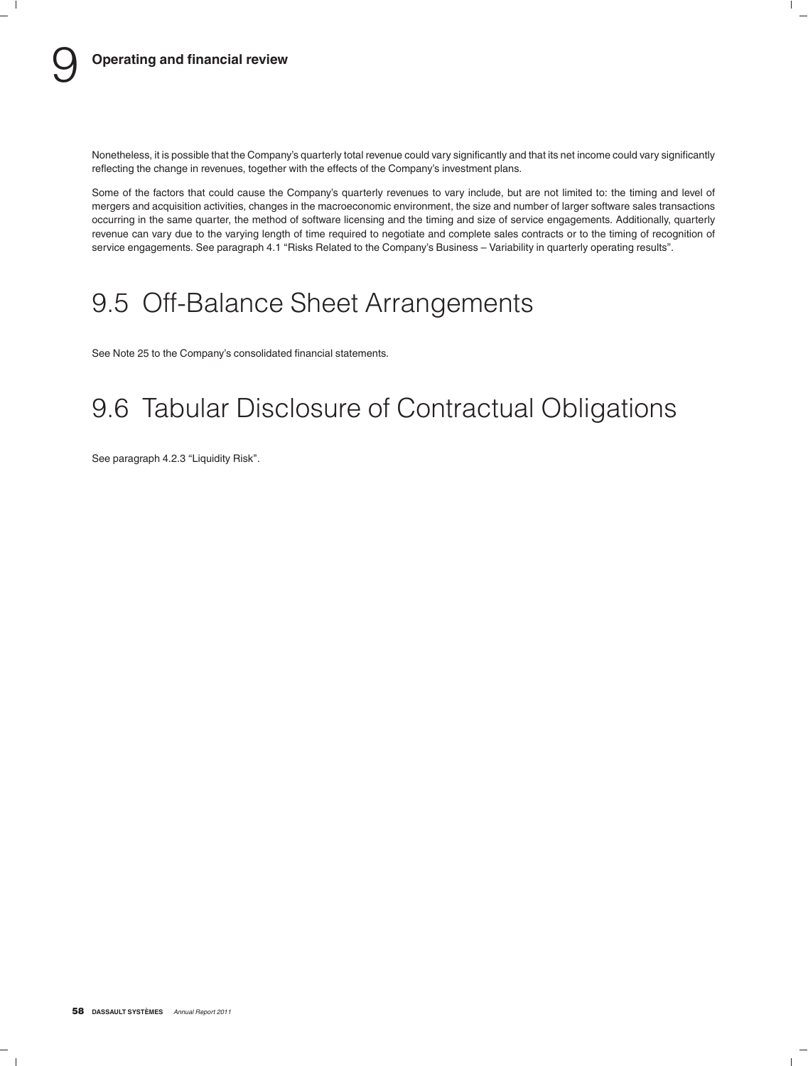Nonetheless, it is possible that the Company's quarterly total revenue could vary significantly and that its net income could vary significantly reflecting the change in revenues, together with the effects of the Company's investment plans.

Some of the factors that could cause the Company's quarterly revenues to vary include, but are not limited to: the timing and level of mergers and acquisition activities, changes in the macroeconomic environment, the size and number of larger software sales transactions occurring in the same quarter, the method of software licensing and the timing and size of service engagements. Additionally, quarterly revenue can vary due to the varying length of time required to negotiate and complete sales contracts or to the timing of recognition of service engagements. See paragraph 4.1 "Risks Related to the Company's Business – Variability in quarterly operating results".

## 9.5 Off-Balance Sheet Arrangements

See Note 25 to the Company's consolidated financial statements.

## 9.6 Tabular Disclosure of Contractual Obligations

See paragraph 4.2.3 "Liquidity Risk".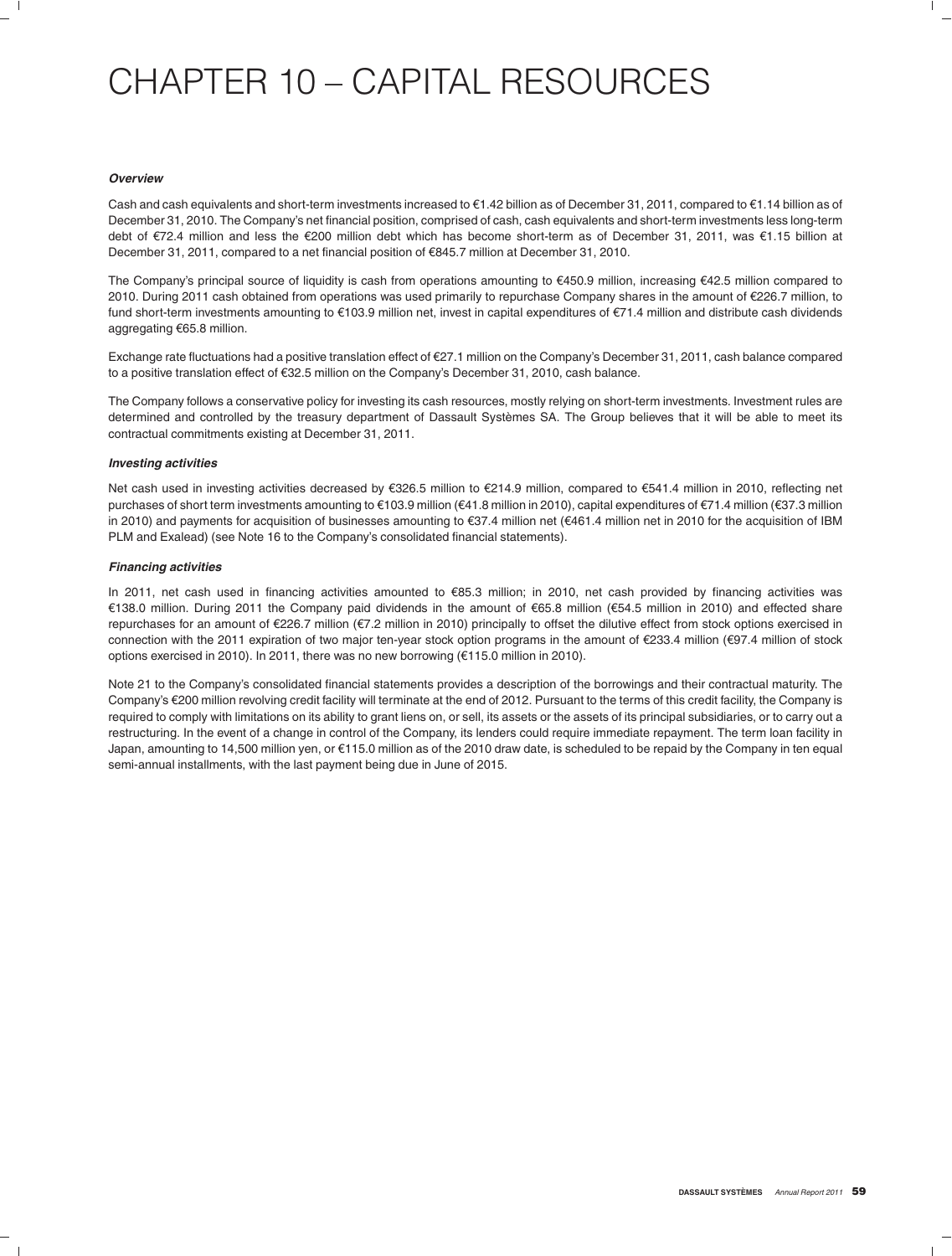# CHAPTER 10 – CAPITAL RESOURCES

***Overview***

Cash and cash equivalents and short-term investments increased to €1.42 billion as of December 31, 2011, compared to €1.14 billion as of December 31, 2010. The Company's net financial position, comprised of cash, cash equivalents and short-term investments less long-term debt of €72.4 million and less the €200 million debt which has become short-term as of December 31, 2011, was €1.15 billion at December 31, 2011, compared to a net financial position of €845.7 million at December 31, 2010.

The Company's principal source of liquidity is cash from operations amounting to €450.9 million, increasing €42.5 million compared to 2010. During 2011 cash obtained from operations was used primarily to repurchase Company shares in the amount of €226.7 million, to fund short-term investments amounting to €103.9 million net, invest in capital expenditures of €71.4 million and distribute cash dividends aggregating €65.8 million.

Exchange rate fluctuations had a positive translation effect of €27.1 million on the Company's December 31, 2011, cash balance compared to a positive translation effect of €32.5 million on the Company's December 31, 2010, cash balance.

The Company follows a conservative policy for investing its cash resources, mostly relying on short-term investments. Investment rules are determined and controlled by the treasury department of Dassault Systèmes SA. The Group believes that it will be able to meet its contractual commitments existing at December 31, 2011.

***Investing activities***

Net cash used in investing activities decreased by €326.5 million to €214.9 million, compared to €541.4 million in 2010, reflecting net purchases of short term investments amounting to €103.9 million (€41.8 million in 2010), capital expenditures of €71.4 million (€37.3 million in 2010) and payments for acquisition of businesses amounting to €37.4 million net (€461.4 million net in 2010 for the acquisition of IBM PLM and Exalead) (see Note 16 to the Company's consolidated financial statements).

***Financing activities***

In 2011, net cash used in financing activities amounted to €85.3 million; in 2010, net cash provided by financing activities was €138.0 million. During 2011 the Company paid dividends in the amount of €65.8 million (€54.5 million in 2010) and effected share repurchases for an amount of €226.7 million (€7.2 million in 2010) principally to offset the dilutive effect from stock options exercised in connection with the 2011 expiration of two major ten-year stock option programs in the amount of €233.4 million (€97.4 million of stock options exercised in 2010). In 2011, there was no new borrowing (€115.0 million in 2010).

Note 21 to the Company's consolidated financial statements provides a description of the borrowings and their contractual maturity. The Company's €200 million revolving credit facility will terminate at the end of 2012. Pursuant to the terms of this credit facility, the Company is required to comply with limitations on its ability to grant liens on, or sell, its assets or the assets of its principal subsidiaries, or to carry out a restructuring. In the event of a change in control of the Company, its lenders could require immediate repayment. The term loan facility in Japan, amounting to 14,500 million yen, or €115.0 million as of the 2010 draw date, is scheduled to be repaid by the Company in ten equal semi-annual installments, with the last payment being due in June of 2015.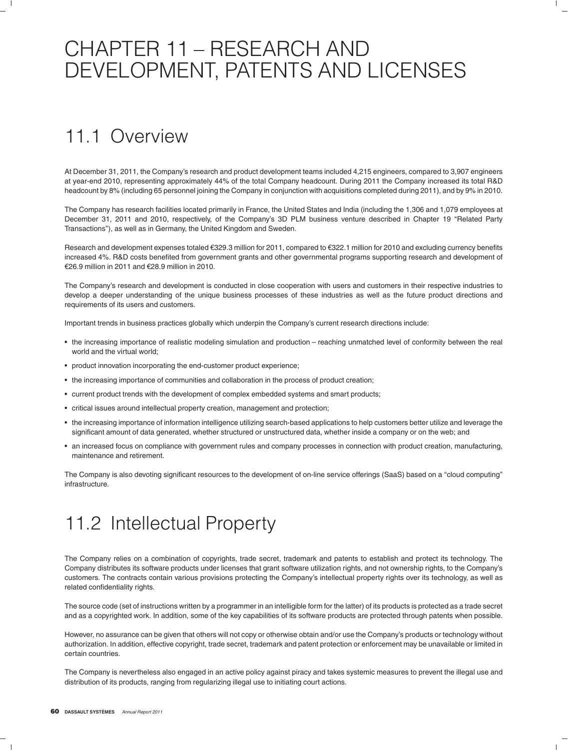# CHAPTER 11 – RESEARCH AND DEVELOPMENT, PATENTS AND LICENSES

## 11.1 Overview

At December 31, 2011, the Company's research and product development teams included 4,215 engineers, compared to 3,907 engineers at year-end 2010, representing approximately 44% of the total Company headcount. During 2011 the Company increased its total R&D headcount by 8% (including 65 personnel joining the Company in conjunction with acquisitions completed during 2011), and by 9% in 2010.

The Company has research facilities located primarily in France, the United States and India (including the 1,306 and 1,079 employees at December 31, 2011 and 2010, respectively, of the Company's 3D PLM business venture described in Chapter 19 "Related Party Transactions"), as well as in Germany, the United Kingdom and Sweden.

Research and development expenses totaled €329.3 million for 2011, compared to €322.1 million for 2010 and excluding currency benefits increased 4%. R&D costs benefited from government grants and other governmental programs supporting research and development of €26.9 million in 2011 and €28.9 million in 2010.

The Company's research and development is conducted in close cooperation with users and customers in their respective industries to develop a deeper understanding of the unique business processes of these industries as well as the future product directions and requirements of its users and customers.

Important trends in business practices globally which underpin the Company's current research directions include:

- the increasing importance of realistic modeling simulation and production – reaching unmatched level of conformity between the real world and the virtual world;
- product innovation incorporating the end-customer product experience;
- the increasing importance of communities and collaboration in the process of product creation;
- current product trends with the development of complex embedded systems and smart products;
- critical issues around intellectual property creation, management and protection;
- the increasing importance of information intelligence utilizing search-based applications to help customers better utilize and leverage the significant amount of data generated, whether structured or unstructured data, whether inside a company or on the web; and
- an increased focus on compliance with government rules and company processes in connection with product creation, manufacturing, maintenance and retirement.

The Company is also devoting significant resources to the development of on-line service offerings (SaaS) based on a "cloud computing" infrastructure.

## 11.2 Intellectual Property

The Company relies on a combination of copyrights, trade secret, trademark and patents to establish and protect its technology. The Company distributes its software products under licenses that grant software utilization rights, and not ownership rights, to the Company's customers. The contracts contain various provisions protecting the Company's intellectual property rights over its technology, as well as related confidentiality rights.

The source code (set of instructions written by a programmer in an intelligible form for the latter) of its products is protected as a trade secret and as a copyrighted work. In addition, some of the key capabilities of its software products are protected through patents when possible.

However, no assurance can be given that others will not copy or otherwise obtain and/or use the Company's products or technology without authorization. In addition, effective copyright, trade secret, trademark and patent protection or enforcement may be unavailable or limited in certain countries.

The Company is nevertheless also engaged in an active policy against piracy and takes systemic measures to prevent the illegal use and distribution of its products, ranging from regularizing illegal use to initiating court actions.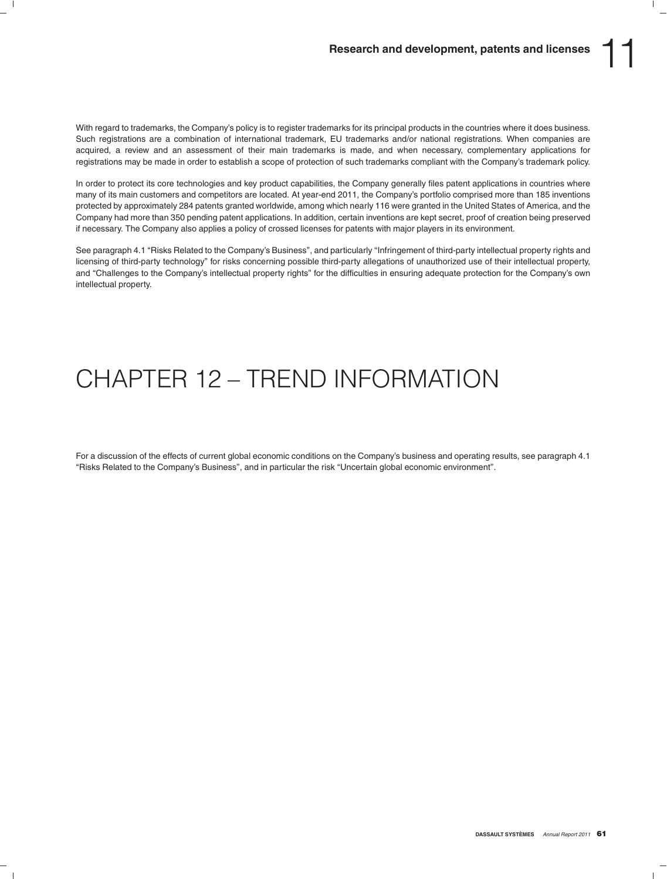With regard to trademarks, the Company's policy is to register trademarks for its principal products in the countries where it does business. Such registrations are a combination of international trademark, EU trademarks and/or national registrations. When companies are acquired, a review and an assessment of their main trademarks is made, and when necessary, complementary applications for registrations may be made in order to establish a scope of protection of such trademarks compliant with the Company's trademark policy.

In order to protect its core technologies and key product capabilities, the Company generally files patent applications in countries where many of its main customers and competitors are located. At year-end 2011, the Company's portfolio comprised more than 185 inventions protected by approximately 284 patents granted worldwide, among which nearly 116 were granted in the United States of America, and the Company had more than 350 pending patent applications. In addition, certain inventions are kept secret, proof of creation being preserved if necessary. The Company also applies a policy of crossed licenses for patents with major players in its environment.

See paragraph 4.1 "Risks Related to the Company's Business", and particularly "Infringement of third-party intellectual property rights and licensing of third-party technology" for risks concerning possible third-party allegations of unauthorized use of their intellectual property, and "Challenges to the Company's intellectual property rights" for the difficulties in ensuring adequate protection for the Company's own intellectual property.

# CHAPTER 12 – TREND INFORMATION

For a discussion of the effects of current global economic conditions on the Company's business and operating results, see paragraph 4.1 "Risks Related to the Company's Business", and in particular the risk "Uncertain global economic environment".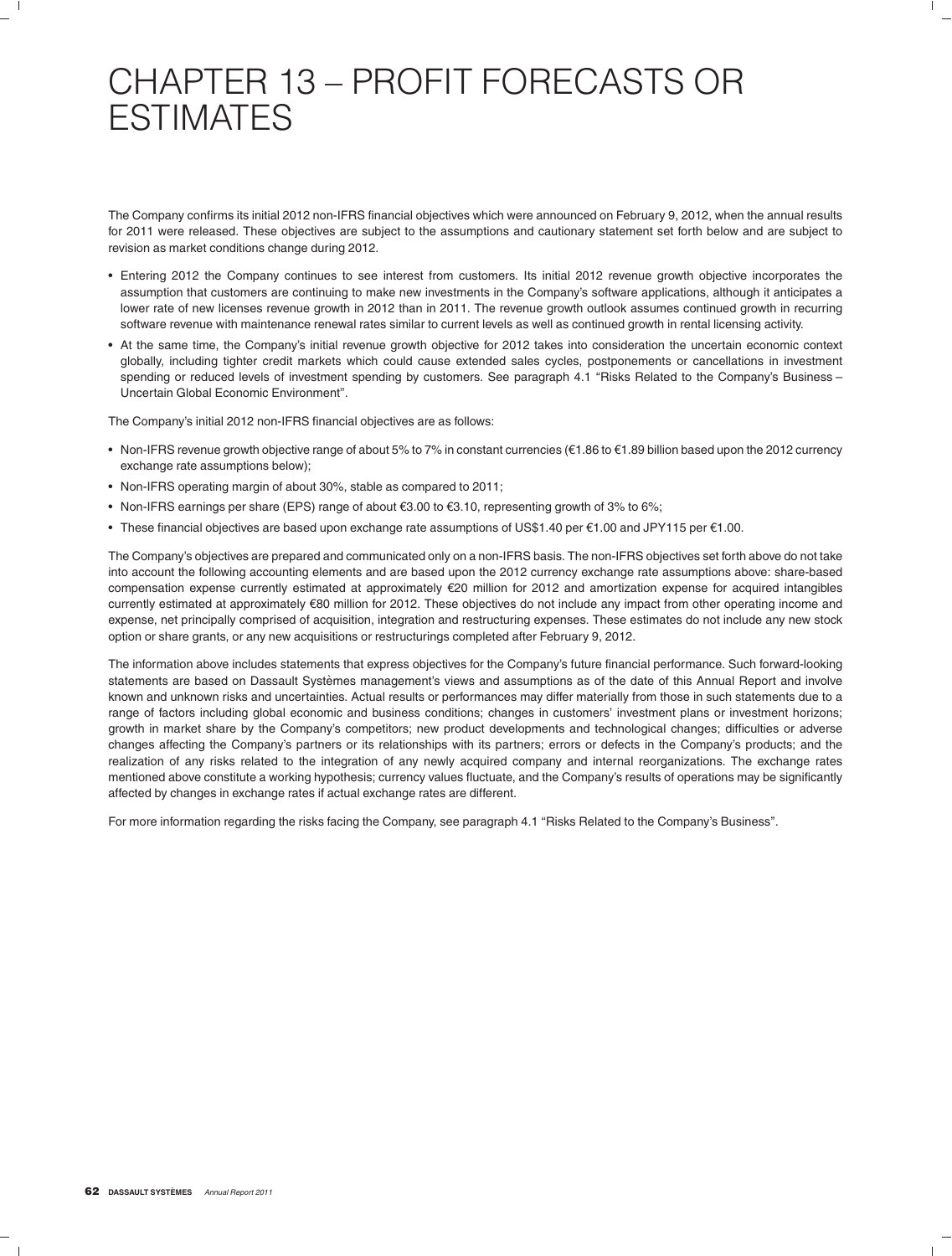# CHAPTER 13 – PROFIT FORECASTS OR ESTIMATES

The Company confirms its initial 2012 non-IFRS financial objectives which were announced on February 9, 2012, when the annual results for 2011 were released. These objectives are subject to the assumptions and cautionary statement set forth below and are subject to revision as market conditions change during 2012.

- Entering 2012 the Company continues to see interest from customers. Its initial 2012 revenue growth objective incorporates the assumption that customers are continuing to make new investments in the Company's software applications, although it anticipates a lower rate of new licenses revenue growth in 2012 than in 2011. The revenue growth outlook assumes continued growth in recurring software revenue with maintenance renewal rates similar to current levels as well as continued growth in rental licensing activity.
- At the same time, the Company's initial revenue growth objective for 2012 takes into consideration the uncertain economic context globally, including tighter credit markets which could cause extended sales cycles, postponements or cancellations in investment spending or reduced levels of investment spending by customers. See paragraph 4.1 "Risks Related to the Company's Business – Uncertain Global Economic Environment".

The Company's initial 2012 non-IFRS financial objectives are as follows:

- Non-IFRS revenue growth objective range of about 5% to 7% in constant currencies (€1.86 to €1.89 billion based upon the 2012 currency exchange rate assumptions below);
- Non-IFRS operating margin of about 30%, stable as compared to 2011;
- Non-IFRS earnings per share (EPS) range of about €3.00 to €3.10, representing growth of 3% to 6%;
- These financial objectives are based upon exchange rate assumptions of US$1.40 per €1.00 and JPY115 per €1.00.

The Company's objectives are prepared and communicated only on a non-IFRS basis. The non-IFRS objectives set forth above do not take into account the following accounting elements and are based upon the 2012 currency exchange rate assumptions above: share-based compensation expense currently estimated at approximately €20 million for 2012 and amortization expense for acquired intangibles currently estimated at approximately €80 million for 2012. These objectives do not include any impact from other operating income and expense, net principally comprised of acquisition, integration and restructuring expenses. These estimates do not include any new stock option or share grants, or any new acquisitions or restructurings completed after February 9, 2012.

The information above includes statements that express objectives for the Company's future financial performance. Such forward-looking statements are based on Dassault Systèmes management's views and assumptions as of the date of this Annual Report and involve known and unknown risks and uncertainties. Actual results or performances may differ materially from those in such statements due to a range of factors including global economic and business conditions; changes in customers' investment plans or investment horizons; growth in market share by the Company's competitors; new product developments and technological changes; difficulties or adverse changes affecting the Company's partners or its relationships with its partners; errors or defects in the Company's products; and the realization of any risks related to the integration of any newly acquired company and internal reorganizations. The exchange rates mentioned above constitute a working hypothesis; currency values fluctuate, and the Company's results of operations may be significantly affected by changes in exchange rates if actual exchange rates are different.

For more information regarding the risks facing the Company, see paragraph 4.1 "Risks Related to the Company's Business".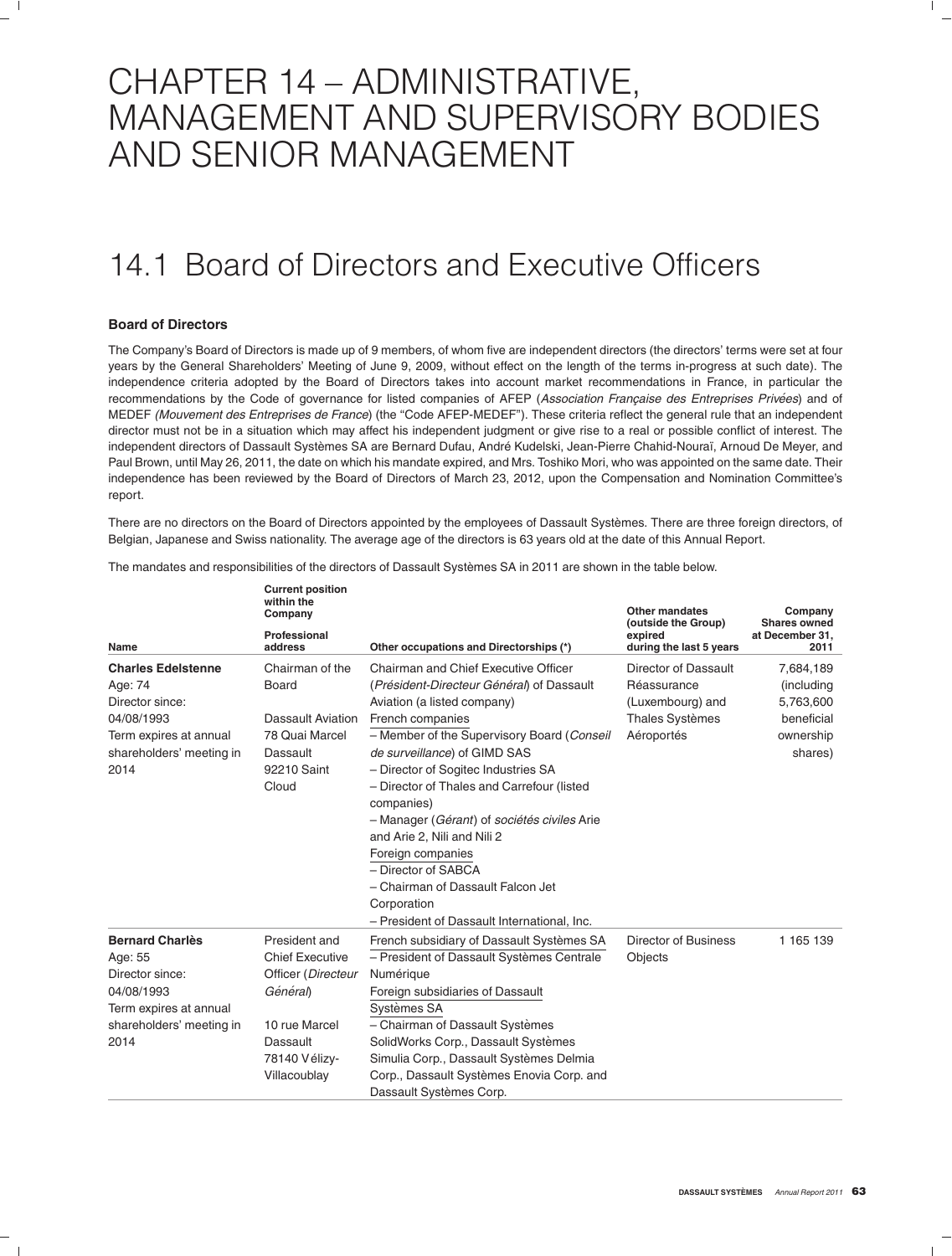# CHAPTER 14 – ADMINISTRATIVE, MANAGEMENT AND SUPERVISORY BODIES AND SENIOR MANAGEMENT

## 14.1 Board of Directors and Executive Officers

### Board of Directors

The Company's Board of Directors is made up of 9 members, of whom five are independent directors (the directors' terms were set at four years by the General Shareholders' Meeting of June 9, 2009, without effect on the length of the terms in-progress at such date). The independence criteria adopted by the Board of Directors takes into account market recommendations in France, in particular the recommendations by the Code of governance for listed companies of AFEP (*Association Française des Entreprises Privées*) and of MEDEF *(Mouvement des Entreprises de France*) (the "Code AFEP-MEDEF"). These criteria reflect the general rule that an independent director must not be in a situation which may affect his independent judgment or give rise to a real or possible conflict of interest. The independent directors of Dassault Systèmes SA are Bernard Dufau, André Kudelski, Jean-Pierre Chahid-Nouraï, Arnoud De Meyer, and Paul Brown, until May 26, 2011, the date on which his mandate expired, and Mrs. Toshiko Mori, who was appointed on the same date. Their independence has been reviewed by the Board of Directors of March 23, 2012, upon the Compensation and Nomination Committee's report.

There are no directors on the Board of Directors appointed by the employees of Dassault Systèmes. There are three foreign directors, of Belgian, Japanese and Swiss nationality. The average age of the directors is 63 years old at the date of this Annual Report.

The mandates and responsibilities of the directors of Dassault Systèmes SA in 2011 are shown in the table below.

| Name | Current position within the Company<br>Professional address | Other occupations and Directorships (*) | Other mandates (outside the Group) expired during the last 5 years | Company Shares owned at December 31, 2011 |
|---|---|---|---|---|
| **Charles Edelstenne**<br>Age: 74<br>Director since:<br>04/08/1993<br>Term expires at annual shareholders' meeting in 2014 | Chairman of the Board<br><br>Dassault Aviation<br>78 Quai Marcel Dassault<br>92210 Saint Cloud | Chairman and Chief Executive Officer (*Président-Directeur Général*) of Dassault Aviation (a listed company)<br>French companies<br>– Member of the Supervisory Board (*Conseil de surveillance*) of GIMD SAS<br>– Director of Sogitec Industries SA<br>– Director of Thales and Carrefour (listed companies)<br>– Manager (*Gérant*) of *sociétés civiles* Arie and Arie 2, Nili and Nili 2<br>Foreign companies<br>– Director of SABCA<br>– Chairman of Dassault Falcon Jet Corporation<br>– President of Dassault International, Inc. | Director of Dassault Réassurance (Luxembourg) and Thales Systèmes Aéroportés | 7,684,189 (including 5,763,600 beneficial ownership shares) |
| **Bernard Charlès**<br>Age: 55<br>Director since:<br>04/08/1993<br>Term expires at annual shareholders' meeting in 2014 | President and Chief Executive Officer (*Directeur Général*)<br><br>10 rue Marcel Dassault<br>78140 Vélizy-Villacoublay | French subsidiary of Dassault Systèmes SA<br>– President of Dassault Systèmes Centrale Numérique<br>Foreign subsidiaries of Dassault Systèmes SA<br>– Chairman of Dassault Systèmes SolidWorks Corp., Dassault Systèmes Simulia Corp., Dassault Systèmes Delmia Corp., Dassault Systèmes Enovia Corp. and Dassault Systèmes Corp. | Director of Business Objects | 1 165 139 |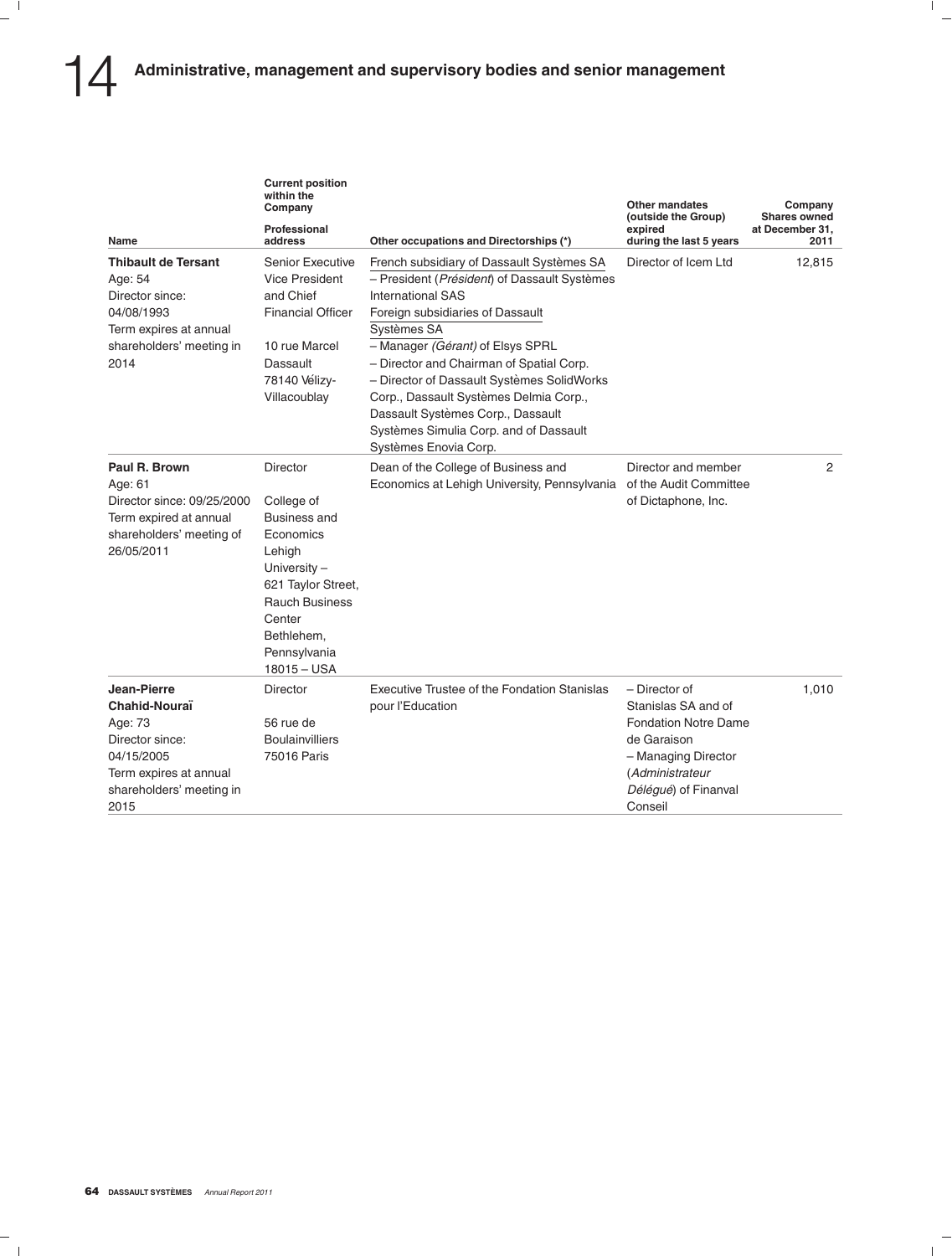# 14 Administrative, management and supervisory bodies and senior management

| Name | Current position within the Company<br><br>Professional address | Other occupations and Directorships (*) | Other mandates (outside the Group) expired during the last 5 years | Company Shares owned at December 31, 2011 |
|---|---|---|---|---|
| **Thibault de Tersant**<br>Age: 54<br>Director since: 04/08/1993<br>Term expires at annual shareholders' meeting in 2014 | Senior Executive Vice President and Chief Financial Officer<br><br>10 rue Marcel Dassault<br>78140 Vélizy-Villacoublay | French subsidiary of Dassault Systèmes SA<br>– President (*Président*) of Dassault Systèmes International SAS<br>Foreign subsidiaries of Dassault Systèmes SA<br>– Manager *(Gérant)* of Elsys SPRL<br>– Director and Chairman of Spatial Corp.<br>– Director of Dassault Systèmes SolidWorks Corp., Dassault Systèmes Delmia Corp., Dassault Systèmes Corp., Dassault Systèmes Simulia Corp. and of Dassault Systèmes Enovia Corp. | Director of Icem Ltd | 12,815 |
| **Paul R. Brown**<br>Age: 61<br>Director since: 09/25/2000<br>Term expired at annual shareholders' meeting of 26/05/2011 | Director<br><br>College of Business and Economics<br>Lehigh University – 621 Taylor Street, Rauch Business Center<br>Bethlehem, Pennsylvania 18015 – USA | Dean of the College of Business and Economics at Lehigh University, Pennsylvania | Director and member of the Audit Committee of Dictaphone, Inc. | 2 |
| **Jean-Pierre Chahid-Nouraï**<br>Age: 73<br>Director since: 04/15/2005<br>Term expires at annual shareholders' meeting in 2015 | Director<br><br>56 rue de Boulainvilliers<br>75016 Paris | Executive Trustee of the Fondation Stanislas pour l'Education | – Director of Stanislas SA and of Fondation Notre Dame de Garaison<br>– Managing Director (*Administrateur Délégué*) of Finanval Conseil | 1,010 |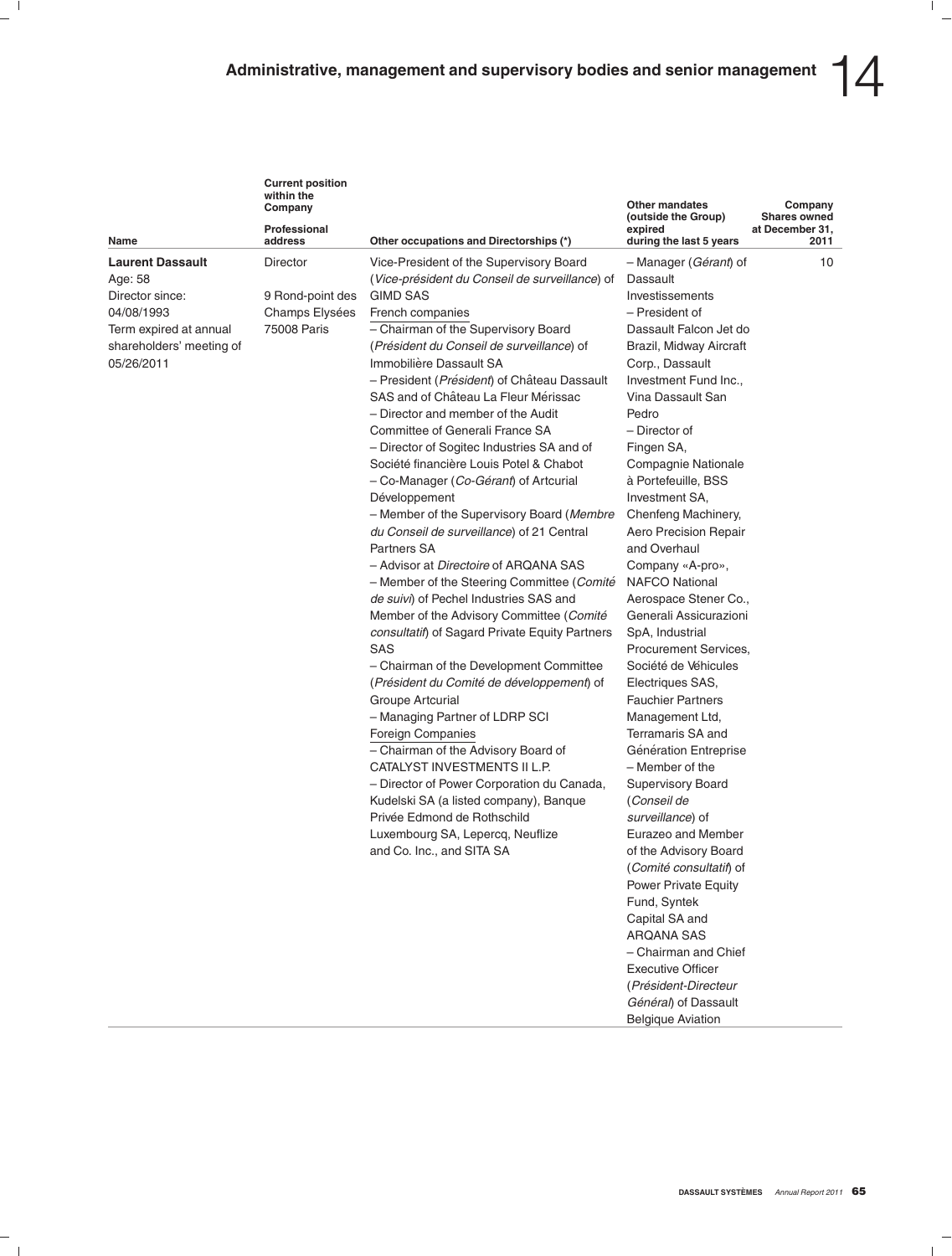| Name | Current position within the Company<br>Professional address | Other occupations and Directorships (*) | Other mandates (outside the Group) expired during the last 5 years | Company Shares owned at December 31, 2011 |
|---|---|---|---|---|
| **Laurent Dassault**<br>Age: 58<br>Director since: 04/08/1993<br>Term expired at annual shareholders' meeting of 05/26/2011 | Director<br><br>9 Rond-point des Champs Elysées 75008 Paris | Vice-President of the Supervisory Board (*Vice-président du Conseil de surveillance*) of GIMD SAS<br>French companies<br>– Chairman of the Supervisory Board (*Président du Conseil de surveillance*) of Immobilière Dassault SA<br>– President (*Président*) of Château Dassault SAS and of Château La Fleur Mérissac<br>– Director and member of the Audit Committee of Generali France SA<br>– Director of Sogitec Industries SA and of Société financière Louis Potel & Chabot<br>– Co-Manager (*Co-Gérant*) of Artcurial Développement<br>– Member of the Supervisory Board (*Membre du Conseil de surveillance*) of 21 Central Partners SA<br>– Advisor at *Directoire* of ARQANA SAS<br>– Member of the Steering Committee (*Comité de suivi*) of Pechel Industries SAS and Member of the Advisory Committee (*Comité consultatif*) of Sagard Private Equity Partners SAS<br>– Chairman of the Development Committee (*Président du Comité de développement*) of Groupe Artcurial<br>– Managing Partner of LDRP SCI<br>Foreign Companies<br>– Chairman of the Advisory Board of CATALYST INVESTMENTS II L.P.<br>– Director of Power Corporation du Canada, Kudelski SA (a listed company), Banque Privée Edmond de Rothschild Luxembourg SA, Lepercq, Neuflize and Co. Inc., and SITA SA | – Manager (*Gérant*) of Dassault Investissements<br>– President of Dassault Falcon Jet do Brazil, Midway Aircraft Corp., Dassault Investment Fund Inc., Vina Dassault San Pedro<br>– Director of Fingen SA, Compagnie Nationale à Portefeuille, BSS Investment SA, Chenfeng Machinery, Aero Precision Repair and Overhaul Company «A-pro», NAFCO National Aerospace Stener Co., Generali Assicurazioni SpA, Industrial Procurement Services, Société de Véhicules Electriques SAS, Fauchier Partners Management Ltd, Terramaris SA and Génération Entreprise<br>– Member of the Supervisory Board (*Conseil de surveillance*) of Eurazeo and Member of the Advisory Board (*Comité consultatif*) of Power Private Equity Fund, Syntek Capital SA and ARQANA SAS<br>– Chairman and Chief Executive Officer (*Président-Directeur Général*) of Dassault Belgique Aviation | 10 |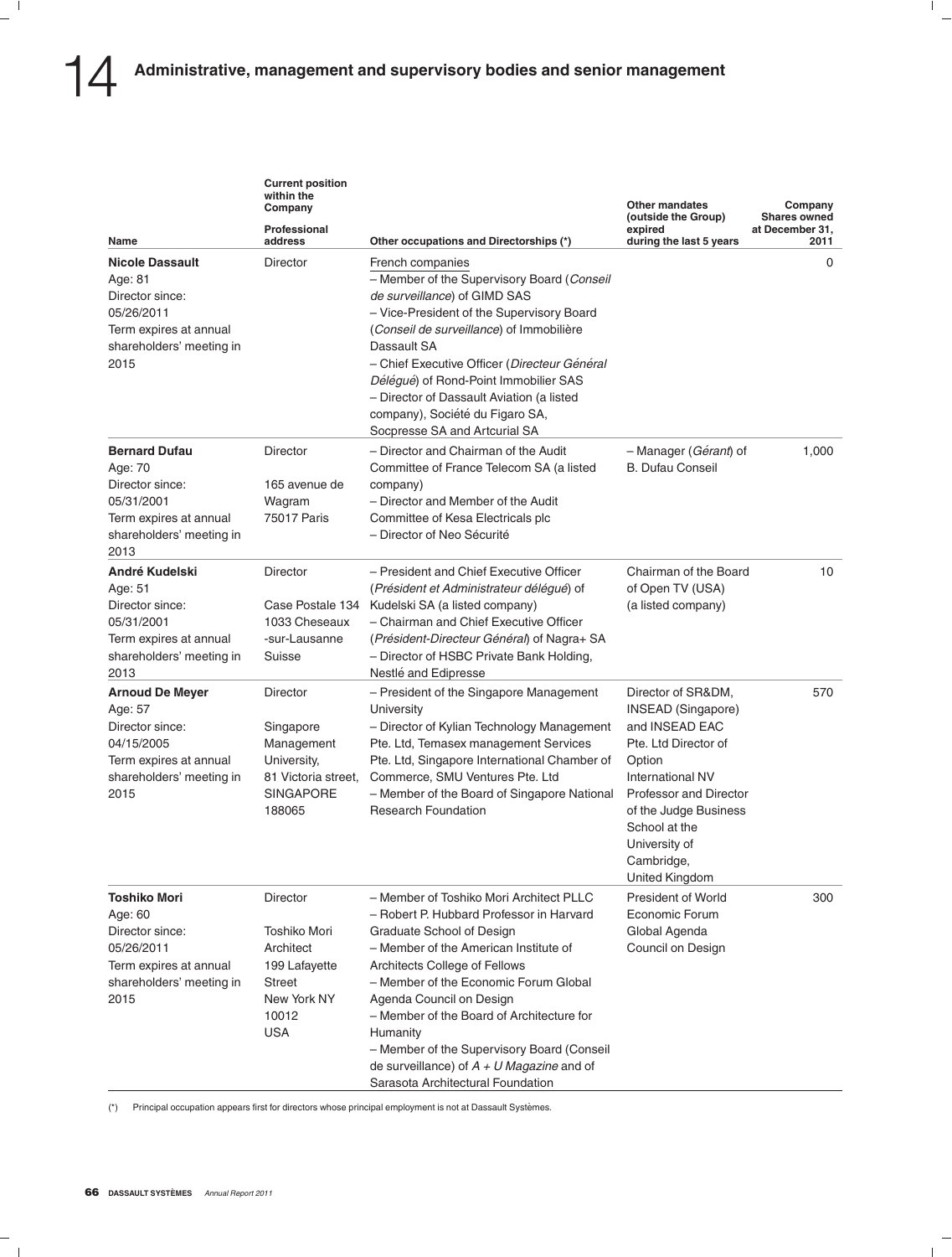# 14 Administrative, management and supervisory bodies and senior management

| Name | Current position within the Company<br>Professional address | Other occupations and Directorships (*) | Other mandates (outside the Group) expired during the last 5 years | Company Shares owned at December 31, 2011 |
|---|---|---|---|---|
| **Nicole Dassault**<br>Age: 81<br>Director since: 05/26/2011<br>Term expires at annual shareholders' meeting in 2015 | Director | French companies<br>– Member of the Supervisory Board (*Conseil de surveillance*) of GIMD SAS<br>– Vice-President of the Supervisory Board (*Conseil de surveillance*) of Immobilière Dassault SA<br>– Chief Executive Officer (*Directeur Général Délégué*) of Rond-Point Immobilier SAS<br>– Director of Dassault Aviation (a listed company), Société du Figaro SA, Socpresse SA and Artcurial SA | | 0 |
| **Bernard Dufau**<br>Age: 70<br>Director since: 05/31/2001<br>Term expires at annual shareholders' meeting in 2013 | Director<br>165 avenue de Wagram<br>75017 Paris | – Director and Chairman of the Audit Committee of France Telecom SA (a listed company)<br>– Director and Member of the Audit Committee of Kesa Electricals plc<br>– Director of Neo Sécurité | – Manager (*Gérant*) of B. Dufau Conseil | 1,000 |
| **André Kudelski**<br>Age: 51<br>Director since: 05/31/2001<br>Term expires at annual shareholders' meeting in 2013 | Director<br>Case Postale 134<br>1033 Cheseaux -sur-Lausanne<br>Suisse | – President and Chief Executive Officer (*Président et Administrateur délégué*) of Kudelski SA (a listed company)<br>– Chairman and Chief Executive Officer (*Président-Directeur Général*) of Nagra+ SA<br>– Director of HSBC Private Bank Holding, Nestlé and Edipresse | Chairman of the Board of Open TV (USA) (a listed company) | 10 |
| **Arnoud De Meyer**<br>Age: 57<br>Director since: 04/15/2005<br>Term expires at annual shareholders' meeting in 2015 | Director<br>Singapore Management University,<br>81 Victoria street,<br>SINGAPORE 188065 | – President of the Singapore Management University<br>– Director of Kylian Technology Management Pte. Ltd, Temasex management Services Pte. Ltd, Singapore International Chamber of Commerce, SMU Ventures Pte. Ltd<br>– Member of the Board of Singapore National Research Foundation | Director of SR&DM, INSEAD (Singapore) and INSEAD EAC Pte. Ltd Director of Option International NV Professor and Director of the Judge Business School at the University of Cambridge, United Kingdom | 570 |
| **Toshiko Mori**<br>Age: 60<br>Director since: 05/26/2011<br>Term expires at annual shareholders' meeting in 2015 | Director<br>Toshiko Mori Architect<br>199 Lafayette Street<br>New York NY 10012<br>USA | – Member of Toshiko Mori Architect PLLC<br>– Robert P. Hubbard Professor in Harvard Graduate School of Design<br>– Member of the American Institute of Architects College of Fellows<br>– Member of the Economic Forum Global Agenda Council on Design<br>– Member of the Board of Architecture for Humanity<br>– Member of the Supervisory Board (Conseil de surveillance) of *A + U Magazine* and of Sarasota Architectural Foundation | President of World Economic Forum Global Agenda Council on Design | 300 |

(*) Principal occupation appears first for directors whose principal employment is not at Dassault Systèmes.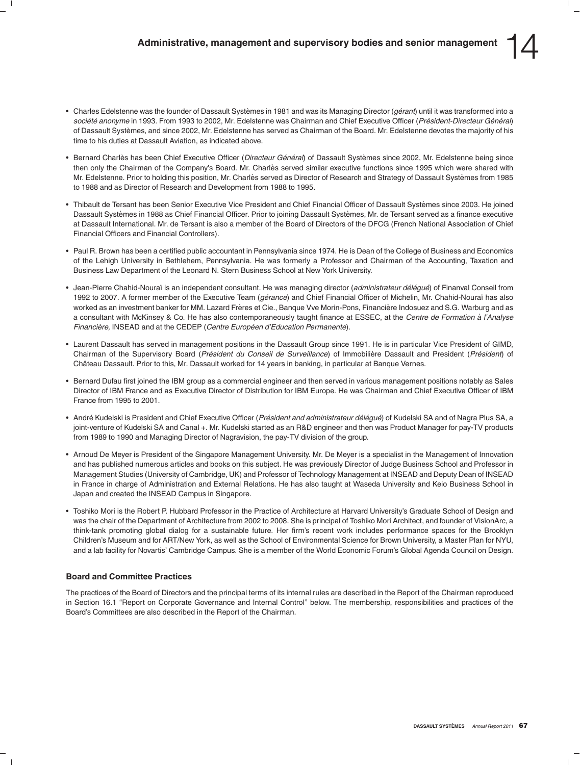- Charles Edelstenne was the founder of Dassault Systèmes in 1981 and was its Managing Director (*gérant*) until it was transformed into a *société anonyme* in 1993. From 1993 to 2002, Mr. Edelstenne was Chairman and Chief Executive Officer (*Président-Directeur Général*) of Dassault Systèmes, and since 2002, Mr. Edelstenne has served as Chairman of the Board. Mr. Edelstenne devotes the majority of his time to his duties at Dassault Aviation, as indicated above.

- Bernard Charlès has been Chief Executive Officer (*Directeur Général*) of Dassault Systèmes since 2002, Mr. Edelstenne being since then only the Chairman of the Company's Board. Mr. Charlès served similar executive functions since 1995 which were shared with Mr. Edelstenne. Prior to holding this position, Mr. Charlès served as Director of Research and Strategy of Dassault Systèmes from 1985 to 1988 and as Director of Research and Development from 1988 to 1995.

- Thibault de Tersant has been Senior Executive Vice President and Chief Financial Officer of Dassault Systèmes since 2003. He joined Dassault Systèmes in 1988 as Chief Financial Officer. Prior to joining Dassault Systèmes, Mr. de Tersant served as a finance executive at Dassault International. Mr. de Tersant is also a member of the Board of Directors of the DFCG (French National Association of Chief Financial Officers and Financial Controllers).

- Paul R. Brown has been a certified public accountant in Pennsylvania since 1974. He is Dean of the College of Business and Economics of the Lehigh University in Bethlehem, Pennsylvania. He was formerly a Professor and Chairman of the Accounting, Taxation and Business Law Department of the Leonard N. Stern Business School at New York University.

- Jean-Pierre Chahid-Nouraï is an independent consultant. He was managing director (*administrateur délégué*) of Finanval Conseil from 1992 to 2007. A former member of the Executive Team (*gérance*) and Chief Financial Officer of Michelin, Mr. Chahid-Nouraï has also worked as an investment banker for MM. Lazard Frères et Cie., Banque Vve Morin-Pons, Financière Indosuez and S.G. Warburg and as a consultant with McKinsey & Co. He has also contemporaneously taught finance at ESSEC, at the *Centre de Formation à l'Analyse Financière,* INSEAD and at the CEDEP (*Centre Européen d'Education Permanente*).

- Laurent Dassault has served in management positions in the Dassault Group since 1991. He is in particular Vice President of GIMD, Chairman of the Supervisory Board (*Président du Conseil de Surveillance*) of Immobilière Dassault and President (*Président*) of Château Dassault. Prior to this, Mr. Dassault worked for 14 years in banking, in particular at Banque Vernes.

- Bernard Dufau first joined the IBM group as a commercial engineer and then served in various management positions notably as Sales Director of IBM France and as Executive Director of Distribution for IBM Europe. He was Chairman and Chief Executive Officer of IBM France from 1995 to 2001.

- André Kudelski is President and Chief Executive Officer (*Président and administrateur délégué*) of Kudelski SA and of Nagra Plus SA, a joint-venture of Kudelski SA and Canal +. Mr. Kudelski started as an R&D engineer and then was Product Manager for pay-TV products from 1989 to 1990 and Managing Director of Nagravision, the pay-TV division of the group.

- Arnoud De Meyer is President of the Singapore Management University. Mr. De Meyer is a specialist in the Management of Innovation and has published numerous articles and books on this subject. He was previously Director of Judge Business School and Professor in Management Studies (University of Cambridge, UK) and Professor of Technology Management at INSEAD and Deputy Dean of INSEAD in France in charge of Administration and External Relations. He has also taught at Waseda University and Keio Business School in Japan and created the INSEAD Campus in Singapore.

- Toshiko Mori is the Robert P. Hubbard Professor in the Practice of Architecture at Harvard University's Graduate School of Design and was the chair of the Department of Architecture from 2002 to 2008. She is principal of Toshiko Mori Architect, and founder of VisionArc, a think-tank promoting global dialog for a sustainable future. Her firm's recent work includes performance spaces for the Brooklyn Children's Museum and for ART/New York, as well as the School of Environmental Science for Brown University, a Master Plan for NYU, and a lab facility for Novartis' Cambridge Campus. She is a member of the World Economic Forum's Global Agenda Council on Design.

### Board and Committee Practices

The practices of the Board of Directors and the principal terms of its internal rules are described in the Report of the Chairman reproduced in Section 16.1 "Report on Corporate Governance and Internal Control" below. The membership, responsibilities and practices of the Board's Committees are also described in the Report of the Chairman.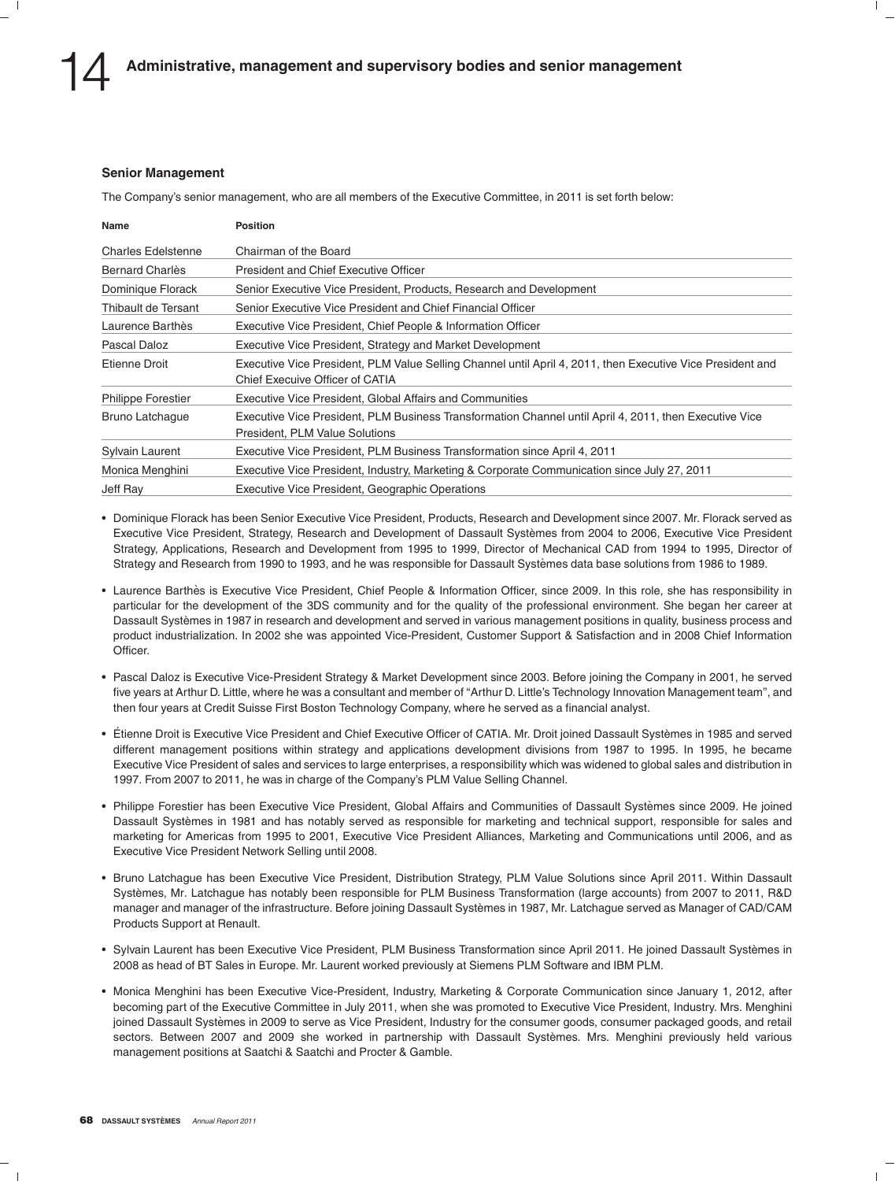## Senior Management

The Company's senior management, who are all members of the Executive Committee, in 2011 is set forth below:

| Name | Position |
|---|---|
| Charles Edelstenne | Chairman of the Board |
| Bernard Charlès | President and Chief Executive Officer |
| Dominique Florack | Senior Executive Vice President, Products, Research and Development |
| Thibault de Tersant | Senior Executive Vice President and Chief Financial Officer |
| Laurence Barthès | Executive Vice President, Chief People & Information Officer |
| Pascal Daloz | Executive Vice President, Strategy and Market Development |
| Etienne Droit | Executive Vice President, PLM Value Selling Channel until April 4, 2011, then Executive Vice President and Chief Execuive Officer of CATIA |
| Philippe Forestier | Executive Vice President, Global Affairs and Communities |
| Bruno Latchague | Executive Vice President, PLM Business Transformation Channel until April 4, 2011, then Executive Vice President, PLM Value Solutions |
| Sylvain Laurent | Executive Vice President, PLM Business Transformation since April 4, 2011 |
| Monica Menghini | Executive Vice President, Industry, Marketing & Corporate Communication since July 27, 2011 |
| Jeff Ray | Executive Vice President, Geographic Operations |

- Dominique Florack has been Senior Executive Vice President, Products, Research and Development since 2007. Mr. Florack served as Executive Vice President, Strategy, Research and Development of Dassault Systèmes from 2004 to 2006, Executive Vice President Strategy, Applications, Research and Development from 1995 to 1999, Director of Mechanical CAD from 1994 to 1995, Director of Strategy and Research from 1990 to 1993, and he was responsible for Dassault Systèmes data base solutions from 1986 to 1989.
- Laurence Barthès is Executive Vice President, Chief People & Information Officer, since 2009. In this role, she has responsibility in particular for the development of the 3DS community and for the quality of the professional environment. She began her career at Dassault Systèmes in 1987 in research and development and served in various management positions in quality, business process and product industrialization. In 2002 she was appointed Vice-President, Customer Support & Satisfaction and in 2008 Chief Information Officer.
- Pascal Daloz is Executive Vice-President Strategy & Market Development since 2003. Before joining the Company in 2001, he served five years at Arthur D. Little, where he was a consultant and member of "Arthur D. Little's Technology Innovation Management team", and then four years at Credit Suisse First Boston Technology Company, where he served as a financial analyst.
- Étienne Droit is Executive Vice President and Chief Executive Officer of CATIA. Mr. Droit joined Dassault Systèmes in 1985 and served different management positions within strategy and applications development divisions from 1987 to 1995. In 1995, he became Executive Vice President of sales and services to large enterprises, a responsibility which was widened to global sales and distribution in 1997. From 2007 to 2011, he was in charge of the Company's PLM Value Selling Channel.
- Philippe Forestier has been Executive Vice President, Global Affairs and Communities of Dassault Systèmes since 2009. He joined Dassault Systèmes in 1981 and has notably served as responsible for marketing and technical support, responsible for sales and marketing for Americas from 1995 to 2001, Executive Vice President Alliances, Marketing and Communications until 2006, and as Executive Vice President Network Selling until 2008.
- Bruno Latchague has been Executive Vice President, Distribution Strategy, PLM Value Solutions since April 2011. Within Dassault Systèmes, Mr. Latchague has notably been responsible for PLM Business Transformation (large accounts) from 2007 to 2011, R&D manager and manager of the infrastructure. Before joining Dassault Systèmes in 1987, Mr. Latchague served as Manager of CAD/CAM Products Support at Renault.
- Sylvain Laurent has been Executive Vice President, PLM Business Transformation since April 2011. He joined Dassault Systèmes in 2008 as head of BT Sales in Europe. Mr. Laurent worked previously at Siemens PLM Software and IBM PLM.
- Monica Menghini has been Executive Vice-President, Industry, Marketing & Corporate Communication since January 1, 2012, after becoming part of the Executive Committee in July 2011, when she was promoted to Executive Vice President, Industry. Mrs. Menghini joined Dassault Systèmes in 2009 to serve as Vice President, Industry for the consumer goods, consumer packaged goods, and retail sectors. Between 2007 and 2009 she worked in partnership with Dassault Systèmes. Mrs. Menghini previously held various management positions at Saatchi & Saatchi and Procter & Gamble.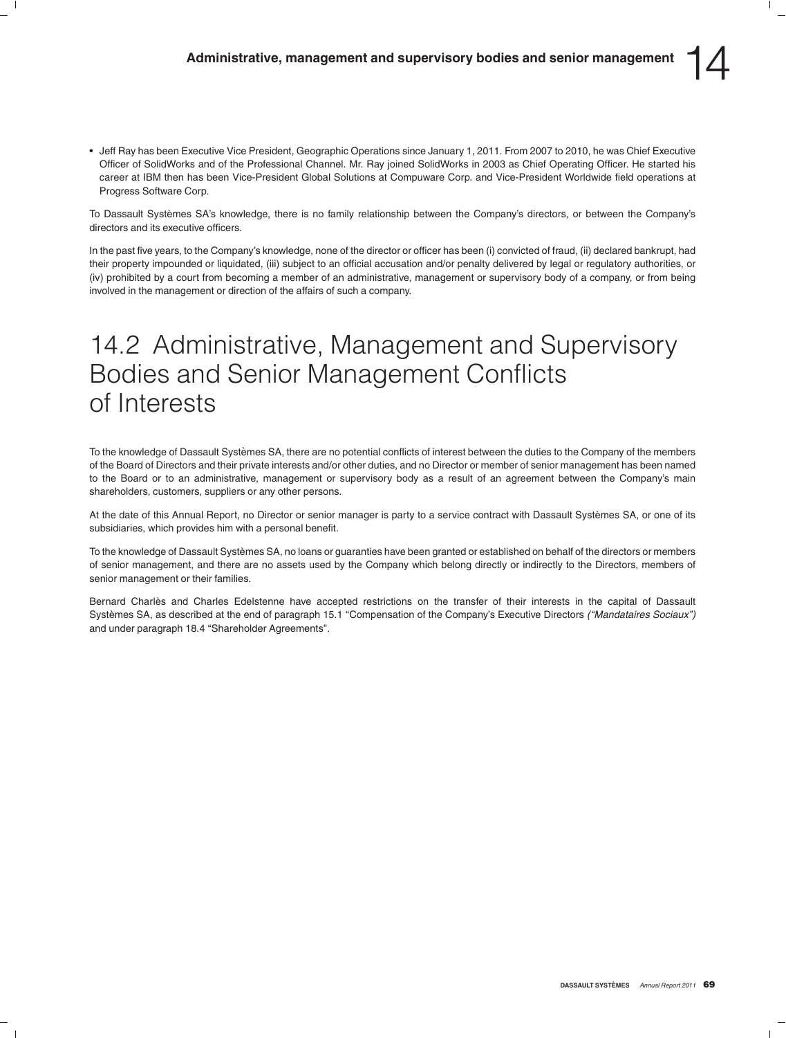- Jeff Ray has been Executive Vice President, Geographic Operations since January 1, 2011. From 2007 to 2010, he was Chief Executive Officer of SolidWorks and of the Professional Channel. Mr. Ray joined SolidWorks in 2003 as Chief Operating Officer. He started his career at IBM then has been Vice-President Global Solutions at Compuware Corp. and Vice-President Worldwide field operations at Progress Software Corp.

To Dassault Systèmes SA's knowledge, there is no family relationship between the Company's directors, or between the Company's directors and its executive officers.

In the past five years, to the Company's knowledge, none of the director or officer has been (i) convicted of fraud, (ii) declared bankrupt, had their property impounded or liquidated, (iii) subject to an official accusation and/or penalty delivered by legal or regulatory authorities, or (iv) prohibited by a court from becoming a member of an administrative, management or supervisory body of a company, or from being involved in the management or direction of the affairs of such a company.

## 14.2 Administrative, Management and Supervisory Bodies and Senior Management Conflicts of Interests

To the knowledge of Dassault Systèmes SA, there are no potential conflicts of interest between the duties to the Company of the members of the Board of Directors and their private interests and/or other duties, and no Director or member of senior management has been named to the Board or to an administrative, management or supervisory body as a result of an agreement between the Company's main shareholders, customers, suppliers or any other persons.

At the date of this Annual Report, no Director or senior manager is party to a service contract with Dassault Systèmes SA, or one of its subsidiaries, which provides him with a personal benefit.

To the knowledge of Dassault Systèmes SA, no loans or guaranties have been granted or established on behalf of the directors or members of senior management, and there are no assets used by the Company which belong directly or indirectly to the Directors, members of senior management or their families.

Bernard Charlès and Charles Edelstenne have accepted restrictions on the transfer of their interests in the capital of Dassault Systèmes SA, as described at the end of paragraph 15.1 "Compensation of the Company's Executive Directors *("Mandataires Sociaux")* and under paragraph 18.4 "Shareholder Agreements".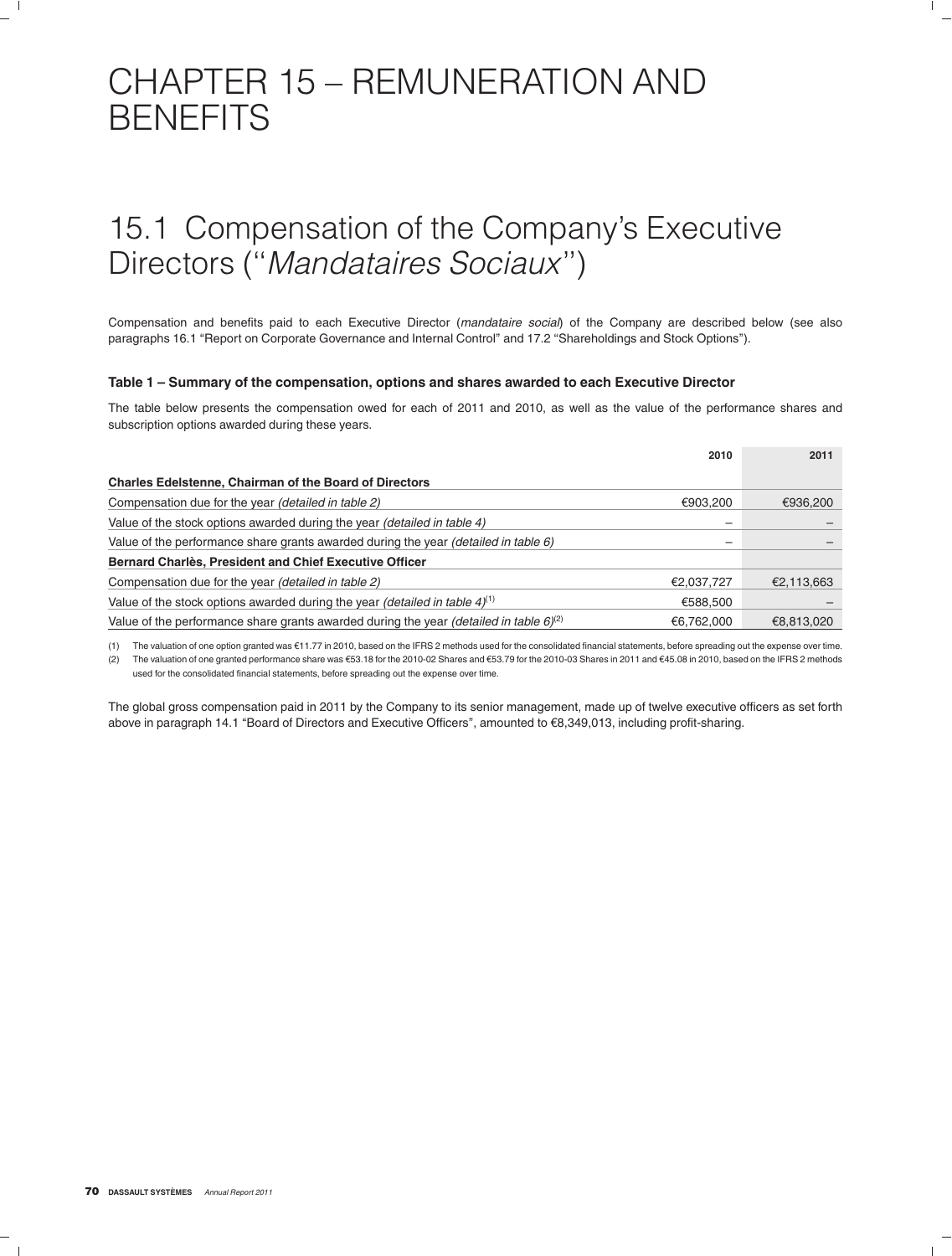# CHAPTER 15 – REMUNERATION AND BENEFITS

## 15.1 Compensation of the Company's Executive Directors ("*Mandataires Sociaux*")

Compensation and benefits paid to each Executive Director (*mandataire social*) of the Company are described below (see also paragraphs 16.1 "Report on Corporate Governance and Internal Control" and 17.2 "Shareholdings and Stock Options").

### Table 1 – Summary of the compensation, options and shares awarded to each Executive Director

The table below presents the compensation owed for each of 2011 and 2010, as well as the value of the performance shares and subscription options awarded during these years.

| | 2010 | 2011 |
|---|---|---|
| **Charles Edelstenne, Chairman of the Board of Directors** | | |
| Compensation due for the year *(detailed in table 2)* | €903,200 | €936,200 |
| Value of the stock options awarded during the year *(detailed in table 4)* | – | – |
| Value of the performance share grants awarded during the year *(detailed in table 6)* | – | – |
| **Bernard Charlès, President and Chief Executive Officer** | | |
| Compensation due for the year *(detailed in table 2)* | €2,037,727 | €2,113,663 |
| Value of the stock options awarded during the year *(detailed in table 4)*[(1)] | €588,500 | – |
| Value of the performance share grants awarded during the year *(detailed in table 6)*[(2)] | €6,762,000 | €8,813,020 |

(1) The valuation of one option granted was €11.77 in 2010, based on the IFRS 2 methods used for the consolidated financial statements, before spreading out the expense over time.

(2) The valuation of one granted performance share was €53.18 for the 2010-02 Shares and €53.79 for the 2010-03 Shares in 2011 and €45.08 in 2010, based on the IFRS 2 methods used for the consolidated financial statements, before spreading out the expense over time.

The global gross compensation paid in 2011 by the Company to its senior management, made up of twelve executive officers as set forth above in paragraph 14.1 "Board of Directors and Executive Officers", amounted to €8,349,013, including profit-sharing.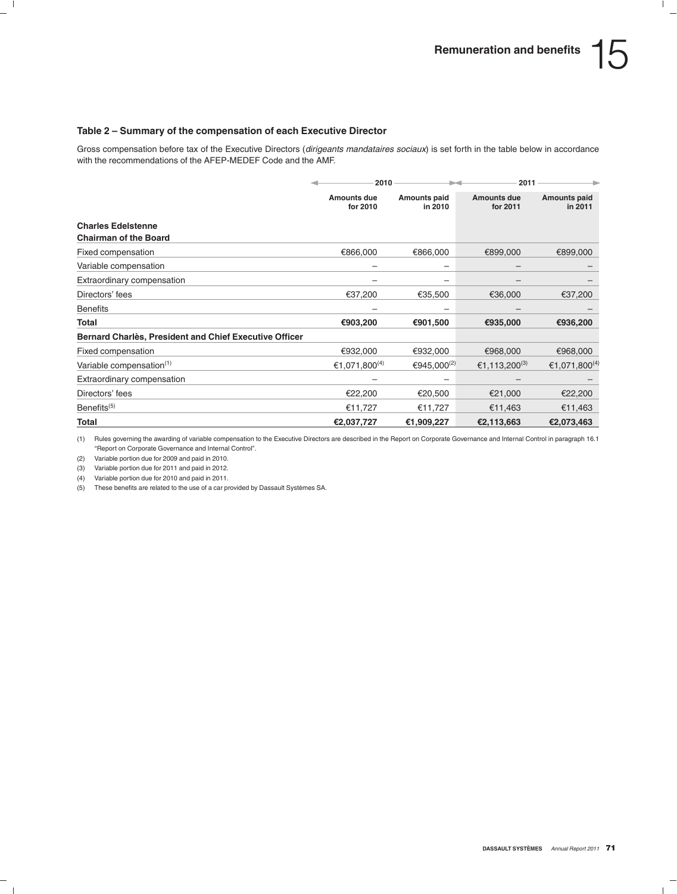### Table 2 – Summary of the compensation of each Executive Director

Gross compensation before tax of the Executive Directors (*dirigeants mandataires sociaux*) is set forth in the table below in accordance with the recommendations of the AFEP-MEDEF Code and the AMF.

| | 2010 | | 2011 | |
|---|---|---|---|---|
| | Amounts due for 2010 | Amounts paid in 2010 | Amounts due for 2011 | Amounts paid in 2011 |
| **Charles Edelstenne Chairman of the Board** | | | | |
| Fixed compensation | €866,000 | €866,000 | €899,000 | €899,000 |
| Variable compensation | – | – | – | – |
| Extraordinary compensation | – | – | – | – |
| Directors' fees | €37,200 | €35,500 | €36,000 | €37,200 |
| Benefits | – | – | – | – |
| **Total** | **€903,200** | **€901,500** | **€935,000** | **€936,200** |
| **Bernard Charlès, President and Chief Executive Officer** | | | | |
| Fixed compensation | €932,000 | €932,000 | €968,000 | €968,000 |
| Variable compensation(1) | €1,071,800(4) | €945,000(2) | €1,113,200(3) | €1,071,800(4) |
| Extraordinary compensation | – | – | – | – |
| Directors' fees | €22,200 | €20,500 | €21,000 | €22,200 |
| Benefits(5) | €11,727 | €11,727 | €11,463 | €11,463 |
| **Total** | **€2,037,727** | **€1,909,227** | **€2,113,663** | **€2,073,463** |

(1) Rules governing the awarding of variable compensation to the Executive Directors are described in the Report on Corporate Governance and Internal Control in paragraph 16.1 "Report on Corporate Governance and Internal Control".

(2) Variable portion due for 2009 and paid in 2010.

(3) Variable portion due for 2011 and paid in 2012.

(4) Variable portion due for 2010 and paid in 2011.

(5) These benefits are related to the use of a car provided by Dassault Systèmes SA.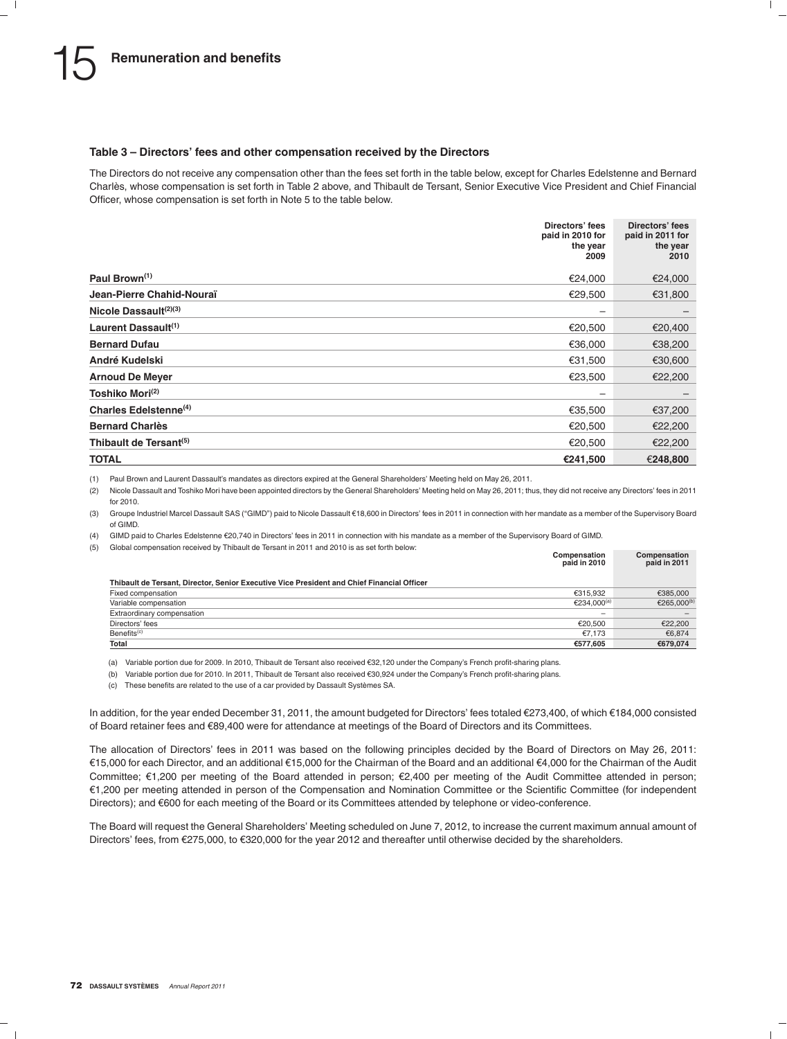### Table 3 – Directors' fees and other compensation received by the Directors

The Directors do not receive any compensation other than the fees set forth in the table below, except for Charles Edelstenne and Bernard Charlès, whose compensation is set forth in Table 2 above, and Thibault de Tersant, Senior Executive Vice President and Chief Financial Officer, whose compensation is set forth in Note 5 to the table below.

| | Directors' fees paid in 2010 for the year 2009 | Directors' fees paid in 2011 for the year 2010 |
|---|---|---|
| **Paul Brown**[(1)] | €24,000 | €24,000 |
| **Jean-Pierre Chahid-Nouraï** | €29,500 | €31,800 |
| **Nicole Dassault**[(2)(3)] | – | – |
| **Laurent Dassault**[(1)] | €20,500 | €20,400 |
| **Bernard Dufau** | €36,000 | €38,200 |
| **André Kudelski** | €31,500 | €30,600 |
| **Arnoud De Meyer** | €23,500 | €22,200 |
| **Toshiko Mori**[(2)] | – | – |
| **Charles Edelstenne**[(4)] | €35,500 | €37,200 |
| **Bernard Charlès** | €20,500 | €22,200 |
| **Thibault de Tersant**[(5)] | €20,500 | €22,200 |
| **TOTAL** | **€241,500** | **€248,800** |

(1) Paul Brown and Laurent Dassault's mandates as directors expired at the General Shareholders' Meeting held on May 26, 2011.

(2) Nicole Dassault and Toshiko Mori have been appointed directors by the General Shareholders' Meeting held on May 26, 2011; thus, they did not receive any Directors' fees in 2011 for 2010.

(3) Groupe Industriel Marcel Dassault SAS ("GIMD") paid to Nicole Dassault €18,600 in Directors' fees in 2011 in connection with her mandate as a member of the Supervisory Board of GIMD.

(4) GIMD paid to Charles Edelstenne €20,740 in Directors' fees in 2011 in connection with his mandate as a member of the Supervisory Board of GIMD.

(5) Global compensation received by Thibault de Tersant in 2011 and 2010 is as set forth below:

| | Compensation paid in 2010 | Compensation paid in 2011 |
|---|---|---|
| **Thibault de Tersant, Director, Senior Executive Vice President and Chief Financial Officer** | | |
| Fixed compensation | €315,932 | €385,000 |
| Variable compensation | €234,000[(a)] | €265,000[(b)] |
| Extraordinary compensation | – | – |
| Directors' fees | €20,500 | €22,200 |
| Benefits[(c)] | €7,173 | €6,874 |
| **Total** | **€577,605** | **€679,074** |

(a) Variable portion due for 2009. In 2010, Thibault de Tersant also received €32,120 under the Company's French profit-sharing plans.

(b) Variable portion due for 2010. In 2011, Thibault de Tersant also received €30,924 under the Company's French profit-sharing plans.

(c) These benefits are related to the use of a car provided by Dassault Systèmes SA.

In addition, for the year ended December 31, 2011, the amount budgeted for Directors' fees totaled €273,400, of which €184,000 consisted of Board retainer fees and €89,400 were for attendance at meetings of the Board of Directors and its Committees.

The allocation of Directors' fees in 2011 was based on the following principles decided by the Board of Directors on May 26, 2011: €15,000 for each Director, and an additional €15,000 for the Chairman of the Board and an additional €4,000 for the Chairman of the Audit Committee; €1,200 per meeting of the Board attended in person; €2,400 per meeting of the Audit Committee attended in person; €1,200 per meeting attended in person of the Compensation and Nomination Committee or the Scientific Committee (for independent Directors); and €600 for each meeting of the Board or its Committees attended by telephone or video-conference.

The Board will request the General Shareholders' Meeting scheduled on June 7, 2012, to increase the current maximum annual amount of Directors' fees, from €275,000, to €320,000 for the year 2012 and thereafter until otherwise decided by the shareholders.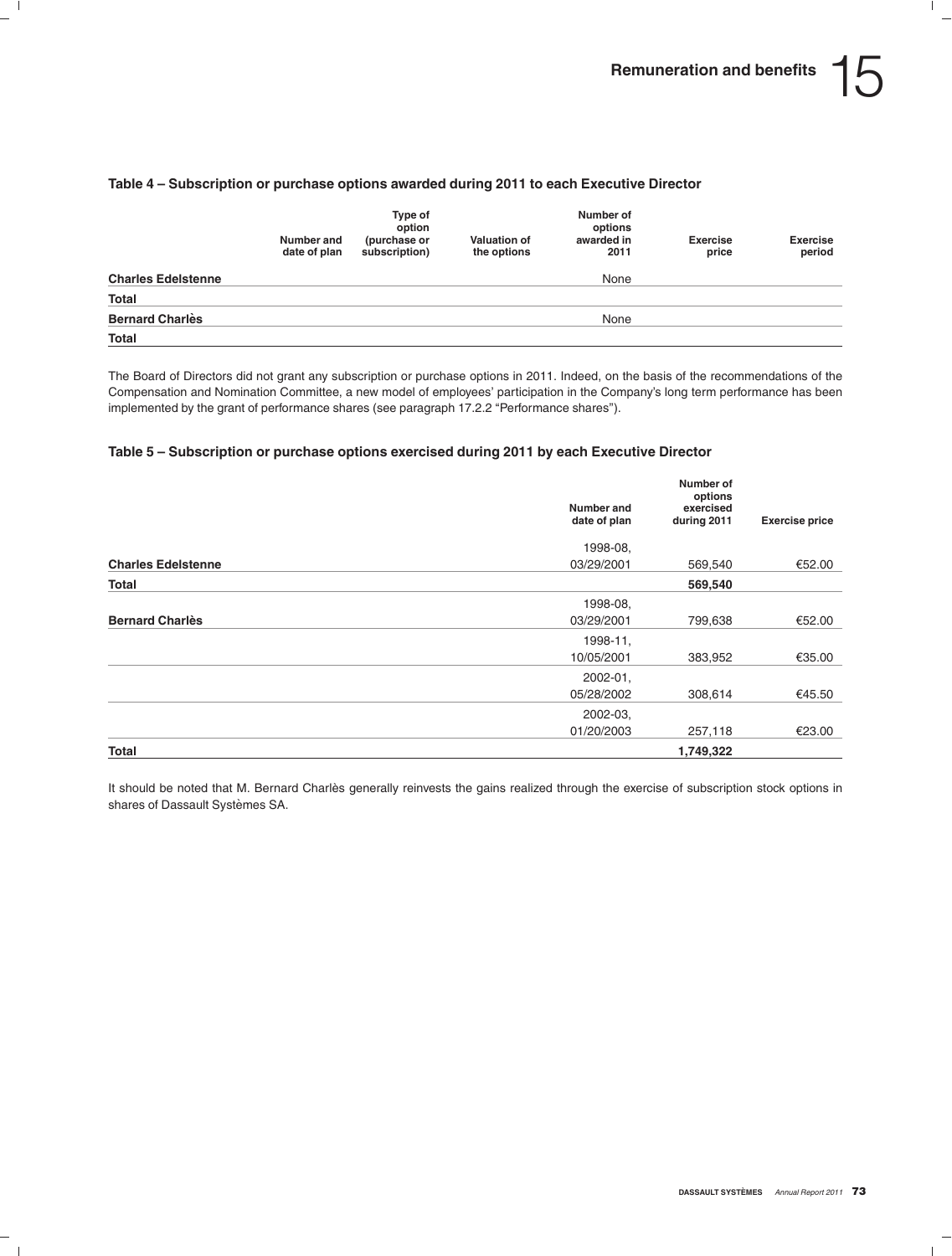#### Table 4 – Subscription or purchase options awarded during 2011 to each Executive Director

| | Number and date of plan | Type of option (purchase or subscription) | Valuation of the options | Number of options awarded in 2011 | Exercise price | Exercise period |
|---|---|---|---|---|---|---|
| **Charles Edelstenne** | | | | None | | |
| **Total** | | | | | | |
| **Bernard Charlès** | | | | None | | |
| **Total** | | | | | | |

The Board of Directors did not grant any subscription or purchase options in 2011. Indeed, on the basis of the recommendations of the Compensation and Nomination Committee, a new model of employees' participation in the Company's long term performance has been implemented by the grant of performance shares (see paragraph 17.2.2 "Performance shares").

#### Table 5 – Subscription or purchase options exercised during 2011 by each Executive Director

| | Number and date of plan | Number of options exercised during 2011 | Exercise price |
|---|---|---|---|
| **Charles Edelstenne** | 1998-08, 03/29/2001 | 569,540 | €52.00 |
| **Total** | | **569,540** | |
| **Bernard Charlès** | 1998-08, 03/29/2001 | 799,638 | €52.00 |
| | 1998-11, 10/05/2001 | 383,952 | €35.00 |
| | 2002-01, 05/28/2002 | 308,614 | €45.50 |
| | 2002-03, 01/20/2003 | 257,118 | €23.00 |
| **Total** | | **1,749,322** | |

It should be noted that M. Bernard Charlès generally reinvests the gains realized through the exercise of subscription stock options in shares of Dassault Systèmes SA.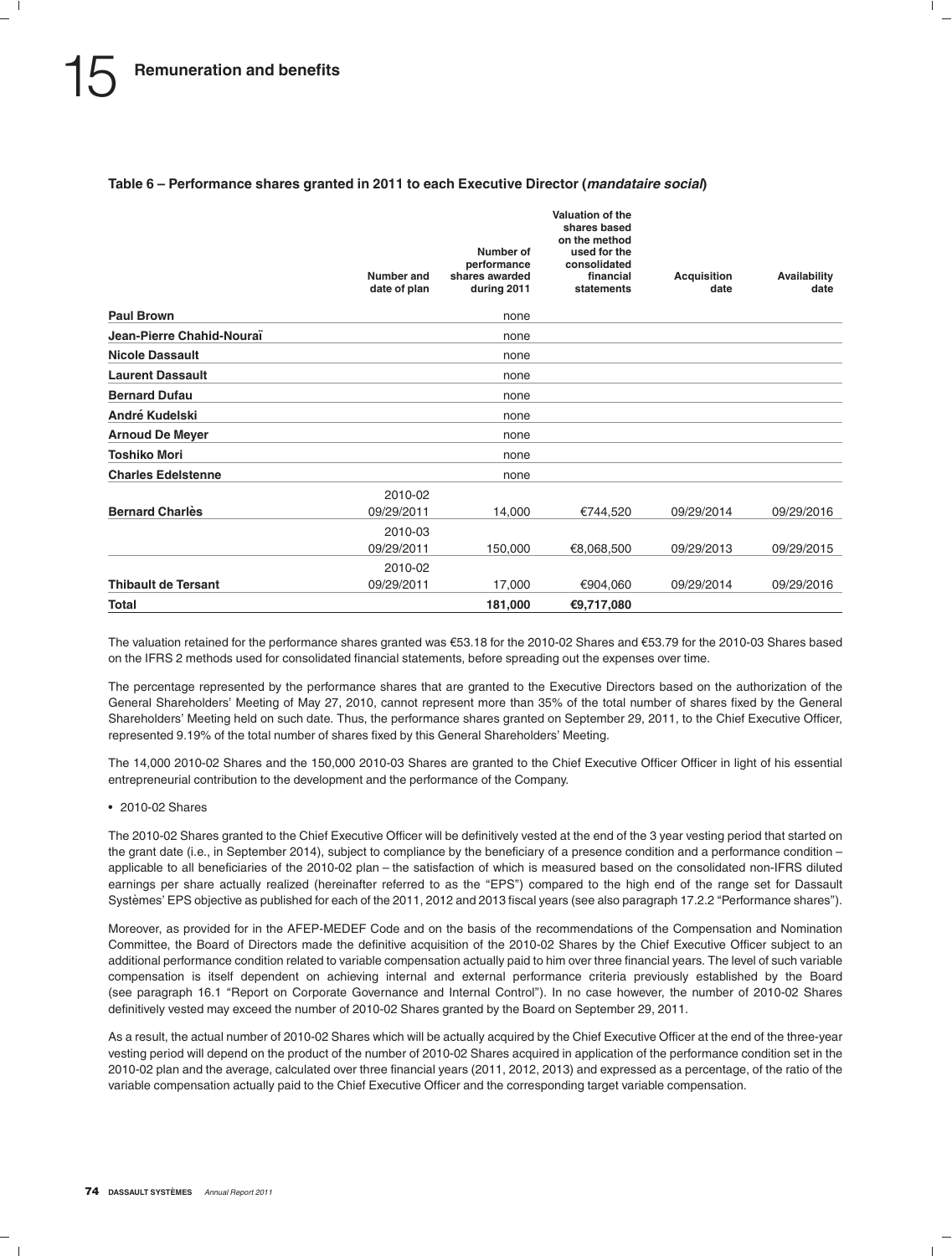## Table 6 – Performance shares granted in 2011 to each Executive Director (*mandataire social*)

| | Number and date of plan | Number of performance shares awarded during 2011 | Valuation of the shares based on the method used for the consolidated financial statements | Acquisition date | Availability date |
|---|---|---|---|---|---|
| **Paul Brown** | | none | | | |
| **Jean-Pierre Chahid-Nouraï** | | none | | | |
| **Nicole Dassault** | | none | | | |
| **Laurent Dassault** | | none | | | |
| **Bernard Dufau** | | none | | | |
| **André Kudelski** | | none | | | |
| **Arnoud De Meyer** | | none | | | |
| **Toshiko Mori** | | none | | | |
| **Charles Edelstenne** | | none | | | |
| **Bernard Charlès** | 2010-02 09/29/2011 | 14,000 | €744,520 | 09/29/2014 | 09/29/2016 |
| | 2010-03 09/29/2011 | 150,000 | €8,068,500 | 09/29/2013 | 09/29/2015 |
| **Thibault de Tersant** | 2010-02 09/29/2011 | 17,000 | €904,060 | 09/29/2014 | 09/29/2016 |
| **Total** | | **181,000** | **€9,717,080** | | |

The valuation retained for the performance shares granted was €53.18 for the 2010-02 Shares and €53.79 for the 2010-03 Shares based on the IFRS 2 methods used for consolidated financial statements, before spreading out the expenses over time.

The percentage represented by the performance shares that are granted to the Executive Directors based on the authorization of the General Shareholders' Meeting of May 27, 2010, cannot represent more than 35% of the total number of shares fixed by the General Shareholders' Meeting held on such date. Thus, the performance shares granted on September 29, 2011, to the Chief Executive Officer, represented 9.19% of the total number of shares fixed by this General Shareholders' Meeting.

The 14,000 2010-02 Shares and the 150,000 2010-03 Shares are granted to the Chief Executive Officer Officer in light of his essential entrepreneurial contribution to the development and the performance of the Company.

- 2010-02 Shares

The 2010-02 Shares granted to the Chief Executive Officer will be definitively vested at the end of the 3 year vesting period that started on the grant date (i.e., in September 2014), subject to compliance by the beneficiary of a presence condition and a performance condition – applicable to all beneficiaries of the 2010-02 plan – the satisfaction of which is measured based on the consolidated non-IFRS diluted earnings per share actually realized (hereinafter referred to as the "EPS") compared to the high end of the range set for Dassault Systèmes' EPS objective as published for each of the 2011, 2012 and 2013 fiscal years (see also paragraph 17.2.2 "Performance shares").

Moreover, as provided for in the AFEP-MEDEF Code and on the basis of the recommendations of the Compensation and Nomination Committee, the Board of Directors made the definitive acquisition of the 2010-02 Shares by the Chief Executive Officer subject to an additional performance condition related to variable compensation actually paid to him over three financial years. The level of such variable compensation is itself dependent on achieving internal and external performance criteria previously established by the Board (see paragraph 16.1 "Report on Corporate Governance and Internal Control"). In no case however, the number of 2010-02 Shares definitively vested may exceed the number of 2010-02 Shares granted by the Board on September 29, 2011.

As a result, the actual number of 2010-02 Shares which will be actually acquired by the Chief Executive Officer at the end of the three-year vesting period will depend on the product of the number of 2010-02 Shares acquired in application of the performance condition set in the 2010-02 plan and the average, calculated over three financial years (2011, 2012, 2013) and expressed as a percentage, of the ratio of the variable compensation actually paid to the Chief Executive Officer and the corresponding target variable compensation.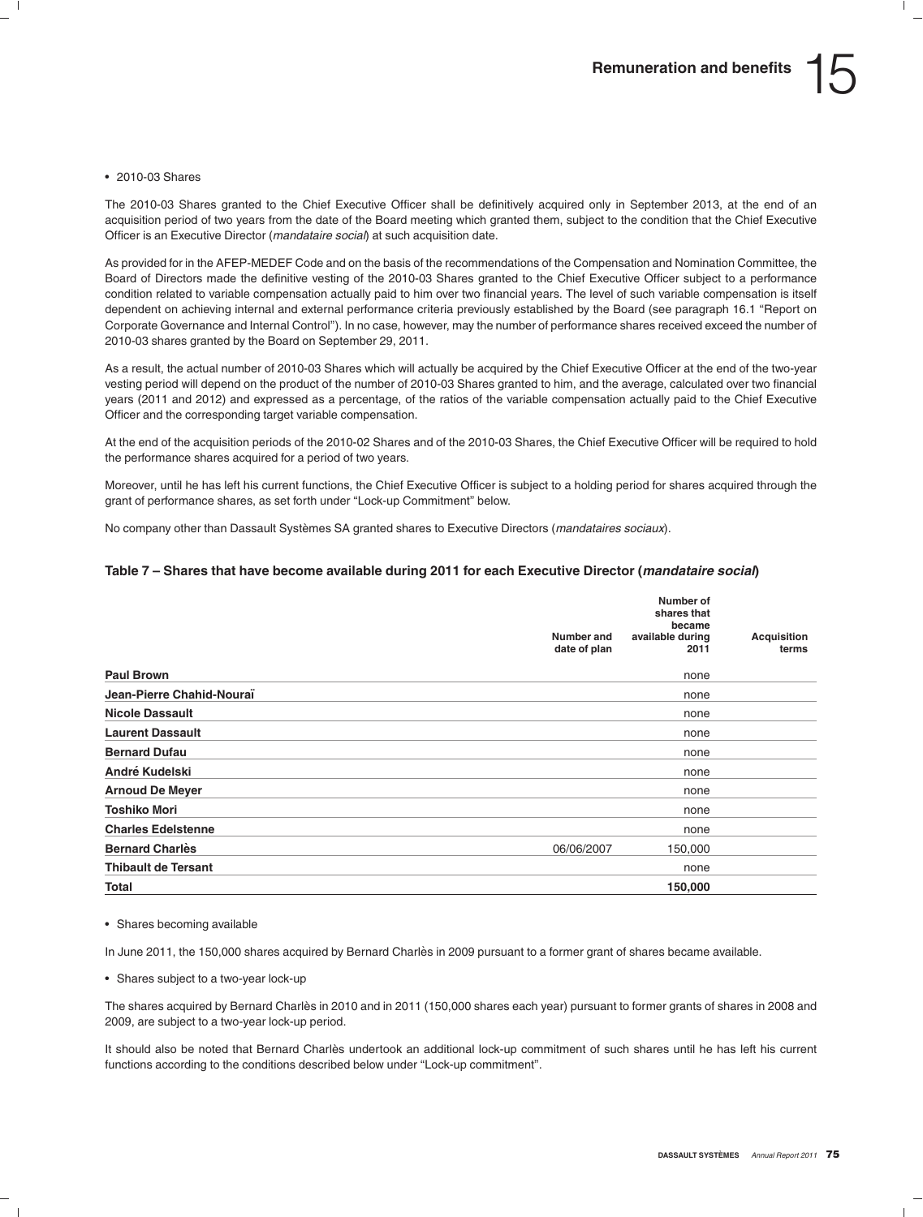- 2010-03 Shares

The 2010-03 Shares granted to the Chief Executive Officer shall be definitively acquired only in September 2013, at the end of an acquisition period of two years from the date of the Board meeting which granted them, subject to the condition that the Chief Executive Officer is an Executive Director (*mandataire social*) at such acquisition date.

As provided for in the AFEP-MEDEF Code and on the basis of the recommendations of the Compensation and Nomination Committee, the Board of Directors made the definitive vesting of the 2010-03 Shares granted to the Chief Executive Officer subject to a performance condition related to variable compensation actually paid to him over two financial years. The level of such variable compensation is itself dependent on achieving internal and external performance criteria previously established by the Board (see paragraph 16.1 "Report on Corporate Governance and Internal Control"). In no case, however, may the number of performance shares received exceed the number of 2010-03 shares granted by the Board on September 29, 2011.

As a result, the actual number of 2010-03 Shares which will actually be acquired by the Chief Executive Officer at the end of the two-year vesting period will depend on the product of the number of 2010-03 Shares granted to him, and the average, calculated over two financial years (2011 and 2012) and expressed as a percentage, of the ratios of the variable compensation actually paid to the Chief Executive Officer and the corresponding target variable compensation.

At the end of the acquisition periods of the 2010-02 Shares and of the 2010-03 Shares, the Chief Executive Officer will be required to hold the performance shares acquired for a period of two years.

Moreover, until he has left his current functions, the Chief Executive Officer is subject to a holding period for shares acquired through the grant of performance shares, as set forth under "Lock-up Commitment" below.

No company other than Dassault Systèmes SA granted shares to Executive Directors (*mandataires sociaux*).

### Table 7 – Shares that have become available during 2011 for each Executive Director (*mandataire social*)

| | Number and date of plan | Number of shares that became available during 2011 | Acquisition terms |
|---|---|---|---|
| **Paul Brown** | | none | |
| **Jean-Pierre Chahid-Nouraï** | | none | |
| **Nicole Dassault** | | none | |
| **Laurent Dassault** | | none | |
| **Bernard Dufau** | | none | |
| **André Kudelski** | | none | |
| **Arnoud De Meyer** | | none | |
| **Toshiko Mori** | | none | |
| **Charles Edelstenne** | | none | |
| **Bernard Charlès** | 06/06/2007 | 150,000 | |
| **Thibault de Tersant** | | none | |
| **Total** | | **150,000** | |

- Shares becoming available

In June 2011, the 150,000 shares acquired by Bernard Charlès in 2009 pursuant to a former grant of shares became available.

- Shares subject to a two-year lock-up

The shares acquired by Bernard Charlès in 2010 and in 2011 (150,000 shares each year) pursuant to former grants of shares in 2008 and 2009, are subject to a two-year lock-up period.

It should also be noted that Bernard Charlès undertook an additional lock-up commitment of such shares until he has left his current functions according to the conditions described below under "Lock-up commitment".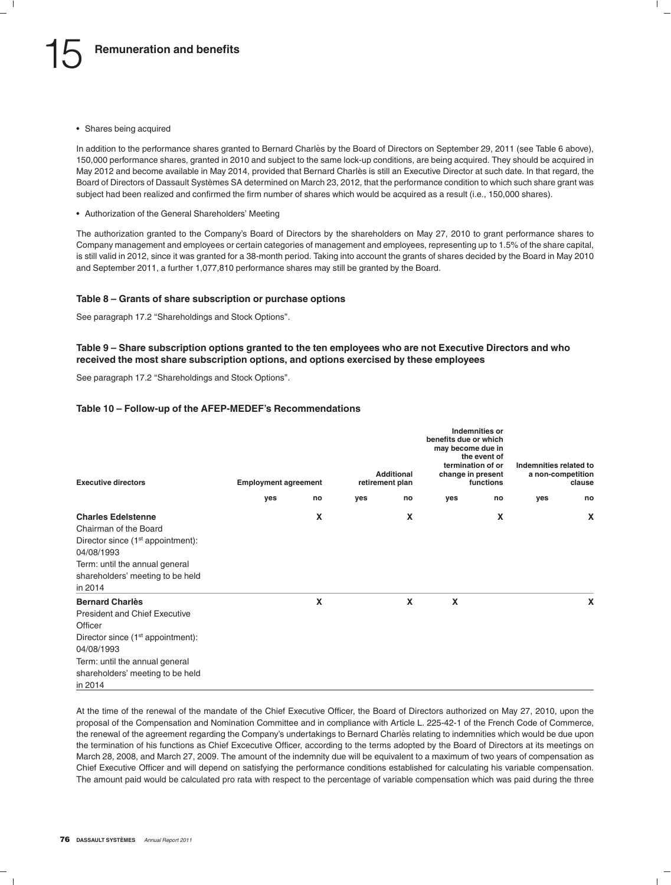- Shares being acquired

In addition to the performance shares granted to Bernard Charlès by the Board of Directors on September 29, 2011 (see Table 6 above), 150,000 performance shares, granted in 2010 and subject to the same lock-up conditions, are being acquired. They should be acquired in May 2012 and become available in May 2014, provided that Bernard Charlès is still an Executive Director at such date. In that regard, the Board of Directors of Dassault Systèmes SA determined on March 23, 2012, that the performance condition to which such share grant was subject had been realized and confirmed the firm number of shares which would be acquired as a result (i.e., 150,000 shares).

- Authorization of the General Shareholders' Meeting

The authorization granted to the Company's Board of Directors by the shareholders on May 27, 2010 to grant performance shares to Company management and employees or certain categories of management and employees, representing up to 1.5% of the share capital, is still valid in 2012, since it was granted for a 38-month period. Taking into account the grants of shares decided by the Board in May 2010 and September 2011, a further 1,077,810 performance shares may still be granted by the Board.

### Table 8 – Grants of share subscription or purchase options

See paragraph 17.2 "Shareholdings and Stock Options".

### Table 9 – Share subscription options granted to the ten employees who are not Executive Directors and who received the most share subscription options, and options exercised by these employees

See paragraph 17.2 "Shareholdings and Stock Options".

### Table 10 – Follow-up of the AFEP-MEDEF's Recommendations

| Executive directors | Employment agreement | | Additional retirement plan | | Indemnities or benefits due or which may become due in the event of termination of or change in present functions | | Indemnities related to a non-competition clause | |
|---|---|---|---|---|---|---|---|---|
| | yes | no | yes | no | yes | no | yes | no |
| **Charles Edelstenne**<br>Chairman of the Board<br>Director since (1st appointment): 04/08/1993<br>Term: until the annual general shareholders' meeting to be held in 2014 | | X | | X | | X | | X |
| **Bernard Charlès**<br>President and Chief Executive Officer<br>Director since (1st appointment): 04/08/1993<br>Term: until the annual general shareholders' meeting to be held in 2014 | | X | | X | X | | | X |

At the time of the renewal of the mandate of the Chief Executive Officer, the Board of Directors authorized on May 27, 2010, upon the proposal of the Compensation and Nomination Committee and in compliance with Article L. 225-42-1 of the French Code of Commerce, the renewal of the agreement regarding the Company's undertakings to Bernard Charlès relating to indemnities which would be due upon the termination of his functions as Chief Excecutive Officer, according to the terms adopted by the Board of Directors at its meetings on March 28, 2008, and March 27, 2009. The amount of the indemnity due will be equivalent to a maximum of two years of compensation as Chief Executive Officer and will depend on satisfying the performance conditions established for calculating his variable compensation. The amount paid would be calculated pro rata with respect to the percentage of variable compensation which was paid during the three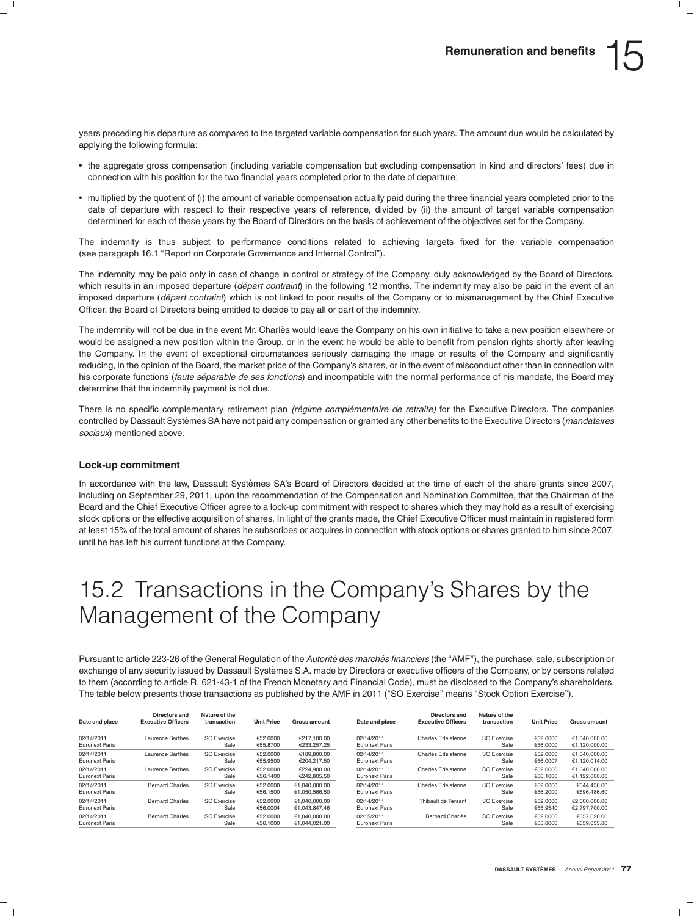years preceding his departure as compared to the targeted variable compensation for such years. The amount due would be calculated by applying the following formula:

- the aggregate gross compensation (including variable compensation but excluding compensation in kind and directors' fees) due in connection with his position for the two financial years completed prior to the date of departure;
- multiplied by the quotient of (i) the amount of variable compensation actually paid during the three financial years completed prior to the date of departure with respect to their respective years of reference, divided by (ii) the amount of target variable compensation determined for each of these years by the Board of Directors on the basis of achievement of the objectives set for the Company.

The indemnity is thus subject to performance conditions related to achieving targets fixed for the variable compensation (see paragraph 16.1 "Report on Corporate Governance and Internal Control").

The indemnity may be paid only in case of change in control or strategy of the Company, duly acknowledged by the Board of Directors, which results in an imposed departure (*départ contraint*) in the following 12 months. The indemnity may also be paid in the event of an imposed departure (*départ contraint*) which is not linked to poor results of the Company or to mismanagement by the Chief Executive Officer, the Board of Directors being entitled to decide to pay all or part of the indemnity.

The indemnity will not be due in the event Mr. Charlès would leave the Company on his own initiative to take a new position elsewhere or would be assigned a new position within the Group, or in the event he would be able to benefit from pension rights shortly after leaving the Company. In the event of exceptional circumstances seriously damaging the image or results of the Company and significantly reducing, in the opinion of the Board, the market price of the Company's shares, or in the event of misconduct other than in connection with his corporate functions (*faute séparable de ses fonctions*) and incompatible with the normal performance of his mandate, the Board may determine that the indemnity payment is not due.

There is no specific complementary retirement plan *(régime complémentaire de retraite)* for the Executive Directors. The companies controlled by Dassault Systèmes SA have not paid any compensation or granted any other benefits to the Executive Directors (*mandataires sociaux*) mentioned above.

### Lock-up commitment

In accordance with the law, Dassault Systèmes SA's Board of Directors decided at the time of each of the share grants since 2007, including on September 29, 2011, upon the recommendation of the Compensation and Nomination Committee, that the Chairman of the Board and the Chief Executive Officer agree to a lock-up commitment with respect to shares which they may hold as a result of exercising stock options or the effective acquisition of shares. In light of the grants made, the Chief Executive Officer must maintain in registered form at least 15% of the total amount of shares he subscribes or acquires in connection with stock options or shares granted to him since 2007, until he has left his current functions at the Company.

# 15.2 Transactions in the Company's Shares by the Management of the Company

Pursuant to article 223-26 of the General Regulation of the *Autorité des marchés financiers* (the "AMF"), the purchase, sale, subscription or exchange of any security issued by Dassault Systèmes S.A. made by Directors or executive officers of the Company, or by persons related to them (according to article R. 621-43-1 of the French Monetary and Financial Code), must be disclosed to the Company's shareholders. The table below presents those transactions as published by the AMF in 2011 ("SO Exercise" means "Stock Option Exercise").

| Date and place | Directors and Executive Officers | Nature of the transaction | Unit Price | Gross amount |
|---|---|---|---|---|
| 02/14/2011 Euronext Paris | Laurence Barthès | SO Exercise<br>Sale | €52.0000<br>€55.8700 | €217,100.00<br>€233,257.25 |
| 02/14/2011 Euronext Paris | Laurence Barthès | SO Exercise<br>Sale | €52.0000<br>€55.9500 | €189,800.00<br>€204,217.50 |
| 02/14/2011 Euronext Paris | Laurence Barthès | SO Exercise<br>Sale | €52.0000<br>€56.1400 | €224,900.00<br>€242,805.50 |
| 02/14/2011 Euronext Paris | Bernard Charlès | SO Exercise<br>Sale | €52.0000<br>€56.1500 | €1,040,000.00<br>€1,050,566.50 |
| 02/14/2011 Euronext Paris | Bernard Charlès | SO Exercise<br>Sale | €52.0000<br>€56.0004 | €1,040,000.00<br>€1,043,847.46 |
| 02/14/2011 Euronext Paris | Bernard Charlès | SO Exercise<br>Sale | €52.0000<br>€56.1000 | €1,040,000.00<br>€1,044,021.00 |
| 02/14/2011 Euronext Paris | Charles Edelstenne | SO Exercise<br>Sale | €52.0000<br>€56.0000 | €1,040,000.00<br>€1,120,000.00 |
| 02/14/2011 Euronext Paris | Charles Edelstenne | SO Exercise<br>Sale | €52.0000<br>€56.0007 | €1,040,000.00<br>€1,120,014.00 |
| 02/14/2011 Euronext Paris | Charles Edelstenne | SO Exercise<br>Sale | €52.0000<br>€56.1000 | €1,040,000.00<br>€1,122,000.00 |
| 02/14/2011 Euronext Paris | Charles Edelstenne | SO Exercise<br>Sale | €52.0000<br>€56.2000 | €644,436.00<br>€696,486.60 |
| 02/14/2011 Euronext Paris | Thibault de Tersant | SO Exercise<br>Sale | €52.0000<br>€55.9540 | €2,600,000.00<br>€2,797,700.00 |
| 02/15/2011 Euronext Paris | Bernard Charlès | SO Exercise<br>Sale | €52.0000<br>€55.8000 | €657,020.00<br>€659,053.80 |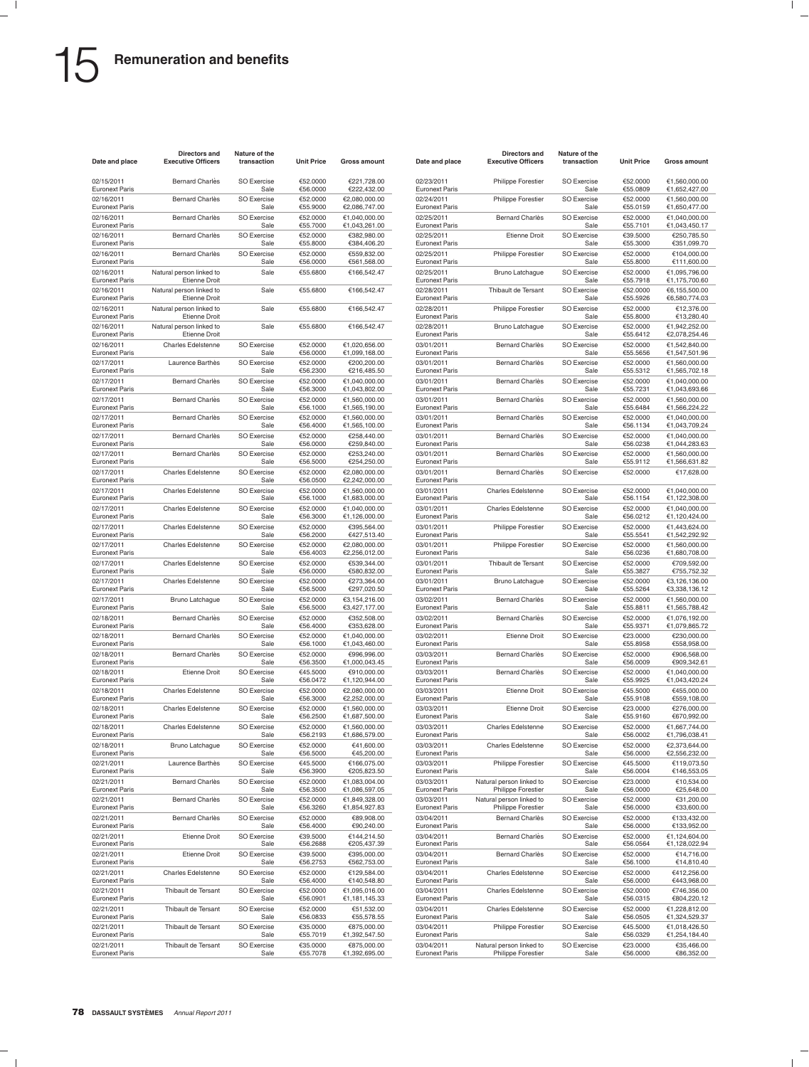# 15 Remuneration and benefits

| Date and place | Directors and Executive Officers | Nature of the transaction | Unit Price | Gross amount |
|---|---|---|---|---|
| 02/15/2011 Euronext Paris | Bernard Charlès | SO Exercise Sale | €52.0000 €56.0000 | €221,728.00 €222,432.00 |
| 02/16/2011 Euronext Paris | Bernard Charlès | SO Exercise Sale | €52.0000 €55.9000 | €2,080,000.00 €2,086,747.00 |
| 02/16/2011 Euronext Paris | Bernard Charlès | SO Exercise Sale | €52.0000 €55.7000 | €1,040,000.00 €1,043,261.00 |
| 02/16/2011 Euronext Paris | Bernard Charlès | SO Exercise Sale | €52.0000 €55.8000 | €382,980.00 €384,406.20 |
| 02/16/2011 Euronext Paris | Bernard Charlès | SO Exercise Sale | €52.0000 €56.0000 | €559,832.00 €561,568.00 |
| 02/16/2011 Euronext Paris | Natural person linked to Etienne Droit | Sale | €55.6800 | €166,542.47 |
| 02/16/2011 Euronext Paris | Natural person linked to Etienne Droit | Sale | €55.6800 | €166,542.47 |
| 02/16/2011 Euronext Paris | Natural person linked to Etienne Droit | Sale | €55.6800 | €166,542.47 |
| 02/16/2011 Euronext Paris | Natural person linked to Etienne Droit | Sale | €55.6800 | €166,542.47 |
| 02/16/2011 Euronext Paris | Charles Edelstenne | SO Exercise Sale | €52.0000 €56.0000 | €1,020,656.00 €1,099,168.00 |
| 02/17/2011 Euronext Paris | Laurence Barthès | SO Exercise Sale | €52.0000 €56.2300 | €200,200.00 €216,485.50 |
| 02/17/2011 Euronext Paris | Bernard Charlès | SO Exercise Sale | €52.0000 €56.3000 | €1,040,000.00 €1,043,802.00 |
| 02/17/2011 Euronext Paris | Bernard Charlès | SO Exercise Sale | €52.0000 €56.1000 | €1,560,000.00 €1,565,190.00 |
| 02/17/2011 Euronext Paris | Bernard Charlès | SO Exercise Sale | €52.0000 €56.4000 | €1,560,000.00 €1,565,100.00 |
| 02/17/2011 Euronext Paris | Bernard Charlès | SO Exercise Sale | €52.0000 €56.0000 | €258,440.00 €259,840.00 |
| 02/17/2011 Euronext Paris | Bernard Charlès | SO Exercise Sale | €52.0000 €56.5000 | €253,240.00 €254,250.00 |
| 02/17/2011 Euronext Paris | Charles Edelstenne | SO Exercise Sale | €52.0000 €56.0500 | €2,080,000.00 €2,242,000.00 |
| 02/17/2011 Euronext Paris | Charles Edelstenne | SO Exercise Sale | €52.0000 €56.1000 | €1,560,000.00 €1,683,000.00 |
| 02/17/2011 Euronext Paris | Charles Edelstenne | SO Exercise Sale | €52.0000 €56.3000 | €1,040,000.00 €1,126,000.00 |
| 02/17/2011 Euronext Paris | Charles Edelstenne | SO Exercise Sale | €52.0000 €56.2000 | €395,564.00 €427,513.40 |
| 02/17/2011 Euronext Paris | Charles Edelstenne | SO Exercise Sale | €52.0000 €56.4003 | €2,080,000.00 €2,256,012.00 |
| 02/17/2011 Euronext Paris | Charles Edelstenne | SO Exercise Sale | €52.0000 €56.0000 | €539,344.00 €580,832.00 |
| 02/17/2011 Euronext Paris | Charles Edelstenne | SO Exercise Sale | €52.0000 €56.5000 | €273,364.00 €297,020.50 |
| 02/17/2011 Euronext Paris | Bruno Latchague | SO Exercise Sale | €52.0000 €56.5000 | €3,154,216.00 €3,427,177.00 |
| 02/18/2011 Euronext Paris | Bernard Charlès | SO Exercise Sale | €52.0000 €56.4000 | €352,508.00 €353,628.00 |
| 02/18/2011 Euronext Paris | Bernard Charlès | SO Exercise Sale | €52.0000 €56.1000 | €1,040,000.00 €1,043,460.00 |
| 02/18/2011 Euronext Paris | Bernard Charlès | SO Exercise Sale | €52.0000 €56.3500 | €996,996.00 €1,000,043.45 |
| 02/18/2011 Euronext Paris | Etienne Droit | SO Exercise Sale | €45.5000 €56.0472 | €910,000.00 €1,120,944.00 |
| 02/18/2011 Euronext Paris | Charles Edelstenne | SO Exercise Sale | €52.0000 €56.3000 | €2,080,000.00 €2,252,000.00 |
| 02/18/2011 Euronext Paris | Charles Edelstenne | SO Exercise Sale | €52.0000 €56.2500 | €1,560,000.00 €1,687,500.00 |
| 02/18/2011 Euronext Paris | Charles Edelstenne | SO Exercise Sale | €52.0000 €56.2193 | €1,560,000.00 €1,686,579.00 |
| 02/18/2011 Euronext Paris | Bruno Latchague | SO Exercise Sale | €52.0000 €56.5000 | €41,600.00 €45,200.00 |
| 02/21/2011 Euronext Paris | Laurence Barthès | SO Exercise Sale | €45.5000 €56.3900 | €166,075.00 €205,823.50 |
| 02/21/2011 Euronext Paris | Bernard Charlès | SO Exercise Sale | €52.0000 €56.3500 | €1,083,004.00 €1,086,597.05 |
| 02/21/2011 Euronext Paris | Bernard Charlès | SO Exercise Sale | €52.0000 €56.3260 | €1,849,328.00 €1,854,927.83 |
| 02/21/2011 Euronext Paris | Bernard Charlès | SO Exercise Sale | €52.0000 €56.4000 | €89,908.00 €90,240.00 |
| 02/21/2011 Euronext Paris | Etienne Droit | SO Exercise Sale | €39.5000 €56.2688 | €144,214.50 €205,437.39 |
| 02/21/2011 Euronext Paris | Etienne Droit | SO Exercise Sale | €39.5000 €56.2753 | €395,000.00 €562,753.00 |
| 02/21/2011 Euronext Paris | Charles Edelstenne | SO Exercise Sale | €52.0000 €56.4000 | €129,584.00 €140,548.80 |
| 02/21/2011 Euronext Paris | Thibault de Tersant | SO Exercise Sale | €52.0000 €56.0901 | €1,095,016.00 €1,181,145.33 |
| 02/21/2011 Euronext Paris | Thibault de Tersant | SO Exercise Sale | €52.0000 €56.0833 | €51,532.00 €55,578.55 |
| 02/21/2011 Euronext Paris | Thibault de Tersant | SO Exercise Sale | €35.0000 €55.7019 | €875,000.00 €1,392,547.50 |
| 02/21/2011 Euronext Paris | Thibault de Tersant | SO Exercise Sale | €35.0000 €55.7078 | €875,000.00 €1,392,695.00 |
| 02/23/2011 Euronext Paris | Philippe Forestier | SO Exercise Sale | €52.0000 €55.0809 | €1,560,000.00 €1,652,427.00 |
| 02/24/2011 Euronext Paris | Philippe Forestier | SO Exercise Sale | €52.0000 €55.0159 | €1,560,000.00 €1,650,477.00 |
| 02/25/2011 Euronext Paris | Bernard Charlès | SO Exercise Sale | €52.0000 €55.7101 | €1,040,000.00 €1,043,450.17 |
| 02/25/2011 Euronext Paris | Etienne Droit | SO Exercise Sale | €39.5000 €55.3000 | €250,785.50 €351,099.70 |
| 02/25/2011 Euronext Paris | Philippe Forestier | SO Exercise Sale | €52.0000 €55.8000 | €104,000.00 €111,600.00 |
| 02/25/2011 Euronext Paris | Bruno Latchague | SO Exercise Sale | €52.0000 €55.7918 | €1,095,796.00 €1,175,700.60 |
| 02/28/2011 Euronext Paris | Thibault de Tersant | SO Exercise Sale | €52.0000 €55.5926 | €6,155,500.00 €6,580,774.03 |
| 02/28/2011 Euronext Paris | Philippe Forestier | SO Exercise Sale | €52.0000 €55.8000 | €12,376.00 €13,280.40 |
| 02/28/2011 Euronext Paris | Bruno Latchague | SO Exercise Sale | €52.0000 €55.6412 | €1,942,252.00 €2,078,254.46 |
| 03/01/2011 Euronext Paris | Bernard Charlès | SO Exercise Sale | €52.0000 €55.5656 | €1,542,840.00 €1,547,501.96 |
| 03/01/2011 Euronext Paris | Bernard Charlès | SO Exercise Sale | €52.0000 €55.5312 | €1,560,000.00 €1,565,702.18 |
| 03/01/2011 Euronext Paris | Bernard Charlès | SO Exercise Sale | €52.0000 €55.7231 | €1,040,000.00 €1,043,693.66 |
| 03/01/2011 Euronext Paris | Bernard Charlès | SO Exercise Sale | €52.0000 €55.6484 | €1,560,000.00 €1,566,224.22 |
| 03/01/2011 Euronext Paris | Bernard Charlès | SO Exercise Sale | €52.0000 €56.1134 | €1,040,000.00 €1,043,709.24 |
| 03/01/2011 Euronext Paris | Bernard Charlès | SO Exercise Sale | €52.0000 €56.0238 | €1,040,000.00 €1,044,283.63 |
| 03/01/2011 Euronext Paris | Bernard Charlès | SO Exercise Sale | €52.0000 €55.9112 | €1,560,000.00 €1,566,631.82 |
| 03/01/2011 Euronext Paris | Bernard Charlès | SO Exercise | €52.0000 | €17,628.00 |
| 03/01/2011 Euronext Paris | Charles Edelstenne | SO Exercise Sale | €52.0000 €56.1154 | €1,040,000.00 €1,122,308.00 |
| 03/01/2011 Euronext Paris | Charles Edelstenne | SO Exercise Sale | €52.0000 €56.0212 | €1,040,000.00 €1,120,424.00 |
| 03/01/2011 Euronext Paris | Philippe Forestier | SO Exercise Sale | €52.0000 €55.5541 | €1,443,624.00 €1,542,292.92 |
| 03/01/2011 Euronext Paris | Philippe Forestier | SO Exercise Sale | €52.0000 €56.0236 | €1,560,000.00 €1,680,708.00 |
| 03/01/2011 Euronext Paris | Thibault de Tersant | SO Exercise Sale | €52.0000 €55.3827 | €709,592.00 €755,752.32 |
| 03/01/2011 Euronext Paris | Bruno Latchague | SO Exercise Sale | €52.0000 €55.5264 | €3,126,136.00 €3,338,136.12 |
| 03/02/2011 Euronext Paris | Bernard Charlès | SO Exercise Sale | €52.0000 €55.8811 | €1,560,000.00 €1,565,788.42 |
| 03/02/2011 Euronext Paris | Bernard Charlès | SO Exercise Sale | €52.0000 €55.9371 | €1,076,192.00 €1,079,865.72 |
| 03/02/2011 Euronext Paris | Etienne Droit | SO Exercise Sale | €23.0000 €55.8958 | €230,000.00 €558,958.00 |
| 03/03/2011 Euronext Paris | Bernard Charlès | SO Exercise Sale | €52.0000 €56.0009 | €906,568.00 €909,342.61 |
| 03/03/2011 Euronext Paris | Bernard Charlès | SO Exercise Sale | €52.0000 €55.9925 | €1,040,000.00 €1,043,420.24 |
| 03/03/2011 Euronext Paris | Etienne Droit | SO Exercise Sale | €45.5000 €55.9108 | €455,000.00 €559,108.00 |
| 03/03/2011 Euronext Paris | Etienne Droit | SO Exercise Sale | €23.0000 €55.9160 | €276,000.00 €670,992.00 |
| 03/03/2011 Euronext Paris | Charles Edelstenne | SO Exercise Sale | €52.0000 €56.0002 | €1,667,744.00 €1,796,038.41 |
| 03/03/2011 Euronext Paris | Charles Edelstenne | SO Exercise Sale | €52.0000 €56.0000 | €2,373,644.00 €2,556,232.00 |
| 03/03/2011 Euronext Paris | Philippe Forestier | SO Exercise Sale | €45.5000 €56.0004 | €119,073.50 €146,553.05 |
| 03/03/2011 Euronext Paris | Natural person linked to Philippe Forestier | SO Exercise Sale | €23.0000 €56.0000 | €10,534.00 €25,648.00 |
| 03/03/2011 Euronext Paris | Natural person linked to Philippe Forestier | SO Exercise Sale | €52.0000 €56.0000 | €31,200.00 €33,600.00 |
| 03/04/2011 Euronext Paris | Bernard Charlès | SO Exercise Sale | €52.0000 €56.0000 | €133,432.00 €133,952.00 |
| 03/04/2011 Euronext Paris | Bernard Charlès | SO Exercise Sale | €52.0000 €56.0564 | €1,124,604.00 €1,128,022.94 |
| 03/04/2011 Euronext Paris | Bernard Charlès | SO Exercise Sale | €52.0000 €56.1000 | €14,716.00 €14,810.40 |
| 03/04/2011 Euronext Paris | Charles Edelstenne | SO Exercise Sale | €52.0000 €56.0000 | €412,256.00 €443,968.00 |
| 03/04/2011 Euronext Paris | Charles Edelstenne | SO Exercise Sale | €52.0000 €56.0315 | €746,356.00 €804,220.12 |
| 03/04/2011 Euronext Paris | Charles Edelstenne | SO Exercise Sale | €52.0000 €56.0505 | €1,228,812.00 €1,324,529.37 |
| 03/04/2011 Euronext Paris | Philippe Forestier | SO Exercise Sale | €45.5000 €56.0329 | €1,018,426.50 €1,254,184.40 |
| 03/04/2011 Euronext Paris | Natural person linked to Philippe Forestier | SO Exercise Sale | €23.0000 €56.0000 | €35,466.00 €86,352.00 |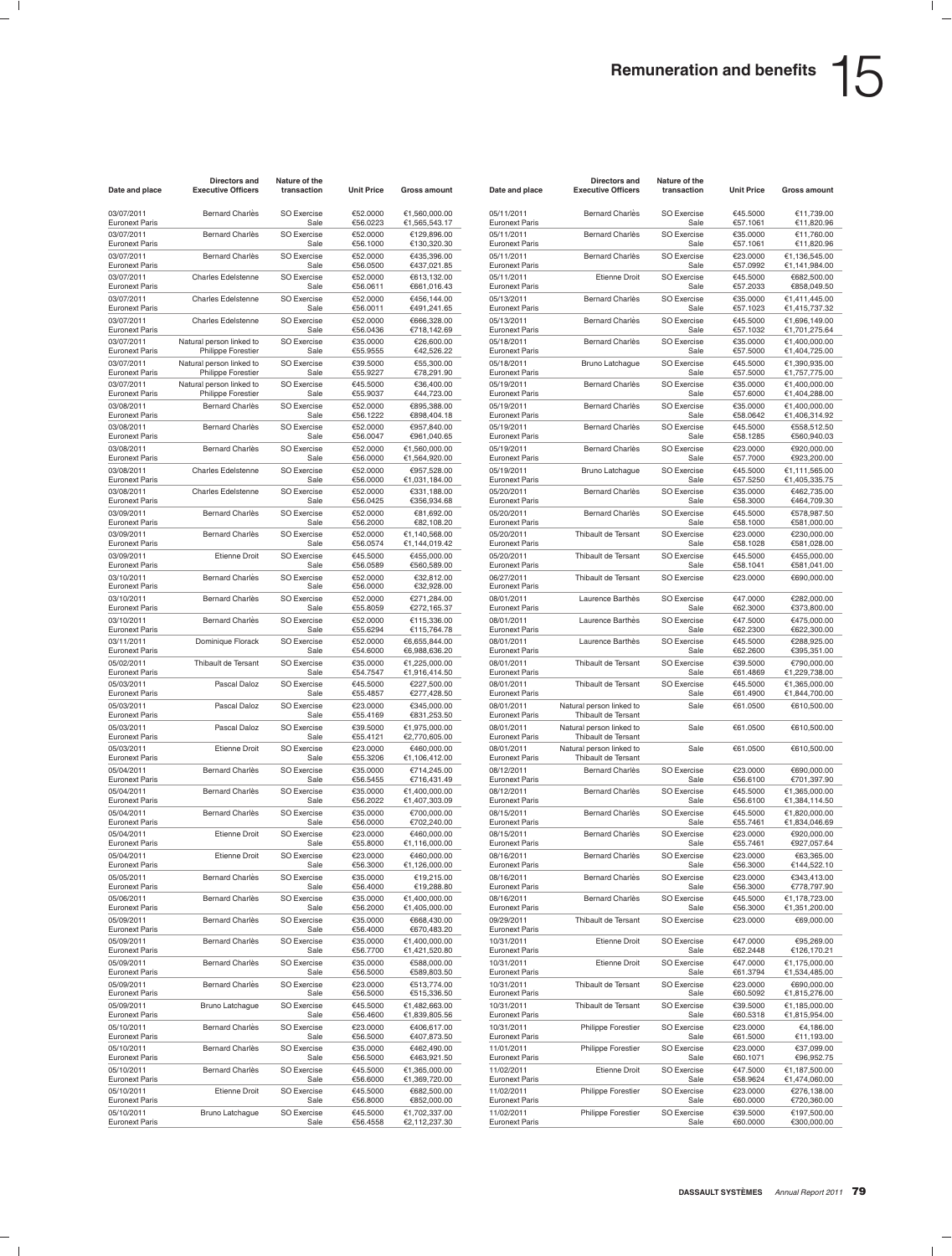| Date and place | Directors and Executive Officers | Nature of the transaction | Unit Price | Gross amount |
|---|---|---|---|---|
| 03/07/2011 Euronext Paris | Bernard Charlès | SO Exercise Sale | €52.0000 €56.0223 | €1,560,000.00 €1,565,543.17 |
| 03/07/2011 Euronext Paris | Bernard Charlès | SO Exercise Sale | €52.0000 €56.1000 | €129,896.00 €130,320.30 |
| 03/07/2011 Euronext Paris | Bernard Charlès | SO Exercise Sale | €52.0000 €56.0500 | €435,396.00 €437,021.85 |
| 03/07/2011 Euronext Paris | Charles Edelstenne | SO Exercise Sale | €52.0000 €56.0611 | €613,132.00 €661,016.43 |
| 03/07/2011 Euronext Paris | Charles Edelstenne | SO Exercise Sale | €52.0000 €56.0011 | €456,144.00 €491,241.65 |
| 03/07/2011 Euronext Paris | Charles Edelstenne | SO Exercise Sale | €52.0000 €56.0436 | €666,328.00 €718,142.69 |
| 03/07/2011 Euronext Paris | Natural person linked to Philippe Forestier | SO Exercise Sale | €35.0000 €55.9555 | €26,600.00 €42,526.22 |
| 03/07/2011 Euronext Paris | Natural person linked to Philippe Forestier | SO Exercise Sale | €39.5000 €55.9227 | €55,300.00 €78,291.90 |
| 03/07/2011 Euronext Paris | Natural person linked to Philippe Forestier | SO Exercise Sale | €45.5000 €55.9037 | €36,400.00 €44,723.00 |
| 03/08/2011 Euronext Paris | Bernard Charlès | SO Exercise Sale | €52.0000 €56.1222 | €895,388.00 €898,404.18 |
| 03/08/2011 Euronext Paris | Bernard Charlès | SO Exercise Sale | €52.0000 €56.0047 | €957,840.00 €961,040.65 |
| 03/08/2011 Euronext Paris | Bernard Charlès | SO Exercise Sale | €52.0000 €56.0000 | €1,560,000.00 €1,564,920.00 |
| 03/08/2011 Euronext Paris | Charles Edelstenne | SO Exercise Sale | €52.0000 €56.0000 | €957,528.00 €1,031,184.00 |
| 03/08/2011 Euronext Paris | Charles Edelstenne | SO Exercise Sale | €52.0000 €56.0425 | €331,188.00 €356,934.68 |
| 03/09/2011 Euronext Paris | Bernard Charlès | SO Exercise Sale | €52.0000 €56.2000 | €81,692.00 €82,108.20 |
| 03/09/2011 Euronext Paris | Bernard Charlès | SO Exercise Sale | €52.0000 €56.0574 | €1,140,568.00 €1,144,019.42 |
| 03/09/2011 Euronext Paris | Etienne Droit | SO Exercise Sale | €45.5000 €56.0589 | €455,000.00 €560,589.00 |
| 03/10/2011 Euronext Paris | Bernard Charlès | SO Exercise Sale | €52.0000 €56.0000 | €32,812.00 €32,928.00 |
| 03/10/2011 Euronext Paris | Bernard Charlès | SO Exercise Sale | €52.0000 €55.8059 | €271,284.00 €272,165.37 |
| 03/10/2011 Euronext Paris | Bernard Charlès | SO Exercise Sale | €52.0000 €55.6294 | €115,336.00 €115,764.78 |
| 03/11/2011 Euronext Paris | Dominique Florack | SO Exercise Sale | €52.0000 €54.6000 | €6,655,844.00 €6,988,636.20 |
| 05/02/2011 Euronext Paris | Thibault de Tersant | SO Exercise Sale | €35.0000 €54.7547 | €1,225,000.00 €1,916,414.50 |
| 05/03/2011 Euronext Paris | Pascal Daloz | SO Exercise Sale | €45.5000 €55.4857 | €227,500.00 €277,428.50 |
| 05/03/2011 Euronext Paris | Pascal Daloz | SO Exercise Sale | €23.0000 €55.4169 | €345,000.00 €831,253.50 |
| 05/03/2011 Euronext Paris | Pascal Daloz | SO Exercise Sale | €39.5000 €55.4121 | €1,975,000.00 €2,770,605.00 |
| 05/03/2011 Euronext Paris | Etienne Droit | SO Exercise Sale | €23.0000 €55.3206 | €460,000.00 €1,106,412.00 |
| 05/04/2011 Euronext Paris | Bernard Charlès | SO Exercise Sale | €35.0000 €56.5455 | €714,245.00 €716,431.49 |
| 05/04/2011 Euronext Paris | Bernard Charlès | SO Exercise Sale | €35.0000 €56.2022 | €1,400,000.00 €1,407,303.09 |
| 05/04/2011 Euronext Paris | Bernard Charlès | SO Exercise Sale | €35.0000 €56.0000 | €700,000.00 €702,240.00 |
| 05/04/2011 Euronext Paris | Etienne Droit | SO Exercise Sale | €23.0000 €55.8000 | €460,000.00 €1,116,000.00 |
| 05/04/2011 Euronext Paris | Etienne Droit | SO Exercise Sale | €23.0000 €56.3000 | €460,000.00 €1,126,000.00 |
| 05/05/2011 Euronext Paris | Bernard Charlès | SO Exercise Sale | €35.0000 €56.4000 | €19,215.00 €19,288.80 |
| 05/06/2011 Euronext Paris | Bernard Charlès | SO Exercise Sale | €35.0000 €56.2000 | €1,400,000.00 €1,405,000.00 |
| 05/09/2011 Euronext Paris | Bernard Charlès | SO Exercise Sale | €35.0000 €56.4000 | €668,430.00 €670,483.20 |
| 05/09/2011 Euronext Paris | Bernard Charlès | SO Exercise Sale | €35.0000 €56.7700 | €1,400,000.00 €1,421,520.80 |
| 05/09/2011 Euronext Paris | Bernard Charlès | SO Exercise Sale | €35.0000 €56.5000 | €588,000.00 €589,803.50 |
| 05/09/2011 Euronext Paris | Bernard Charlès | SO Exercise Sale | €23.0000 €56.5000 | €513,774.00 €515,336.50 |
| 05/09/2011 Euronext Paris | Bruno Latchague | SO Exercise Sale | €45.5000 €56.4600 | €1,482,663.00 €1,839,805.56 |
| 05/10/2011 Euronext Paris | Bernard Charlès | SO Exercise Sale | €23.0000 €56.5000 | €406,617.00 €407,873.50 |
| 05/10/2011 Euronext Paris | Bernard Charlès | SO Exercise Sale | €35.0000 €56.5000 | €462,490.00 €463,921.50 |
| 05/10/2011 Euronext Paris | Bernard Charlès | SO Exercise Sale | €45.5000 €56.6000 | €1,365,000.00 €1,369,720.00 |
| 05/10/2011 Euronext Paris | Etienne Droit | SO Exercise Sale | €45.5000 €56.8000 | €682,500.00 €852,000.00 |
| 05/10/2011 Euronext Paris | Bruno Latchague | SO Exercise Sale | €45.5000 €56.4558 | €1,702,337.00 €2,112,237.30 |
| 05/11/2011 Euronext Paris | Bernard Charlès | SO Exercise Sale | €45.5000 €57.1061 | €11,739.00 €11,820.96 |
| 05/11/2011 Euronext Paris | Bernard Charlès | SO Exercise Sale | €35.0000 €57.1061 | €11,760.00 €11,820.96 |
| 05/11/2011 Euronext Paris | Bernard Charlès | SO Exercise Sale | €23.0000 €57.0992 | €1,136,545.00 €1,141,984.00 |
| 05/11/2011 Euronext Paris | Etienne Droit | SO Exercise Sale | €45.5000 €57.2033 | €682,500.00 €858,049.50 |
| 05/13/2011 Euronext Paris | Bernard Charlès | SO Exercise Sale | €35.0000 €57.1023 | €1,411,445.00 €1,415,737.32 |
| 05/13/2011 Euronext Paris | Bernard Charlès | SO Exercise Sale | €45.5000 €57.1032 | €1,696,149.00 €1,701,275.64 |
| 05/18/2011 Euronext Paris | Bernard Charlès | SO Exercise Sale | €35.0000 €57.5000 | €1,400,000.00 €1,404,725.00 |
| 05/18/2011 Euronext Paris | Bruno Latchague | SO Exercise Sale | €45.5000 €57.5000 | €1,390,935.00 €1,757,775.00 |
| 05/19/2011 Euronext Paris | Bernard Charlès | SO Exercise Sale | €35.0000 €57.6000 | €1,400,000.00 €1,404,288.00 |
| 05/19/2011 Euronext Paris | Bernard Charlès | SO Exercise Sale | €35.0000 €58.0642 | €1,400,000.00 €1,406,314.92 |
| 05/19/2011 Euronext Paris | Bernard Charlès | SO Exercise Sale | €45.5000 €58.1285 | €558,512.50 €560,940.03 |
| 05/19/2011 Euronext Paris | Bernard Charlès | SO Exercise Sale | €23.0000 €57.7000 | €920,000.00 €923,200.00 |
| 05/19/2011 Euronext Paris | Bruno Latchague | SO Exercise Sale | €45.5000 €57.5250 | €1,111,565.00 €1,405,335.75 |
| 05/20/2011 Euronext Paris | Bernard Charlès | SO Exercise Sale | €35.0000 €58.3000 | €462,735.00 €464,709.30 |
| 05/20/2011 Euronext Paris | Bernard Charlès | SO Exercise Sale | €45.5000 €58.1000 | €578,987.50 €581,000.00 |
| 05/20/2011 Euronext Paris | Thibault de Tersant | SO Exercise Sale | €23.0000 €58.1028 | €230,000.00 €581,028.00 |
| 05/20/2011 Euronext Paris | Thibault de Tersant | SO Exercise Sale | €45.5000 €58.1041 | €455,000.00 €581,041.00 |
| 06/27/2011 Euronext Paris | Thibault de Tersant | SO Exercise | €23.0000 | €690,000.00 |
| 08/01/2011 Euronext Paris | Laurence Barthès | SO Exercise Sale | €47.0000 €62.3000 | €282,000.00 €373,800.00 |
| 08/01/2011 Euronext Paris | Laurence Barthès | SO Exercise Sale | €47.5000 €62.2300 | €475,000.00 €622,300.00 |
| 08/01/2011 Euronext Paris | Laurence Barthès | SO Exercise Sale | €45.5000 €62.2600 | €288,925.00 €395,351.00 |
| 08/01/2011 Euronext Paris | Thibault de Tersant | SO Exercise Sale | €39.5000 €61.4869 | €790,000.00 €1,229,738.00 |
| 08/01/2011 Euronext Paris | Thibault de Tersant | SO Exercise Sale | €45.5000 €61.4900 | €1,365,000.00 €1,844,700.00 |
| 08/01/2011 Euronext Paris | Natural person linked to Thibault de Tersant | Sale | €61.0500 | €610,500.00 |
| 08/01/2011 Euronext Paris | Natural person linked to Thibault de Tersant | Sale | €61.0500 | €610,500.00 |
| 08/01/2011 Euronext Paris | Natural person linked to Thibault de Tersant | Sale | €61.0500 | €610,500.00 |
| 08/12/2011 Euronext Paris | Bernard Charlès | SO Exercise Sale | €23.0000 €56.6100 | €690,000.00 €701,397.90 |
| 08/12/2011 Euronext Paris | Bernard Charlès | SO Exercise Sale | €45.5000 €56.6100 | €1,365,000.00 €1,384,114.50 |
| 08/15/2011 Euronext Paris | Bernard Charlès | SO Exercise Sale | €45.5000 €55.7461 | €1,820,000.00 €1,834,046.69 |
| 08/15/2011 Euronext Paris | Bernard Charlès | SO Exercise Sale | €23.0000 €55.7461 | €920,000.00 €927,057.64 |
| 08/16/2011 Euronext Paris | Bernard Charlès | SO Exercise Sale | €23.0000 €56.3000 | €63,365.00 €144,522.10 |
| 08/16/2011 Euronext Paris | Bernard Charlès | SO Exercise Sale | €23.0000 €56.3000 | €343,413.00 €778,797.90 |
| 08/16/2011 Euronext Paris | Bernard Charlès | SO Exercise Sale | €45.5000 €56.3000 | €1,178,723.00 €1,351,200.00 |
| 09/29/2011 Euronext Paris | Thibault de Tersant | SO Exercise | €23.0000 | €69,000.00 |
| 10/31/2011 Euronext Paris | Etienne Droit | SO Exercise Sale | €47.0000 €62.2448 | €95,269.00 €126,170.21 |
| 10/31/2011 Euronext Paris | Etienne Droit | SO Exercise Sale | €47.0000 €61.3794 | €1,175,000.00 €1,534,485.00 |
| 10/31/2011 Euronext Paris | Thibault de Tersant | SO Exercise Sale | €23.0000 €60.5092 | €690,000.00 €1,815,276.00 |
| 10/31/2011 Euronext Paris | Thibault de Tersant | SO Exercise Sale | €39.5000 €60.5318 | €1,185,000.00 €1,815,954.00 |
| 10/31/2011 Euronext Paris | Philippe Forestier | SO Exercise Sale | €23.0000 €61.5000 | €4,186.00 €11,193.00 |
| 11/01/2011 Euronext Paris | Philippe Forestier | SO Exercise Sale | €23.0000 €60.1071 | €37,099.00 €96,952.75 |
| 11/02/2011 Euronext Paris | Etienne Droit | SO Exercise Sale | €47.5000 €58.9624 | €1,187,500.00 €1,474,060.00 |
| 11/02/2011 Euronext Paris | Philippe Forestier | SO Exercise Sale | €23.0000 €60.0000 | €276,138.00 €720,360.00 |
| 11/02/2011 Euronext Paris | Philippe Forestier | SO Exercise Sale | €39.5000 €60.0000 | €197,500.00 €300,000.00 |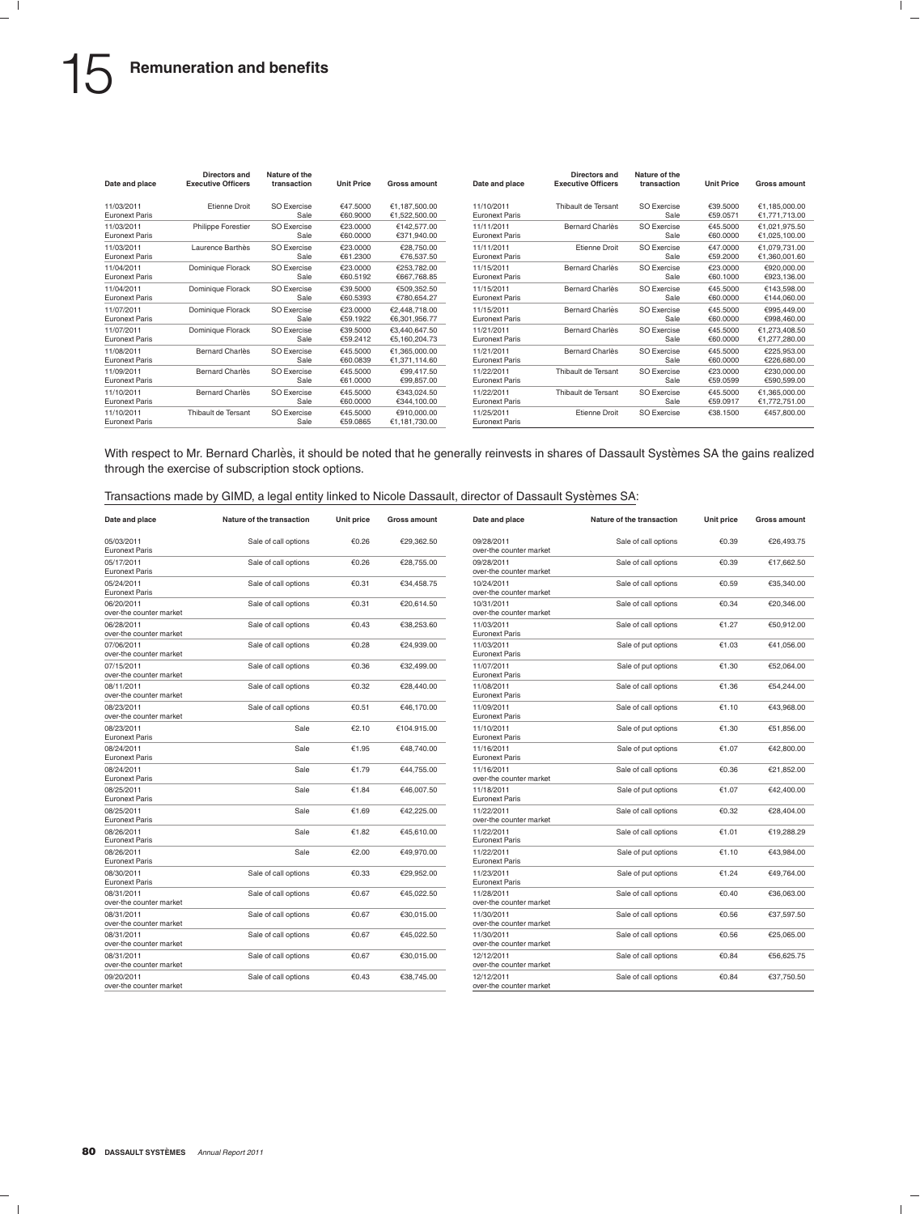# 15 Remuneration and benefits

| Date and place | Directors and Executive Officers | Nature of the transaction | Unit Price | Gross amount |
|---|---|---|---|---|
| 11/03/2011 Euronext Paris | Etienne Droit | SO Exercise | €47.5000 | €1,187,500.00 |
| | | Sale | €60.9000 | €1,522,500.00 |
| 11/03/2011 Euronext Paris | Philippe Forestier | SO Exercise | €23.0000 | €142,577.00 |
| | | Sale | €60.0000 | €371,940.00 |
| 11/03/2011 Euronext Paris | Laurence Barthès | SO Exercise | €23.0000 | €28,750.00 |
| | | Sale | €61.2300 | €76,537.50 |
| 11/04/2011 Euronext Paris | Dominique Florack | SO Exercise | €23.0000 | €253,782.00 |
| | | Sale | €60.5192 | €667,768.85 |
| 11/04/2011 Euronext Paris | Dominique Florack | SO Exercise | €39.5000 | €509,352.50 |
| | | Sale | €60.5393 | €780,654.27 |
| 11/07/2011 Euronext Paris | Dominique Florack | SO Exercise | €23.0000 | €2,448,718.00 |
| | | Sale | €59.1922 | €6,301,956.77 |
| 11/07/2011 Euronext Paris | Dominique Florack | SO Exercise | €39.5000 | €3,440,647.50 |
| | | Sale | €59.2412 | €5,160,204.73 |
| 11/08/2011 Euronext Paris | Bernard Charlès | SO Exercise | €45.5000 | €1,365,000.00 |
| | | Sale | €60.0839 | €1,371,114.60 |
| 11/09/2011 Euronext Paris | Bernard Charlès | SO Exercise | €45.5000 | €99,417.50 |
| | | Sale | €61.0000 | €99,857.00 |
| 11/10/2011 Euronext Paris | Bernard Charlès | SO Exercise | €45.5000 | €343,024.50 |
| | | Sale | €60.0000 | €344,100.00 |
| 11/10/2011 Euronext Paris | Thibault de Tersant | SO Exercise | €45.5000 | €910,000.00 |
| | | Sale | €59.0865 | €1,181,730.00 |
| 11/10/2011 Euronext Paris | Thibault de Tersant | SO Exercise | €39.5000 | €1,185,000.00 |
| | | Sale | €59.0571 | €1,771,713.00 |
| 11/11/2011 Euronext Paris | Bernard Charlès | SO Exercise | €45.5000 | €1,021,975.50 |
| | | Sale | €60.0000 | €1,025,100.00 |
| 11/11/2011 Euronext Paris | Etienne Droit | SO Exercise | €47.0000 | €1,079,731.00 |
| | | Sale | €59.2000 | €1,360,001.60 |
| 11/15/2011 Euronext Paris | Bernard Charlès | SO Exercise | €23.0000 | €920,000.00 |
| | | Sale | €60.1000 | €923,136.00 |
| 11/15/2011 Euronext Paris | Bernard Charlès | SO Exercise | €45.5000 | €143,598.00 |
| | | Sale | €60.0000 | €144,060.00 |
| 11/15/2011 Euronext Paris | Bernard Charlès | SO Exercise | €45.5000 | €995,449.00 |
| | | Sale | €60.0000 | €998,460.00 |
| 11/21/2011 Euronext Paris | Bernard Charlès | SO Exercise | €45.5000 | €1,273,408.50 |
| | | Sale | €60.0000 | €1,277,280.00 |
| 11/21/2011 Euronext Paris | Bernard Charlès | SO Exercise | €45.5000 | €225,953.00 |
| | | Sale | €60.0000 | €226,680.00 |
| 11/22/2011 Euronext Paris | Thibault de Tersant | SO Exercise | €23.0000 | €230,000.00 |
| | | Sale | €59.0599 | €590,599.00 |
| 11/22/2011 Euronext Paris | Thibault de Tersant | SO Exercise | €45.5000 | €1,365,000.00 |
| | | Sale | €59.0917 | €1,772,751.00 |
| 11/25/2011 Euronext Paris | Etienne Droit | SO Exercise | €38.1500 | €457,800.00 |

With respect to Mr. Bernard Charlès, it should be noted that he generally reinvests in shares of Dassault Systèmes SA the gains realized through the exercise of subscription stock options.

Transactions made by GIMD, a legal entity linked to Nicole Dassault, director of Dassault Systèmes SA:

| Date and place | Nature of the transaction | Unit price | Gross amount |
|---|---|---|---|
| 05/03/2011 Euronext Paris | Sale of call options | €0.26 | €29,362.50 |
| 05/17/2011 Euronext Paris | Sale of call options | €0.26 | €28,755.00 |
| 05/24/2011 Euronext Paris | Sale of call options | €0.31 | €34,458.75 |
| 06/20/2011 over-the counter market | Sale of call options | €0.31 | €20,614.50 |
| 06/28/2011 over-the counter market | Sale of call options | €0.43 | €38,253.60 |
| 07/06/2011 over-the counter market | Sale of call options | €0.28 | €24,939.00 |
| 07/15/2011 over-the counter market | Sale of call options | €0.36 | €32,499.00 |
| 08/11/2011 over-the counter market | Sale of call options | €0.32 | €28,440.00 |
| 08/23/2011 over-the counter market | Sale of call options | €0.51 | €46,170.00 |
| 08/23/2011 Euronext Paris | Sale | €2.10 | €104.915.00 |
| 08/24/2011 Euronext Paris | Sale | €1.95 | €48,740.00 |
| 08/24/2011 Euronext Paris | Sale | €1.79 | €44,755.00 |
| 08/25/2011 Euronext Paris | Sale | €1.84 | €46,007.50 |
| 08/25/2011 Euronext Paris | Sale | €1.69 | €42,225.00 |
| 08/26/2011 Euronext Paris | Sale | €1.82 | €45,610.00 |
| 08/26/2011 Euronext Paris | Sale | €2.00 | €49,970.00 |
| 08/30/2011 Euronext Paris | Sale of call options | €0.33 | €29,952.00 |
| 08/31/2011 over-the counter market | Sale of call options | €0.67 | €45,022.50 |
| 08/31/2011 over-the counter market | Sale of call options | €0.67 | €30,015.00 |
| 08/31/2011 over-the counter market | Sale of call options | €0.67 | €45,022.50 |
| 08/31/2011 over-the counter market | Sale of call options | €0.67 | €30,015.00 |
| 09/20/2011 over-the counter market | Sale of call options | €0.43 | €38,745.00 |
| 09/28/2011 over-the counter market | Sale of call options | €0.39 | €26,493.75 |
| 09/28/2011 over-the counter market | Sale of call options | €0.39 | €17,662.50 |
| 10/24/2011 over-the counter market | Sale of call options | €0.59 | €35,340.00 |
| 10/31/2011 over-the counter market | Sale of call options | €0.34 | €20,346.00 |
| 11/03/2011 Euronext Paris | Sale of call options | €1.27 | €50,912.00 |
| 11/03/2011 Euronext Paris | Sale of put options | €1.03 | €41,056.00 |
| 11/07/2011 Euronext Paris | Sale of put options | €1.30 | €52,064.00 |
| 11/08/2011 Euronext Paris | Sale of call options | €1.36 | €54,244.00 |
| 11/09/2011 Euronext Paris | Sale of call options | €1.10 | €43,968.00 |
| 11/10/2011 Euronext Paris | Sale of put options | €1.30 | €51,856.00 |
| 11/16/2011 Euronext Paris | Sale of put options | €1.07 | €42,800.00 |
| 11/16/2011 over-the counter market | Sale of call options | €0.36 | €21,852.00 |
| 11/18/2011 Euronext Paris | Sale of put options | €1.07 | €42,400.00 |
| 11/22/2011 over-the counter market | Sale of call options | €0.32 | €28,404.00 |
| 11/22/2011 Euronext Paris | Sale of call options | €1.01 | €19,288.29 |
| 11/22/2011 Euronext Paris | Sale of put options | €1.10 | €43,984.00 |
| 11/23/2011 Euronext Paris | Sale of put options | €1.24 | €49,764.00 |
| 11/28/2011 over-the counter market | Sale of call options | €0.40 | €36,063.00 |
| 11/30/2011 over-the counter market | Sale of call options | €0.56 | €37,597.50 |
| 11/30/2011 over-the counter market | Sale of call options | €0.56 | €25,065.00 |
| 12/12/2011 over-the counter market | Sale of call options | €0.84 | €56,625.75 |
| 12/12/2011 over-the counter market | Sale of call options | €0.84 | €37,750.50 |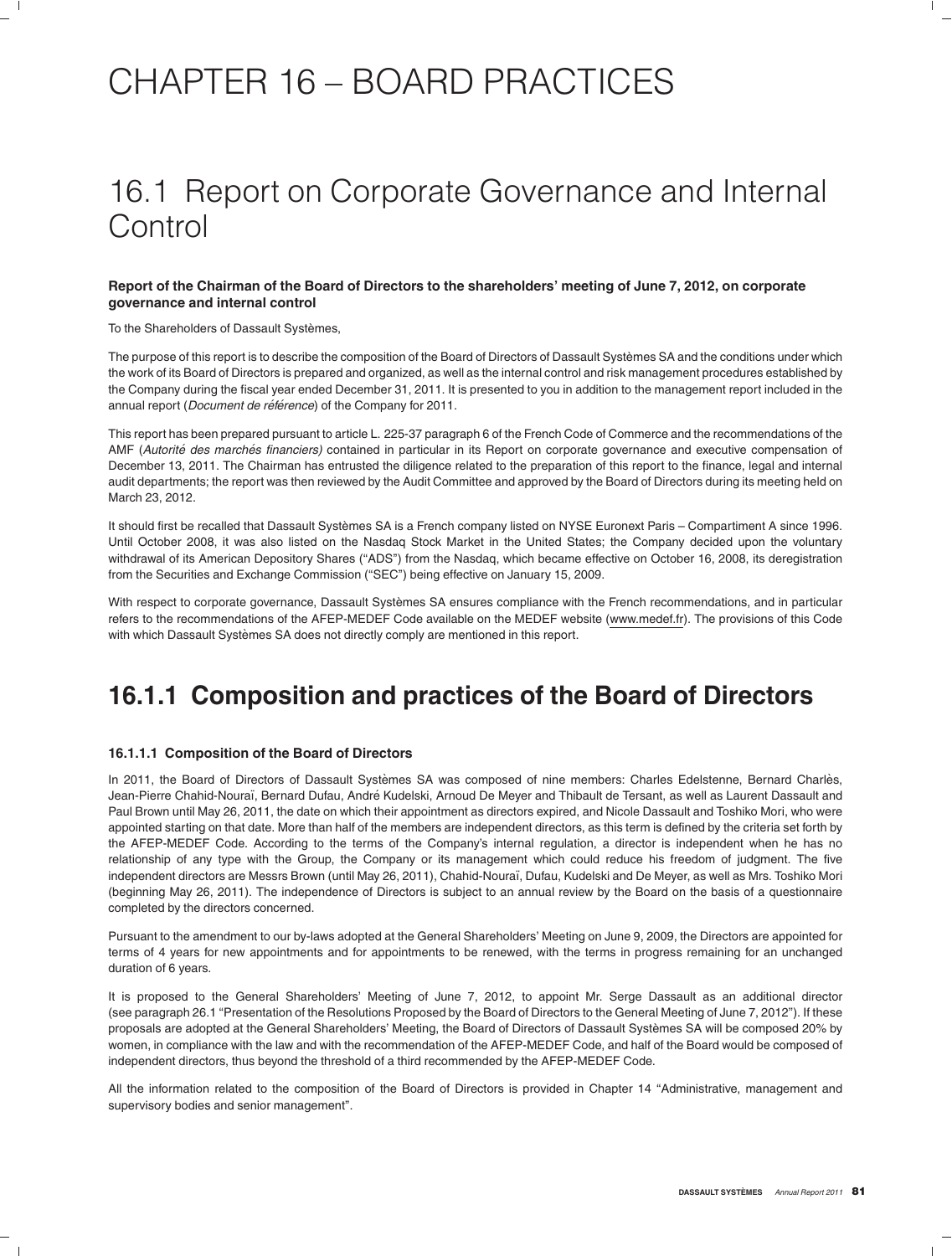# CHAPTER 16 – BOARD PRACTICES

## 16.1 Report on Corporate Governance and Internal Control

**Report of the Chairman of the Board of Directors to the shareholders' meeting of June 7, 2012, on corporate governance and internal control**

To the Shareholders of Dassault Systèmes,

The purpose of this report is to describe the composition of the Board of Directors of Dassault Systèmes SA and the conditions under which the work of its Board of Directors is prepared and organized, as well as the internal control and risk management procedures established by the Company during the fiscal year ended December 31, 2011. It is presented to you in addition to the management report included in the annual report (*Document de référence*) of the Company for 2011.

This report has been prepared pursuant to article L. 225-37 paragraph 6 of the French Code of Commerce and the recommendations of the AMF (*Autorité des marchés financiers)* contained in particular in its Report on corporate governance and executive compensation of December 13, 2011. The Chairman has entrusted the diligence related to the preparation of this report to the finance, legal and internal audit departments; the report was then reviewed by the Audit Committee and approved by the Board of Directors during its meeting held on March 23, 2012.

It should first be recalled that Dassault Systèmes SA is a French company listed on NYSE Euronext Paris – Compartiment A since 1996. Until October 2008, it was also listed on the Nasdaq Stock Market in the United States; the Company decided upon the voluntary withdrawal of its American Depository Shares ("ADS") from the Nasdaq, which became effective on October 16, 2008, its deregistration from the Securities and Exchange Commission ("SEC") being effective on January 15, 2009.

With respect to corporate governance, Dassault Systèmes SA ensures compliance with the French recommendations, and in particular refers to the recommendations of the AFEP-MEDEF Code available on the MEDEF website (www.medef.fr). The provisions of this Code with which Dassault Systèmes SA does not directly comply are mentioned in this report.

## 16.1.1 Composition and practices of the Board of Directors

#### 16.1.1.1 Composition of the Board of Directors

In 2011, the Board of Directors of Dassault Systèmes SA was composed of nine members: Charles Edelstenne, Bernard Charlès, Jean-Pierre Chahid-Nouraï, Bernard Dufau, André Kudelski, Arnoud De Meyer and Thibault de Tersant, as well as Laurent Dassault and Paul Brown until May 26, 2011, the date on which their appointment as directors expired, and Nicole Dassault and Toshiko Mori, who were appointed starting on that date. More than half of the members are independent directors, as this term is defined by the criteria set forth by the AFEP-MEDEF Code. According to the terms of the Company's internal regulation, a director is independent when he has no relationship of any type with the Group, the Company or its management which could reduce his freedom of judgment. The five independent directors are Messrs Brown (until May 26, 2011), Chahid-Nouraï, Dufau, Kudelski and De Meyer, as well as Mrs. Toshiko Mori (beginning May 26, 2011). The independence of Directors is subject to an annual review by the Board on the basis of a questionnaire completed by the directors concerned.

Pursuant to the amendment to our by-laws adopted at the General Shareholders' Meeting on June 9, 2009, the Directors are appointed for terms of 4 years for new appointments and for appointments to be renewed, with the terms in progress remaining for an unchanged duration of 6 years.

It is proposed to the General Shareholders' Meeting of June 7, 2012, to appoint Mr. Serge Dassault as an additional director (see paragraph 26.1 "Presentation of the Resolutions Proposed by the Board of Directors to the General Meeting of June 7, 2012"). If these proposals are adopted at the General Shareholders' Meeting, the Board of Directors of Dassault Systèmes SA will be composed 20% by women, in compliance with the law and with the recommendation of the AFEP-MEDEF Code, and half of the Board would be composed of independent directors, thus beyond the threshold of a third recommended by the AFEP-MEDEF Code.

All the information related to the composition of the Board of Directors is provided in Chapter 14 "Administrative, management and supervisory bodies and senior management".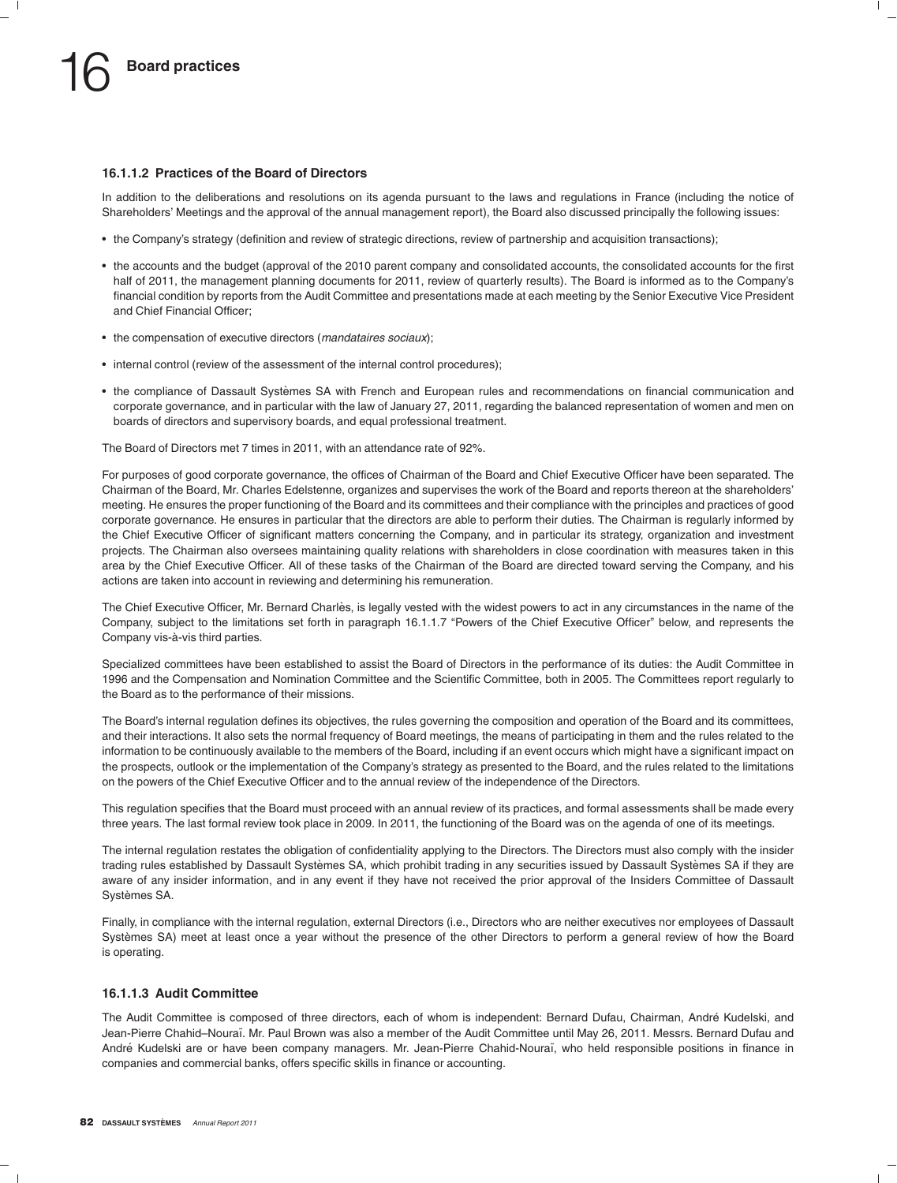### 16.1.1.2 Practices of the Board of Directors

In addition to the deliberations and resolutions on its agenda pursuant to the laws and regulations in France (including the notice of Shareholders' Meetings and the approval of the annual management report), the Board also discussed principally the following issues:

- the Company's strategy (definition and review of strategic directions, review of partnership and acquisition transactions);
- the accounts and the budget (approval of the 2010 parent company and consolidated accounts, the consolidated accounts for the first half of 2011, the management planning documents for 2011, review of quarterly results). The Board is informed as to the Company's financial condition by reports from the Audit Committee and presentations made at each meeting by the Senior Executive Vice President and Chief Financial Officer;
- the compensation of executive directors (*mandataires sociaux*);
- internal control (review of the assessment of the internal control procedures);
- the compliance of Dassault Systèmes SA with French and European rules and recommendations on financial communication and corporate governance, and in particular with the law of January 27, 2011, regarding the balanced representation of women and men on boards of directors and supervisory boards, and equal professional treatment.

The Board of Directors met 7 times in 2011, with an attendance rate of 92%.

For purposes of good corporate governance, the offices of Chairman of the Board and Chief Executive Officer have been separated. The Chairman of the Board, Mr. Charles Edelstenne, organizes and supervises the work of the Board and reports thereon at the shareholders' meeting. He ensures the proper functioning of the Board and its committees and their compliance with the principles and practices of good corporate governance. He ensures in particular that the directors are able to perform their duties. The Chairman is regularly informed by the Chief Executive Officer of significant matters concerning the Company, and in particular its strategy, organization and investment projects. The Chairman also oversees maintaining quality relations with shareholders in close coordination with measures taken in this area by the Chief Executive Officer. All of these tasks of the Chairman of the Board are directed toward serving the Company, and his actions are taken into account in reviewing and determining his remuneration.

The Chief Executive Officer, Mr. Bernard Charlès, is legally vested with the widest powers to act in any circumstances in the name of the Company, subject to the limitations set forth in paragraph 16.1.1.7 "Powers of the Chief Executive Officer" below, and represents the Company vis-à-vis third parties.

Specialized committees have been established to assist the Board of Directors in the performance of its duties: the Audit Committee in 1996 and the Compensation and Nomination Committee and the Scientific Committee, both in 2005. The Committees report regularly to the Board as to the performance of their missions.

The Board's internal regulation defines its objectives, the rules governing the composition and operation of the Board and its committees, and their interactions. It also sets the normal frequency of Board meetings, the means of participating in them and the rules related to the information to be continuously available to the members of the Board, including if an event occurs which might have a significant impact on the prospects, outlook or the implementation of the Company's strategy as presented to the Board, and the rules related to the limitations on the powers of the Chief Executive Officer and to the annual review of the independence of the Directors.

This regulation specifies that the Board must proceed with an annual review of its practices, and formal assessments shall be made every three years. The last formal review took place in 2009. In 2011, the functioning of the Board was on the agenda of one of its meetings.

The internal regulation restates the obligation of confidentiality applying to the Directors. The Directors must also comply with the insider trading rules established by Dassault Systèmes SA, which prohibit trading in any securities issued by Dassault Systèmes SA if they are aware of any insider information, and in any event if they have not received the prior approval of the Insiders Committee of Dassault Systèmes SA.

Finally, in compliance with the internal regulation, external Directors (i.e., Directors who are neither executives nor employees of Dassault Systèmes SA) meet at least once a year without the presence of the other Directors to perform a general review of how the Board is operating.

### 16.1.1.3 Audit Committee

The Audit Committee is composed of three directors, each of whom is independent: Bernard Dufau, Chairman, André Kudelski, and Jean-Pierre Chahid–Nouraï. Mr. Paul Brown was also a member of the Audit Committee until May 26, 2011. Messrs. Bernard Dufau and André Kudelski are or have been company managers. Mr. Jean-Pierre Chahid-Nouraï, who held responsible positions in finance in companies and commercial banks, offers specific skills in finance or accounting.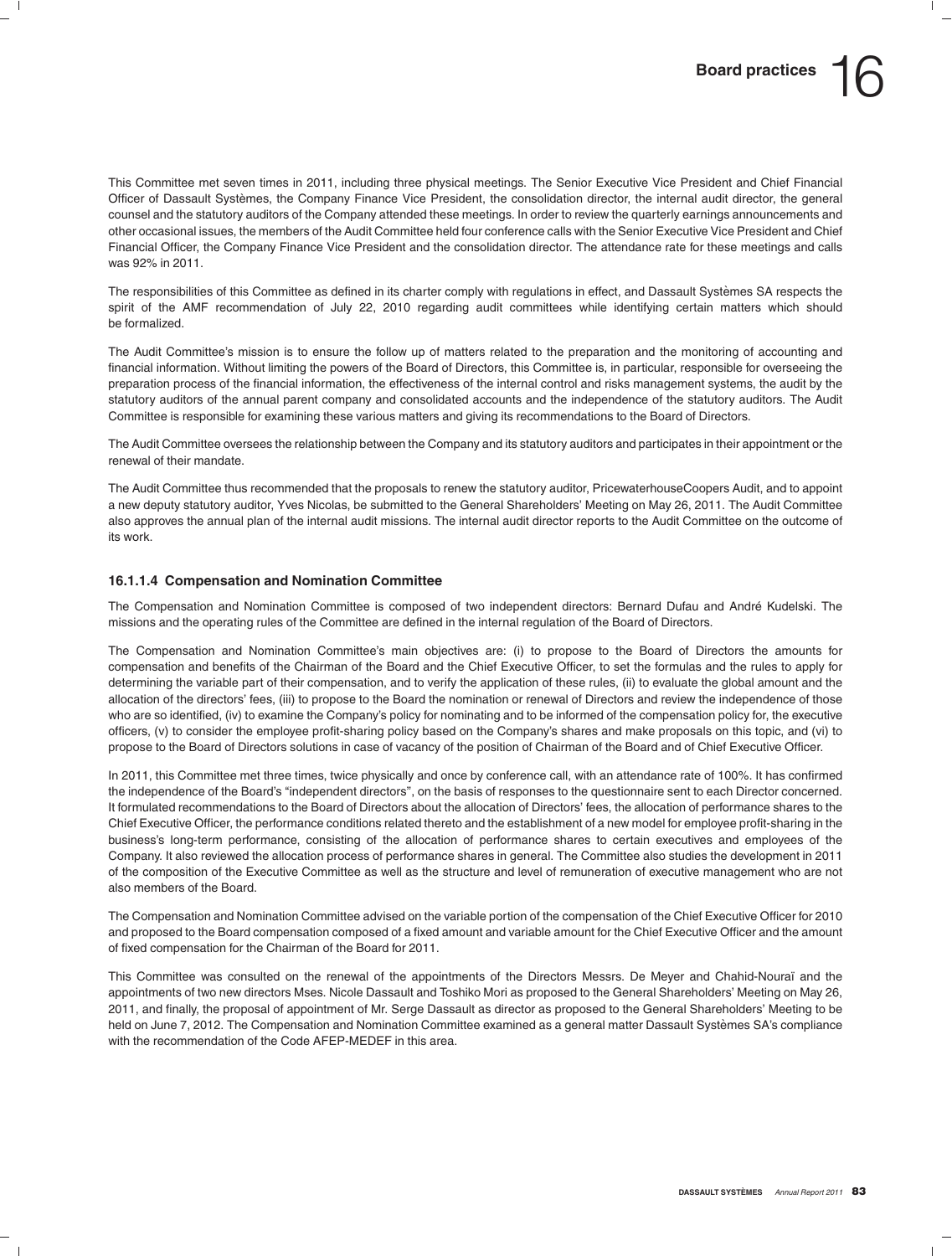This Committee met seven times in 2011, including three physical meetings. The Senior Executive Vice President and Chief Financial Officer of Dassault Systèmes, the Company Finance Vice President, the consolidation director, the internal audit director, the general counsel and the statutory auditors of the Company attended these meetings. In order to review the quarterly earnings announcements and other occasional issues, the members of the Audit Committee held four conference calls with the Senior Executive Vice President and Chief Financial Officer, the Company Finance Vice President and the consolidation director. The attendance rate for these meetings and calls was 92% in 2011.

The responsibilities of this Committee as defined in its charter comply with regulations in effect, and Dassault Systèmes SA respects the spirit of the AMF recommendation of July 22, 2010 regarding audit committees while identifying certain matters which should be formalized.

The Audit Committee's mission is to ensure the follow up of matters related to the preparation and the monitoring of accounting and financial information. Without limiting the powers of the Board of Directors, this Committee is, in particular, responsible for overseeing the preparation process of the financial information, the effectiveness of the internal control and risks management systems, the audit by the statutory auditors of the annual parent company and consolidated accounts and the independence of the statutory auditors. The Audit Committee is responsible for examining these various matters and giving its recommendations to the Board of Directors.

The Audit Committee oversees the relationship between the Company and its statutory auditors and participates in their appointment or the renewal of their mandate.

The Audit Committee thus recommended that the proposals to renew the statutory auditor, PricewaterhouseCoopers Audit, and to appoint a new deputy statutory auditor, Yves Nicolas, be submitted to the General Shareholders' Meeting on May 26, 2011. The Audit Committee also approves the annual plan of the internal audit missions. The internal audit director reports to the Audit Committee on the outcome of its work.

#### 16.1.1.4 Compensation and Nomination Committee

The Compensation and Nomination Committee is composed of two independent directors: Bernard Dufau and André Kudelski. The missions and the operating rules of the Committee are defined in the internal regulation of the Board of Directors.

The Compensation and Nomination Committee's main objectives are: (i) to propose to the Board of Directors the amounts for compensation and benefits of the Chairman of the Board and the Chief Executive Officer, to set the formulas and the rules to apply for determining the variable part of their compensation, and to verify the application of these rules, (ii) to evaluate the global amount and the allocation of the directors' fees, (iii) to propose to the Board the nomination or renewal of Directors and review the independence of those who are so identified, (iv) to examine the Company's policy for nominating and to be informed of the compensation policy for, the executive officers, (v) to consider the employee profit-sharing policy based on the Company's shares and make proposals on this topic, and (vi) to propose to the Board of Directors solutions in case of vacancy of the position of Chairman of the Board and of Chief Executive Officer.

In 2011, this Committee met three times, twice physically and once by conference call, with an attendance rate of 100%. It has confirmed the independence of the Board's "independent directors", on the basis of responses to the questionnaire sent to each Director concerned. It formulated recommendations to the Board of Directors about the allocation of Directors' fees, the allocation of performance shares to the Chief Executive Officer, the performance conditions related thereto and the establishment of a new model for employee profit-sharing in the business's long-term performance, consisting of the allocation of performance shares to certain executives and employees of the Company. It also reviewed the allocation process of performance shares in general. The Committee also studies the development in 2011 of the composition of the Executive Committee as well as the structure and level of remuneration of executive management who are not also members of the Board.

The Compensation and Nomination Committee advised on the variable portion of the compensation of the Chief Executive Officer for 2010 and proposed to the Board compensation composed of a fixed amount and variable amount for the Chief Executive Officer and the amount of fixed compensation for the Chairman of the Board for 2011.

This Committee was consulted on the renewal of the appointments of the Directors Messrs. De Meyer and Chahid-Nouraï and the appointments of two new directors Mses. Nicole Dassault and Toshiko Mori as proposed to the General Shareholders' Meeting on May 26, 2011, and finally, the proposal of appointment of Mr. Serge Dassault as director as proposed to the General Shareholders' Meeting to be held on June 7, 2012. The Compensation and Nomination Committee examined as a general matter Dassault Systèmes SA's compliance with the recommendation of the Code AFEP-MEDEF in this area.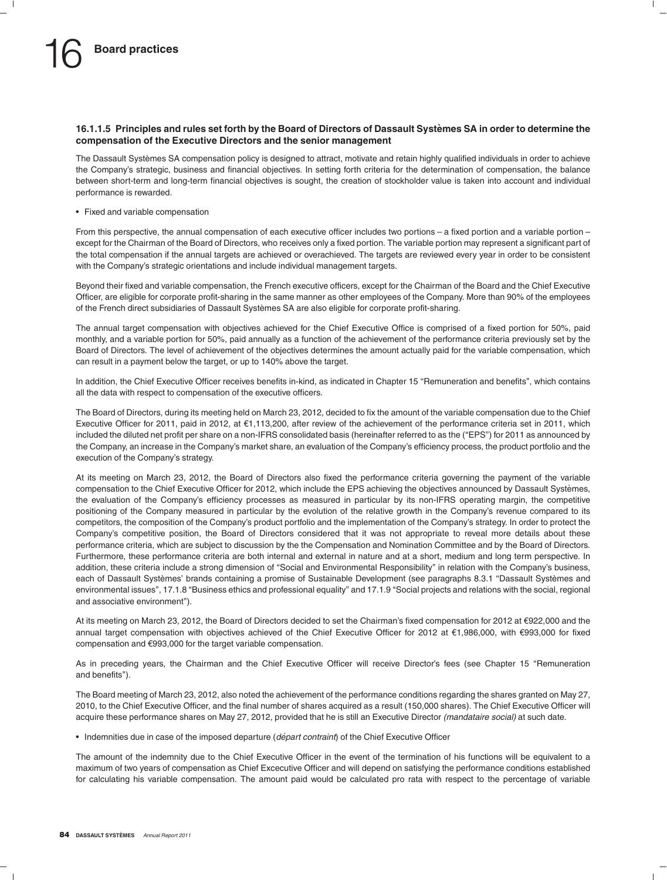### 16.1.1.5 Principles and rules set forth by the Board of Directors of Dassault Systèmes SA in order to determine the compensation of the Executive Directors and the senior management

The Dassault Systèmes SA compensation policy is designed to attract, motivate and retain highly qualified individuals in order to achieve the Company's strategic, business and financial objectives. In setting forth criteria for the determination of compensation, the balance between short-term and long-term financial objectives is sought, the creation of stockholder value is taken into account and individual performance is rewarded.

- Fixed and variable compensation

From this perspective, the annual compensation of each executive officer includes two portions – a fixed portion and a variable portion – except for the Chairman of the Board of Directors, who receives only a fixed portion. The variable portion may represent a significant part of the total compensation if the annual targets are achieved or overachieved. The targets are reviewed every year in order to be consistent with the Company's strategic orientations and include individual management targets.

Beyond their fixed and variable compensation, the French executive officers, except for the Chairman of the Board and the Chief Executive Officer, are eligible for corporate profit-sharing in the same manner as other employees of the Company. More than 90% of the employees of the French direct subsidiaries of Dassault Systèmes SA are also eligible for corporate profit-sharing.

The annual target compensation with objectives achieved for the Chief Executive Office is comprised of a fixed portion for 50%, paid monthly, and a variable portion for 50%, paid annually as a function of the achievement of the performance criteria previously set by the Board of Directors. The level of achievement of the objectives determines the amount actually paid for the variable compensation, which can result in a payment below the target, or up to 140% above the target.

In addition, the Chief Executive Officer receives benefits in-kind, as indicated in Chapter 15 "Remuneration and benefits", which contains all the data with respect to compensation of the executive officers.

The Board of Directors, during its meeting held on March 23, 2012, decided to fix the amount of the variable compensation due to the Chief Executive Officer for 2011, paid in 2012, at €1,113,200, after review of the achievement of the performance criteria set in 2011, which included the diluted net profit per share on a non-IFRS consolidated basis (hereinafter referred to as the ("EPS") for 2011 as announced by the Company, an increase in the Company's market share, an evaluation of the Company's efficiency process, the product portfolio and the execution of the Company's strategy.

At its meeting on March 23, 2012, the Board of Directors also fixed the performance criteria governing the payment of the variable compensation to the Chief Executive Officer for 2012, which include the EPS achieving the objectives announced by Dassault Systèmes, the evaluation of the Company's efficiency processes as measured in particular by its non-IFRS operating margin, the competitive positioning of the Company measured in particular by the evolution of the relative growth in the Company's revenue compared to its competitors, the composition of the Company's product portfolio and the implementation of the Company's strategy. In order to protect the Company's competitive position, the Board of Directors considered that it was not appropriate to reveal more details about these performance criteria, which are subject to discussion by the the Compensation and Nomination Committee and by the Board of Directors. Furthermore, these performance criteria are both internal and external in nature and at a short, medium and long term perspective. In addition, these criteria include a strong dimension of "Social and Environmental Responsibility" in relation with the Company's business, each of Dassault Systèmes' brands containing a promise of Sustainable Development (see paragraphs 8.3.1 "Dassault Systèmes and environmental issues", 17.1.8 "Business ethics and professional equality" and 17.1.9 "Social projects and relations with the social, regional and associative environment").

At its meeting on March 23, 2012, the Board of Directors decided to set the Chairman's fixed compensation for 2012 at €922,000 and the annual target compensation with objectives achieved of the Chief Executive Officer for 2012 at €1,986,000, with €993,000 for fixed compensation and €993,000 for the target variable compensation.

As in preceding years, the Chairman and the Chief Executive Officer will receive Director's fees (see Chapter 15 "Remuneration and benefits").

The Board meeting of March 23, 2012, also noted the achievement of the performance conditions regarding the shares granted on May 27, 2010, to the Chief Executive Officer, and the final number of shares acquired as a result (150,000 shares). The Chief Executive Officer will acquire these performance shares on May 27, 2012, provided that he is still an Executive Director *(mandataire social)* at such date.

- Indemnities due in case of the imposed departure (*départ contraint*) of the Chief Executive Officer

The amount of the indemnity due to the Chief Executive Officer in the event of the termination of his functions will be equivalent to a maximum of two years of compensation as Chief Excecutive Officer and will depend on satisfying the performance conditions established for calculating his variable compensation. The amount paid would be calculated pro rata with respect to the percentage of variable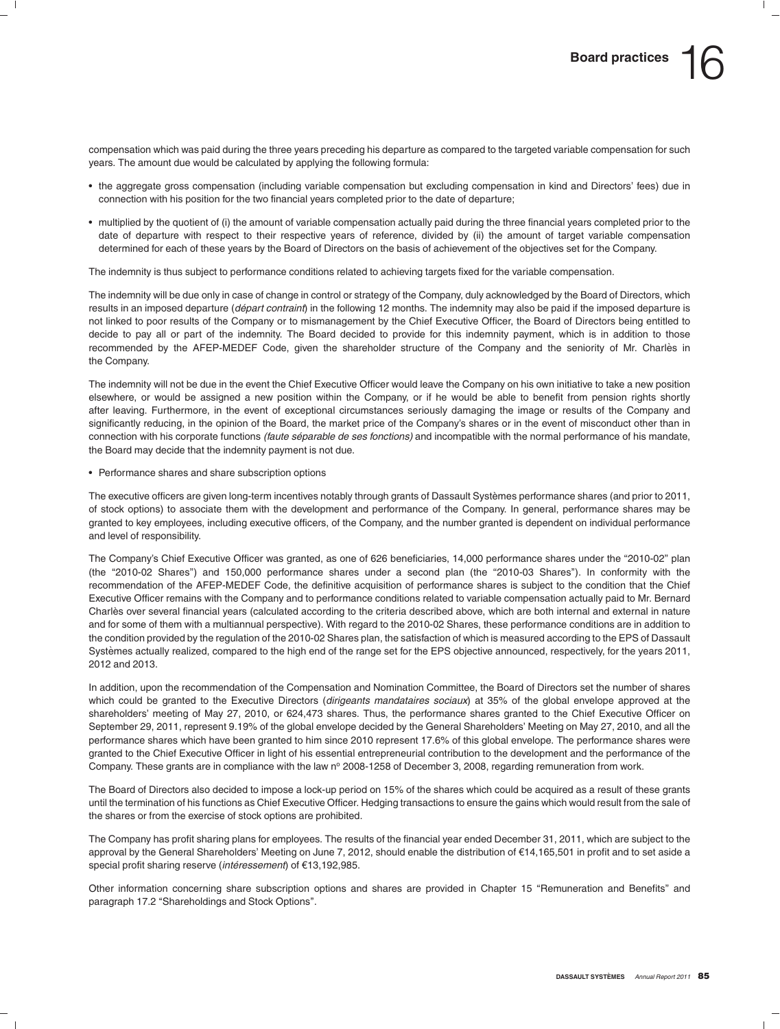compensation which was paid during the three years preceding his departure as compared to the targeted variable compensation for such years. The amount due would be calculated by applying the following formula:

- the aggregate gross compensation (including variable compensation but excluding compensation in kind and Directors' fees) due in connection with his position for the two financial years completed prior to the date of departure;
- multiplied by the quotient of (i) the amount of variable compensation actually paid during the three financial years completed prior to the date of departure with respect to their respective years of reference, divided by (ii) the amount of target variable compensation determined for each of these years by the Board of Directors on the basis of achievement of the objectives set for the Company.

The indemnity is thus subject to performance conditions related to achieving targets fixed for the variable compensation.

The indemnity will be due only in case of change in control or strategy of the Company, duly acknowledged by the Board of Directors, which results in an imposed departure (*départ contraint*) in the following 12 months. The indemnity may also be paid if the imposed departure is not linked to poor results of the Company or to mismanagement by the Chief Executive Officer, the Board of Directors being entitled to decide to pay all or part of the indemnity. The Board decided to provide for this indemnity payment, which is in addition to those recommended by the AFEP-MEDEF Code, given the shareholder structure of the Company and the seniority of Mr. Charlès in the Company.

The indemnity will not be due in the event the Chief Executive Officer would leave the Company on his own initiative to take a new position elsewhere, or would be assigned a new position within the Company, or if he would be able to benefit from pension rights shortly after leaving. Furthermore, in the event of exceptional circumstances seriously damaging the image or results of the Company and significantly reducing, in the opinion of the Board, the market price of the Company's shares or in the event of misconduct other than in connection with his corporate functions *(faute séparable de ses fonctions)* and incompatible with the normal performance of his mandate, the Board may decide that the indemnity payment is not due.

- Performance shares and share subscription options

The executive officers are given long-term incentives notably through grants of Dassault Systèmes performance shares (and prior to 2011, of stock options) to associate them with the development and performance of the Company. In general, performance shares may be granted to key employees, including executive officers, of the Company, and the number granted is dependent on individual performance and level of responsibility.

The Company's Chief Executive Officer was granted, as one of 626 beneficiaries, 14,000 performance shares under the "2010-02" plan (the "2010-02 Shares") and 150,000 performance shares under a second plan (the "2010-03 Shares"). In conformity with the recommendation of the AFEP-MEDEF Code, the definitive acquisition of performance shares is subject to the condition that the Chief Executive Officer remains with the Company and to performance conditions related to variable compensation actually paid to Mr. Bernard Charlès over several financial years (calculated according to the criteria described above, which are both internal and external in nature and for some of them with a multiannual perspective). With regard to the 2010-02 Shares, these performance conditions are in addition to the condition provided by the regulation of the 2010-02 Shares plan, the satisfaction of which is measured according to the EPS of Dassault Systèmes actually realized, compared to the high end of the range set for the EPS objective announced, respectively, for the years 2011, 2012 and 2013.

In addition, upon the recommendation of the Compensation and Nomination Committee, the Board of Directors set the number of shares which could be granted to the Executive Directors (*dirigeants mandataires sociaux*) at 35% of the global envelope approved at the shareholders' meeting of May 27, 2010, or 624,473 shares. Thus, the performance shares granted to the Chief Executive Officer on September 29, 2011, represent 9.19% of the global envelope decided by the General Shareholders' Meeting on May 27, 2010, and all the performance shares which have been granted to him since 2010 represent 17.6% of this global envelope. The performance shares were granted to the Chief Executive Officer in light of his essential entrepreneurial contribution to the development and the performance of the Company. These grants are in compliance with the law nº 2008-1258 of December 3, 2008, regarding remuneration from work.

The Board of Directors also decided to impose a lock-up period on 15% of the shares which could be acquired as a result of these grants until the termination of his functions as Chief Executive Officer. Hedging transactions to ensure the gains which would result from the sale of the shares or from the exercise of stock options are prohibited.

The Company has profit sharing plans for employees. The results of the financial year ended December 31, 2011, which are subject to the approval by the General Shareholders' Meeting on June 7, 2012, should enable the distribution of €14,165,501 in profit and to set aside a special profit sharing reserve (*intéressement*) of €13,192,985.

Other information concerning share subscription options and shares are provided in Chapter 15 "Remuneration and Benefits" and paragraph 17.2 "Shareholdings and Stock Options".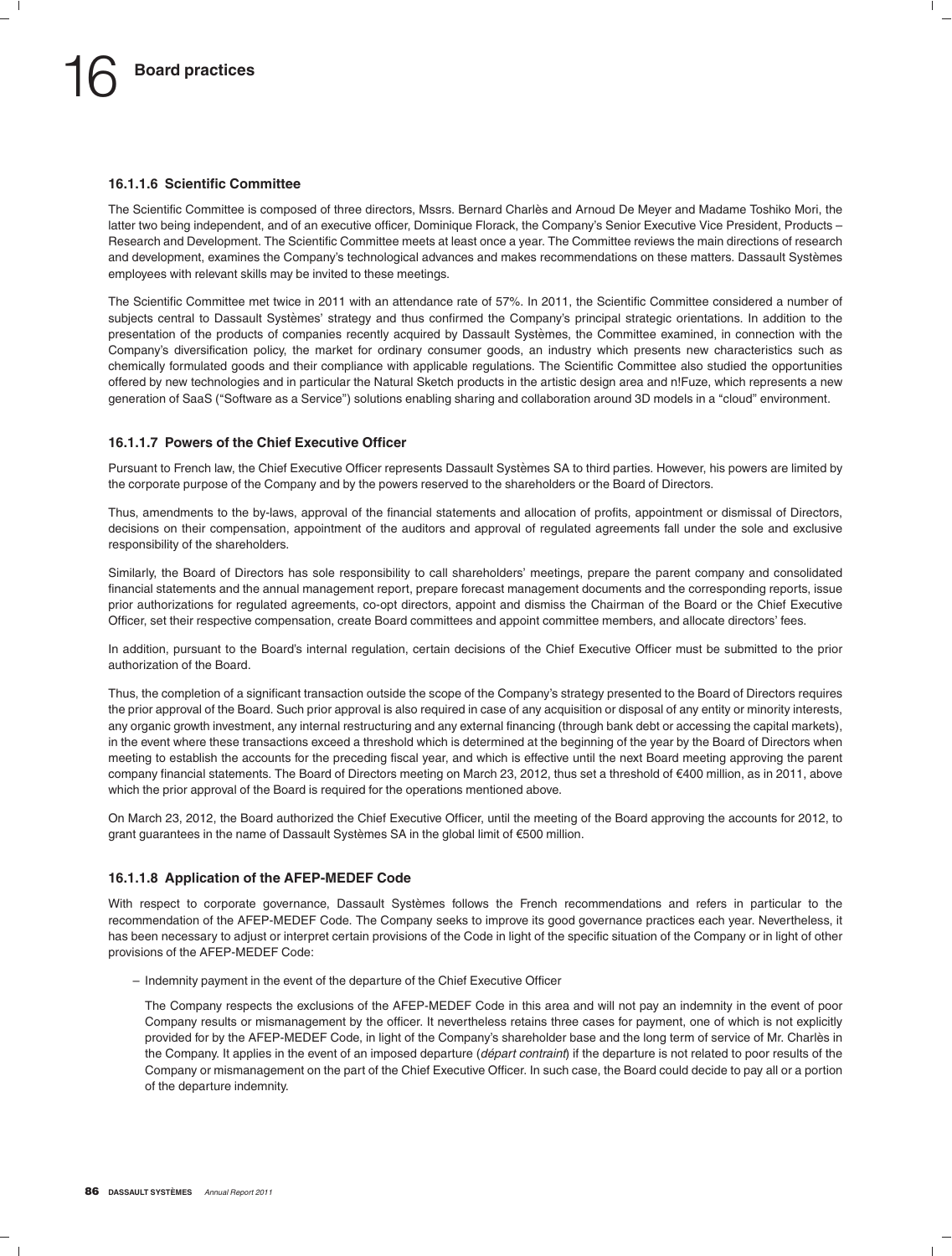#### 16.1.1.6 Scientific Committee

The Scientific Committee is composed of three directors, Mssrs. Bernard Charlès and Arnoud De Meyer and Madame Toshiko Mori, the latter two being independent, and of an executive officer, Dominique Florack, the Company's Senior Executive Vice President, Products – Research and Development. The Scientific Committee meets at least once a year. The Committee reviews the main directions of research and development, examines the Company's technological advances and makes recommendations on these matters. Dassault Systèmes employees with relevant skills may be invited to these meetings.

The Scientific Committee met twice in 2011 with an attendance rate of 57%. In 2011, the Scientific Committee considered a number of subjects central to Dassault Systèmes' strategy and thus confirmed the Company's principal strategic orientations. In addition to the presentation of the products of companies recently acquired by Dassault Systèmes, the Committee examined, in connection with the Company's diversification policy, the market for ordinary consumer goods, an industry which presents new characteristics such as chemically formulated goods and their compliance with applicable regulations. The Scientific Committee also studied the opportunities offered by new technologies and in particular the Natural Sketch products in the artistic design area and n!Fuze, which represents a new generation of SaaS ("Software as a Service") solutions enabling sharing and collaboration around 3D models in a "cloud" environment.

#### 16.1.1.7 Powers of the Chief Executive Officer

Pursuant to French law, the Chief Executive Officer represents Dassault Systèmes SA to third parties. However, his powers are limited by the corporate purpose of the Company and by the powers reserved to the shareholders or the Board of Directors.

Thus, amendments to the by-laws, approval of the financial statements and allocation of profits, appointment or dismissal of Directors, decisions on their compensation, appointment of the auditors and approval of regulated agreements fall under the sole and exclusive responsibility of the shareholders.

Similarly, the Board of Directors has sole responsibility to call shareholders' meetings, prepare the parent company and consolidated financial statements and the annual management report, prepare forecast management documents and the corresponding reports, issue prior authorizations for regulated agreements, co-opt directors, appoint and dismiss the Chairman of the Board or the Chief Executive Officer, set their respective compensation, create Board committees and appoint committee members, and allocate directors' fees.

In addition, pursuant to the Board's internal regulation, certain decisions of the Chief Executive Officer must be submitted to the prior authorization of the Board.

Thus, the completion of a significant transaction outside the scope of the Company's strategy presented to the Board of Directors requires the prior approval of the Board. Such prior approval is also required in case of any acquisition or disposal of any entity or minority interests, any organic growth investment, any internal restructuring and any external financing (through bank debt or accessing the capital markets), in the event where these transactions exceed a threshold which is determined at the beginning of the year by the Board of Directors when meeting to establish the accounts for the preceding fiscal year, and which is effective until the next Board meeting approving the parent company financial statements. The Board of Directors meeting on March 23, 2012, thus set a threshold of €400 million, as in 2011, above which the prior approval of the Board is required for the operations mentioned above.

On March 23, 2012, the Board authorized the Chief Executive Officer, until the meeting of the Board approving the accounts for 2012, to grant guarantees in the name of Dassault Systèmes SA in the global limit of €500 million.

#### 16.1.1.8 Application of the AFEP-MEDEF Code

With respect to corporate governance, Dassault Systèmes follows the French recommendations and refers in particular to the recommendation of the AFEP-MEDEF Code. The Company seeks to improve its good governance practices each year. Nevertheless, it has been necessary to adjust or interpret certain provisions of the Code in light of the specific situation of the Company or in light of other provisions of the AFEP-MEDEF Code:

– Indemnity payment in the event of the departure of the Chief Executive Officer

  The Company respects the exclusions of the AFEP-MEDEF Code in this area and will not pay an indemnity in the event of poor Company results or mismanagement by the officer. It nevertheless retains three cases for payment, one of which is not explicitly provided for by the AFEP-MEDEF Code, in light of the Company's shareholder base and the long term of service of Mr. Charlès in the Company. It applies in the event of an imposed departure (*départ contraint*) if the departure is not related to poor results of the Company or mismanagement on the part of the Chief Executive Officer. In such case, the Board could decide to pay all or a portion of the departure indemnity.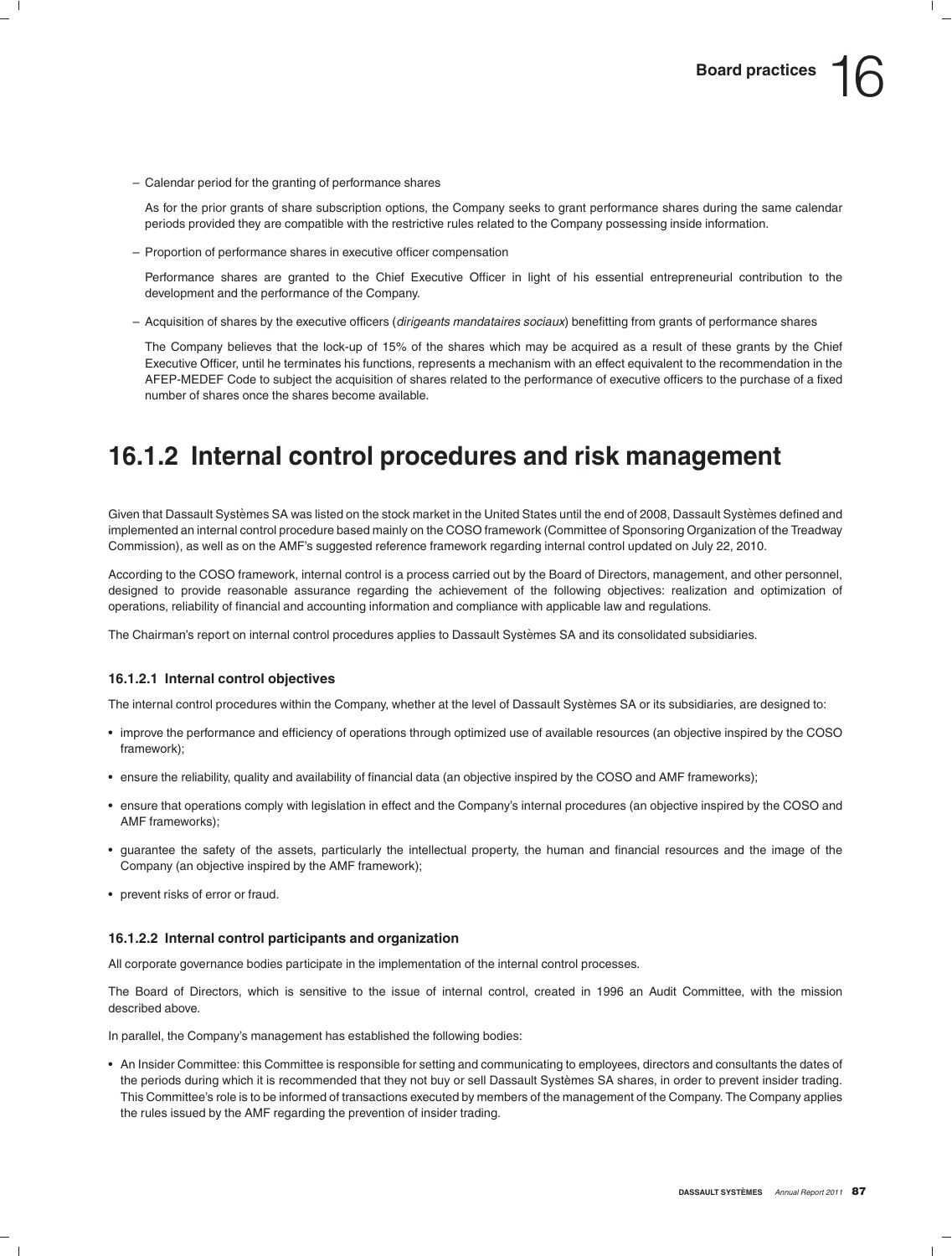– Calendar period for the granting of performance shares

As for the prior grants of share subscription options, the Company seeks to grant performance shares during the same calendar periods provided they are compatible with the restrictive rules related to the Company possessing inside information.

– Proportion of performance shares in executive officer compensation

Performance shares are granted to the Chief Executive Officer in light of his essential entrepreneurial contribution to the development and the performance of the Company.

– Acquisition of shares by the executive officers (*dirigeants mandataires sociaux*) benefitting from grants of performance shares

The Company believes that the lock-up of 15% of the shares which may be acquired as a result of these grants by the Chief Executive Officer, until he terminates his functions, represents a mechanism with an effect equivalent to the recommendation in the AFEP-MEDEF Code to subject the acquisition of shares related to the performance of executive officers to the purchase of a fixed number of shares once the shares become available.

## 16.1.2 Internal control procedures and risk management

Given that Dassault Systèmes SA was listed on the stock market in the United States until the end of 2008, Dassault Systèmes defined and implemented an internal control procedure based mainly on the COSO framework (Committee of Sponsoring Organization of the Treadway Commission), as well as on the AMF's suggested reference framework regarding internal control updated on July 22, 2010.

According to the COSO framework, internal control is a process carried out by the Board of Directors, management, and other personnel, designed to provide reasonable assurance regarding the achievement of the following objectives: realization and optimization of operations, reliability of financial and accounting information and compliance with applicable law and regulations.

The Chairman's report on internal control procedures applies to Dassault Systèmes SA and its consolidated subsidiaries.

### 16.1.2.1 Internal control objectives

The internal control procedures within the Company, whether at the level of Dassault Systèmes SA or its subsidiaries, are designed to:

- improve the performance and efficiency of operations through optimized use of available resources (an objective inspired by the COSO framework);
- ensure the reliability, quality and availability of financial data (an objective inspired by the COSO and AMF frameworks);
- ensure that operations comply with legislation in effect and the Company's internal procedures (an objective inspired by the COSO and AMF frameworks);
- guarantee the safety of the assets, particularly the intellectual property, the human and financial resources and the image of the Company (an objective inspired by the AMF framework);
- prevent risks of error or fraud.

### 16.1.2.2 Internal control participants and organization

All corporate governance bodies participate in the implementation of the internal control processes.

The Board of Directors, which is sensitive to the issue of internal control, created in 1996 an Audit Committee, with the mission described above.

In parallel, the Company's management has established the following bodies:

- An Insider Committee: this Committee is responsible for setting and communicating to employees, directors and consultants the dates of the periods during which it is recommended that they not buy or sell Dassault Systèmes SA shares, in order to prevent insider trading. This Committee's role is to be informed of transactions executed by members of the management of the Company. The Company applies the rules issued by the AMF regarding the prevention of insider trading.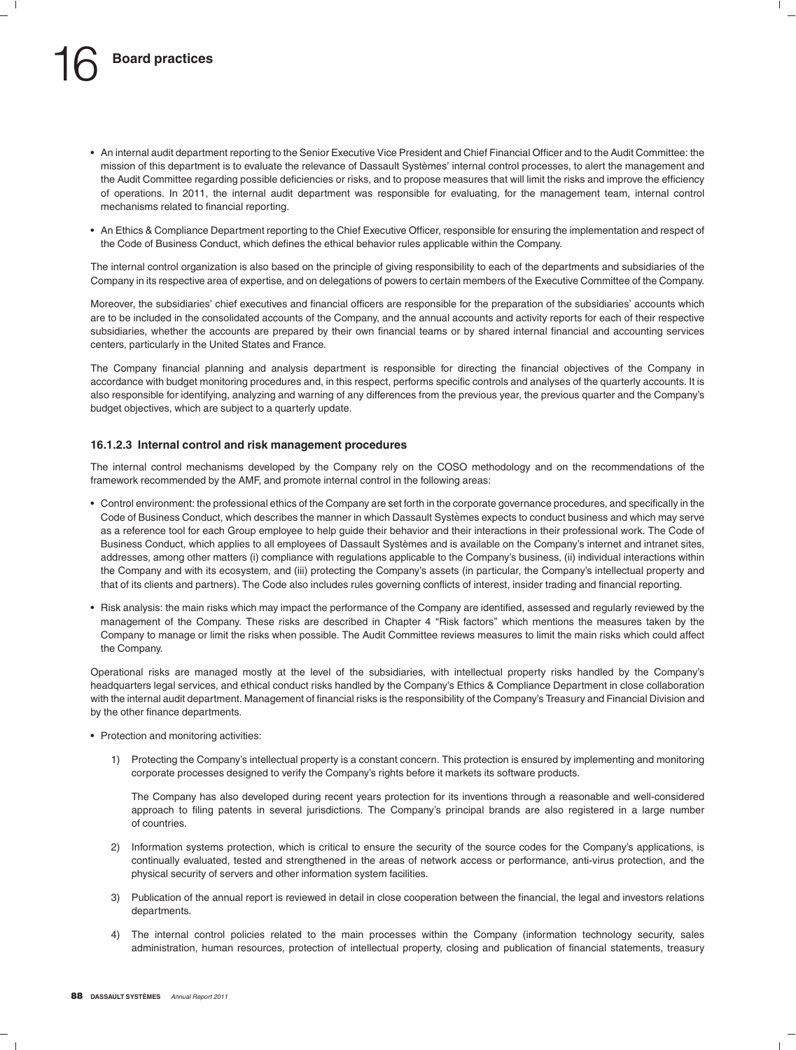- An internal audit department reporting to the Senior Executive Vice President and Chief Financial Officer and to the Audit Committee: the mission of this department is to evaluate the relevance of Dassault Systèmes' internal control processes, to alert the management and the Audit Committee regarding possible deficiencies or risks, and to propose measures that will limit the risks and improve the efficiency of operations. In 2011, the internal audit department was responsible for evaluating, for the management team, internal control mechanisms related to financial reporting.
- An Ethics & Compliance Department reporting to the Chief Executive Officer, responsible for ensuring the implementation and respect of the Code of Business Conduct, which defines the ethical behavior rules applicable within the Company.

The internal control organization is also based on the principle of giving responsibility to each of the departments and subsidiaries of the Company in its respective area of expertise, and on delegations of powers to certain members of the Executive Committee of the Company.

Moreover, the subsidiaries' chief executives and financial officers are responsible for the preparation of the subsidiaries' accounts which are to be included in the consolidated accounts of the Company, and the annual accounts and activity reports for each of their respective subsidiaries, whether the accounts are prepared by their own financial teams or by shared internal financial and accounting services centers, particularly in the United States and France.

The Company financial planning and analysis department is responsible for directing the financial objectives of the Company in accordance with budget monitoring procedures and, in this respect, performs specific controls and analyses of the quarterly accounts. It is also responsible for identifying, analyzing and warning of any differences from the previous year, the previous quarter and the Company's budget objectives, which are subject to a quarterly update.

### 16.1.2.3 Internal control and risk management procedures

The internal control mechanisms developed by the Company rely on the COSO methodology and on the recommendations of the framework recommended by the AMF, and promote internal control in the following areas:

- Control environment: the professional ethics of the Company are set forth in the corporate governance procedures, and specifically in the Code of Business Conduct, which describes the manner in which Dassault Systèmes expects to conduct business and which may serve as a reference tool for each Group employee to help guide their behavior and their interactions in their professional work. The Code of Business Conduct, which applies to all employees of Dassault Systèmes and is available on the Company's internet and intranet sites, addresses, among other matters (i) compliance with regulations applicable to the Company's business, (ii) individual interactions within the Company and with its ecosystem, and (iii) protecting the Company's assets (in particular, the Company's intellectual property and that of its clients and partners). The Code also includes rules governing conflicts of interest, insider trading and financial reporting.
- Risk analysis: the main risks which may impact the performance of the Company are identified, assessed and regularly reviewed by the management of the Company. These risks are described in Chapter 4 "Risk factors" which mentions the measures taken by the Company to manage or limit the risks when possible. The Audit Committee reviews measures to limit the main risks which could affect the Company.

Operational risks are managed mostly at the level of the subsidiaries, with intellectual property risks handled by the Company's headquarters legal services, and ethical conduct risks handled by the Company's Ethics & Compliance Department in close collaboration with the internal audit department. Management of financial risks is the responsibility of the Company's Treasury and Financial Division and by the other finance departments.

- Protection and monitoring activities:
  1) Protecting the Company's intellectual property is a constant concern. This protection is ensured by implementing and monitoring corporate processes designed to verify the Company's rights before it markets its software products.

     The Company has also developed during recent years protection for its inventions through a reasonable and well-considered approach to filing patents in several jurisdictions. The Company's principal brands are also registered in a large number of countries.
  2) Information systems protection, which is critical to ensure the security of the source codes for the Company's applications, is continually evaluated, tested and strengthened in the areas of network access or performance, anti-virus protection, and the physical security of servers and other information system facilities.
  3) Publication of the annual report is reviewed in detail in close cooperation between the financial, the legal and investors relations departments.
  4) The internal control policies related to the main processes within the Company (information technology security, sales administration, human resources, protection of intellectual property, closing and publication of financial statements, treasury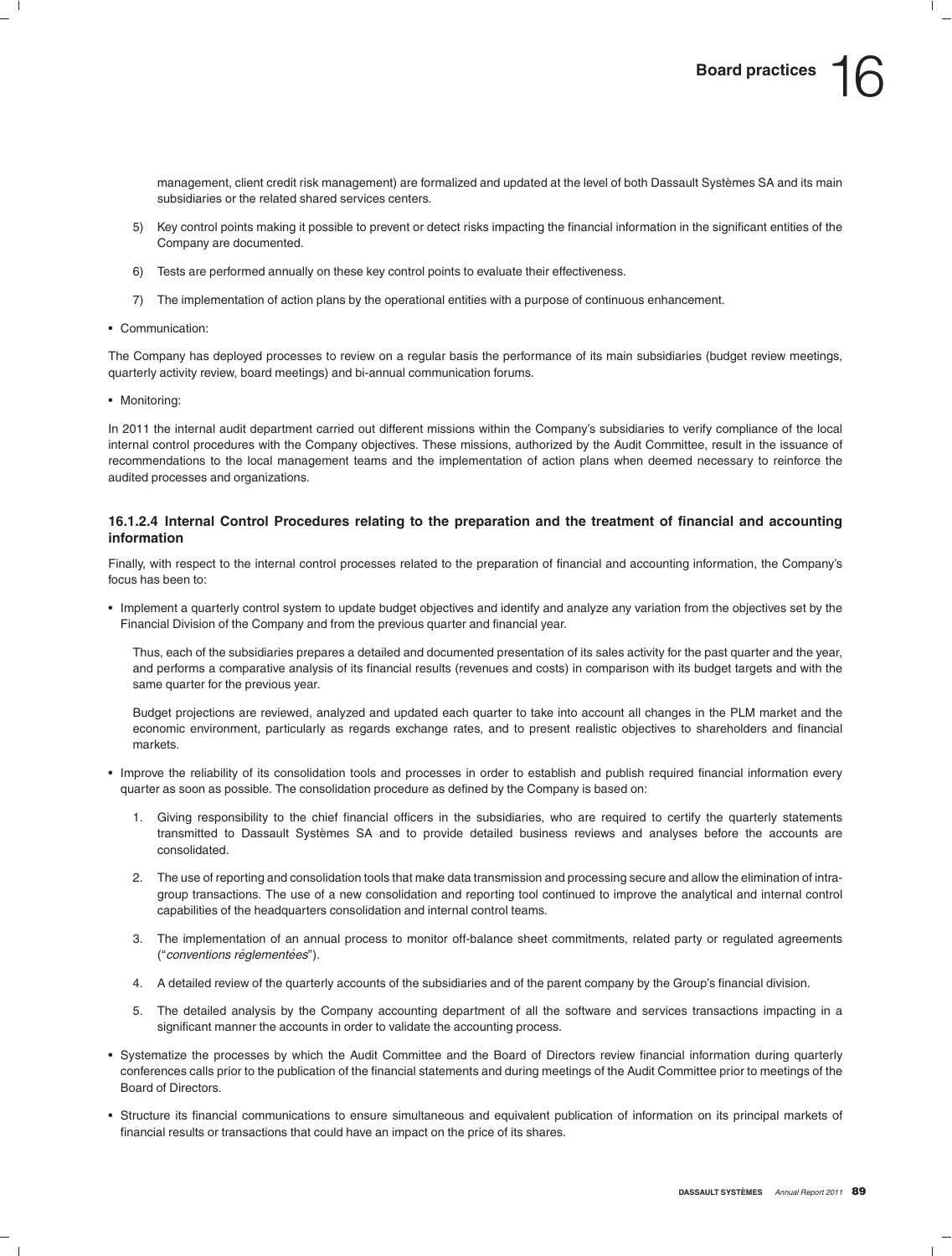management, client credit risk management) are formalized and updated at the level of both Dassault Systèmes SA and its main subsidiaries or the related shared services centers.

5) Key control points making it possible to prevent or detect risks impacting the financial information in the significant entities of the Company are documented.

6) Tests are performed annually on these key control points to evaluate their effectiveness.

7) The implementation of action plans by the operational entities with a purpose of continuous enhancement.

- Communication:

The Company has deployed processes to review on a regular basis the performance of its main subsidiaries (budget review meetings, quarterly activity review, board meetings) and bi-annual communication forums.

- Monitoring:

In 2011 the internal audit department carried out different missions within the Company's subsidiaries to verify compliance of the local internal control procedures with the Company objectives. These missions, authorized by the Audit Committee, result in the issuance of recommendations to the local management teams and the implementation of action plans when deemed necessary to reinforce the audited processes and organizations.

#### 16.1.2.4 Internal Control Procedures relating to the preparation and the treatment of financial and accounting information

Finally, with respect to the internal control processes related to the preparation of financial and accounting information, the Company's focus has been to:

- Implement a quarterly control system to update budget objectives and identify and analyze any variation from the objectives set by the Financial Division of the Company and from the previous quarter and financial year.

  Thus, each of the subsidiaries prepares a detailed and documented presentation of its sales activity for the past quarter and the year, and performs a comparative analysis of its financial results (revenues and costs) in comparison with its budget targets and with the same quarter for the previous year.

  Budget projections are reviewed, analyzed and updated each quarter to take into account all changes in the PLM market and the economic environment, particularly as regards exchange rates, and to present realistic objectives to shareholders and financial markets.

- Improve the reliability of its consolidation tools and processes in order to establish and publish required financial information every quarter as soon as possible. The consolidation procedure as defined by the Company is based on:

  1. Giving responsibility to the chief financial officers in the subsidiaries, who are required to certify the quarterly statements transmitted to Dassault Systèmes SA and to provide detailed business reviews and analyses before the accounts are consolidated.

  2. The use of reporting and consolidation tools that make data transmission and processing secure and allow the elimination of intra-group transactions. The use of a new consolidation and reporting tool continued to improve the analytical and internal control capabilities of the headquarters consolidation and internal control teams.

  3. The implementation of an annual process to monitor off-balance sheet commitments, related party or regulated agreements ("*conventions réglementées*").

  4. A detailed review of the quarterly accounts of the subsidiaries and of the parent company by the Group's financial division.

  5. The detailed analysis by the Company accounting department of all the software and services transactions impacting in a significant manner the accounts in order to validate the accounting process.

- Systematize the processes by which the Audit Committee and the Board of Directors review financial information during quarterly conferences calls prior to the publication of the financial statements and during meetings of the Audit Committee prior to meetings of the Board of Directors.

- Structure its financial communications to ensure simultaneous and equivalent publication of information on its principal markets of financial results or transactions that could have an impact on the price of its shares.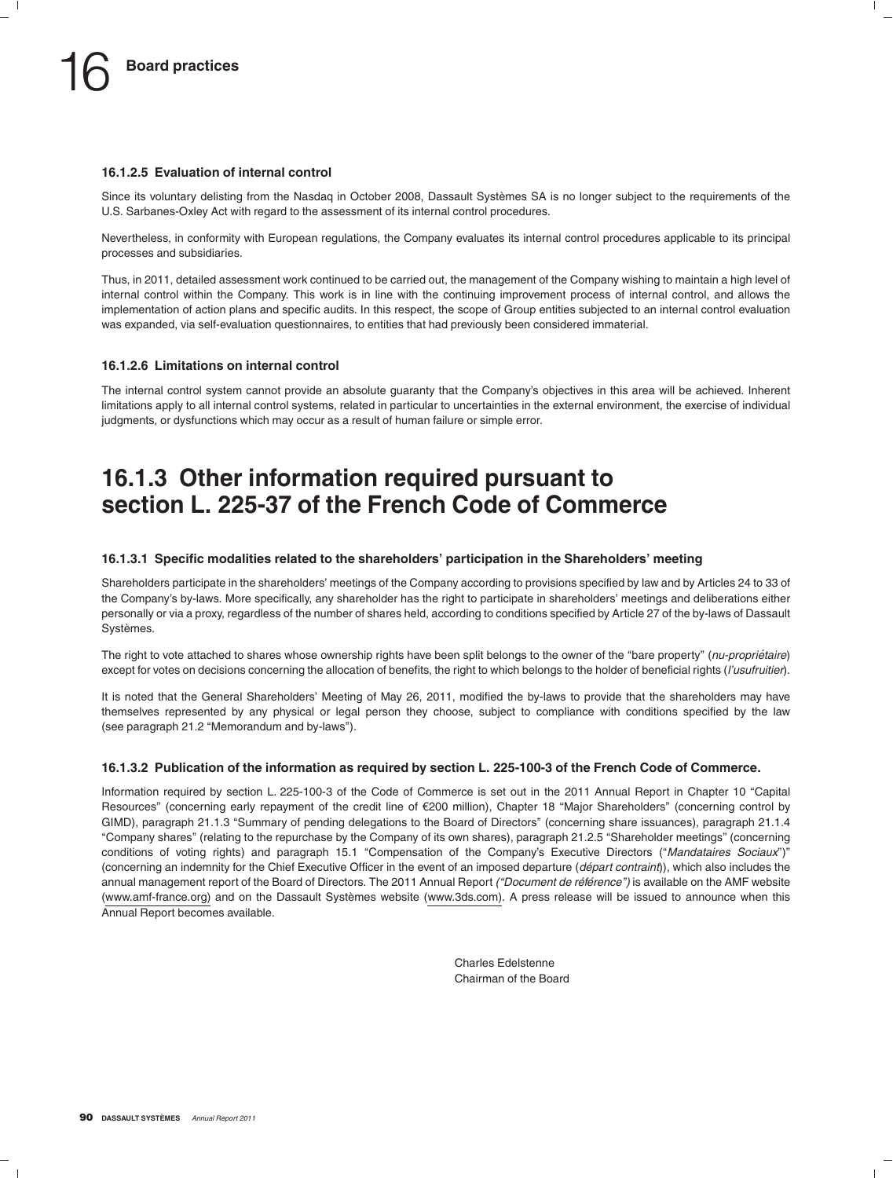#### 16.1.2.5 Evaluation of internal control

Since its voluntary delisting from the Nasdaq in October 2008, Dassault Systèmes SA is no longer subject to the requirements of the U.S. Sarbanes-Oxley Act with regard to the assessment of its internal control procedures.

Nevertheless, in conformity with European regulations, the Company evaluates its internal control procedures applicable to its principal processes and subsidiaries.

Thus, in 2011, detailed assessment work continued to be carried out, the management of the Company wishing to maintain a high level of internal control within the Company. This work is in line with the continuing improvement process of internal control, and allows the implementation of action plans and specific audits. In this respect, the scope of Group entities subjected to an internal control evaluation was expanded, via self-evaluation questionnaires, to entities that had previously been considered immaterial.

#### 16.1.2.6 Limitations on internal control

The internal control system cannot provide an absolute guaranty that the Company's objectives in this area will be achieved. Inherent limitations apply to all internal control systems, related in particular to uncertainties in the external environment, the exercise of individual judgments, or dysfunctions which may occur as a result of human failure or simple error.

## 16.1.3 Other information required pursuant to section L. 225-37 of the French Code of Commerce

#### 16.1.3.1 Specific modalities related to the shareholders' participation in the Shareholders' meeting

Shareholders participate in the shareholders' meetings of the Company according to provisions specified by law and by Articles 24 to 33 of the Company's by-laws. More specifically, any shareholder has the right to participate in shareholders' meetings and deliberations either personally or via a proxy, regardless of the number of shares held, according to conditions specified by Article 27 of the by-laws of Dassault Systèmes.

The right to vote attached to shares whose ownership rights have been split belongs to the owner of the "bare property" (*nu-propriétaire*) except for votes on decisions concerning the allocation of benefits, the right to which belongs to the holder of beneficial rights (*l'usufruitier*).

It is noted that the General Shareholders' Meeting of May 26, 2011, modified the by-laws to provide that the shareholders may have themselves represented by any physical or legal person they choose, subject to compliance with conditions specified by the law (see paragraph 21.2 "Memorandum and by-laws").

#### 16.1.3.2 Publication of the information as required by section L. 225-100-3 of the French Code of Commerce.

Information required by section L. 225-100-3 of the Code of Commerce is set out in the 2011 Annual Report in Chapter 10 "Capital Resources" (concerning early repayment of the credit line of €200 million), Chapter 18 "Major Shareholders" (concerning control by GIMD), paragraph 21.1.3 "Summary of pending delegations to the Board of Directors" (concerning share issuances), paragraph 21.1.4 "Company shares" (relating to the repurchase by the Company of its own shares), paragraph 21.2.5 "Shareholder meetings" (concerning conditions of voting rights) and paragraph 15.1 "Compensation of the Company's Executive Directors ("*Mandataires Sociaux*")" (concerning an indemnity for the Chief Executive Officer in the event of an imposed departure (*départ contraint*)), which also includes the annual management report of the Board of Directors. The 2011 Annual Report *("Document de référence")* is available on the AMF website (www.amf-france.org) and on the Dassault Systèmes website (www.3ds.com). A press release will be issued to announce when this Annual Report becomes available.

Charles Edelstenne
Chairman of the Board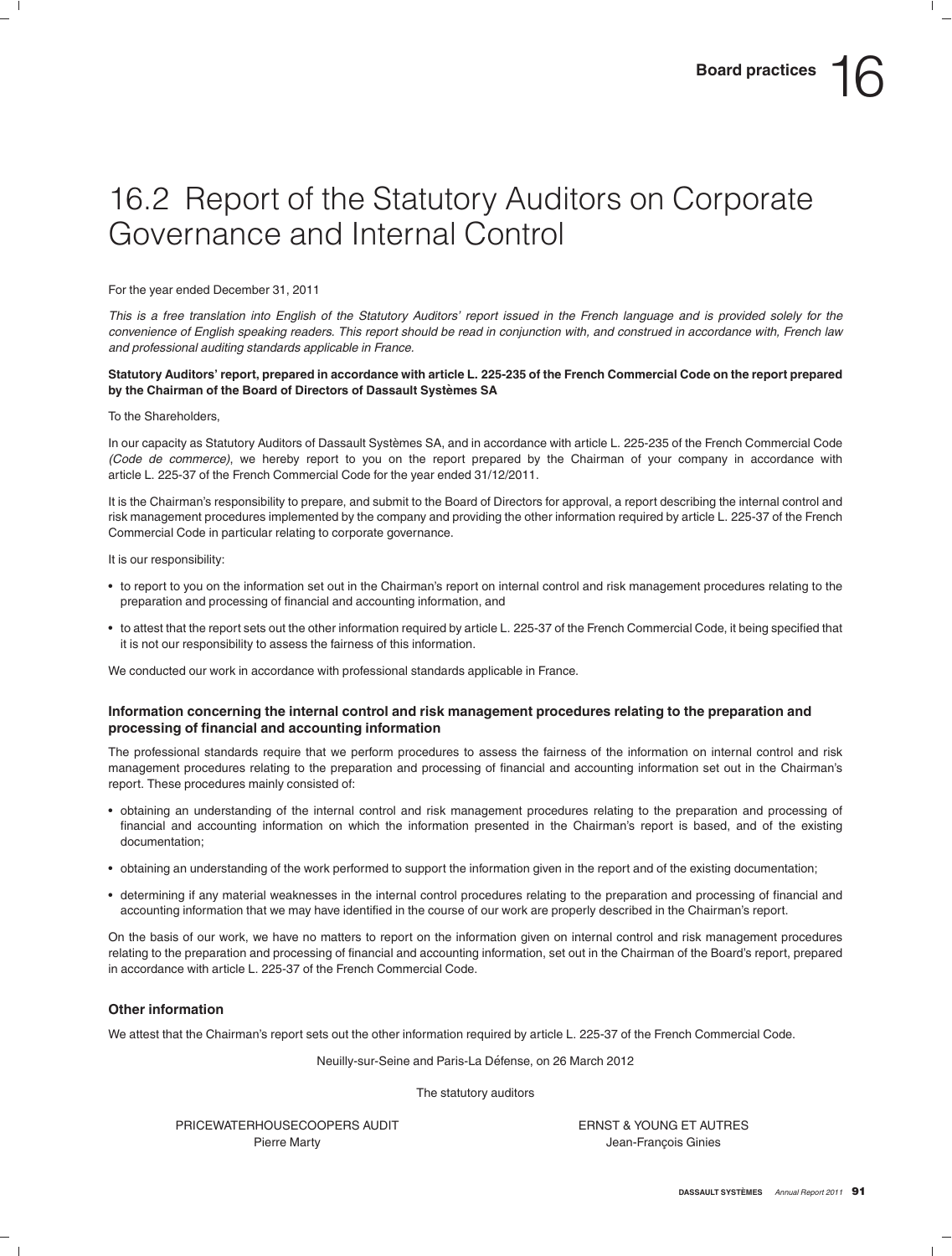# 16.2 Report of the Statutory Auditors on Corporate Governance and Internal Control

For the year ended December 31, 2011

*This is a free translation into English of the Statutory Auditors' report issued in the French language and is provided solely for the convenience of English speaking readers. This report should be read in conjunction with, and construed in accordance with, French law and professional auditing standards applicable in France.*

**Statutory Auditors' report, prepared in accordance with article L. 225-235 of the French Commercial Code on the report prepared by the Chairman of the Board of Directors of Dassault Systèmes SA**

To the Shareholders,

In our capacity as Statutory Auditors of Dassault Systèmes SA, and in accordance with article L. 225-235 of the French Commercial Code *(Code de commerce)*, we hereby report to you on the report prepared by the Chairman of your company in accordance with article L. 225-37 of the French Commercial Code for the year ended 31/12/2011.

It is the Chairman's responsibility to prepare, and submit to the Board of Directors for approval, a report describing the internal control and risk management procedures implemented by the company and providing the other information required by article L. 225-37 of the French Commercial Code in particular relating to corporate governance.

It is our responsibility:

- to report to you on the information set out in the Chairman's report on internal control and risk management procedures relating to the preparation and processing of financial and accounting information, and
- to attest that the report sets out the other information required by article L. 225-37 of the French Commercial Code, it being specified that it is not our responsibility to assess the fairness of this information.

We conducted our work in accordance with professional standards applicable in France.

### Information concerning the internal control and risk management procedures relating to the preparation and processing of financial and accounting information

The professional standards require that we perform procedures to assess the fairness of the information on internal control and risk management procedures relating to the preparation and processing of financial and accounting information set out in the Chairman's report. These procedures mainly consisted of:

- obtaining an understanding of the internal control and risk management procedures relating to the preparation and processing of financial and accounting information on which the information presented in the Chairman's report is based, and of the existing documentation;
- obtaining an understanding of the work performed to support the information given in the report and of the existing documentation;
- determining if any material weaknesses in the internal control procedures relating to the preparation and processing of financial and accounting information that we may have identified in the course of our work are properly described in the Chairman's report.

On the basis of our work, we have no matters to report on the information given on internal control and risk management procedures relating to the preparation and processing of financial and accounting information, set out in the Chairman of the Board's report, prepared in accordance with article L. 225-37 of the French Commercial Code.

### Other information

We attest that the Chairman's report sets out the other information required by article L. 225-37 of the French Commercial Code.

Neuilly-sur-Seine and Paris-La Défense, on 26 March 2012

The statutory auditors

PRICEWATERHOUSECOOPERS AUDIT
Pierre Marty

ERNST & YOUNG ET AUTRES
Jean-François Ginies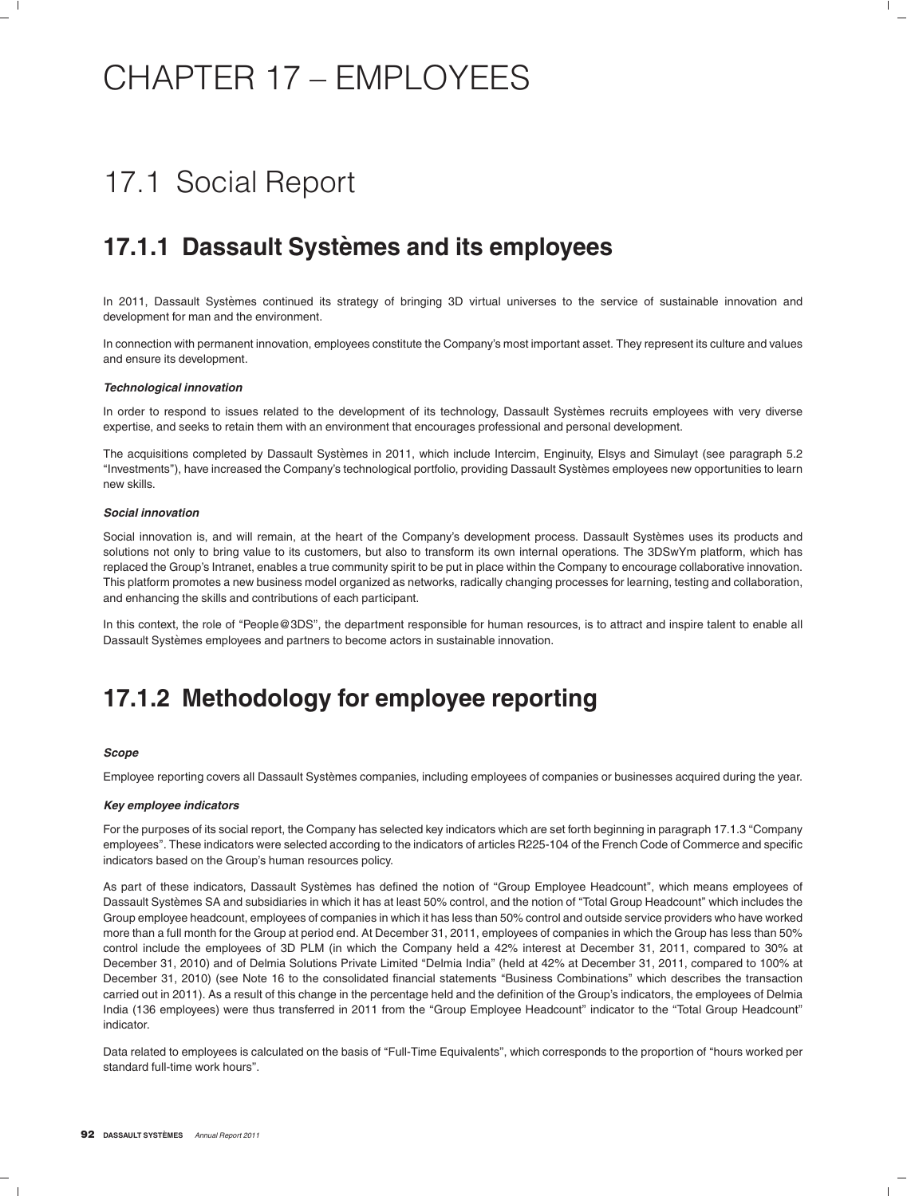# CHAPTER 17 – EMPLOYEES

## 17.1 Social Report

### 17.1.1 Dassault Systèmes and its employees

In 2011, Dassault Systèmes continued its strategy of bringing 3D virtual universes to the service of sustainable innovation and development for man and the environment.

In connection with permanent innovation, employees constitute the Company's most important asset. They represent its culture and values and ensure its development.

***Technological innovation***

In order to respond to issues related to the development of its technology, Dassault Systèmes recruits employees with very diverse expertise, and seeks to retain them with an environment that encourages professional and personal development.

The acquisitions completed by Dassault Systèmes in 2011, which include Intercim, Enginuity, Elsys and Simulayt (see paragraph 5.2 "Investments"), have increased the Company's technological portfolio, providing Dassault Systèmes employees new opportunities to learn new skills.

***Social innovation***

Social innovation is, and will remain, at the heart of the Company's development process. Dassault Systèmes uses its products and solutions not only to bring value to its customers, but also to transform its own internal operations. The 3DSwYm platform, which has replaced the Group's Intranet, enables a true community spirit to be put in place within the Company to encourage collaborative innovation. This platform promotes a new business model organized as networks, radically changing processes for learning, testing and collaboration, and enhancing the skills and contributions of each participant.

In this context, the role of "People@3DS", the department responsible for human resources, is to attract and inspire talent to enable all Dassault Systèmes employees and partners to become actors in sustainable innovation.

### 17.1.2 Methodology for employee reporting

***Scope***

Employee reporting covers all Dassault Systèmes companies, including employees of companies or businesses acquired during the year.

***Key employee indicators***

For the purposes of its social report, the Company has selected key indicators which are set forth beginning in paragraph 17.1.3 "Company employees". These indicators were selected according to the indicators of articles R225-104 of the French Code of Commerce and specific indicators based on the Group's human resources policy.

As part of these indicators, Dassault Systèmes has defined the notion of "Group Employee Headcount", which means employees of Dassault Systèmes SA and subsidiaries in which it has at least 50% control, and the notion of "Total Group Headcount" which includes the Group employee headcount, employees of companies in which it has less than 50% control and outside service providers who have worked more than a full month for the Group at period end. At December 31, 2011, employees of companies in which the Group has less than 50% control include the employees of 3D PLM (in which the Company held a 42% interest at December 31, 2011, compared to 30% at December 31, 2010) and of Delmia Solutions Private Limited "Delmia India" (held at 42% at December 31, 2011, compared to 100% at December 31, 2010) (see Note 16 to the consolidated financial statements "Business Combinations" which describes the transaction carried out in 2011). As a result of this change in the percentage held and the definition of the Group's indicators, the employees of Delmia India (136 employees) were thus transferred in 2011 from the "Group Employee Headcount" indicator to the "Total Group Headcount" indicator.

Data related to employees is calculated on the basis of "Full-Time Equivalents", which corresponds to the proportion of "hours worked per standard full-time work hours".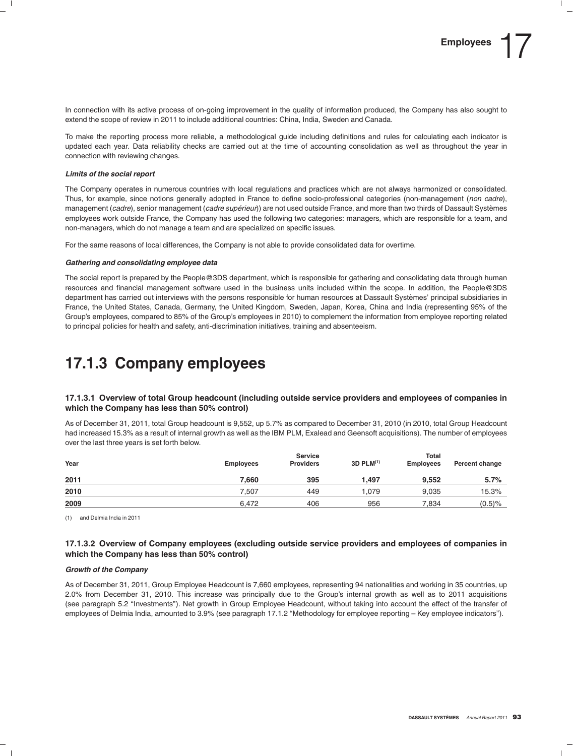In connection with its active process of on-going improvement in the quality of information produced, the Company has also sought to extend the scope of review in 2011 to include additional countries: China, India, Sweden and Canada.

To make the reporting process more reliable, a methodological guide including definitions and rules for calculating each indicator is updated each year. Data reliability checks are carried out at the time of accounting consolidation as well as throughout the year in connection with reviewing changes.

***Limits of the social report***

The Company operates in numerous countries with local regulations and practices which are not always harmonized or consolidated. Thus, for example, since notions generally adopted in France to define socio-professional categories (non-management (*non cadre*), management (*cadre*), senior management (*cadre supérieur*)) are not used outside France, and more than two thirds of Dassault Systèmes employees work outside France, the Company has used the following two categories: managers, which are responsible for a team, and non-managers, which do not manage a team and are specialized on specific issues.

For the same reasons of local differences, the Company is not able to provide consolidated data for overtime.

***Gathering and consolidating employee data***

The social report is prepared by the People@3DS department, which is responsible for gathering and consolidating data through human resources and financial management software used in the business units included within the scope. In addition, the People@3DS department has carried out interviews with the persons responsible for human resources at Dassault Systèmes' principal subsidiaries in France, the United States, Canada, Germany, the United Kingdom, Sweden, Japan, Korea, China and India (representing 95% of the Group's employees, compared to 85% of the Group's employees in 2010) to complement the information from employee reporting related to principal policies for health and safety, anti-discrimination initiatives, training and absenteeism.

# 17.1.3 Company employees

### 17.1.3.1 Overview of total Group headcount (including outside service providers and employees of companies in which the Company has less than 50% control)

As of December 31, 2011, total Group headcount is 9,552, up 5.7% as compared to December 31, 2010 (in 2010, total Group Headcount had increased 15.3% as a result of internal growth as well as the IBM PLM, Exalead and Geensoft acquisitions). The number of employees over the last three years is set forth below.

| Year | Employees | Service Providers | 3D PLM[1] | Total Employees | Percent change |
|---|---|---|---|---|---|
| **2011** | **7,660** | **395** | **1,497** | **9,552** | **5.7%** |
| **2010** | 7,507 | 449 | 1,079 | 9,035 | 15.3% |
| **2009** | 6,472 | 406 | 956 | 7,834 | (0.5)% |

(1) and Delmia India in 2011

### 17.1.3.2 Overview of Company employees (excluding outside service providers and employees of companies in which the Company has less than 50% control)

***Growth of the Company***

As of December 31, 2011, Group Employee Headcount is 7,660 employees, representing 94 nationalities and working in 35 countries, up 2.0% from December 31, 2010. This increase was principally due to the Group's internal growth as well as to 2011 acquisitions (see paragraph 5.2 "Investments"). Net growth in Group Employee Headcount, without taking into account the effect of the transfer of employees of Delmia India, amounted to 3.9% (see paragraph 17.1.2 "Methodology for employee reporting – Key employee indicators").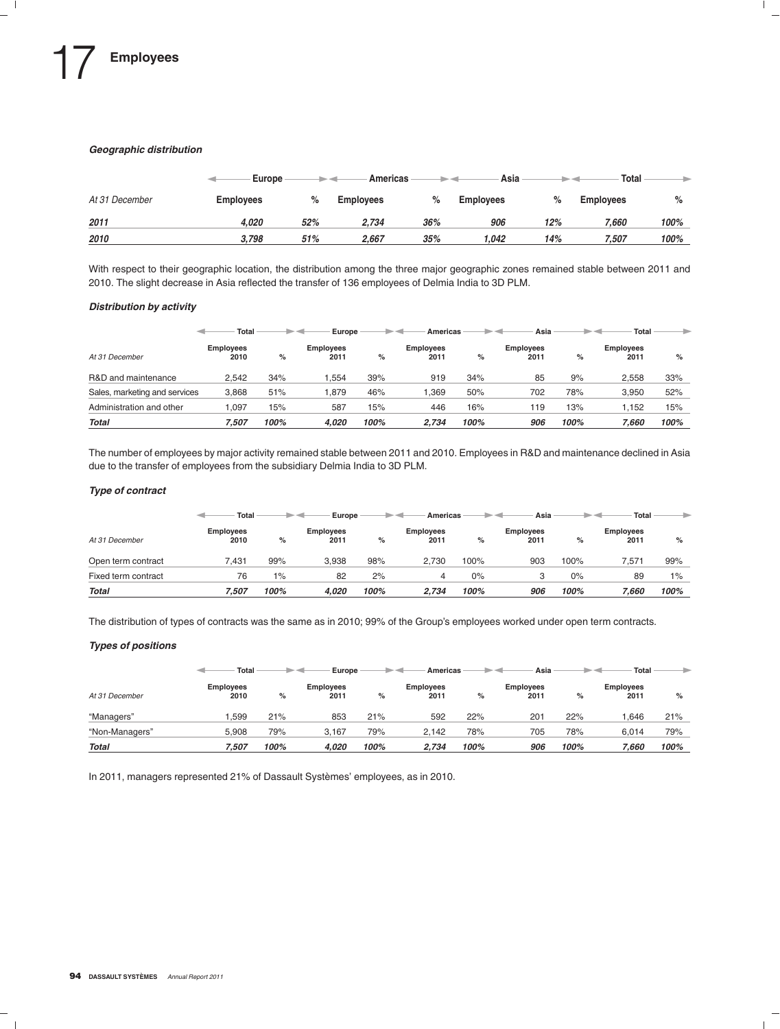# 17 Employees

### *Geographic distribution*

| | Europe | | Americas | | Asia | | Total | |
|---|---|---|---|---|---|---|---|---|
| *At 31 December* | **Employees** | **%** | **Employees** | **%** | **Employees** | **%** | **Employees** | **%** |
| ***2011*** | ***4,020*** | ***52%*** | ***2,734*** | ***36%*** | ***906*** | ***12%*** | ***7,660*** | ***100%*** |
| ***2010*** | ***3,798*** | ***51%*** | ***2,667*** | ***35%*** | ***1,042*** | ***14%*** | ***7,507*** | ***100%*** |

With respect to their geographic location, the distribution among the three major geographic zones remained stable between 2011 and 2010. The slight decrease in Asia reflected the transfer of 136 employees of Delmia India to 3D PLM.

### *Distribution by activity*

| | Total | | Europe | | Americas | | Asia | | Total | |
|---|---|---|---|---|---|---|---|---|---|---|
| *At 31 December* | **Employees 2010** | **%** | **Employees 2011** | **%** | **Employees 2011** | **%** | **Employees 2011** | **%** | **Employees 2011** | **%** |
| R&D and maintenance | 2,542 | 34% | 1,554 | 39% | 919 | 34% | 85 | 9% | 2,558 | 33% |
| Sales, marketing and services | 3,868 | 51% | 1,879 | 46% | 1,369 | 50% | 702 | 78% | 3,950 | 52% |
| Administration and other | 1,097 | 15% | 587 | 15% | 446 | 16% | 119 | 13% | 1,152 | 15% |
| ***Total*** | ***7,507*** | ***100%*** | ***4,020*** | ***100%*** | ***2,734*** | ***100%*** | ***906*** | ***100%*** | ***7,660*** | ***100%*** |

The number of employees by major activity remained stable between 2011 and 2010. Employees in R&D and maintenance declined in Asia due to the transfer of employees from the subsidiary Delmia India to 3D PLM.

### *Type of contract*

| | Total | | Europe | | Americas | | Asia | | Total | |
|---|---|---|---|---|---|---|---|---|---|---|
| *At 31 December* | **Employees 2010** | **%** | **Employees 2011** | **%** | **Employees 2011** | **%** | **Employees 2011** | **%** | **Employees 2011** | **%** |
| Open term contract | 7,431 | 99% | 3,938 | 98% | 2,730 | 100% | 903 | 100% | 7,571 | 99% |
| Fixed term contract | 76 | 1% | 82 | 2% | 4 | 0% | 3 | 0% | 89 | 1% |
| ***Total*** | ***7,507*** | ***100%*** | ***4,020*** | ***100%*** | ***2,734*** | ***100%*** | ***906*** | ***100%*** | ***7,660*** | ***100%*** |

The distribution of types of contracts was the same as in 2010; 99% of the Group's employees worked under open term contracts.

### *Types of positions*

| | Total | | Europe | | Americas | | Asia | | Total | |
|---|---|---|---|---|---|---|---|---|---|---|
| *At 31 December* | **Employees 2010** | **%** | **Employees 2011** | **%** | **Employees 2011** | **%** | **Employees 2011** | **%** | **Employees 2011** | **%** |
| "Managers" | 1,599 | 21% | 853 | 21% | 592 | 22% | 201 | 22% | 1,646 | 21% |
| "Non-Managers" | 5,908 | 79% | 3,167 | 79% | 2,142 | 78% | 705 | 78% | 6,014 | 79% |
| ***Total*** | ***7,507*** | ***100%*** | ***4,020*** | ***100%*** | ***2,734*** | ***100%*** | ***906*** | ***100%*** | ***7,660*** | ***100%*** |

In 2011, managers represented 21% of Dassault Systèmes' employees, as in 2010.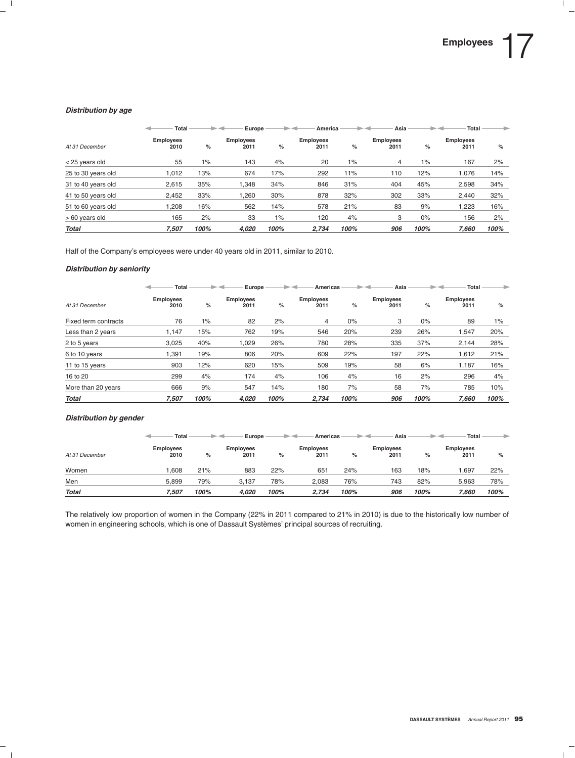### *Distribution by age*

| *At 31 December* | Total | | Europe | | America | | Asia | | Total | |
|---|---|---|---|---|---|---|---|---|---|---|
| | Employees 2010 | % | Employees 2011 | % | Employees 2011 | % | Employees 2011 | % | Employees 2011 | % |
| < 25 years old | 55 | 1% | 143 | 4% | 20 | 1% | 4 | 1% | 167 | 2% |
| 25 to 30 years old | 1,012 | 13% | 674 | 17% | 292 | 11% | 110 | 12% | 1,076 | 14% |
| 31 to 40 years old | 2,615 | 35% | 1,348 | 34% | 846 | 31% | 404 | 45% | 2,598 | 34% |
| 41 to 50 years old | 2,452 | 33% | 1,260 | 30% | 878 | 32% | 302 | 33% | 2,440 | 32% |
| 51 to 60 years old | 1,208 | 16% | 562 | 14% | 578 | 21% | 83 | 9% | 1,223 | 16% |
| > 60 years old | 165 | 2% | 33 | 1% | 120 | 4% | 3 | 0% | 156 | 2% |
| ***Total*** | ***7,507*** | ***100%*** | ***4,020*** | ***100%*** | ***2,734*** | ***100%*** | ***906*** | ***100%*** | ***7,660*** | ***100%*** |

Half of the Company's employees were under 40 years old in 2011, similar to 2010.

### *Distribution by seniority*

| *At 31 December* | Total | | Europe | | Americas | | Asia | | Total | |
|---|---|---|---|---|---|---|---|---|---|---|
| | Employees 2010 | % | Employees 2011 | % | Employees 2011 | % | Employees 2011 | % | Employees 2011 | % |
| Fixed term contracts | 76 | 1% | 82 | 2% | 4 | 0% | 3 | 0% | 89 | 1% |
| Less than 2 years | 1,147 | 15% | 762 | 19% | 546 | 20% | 239 | 26% | 1,547 | 20% |
| 2 to 5 years | 3,025 | 40% | 1,029 | 26% | 780 | 28% | 335 | 37% | 2,144 | 28% |
| 6 to 10 years | 1,391 | 19% | 806 | 20% | 609 | 22% | 197 | 22% | 1,612 | 21% |
| 11 to 15 years | 903 | 12% | 620 | 15% | 509 | 19% | 58 | 6% | 1,187 | 16% |
| 16 to 20 | 299 | 4% | 174 | 4% | 106 | 4% | 16 | 2% | 296 | 4% |
| More than 20 years | 666 | 9% | 547 | 14% | 180 | 7% | 58 | 7% | 785 | 10% |
| ***Total*** | ***7,507*** | ***100%*** | ***4,020*** | ***100%*** | ***2,734*** | ***100%*** | ***906*** | ***100%*** | ***7,660*** | ***100%*** |

### *Distribution by gender*

| *At 31 December* | Total | | Europe | | Americas | | Asia | | Total | |
|---|---|---|---|---|---|---|---|---|---|---|
| | Employees 2010 | % | Employees 2011 | % | Employees 2011 | % | Employees 2011 | % | Employees 2011 | % |
| Women | 1,608 | 21% | 883 | 22% | 651 | 24% | 163 | 18% | 1,697 | 22% |
| Men | 5,899 | 79% | 3,137 | 78% | 2,083 | 76% | 743 | 82% | 5,963 | 78% |
| ***Total*** | ***7,507*** | ***100%*** | ***4,020*** | ***100%*** | ***2,734*** | ***100%*** | ***906*** | ***100%*** | ***7,660*** | ***100%*** |

The relatively low proportion of women in the Company (22% in 2011 compared to 21% in 2010) is due to the historically low number of women in engineering schools, which is one of Dassault Systèmes' principal sources of recruiting.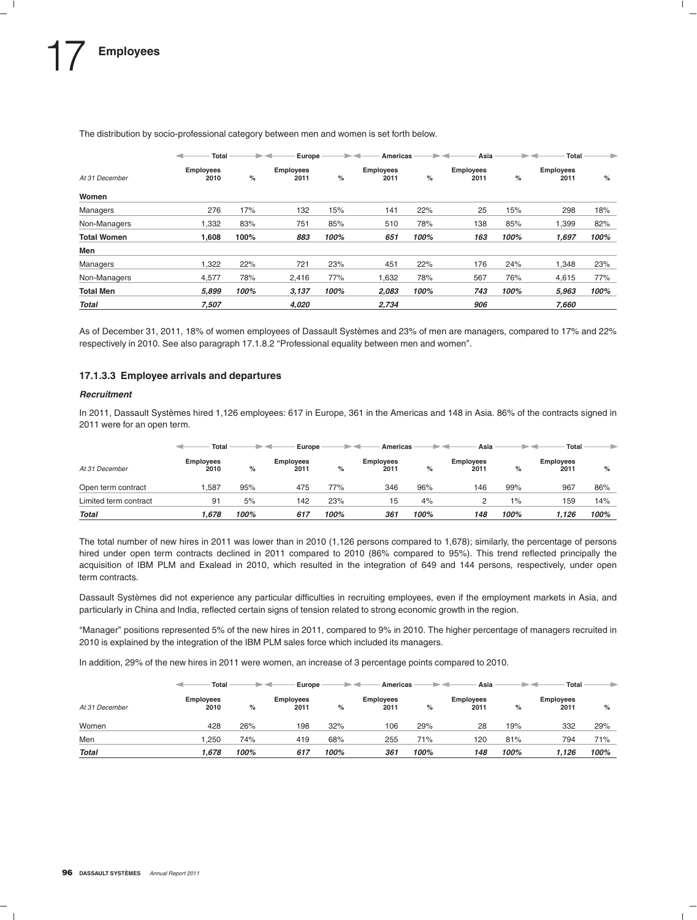# 17 Employees

The distribution by socio-professional category between men and women is set forth below.

| | Total | | Europe | | Americas | | Asia | | Total | |
|---|---|---|---|---|---|---|---|---|---|---|
| *At 31 December* | **Employees 2010** | **%** | **Employees 2011** | **%** | **Employees 2011** | **%** | **Employees 2011** | **%** | **Employees 2011** | **%** |
| **Women** | | | | | | | | | | |
| Managers | 276 | 17% | 132 | 15% | 141 | 22% | 25 | 15% | 298 | 18% |
| Non-Managers | 1,332 | 83% | 751 | 85% | 510 | 78% | 138 | 85% | 1,399 | 82% |
| **Total Women** | **1,608** | **100%** | ***883*** | ***100%*** | ***651*** | ***100%*** | ***163*** | ***100%*** | ***1,697*** | ***100%*** |
| **Men** | | | | | | | | | | |
| Managers | 1,322 | 22% | 721 | 23% | 451 | 22% | 176 | 24% | 1,348 | 23% |
| Non-Managers | 4,577 | 78% | 2,416 | 77% | 1,632 | 78% | 567 | 76% | 4,615 | 77% |
| **Total Men** | ***5,899*** | ***100%*** | ***3,137*** | ***100%*** | ***2,083*** | ***100%*** | ***743*** | ***100%*** | ***5,963*** | ***100%*** |
| ***Total*** | ***7,507*** | | ***4,020*** | | ***2,734*** | | ***906*** | | ***7,660*** | |

As of December 31, 2011, 18% of women employees of Dassault Systèmes and 23% of men are managers, compared to 17% and 22% respectively in 2010. See also paragraph 17.1.8.2 "Professional equality between men and women".

### 17.1.3.3 Employee arrivals and departures

#### *Recruitment*

In 2011, Dassault Systèmes hired 1,126 employees: 617 in Europe, 361 in the Americas and 148 in Asia. 86% of the contracts signed in 2011 were for an open term.

| | Total | | Europe | | Americas | | Asia | | Total | |
|---|---|---|---|---|---|---|---|---|---|---|
| *At 31 December* | **Employees 2010** | **%** | **Employees 2011** | **%** | **Employees 2011** | **%** | **Employees 2011** | **%** | **Employees 2011** | **%** |
| Open term contract | 1,587 | 95% | 475 | 77% | 346 | 96% | 146 | 99% | 967 | 86% |
| Limited term contract | 91 | 5% | 142 | 23% | 15 | 4% | 2 | 1% | 159 | 14% |
| ***Total*** | ***1,678*** | ***100%*** | ***617*** | ***100%*** | ***361*** | ***100%*** | ***148*** | ***100%*** | ***1,126*** | ***100%*** |

The total number of new hires in 2011 was lower than in 2010 (1,126 persons compared to 1,678); similarly, the percentage of persons hired under open term contracts declined in 2011 compared to 2010 (86% compared to 95%). This trend reflected principally the acquisition of IBM PLM and Exalead in 2010, which resulted in the integration of 649 and 144 persons, respectively, under open term contracts.

Dassault Systèmes did not experience any particular difficulties in recruiting employees, even if the employment markets in Asia, and particularly in China and India, reflected certain signs of tension related to strong economic growth in the region.

"Manager" positions represented 5% of the new hires in 2011, compared to 9% in 2010. The higher percentage of managers recruited in 2010 is explained by the integration of the IBM PLM sales force which included its managers.

In addition, 29% of the new hires in 2011 were women, an increase of 3 percentage points compared to 2010.

| | Total | | Europe | | Americas | | Asia | | Total | |
|---|---|---|---|---|---|---|---|---|---|---|
| *At 31 December* | **Employees 2010** | **%** | **Employees 2011** | **%** | **Employees 2011** | **%** | **Employees 2011** | **%** | **Employees 2011** | **%** |
| Women | 428 | 26% | 198 | 32% | 106 | 29% | 28 | 19% | 332 | 29% |
| Men | 1,250 | 74% | 419 | 68% | 255 | 71% | 120 | 81% | 794 | 71% |
| ***Total*** | ***1,678*** | ***100%*** | ***617*** | ***100%*** | ***361*** | ***100%*** | ***148*** | ***100%*** | ***1,126*** | ***100%*** |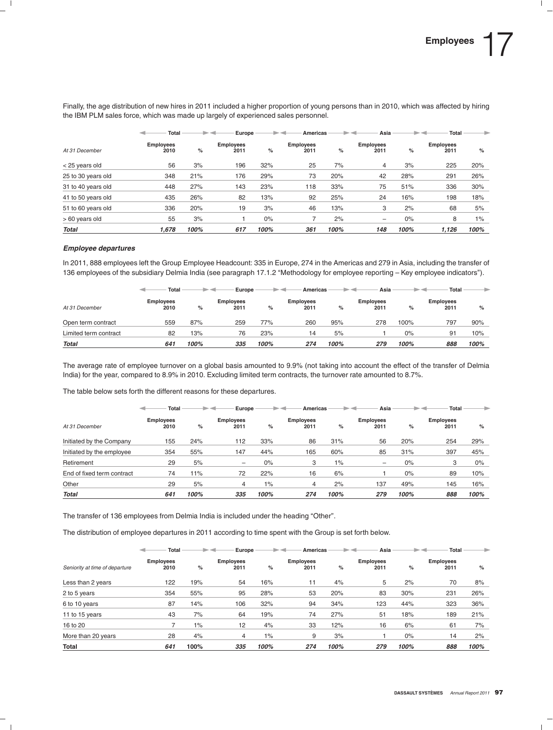Finally, the age distribution of new hires in 2011 included a higher proportion of young persons than in 2010, which was affected by hiring the IBM PLM sales force, which was made up largely of experienced sales personnel.

| | Total | | Europe | | Americas | | Asia | | Total | |
|---|---|---|---|---|---|---|---|---|---|---|
| *At 31 December* | **Employees 2010** | **%** | **Employees 2011** | **%** | **Employees 2011** | **%** | **Employees 2011** | **%** | **Employees 2011** | **%** |
| < 25 years old | 56 | 3% | 196 | 32% | 25 | 7% | 4 | 3% | 225 | 20% |
| 25 to 30 years old | 348 | 21% | 176 | 29% | 73 | 20% | 42 | 28% | 291 | 26% |
| 31 to 40 years old | 448 | 27% | 143 | 23% | 118 | 33% | 75 | 51% | 336 | 30% |
| 41 to 50 years old | 435 | 26% | 82 | 13% | 92 | 25% | 24 | 16% | 198 | 18% |
| 51 to 60 years old | 336 | 20% | 19 | 3% | 46 | 13% | 3 | 2% | 68 | 5% |
| > 60 years old | 55 | 3% | 1 | 0% | 7 | 2% | – | 0% | 8 | 1% |
| ***Total*** | ***1,678*** | ***100%*** | ***617*** | ***100%*** | ***361*** | ***100%*** | ***148*** | ***100%*** | ***1,126*** | ***100%*** |

### *Employee departures*

In 2011, 888 employees left the Group Employee Headcount: 335 in Europe, 274 in the Americas and 279 in Asia, including the transfer of 136 employees of the subsidiary Delmia India (see paragraph 17.1.2 "Methodology for employee reporting – Key employee indicators").

| | Total | | Europe | | Americas | | Asia | | Total | |
|---|---|---|---|---|---|---|---|---|---|---|
| *At 31 December* | **Employees 2010** | **%** | **Employees 2011** | **%** | **Employees 2011** | **%** | **Employees 2011** | **%** | **Employees 2011** | **%** |
| Open term contract | 559 | 87% | 259 | 77% | 260 | 95% | 278 | 100% | 797 | 90% |
| Limited term contract | 82 | 13% | 76 | 23% | 14 | 5% | 1 | 0% | 91 | 10% |
| ***Total*** | ***641*** | ***100%*** | ***335*** | ***100%*** | ***274*** | ***100%*** | ***279*** | ***100%*** | ***888*** | ***100%*** |

The average rate of employee turnover on a global basis amounted to 9.9% (not taking into account the effect of the transfer of Delmia India) for the year, compared to 8.9% in 2010. Excluding limited term contracts, the turnover rate amounted to 8.7%.

The table below sets forth the different reasons for these departures.

| | Total | | Europe | | Americas | | Asia | | Total | |
|---|---|---|---|---|---|---|---|---|---|---|
| *At 31 December* | **Employees 2010** | **%** | **Employees 2011** | **%** | **Employees 2011** | **%** | **Employees 2011** | **%** | **Employees 2011** | **%** |
| Initiated by the Company | 155 | 24% | 112 | 33% | 86 | 31% | 56 | 20% | 254 | 29% |
| Initiated by the employee | 354 | 55% | 147 | 44% | 165 | 60% | 85 | 31% | 397 | 45% |
| Retirement | 29 | 5% | – | 0% | 3 | 1% | – | 0% | 3 | 0% |
| End of fixed term contract | 74 | 11% | 72 | 22% | 16 | 6% | 1 | 0% | 89 | 10% |
| Other | 29 | 5% | 4 | 1% | 4 | 2% | 137 | 49% | 145 | 16% |
| ***Total*** | ***641*** | ***100%*** | ***335*** | ***100%*** | ***274*** | ***100%*** | ***279*** | ***100%*** | ***888*** | ***100%*** |

The transfer of 136 employees from Delmia India is included under the heading "Other".

The distribution of employee departures in 2011 according to time spent with the Group is set forth below.

| | Total | | Europe | | Americas | | Asia | | Total | |
|---|---|---|---|---|---|---|---|---|---|---|
| *Seniority at time of departure* | **Employees 2010** | **%** | **Employees 2011** | **%** | **Employees 2011** | **%** | **Employees 2011** | **%** | **Employees 2011** | **%** |
| Less than 2 years | 122 | 19% | 54 | 16% | 11 | 4% | 5 | 2% | 70 | 8% |
| 2 to 5 years | 354 | 55% | 95 | 28% | 53 | 20% | 83 | 30% | 231 | 26% |
| 6 to 10 years | 87 | 14% | 106 | 32% | 94 | 34% | 123 | 44% | 323 | 36% |
| 11 to 15 years | 43 | 7% | 64 | 19% | 74 | 27% | 51 | 18% | 189 | 21% |
| 16 to 20 | 7 | 1% | 12 | 4% | 33 | 12% | 16 | 6% | 61 | 7% |
| More than 20 years | 28 | 4% | 4 | 1% | 9 | 3% | 1 | 0% | 14 | 2% |
| **Total** | ***641*** | **100%** | ***335*** | ***100%*** | ***274*** | ***100%*** | ***279*** | ***100%*** | ***888*** | ***100%*** |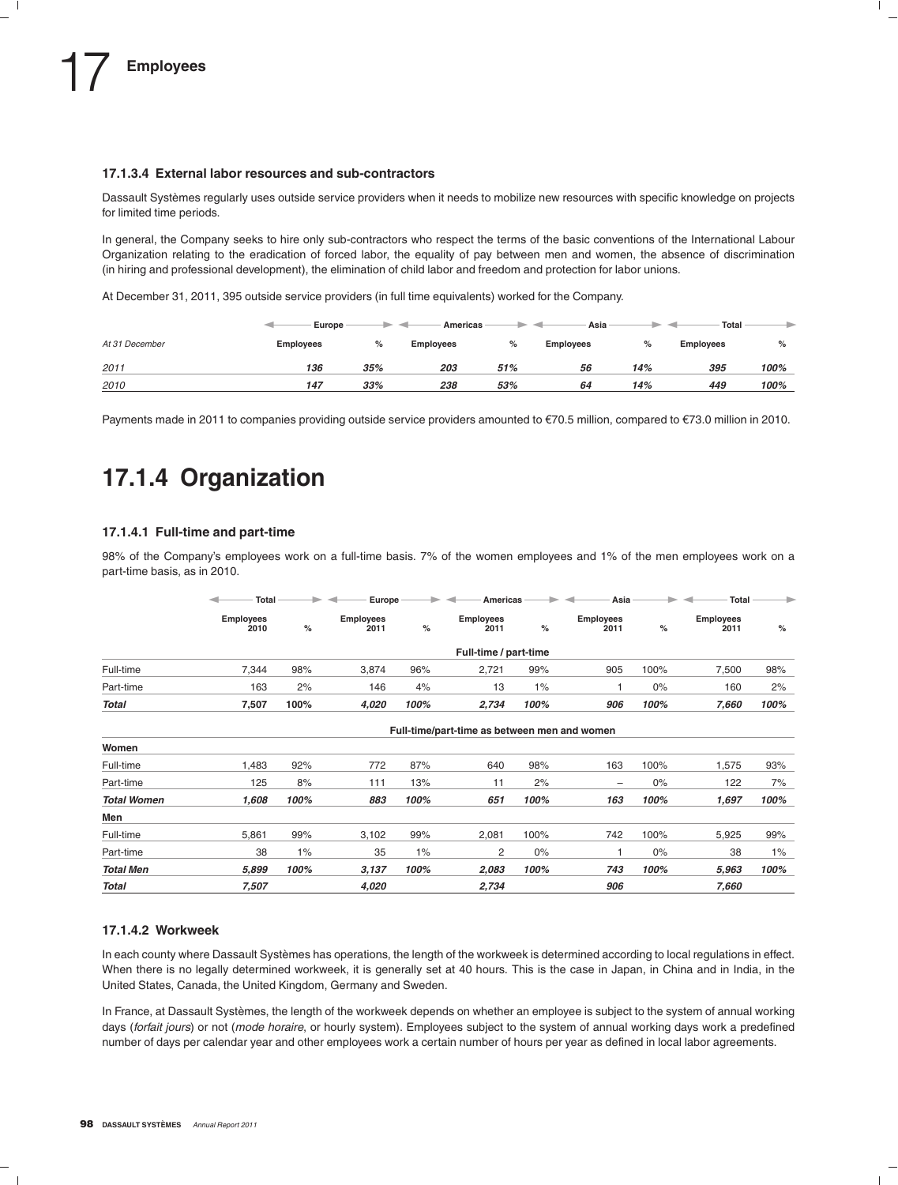#### 17.1.3.4 External labor resources and sub-contractors

Dassault Systèmes regularly uses outside service providers when it needs to mobilize new resources with specific knowledge on projects for limited time periods.

In general, the Company seeks to hire only sub-contractors who respect the terms of the basic conventions of the International Labour Organization relating to the eradication of forced labor, the equality of pay between men and women, the absence of discrimination (in hiring and professional development), the elimination of child labor and freedom and protection for labor unions.

At December 31, 2011, 395 outside service providers (in full time equivalents) worked for the Company.

| | Europe | | Americas | | Asia | | Total | |
|---|---|---|---|---|---|---|---|---|
| *At 31 December* | **Employees** | **%** | **Employees** | **%** | **Employees** | **%** | **Employees** | **%** |
| *2011* | ***136*** | ***35%*** | ***203*** | ***51%*** | ***56*** | ***14%*** | ***395*** | ***100%*** |
| *2010* | ***147*** | ***33%*** | ***238*** | ***53%*** | ***64*** | ***14%*** | ***449*** | ***100%*** |

Payments made in 2011 to companies providing outside service providers amounted to €70.5 million, compared to €73.0 million in 2010.

## 17.1.4 Organization

#### 17.1.4.1 Full-time and part-time

98% of the Company's employees work on a full-time basis. 7% of the women employees and 1% of the men employees work on a part-time basis, as in 2010.

| | Total | | Europe | | Americas | | Asia | | Total | |
|---|---|---|---|---|---|---|---|---|---|---|
| | **Employees 2010** | **%** | **Employees 2011** | **%** | **Employees 2011** | **%** | **Employees 2011** | **%** | **Employees 2011** | **%** |
| | | | | | **Full-time / part-time** | | | | | |
| Full-time | 7,344 | 98% | 3,874 | 96% | 2,721 | 99% | 905 | 100% | 7,500 | 98% |
| Part-time | 163 | 2% | 146 | 4% | 13 | 1% | 1 | 0% | 160 | 2% |
| ***Total*** | **7,507** | **100%** | ***4,020*** | ***100%*** | ***2,734*** | ***100%*** | ***906*** | ***100%*** | ***7,660*** | ***100%*** |
| | | | | | **Full-time/part-time as between men and women** | | | | | |
| **Women** | | | | | | | | | | |
| Full-time | 1,483 | 92% | 772 | 87% | 640 | 98% | 163 | 100% | 1,575 | 93% |
| Part-time | 125 | 8% | 111 | 13% | 11 | 2% | – | 0% | 122 | 7% |
| ***Total Women*** | ***1,608*** | ***100%*** | ***883*** | ***100%*** | ***651*** | ***100%*** | ***163*** | ***100%*** | ***1,697*** | ***100%*** |
| **Men** | | | | | | | | | | |
| Full-time | 5,861 | 99% | 3,102 | 99% | 2,081 | 100% | 742 | 100% | 5,925 | 99% |
| Part-time | 38 | 1% | 35 | 1% | 2 | 0% | 1 | 0% | 38 | 1% |
| ***Total Men*** | ***5,899*** | ***100%*** | ***3,137*** | ***100%*** | ***2,083*** | ***100%*** | ***743*** | ***100%*** | ***5,963*** | ***100%*** |
| ***Total*** | ***7,507*** | | ***4,020*** | | ***2,734*** | | ***906*** | | ***7,660*** | |

#### 17.1.4.2 Workweek

In each county where Dassault Systèmes has operations, the length of the workweek is determined according to local regulations in effect. When there is no legally determined workweek, it is generally set at 40 hours. This is the case in Japan, in China and in India, in the United States, Canada, the United Kingdom, Germany and Sweden.

In France, at Dassault Systèmes, the length of the workweek depends on whether an employee is subject to the system of annual working days (*forfait jours*) or not (*mode horaire*, or hourly system). Employees subject to the system of annual working days work a predefined number of days per calendar year and other employees work a certain number of hours per year as defined in local labor agreements.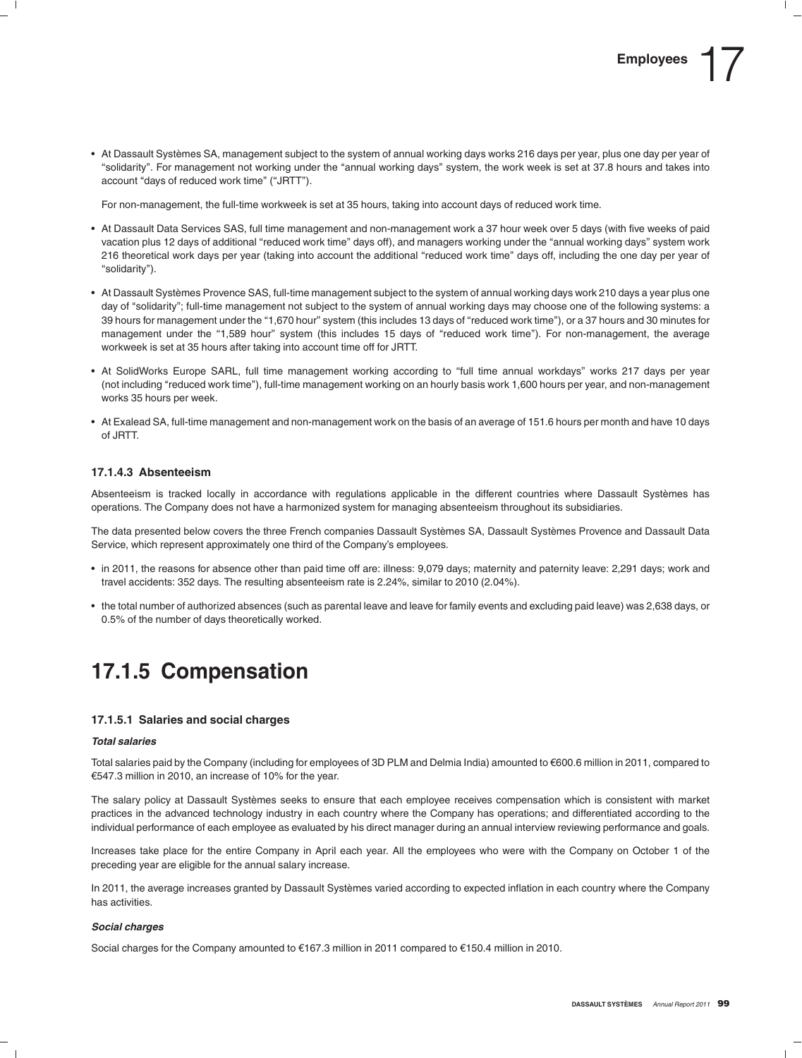- At Dassault Systèmes SA, management subject to the system of annual working days works 216 days per year, plus one day per year of "solidarity". For management not working under the "annual working days" system, the work week is set at 37.8 hours and takes into account "days of reduced work time" ("JRTT").

  For non-management, the full-time workweek is set at 35 hours, taking into account days of reduced work time.

- At Dassault Data Services SAS, full time management and non-management work a 37 hour week over 5 days (with five weeks of paid vacation plus 12 days of additional "reduced work time" days off), and managers working under the "annual working days" system work 216 theoretical work days per year (taking into account the additional "reduced work time" days off, including the one day per year of "solidarity").
- At Dassault Systèmes Provence SAS, full-time management subject to the system of annual working days work 210 days a year plus one day of "solidarity"; full-time management not subject to the system of annual working days may choose one of the following systems: a 39 hours for management under the "1,670 hour" system (this includes 13 days of "reduced work time"), or a 37 hours and 30 minutes for management under the "1,589 hour" system (this includes 15 days of "reduced work time"). For non-management, the average workweek is set at 35 hours after taking into account time off for JRTT.
- At SolidWorks Europe SARL, full time management working according to "full time annual workdays" works 217 days per year (not including "reduced work time"), full-time management working on an hourly basis work 1,600 hours per year, and non-management works 35 hours per week.
- At Exalead SA, full-time management and non-management work on the basis of an average of 151.6 hours per month and have 10 days of JRTT.

#### 17.1.4.3 Absenteeism

Absenteeism is tracked locally in accordance with regulations applicable in the different countries where Dassault Systèmes has operations. The Company does not have a harmonized system for managing absenteeism throughout its subsidiaries.

The data presented below covers the three French companies Dassault Systèmes SA, Dassault Systèmes Provence and Dassault Data Service, which represent approximately one third of the Company's employees.

- in 2011, the reasons for absence other than paid time off are: illness: 9,079 days; maternity and paternity leave: 2,291 days; work and travel accidents: 352 days. The resulting absenteeism rate is 2.24%, similar to 2010 (2.04%).
- the total number of authorized absences (such as parental leave and leave for family events and excluding paid leave) was 2,638 days, or 0.5% of the number of days theoretically worked.

## 17.1.5 Compensation

#### 17.1.5.1 Salaries and social charges

***Total salaries***

Total salaries paid by the Company (including for employees of 3D PLM and Delmia India) amounted to €600.6 million in 2011, compared to €547.3 million in 2010, an increase of 10% for the year.

The salary policy at Dassault Systèmes seeks to ensure that each employee receives compensation which is consistent with market practices in the advanced technology industry in each country where the Company has operations; and differentiated according to the individual performance of each employee as evaluated by his direct manager during an annual interview reviewing performance and goals.

Increases take place for the entire Company in April each year. All the employees who were with the Company on October 1 of the preceding year are eligible for the annual salary increase.

In 2011, the average increases granted by Dassault Systèmes varied according to expected inflation in each country where the Company has activities.

***Social charges***

Social charges for the Company amounted to €167.3 million in 2011 compared to €150.4 million in 2010.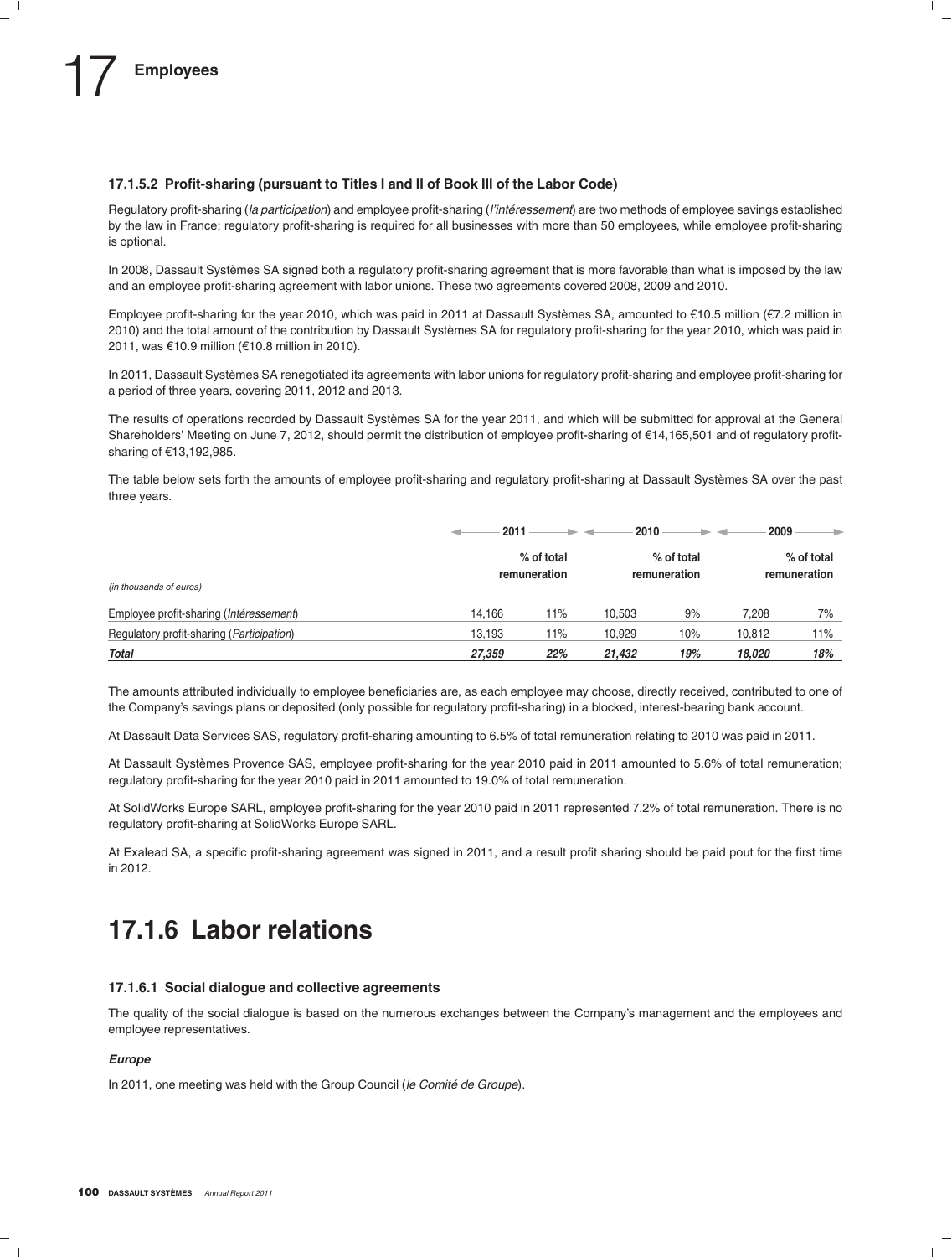#### 17.1.5.2 Profit-sharing (pursuant to Titles I and II of Book III of the Labor Code)

Regulatory profit-sharing (*la participation*) and employee profit-sharing (*l'intéressement*) are two methods of employee savings established by the law in France; regulatory profit-sharing is required for all businesses with more than 50 employees, while employee profit-sharing is optional.

In 2008, Dassault Systèmes SA signed both a regulatory profit-sharing agreement that is more favorable than what is imposed by the law and an employee profit-sharing agreement with labor unions. These two agreements covered 2008, 2009 and 2010.

Employee profit-sharing for the year 2010, which was paid in 2011 at Dassault Systèmes SA, amounted to €10.5 million (€7.2 million in 2010) and the total amount of the contribution by Dassault Systèmes SA for regulatory profit-sharing for the year 2010, which was paid in 2011, was €10.9 million (€10.8 million in 2010).

In 2011, Dassault Systèmes SA renegotiated its agreements with labor unions for regulatory profit-sharing and employee profit-sharing for a period of three years, covering 2011, 2012 and 2013.

The results of operations recorded by Dassault Systèmes SA for the year 2011, and which will be submitted for approval at the General Shareholders' Meeting on June 7, 2012, should permit the distribution of employee profit-sharing of €14,165,501 and of regulatory profit-sharing of €13,192,985.

The table below sets forth the amounts of employee profit-sharing and regulatory profit-sharing at Dassault Systèmes SA over the past three years.

| *(in thousands of euros)* | 2011 | % of total remuneration | 2010 | % of total remuneration | 2009 | % of total remuneration |
|---|---|---|---|---|---|---|
| Employee profit-sharing (*Intéressement*) | 14,166 | 11% | 10,503 | 9% | 7,208 | 7% |
| Regulatory profit-sharing (*Participation*) | 13,193 | 11% | 10,929 | 10% | 10,812 | 11% |
| ***Total*** | ***27,359*** | ***22%*** | ***21,432*** | ***19%*** | ***18,020*** | ***18%*** |

The amounts attributed individually to employee beneficiaries are, as each employee may choose, directly received, contributed to one of the Company's savings plans or deposited (only possible for regulatory profit-sharing) in a blocked, interest-bearing bank account.

At Dassault Data Services SAS, regulatory profit-sharing amounting to 6.5% of total remuneration relating to 2010 was paid in 2011.

At Dassault Systèmes Provence SAS, employee profit-sharing for the year 2010 paid in 2011 amounted to 5.6% of total remuneration; regulatory profit-sharing for the year 2010 paid in 2011 amounted to 19.0% of total remuneration.

At SolidWorks Europe SARL, employee profit-sharing for the year 2010 paid in 2011 represented 7.2% of total remuneration. There is no regulatory profit-sharing at SolidWorks Europe SARL.

At Exalead SA, a specific profit-sharing agreement was signed in 2011, and a result profit sharing should be paid pout for the first time in 2012.

## 17.1.6 Labor relations

#### 17.1.6.1 Social dialogue and collective agreements

The quality of the social dialogue is based on the numerous exchanges between the Company's management and the employees and employee representatives.

***Europe***

In 2011, one meeting was held with the Group Council (*le Comité de Groupe*).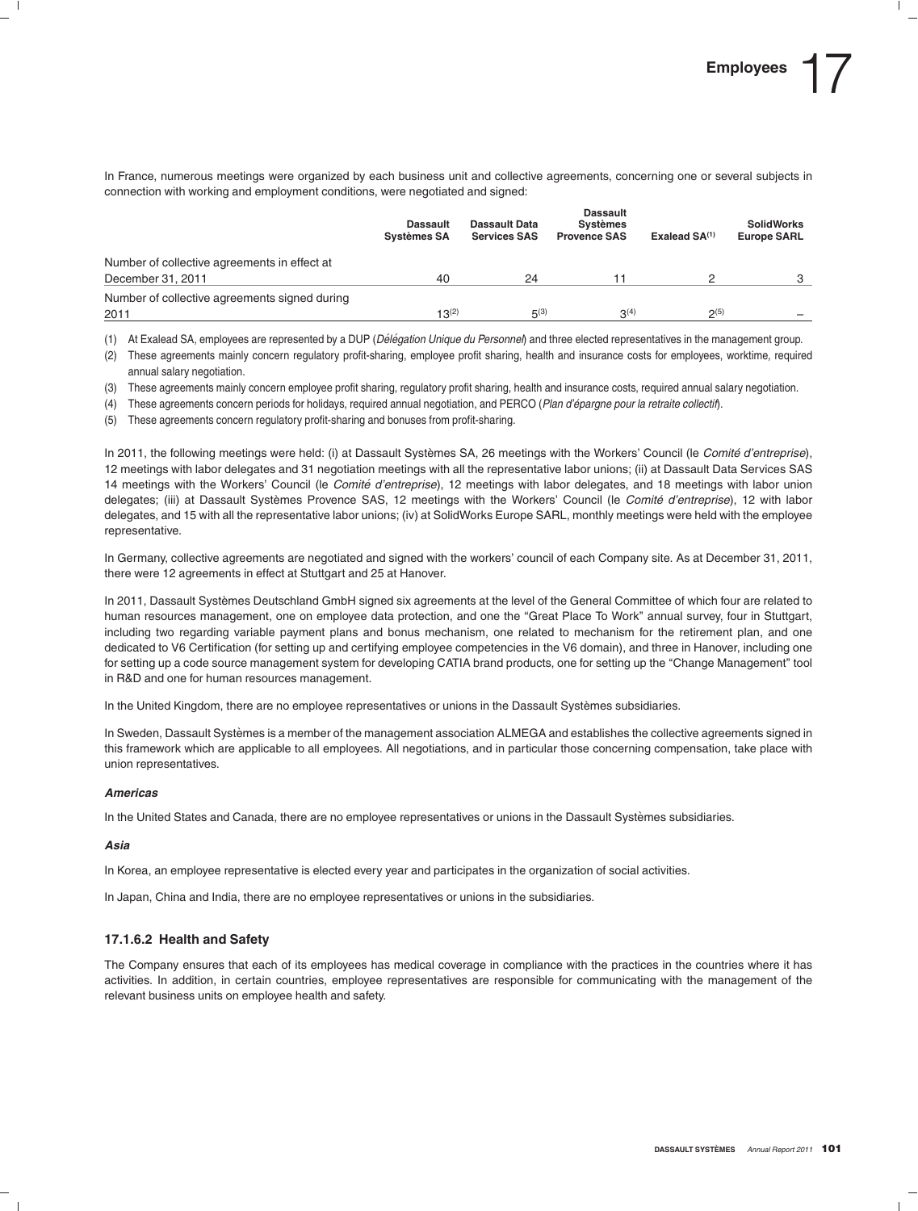In France, numerous meetings were organized by each business unit and collective agreements, concerning one or several subjects in connection with working and employment conditions, were negotiated and signed:

| | Dassault Systèmes SA | Dassault Data Services SAS | Dassault Systèmes Provence SAS | Exalead SA[(1)] | SolidWorks Europe SARL |
|---|---|---|---|---|---|
| Number of collective agreements in effect at December 31, 2011 | 40 | 24 | 11 | 2 | 3 |
| Number of collective agreements signed during 2011 | 13[(2)] | 5[(3)] | 3[(4)] | 2[(5)] | – |

(1) At Exalead SA, employees are represented by a DUP (*Délégation Unique du Personnel*) and three elected representatives in the management group.

(2) These agreements mainly concern regulatory profit-sharing, employee profit sharing, health and insurance costs for employees, worktime, required annual salary negotiation.

(3) These agreements mainly concern employee profit sharing, regulatory profit sharing, health and insurance costs, required annual salary negotiation.

(4) These agreements concern periods for holidays, required annual negotiation, and PERCO (*Plan d'épargne pour la retraite collectif*).

(5) These agreements concern regulatory profit-sharing and bonuses from profit-sharing.

In 2011, the following meetings were held: (i) at Dassault Systèmes SA, 26 meetings with the Workers' Council (le *Comité d'entreprise*), 12 meetings with labor delegates and 31 negotiation meetings with all the representative labor unions; (ii) at Dassault Data Services SAS 14 meetings with the Workers' Council (le *Comité d'entreprise*), 12 meetings with labor delegates, and 18 meetings with labor union delegates; (iii) at Dassault Systèmes Provence SAS, 12 meetings with the Workers' Council (le *Comité d'entreprise*), 12 with labor delegates, and 15 with all the representative labor unions; (iv) at SolidWorks Europe SARL, monthly meetings were held with the employee representative.

In Germany, collective agreements are negotiated and signed with the workers' council of each Company site. As at December 31, 2011, there were 12 agreements in effect at Stuttgart and 25 at Hanover.

In 2011, Dassault Systèmes Deutschland GmbH signed six agreements at the level of the General Committee of which four are related to human resources management, one on employee data protection, and one the "Great Place To Work" annual survey, four in Stuttgart, including two regarding variable payment plans and bonus mechanism, one related to mechanism for the retirement plan, and one dedicated to V6 Certification (for setting up and certifying employee competencies in the V6 domain), and three in Hanover, including one for setting up a code source management system for developing CATIA brand products, one for setting up the "Change Management" tool in R&D and one for human resources management.

In the United Kingdom, there are no employee representatives or unions in the Dassault Systèmes subsidiaries.

In Sweden, Dassault Systèmes is a member of the management association ALMEGA and establishes the collective agreements signed in this framework which are applicable to all employees. All negotiations, and in particular those concerning compensation, take place with union representatives.

***Americas***

In the United States and Canada, there are no employee representatives or unions in the Dassault Systèmes subsidiaries.

***Asia***

In Korea, an employee representative is elected every year and participates in the organization of social activities.

In Japan, China and India, there are no employee representatives or unions in the subsidiaries.

### 17.1.6.2 Health and Safety

The Company ensures that each of its employees has medical coverage in compliance with the practices in the countries where it has activities. In addition, in certain countries, employee representatives are responsible for communicating with the management of the relevant business units on employee health and safety.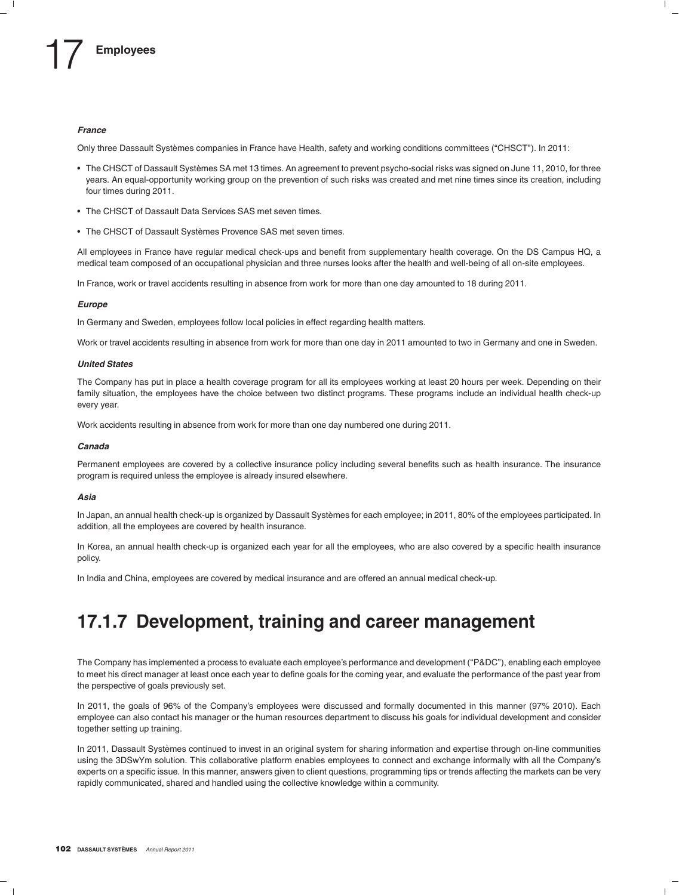***France***

Only three Dassault Systèmes companies in France have Health, safety and working conditions committees ("CHSCT"). In 2011:

- The CHSCT of Dassault Systèmes SA met 13 times. An agreement to prevent psycho-social risks was signed on June 11, 2010, for three years. An equal-opportunity working group on the prevention of such risks was created and met nine times since its creation, including four times during 2011.
- The CHSCT of Dassault Data Services SAS met seven times.
- The CHSCT of Dassault Systèmes Provence SAS met seven times.

All employees in France have regular medical check-ups and benefit from supplementary health coverage. On the DS Campus HQ, a medical team composed of an occupational physician and three nurses looks after the health and well-being of all on-site employees.

In France, work or travel accidents resulting in absence from work for more than one day amounted to 18 during 2011.

***Europe***

In Germany and Sweden, employees follow local policies in effect regarding health matters.

Work or travel accidents resulting in absence from work for more than one day in 2011 amounted to two in Germany and one in Sweden.

***United States***

The Company has put in place a health coverage program for all its employees working at least 20 hours per week. Depending on their family situation, the employees have the choice between two distinct programs. These programs include an individual health check-up every year.

Work accidents resulting in absence from work for more than one day numbered one during 2011.

***Canada***

Permanent employees are covered by a collective insurance policy including several benefits such as health insurance. The insurance program is required unless the employee is already insured elsewhere.

***Asia***

In Japan, an annual health check-up is organized by Dassault Systèmes for each employee; in 2011, 80% of the employees participated. In addition, all the employees are covered by health insurance.

In Korea, an annual health check-up is organized each year for all the employees, who are also covered by a specific health insurance policy.

In India and China, employees are covered by medical insurance and are offered an annual medical check-up.

## 17.1.7 Development, training and career management

The Company has implemented a process to evaluate each employee's performance and development ("P&DC"), enabling each employee to meet his direct manager at least once each year to define goals for the coming year, and evaluate the performance of the past year from the perspective of goals previously set.

In 2011, the goals of 96% of the Company's employees were discussed and formally documented in this manner (97% 2010). Each employee can also contact his manager or the human resources department to discuss his goals for individual development and consider together setting up training.

In 2011, Dassault Systèmes continued to invest in an original system for sharing information and expertise through on-line communities using the 3DSwYm solution. This collaborative platform enables employees to connect and exchange informally with all the Company's experts on a specific issue. In this manner, answers given to client questions, programming tips or trends affecting the markets can be very rapidly communicated, shared and handled using the collective knowledge within a community.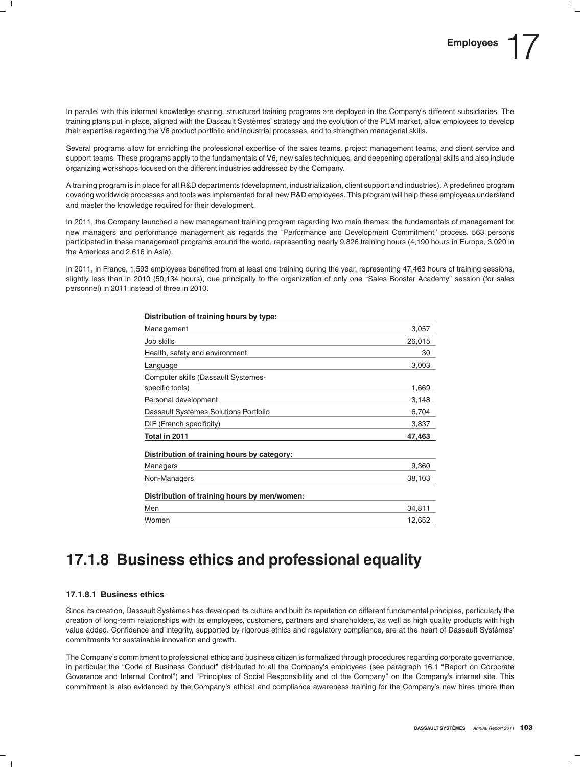In parallel with this informal knowledge sharing, structured training programs are deployed in the Company's different subsidiaries. The training plans put in place, aligned with the Dassault Systèmes' strategy and the evolution of the PLM market, allow employees to develop their expertise regarding the V6 product portfolio and industrial processes, and to strengthen managerial skills.

Several programs allow for enriching the professional expertise of the sales teams, project management teams, and client service and support teams. These programs apply to the fundamentals of V6, new sales techniques, and deepening operational skills and also include organizing workshops focused on the different industries addressed by the Company.

A training program is in place for all R&D departments (development, industrialization, client support and industries). A predefined program covering worldwide processes and tools was implemented for all new R&D employees. This program will help these employees understand and master the knowledge required for their development.

In 2011, the Company launched a new management training program regarding two main themes: the fundamentals of management for new managers and performance management as regards the "Performance and Development Commitment" process. 563 persons participated in these management programs around the world, representing nearly 9,826 training hours (4,190 hours in Europe, 3,020 in the Americas and 2,616 in Asia).

In 2011, in France, 1,593 employees benefited from at least one training during the year, representing 47,463 hours of training sessions, slightly less than in 2010 (50,134 hours), due principally to the organization of only one "Sales Booster Academy" session (for sales personnel) in 2011 instead of three in 2010.

| **Distribution of training hours by type:** | |
|---|---|
| Management | 3,057 |
| Job skills | 26,015 |
| Health, safety and environment | 30 |
| Language | 3,003 |
| Computer skills (Dassault Systemes-specific tools) | 1,669 |
| Personal development | 3,148 |
| Dassault Systèmes Solutions Portfolio | 6,704 |
| DIF (French specificity) | 3,837 |
| **Total in 2011** | **47,463** |
| **Distribution of training hours by category:** | |
| Managers | 9,360 |
| Non-Managers | 38,103 |
| **Distribution of training hours by men/women:** | |
| Men | 34,811 |
| Women | 12,652 |

## 17.1.8 Business ethics and professional equality

### 17.1.8.1 Business ethics

Since its creation, Dassault Systèmes has developed its culture and built its reputation on different fundamental principles, particularly the creation of long-term relationships with its employees, customers, partners and shareholders, as well as high quality products with high value added. Confidence and integrity, supported by rigorous ethics and regulatory compliance, are at the heart of Dassault Systèmes' commitments for sustainable innovation and growth.

The Company's commitment to professional ethics and business citizen is formalized through procedures regarding corporate governance, in particular the "Code of Business Conduct" distributed to all the Company's employees (see paragraph 16.1 "Report on Corporate Goverance and Internal Control") and "Principles of Social Responsibility and of the Company" on the Company's internet site. This commitment is also evidenced by the Company's ethical and compliance awareness training for the Company's new hires (more than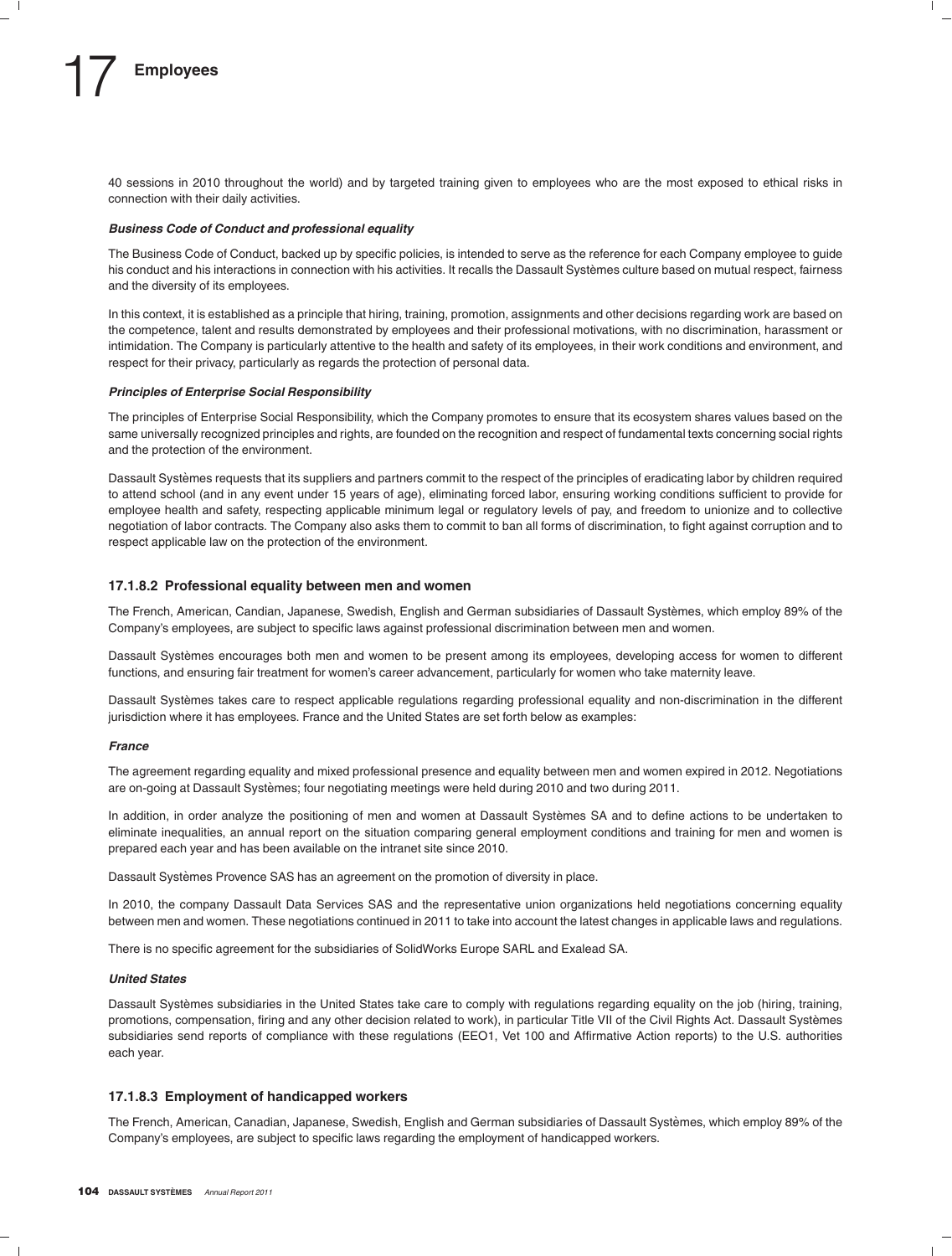40 sessions in 2010 throughout the world) and by targeted training given to employees who are the most exposed to ethical risks in connection with their daily activities.

***Business Code of Conduct and professional equality***

The Business Code of Conduct, backed up by specific policies, is intended to serve as the reference for each Company employee to guide his conduct and his interactions in connection with his activities. It recalls the Dassault Systèmes culture based on mutual respect, fairness and the diversity of its employees.

In this context, it is established as a principle that hiring, training, promotion, assignments and other decisions regarding work are based on the competence, talent and results demonstrated by employees and their professional motivations, with no discrimination, harassment or intimidation. The Company is particularly attentive to the health and safety of its employees, in their work conditions and environment, and respect for their privacy, particularly as regards the protection of personal data.

***Principles of Enterprise Social Responsibility***

The principles of Enterprise Social Responsibility, which the Company promotes to ensure that its ecosystem shares values based on the same universally recognized principles and rights, are founded on the recognition and respect of fundamental texts concerning social rights and the protection of the environment.

Dassault Systèmes requests that its suppliers and partners commit to the respect of the principles of eradicating labor by children required to attend school (and in any event under 15 years of age), eliminating forced labor, ensuring working conditions sufficient to provide for employee health and safety, respecting applicable minimum legal or regulatory levels of pay, and freedom to unionize and to collective negotiation of labor contracts. The Company also asks them to commit to ban all forms of discrimination, to fight against corruption and to respect applicable law on the protection of the environment.

### 17.1.8.2 Professional equality between men and women

The French, American, Candian, Japanese, Swedish, English and German subsidiaries of Dassault Systèmes, which employ 89% of the Company's employees, are subject to specific laws against professional discrimination between men and women.

Dassault Systèmes encourages both men and women to be present among its employees, developing access for women to different functions, and ensuring fair treatment for women's career advancement, particularly for women who take maternity leave.

Dassault Systèmes takes care to respect applicable regulations regarding professional equality and non-discrimination in the different jurisdiction where it has employees. France and the United States are set forth below as examples:

***France***

The agreement regarding equality and mixed professional presence and equality between men and women expired in 2012. Negotiations are on-going at Dassault Systèmes; four negotiating meetings were held during 2010 and two during 2011.

In addition, in order analyze the positioning of men and women at Dassault Systèmes SA and to define actions to be undertaken to eliminate inequalities, an annual report on the situation comparing general employment conditions and training for men and women is prepared each year and has been available on the intranet site since 2010.

Dassault Systèmes Provence SAS has an agreement on the promotion of diversity in place.

In 2010, the company Dassault Data Services SAS and the representative union organizations held negotiations concerning equality between men and women. These negotiations continued in 2011 to take into account the latest changes in applicable laws and regulations.

There is no specific agreement for the subsidiaries of SolidWorks Europe SARL and Exalead SA.

***United States***

Dassault Systèmes subsidiaries in the United States take care to comply with regulations regarding equality on the job (hiring, training, promotions, compensation, firing and any other decision related to work), in particular Title VII of the Civil Rights Act. Dassault Systèmes subsidiaries send reports of compliance with these regulations (EEO1, Vet 100 and Affirmative Action reports) to the U.S. authorities each year.

### 17.1.8.3 Employment of handicapped workers

The French, American, Canadian, Japanese, Swedish, English and German subsidiaries of Dassault Systèmes, which employ 89% of the Company's employees, are subject to specific laws regarding the employment of handicapped workers.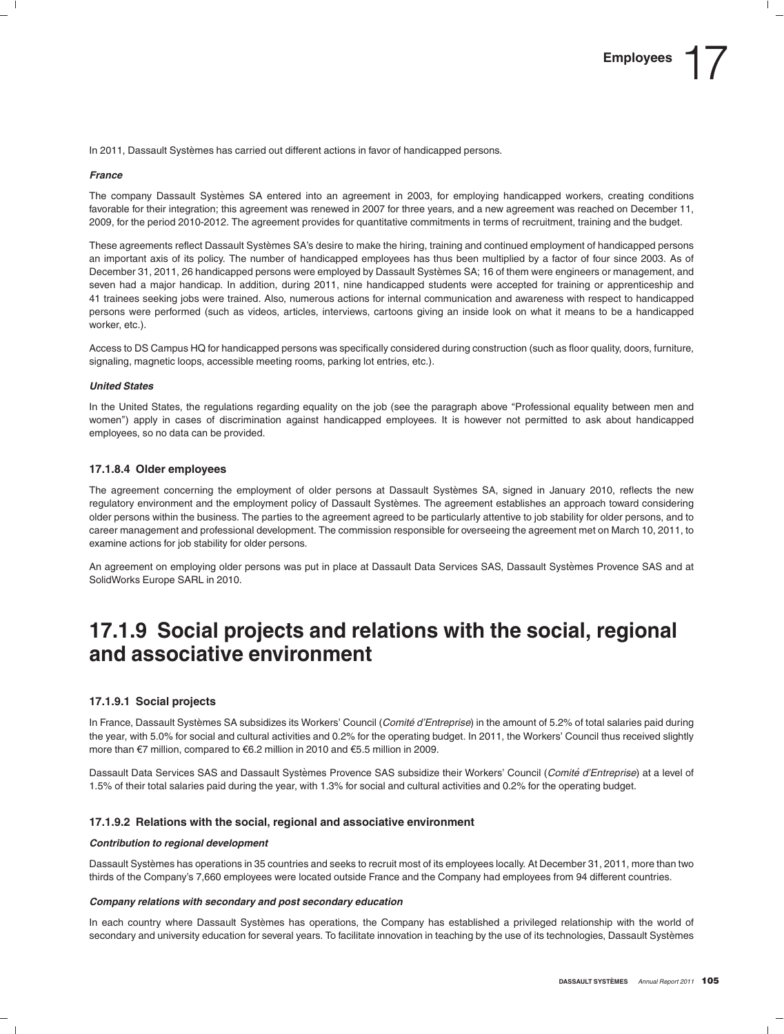In 2011, Dassault Systèmes has carried out different actions in favor of handicapped persons.

***France***

The company Dassault Systèmes SA entered into an agreement in 2003, for employing handicapped workers, creating conditions favorable for their integration; this agreement was renewed in 2007 for three years, and a new agreement was reached on December 11, 2009, for the period 2010-2012. The agreement provides for quantitative commitments in terms of recruitment, training and the budget.

These agreements reflect Dassault Systèmes SA's desire to make the hiring, training and continued employment of handicapped persons an important axis of its policy. The number of handicapped employees has thus been multiplied by a factor of four since 2003. As of December 31, 2011, 26 handicapped persons were employed by Dassault Systèmes SA; 16 of them were engineers or management, and seven had a major handicap. In addition, during 2011, nine handicapped students were accepted for training or apprenticeship and 41 trainees seeking jobs were trained. Also, numerous actions for internal communication and awareness with respect to handicapped persons were performed (such as videos, articles, interviews, cartoons giving an inside look on what it means to be a handicapped worker, etc.).

Access to DS Campus HQ for handicapped persons was specifically considered during construction (such as floor quality, doors, furniture, signaling, magnetic loops, accessible meeting rooms, parking lot entries, etc.).

***United States***

In the United States, the regulations regarding equality on the job (see the paragraph above "Professional equality between men and women") apply in cases of discrimination against handicapped employees. It is however not permitted to ask about handicapped employees, so no data can be provided.

### 17.1.8.4 Older employees

The agreement concerning the employment of older persons at Dassault Systèmes SA, signed in January 2010, reflects the new regulatory environment and the employment policy of Dassault Systèmes. The agreement establishes an approach toward considering older persons within the business. The parties to the agreement agreed to be particularly attentive to job stability for older persons, and to career management and professional development. The commission responsible for overseeing the agreement met on March 10, 2011, to examine actions for job stability for older persons.

An agreement on employing older persons was put in place at Dassault Data Services SAS, Dassault Systèmes Provence SAS and at SolidWorks Europe SARL in 2010.

## 17.1.9 Social projects and relations with the social, regional and associative environment

### 17.1.9.1 Social projects

In France, Dassault Systèmes SA subsidizes its Workers' Council (*Comité d'Entreprise*) in the amount of 5.2% of total salaries paid during the year, with 5.0% for social and cultural activities and 0.2% for the operating budget. In 2011, the Workers' Council thus received slightly more than €7 million, compared to €6.2 million in 2010 and €5.5 million in 2009.

Dassault Data Services SAS and Dassault Systèmes Provence SAS subsidize their Workers' Council (*Comité d'Entreprise*) at a level of 1.5% of their total salaries paid during the year, with 1.3% for social and cultural activities and 0.2% for the operating budget.

### 17.1.9.2 Relations with the social, regional and associative environment

***Contribution to regional development***

Dassault Systèmes has operations in 35 countries and seeks to recruit most of its employees locally. At December 31, 2011, more than two thirds of the Company's 7,660 employees were located outside France and the Company had employees from 94 different countries.

***Company relations with secondary and post secondary education***

In each country where Dassault Systèmes has operations, the Company has established a privileged relationship with the world of secondary and university education for several years. To facilitate innovation in teaching by the use of its technologies, Dassault Systèmes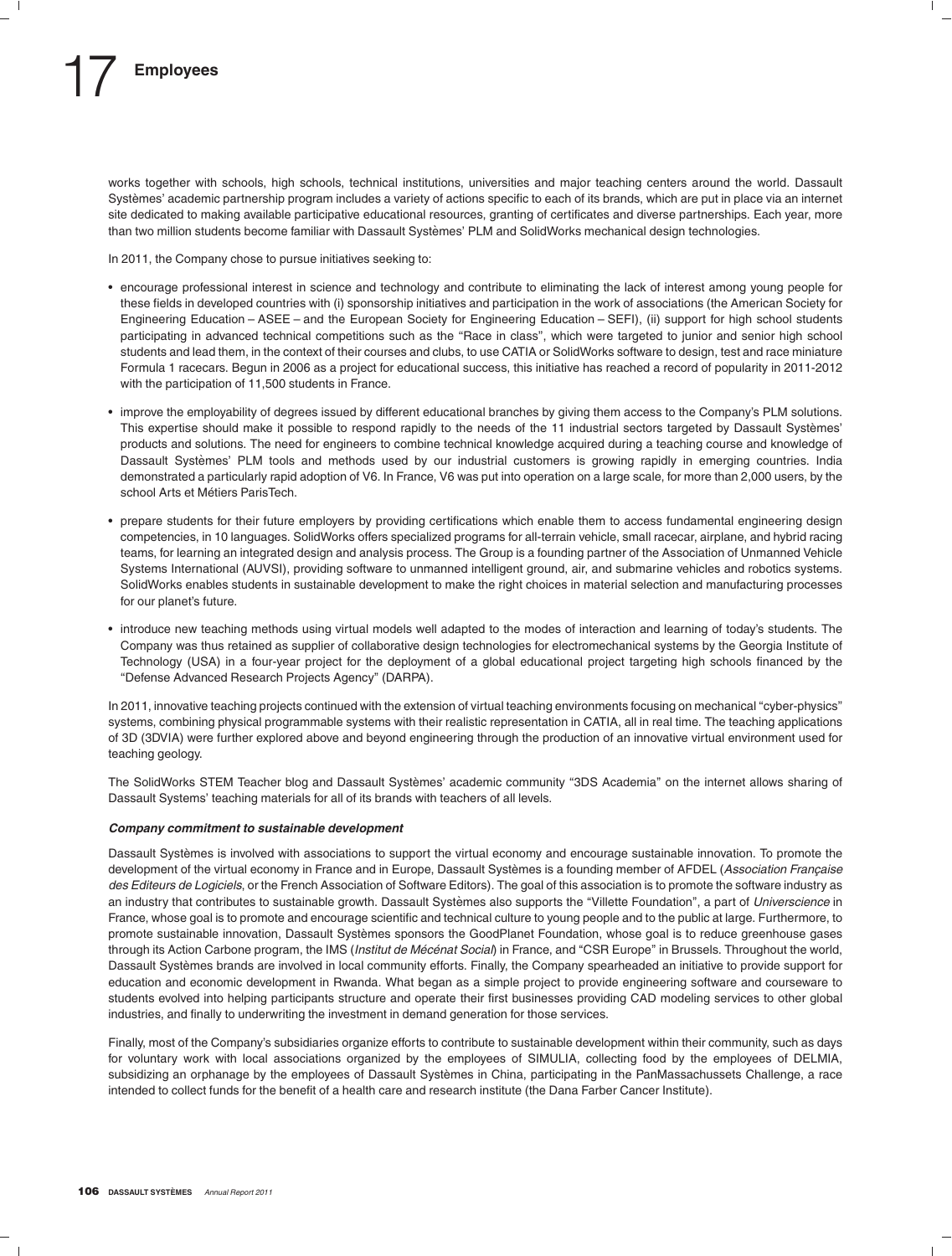works together with schools, high schools, technical institutions, universities and major teaching centers around the world. Dassault Systèmes' academic partnership program includes a variety of actions specific to each of its brands, which are put in place via an internet site dedicated to making available participative educational resources, granting of certificates and diverse partnerships. Each year, more than two million students become familiar with Dassault Systèmes' PLM and SolidWorks mechanical design technologies.

In 2011, the Company chose to pursue initiatives seeking to:

- encourage professional interest in science and technology and contribute to eliminating the lack of interest among young people for these fields in developed countries with (i) sponsorship initiatives and participation in the work of associations (the American Society for Engineering Education – ASEE – and the European Society for Engineering Education – SEFI), (ii) support for high school students participating in advanced technical competitions such as the "Race in class", which were targeted to junior and senior high school students and lead them, in the context of their courses and clubs, to use CATIA or SolidWorks software to design, test and race miniature Formula 1 racecars. Begun in 2006 as a project for educational success, this initiative has reached a record of popularity in 2011-2012 with the participation of 11,500 students in France.
- improve the employability of degrees issued by different educational branches by giving them access to the Company's PLM solutions. This expertise should make it possible to respond rapidly to the needs of the 11 industrial sectors targeted by Dassault Systèmes' products and solutions. The need for engineers to combine technical knowledge acquired during a teaching course and knowledge of Dassault Systèmes' PLM tools and methods used by our industrial customers is growing rapidly in emerging countries. India demonstrated a particularly rapid adoption of V6. In France, V6 was put into operation on a large scale, for more than 2,000 users, by the school Arts et Métiers ParisTech.
- prepare students for their future employers by providing certifications which enable them to access fundamental engineering design competencies, in 10 languages. SolidWorks offers specialized programs for all-terrain vehicle, small racecar, airplane, and hybrid racing teams, for learning an integrated design and analysis process. The Group is a founding partner of the Association of Unmanned Vehicle Systems International (AUVSI), providing software to unmanned intelligent ground, air, and submarine vehicles and robotics systems. SolidWorks enables students in sustainable development to make the right choices in material selection and manufacturing processes for our planet's future.
- introduce new teaching methods using virtual models well adapted to the modes of interaction and learning of today's students. The Company was thus retained as supplier of collaborative design technologies for electromechanical systems by the Georgia Institute of Technology (USA) in a four-year project for the deployment of a global educational project targeting high schools financed by the "Defense Advanced Research Projects Agency" (DARPA).

In 2011, innovative teaching projects continued with the extension of virtual teaching environments focusing on mechanical "cyber-physics" systems, combining physical programmable systems with their realistic representation in CATIA, all in real time. The teaching applications of 3D (3DVIA) were further explored above and beyond engineering through the production of an innovative virtual environment used for teaching geology.

The SolidWorks STEM Teacher blog and Dassault Systèmes' academic community "3DS Academia" on the internet allows sharing of Dassault Systems' teaching materials for all of its brands with teachers of all levels.

***Company commitment to sustainable development***

Dassault Systèmes is involved with associations to support the virtual economy and encourage sustainable innovation. To promote the development of the virtual economy in France and in Europe, Dassault Systèmes is a founding member of AFDEL (*Association Française des Editeurs de Logiciels*, or the French Association of Software Editors). The goal of this association is to promote the software industry as an industry that contributes to sustainable growth. Dassault Systèmes also supports the "Villette Foundation", a part of *Universcience* in France, whose goal is to promote and encourage scientific and technical culture to young people and to the public at large. Furthermore, to promote sustainable innovation, Dassault Systèmes sponsors the GoodPlanet Foundation, whose goal is to reduce greenhouse gases through its Action Carbone program, the IMS (*Institut de Mécénat Social*) in France, and "CSR Europe" in Brussels. Throughout the world, Dassault Systèmes brands are involved in local community efforts. Finally, the Company spearheaded an initiative to provide support for education and economic development in Rwanda. What began as a simple project to provide engineering software and courseware to students evolved into helping participants structure and operate their first businesses providing CAD modeling services to other global industries, and finally to underwriting the investment in demand generation for those services.

Finally, most of the Company's subsidiaries organize efforts to contribute to sustainable development within their community, such as days for voluntary work with local associations organized by the employees of SIMULIA, collecting food by the employees of DELMIA, subsidizing an orphanage by the employees of Dassault Systèmes in China, participating in the PanMassachussets Challenge, a race intended to collect funds for the benefit of a health care and research institute (the Dana Farber Cancer Institute).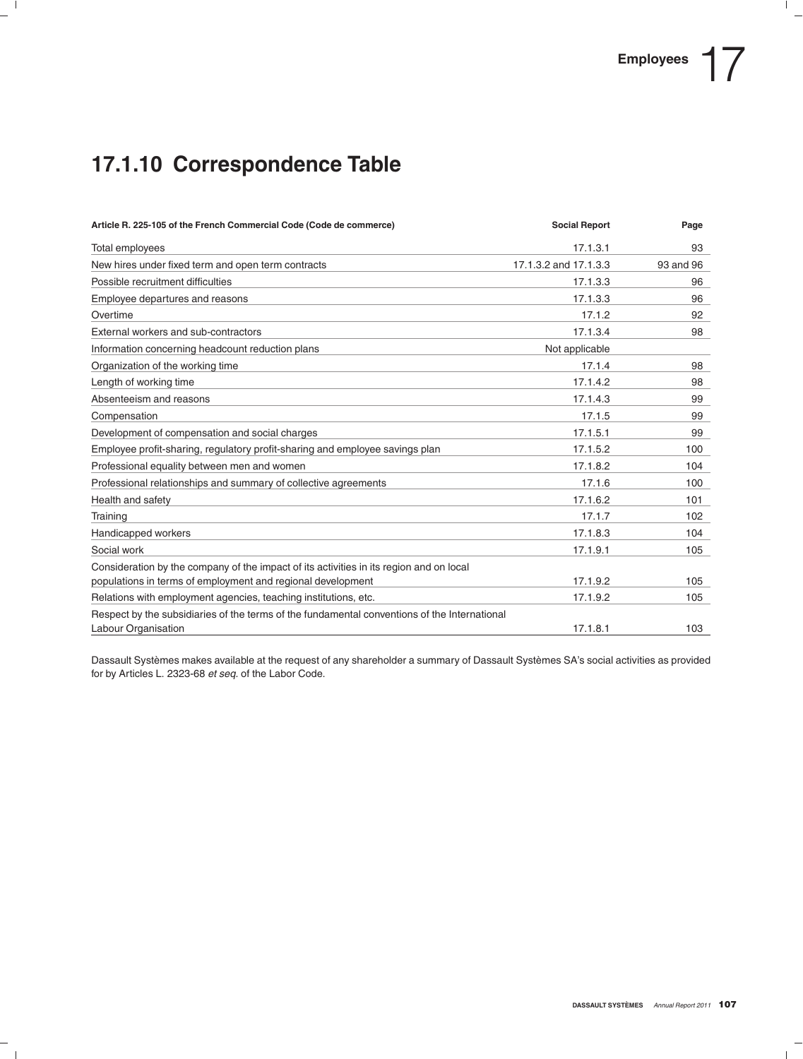## 17.1.10 Correspondence Table

| Article R. 225-105 of the French Commercial Code (Code de commerce) | Social Report | Page |
|---|---|---|
| Total employees | 17.1.3.1 | 93 |
| New hires under fixed term and open term contracts | 17.1.3.2 and 17.1.3.3 | 93 and 96 |
| Possible recruitment difficulties | 17.1.3.3 | 96 |
| Employee departures and reasons | 17.1.3.3 | 96 |
| Overtime | 17.1.2 | 92 |
| External workers and sub-contractors | 17.1.3.4 | 98 |
| Information concerning headcount reduction plans | Not applicable | |
| Organization of the working time | 17.1.4 | 98 |
| Length of working time | 17.1.4.2 | 98 |
| Absenteeism and reasons | 17.1.4.3 | 99 |
| Compensation | 17.1.5 | 99 |
| Development of compensation and social charges | 17.1.5.1 | 99 |
| Employee profit-sharing, regulatory profit-sharing and employee savings plan | 17.1.5.2 | 100 |
| Professional equality between men and women | 17.1.8.2 | 104 |
| Professional relationships and summary of collective agreements | 17.1.6 | 100 |
| Health and safety | 17.1.6.2 | 101 |
| Training | 17.1.7 | 102 |
| Handicapped workers | 17.1.8.3 | 104 |
| Social work | 17.1.9.1 | 105 |
| Consideration by the company of the impact of its activities in its region and on local populations in terms of employment and regional development | 17.1.9.2 | 105 |
| Relations with employment agencies, teaching institutions, etc. | 17.1.9.2 | 105 |
| Respect by the subsidiaries of the terms of the fundamental conventions of the International Labour Organisation | 17.1.8.1 | 103 |

Dassault Systèmes makes available at the request of any shareholder a summary of Dassault Systèmes SA's social activities as provided for by Articles L. 2323-68 *et seq.* of the Labor Code.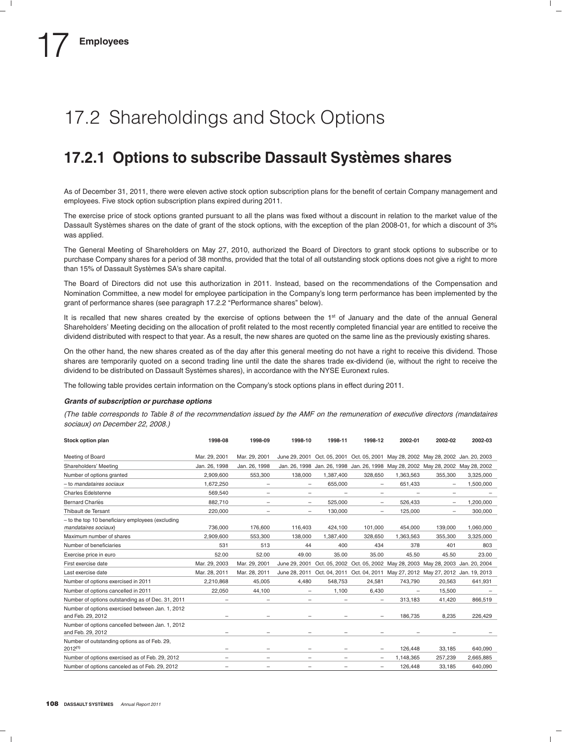# 17.2 Shareholdings and Stock Options

## 17.2.1 Options to subscribe Dassault Systèmes shares

As of December 31, 2011, there were eleven active stock option subscription plans for the benefit of certain Company management and employees. Five stock option subscription plans expired during 2011.

The exercise price of stock options granted pursuant to all the plans was fixed without a discount in relation to the market value of the Dassault Systèmes shares on the date of grant of the stock options, with the exception of the plan 2008-01, for which a discount of 3% was applied.

The General Meeting of Shareholders on May 27, 2010, authorized the Board of Directors to grant stock options to subscribe or to purchase Company shares for a period of 38 months, provided that the total of all outstanding stock options does not give a right to more than 15% of Dassault Systèmes SA's share capital.

The Board of Directors did not use this authorization in 2011. Instead, based on the recommendations of the Compensation and Nomination Committee, a new model for employee participation in the Company's long term performance has been implemented by the grant of performance shares (see paragraph 17.2.2 "Performance shares" below).

It is recalled that new shares created by the exercise of options between the 1st of January and the date of the annual General Shareholders' Meeting deciding on the allocation of profit related to the most recently completed financial year are entitled to receive the dividend distributed with respect to that year. As a result, the new shares are quoted on the same line as the previously existing shares.

On the other hand, the new shares created as of the day after this general meeting do not have a right to receive this dividend. Those shares are temporarily quoted on a second trading line until the date the shares trade ex-dividend (ie, without the right to receive the dividend to be distributed on Dassault Systèmes shares), in accordance with the NYSE Euronext rules.

The following table provides certain information on the Company's stock options plans in effect during 2011.

***Grants of subscription or purchase options***

*(The table corresponds to Table 8 of the recommendation issued by the AMF on the remuneration of executive directors (mandataires sociaux) on December 22, 2008.)*

| Stock option plan | 1998-08 | 1998-09 | 1998-10 | 1998-11 | 1998-12 | 2002-01 | 2002-02 | 2002-03 |
|---|---|---|---|---|---|---|---|---|
| Meeting of Board | Mar. 29, 2001 | Mar. 29, 2001 | June 29, 2001 | Oct. 05, 2001 | Oct. 05, 2001 | May 28, 2002 | May 28, 2002 | Jan. 20, 2003 |
| Shareholders' Meeting | Jan. 26, 1998 | Jan. 26, 1998 | Jan. 26, 1998 | Jan. 26, 1998 | Jan. 26, 1998 | May 28, 2002 | May 28, 2002 | May 28, 2002 |
| Number of options granted | 2,909,600 | 553,300 | 138,000 | 1,387,400 | 328,650 | 1,363,563 | 355,300 | 3,325,000 |
| – to *mandataires sociaux* | 1,672,250 | – | – | 655,000 | – | 651,433 | – | 1,500,000 |
| Charles Edelstenne | 569,540 | – | – | – | – | – | – | – |
| Bernard Charlès | 882,710 | – | – | 525,000 | – | 526,433 | – | 1,200,000 |
| Thibault de Tersant | 220,000 | – | – | 130,000 | – | 125,000 | – | 300,000 |
| – to the top 10 beneficiary employees (excluding *mandataires sociaux*) | 736,000 | 176,600 | 116,403 | 424,100 | 101,000 | 454,000 | 139,000 | 1,060,000 |
| Maximum number of shares | 2,909,600 | 553,300 | 138,000 | 1,387,400 | 328,650 | 1,363,563 | 355,300 | 3,325,000 |
| Number of beneficiaries | 531 | 513 | 44 | 400 | 434 | 378 | 401 | 803 |
| Exercise price in euro | 52.00 | 52.00 | 49.00 | 35.00 | 35.00 | 45.50 | 45.50 | 23.00 |
| First exercise date | Mar. 29, 2003 | Mar. 29, 2001 | June 29, 2001 | Oct. 05, 2002 | Oct. 05, 2002 | May 28, 2003 | May 28, 2003 | Jan. 20, 2004 |
| Last exercise date | Mar. 28, 2011 | Mar. 28, 2011 | June 28, 2011 | Oct. 04, 2011 | Oct. 04, 2011 | May 27, 2012 | May 27, 2012 | Jan. 19, 2013 |
| Number of options exercised in 2011 | 2,210,868 | 45,005 | 4,480 | 548,753 | 24,581 | 743,790 | 20,563 | 641,931 |
| Number of options cancelled in 2011 | 22,050 | 44,100 | – | 1,100 | 6,430 | – | 15,500 | – |
| Number of options outstanding as of Dec. 31, 2011 | – | – | – | – | – | 313,183 | 41,420 | 866,519 |
| Number of options exercised between Jan. 1, 2012 and Feb. 29, 2012 | – | – | – | – | – | 186,735 | 8,235 | 226,429 |
| Number of options cancelled between Jan. 1, 2012 and Feb. 29, 2012 | – | – | – | – | – | – | – | – |
| Number of outstanding options as of Feb. 29, 2012[1] | – | – | – | – | – | 126,448 | 33,185 | 640,090 |
| Number of options exercised as of Feb. 29, 2012 | – | – | – | – | – | 1,148,365 | 257,239 | 2,665,885 |
| Number of options canceled as of Feb. 29, 2012 | – | – | – | – | – | 126,448 | 33,185 | 640,090 |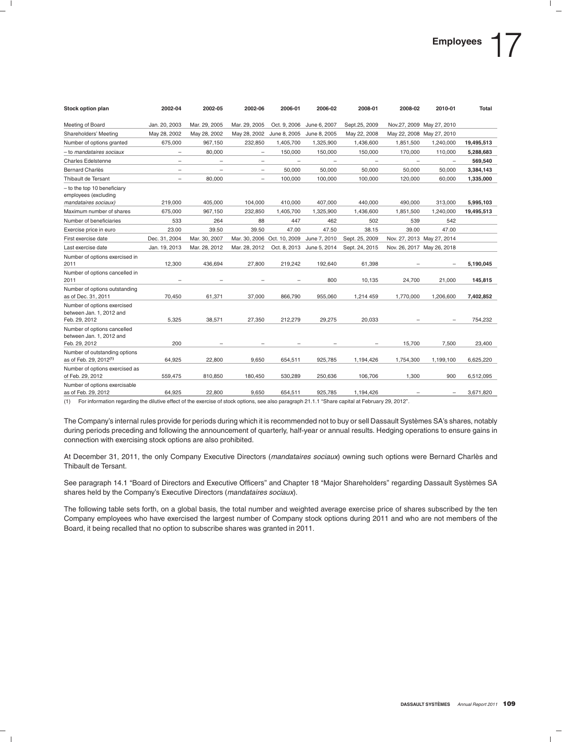| Stock option plan | 2002-04 | 2002-05 | 2002-06 | 2006-01 | 2006-02 | 2008-01 | 2008-02 | 2010-01 | Total |
|---|---|---|---|---|---|---|---|---|---|
| Meeting of Board | Jan. 20, 2003 | Mar. 29, 2005 | Mar. 29, 2005 | Oct. 9, 2006 | June 6, 2007 | Sept.25, 2009 | Nov.27, 2009 | May 27, 2010 | |
| Shareholders' Meeting | May 28, 2002 | May 28, 2002 | May 28, 2002 | June 8, 2005 | June 8, 2005 | May 22, 2008 | May 22, 2008 | May 27, 2010 | |
| Number of options granted | 675,000 | 967,150 | 232,850 | 1,405,700 | 1,325,900 | 1,436,600 | 1,851,500 | 1,240,000 | **19,495,513** |
| – to *mandataires sociaux* | – | 80,000 | – | 150,000 | 150,000 | 150,000 | 170,000 | 110,000 | **5,288,683** |
| Charles Edelstenne | – | – | – | – | – | – | – | – | **569,540** |
| Bernard Charlès | – | – | – | 50,000 | 50,000 | 50,000 | 50,000 | 50,000 | **3,384,143** |
| Thibault de Tersant | – | 80,000 | – | 100,000 | 100,000 | 100,000 | 120,000 | 60,000 | **1,335,000** |
| – to the top 10 beneficiary employees (excluding *mandataires sociaux*) | 219,000 | 405,000 | 104,000 | 410,000 | 407,000 | 440,000 | 490,000 | 313,000 | **5,995,103** |
| Maximum number of shares | 675,000 | 967,150 | 232,850 | 1,405,700 | 1,325,900 | 1,436,600 | 1,851,500 | 1,240,000 | **19,495,513** |
| Number of beneficiaries | 533 | 264 | 88 | 447 | 462 | 502 | 539 | 542 | |
| Exercise price in euro | 23.00 | 39.50 | 39.50 | 47.00 | 47.50 | 38.15 | 39.00 | 47.00 | |
| First exercise date | Dec. 31, 2004 | Mar. 30, 2007 | Mar. 30, 2006 | Oct. 10, 2009 | June 7, 2010 | Sept. 25, 2009 | Nov. 27, 2013 | May 27, 2014 | |
| Last exercise date | Jan. 19, 2013 | Mar. 28, 2012 | Mar. 28, 2012 | Oct. 8, 2013 | June 5, 2014 | Sept. 24, 2015 | Nov. 26, 2017 | May 26, 2018 | |
| Number of options exercised in 2011 | 12,300 | 436,694 | 27,800 | 219,242 | 192,640 | 61,398 | – | – | **5,190,045** |
| Number of options cancelled in 2011 | – | – | – | – | 800 | 10,135 | 24,700 | 21,000 | **145,815** |
| Number of options outstanding as of Dec. 31, 2011 | 70,450 | 61,371 | 37,000 | 866,790 | 955,060 | 1,214 459 | 1,770,000 | 1,206,600 | **7,402,852** |
| Number of options exercised between Jan. 1, 2012 and Feb. 29, 2012 | 5,325 | 38,571 | 27,350 | 212,279 | 29,275 | 20,033 | – | – | 754,232 |
| Number of options cancelled between Jan. 1, 2012 and Feb. 29, 2012 | 200 | – | – | – | – | – | 15,700 | 7,500 | 23,400 |
| Number of outstanding options as of Feb. 29, 2012[(1)] | 64,925 | 22,800 | 9,650 | 654,511 | 925,785 | 1,194,426 | 1,754,300 | 1,199,100 | 6,625,220 |
| Number of options exercised as of Feb. 29, 2012 | 559,475 | 810,850 | 180,450 | 530,289 | 250,636 | 106,706 | 1,300 | 900 | 6,512,095 |
| Number of options exercisable as of Feb. 29, 2012 | 64,925 | 22,800 | 9,650 | 654,511 | 925,785 | 1,194,426 | – | – | 3,671,820 |

(1) For information regarding the dilutive effect of the exercise of stock options, see also paragraph 21.1.1 "Share capital at February 29, 2012".

The Company's internal rules provide for periods during which it is recommended not to buy or sell Dassault Systèmes SA's shares, notably during periods preceding and following the announcement of quarterly, half-year or annual results. Hedging operations to ensure gains in connection with exercising stock options are also prohibited.

At December 31, 2011, the only Company Executive Directors (*mandataires sociaux*) owning such options were Bernard Charlès and Thibault de Tersant.

See paragraph 14.1 "Board of Directors and Executive Officers" and Chapter 18 "Major Shareholders" regarding Dassault Systèmes SA shares held by the Company's Executive Directors (*mandataires sociaux*).

The following table sets forth, on a global basis, the total number and weighted average exercise price of shares subscribed by the ten Company employees who have exercised the largest number of Company stock options during 2011 and who are not members of the Board, it being recalled that no option to subscribe shares was granted in 2011.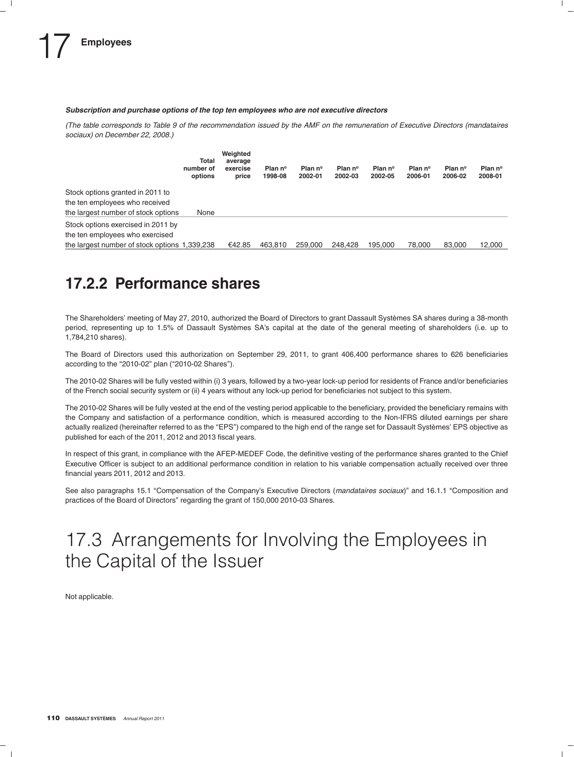*Subscription and purchase options of the top ten employees who are not executive directors*

*(The table corresponds to Table 9 of the recommendation issued by the AMF on the remuneration of Executive Directors (mandataires sociaux) on December 22, 2008.)*

| | Total number of options | Weighted average exercise price | Plan n° 1998-08 | Plan n° 2002-01 | Plan n° 2002-03 | Plan n° 2002-05 | Plan n° 2006-01 | Plan n° 2006-02 | Plan n° 2008-01 |
|---|---|---|---|---|---|---|---|---|---|
| Stock options granted in 2011 to the ten employees who received the largest number of stock options | None | | | | | | | | |
| Stock options exercised in 2011 by the ten employees who exercised the largest number of stock options | 1,339,238 | €42.85 | 463,810 | 259,000 | 248,428 | 195,000 | 78,000 | 83,000 | 12,000 |

## 17.2.2 Performance shares

The Shareholders' meeting of May 27, 2010, authorized the Board of Directors to grant Dassault Systèmes SA shares during a 38-month period, representing up to 1.5% of Dassault Systèmes SA's capital at the date of the general meeting of shareholders (i.e. up to 1,784,210 shares).

The Board of Directors used this authorization on September 29, 2011, to grant 406,400 performance shares to 626 beneficiaries according to the "2010-02" plan ("2010-02 Shares").

The 2010-02 Shares will be fully vested within (i) 3 years, followed by a two-year lock-up period for residents of France and/or beneficiaries of the French social security system or (ii) 4 years without any lock-up period for beneficiaries not subject to this system.

The 2010-02 Shares will be fully vested at the end of the vesting period applicable to the beneficiary, provided the beneficiary remains with the Company and satisfaction of a performance condition, which is measured according to the Non-IFRS diluted earnings per share actually realized (hereinafter referred to as the "EPS") compared to the high end of the range set for Dassault Systèmes' EPS objective as published for each of the 2011, 2012 and 2013 fiscal years.

In respect of this grant, in compliance with the AFEP-MEDEF Code, the definitive vesting of the performance shares granted to the Chief Executive Officer is subject to an additional performance condition in relation to his variable compensation actually received over three financial years 2011, 2012 and 2013.

See also paragraphs 15.1 "Compensation of the Company's Executive Directors (*mandataires sociaux*)" and 16.1.1 "Composition and practices of the Board of Directors" regarding the grant of 150,000 2010-03 Shares.

# 17.3 Arrangements for Involving the Employees in the Capital of the Issuer

Not applicable.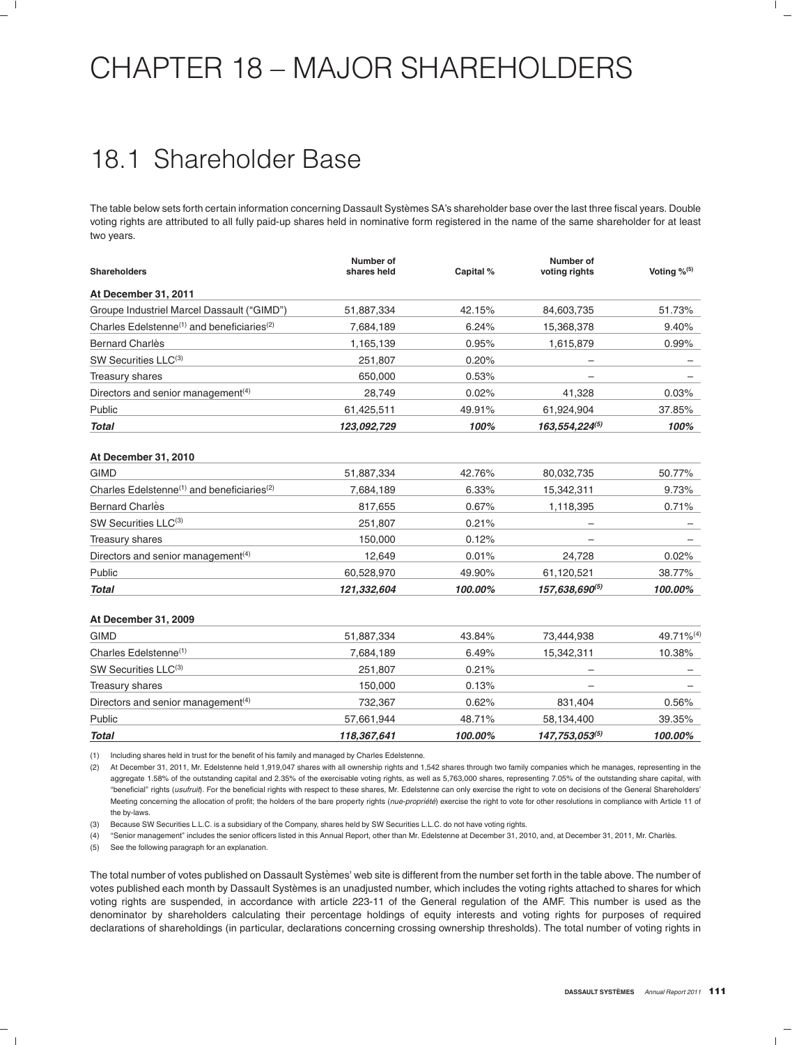# CHAPTER 18 – MAJOR SHAREHOLDERS

## 18.1 Shareholder Base

The table below sets forth certain information concerning Dassault Systèmes SA's shareholder base over the last three fiscal years. Double voting rights are attributed to all fully paid-up shares held in nominative form registered in the name of the same shareholder for at least two years.

| Shareholders | Number of shares held | Capital % | Number of voting rights | Voting %[5] |
|---|---|---|---|---|
| **At December 31, 2011** | | | | |
| Groupe Industriel Marcel Dassault ("GIMD") | 51,887,334 | 42.15% | 84,603,735 | 51.73% |
| Charles Edelstenne[1] and beneficiaries[2] | 7,684,189 | 6.24% | 15,368,378 | 9.40% |
| Bernard Charlès | 1,165,139 | 0.95% | 1,615,879 | 0.99% |
| SW Securities LLC[3] | 251,807 | 0.20% | – | – |
| Treasury shares | 650,000 | 0.53% | – | – |
| Directors and senior management[4] | 28,749 | 0.02% | 41,328 | 0.03% |
| Public | 61,425,511 | 49.91% | 61,924,904 | 37.85% |
| ***Total*** | ***123,092,729*** | ***100%*** | ***163,554,224[5]*** | ***100%*** |
| **At December 31, 2010** | | | | |
| GIMD | 51,887,334 | 42.76% | 80,032,735 | 50.77% |
| Charles Edelstenne[1] and beneficiaries[2] | 7,684,189 | 6.33% | 15,342,311 | 9.73% |
| Bernard Charlès | 817,655 | 0.67% | 1,118,395 | 0.71% |
| SW Securities LLC[3] | 251,807 | 0.21% | – | – |
| Treasury shares | 150,000 | 0.12% | – | – |
| Directors and senior management[4] | 12,649 | 0.01% | 24,728 | 0.02% |
| Public | 60,528,970 | 49.90% | 61,120,521 | 38.77% |
| ***Total*** | ***121,332,604*** | ***100.00%*** | ***157,638,690[5]*** | ***100.00%*** |
| **At December 31, 2009** | | | | |
| GIMD | 51,887,334 | 43.84% | 73,444,938 | 49.71%[4] |
| Charles Edelstenne[1] | 7,684,189 | 6.49% | 15,342,311 | 10.38% |
| SW Securities LLC[3] | 251,807 | 0.21% | – | – |
| Treasury shares | 150,000 | 0.13% | – | – |
| Directors and senior management[4] | 732,367 | 0.62% | 831,404 | 0.56% |
| Public | 57,661,944 | 48.71% | 58,134,400 | 39.35% |
| ***Total*** | ***118,367,641*** | ***100.00%*** | ***147,753,053[5]*** | ***100.00%*** |

(1) Including shares held in trust for the benefit of his family and managed by Charles Edelstenne.

(2) At December 31, 2011, Mr. Edelstenne held 1,919,047 shares with all ownership rights and 1,542 shares through two family companies which he manages, representing in the aggregate 1.58% of the outstanding capital and 2.35% of the exercisable voting rights, as well as 5,763,000 shares, representing 7.05% of the outstanding share capital, with "beneficial" rights (*usufruit*). For the beneficial rights with respect to these shares, Mr. Edelstenne can only exercise the right to vote on decisions of the General Shareholders' Meeting concerning the allocation of profit; the holders of the bare property rights (*nue-propriété*) exercise the right to vote for other resolutions in compliance with Article 11 of the by-laws.

(3) Because SW Securities L.L.C. is a subsidiary of the Company, shares held by SW Securities L.L.C. do not have voting rights.

(4) "Senior management" includes the senior officers listed in this Annual Report, other than Mr. Edelstenne at December 31, 2010, and, at December 31, 2011, Mr. Charlès.

(5) See the following paragraph for an explanation.

The total number of votes published on Dassault Systèmes' web site is different from the number set forth in the table above. The number of votes published each month by Dassault Systèmes is an unadjusted number, which includes the voting rights attached to shares for which voting rights are suspended, in accordance with article 223-11 of the General regulation of the AMF. This number is used as the denominator by shareholders calculating their percentage holdings of equity interests and voting rights for purposes of required declarations of shareholdings (in particular, declarations concerning crossing ownership thresholds). The total number of voting rights in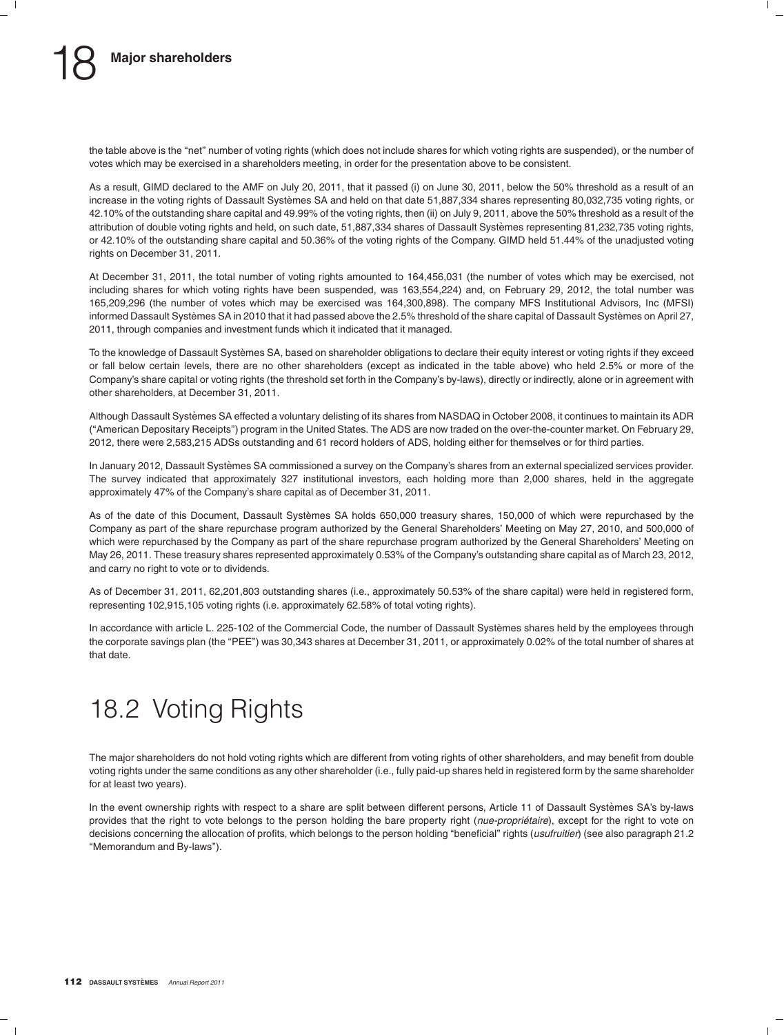the table above is the "net" number of voting rights (which does not include shares for which voting rights are suspended), or the number of votes which may be exercised in a shareholders meeting, in order for the presentation above to be consistent.

As a result, GIMD declared to the AMF on July 20, 2011, that it passed (i) on June 30, 2011, below the 50% threshold as a result of an increase in the voting rights of Dassault Systèmes SA and held on that date 51,887,334 shares representing 80,032,735 voting rights, or 42.10% of the outstanding share capital and 49.99% of the voting rights, then (ii) on July 9, 2011, above the 50% threshold as a result of the attribution of double voting rights and held, on such date, 51,887,334 shares of Dassault Systèmes representing 81,232,735 voting rights, or 42.10% of the outstanding share capital and 50.36% of the voting rights of the Company. GIMD held 51.44% of the unadjusted voting rights on December 31, 2011.

At December 31, 2011, the total number of voting rights amounted to 164,456,031 (the number of votes which may be exercised, not including shares for which voting rights have been suspended, was 163,554,224) and, on February 29, 2012, the total number was 165,209,296 (the number of votes which may be exercised was 164,300,898). The company MFS Institutional Advisors, Inc (MFSI) informed Dassault Systèmes SA in 2010 that it had passed above the 2.5% threshold of the share capital of Dassault Systèmes on April 27, 2011, through companies and investment funds which it indicated that it managed.

To the knowledge of Dassault Systèmes SA, based on shareholder obligations to declare their equity interest or voting rights if they exceed or fall below certain levels, there are no other shareholders (except as indicated in the table above) who held 2.5% or more of the Company's share capital or voting rights (the threshold set forth in the Company's by-laws), directly or indirectly, alone or in agreement with other shareholders, at December 31, 2011.

Although Dassault Systèmes SA effected a voluntary delisting of its shares from NASDAQ in October 2008, it continues to maintain its ADR ("American Depositary Receipts") program in the United States. The ADS are now traded on the over-the-counter market. On February 29, 2012, there were 2,583,215 ADSs outstanding and 61 record holders of ADS, holding either for themselves or for third parties.

In January 2012, Dassault Systèmes SA commissioned a survey on the Company's shares from an external specialized services provider. The survey indicated that approximately 327 institutional investors, each holding more than 2,000 shares, held in the aggregate approximately 47% of the Company's share capital as of December 31, 2011.

As of the date of this Document, Dassault Systèmes SA holds 650,000 treasury shares, 150,000 of which were repurchased by the Company as part of the share repurchase program authorized by the General Shareholders' Meeting on May 27, 2010, and 500,000 of which were repurchased by the Company as part of the share repurchase program authorized by the General Shareholders' Meeting on May 26, 2011. These treasury shares represented approximately 0.53% of the Company's outstanding share capital as of March 23, 2012, and carry no right to vote or to dividends.

As of December 31, 2011, 62,201,803 outstanding shares (i.e., approximately 50.53% of the share capital) were held in registered form, representing 102,915,105 voting rights (i.e. approximately 62.58% of total voting rights).

In accordance with article L. 225-102 of the Commercial Code, the number of Dassault Systèmes shares held by the employees through the corporate savings plan (the "PEE") was 30,343 shares at December 31, 2011, or approximately 0.02% of the total number of shares at that date.

# 18.2 Voting Rights

The major shareholders do not hold voting rights which are different from voting rights of other shareholders, and may benefit from double voting rights under the same conditions as any other shareholder (i.e., fully paid-up shares held in registered form by the same shareholder for at least two years).

In the event ownership rights with respect to a share are split between different persons, Article 11 of Dassault Systèmes SA's by-laws provides that the right to vote belongs to the person holding the bare property right (*nue-propriétaire*), except for the right to vote on decisions concerning the allocation of profits, which belongs to the person holding "beneficial" rights (*usufruitier*) (see also paragraph 21.2 "Memorandum and By-laws").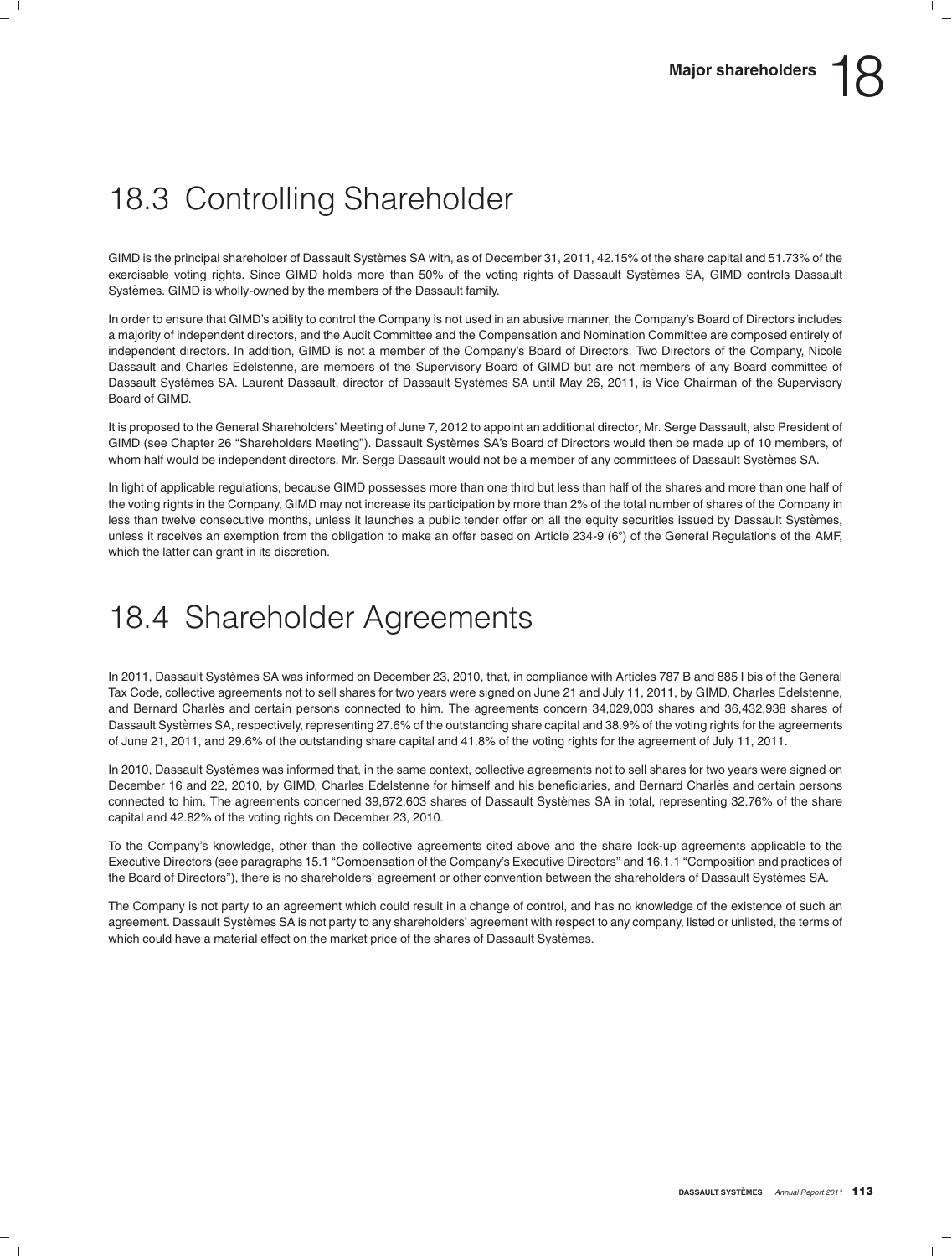## 18.3 Controlling Shareholder

GIMD is the principal shareholder of Dassault Systèmes SA with, as of December 31, 2011, 42.15% of the share capital and 51.73% of the exercisable voting rights. Since GIMD holds more than 50% of the voting rights of Dassault Systèmes SA, GIMD controls Dassault Systèmes. GIMD is wholly-owned by the members of the Dassault family.

In order to ensure that GIMD's ability to control the Company is not used in an abusive manner, the Company's Board of Directors includes a majority of independent directors, and the Audit Committee and the Compensation and Nomination Committee are composed entirely of independent directors. In addition, GIMD is not a member of the Company's Board of Directors. Two Directors of the Company, Nicole Dassault and Charles Edelstenne, are members of the Supervisory Board of GIMD but are not members of any Board committee of Dassault Systèmes SA. Laurent Dassault, director of Dassault Systèmes SA until May 26, 2011, is Vice Chairman of the Supervisory Board of GIMD.

It is proposed to the General Shareholders' Meeting of June 7, 2012 to appoint an additional director, Mr. Serge Dassault, also President of GIMD (see Chapter 26 "Shareholders Meeting"). Dassault Systèmes SA's Board of Directors would then be made up of 10 members, of whom half would be independent directors. Mr. Serge Dassault would not be a member of any committees of Dassault Systèmes SA.

In light of applicable regulations, because GIMD possesses more than one third but less than half of the shares and more than one half of the voting rights in the Company, GIMD may not increase its participation by more than 2% of the total number of shares of the Company in less than twelve consecutive months, unless it launches a public tender offer on all the equity securities issued by Dassault Systèmes, unless it receives an exemption from the obligation to make an offer based on Article 234-9 (6°) of the General Regulations of the AMF, which the latter can grant in its discretion.

## 18.4 Shareholder Agreements

In 2011, Dassault Systèmes SA was informed on December 23, 2010, that, in compliance with Articles 787 B and 885 I bis of the General Tax Code, collective agreements not to sell shares for two years were signed on June 21 and July 11, 2011, by GIMD, Charles Edelstenne, and Bernard Charlès and certain persons connected to him. The agreements concern 34,029,003 shares and 36,432,938 shares of Dassault Systèmes SA, respectively, representing 27.6% of the outstanding share capital and 38.9% of the voting rights for the agreements of June 21, 2011, and 29.6% of the outstanding share capital and 41.8% of the voting rights for the agreement of July 11, 2011.

In 2010, Dassault Systèmes was informed that, in the same context, collective agreements not to sell shares for two years were signed on December 16 and 22, 2010, by GIMD, Charles Edelstenne for himself and his beneficiaries, and Bernard Charlès and certain persons connected to him. The agreements concerned 39,672,603 shares of Dassault Systèmes SA in total, representing 32.76% of the share capital and 42.82% of the voting rights on December 23, 2010.

To the Company's knowledge, other than the collective agreements cited above and the share lock-up agreements applicable to the Executive Directors (see paragraphs 15.1 "Compensation of the Company's Executive Directors" and 16.1.1 "Composition and practices of the Board of Directors"), there is no shareholders' agreement or other convention between the shareholders of Dassault Systèmes SA.

The Company is not party to an agreement which could result in a change of control, and has no knowledge of the existence of such an agreement. Dassault Systèmes SA is not party to any shareholders' agreement with respect to any company, listed or unlisted, the terms of which could have a material effect on the market price of the shares of Dassault Systèmes.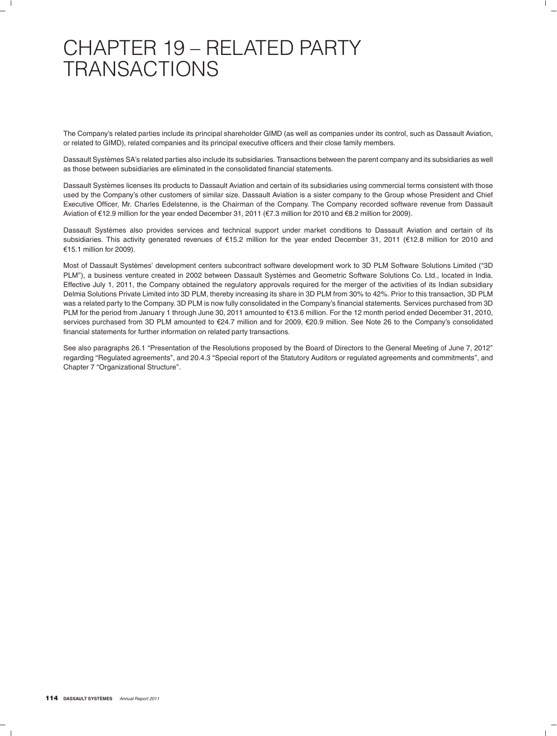# CHAPTER 19 – RELATED PARTY TRANSACTIONS

The Company's related parties include its principal shareholder GIMD (as well as companies under its control, such as Dassault Aviation, or related to GIMD), related companies and its principal executive officers and their close family members.

Dassault Systèmes SA's related parties also include its subsidiaries. Transactions between the parent company and its subsidiaries as well as those between subsidiaries are eliminated in the consolidated financial statements.

Dassault Systèmes licenses its products to Dassault Aviation and certain of its subsidiaries using commercial terms consistent with those used by the Company's other customers of similar size. Dassault Aviation is a sister company to the Group whose President and Chief Executive Officer, Mr. Charles Edelstenne, is the Chairman of the Company. The Company recorded software revenue from Dassault Aviation of €12.9 million for the year ended December 31, 2011 (€7.3 million for 2010 and €8.2 million for 2009).

Dassault Systèmes also provides services and technical support under market conditions to Dassault Aviation and certain of its subsidiaries. This activity generated revenues of €15.2 million for the year ended December 31, 2011 (€12.8 million for 2010 and €15.1 million for 2009).

Most of Dassault Systèmes' development centers subcontract software development work to 3D PLM Software Solutions Limited ("3D PLM"), a business venture created in 2002 between Dassault Systèmes and Geometric Software Solutions Co. Ltd., located in India. Effective July 1, 2011, the Company obtained the regulatory approvals required for the merger of the activities of its Indian subsidiary Delmia Solutions Private Limited into 3D PLM, thereby increasing its share in 3D PLM from 30% to 42%. Prior to this transaction, 3D PLM was a related party to the Company. 3D PLM is now fully consolidated in the Company's financial statements. Services purchased from 3D PLM for the period from January 1 through June 30, 2011 amounted to €13.6 million. For the 12 month period ended December 31, 2010, services purchased from 3D PLM amounted to €24.7 million and for 2009, €20.9 million. See Note 26 to the Company's consolidated financial statements for further information on related party transactions.

See also paragraphs 26.1 "Presentation of the Resolutions proposed by the Board of Directors to the General Meeting of June 7, 2012" regarding "Regulated agreements", and 20.4.3 "Special report of the Statutory Auditors or regulated agreements and commitments", and Chapter 7 "Organizational Structure".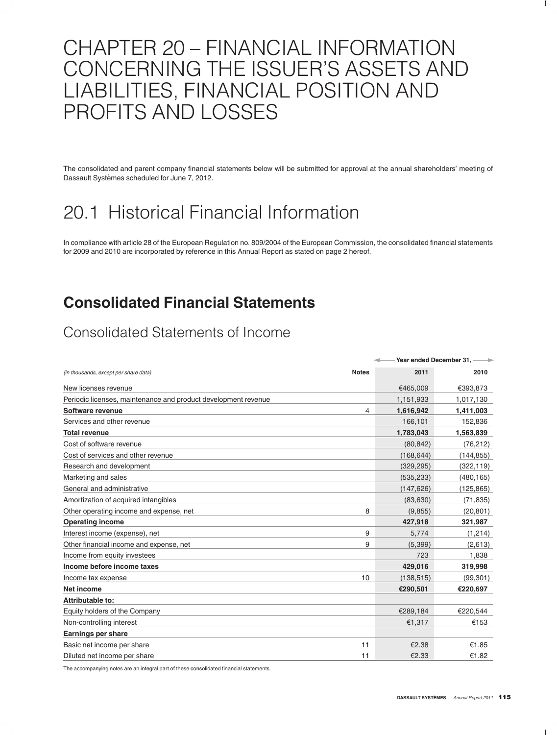# CHAPTER 20 – FINANCIAL INFORMATION CONCERNING THE ISSUER'S ASSETS AND LIABILITIES, FINANCIAL POSITION AND PROFITS AND LOSSES

The consolidated and parent company financial statements below will be submitted for approval at the annual shareholders' meeting of Dassault Systèmes scheduled for June 7, 2012.

# 20.1 Historical Financial Information

In compliance with article 28 of the European Regulation no. 809/2004 of the European Commission, the consolidated financial statements for 2009 and 2010 are incorporated by reference in this Annual Report as stated on page 2 hereof.

## Consolidated Financial Statements

### Consolidated Statements of Income

| | | Year ended December 31, | |
|---|---|---|---|
| *(in thousands, except per share data)* | **Notes** | **2011** | **2010** |
| New licenses revenue | | €465,009 | €393,873 |
| Periodic licenses, maintenance and product development revenue | | 1,151,933 | 1,017,130 |
| **Software revenue** | 4 | **1,616,942** | **1,411,003** |
| Services and other revenue | | 166,101 | 152,836 |
| **Total revenue** | | **1,783,043** | **1,563,839** |
| Cost of software revenue | | (80,842) | (76,212) |
| Cost of services and other revenue | | (168,644) | (144,855) |
| Research and development | | (329,295) | (322,119) |
| Marketing and sales | | (535,233) | (480,165) |
| General and administrative | | (147,626) | (125,865) |
| Amortization of acquired intangibles | | (83,630) | (71,835) |
| Other operating income and expense, net | 8 | (9,855) | (20,801) |
| **Operating income** | | **427,918** | **321,987** |
| Interest income (expense), net | 9 | 5,774 | (1,214) |
| Other financial income and expense, net | 9 | (5,399) | (2,613) |
| Income from equity investees | | 723 | 1,838 |
| **Income before income taxes** | | **429,016** | **319,998** |
| Income tax expense | 10 | (138,515) | (99,301) |
| **Net income** | | **€290,501** | **€220,697** |
| **Attributable to:** | | | |
| Equity holders of the Company | | €289,184 | €220,544 |
| Non-controlling interest | | €1,317 | €153 |
| **Earnings per share** | | | |
| Basic net income per share | 11 | €2.38 | €1.85 |
| Diluted net income per share | 11 | €2.33 | €1.82 |

The accompanying notes are an integral part of these consolidated financial statements.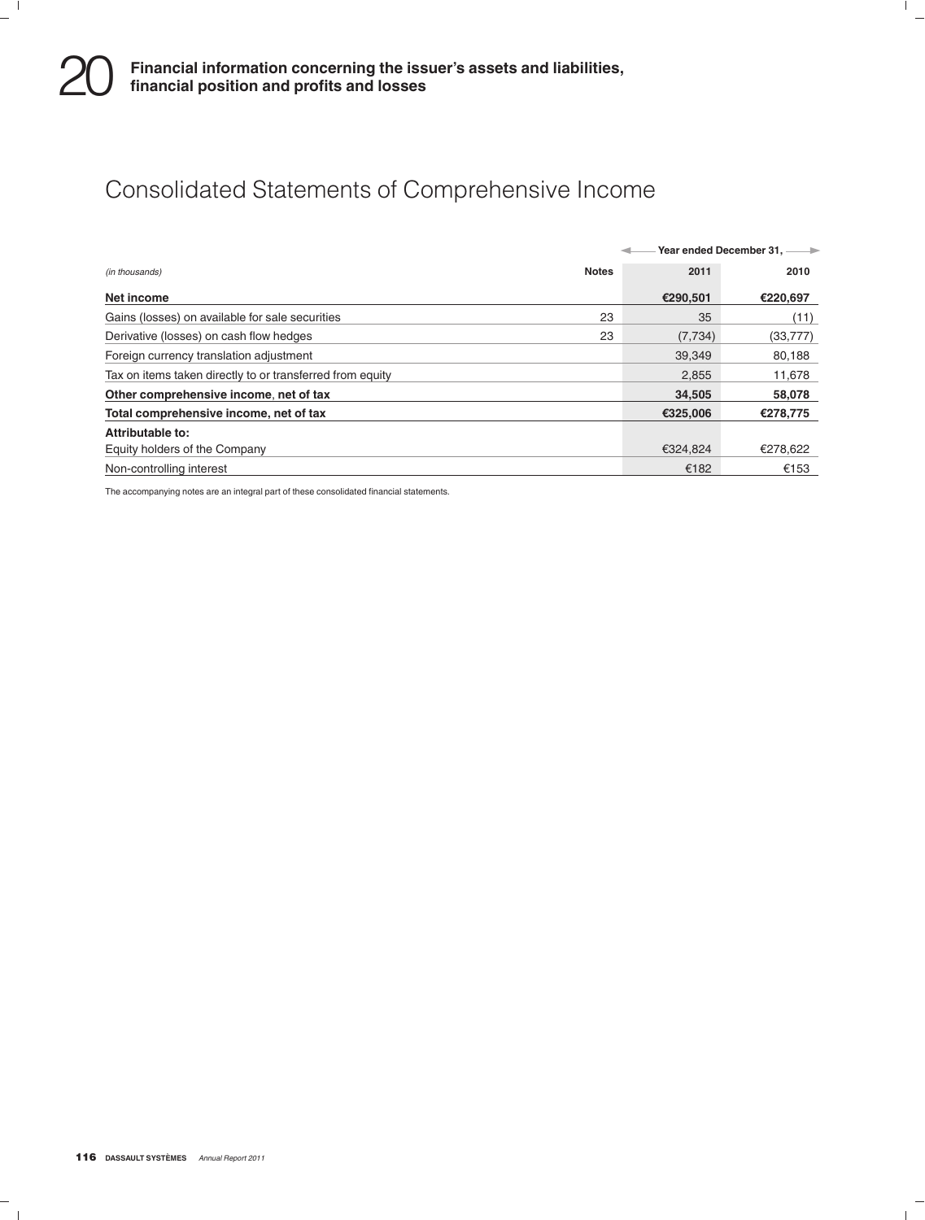# Consolidated Statements of Comprehensive Income

| *(in thousands)* | Notes | Year ended December 31, 2011 | 2010 |
|---|---|---|---|
| **Net income** | | **€290,501** | **€220,697** |
| Gains (losses) on available for sale securities | 23 | 35 | (11) |
| Derivative (losses) on cash flow hedges | 23 | (7,734) | (33,777) |
| Foreign currency translation adjustment | | 39,349 | 80,188 |
| Tax on items taken directly to or transferred from equity | | 2,855 | 11,678 |
| **Other comprehensive income, net of tax** | | **34,505** | **58,078** |
| **Total comprehensive income, net of tax** | | **€325,006** | **€278,775** |
| **Attributable to:** | | | |
| Equity holders of the Company | | €324,824 | €278,622 |
| Non-controlling interest | | €182 | €153 |

The accompanying notes are an integral part of these consolidated financial statements.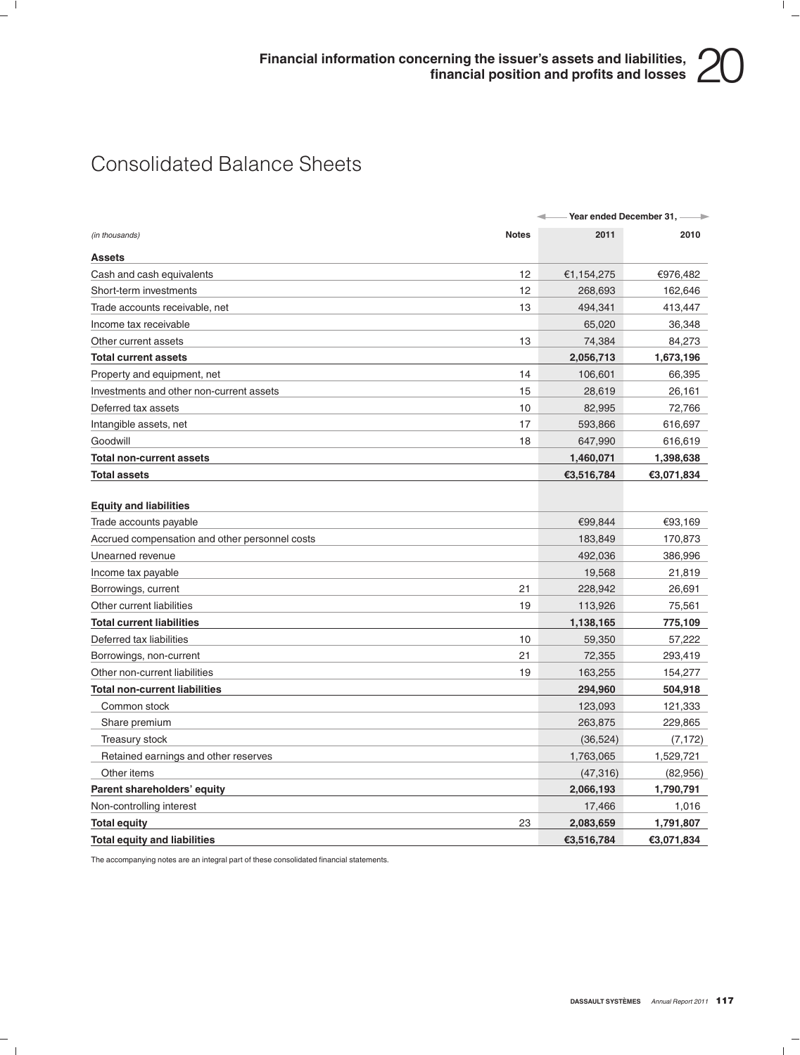# Consolidated Balance Sheets

| *(in thousands)* | Notes | Year ended December 31, 2011 | 2010 |
|---|---|---|---|
| **Assets** | | | |
| Cash and cash equivalents | 12 | €1,154,275 | €976,482 |
| Short-term investments | 12 | 268,693 | 162,646 |
| Trade accounts receivable, net | 13 | 494,341 | 413,447 |
| Income tax receivable | | 65,020 | 36,348 |
| Other current assets | 13 | 74,384 | 84,273 |
| **Total current assets** | | **2,056,713** | **1,673,196** |
| Property and equipment, net | 14 | 106,601 | 66,395 |
| Investments and other non-current assets | 15 | 28,619 | 26,161 |
| Deferred tax assets | 10 | 82,995 | 72,766 |
| Intangible assets, net | 17 | 593,866 | 616,697 |
| Goodwill | 18 | 647,990 | 616,619 |
| **Total non-current assets** | | **1,460,071** | **1,398,638** |
| **Total assets** | | **€3,516,784** | **€3,071,834** |
| **Equity and liabilities** | | | |
| Trade accounts payable | | €99,844 | €93,169 |
| Accrued compensation and other personnel costs | | 183,849 | 170,873 |
| Unearned revenue | | 492,036 | 386,996 |
| Income tax payable | | 19,568 | 21,819 |
| Borrowings, current | 21 | 228,942 | 26,691 |
| Other current liabilities | 19 | 113,926 | 75,561 |
| **Total current liabilities** | | **1,138,165** | **775,109** |
| Deferred tax liabilities | 10 | 59,350 | 57,222 |
| Borrowings, non-current | 21 | 72,355 | 293,419 |
| Other non-current liabilities | 19 | 163,255 | 154,277 |
| **Total non-current liabilities** | | **294,960** | **504,918** |
| Common stock | | 123,093 | 121,333 |
| Share premium | | 263,875 | 229,865 |
| Treasury stock | | (36,524) | (7,172) |
| Retained earnings and other reserves | | 1,763,065 | 1,529,721 |
| Other items | | (47,316) | (82,956) |
| **Parent shareholders' equity** | | **2,066,193** | **1,790,791** |
| Non-controlling interest | | 17,466 | 1,016 |
| **Total equity** | 23 | **2,083,659** | **1,791,807** |
| **Total equity and liabilities** | | **€3,516,784** | **€3,071,834** |

The accompanying notes are an integral part of these consolidated financial statements.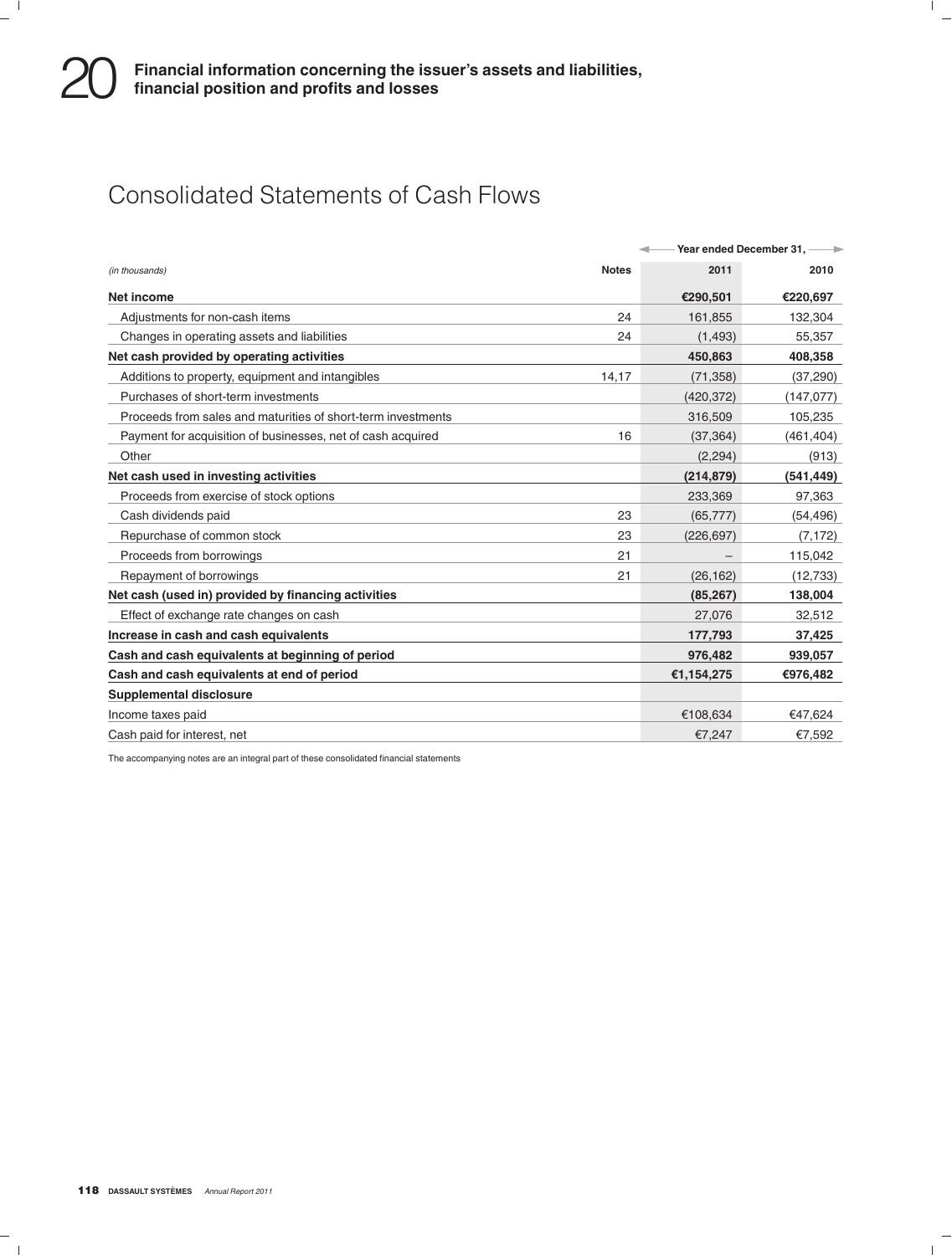# Consolidated Statements of Cash Flows

| *(in thousands)* | Notes | Year ended December 31, 2011 | 2010 |
|---|---|---|---|
| **Net income** | | **€290,501** | **€220,697** |
| Adjustments for non-cash items | 24 | 161,855 | 132,304 |
| Changes in operating assets and liabilities | 24 | (1,493) | 55,357 |
| **Net cash provided by operating activities** | | **450,863** | **408,358** |
| Additions to property, equipment and intangibles | 14,17 | (71,358) | (37,290) |
| Purchases of short-term investments | | (420,372) | (147,077) |
| Proceeds from sales and maturities of short-term investments | | 316,509 | 105,235 |
| Payment for acquisition of businesses, net of cash acquired | 16 | (37,364) | (461,404) |
| Other | | (2,294) | (913) |
| **Net cash used in investing activities** | | **(214,879)** | **(541,449)** |
| Proceeds from exercise of stock options | | 233,369 | 97,363 |
| Cash dividends paid | 23 | (65,777) | (54,496) |
| Repurchase of common stock | 23 | (226,697) | (7,172) |
| Proceeds from borrowings | 21 | – | 115,042 |
| Repayment of borrowings | 21 | (26,162) | (12,733) |
| **Net cash (used in) provided by financing activities** | | **(85,267)** | **138,004** |
| Effect of exchange rate changes on cash | | 27,076 | 32,512 |
| **Increase in cash and cash equivalents** | | **177,793** | **37,425** |
| **Cash and cash equivalents at beginning of period** | | **976,482** | **939,057** |
| **Cash and cash equivalents at end of period** | | **€1,154,275** | **€976,482** |
| **Supplemental disclosure** | | | |
| Income taxes paid | | €108,634 | €47,624 |
| Cash paid for interest, net | | €7,247 | €7,592 |

The accompanying notes are an integral part of these consolidated financial statements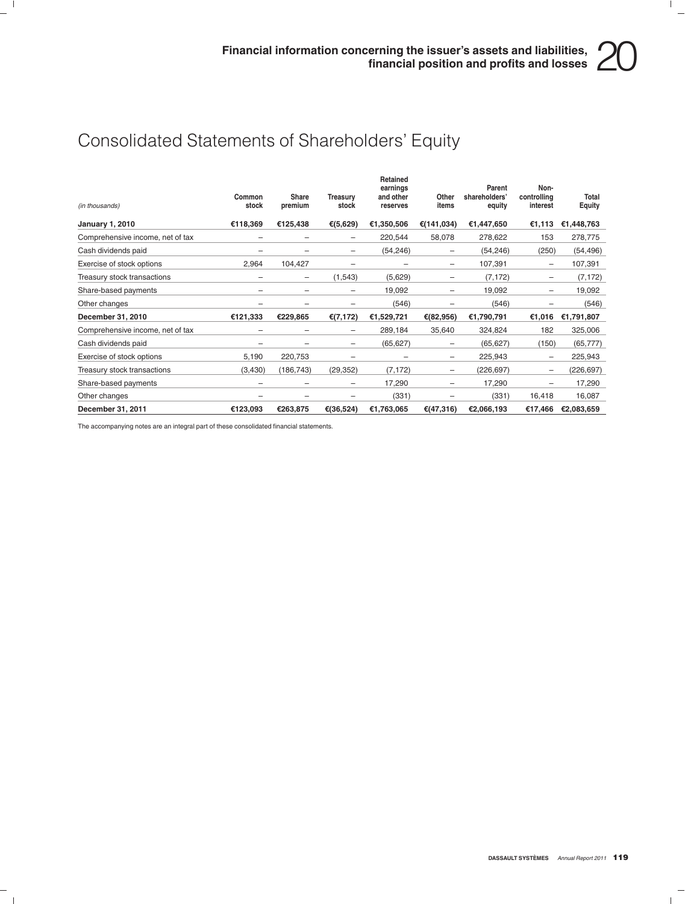# Consolidated Statements of Shareholders' Equity

| *(in thousands)* | Common stock | Share premium | Treasury stock | Retained earnings and other reserves | Other items | Parent shareholders' equity | Non-controlling interest | Total Equity |
|---|---|---|---|---|---|---|---|---|
| **January 1, 2010** | **€118,369** | **€125,438** | **€(5,629)** | **€1,350,506** | **€(141,034)** | **€1,447,650** | **€1,113** | **€1,448,763** |
| Comprehensive income, net of tax | – | – | – | 220,544 | 58,078 | 278,622 | 153 | 278,775 |
| Cash dividends paid | – | – | – | (54,246) | – | (54,246) | (250) | (54,496) |
| Exercise of stock options | 2,964 | 104,427 | – | – | – | 107,391 | – | 107,391 |
| Treasury stock transactions | – | – | (1,543) | (5,629) | – | (7,172) | – | (7,172) |
| Share-based payments | – | – | – | 19,092 | – | 19,092 | – | 19,092 |
| Other changes | – | – | – | (546) | – | (546) | – | (546) |
| **December 31, 2010** | **€121,333** | **€229,865** | **€(7,172)** | **€1,529,721** | **€(82,956)** | **€1,790,791** | **€1,016** | **€1,791,807** |
| Comprehensive income, net of tax | – | – | – | 289,184 | 35,640 | 324,824 | 182 | 325,006 |
| Cash dividends paid | – | – | – | (65,627) | – | (65,627) | (150) | (65,777) |
| Exercise of stock options | 5,190 | 220,753 | – | – | – | 225,943 | – | 225,943 |
| Treasury stock transactions | (3,430) | (186,743) | (29,352) | (7,172) | – | (226,697) | – | (226,697) |
| Share-based payments | – | – | – | 17,290 | – | 17,290 | – | 17,290 |
| Other changes | – | – | – | (331) | – | (331) | 16,418 | 16,087 |
| **December 31, 2011** | **€123,093** | **€263,875** | **€(36,524)** | **€1,763,065** | **€(47,316)** | **€2,066,193** | **€17,466** | **€2,083,659** |

The accompanying notes are an integral part of these consolidated financial statements.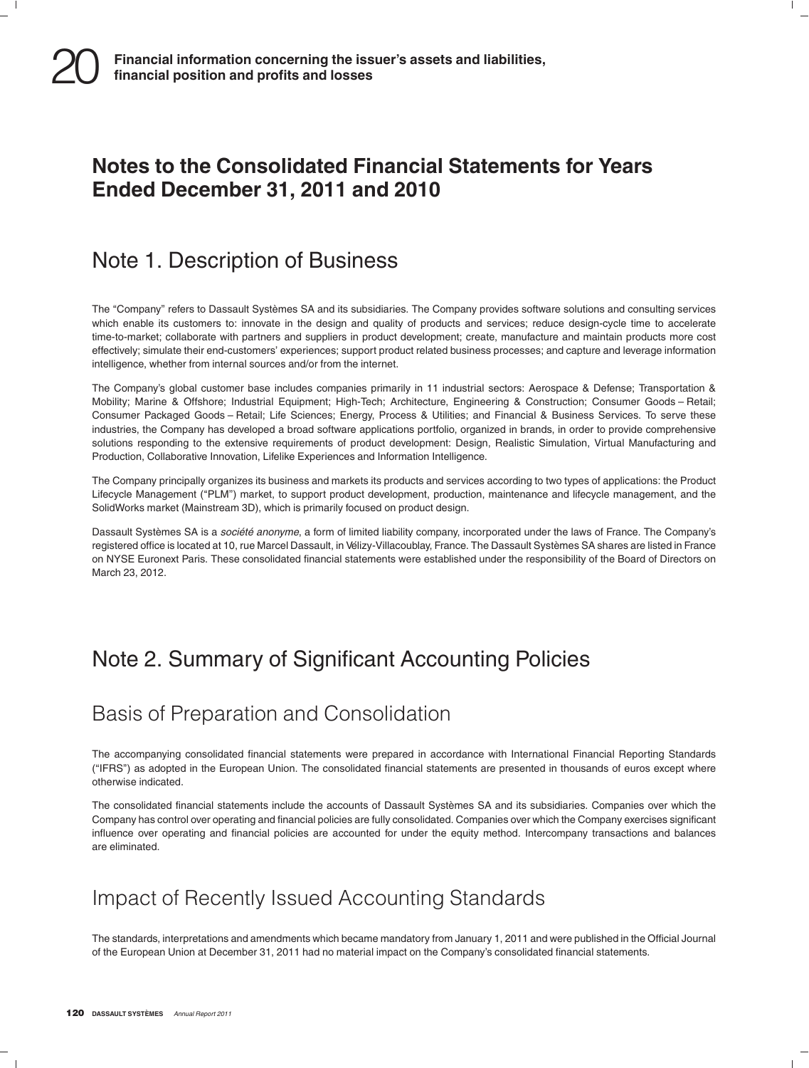# Notes to the Consolidated Financial Statements for Years Ended December 31, 2011 and 2010

## Note 1. Description of Business

The "Company" refers to Dassault Systèmes SA and its subsidiaries. The Company provides software solutions and consulting services which enable its customers to: innovate in the design and quality of products and services; reduce design-cycle time to accelerate time-to-market; collaborate with partners and suppliers in product development; create, manufacture and maintain products more cost effectively; simulate their end-customers' experiences; support product related business processes; and capture and leverage information intelligence, whether from internal sources and/or from the internet.

The Company's global customer base includes companies primarily in 11 industrial sectors: Aerospace & Defense; Transportation & Mobility; Marine & Offshore; Industrial Equipment; High-Tech; Architecture, Engineering & Construction; Consumer Goods – Retail; Consumer Packaged Goods – Retail; Life Sciences; Energy, Process & Utilities; and Financial & Business Services. To serve these industries, the Company has developed a broad software applications portfolio, organized in brands, in order to provide comprehensive solutions responding to the extensive requirements of product development: Design, Realistic Simulation, Virtual Manufacturing and Production, Collaborative Innovation, Lifelike Experiences and Information Intelligence.

The Company principally organizes its business and markets its products and services according to two types of applications: the Product Lifecycle Management ("PLM") market, to support product development, production, maintenance and lifecycle management, and the SolidWorks market (Mainstream 3D), which is primarily focused on product design.

Dassault Systèmes SA is a *société anonyme*, a form of limited liability company, incorporated under the laws of France. The Company's registered office is located at 10, rue Marcel Dassault, in Vélizy-Villacoublay, France. The Dassault Systèmes SA shares are listed in France on NYSE Euronext Paris. These consolidated financial statements were established under the responsibility of the Board of Directors on March 23, 2012.

## Note 2. Summary of Significant Accounting Policies

### Basis of Preparation and Consolidation

The accompanying consolidated financial statements were prepared in accordance with International Financial Reporting Standards ("IFRS") as adopted in the European Union. The consolidated financial statements are presented in thousands of euros except where otherwise indicated.

The consolidated financial statements include the accounts of Dassault Systèmes SA and its subsidiaries. Companies over which the Company has control over operating and financial policies are fully consolidated. Companies over which the Company exercises significant influence over operating and financial policies are accounted for under the equity method. Intercompany transactions and balances are eliminated.

### Impact of Recently Issued Accounting Standards

The standards, interpretations and amendments which became mandatory from January 1, 2011 and were published in the Official Journal of the European Union at December 31, 2011 had no material impact on the Company's consolidated financial statements.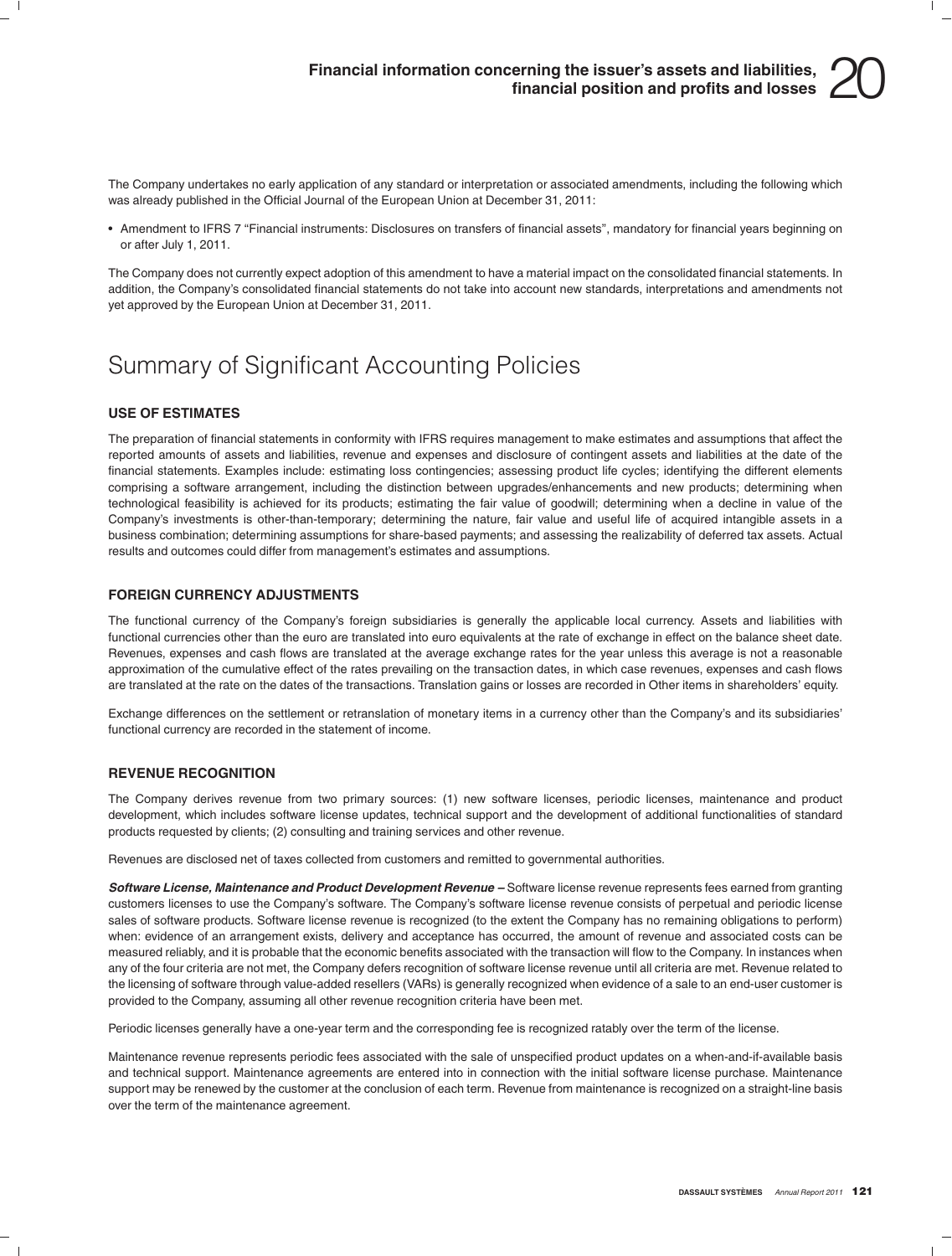The Company undertakes no early application of any standard or interpretation or associated amendments, including the following which was already published in the Official Journal of the European Union at December 31, 2011:

- Amendment to IFRS 7 "Financial instruments: Disclosures on transfers of financial assets", mandatory for financial years beginning on or after July 1, 2011.

The Company does not currently expect adoption of this amendment to have a material impact on the consolidated financial statements. In addition, the Company's consolidated financial statements do not take into account new standards, interpretations and amendments not yet approved by the European Union at December 31, 2011.

# Summary of Significant Accounting Policies

### USE OF ESTIMATES

The preparation of financial statements in conformity with IFRS requires management to make estimates and assumptions that affect the reported amounts of assets and liabilities, revenue and expenses and disclosure of contingent assets and liabilities at the date of the financial statements. Examples include: estimating loss contingencies; assessing product life cycles; identifying the different elements comprising a software arrangement, including the distinction between upgrades/enhancements and new products; determining when technological feasibility is achieved for its products; estimating the fair value of goodwill; determining when a decline in value of the Company's investments is other-than-temporary; determining the nature, fair value and useful life of acquired intangible assets in a business combination; determining assumptions for share-based payments; and assessing the realizability of deferred tax assets. Actual results and outcomes could differ from management's estimates and assumptions.

### FOREIGN CURRENCY ADJUSTMENTS

The functional currency of the Company's foreign subsidiaries is generally the applicable local currency. Assets and liabilities with functional currencies other than the euro are translated into euro equivalents at the rate of exchange in effect on the balance sheet date. Revenues, expenses and cash flows are translated at the average exchange rates for the year unless this average is not a reasonable approximation of the cumulative effect of the rates prevailing on the transaction dates, in which case revenues, expenses and cash flows are translated at the rate on the dates of the transactions. Translation gains or losses are recorded in Other items in shareholders' equity.

Exchange differences on the settlement or retranslation of monetary items in a currency other than the Company's and its subsidiaries' functional currency are recorded in the statement of income.

### REVENUE RECOGNITION

The Company derives revenue from two primary sources: (1) new software licenses, periodic licenses, maintenance and product development, which includes software license updates, technical support and the development of additional functionalities of standard products requested by clients; (2) consulting and training services and other revenue.

Revenues are disclosed net of taxes collected from customers and remitted to governmental authorities.

***Software License, Maintenance and Product Development Revenue –*** Software license revenue represents fees earned from granting customers licenses to use the Company's software. The Company's software license revenue consists of perpetual and periodic license sales of software products. Software license revenue is recognized (to the extent the Company has no remaining obligations to perform) when: evidence of an arrangement exists, delivery and acceptance has occurred, the amount of revenue and associated costs can be measured reliably, and it is probable that the economic benefits associated with the transaction will flow to the Company. In instances when any of the four criteria are not met, the Company defers recognition of software license revenue until all criteria are met. Revenue related to the licensing of software through value-added resellers (VARs) is generally recognized when evidence of a sale to an end-user customer is provided to the Company, assuming all other revenue recognition criteria have been met.

Periodic licenses generally have a one-year term and the corresponding fee is recognized ratably over the term of the license.

Maintenance revenue represents periodic fees associated with the sale of unspecified product updates on a when-and-if-available basis and technical support. Maintenance agreements are entered into in connection with the initial software license purchase. Maintenance support may be renewed by the customer at the conclusion of each term. Revenue from maintenance is recognized on a straight-line basis over the term of the maintenance agreement.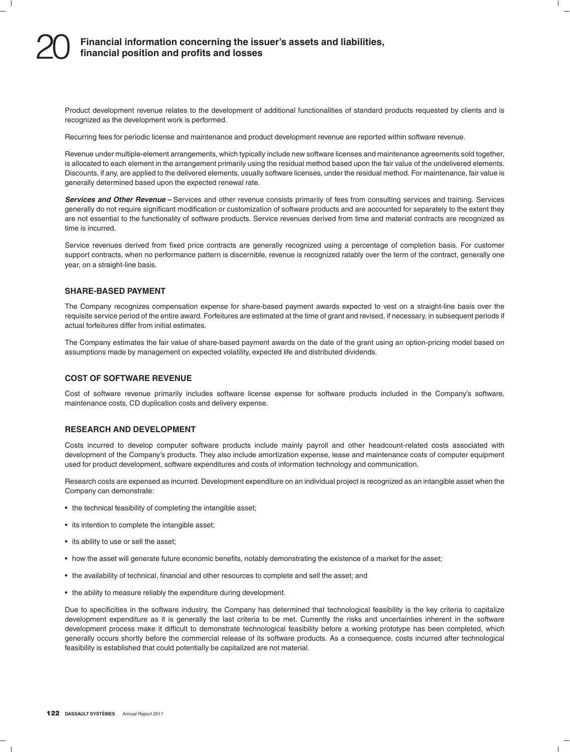Product development revenue relates to the development of additional functionalities of standard products requested by clients and is recognized as the development work is performed.

Recurring fees for periodic license and maintenance and product development revenue are reported within software revenue.

Revenue under multiple-element arrangements, which typically include new software licenses and maintenance agreements sold together, is allocated to each element in the arrangement primarily using the residual method based upon the fair value of the undelivered elements. Discounts, if any, are applied to the delivered elements, usually software licenses, under the residual method. For maintenance, fair value is generally determined based upon the expected renewal rate.

***Services and Other Revenue –*** Services and other revenue consists primarily of fees from consulting services and training. Services generally do not require significant modification or customization of software products and are accounted for separately to the extent they are not essential to the functionality of software products. Service revenues derived from time and material contracts are recognized as time is incurred.

Service revenues derived from fixed price contracts are generally recognized using a percentage of completion basis. For customer support contracts, when no performance pattern is discernible, revenue is recognized ratably over the term of the contract, generally one year, on a straight-line basis.

## SHARE-BASED PAYMENT

The Company recognizes compensation expense for share-based payment awards expected to vest on a straight-line basis over the requisite service period of the entire award. Forfeitures are estimated at the time of grant and revised, if necessary, in subsequent periods if actual forfeitures differ from initial estimates.

The Company estimates the fair value of share-based payment awards on the date of the grant using an option-pricing model based on assumptions made by management on expected volatility, expected life and distributed dividends.

## COST OF SOFTWARE REVENUE

Cost of software revenue primarily includes software license expense for software products included in the Company's software, maintenance costs, CD duplication costs and delivery expense.

## RESEARCH AND DEVELOPMENT

Costs incurred to develop computer software products include mainly payroll and other headcount-related costs associated with development of the Company's products. They also include amortization expense, lease and maintenance costs of computer equipment used for product development, software expenditures and costs of information technology and communication.

Research costs are expensed as incurred. Development expenditure on an individual project is recognized as an intangible asset when the Company can demonstrate:

- the technical feasibility of completing the intangible asset;
- its intention to complete the intangible asset;
- its ability to use or sell the asset;
- how the asset will generate future economic benefits, notably demonstrating the existence of a market for the asset;
- the availability of technical, financial and other resources to complete and sell the asset; and
- the ability to measure reliably the expenditure during development.

Due to specificities in the software industry, the Company has determined that technological feasibility is the key criteria to capitalize development expenditure as it is generally the last criteria to be met. Currently the risks and uncertainties inherent in the software development process make it difficult to demonstrate technological feasibility before a working prototype has been completed, which generally occurs shortly before the commercial release of its software products. As a consequence, costs incurred after technological feasibility is established that could potentially be capitalized are not material.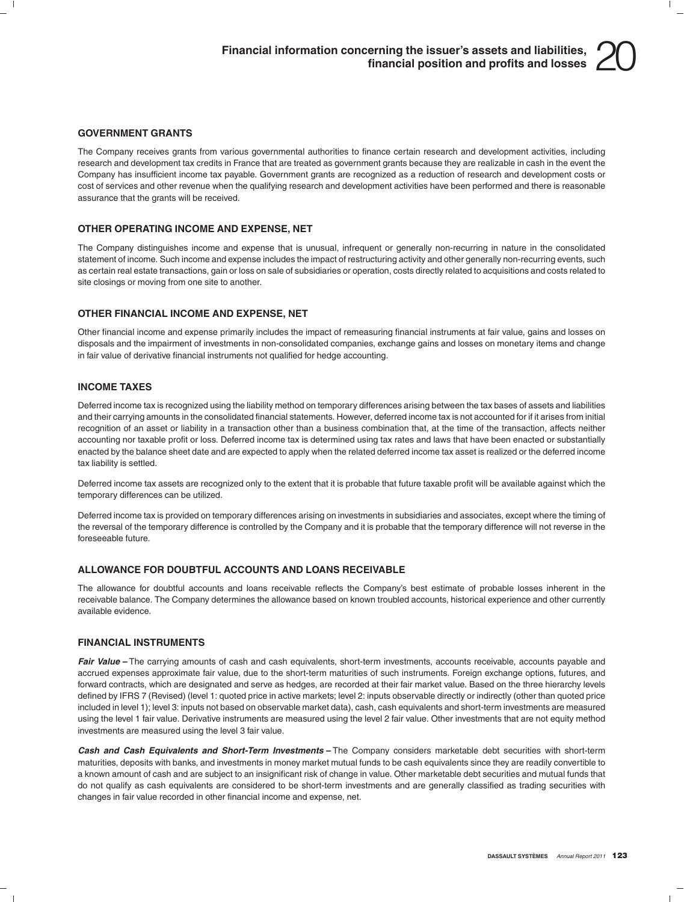## GOVERNMENT GRANTS

The Company receives grants from various governmental authorities to finance certain research and development activities, including research and development tax credits in France that are treated as government grants because they are realizable in cash in the event the Company has insufficient income tax payable. Government grants are recognized as a reduction of research and development costs or cost of services and other revenue when the qualifying research and development activities have been performed and there is reasonable assurance that the grants will be received.

## OTHER OPERATING INCOME AND EXPENSE, NET

The Company distinguishes income and expense that is unusual, infrequent or generally non-recurring in nature in the consolidated statement of income. Such income and expense includes the impact of restructuring activity and other generally non-recurring events, such as certain real estate transactions, gain or loss on sale of subsidiaries or operation, costs directly related to acquisitions and costs related to site closings or moving from one site to another.

## OTHER FINANCIAL INCOME AND EXPENSE, NET

Other financial income and expense primarily includes the impact of remeasuring financial instruments at fair value, gains and losses on disposals and the impairment of investments in non-consolidated companies, exchange gains and losses on monetary items and change in fair value of derivative financial instruments not qualified for hedge accounting.

## INCOME TAXES

Deferred income tax is recognized using the liability method on temporary differences arising between the tax bases of assets and liabilities and their carrying amounts in the consolidated financial statements. However, deferred income tax is not accounted for if it arises from initial recognition of an asset or liability in a transaction other than a business combination that, at the time of the transaction, affects neither accounting nor taxable profit or loss. Deferred income tax is determined using tax rates and laws that have been enacted or substantially enacted by the balance sheet date and are expected to apply when the related deferred income tax asset is realized or the deferred income tax liability is settled.

Deferred income tax assets are recognized only to the extent that it is probable that future taxable profit will be available against which the temporary differences can be utilized.

Deferred income tax is provided on temporary differences arising on investments in subsidiaries and associates, except where the timing of the reversal of the temporary difference is controlled by the Company and it is probable that the temporary difference will not reverse in the foreseeable future.

## ALLOWANCE FOR DOUBTFUL ACCOUNTS AND LOANS RECEIVABLE

The allowance for doubtful accounts and loans receivable reflects the Company's best estimate of probable losses inherent in the receivable balance. The Company determines the allowance based on known troubled accounts, historical experience and other currently available evidence.

## FINANCIAL INSTRUMENTS

***Fair Value –*** The carrying amounts of cash and cash equivalents, short-term investments, accounts receivable, accounts payable and accrued expenses approximate fair value, due to the short-term maturities of such instruments. Foreign exchange options, futures, and forward contracts, which are designated and serve as hedges, are recorded at their fair market value. Based on the three hierarchy levels defined by IFRS 7 (Revised) (level 1: quoted price in active markets; level 2: inputs observable directly or indirectly (other than quoted price included in level 1); level 3: inputs not based on observable market data), cash, cash equivalents and short-term investments are measured using the level 1 fair value. Derivative instruments are measured using the level 2 fair value. Other investments that are not equity method investments are measured using the level 3 fair value.

***Cash and Cash Equivalents and Short-Term Investments –*** The Company considers marketable debt securities with short-term maturities, deposits with banks, and investments in money market mutual funds to be cash equivalents since they are readily convertible to a known amount of cash and are subject to an insignificant risk of change in value. Other marketable debt securities and mutual funds that do not qualify as cash equivalents are considered to be short-term investments and are generally classified as trading securities with changes in fair value recorded in other financial income and expense, net.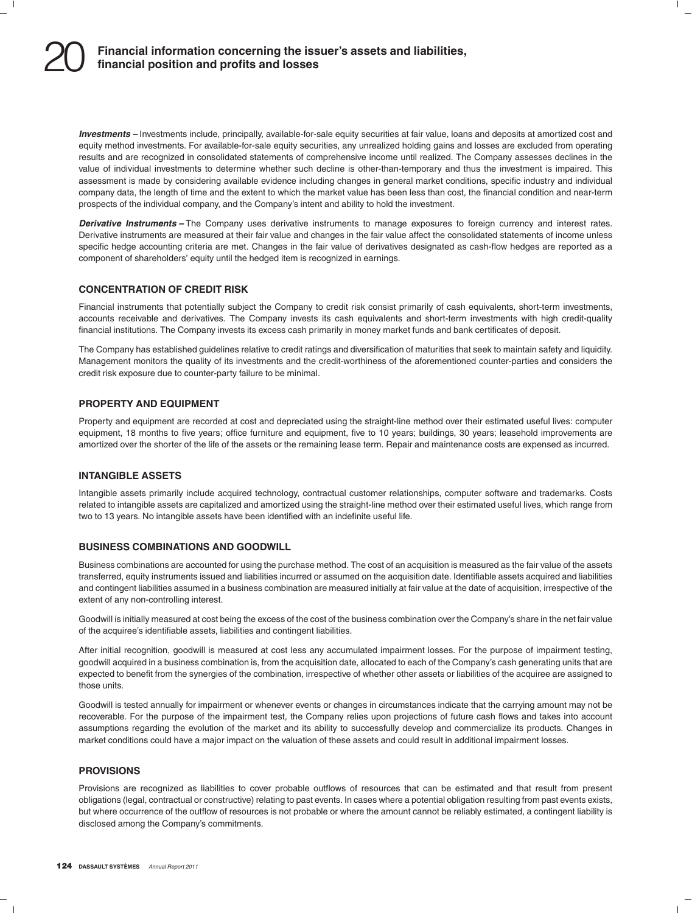***Investments –*** Investments include, principally, available-for-sale equity securities at fair value, loans and deposits at amortized cost and equity method investments. For available-for-sale equity securities, any unrealized holding gains and losses are excluded from operating results and are recognized in consolidated statements of comprehensive income until realized. The Company assesses declines in the value of individual investments to determine whether such decline is other-than-temporary and thus the investment is impaired. This assessment is made by considering available evidence including changes in general market conditions, specific industry and individual company data, the length of time and the extent to which the market value has been less than cost, the financial condition and near-term prospects of the individual company, and the Company's intent and ability to hold the investment.

***Derivative Instruments –*** The Company uses derivative instruments to manage exposures to foreign currency and interest rates. Derivative instruments are measured at their fair value and changes in the fair value affect the consolidated statements of income unless specific hedge accounting criteria are met. Changes in the fair value of derivatives designated as cash-flow hedges are reported as a component of shareholders' equity until the hedged item is recognized in earnings.

### CONCENTRATION OF CREDIT RISK

Financial instruments that potentially subject the Company to credit risk consist primarily of cash equivalents, short-term investments, accounts receivable and derivatives. The Company invests its cash equivalents and short-term investments with high credit-quality financial institutions. The Company invests its excess cash primarily in money market funds and bank certificates of deposit.

The Company has established guidelines relative to credit ratings and diversification of maturities that seek to maintain safety and liquidity. Management monitors the quality of its investments and the credit-worthiness of the aforementioned counter-parties and considers the credit risk exposure due to counter-party failure to be minimal.

### PROPERTY AND EQUIPMENT

Property and equipment are recorded at cost and depreciated using the straight-line method over their estimated useful lives: computer equipment, 18 months to five years; office furniture and equipment, five to 10 years; buildings, 30 years; leasehold improvements are amortized over the shorter of the life of the assets or the remaining lease term. Repair and maintenance costs are expensed as incurred.

### INTANGIBLE ASSETS

Intangible assets primarily include acquired technology, contractual customer relationships, computer software and trademarks. Costs related to intangible assets are capitalized and amortized using the straight-line method over their estimated useful lives, which range from two to 13 years. No intangible assets have been identified with an indefinite useful life.

### BUSINESS COMBINATIONS AND GOODWILL

Business combinations are accounted for using the purchase method. The cost of an acquisition is measured as the fair value of the assets transferred, equity instruments issued and liabilities incurred or assumed on the acquisition date. Identifiable assets acquired and liabilities and contingent liabilities assumed in a business combination are measured initially at fair value at the date of acquisition, irrespective of the extent of any non-controlling interest.

Goodwill is initially measured at cost being the excess of the cost of the business combination over the Company's share in the net fair value of the acquiree's identifiable assets, liabilities and contingent liabilities.

After initial recognition, goodwill is measured at cost less any accumulated impairment losses. For the purpose of impairment testing, goodwill acquired in a business combination is, from the acquisition date, allocated to each of the Company's cash generating units that are expected to benefit from the synergies of the combination, irrespective of whether other assets or liabilities of the acquiree are assigned to those units.

Goodwill is tested annually for impairment or whenever events or changes in circumstances indicate that the carrying amount may not be recoverable. For the purpose of the impairment test, the Company relies upon projections of future cash flows and takes into account assumptions regarding the evolution of the market and its ability to successfully develop and commercialize its products. Changes in market conditions could have a major impact on the valuation of these assets and could result in additional impairment losses.

### PROVISIONS

Provisions are recognized as liabilities to cover probable outflows of resources that can be estimated and that result from present obligations (legal, contractual or constructive) relating to past events. In cases where a potential obligation resulting from past events exists, but where occurrence of the outflow of resources is not probable or where the amount cannot be reliably estimated, a contingent liability is disclosed among the Company's commitments.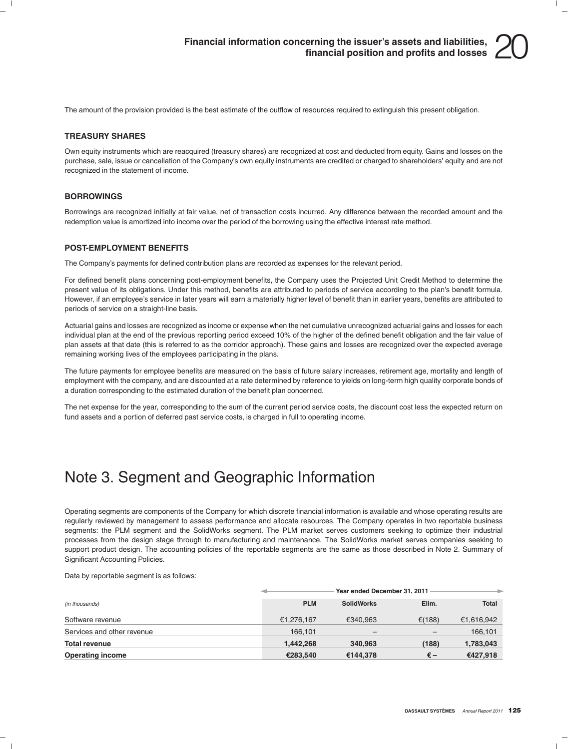The amount of the provision provided is the best estimate of the outflow of resources required to extinguish this present obligation.

### TREASURY SHARES

Own equity instruments which are reacquired (treasury shares) are recognized at cost and deducted from equity. Gains and losses on the purchase, sale, issue or cancellation of the Company's own equity instruments are credited or charged to shareholders' equity and are not recognized in the statement of income.

### BORROWINGS

Borrowings are recognized initially at fair value, net of transaction costs incurred. Any difference between the recorded amount and the redemption value is amortized into income over the period of the borrowing using the effective interest rate method.

### POST-EMPLOYMENT BENEFITS

The Company's payments for defined contribution plans are recorded as expenses for the relevant period.

For defined benefit plans concerning post-employment benefits, the Company uses the Projected Unit Credit Method to determine the present value of its obligations. Under this method, benefits are attributed to periods of service according to the plan's benefit formula. However, if an employee's service in later years will earn a materially higher level of benefit than in earlier years, benefits are attributed to periods of service on a straight-line basis.

Actuarial gains and losses are recognized as income or expense when the net cumulative unrecognized actuarial gains and losses for each individual plan at the end of the previous reporting period exceed 10% of the higher of the defined benefit obligation and the fair value of plan assets at that date (this is referred to as the corridor approach). These gains and losses are recognized over the expected average remaining working lives of the employees participating in the plans.

The future payments for employee benefits are measured on the basis of future salary increases, retirement age, mortality and length of employment with the company, and are discounted at a rate determined by reference to yields on long-term high quality corporate bonds of a duration corresponding to the estimated duration of the benefit plan concerned.

The net expense for the year, corresponding to the sum of the current period service costs, the discount cost less the expected return on fund assets and a portion of deferred past service costs, is charged in full to operating income.

# Note 3. Segment and Geographic Information

Operating segments are components of the Company for which discrete financial information is available and whose operating results are regularly reviewed by management to assess performance and allocate resources. The Company operates in two reportable business segments: the PLM segment and the SolidWorks segment. The PLM market serves customers seeking to optimize their industrial processes from the design stage through to manufacturing and maintenance. The SolidWorks market serves companies seeking to support product design. The accounting policies of the reportable segments are the same as those described in Note 2. Summary of Significant Accounting Policies.

Data by reportable segment is as follows:

| | Year ended December 31, 2011 | | | |
|---|---|---|---|---|
| *(in thousands)* | **PLM** | **SolidWorks** | **Elim.** | **Total** |
| Software revenue | €1,276,167 | €340,963 | €(188) | €1,616,942 |
| Services and other revenue | 166,101 | – | – | 166,101 |
| **Total revenue** | **1,442,268** | **340,963** | **(188)** | **1,783,043** |
| **Operating income** | **€283,540** | **€144,378** | **€ –** | **€427,918** |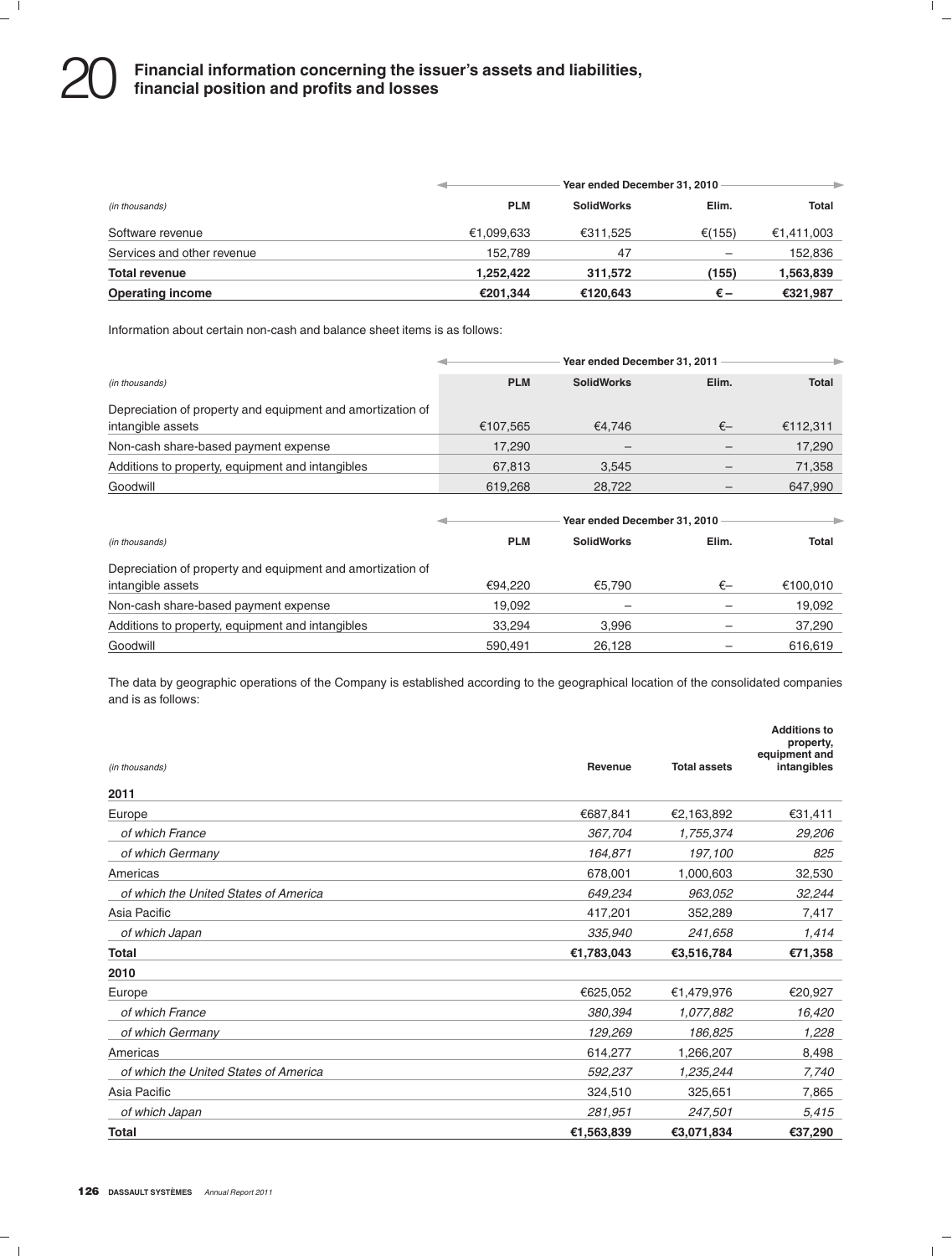| *(in thousands)* | Year ended December 31, 2010 | | | |
|---|---|---|---|---|
| | **PLM** | **SolidWorks** | **Elim.** | **Total** |
| Software revenue | €1,099,633 | €311,525 | €(155) | €1,411,003 |
| Services and other revenue | 152,789 | 47 | – | 152,836 |
| **Total revenue** | **1,252,422** | **311,572** | **(155)** | **1,563,839** |
| **Operating income** | **€201,344** | **€120,643** | **€ –** | **€321,987** |

Information about certain non-cash and balance sheet items is as follows:

| *(in thousands)* | Year ended December 31, 2011 | | | |
|---|---|---|---|---|
| | **PLM** | **SolidWorks** | **Elim.** | **Total** |
| Depreciation of property and equipment and amortization of intangible assets | €107,565 | €4,746 | €– | €112,311 |
| Non-cash share-based payment expense | 17,290 | – | – | 17,290 |
| Additions to property, equipment and intangibles | 67,813 | 3,545 | – | 71,358 |
| Goodwill | 619,268 | 28,722 | – | 647,990 |

| *(in thousands)* | Year ended December 31, 2010 | | | |
|---|---|---|---|---|
| | **PLM** | **SolidWorks** | **Elim.** | **Total** |
| Depreciation of property and equipment and amortization of intangible assets | €94,220 | €5,790 | €– | €100,010 |
| Non-cash share-based payment expense | 19,092 | – | – | 19,092 |
| Additions to property, equipment and intangibles | 33,294 | 3,996 | – | 37,290 |
| Goodwill | 590,491 | 26,128 | – | 616,619 |

The data by geographic operations of the Company is established according to the geographical location of the consolidated companies and is as follows:

| *(in thousands)* | **Revenue** | **Total assets** | **Additions to property, equipment and intangibles** |
|---|---|---|---|
| **2011** | | | |
| Europe | €687,841 | €2,163,892 | €31,411 |
| *of which France* | *367,704* | *1,755,374* | *29,206* |
| *of which Germany* | *164,871* | *197,100* | *825* |
| Americas | 678,001 | 1,000,603 | 32,530 |
| *of which the United States of America* | *649,234* | *963,052* | *32,244* |
| Asia Pacific | 417,201 | 352,289 | 7,417 |
| *of which Japan* | *335,940* | *241,658* | *1,414* |
| **Total** | **€1,783,043** | **€3,516,784** | **€71,358** |
| **2010** | | | |
| Europe | €625,052 | €1,479,976 | €20,927 |
| *of which France* | *380,394* | *1,077,882* | *16,420* |
| *of which Germany* | *129,269* | *186,825* | *1,228* |
| Americas | 614,277 | 1,266,207 | 8,498 |
| *of which the United States of America* | *592,237* | *1,235,244* | *7,740* |
| Asia Pacific | 324,510 | 325,651 | 7,865 |
| *of which Japan* | *281,951* | *247,501* | *5,415* |
| **Total** | **€1,563,839** | **€3,071,834** | **€37,290** |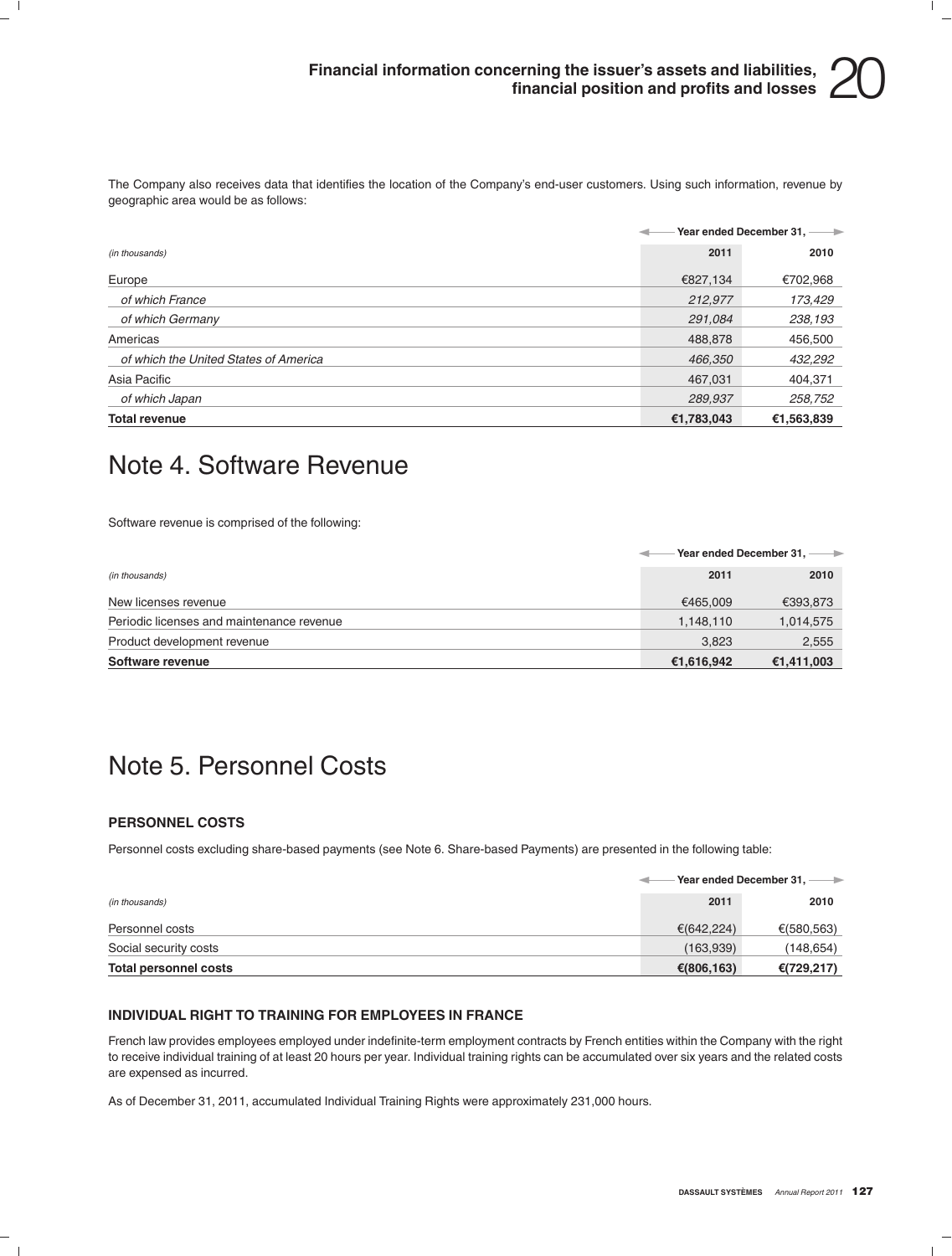The Company also receives data that identifies the location of the Company's end-user customers. Using such information, revenue by geographic area would be as follows:

| (in thousands) | Year ended December 31, 2011 | 2010 |
|---|---|---|
| Europe | €827,134 | €702,968 |
| *of which France* | *212,977* | *173,429* |
| *of which Germany* | *291,084* | *238,193* |
| Americas | 488,878 | 456,500 |
| *of which the United States of America* | *466,350* | *432,292* |
| Asia Pacific | 467,031 | 404,371 |
| *of which Japan* | *289,937* | *258,752* |
| **Total revenue** | **€1,783,043** | **€1,563,839** |

# Note 4. Software Revenue

Software revenue is comprised of the following:

| (in thousands) | Year ended December 31, 2011 | 2010 |
|---|---|---|
| New licenses revenue | €465,009 | €393,873 |
| Periodic licenses and maintenance revenue | 1,148,110 | 1,014,575 |
| Product development revenue | 3,823 | 2,555 |
| **Software revenue** | **€1,616,942** | **€1,411,003** |

# Note 5. Personnel Costs

## PERSONNEL COSTS

Personnel costs excluding share-based payments (see Note 6. Share-based Payments) are presented in the following table:

| (in thousands) | Year ended December 31, 2011 | 2010 |
|---|---|---|
| Personnel costs | €(642,224) | €(580,563) |
| Social security costs | (163,939) | (148,654) |
| **Total personnel costs** | **€(806,163)** | **€(729,217)** |

## INDIVIDUAL RIGHT TO TRAINING FOR EMPLOYEES IN FRANCE

French law provides employees employed under indefinite-term employment contracts by French entities within the Company with the right to receive individual training of at least 20 hours per year. Individual training rights can be accumulated over six years and the related costs are expensed as incurred.

As of December 31, 2011, accumulated Individual Training Rights were approximately 231,000 hours.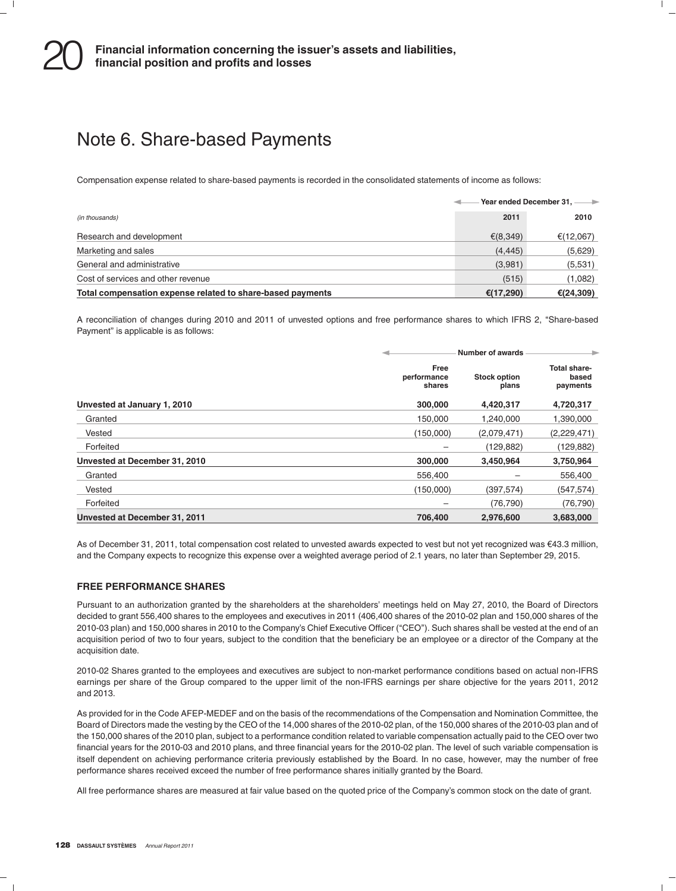# Note 6. Share-based Payments

Compensation expense related to share-based payments is recorded in the consolidated statements of income as follows:

| *(in thousands)* | Year ended December 31, 2011 | 2010 |
|---|---|---|
| Research and development | €(8,349) | €(12,067) |
| Marketing and sales | (4,445) | (5,629) |
| General and administrative | (3,981) | (5,531) |
| Cost of services and other revenue | (515) | (1,082) |
| **Total compensation expense related to share-based payments** | **€(17,290)** | **€(24,309)** |

A reconciliation of changes during 2010 and 2011 of unvested options and free performance shares to which IFRS 2, "Share-based Payment" is applicable is as follows:

| | Number of awards | | |
|---|---|---|---|
| | Free performance shares | Stock option plans | Total share-based payments |
| **Unvested at January 1, 2010** | **300,000** | **4,420,317** | **4,720,317** |
| Granted | 150,000 | 1,240,000 | 1,390,000 |
| Vested | (150,000) | (2,079,471) | (2,229,471) |
| Forfeited | – | (129,882) | (129,882) |
| **Unvested at December 31, 2010** | **300,000** | **3,450,964** | **3,750,964** |
| Granted | 556,400 | – | 556,400 |
| Vested | (150,000) | (397,574) | (547,574) |
| Forfeited | – | (76,790) | (76,790) |
| **Unvested at December 31, 2011** | **706,400** | **2,976,600** | **3,683,000** |

As of December 31, 2011, total compensation cost related to unvested awards expected to vest but not yet recognized was €43.3 million, and the Company expects to recognize this expense over a weighted average period of 2.1 years, no later than September 29, 2015.

### FREE PERFORMANCE SHARES

Pursuant to an authorization granted by the shareholders at the shareholders' meetings held on May 27, 2010, the Board of Directors decided to grant 556,400 shares to the employees and executives in 2011 (406,400 shares of the 2010-02 plan and 150,000 shares of the 2010-03 plan) and 150,000 shares in 2010 to the Company's Chief Executive Officer ("CEO"). Such shares shall be vested at the end of an acquisition period of two to four years, subject to the condition that the beneficiary be an employee or a director of the Company at the acquisition date.

2010-02 Shares granted to the employees and executives are subject to non-market performance conditions based on actual non-IFRS earnings per share of the Group compared to the upper limit of the non-IFRS earnings per share objective for the years 2011, 2012 and 2013.

As provided for in the Code AFEP-MEDEF and on the basis of the recommendations of the Compensation and Nomination Committee, the Board of Directors made the vesting by the CEO of the 14,000 shares of the 2010-02 plan, of the 150,000 shares of the 2010-03 plan and of the 150,000 shares of the 2010 plan, subject to a performance condition related to variable compensation actually paid to the CEO over two financial years for the 2010-03 and 2010 plans, and three financial years for the 2010-02 plan. The level of such variable compensation is itself dependent on achieving performance criteria previously established by the Board. In no case, however, may the number of free performance shares received exceed the number of free performance shares initially granted by the Board.

All free performance shares are measured at fair value based on the quoted price of the Company's common stock on the date of grant.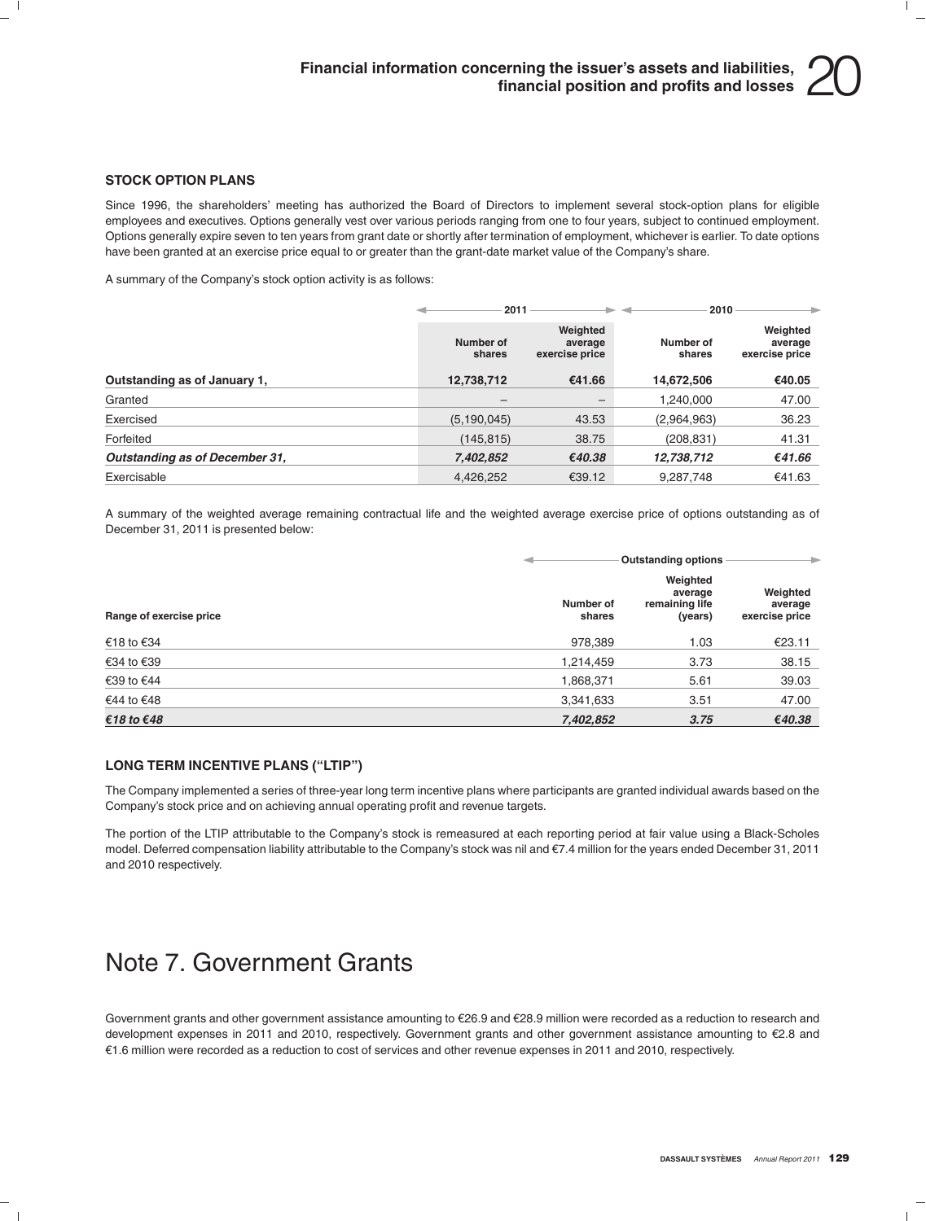### STOCK OPTION PLANS

Since 1996, the shareholders' meeting has authorized the Board of Directors to implement several stock-option plans for eligible employees and executives. Options generally vest over various periods ranging from one to four years, subject to continued employment. Options generally expire seven to ten years from grant date or shortly after termination of employment, whichever is earlier. To date options have been granted at an exercise price equal to or greater than the grant-date market value of the Company's share.

A summary of the Company's stock option activity is as follows:

| | 2011 | | 2010 | |
|---|---|---|---|---|
| | Number of shares | Weighted average exercise price | Number of shares | Weighted average exercise price |
| **Outstanding as of January 1,** | **12,738,712** | **€41.66** | **14,672,506** | **€40.05** |
| Granted | – | – | 1,240,000 | 47.00 |
| Exercised | (5,190,045) | 43.53 | (2,964,963) | 36.23 |
| Forfeited | (145,815) | 38.75 | (208,831) | 41.31 |
| ***Outstanding as of December 31,*** | ***7,402,852*** | ***€40.38*** | ***12,738,712*** | ***€41.66*** |
| Exercisable | 4,426,252 | €39.12 | 9,287,748 | €41.63 |

A summary of the weighted average remaining contractual life and the weighted average exercise price of options outstanding as of December 31, 2011 is presented below:

| | Outstanding options | | |
|---|---|---|---|
| Range of exercise price | Number of shares | Weighted average remaining life (years) | Weighted average exercise price |
| €18 to €34 | 978,389 | 1.03 | €23.11 |
| €34 to €39 | 1,214,459 | 3.73 | 38.15 |
| €39 to €44 | 1,868,371 | 5.61 | 39.03 |
| €44 to €48 | 3,341,633 | 3.51 | 47.00 |
| ***€18 to €48*** | ***7,402,852*** | ***3.75*** | ***€40.38*** |

### LONG TERM INCENTIVE PLANS ("LTIP")

The Company implemented a series of three-year long term incentive plans where participants are granted individual awards based on the Company's stock price and on achieving annual operating profit and revenue targets.

The portion of the LTIP attributable to the Company's stock is remeasured at each reporting period at fair value using a Black-Scholes model. Deferred compensation liability attributable to the Company's stock was nil and €7.4 million for the years ended December 31, 2011 and 2010 respectively.

# Note 7. Government Grants

Government grants and other government assistance amounting to €26.9 and €28.9 million were recorded as a reduction to research and development expenses in 2011 and 2010, respectively. Government grants and other government assistance amounting to €2.8 and €1.6 million were recorded as a reduction to cost of services and other revenue expenses in 2011 and 2010, respectively.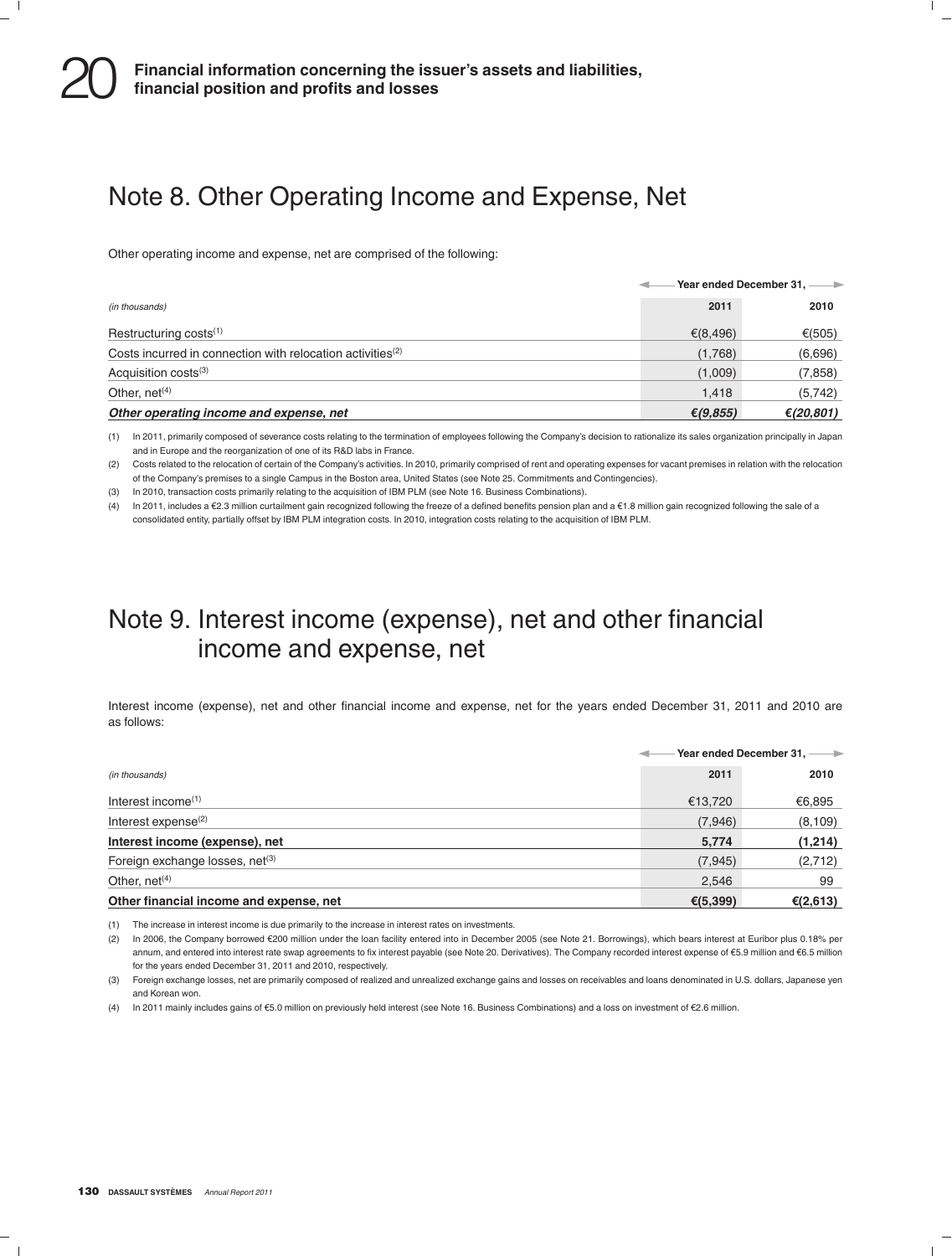## Note 8. Other Operating Income and Expense, Net

Other operating income and expense, net are comprised of the following:

| *(in thousands)* | Year ended December 31, 2011 | 2010 |
|---|---|---|
| Restructuring costs[(1)] | €(8,496) | €(505) |
| Costs incurred in connection with relocation activities[(2)] | (1,768) | (6,696) |
| Acquisition costs[(3)] | (1,009) | (7,858) |
| Other, net[(4)] | 1,418 | (5,742) |
| ***Other operating income and expense, net*** | ***€(9,855)*** | ***€(20,801)*** |

(1) In 2011, primarily composed of severance costs relating to the termination of employees following the Company's decision to rationalize its sales organization principally in Japan and in Europe and the reorganization of one of its R&D labs in France.

(2) Costs related to the relocation of certain of the Company's activities. In 2010, primarily comprised of rent and operating expenses for vacant premises in relation with the relocation of the Company's premises to a single Campus in the Boston area, United States (see Note 25. Commitments and Contingencies).

(3) In 2010, transaction costs primarily relating to the acquisition of IBM PLM (see Note 16. Business Combinations).

(4) In 2011, includes a €2.3 million curtailment gain recognized following the freeze of a defined benefits pension plan and a €1.8 million gain recognized following the sale of a consolidated entity, partially offset by IBM PLM integration costs. In 2010, integration costs relating to the acquisition of IBM PLM.

## Note 9. Interest income (expense), net and other financial income and expense, net

Interest income (expense), net and other financial income and expense, net for the years ended December 31, 2011 and 2010 are as follows:

| *(in thousands)* | Year ended December 31, 2011 | 2010 |
|---|---|---|
| Interest income[(1)] | €13,720 | €6,895 |
| Interest expense[(2)] | (7,946) | (8,109) |
| **Interest income (expense), net** | **5,774** | **(1,214)** |
| Foreign exchange losses, net[(3)] | (7,945) | (2,712) |
| Other, net[(4)] | 2,546 | 99 |
| **Other financial income and expense, net** | **€(5,399)** | **€(2,613)** |

(1) The increase in interest income is due primarily to the increase in interest rates on investments.

(2) In 2006, the Company borrowed €200 million under the loan facility entered into in December 2005 (see Note 21. Borrowings), which bears interest at Euribor plus 0.18% per annum, and entered into interest rate swap agreements to fix interest payable (see Note 20. Derivatives). The Company recorded interest expense of €5.9 million and €6.5 million for the years ended December 31, 2011 and 2010, respectively.

(3) Foreign exchange losses, net are primarily composed of realized and unrealized exchange gains and losses on receivables and loans denominated in U.S. dollars, Japanese yen and Korean won.

(4) In 2011 mainly includes gains of €5.0 million on previously held interest (see Note 16. Business Combinations) and a loss on investment of €2.6 million.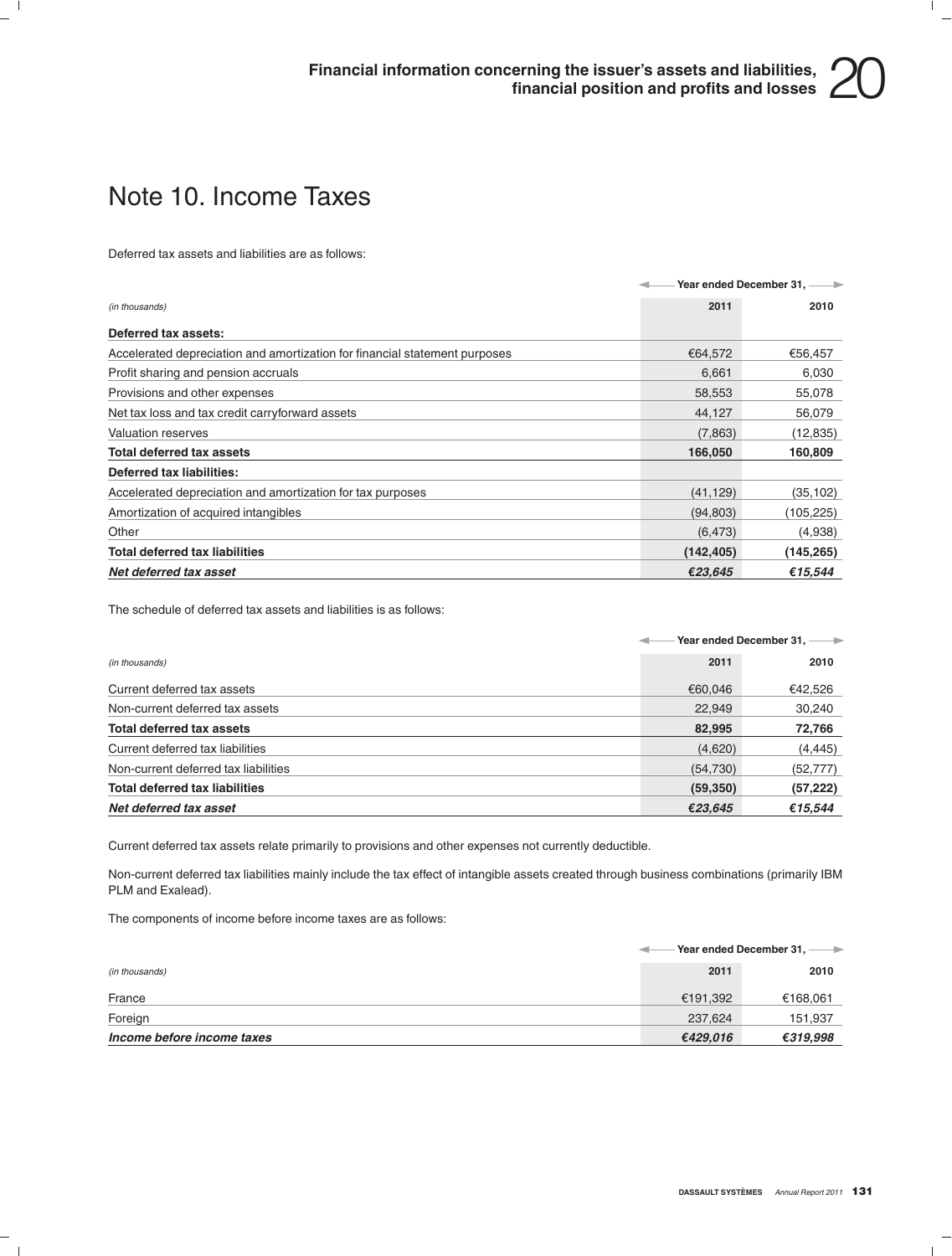# Note 10. Income Taxes

Deferred tax assets and liabilities are as follows:

| *(in thousands)* | Year ended December 31, 2011 | 2010 |
|---|---|---|
| **Deferred tax assets:** | | |
| Accelerated depreciation and amortization for financial statement purposes | €64,572 | €56,457 |
| Profit sharing and pension accruals | 6,661 | 6,030 |
| Provisions and other expenses | 58,553 | 55,078 |
| Net tax loss and tax credit carryforward assets | 44,127 | 56,079 |
| Valuation reserves | (7,863) | (12,835) |
| **Total deferred tax assets** | **166,050** | **160,809** |
| **Deferred tax liabilities:** | | |
| Accelerated depreciation and amortization for tax purposes | (41,129) | (35,102) |
| Amortization of acquired intangibles | (94,803) | (105,225) |
| Other | (6,473) | (4,938) |
| **Total deferred tax liabilities** | **(142,405)** | **(145,265)** |
| ***Net deferred tax asset*** | ***€23,645*** | ***€15,544*** |

The schedule of deferred tax assets and liabilities is as follows:

| *(in thousands)* | Year ended December 31, 2011 | 2010 |
|---|---|---|
| Current deferred tax assets | €60,046 | €42,526 |
| Non-current deferred tax assets | 22,949 | 30,240 |
| **Total deferred tax assets** | **82,995** | **72,766** |
| Current deferred tax liabilities | (4,620) | (4,445) |
| Non-current deferred tax liabilities | (54,730) | (52,777) |
| **Total deferred tax liabilities** | **(59,350)** | **(57,222)** |
| ***Net deferred tax asset*** | ***€23,645*** | ***€15,544*** |

Current deferred tax assets relate primarily to provisions and other expenses not currently deductible.

Non-current deferred tax liabilities mainly include the tax effect of intangible assets created through business combinations (primarily IBM PLM and Exalead).

The components of income before income taxes are as follows:

| *(in thousands)* | Year ended December 31, 2011 | 2010 |
|---|---|---|
| France | €191,392 | €168,061 |
| Foreign | 237,624 | 151,937 |
| ***Income before income taxes*** | ***€429,016*** | ***€319,998*** |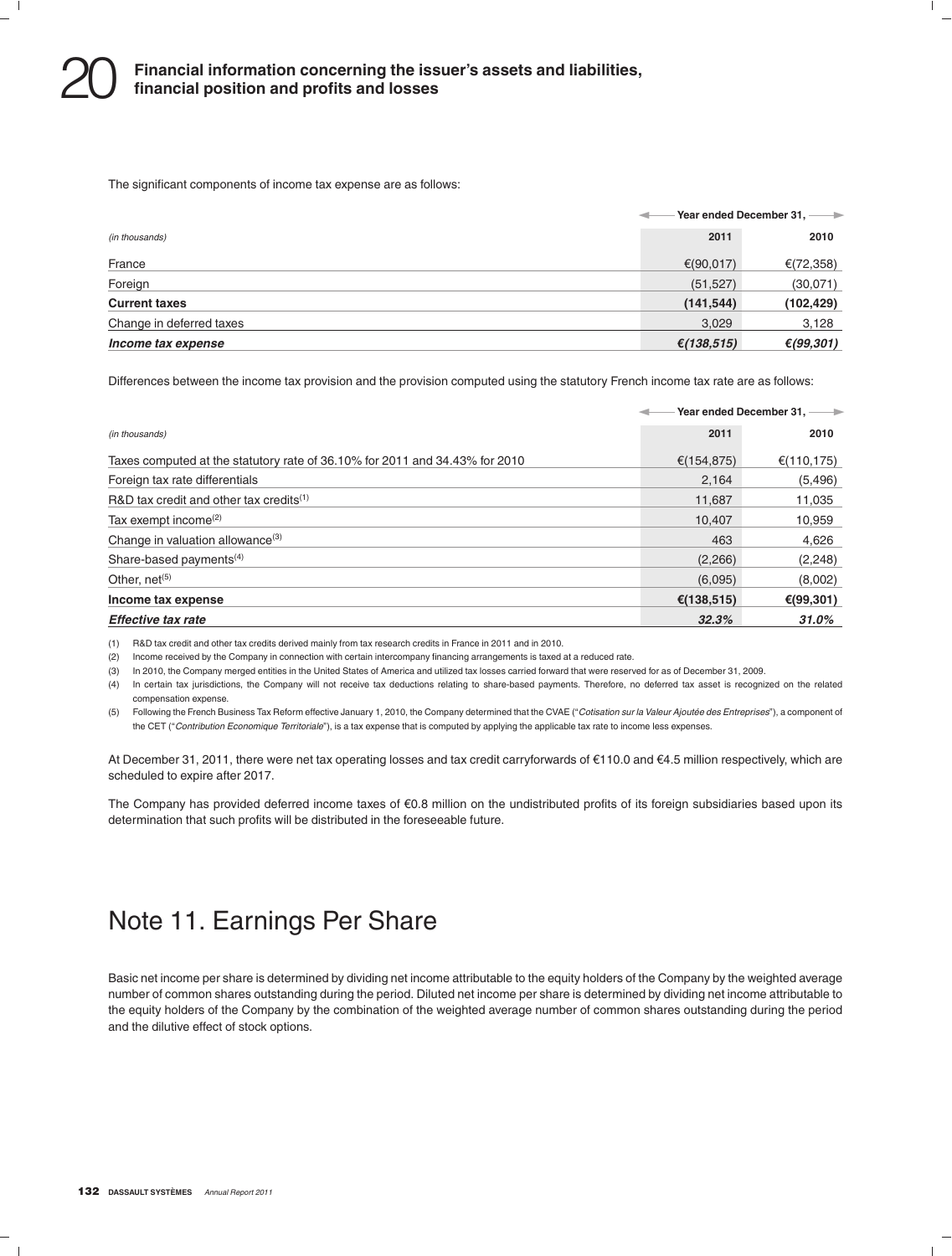The significant components of income tax expense are as follows:

| *(in thousands)* | Year ended December 31, 2011 | 2010 |
|---|---|---|
| France | €(90,017) | €(72,358) |
| Foreign | (51,527) | (30,071) |
| **Current taxes** | **(141,544)** | **(102,429)** |
| Change in deferred taxes | 3,029 | 3,128 |
| ***Income tax expense*** | ***€(138,515)*** | ***€(99,301)*** |

Differences between the income tax provision and the provision computed using the statutory French income tax rate are as follows:

| *(in thousands)* | Year ended December 31, 2011 | 2010 |
|---|---|---|
| Taxes computed at the statutory rate of 36.10% for 2011 and 34.43% for 2010 | €(154,875) | €(110,175) |
| Foreign tax rate differentials | 2,164 | (5,496) |
| R&D tax credit and other tax credits[1] | 11,687 | 11,035 |
| Tax exempt income[2] | 10,407 | 10,959 |
| Change in valuation allowance[3] | 463 | 4,626 |
| Share-based payments[4] | (2,266) | (2,248) |
| Other, net[5] | (6,095) | (8,002) |
| **Income tax expense** | **€(138,515)** | **€(99,301)** |
| ***Effective tax rate*** | ***32.3%*** | ***31.0%*** |

(1) R&D tax credit and other tax credits derived mainly from tax research credits in France in 2011 and in 2010.

(2) Income received by the Company in connection with certain intercompany financing arrangements is taxed at a reduced rate.

(3) In 2010, the Company merged entities in the United States of America and utilized tax losses carried forward that were reserved for as of December 31, 2009.

(4) In certain tax jurisdictions, the Company will not receive tax deductions relating to share-based payments. Therefore, no deferred tax asset is recognized on the related compensation expense.

(5) Following the French Business Tax Reform effective January 1, 2010, the Company determined that the CVAE ("*Cotisation sur la Valeur Ajoutée des Entreprises*"), a component of the CET ("*Contribution Economique Territoriale*"), is a tax expense that is computed by applying the applicable tax rate to income less expenses.

At December 31, 2011, there were net tax operating losses and tax credit carryforwards of €110.0 and €4.5 million respectively, which are scheduled to expire after 2017.

The Company has provided deferred income taxes of €0.8 million on the undistributed profits of its foreign subsidiaries based upon its determination that such profits will be distributed in the foreseeable future.

# Note 11. Earnings Per Share

Basic net income per share is determined by dividing net income attributable to the equity holders of the Company by the weighted average number of common shares outstanding during the period. Diluted net income per share is determined by dividing net income attributable to the equity holders of the Company by the combination of the weighted average number of common shares outstanding during the period and the dilutive effect of stock options.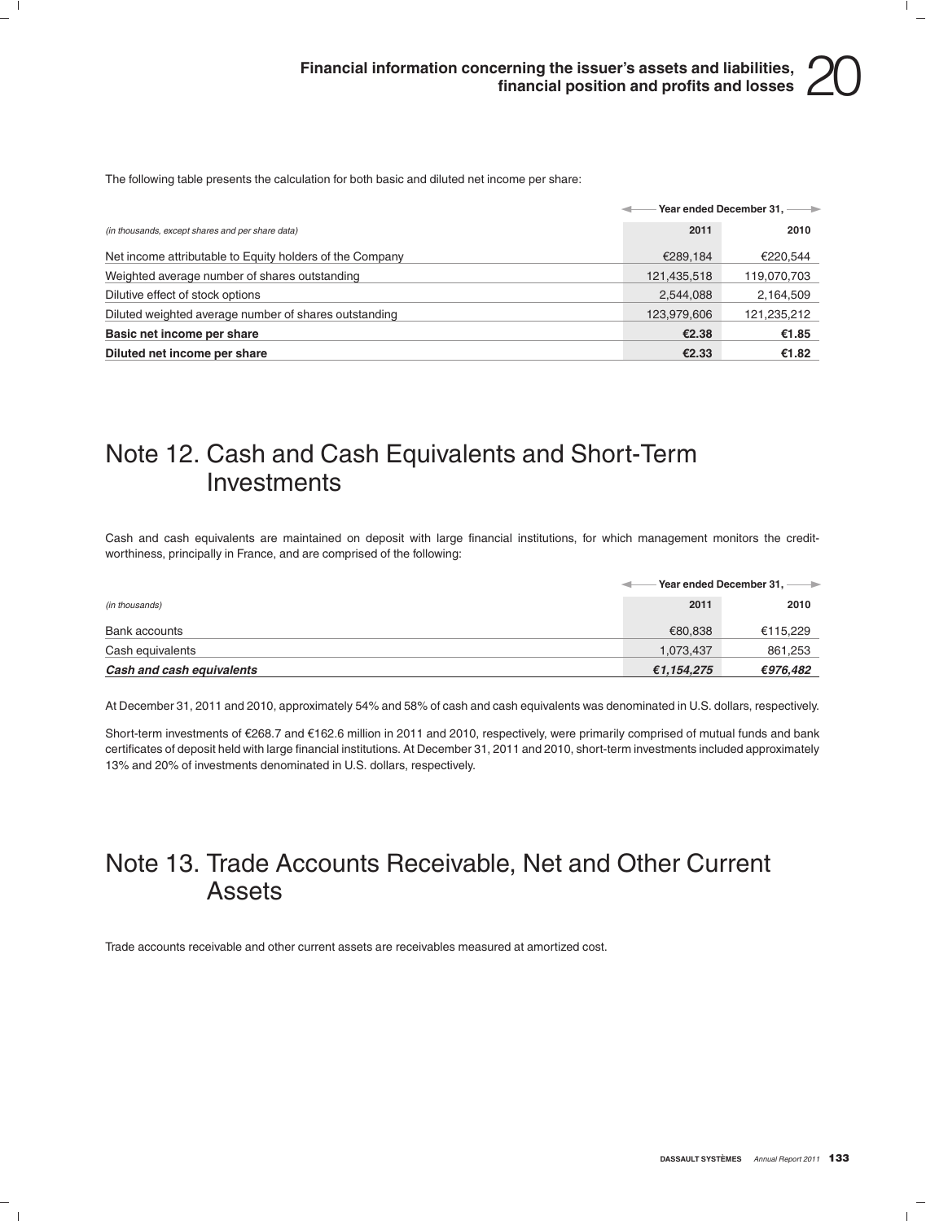The following table presents the calculation for both basic and diluted net income per share:

| *(in thousands, except shares and per share data)* | Year ended December 31, 2011 | 2010 |
|---|---|---|
| Net income attributable to Equity holders of the Company | €289,184 | €220,544 |
| Weighted average number of shares outstanding | 121,435,518 | 119,070,703 |
| Dilutive effect of stock options | 2,544,088 | 2,164,509 |
| Diluted weighted average number of shares outstanding | 123,979,606 | 121,235,212 |
| **Basic net income per share** | **€2.38** | **€1.85** |
| **Diluted net income per share** | **€2.33** | **€1.82** |

# Note 12. Cash and Cash Equivalents and Short-Term Investments

Cash and cash equivalents are maintained on deposit with large financial institutions, for which management monitors the credit-worthiness, principally in France, and are comprised of the following:

| *(in thousands)* | Year ended December 31, 2011 | 2010 |
|---|---|---|
| Bank accounts | €80,838 | €115,229 |
| Cash equivalents | 1,073,437 | 861,253 |
| ***Cash and cash equivalents*** | ***€1,154,275*** | ***€976,482*** |

At December 31, 2011 and 2010, approximately 54% and 58% of cash and cash equivalents was denominated in U.S. dollars, respectively.

Short-term investments of €268.7 and €162.6 million in 2011 and 2010, respectively, were primarily comprised of mutual funds and bank certificates of deposit held with large financial institutions. At December 31, 2011 and 2010, short-term investments included approximately 13% and 20% of investments denominated in U.S. dollars, respectively.

# Note 13. Trade Accounts Receivable, Net and Other Current Assets

Trade accounts receivable and other current assets are receivables measured at amortized cost.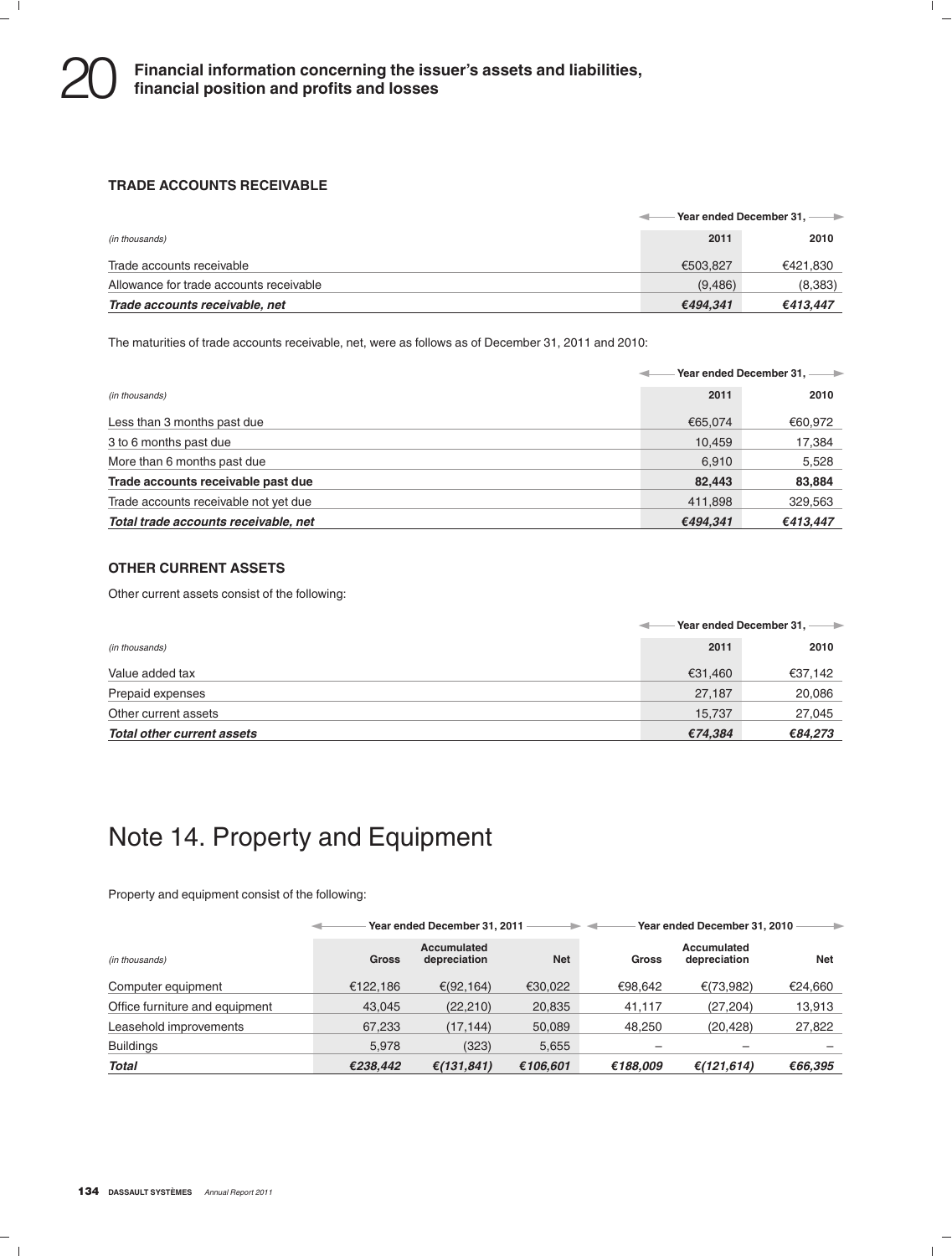### TRADE ACCOUNTS RECEIVABLE

| *(in thousands)* | Year ended December 31, 2011 | 2010 |
|---|---|---|
| Trade accounts receivable | €503,827 | €421,830 |
| Allowance for trade accounts receivable | (9,486) | (8,383) |
| ***Trade accounts receivable, net*** | ***€494,341*** | ***€413,447*** |

The maturities of trade accounts receivable, net, were as follows as of December 31, 2011 and 2010:

| *(in thousands)* | Year ended December 31, 2011 | 2010 |
|---|---|---|
| Less than 3 months past due | €65,074 | €60,972 |
| 3 to 6 months past due | 10,459 | 17,384 |
| More than 6 months past due | 6,910 | 5,528 |
| **Trade accounts receivable past due** | **82,443** | **83,884** |
| Trade accounts receivable not yet due | 411,898 | 329,563 |
| ***Total trade accounts receivable, net*** | ***€494,341*** | ***€413,447*** |

### OTHER CURRENT ASSETS

Other current assets consist of the following:

| *(in thousands)* | Year ended December 31, 2011 | 2010 |
|---|---|---|
| Value added tax | €31,460 | €37,142 |
| Prepaid expenses | 27,187 | 20,086 |
| Other current assets | 15,737 | 27,045 |
| ***Total other current assets*** | ***€74,384*** | ***€84,273*** |

# Note 14. Property and Equipment

Property and equipment consist of the following:

| | Year ended December 31, 2011 | | | Year ended December 31, 2010 | | |
|---|---|---|---|---|---|---|
| *(in thousands)* | Gross | Accumulated depreciation | Net | Gross | Accumulated depreciation | Net |
| Computer equipment | €122,186 | €(92,164) | €30,022 | €98,642 | €(73,982) | €24,660 |
| Office furniture and equipment | 43,045 | (22,210) | 20,835 | 41,117 | (27,204) | 13,913 |
| Leasehold improvements | 67,233 | (17,144) | 50,089 | 48,250 | (20,428) | 27,822 |
| Buildings | 5,978 | (323) | 5,655 | – | – | – |
| ***Total*** | ***€238,442*** | ***€(131,841)*** | ***€106,601*** | ***€188,009*** | ***€(121,614)*** | ***€66,395*** |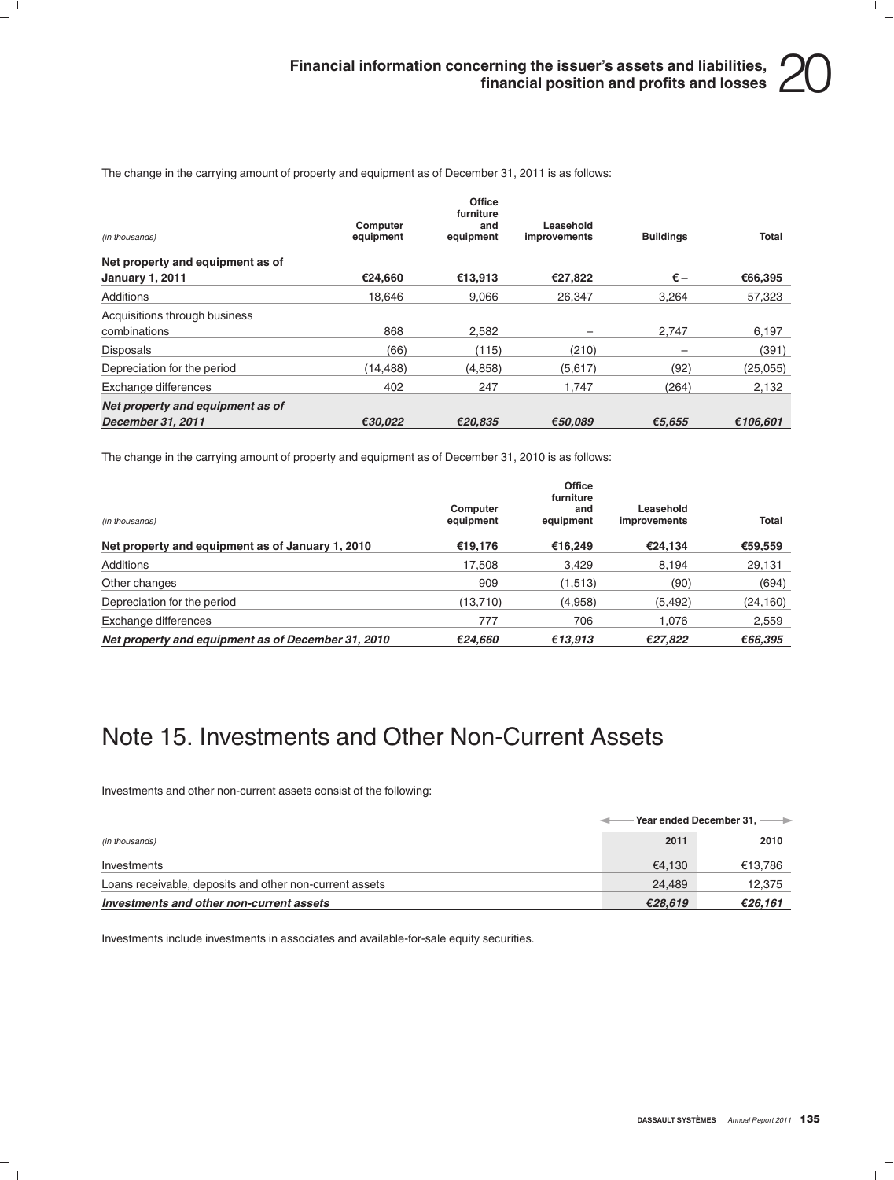The change in the carrying amount of property and equipment as of December 31, 2011 is as follows:

| *(in thousands)* | Computer equipment | Office furniture and equipment | Leasehold improvements | Buildings | Total |
|---|---|---|---|---|---|
| **Net property and equipment as of January 1, 2011** | **€24,660** | **€13,913** | **€27,822** | **€ –** | **€66,395** |
| Additions | 18,646 | 9,066 | 26,347 | 3,264 | 57,323 |
| Acquisitions through business combinations | 868 | 2,582 | – | 2,747 | 6,197 |
| Disposals | (66) | (115) | (210) | – | (391) |
| Depreciation for the period | (14,488) | (4,858) | (5,617) | (92) | (25,055) |
| Exchange differences | 402 | 247 | 1,747 | (264) | 2,132 |
| ***Net property and equipment as of December 31, 2011*** | ***€30,022*** | ***€20,835*** | ***€50,089*** | ***€5,655*** | ***€106,601*** |

The change in the carrying amount of property and equipment as of December 31, 2010 is as follows:

| *(in thousands)* | Computer equipment | Office furniture and equipment | Leasehold improvements | Total |
|---|---|---|---|---|
| **Net property and equipment as of January 1, 2010** | **€19,176** | **€16,249** | **€24,134** | **€59,559** |
| Additions | 17,508 | 3,429 | 8,194 | 29,131 |
| Other changes | 909 | (1,513) | (90) | (694) |
| Depreciation for the period | (13,710) | (4,958) | (5,492) | (24,160) |
| Exchange differences | 777 | 706 | 1,076 | 2,559 |
| ***Net property and equipment as of December 31, 2010*** | ***€24,660*** | ***€13,913*** | ***€27,822*** | ***€66,395*** |

# Note 15. Investments and Other Non-Current Assets

Investments and other non-current assets consist of the following:

| | Year ended December 31, | |
|---|---|---|
| *(in thousands)* | 2011 | 2010 |
| Investments | €4,130 | €13,786 |
| Loans receivable, deposits and other non-current assets | 24,489 | 12,375 |
| ***Investments and other non-current assets*** | ***€28,619*** | ***€26,161*** |

Investments include investments in associates and available-for-sale equity securities.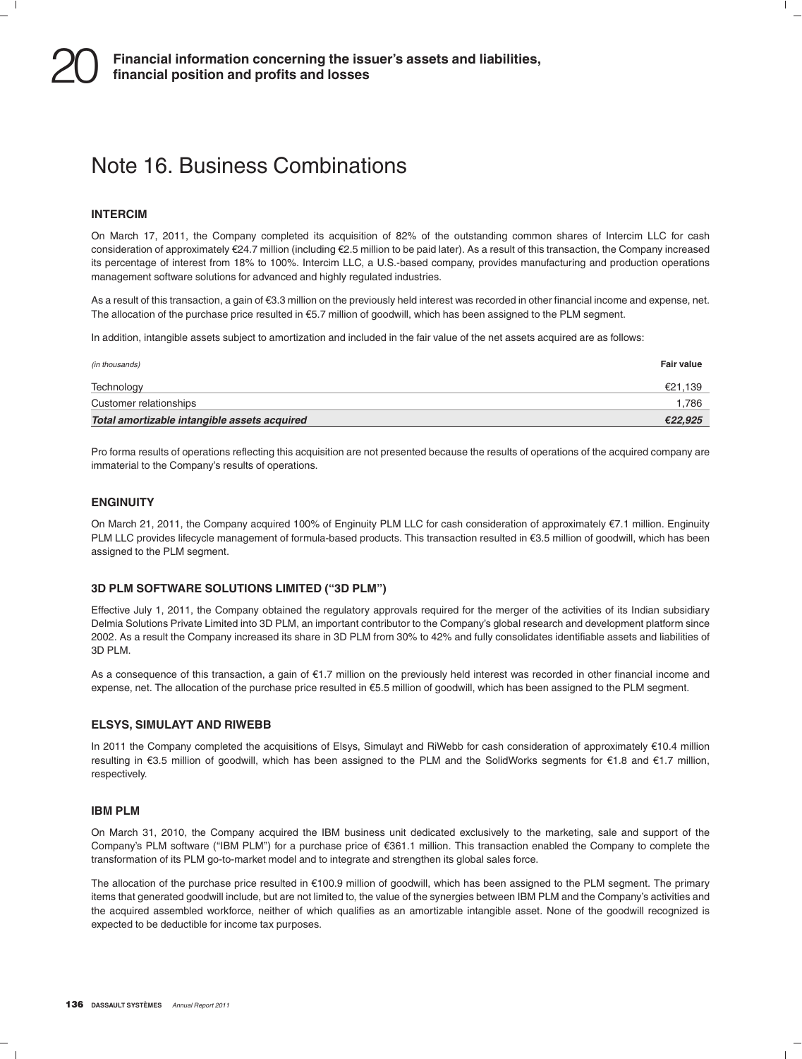# Note 16. Business Combinations

### INTERCIM

On March 17, 2011, the Company completed its acquisition of 82% of the outstanding common shares of Intercim LLC for cash consideration of approximately €24.7 million (including €2.5 million to be paid later). As a result of this transaction, the Company increased its percentage of interest from 18% to 100%. Intercim LLC, a U.S.-based company, provides manufacturing and production operations management software solutions for advanced and highly regulated industries.

As a result of this transaction, a gain of €3.3 million on the previously held interest was recorded in other financial income and expense, net. The allocation of the purchase price resulted in €5.7 million of goodwill, which has been assigned to the PLM segment.

In addition, intangible assets subject to amortization and included in the fair value of the net assets acquired are as follows:

| *(in thousands)* | **Fair value** |
|---|---|
| Technology | €21,139 |
| Customer relationships | 1,786 |
| ***Total amortizable intangible assets acquired*** | ***€22,925*** |

Pro forma results of operations reflecting this acquisition are not presented because the results of operations of the acquired company are immaterial to the Company's results of operations.

### ENGINUITY

On March 21, 2011, the Company acquired 100% of Enginuity PLM LLC for cash consideration of approximately €7.1 million. Enginuity PLM LLC provides lifecycle management of formula-based products. This transaction resulted in €3.5 million of goodwill, which has been assigned to the PLM segment.

### 3D PLM SOFTWARE SOLUTIONS LIMITED ("3D PLM")

Effective July 1, 2011, the Company obtained the regulatory approvals required for the merger of the activities of its Indian subsidiary Delmia Solutions Private Limited into 3D PLM, an important contributor to the Company's global research and development platform since 2002. As a result the Company increased its share in 3D PLM from 30% to 42% and fully consolidates identifiable assets and liabilities of 3D PLM.

As a consequence of this transaction, a gain of €1.7 million on the previously held interest was recorded in other financial income and expense, net. The allocation of the purchase price resulted in €5.5 million of goodwill, which has been assigned to the PLM segment.

### ELSYS, SIMULAYT AND RIWEBB

In 2011 the Company completed the acquisitions of Elsys, Simulayt and RiWebb for cash consideration of approximately €10.4 million resulting in €3.5 million of goodwill, which has been assigned to the PLM and the SolidWorks segments for €1.8 and €1.7 million, respectively.

### IBM PLM

On March 31, 2010, the Company acquired the IBM business unit dedicated exclusively to the marketing, sale and support of the Company's PLM software ("IBM PLM") for a purchase price of €361.1 million. This transaction enabled the Company to complete the transformation of its PLM go-to-market model and to integrate and strengthen its global sales force.

The allocation of the purchase price resulted in €100.9 million of goodwill, which has been assigned to the PLM segment. The primary items that generated goodwill include, but are not limited to, the value of the synergies between IBM PLM and the Company's activities and the acquired assembled workforce, neither of which qualifies as an amortizable intangible asset. None of the goodwill recognized is expected to be deductible for income tax purposes.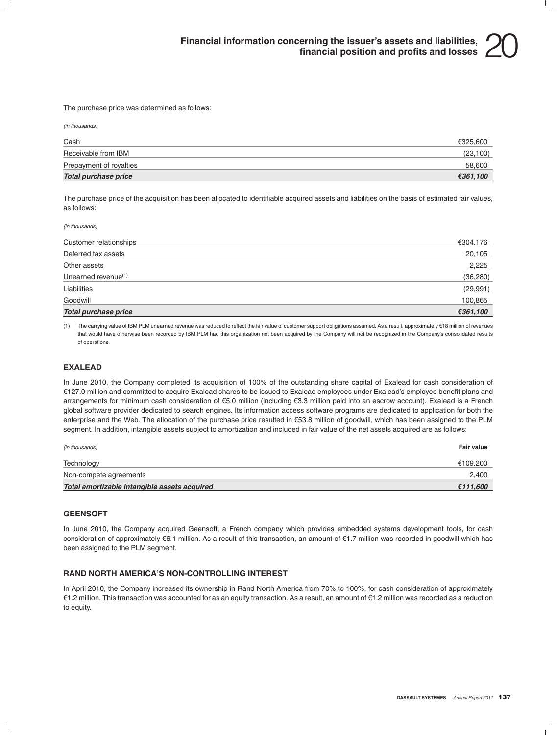The purchase price was determined as follows:

*(in thousands)*

| | |
|---|---|
| Cash | €325,600 |
| Receivable from IBM | (23,100) |
| Prepayment of royalties | 58,600 |
| ***Total purchase price*** | ***€361,100*** |

The purchase price of the acquisition has been allocated to identifiable acquired assets and liabilities on the basis of estimated fair values, as follows:

*(in thousands)*

| | |
|---|---|
| Customer relationships | €304,176 |
| Deferred tax assets | 20,105 |
| Other assets | 2,225 |
| Unearned revenue(1) | (36,280) |
| Liabilities | (29,991) |
| Goodwill | 100,865 |
| ***Total purchase price*** | ***€361,100*** |

(1) The carrying value of IBM PLM unearned revenue was reduced to reflect the fair value of customer support obligations assumed. As a result, approximately €18 million of revenues that would have otherwise been recorded by IBM PLM had this organization not been acquired by the Company will not be recognized in the Company's consolidated results of operations.

## EXALEAD

In June 2010, the Company completed its acquisition of 100% of the outstanding share capital of Exalead for cash consideration of €127.0 million and committed to acquire Exalead shares to be issued to Exalead employees under Exalead's employee benefit plans and arrangements for minimum cash consideration of €5.0 million (including €3.3 million paid into an escrow account). Exalead is a French global software provider dedicated to search engines. Its information access software programs are dedicated to application for both the enterprise and the Web. The allocation of the purchase price resulted in €53.8 million of goodwill, which has been assigned to the PLM segment. In addition, intangible assets subject to amortization and included in fair value of the net assets acquired are as follows:

| *(in thousands)* | **Fair value** |
|---|---|
| Technology | €109,200 |
| Non-compete agreements | 2,400 |
| ***Total amortizable intangible assets acquired*** | ***€111,600*** |

## GEENSOFT

In June 2010, the Company acquired Geensoft, a French company which provides embedded systems development tools, for cash consideration of approximately €6.1 million. As a result of this transaction, an amount of €1.7 million was recorded in goodwill which has been assigned to the PLM segment.

## RAND NORTH AMERICA'S NON-CONTROLLING INTEREST

In April 2010, the Company increased its ownership in Rand North America from 70% to 100%, for cash consideration of approximately €1.2 million. This transaction was accounted for as an equity transaction. As a result, an amount of €1.2 million was recorded as a reduction to equity.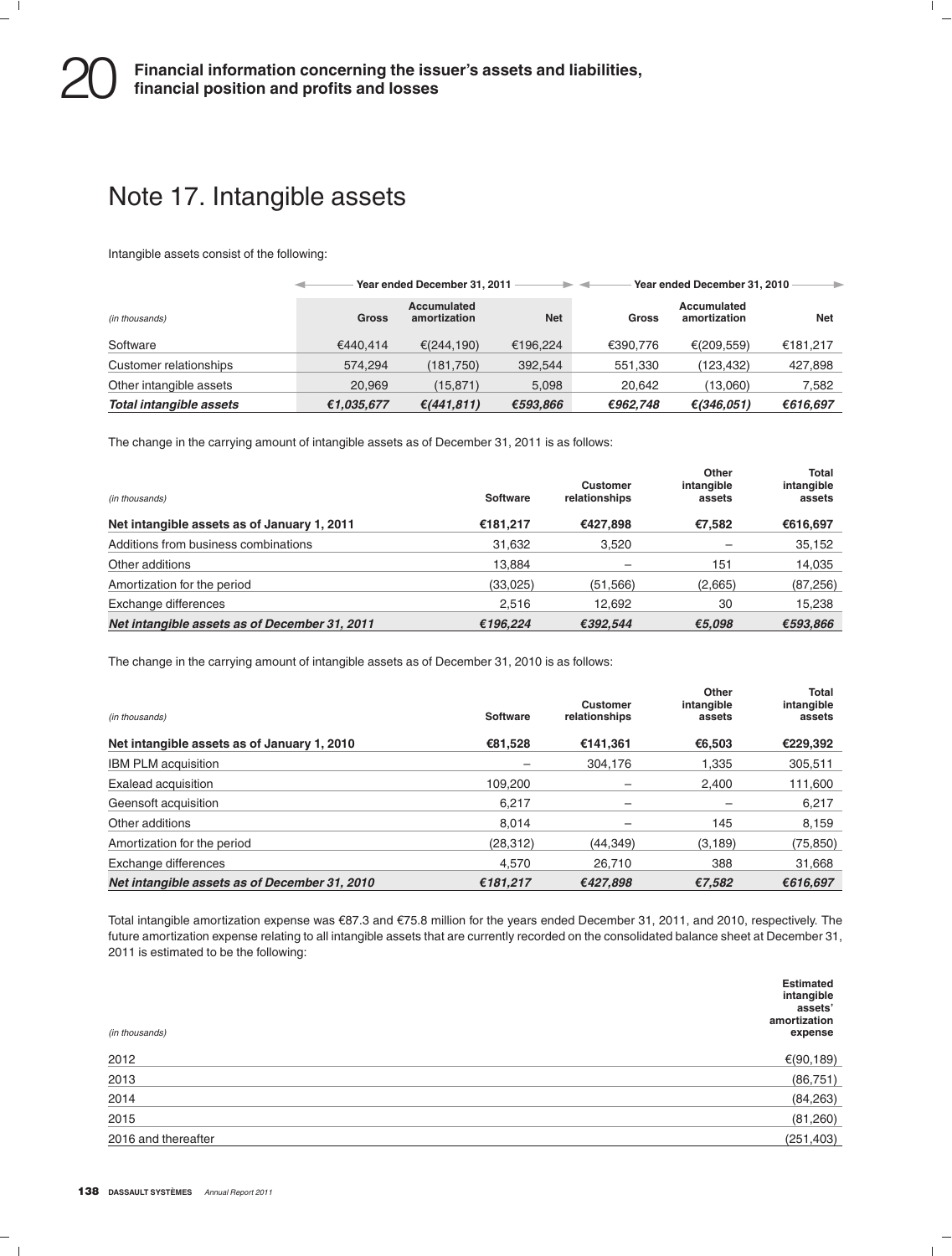# Note 17. Intangible assets

Intangible assets consist of the following:

| | Year ended December 31, 2011 | | | Year ended December 31, 2010 | | |
|---|---|---|---|---|---|---|
| *(in thousands)* | **Gross** | **Accumulated amortization** | **Net** | **Gross** | **Accumulated amortization** | **Net** |
| Software | €440,414 | €(244,190) | €196,224 | €390,776 | €(209,559) | €181,217 |
| Customer relationships | 574,294 | (181,750) | 392,544 | 551,330 | (123,432) | 427,898 |
| Other intangible assets | 20,969 | (15,871) | 5,098 | 20,642 | (13,060) | 7,582 |
| ***Total intangible assets*** | ***€1,035,677*** | ***€(441,811)*** | ***€593,866*** | ***€962,748*** | ***€(346,051)*** | ***€616,697*** |

The change in the carrying amount of intangible assets as of December 31, 2011 is as follows:

| *(in thousands)* | **Software** | **Customer relationships** | **Other intangible assets** | **Total intangible assets** |
|---|---|---|---|---|
| **Net intangible assets as of January 1, 2011** | **€181,217** | **€427,898** | **€7,582** | **€616,697** |
| Additions from business combinations | 31,632 | 3,520 | – | 35,152 |
| Other additions | 13,884 | – | 151 | 14,035 |
| Amortization for the period | (33,025) | (51,566) | (2,665) | (87,256) |
| Exchange differences | 2,516 | 12,692 | 30 | 15,238 |
| ***Net intangible assets as of December 31, 2011*** | ***€196,224*** | ***€392,544*** | ***€5,098*** | ***€593,866*** |

The change in the carrying amount of intangible assets as of December 31, 2010 is as follows:

| *(in thousands)* | **Software** | **Customer relationships** | **Other intangible assets** | **Total intangible assets** |
|---|---|---|---|---|
| **Net intangible assets as of January 1, 2010** | **€81,528** | **€141,361** | **€6,503** | **€229,392** |
| IBM PLM acquisition | – | 304,176 | 1,335 | 305,511 |
| Exalead acquisition | 109,200 | – | 2,400 | 111,600 |
| Geensoft acquisition | 6,217 | – | – | 6,217 |
| Other additions | 8,014 | – | 145 | 8,159 |
| Amortization for the period | (28,312) | (44,349) | (3,189) | (75,850) |
| Exchange differences | 4,570 | 26,710 | 388 | 31,668 |
| ***Net intangible assets as of December 31, 2010*** | ***€181,217*** | ***€427,898*** | ***€7,582*** | ***€616,697*** |

Total intangible amortization expense was €87.3 and €75.8 million for the years ended December 31, 2011, and 2010, respectively. The future amortization expense relating to all intangible assets that are currently recorded on the consolidated balance sheet at December 31, 2011 is estimated to be the following:

| *(in thousands)* | **Estimated intangible assets' amortization expense** |
|---|---|
| 2012 | €(90,189) |
| 2013 | (86,751) |
| 2014 | (84,263) |
| 2015 | (81,260) |
| 2016 and thereafter | (251,403) |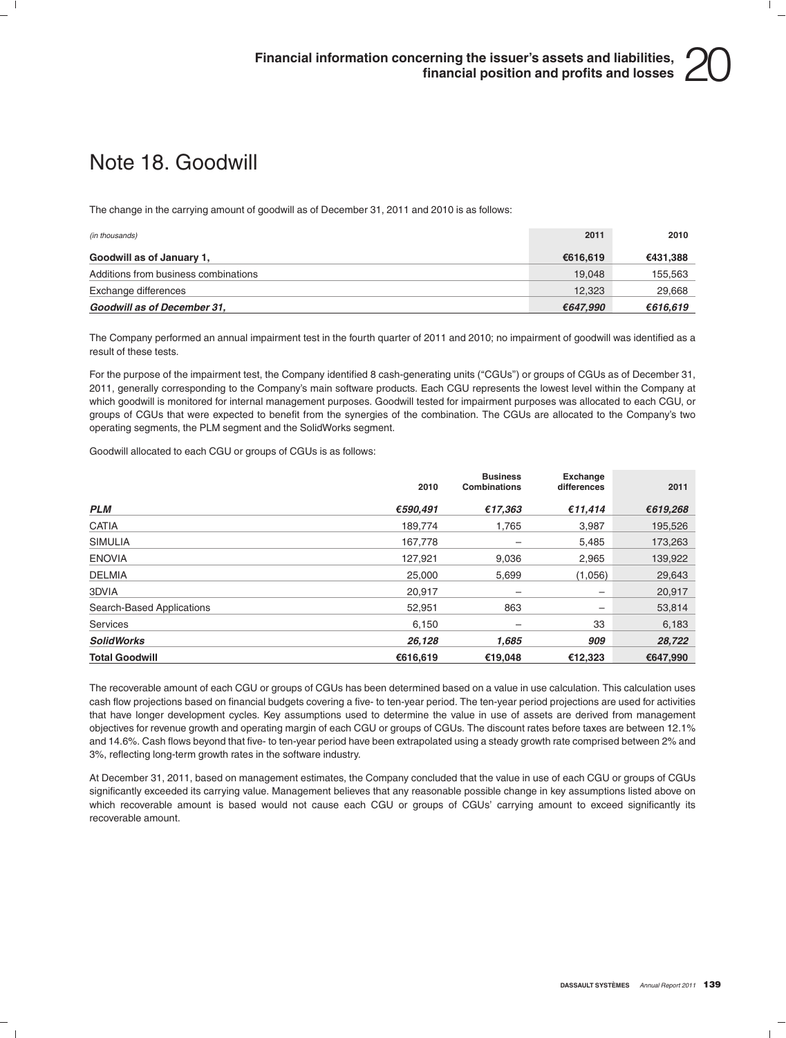# Note 18. Goodwill

The change in the carrying amount of goodwill as of December 31, 2011 and 2010 is as follows:

| *(in thousands)* | 2011 | 2010 |
|---|---|---|
| **Goodwill as of January 1,** | **€616,619** | **€431,388** |
| Additions from business combinations | 19,048 | 155,563 |
| Exchange differences | 12,323 | 29,668 |
| ***Goodwill as of December 31,*** | ***€647,990*** | ***€616,619*** |

The Company performed an annual impairment test in the fourth quarter of 2011 and 2010; no impairment of goodwill was identified as a result of these tests.

For the purpose of the impairment test, the Company identified 8 cash-generating units ("CGUs") or groups of CGUs as of December 31, 2011, generally corresponding to the Company's main software products. Each CGU represents the lowest level within the Company at which goodwill is monitored for internal management purposes. Goodwill tested for impairment purposes was allocated to each CGU, or groups of CGUs that were expected to benefit from the synergies of the combination. The CGUs are allocated to the Company's two operating segments, the PLM segment and the SolidWorks segment.

Goodwill allocated to each CGU or groups of CGUs is as follows:

| | 2010 | Business Combinations | Exchange differences | 2011 |
|---|---|---|---|---|
| ***PLM*** | ***€590,491*** | ***€17,363*** | ***€11,414*** | ***€619,268*** |
| CATIA | 189,774 | 1,765 | 3,987 | 195,526 |
| SIMULIA | 167,778 | – | 5,485 | 173,263 |
| ENOVIA | 127,921 | 9,036 | 2,965 | 139,922 |
| DELMIA | 25,000 | 5,699 | (1,056) | 29,643 |
| 3DVIA | 20,917 | – | – | 20,917 |
| Search-Based Applications | 52,951 | 863 | – | 53,814 |
| Services | 6,150 | – | 33 | 6,183 |
| ***SolidWorks*** | ***26,128*** | ***1,685*** | ***909*** | ***28,722*** |
| **Total Goodwill** | **€616,619** | **€19,048** | **€12,323** | **€647,990** |

The recoverable amount of each CGU or groups of CGUs has been determined based on a value in use calculation. This calculation uses cash flow projections based on financial budgets covering a five- to ten-year period. The ten-year period projections are used for activities that have longer development cycles. Key assumptions used to determine the value in use of assets are derived from management objectives for revenue growth and operating margin of each CGU or groups of CGUs. The discount rates before taxes are between 12.1% and 14.6%. Cash flows beyond that five- to ten-year period have been extrapolated using a steady growth rate comprised between 2% and 3%, reflecting long-term growth rates in the software industry.

At December 31, 2011, based on management estimates, the Company concluded that the value in use of each CGU or groups of CGUs significantly exceeded its carrying value. Management believes that any reasonable possible change in key assumptions listed above on which recoverable amount is based would not cause each CGU or groups of CGUs' carrying amount to exceed significantly its recoverable amount.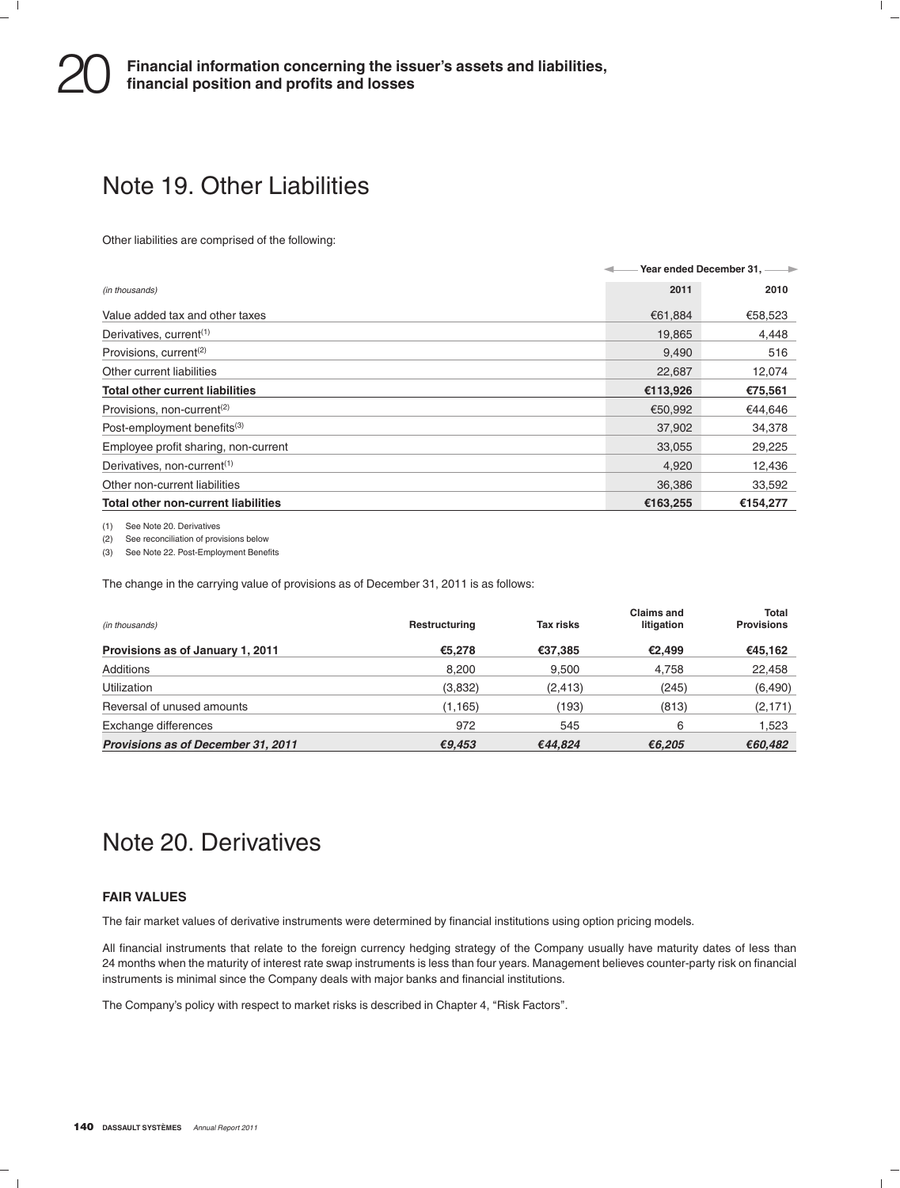# Note 19. Other Liabilities

Other liabilities are comprised of the following:

| (in thousands) | Year ended December 31, 2011 | 2010 |
|---|---|---|
| Value added tax and other taxes | €61,884 | €58,523 |
| Derivatives, current[1] | 19,865 | 4,448 |
| Provisions, current[2] | 9,490 | 516 |
| Other current liabilities | 22,687 | 12,074 |
| **Total other current liabilities** | **€113,926** | **€75,561** |
| Provisions, non-current[2] | €50,992 | €44,646 |
| Post-employment benefits[3] | 37,902 | 34,378 |
| Employee profit sharing, non-current | 33,055 | 29,225 |
| Derivatives, non-current[1] | 4,920 | 12,436 |
| Other non-current liabilities | 36,386 | 33,592 |
| **Total other non-current liabilities** | **€163,255** | **€154,277** |

(1) See Note 20. Derivatives
(2) See reconciliation of provisions below
(3) See Note 22. Post-Employment Benefits

The change in the carrying value of provisions as of December 31, 2011 is as follows:

| (in thousands) | Restructuring | Tax risks | Claims and litigation | Total Provisions |
|---|---|---|---|---|
| **Provisions as of January 1, 2011** | **€5,278** | **€37,385** | **€2,499** | **€45,162** |
| Additions | 8,200 | 9,500 | 4,758 | 22,458 |
| Utilization | (3,832) | (2,413) | (245) | (6,490) |
| Reversal of unused amounts | (1,165) | (193) | (813) | (2,171) |
| Exchange differences | 972 | 545 | 6 | 1,523 |
| ***Provisions as of December 31, 2011*** | ***€9,453*** | ***€44,824*** | ***€6,205*** | ***€60,482*** |

# Note 20. Derivatives

### FAIR VALUES

The fair market values of derivative instruments were determined by financial institutions using option pricing models.

All financial instruments that relate to the foreign currency hedging strategy of the Company usually have maturity dates of less than 24 months when the maturity of interest rate swap instruments is less than four years. Management believes counter-party risk on financial instruments is minimal since the Company deals with major banks and financial institutions.

The Company's policy with respect to market risks is described in Chapter 4, "Risk Factors".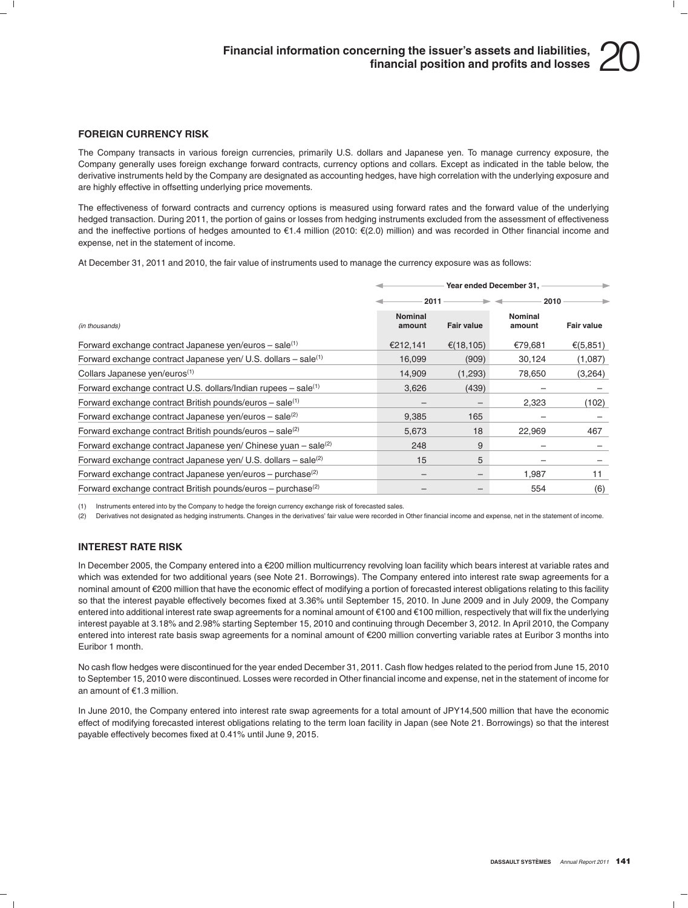### FOREIGN CURRENCY RISK

The Company transacts in various foreign currencies, primarily U.S. dollars and Japanese yen. To manage currency exposure, the Company generally uses foreign exchange forward contracts, currency options and collars. Except as indicated in the table below, the derivative instruments held by the Company are designated as accounting hedges, have high correlation with the underlying exposure and are highly effective in offsetting underlying price movements.

The effectiveness of forward contracts and currency options is measured using forward rates and the forward value of the underlying hedged transaction. During 2011, the portion of gains or losses from hedging instruments excluded from the assessment of effectiveness and the ineffective portions of hedges amounted to €1.4 million (2010: €(2.0) million) and was recorded in Other financial income and expense, net in the statement of income.

At December 31, 2011 and 2010, the fair value of instruments used to manage the currency exposure was as follows:

| | Year ended December 31, | | | |
|---|---|---|---|---|
| | 2011 | | 2010 | |
| *(in thousands)* | Nominal amount | Fair value | Nominal amount | Fair value |
| Forward exchange contract Japanese yen/euros – sale(1) | €212,141 | €(18,105) | €79,681 | €(5,851) |
| Forward exchange contract Japanese yen/ U.S. dollars – sale(1) | 16,099 | (909) | 30,124 | (1,087) |
| Collars Japanese yen/euros(1) | 14,909 | (1,293) | 78,650 | (3,264) |
| Forward exchange contract U.S. dollars/Indian rupees – sale(1) | 3,626 | (439) | – | – |
| Forward exchange contract British pounds/euros – sale(1) | – | – | 2,323 | (102) |
| Forward exchange contract Japanese yen/euros – sale(2) | 9,385 | 165 | – | – |
| Forward exchange contract British pounds/euros – sale(2) | 5,673 | 18 | 22,969 | 467 |
| Forward exchange contract Japanese yen/ Chinese yuan – sale(2) | 248 | 9 | – | – |
| Forward exchange contract Japanese yen/ U.S. dollars – sale(2) | 15 | 5 | – | – |
| Forward exchange contract Japanese yen/euros – purchase(2) | – | – | 1,987 | 11 |
| Forward exchange contract British pounds/euros – purchase(2) | – | – | 554 | (6) |

(1) Instruments entered into by the Company to hedge the foreign currency exchange risk of forecasted sales.

(2) Derivatives not designated as hedging instruments. Changes in the derivatives' fair value were recorded in Other financial income and expense, net in the statement of income.

### INTEREST RATE RISK

In December 2005, the Company entered into a €200 million multicurrency revolving loan facility which bears interest at variable rates and which was extended for two additional years (see Note 21. Borrowings). The Company entered into interest rate swap agreements for a nominal amount of €200 million that have the economic effect of modifying a portion of forecasted interest obligations relating to this facility so that the interest payable effectively becomes fixed at 3.36% until September 15, 2010. In June 2009 and in July 2009, the Company entered into additional interest rate swap agreements for a nominal amount of €100 and €100 million, respectively that will fix the underlying interest payable at 3.18% and 2.98% starting September 15, 2010 and continuing through December 3, 2012. In April 2010, the Company entered into interest rate basis swap agreements for a nominal amount of €200 million converting variable rates at Euribor 3 months into Euribor 1 month.

No cash flow hedges were discontinued for the year ended December 31, 2011. Cash flow hedges related to the period from June 15, 2010 to September 15, 2010 were discontinued. Losses were recorded in Other financial income and expense, net in the statement of income for an amount of €1.3 million.

In June 2010, the Company entered into interest rate swap agreements for a total amount of JPY14,500 million that have the economic effect of modifying forecasted interest obligations relating to the term loan facility in Japan (see Note 21. Borrowings) so that the interest payable effectively becomes fixed at 0.41% until June 9, 2015.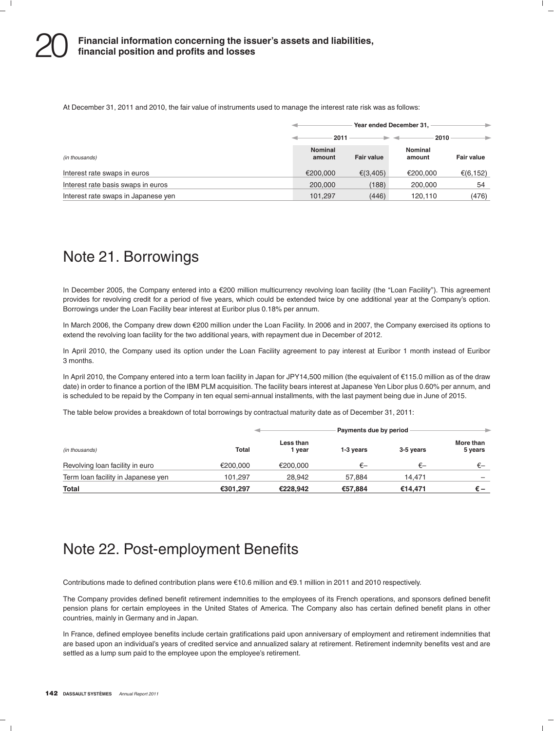At December 31, 2011 and 2010, the fair value of instruments used to manage the interest rate risk was as follows:

| | Year ended December 31, | | | |
|---|---|---|---|---|
| | 2011 | | 2010 | |
| *(in thousands)* | Nominal amount | Fair value | Nominal amount | Fair value |
| Interest rate swaps in euros | €200,000 | €(3,405) | €200,000 | €(6,152) |
| Interest rate basis swaps in euros | 200,000 | (188) | 200,000 | 54 |
| Interest rate swaps in Japanese yen | 101,297 | (446) | 120,110 | (476) |

# Note 21. Borrowings

In December 2005, the Company entered into a €200 million multicurrency revolving loan facility (the "Loan Facility"). This agreement provides for revolving credit for a period of five years, which could be extended twice by one additional year at the Company's option. Borrowings under the Loan Facility bear interest at Euribor plus 0.18% per annum.

In March 2006, the Company drew down €200 million under the Loan Facility. In 2006 and in 2007, the Company exercised its options to extend the revolving loan facility for the two additional years, with repayment due in December of 2012.

In April 2010, the Company used its option under the Loan Facility agreement to pay interest at Euribor 1 month instead of Euribor 3 months.

In April 2010, the Company entered into a term loan facility in Japan for JPY14,500 million (the equivalent of €115.0 million as of the draw date) in order to finance a portion of the IBM PLM acquisition. The facility bears interest at Japanese Yen Libor plus 0.60% per annum, and is scheduled to be repaid by the Company in ten equal semi-annual installments, with the last payment being due in June of 2015.

The table below provides a breakdown of total borrowings by contractual maturity date as of December 31, 2011:

| | | Payments due by period | | | |
|---|---|---|---|---|---|
| *(in thousands)* | Total | Less than 1 year | 1-3 years | 3-5 years | More than 5 years |
| Revolving loan facility in euro | €200,000 | €200,000 | €– | €– | €– |
| Term loan facility in Japanese yen | 101,297 | 28,942 | 57,884 | 14,471 | – |
| **Total** | **€301,297** | **€228,942** | **€57,884** | **€14,471** | **€ –** |

# Note 22. Post-employment Benefits

Contributions made to defined contribution plans were €10.6 million and €9.1 million in 2011 and 2010 respectively.

The Company provides defined benefit retirement indemnities to the employees of its French operations, and sponsors defined benefit pension plans for certain employees in the United States of America. The Company also has certain defined benefit plans in other countries, mainly in Germany and in Japan.

In France, defined employee benefits include certain gratifications paid upon anniversary of employment and retirement indemnities that are based upon an individual's years of credited service and annualized salary at retirement. Retirement indemnity benefits vest and are settled as a lump sum paid to the employee upon the employee's retirement.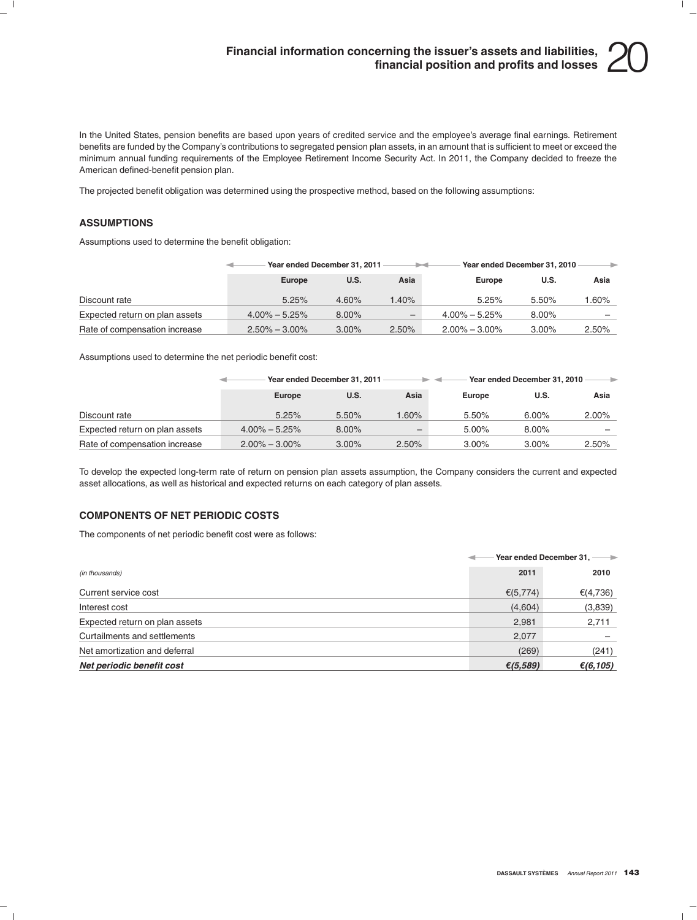In the United States, pension benefits are based upon years of credited service and the employee's average final earnings. Retirement benefits are funded by the Company's contributions to segregated pension plan assets, in an amount that is sufficient to meet or exceed the minimum annual funding requirements of the Employee Retirement Income Security Act. In 2011, the Company decided to freeze the American defined-benefit pension plan.

The projected benefit obligation was determined using the prospective method, based on the following assumptions:

### ASSUMPTIONS

Assumptions used to determine the benefit obligation:

| | Year ended December 31, 2011 | | | Year ended December 31, 2010 | | |
|---|---|---|---|---|---|---|
| | Europe | U.S. | Asia | Europe | U.S. | Asia |
| Discount rate | 5.25% | 4.60% | 1.40% | 5.25% | 5.50% | 1.60% |
| Expected return on plan assets | 4.00% – 5.25% | 8.00% | – | 4.00% – 5.25% | 8.00% | – |
| Rate of compensation increase | 2.50% – 3.00% | 3.00% | 2.50% | 2.00% – 3.00% | 3.00% | 2.50% |

Assumptions used to determine the net periodic benefit cost:

| | Year ended December 31, 2011 | | | Year ended December 31, 2010 | | |
|---|---|---|---|---|---|---|
| | Europe | U.S. | Asia | Europe | U.S. | Asia |
| Discount rate | 5.25% | 5.50% | 1.60% | 5.50% | 6.00% | 2.00% |
| Expected return on plan assets | 4.00% – 5.25% | 8.00% | – | 5.00% | 8.00% | – |
| Rate of compensation increase | 2.00% – 3.00% | 3.00% | 2.50% | 3.00% | 3.00% | 2.50% |

To develop the expected long-term rate of return on pension plan assets assumption, the Company considers the current and expected asset allocations, as well as historical and expected returns on each category of plan assets.

### COMPONENTS OF NET PERIODIC COSTS

The components of net periodic benefit cost were as follows:

| | Year ended December 31, | |
|---|---|---|
| *(in thousands)* | 2011 | 2010 |
| Current service cost | €(5,774) | €(4,736) |
| Interest cost | (4,604) | (3,839) |
| Expected return on plan assets | 2,981 | 2,711 |
| Curtailments and settlements | 2,077 | – |
| Net amortization and deferral | (269) | (241) |
| ***Net periodic benefit cost*** | ***€(5,589)*** | ***€(6,105)*** |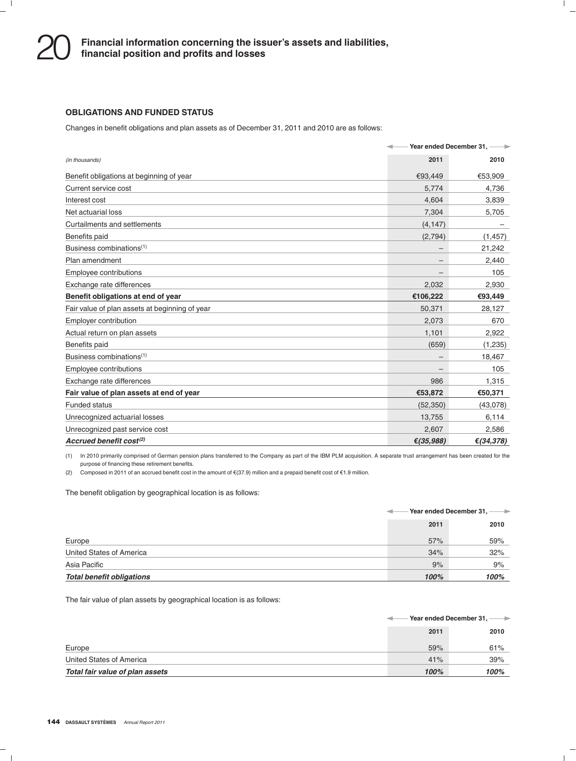### OBLIGATIONS AND FUNDED STATUS

Changes in benefit obligations and plan assets as of December 31, 2011 and 2010 are as follows:

| *(in thousands)* | Year ended December 31, 2011 | 2010 |
|---|---|---|
| Benefit obligations at beginning of year | €93,449 | €53,909 |
| Current service cost | 5,774 | 4,736 |
| Interest cost | 4,604 | 3,839 |
| Net actuarial loss | 7,304 | 5,705 |
| Curtailments and settlements | (4,147) | – |
| Benefits paid | (2,794) | (1,457) |
| Business combinations[(1)] | – | 21,242 |
| Plan amendment | – | 2,440 |
| Employee contributions | – | 105 |
| Exchange rate differences | 2,032 | 2,930 |
| **Benefit obligations at end of year** | **€106,222** | **€93,449** |
| Fair value of plan assets at beginning of year | 50,371 | 28,127 |
| Employer contribution | 2,073 | 670 |
| Actual return on plan assets | 1,101 | 2,922 |
| Benefits paid | (659) | (1,235) |
| Business combinations[(1)] | – | 18,467 |
| Employee contributions | – | 105 |
| Exchange rate differences | 986 | 1,315 |
| **Fair value of plan assets at end of year** | **€53,872** | **€50,371** |
| Funded status | (52,350) | (43,078) |
| Unrecognized actuarial losses | 13,755 | 6,114 |
| Unrecognized past service cost | 2,607 | 2,586 |
| ***Accrued benefit cost[(2)]*** | ***€(35,988)*** | ***€(34,378)*** |

(1) In 2010 primarily comprised of German pension plans transferred to the Company as part of the IBM PLM acquisition. A separate trust arrangement has been created for the purpose of financing these retirement benefits.

(2) Composed in 2011 of an accrued benefit cost in the amount of €(37.9) million and a prepaid benefit cost of €1.9 million.

The benefit obligation by geographical location is as follows:

| | Year ended December 31, 2011 | 2010 |
|---|---|---|
| Europe | 57% | 59% |
| United States of America | 34% | 32% |
| Asia Pacific | 9% | 9% |
| ***Total benefit obligations*** | ***100%*** | ***100%*** |

The fair value of plan assets by geographical location is as follows:

| | Year ended December 31, 2011 | 2010 |
|---|---|---|
| Europe | 59% | 61% |
| United States of America | 41% | 39% |
| ***Total fair value of plan assets*** | ***100%*** | ***100%*** |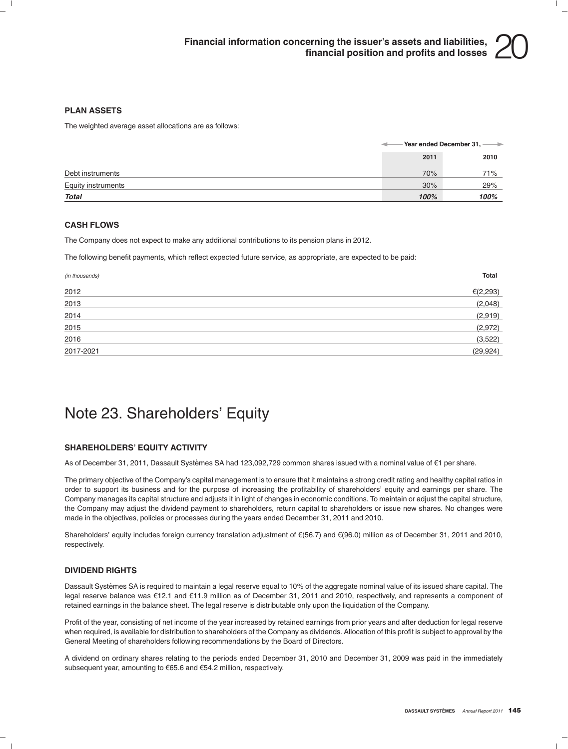### PLAN ASSETS

The weighted average asset allocations are as follows:

| | Year ended December 31, | |
|---|---|---|
| | **2011** | **2010** |
| Debt instruments | 70% | 71% |
| Equity instruments | 30% | 29% |
| ***Total*** | ***100%*** | ***100%*** |

### CASH FLOWS

The Company does not expect to make any additional contributions to its pension plans in 2012.

The following benefit payments, which reflect expected future service, as appropriate, are expected to be paid:

| *(in thousands)* | **Total** |
|---|---|
| 2012 | €(2,293) |
| 2013 | (2,048) |
| 2014 | (2,919) |
| 2015 | (2,972) |
| 2016 | (3,522) |
| 2017-2021 | (29,924) |

# Note 23. Shareholders' Equity

### SHAREHOLDERS' EQUITY ACTIVITY

As of December 31, 2011, Dassault Systèmes SA had 123,092,729 common shares issued with a nominal value of €1 per share.

The primary objective of the Company's capital management is to ensure that it maintains a strong credit rating and healthy capital ratios in order to support its business and for the purpose of increasing the profitability of shareholders' equity and earnings per share. The Company manages its capital structure and adjusts it in light of changes in economic conditions. To maintain or adjust the capital structure, the Company may adjust the dividend payment to shareholders, return capital to shareholders or issue new shares. No changes were made in the objectives, policies or processes during the years ended December 31, 2011 and 2010.

Shareholders' equity includes foreign currency translation adjustment of €(56.7) and €(96.0) million as of December 31, 2011 and 2010, respectively.

### DIVIDEND RIGHTS

Dassault Systèmes SA is required to maintain a legal reserve equal to 10% of the aggregate nominal value of its issued share capital. The legal reserve balance was €12.1 and €11.9 million as of December 31, 2011 and 2010, respectively, and represents a component of retained earnings in the balance sheet. The legal reserve is distributable only upon the liquidation of the Company.

Profit of the year, consisting of net income of the year increased by retained earnings from prior years and after deduction for legal reserve when required, is available for distribution to shareholders of the Company as dividends. Allocation of this profit is subject to approval by the General Meeting of shareholders following recommendations by the Board of Directors.

A dividend on ordinary shares relating to the periods ended December 31, 2010 and December 31, 2009 was paid in the immediately subsequent year, amounting to €65.6 and €54.2 million, respectively.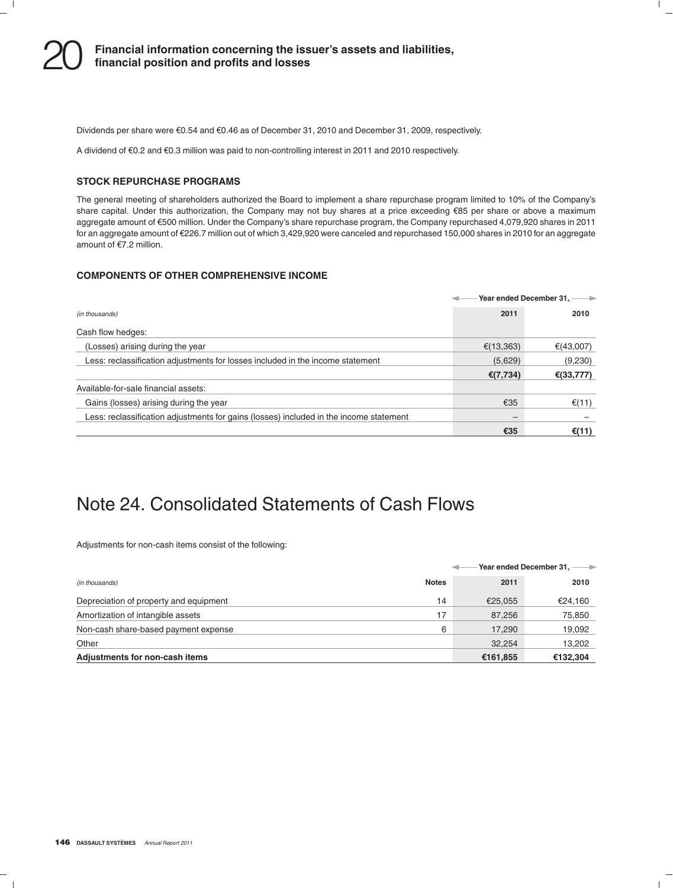Dividends per share were €0.54 and €0.46 as of December 31, 2010 and December 31, 2009, respectively.

A dividend of €0.2 and €0.3 million was paid to non-controlling interest in 2011 and 2010 respectively.

### STOCK REPURCHASE PROGRAMS

The general meeting of shareholders authorized the Board to implement a share repurchase program limited to 10% of the Company's share capital. Under this authorization, the Company may not buy shares at a price exceeding €85 per share or above a maximum aggregate amount of €500 million. Under the Company's share repurchase program, the Company repurchased 4,079,920 shares in 2011 for an aggregate amount of €226.7 million out of which 3,429,920 were canceled and repurchased 150,000 shares in 2010 for an aggregate amount of €7.2 million.

### COMPONENTS OF OTHER COMPREHENSIVE INCOME

| | Year ended December 31, | |
|---|---|---|
| *(in thousands)* | **2011** | **2010** |
| Cash flow hedges: | | |
| (Losses) arising during the year | €(13,363) | €(43,007) |
| Less: reclassification adjustments for losses included in the income statement | (5,629) | (9,230) |
| | **€(7,734)** | **€(33,777)** |
| Available-for-sale financial assets: | | |
| Gains (losses) arising during the year | €35 | €(11) |
| Less: reclassification adjustments for gains (losses) included in the income statement | – | – |
| | **€35** | **€(11)** |

# Note 24. Consolidated Statements of Cash Flows

Adjustments for non-cash items consist of the following:

| | | Year ended December 31, | |
|---|---|---|---|
| *(in thousands)* | **Notes** | **2011** | **2010** |
| Depreciation of property and equipment | 14 | €25,055 | €24,160 |
| Amortization of intangible assets | 17 | 87,256 | 75,850 |
| Non-cash share-based payment expense | 6 | 17,290 | 19,092 |
| Other | | 32,254 | 13,202 |
| **Adjustments for non-cash items** | | **€161,855** | **€132,304** |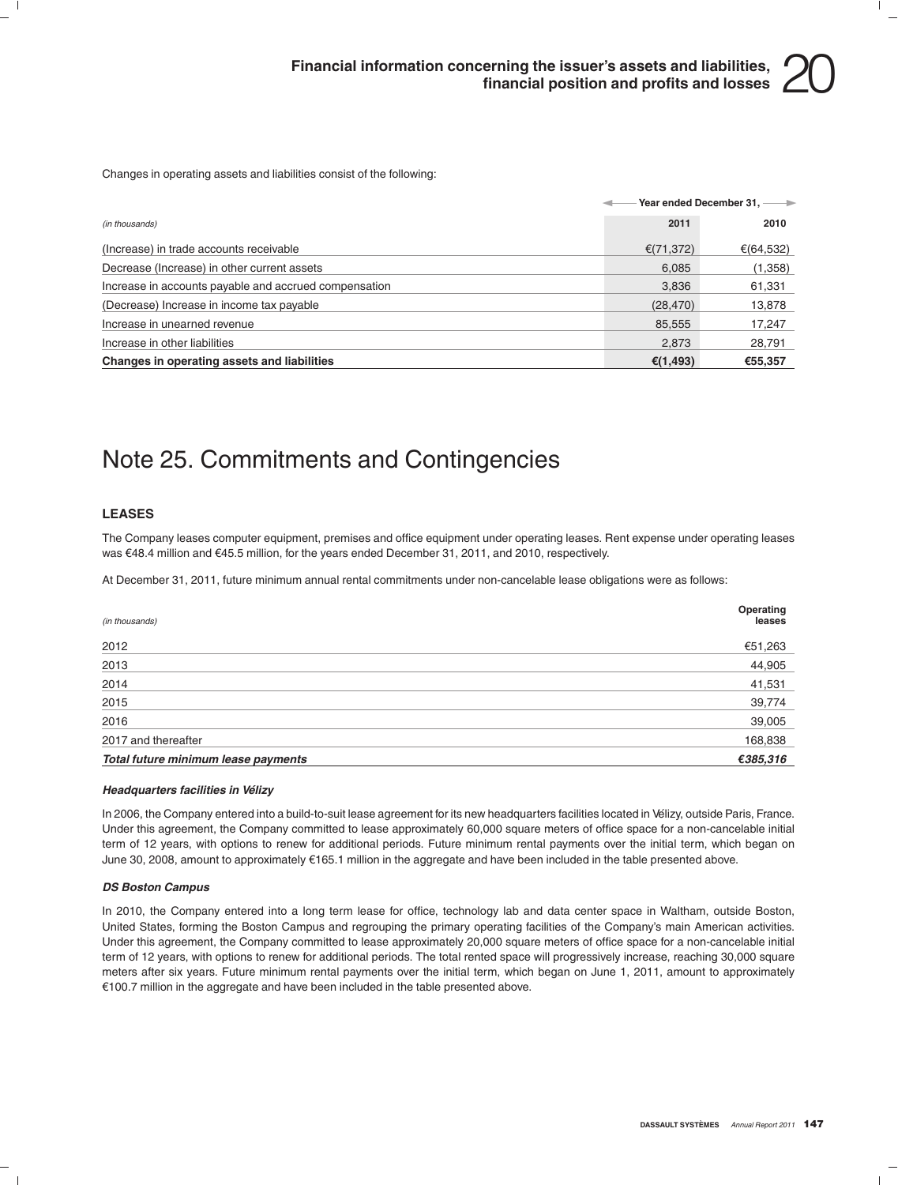Changes in operating assets and liabilities consist of the following:

| (in thousands) | Year ended December 31, 2011 | 2010 |
|---|---|---|
| (Increase) in trade accounts receivable | €(71,372) | €(64,532) |
| Decrease (Increase) in other current assets | 6,085 | (1,358) |
| Increase in accounts payable and accrued compensation | 3,836 | 61,331 |
| (Decrease) Increase in income tax payable | (28,470) | 13,878 |
| Increase in unearned revenue | 85,555 | 17,247 |
| Increase in other liabilities | 2,873 | 28,791 |
| **Changes in operating assets and liabilities** | **€(1,493)** | **€55,357** |

# Note 25. Commitments and Contingencies

## LEASES

The Company leases computer equipment, premises and office equipment under operating leases. Rent expense under operating leases was €48.4 million and €45.5 million, for the years ended December 31, 2011, and 2010, respectively.

At December 31, 2011, future minimum annual rental commitments under non-cancelable lease obligations were as follows:

| (in thousands) | Operating leases |
|---|---|
| 2012 | €51,263 |
| 2013 | 44,905 |
| 2014 | 41,531 |
| 2015 | 39,774 |
| 2016 | 39,005 |
| 2017 and thereafter | 168,838 |
| ***Total future minimum lease payments*** | ***€385,316*** |

### *Headquarters facilities in Vélizy*

In 2006, the Company entered into a build-to-suit lease agreement for its new headquarters facilities located in Vélizy, outside Paris, France. Under this agreement, the Company committed to lease approximately 60,000 square meters of office space for a non-cancelable initial term of 12 years, with options to renew for additional periods. Future minimum rental payments over the initial term, which began on June 30, 2008, amount to approximately €165.1 million in the aggregate and have been included in the table presented above.

### *DS Boston Campus*

In 2010, the Company entered into a long term lease for office, technology lab and data center space in Waltham, outside Boston, United States, forming the Boston Campus and regrouping the primary operating facilities of the Company's main American activities. Under this agreement, the Company committed to lease approximately 20,000 square meters of office space for a non-cancelable initial term of 12 years, with options to renew for additional periods. The total rented space will progressively increase, reaching 30,000 square meters after six years. Future minimum rental payments over the initial term, which began on June 1, 2011, amount to approximately €100.7 million in the aggregate and have been included in the table presented above.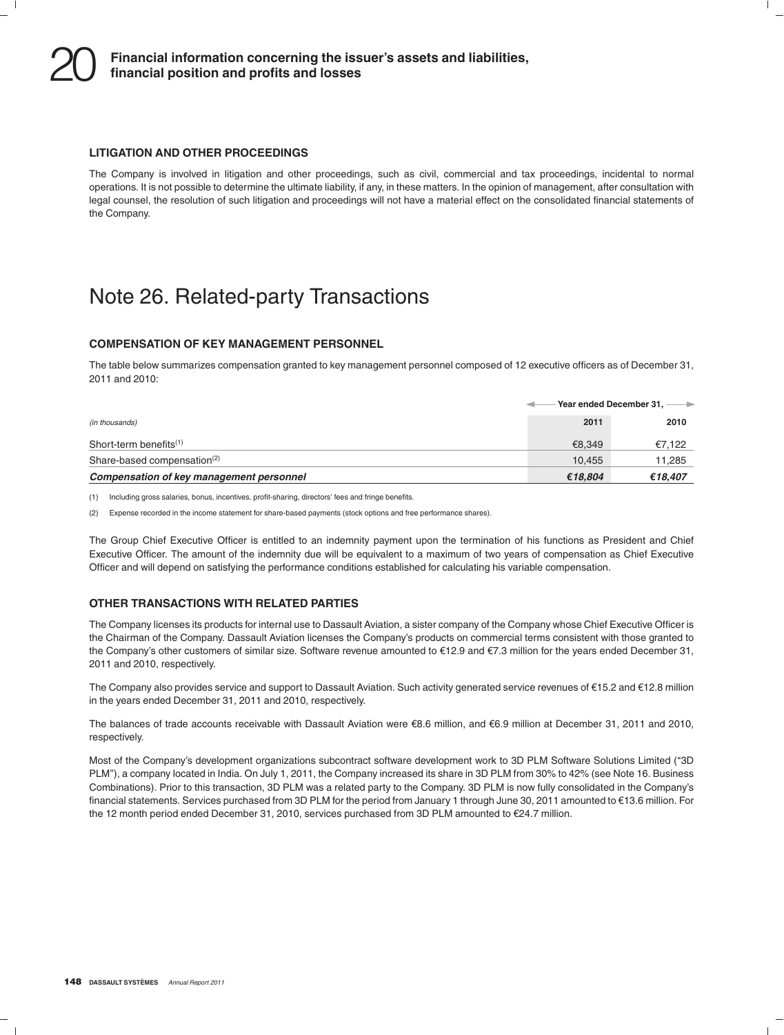## LITIGATION AND OTHER PROCEEDINGS

The Company is involved in litigation and other proceedings, such as civil, commercial and tax proceedings, incidental to normal operations. It is not possible to determine the ultimate liability, if any, in these matters. In the opinion of management, after consultation with legal counsel, the resolution of such litigation and proceedings will not have a material effect on the consolidated financial statements of the Company.

# Note 26. Related-party Transactions

## COMPENSATION OF KEY MANAGEMENT PERSONNEL

The table below summarizes compensation granted to key management personnel composed of 12 executive officers as of December 31, 2011 and 2010:

| | Year ended December 31, | |
|---|---|---|
| *(in thousands)* | **2011** | **2010** |
| Short-term benefits(1) | €8,349 | €7,122 |
| Share-based compensation(2) | 10,455 | 11,285 |
| ***Compensation of key management personnel*** | ***€18,804*** | ***€18,407*** |

(1) Including gross salaries, bonus, incentives, profit-sharing, directors' fees and fringe benefits.

(2) Expense recorded in the income statement for share-based payments (stock options and free performance shares).

The Group Chief Executive Officer is entitled to an indemnity payment upon the termination of his functions as President and Chief Executive Officer. The amount of the indemnity due will be equivalent to a maximum of two years of compensation as Chief Executive Officer and will depend on satisfying the performance conditions established for calculating his variable compensation.

## OTHER TRANSACTIONS WITH RELATED PARTIES

The Company licenses its products for internal use to Dassault Aviation, a sister company of the Company whose Chief Executive Officer is the Chairman of the Company. Dassault Aviation licenses the Company's products on commercial terms consistent with those granted to the Company's other customers of similar size. Software revenue amounted to €12.9 and €7.3 million for the years ended December 31, 2011 and 2010, respectively.

The Company also provides service and support to Dassault Aviation. Such activity generated service revenues of €15.2 and €12.8 million in the years ended December 31, 2011 and 2010, respectively.

The balances of trade accounts receivable with Dassault Aviation were €8.6 million, and €6.9 million at December 31, 2011 and 2010, respectively.

Most of the Company's development organizations subcontract software development work to 3D PLM Software Solutions Limited ("3D PLM"), a company located in India. On July 1, 2011, the Company increased its share in 3D PLM from 30% to 42% (see Note 16. Business Combinations). Prior to this transaction, 3D PLM was a related party to the Company. 3D PLM is now fully consolidated in the Company's financial statements. Services purchased from 3D PLM for the period from January 1 through June 30, 2011 amounted to €13.6 million. For the 12 month period ended December 31, 2010, services purchased from 3D PLM amounted to €24.7 million.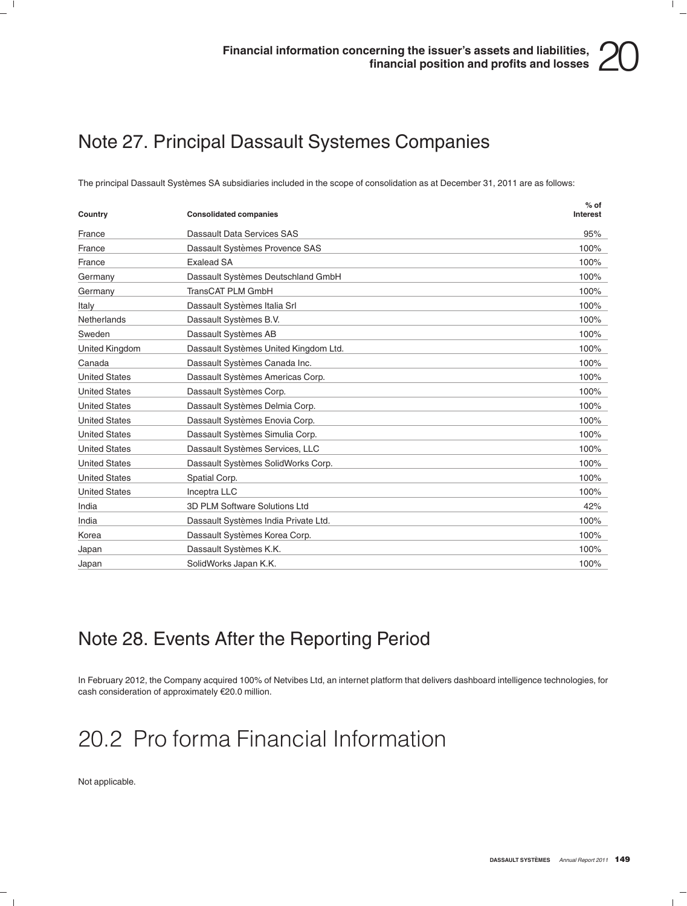## Note 27. Principal Dassault Systemes Companies

The principal Dassault Systèmes SA subsidiaries included in the scope of consolidation as at December 31, 2011 are as follows:

| Country | Consolidated companies | % of Interest |
|---|---|---|
| France | Dassault Data Services SAS | 95% |
| France | Dassault Systèmes Provence SAS | 100% |
| France | Exalead SA | 100% |
| Germany | Dassault Systèmes Deutschland GmbH | 100% |
| Germany | TransCAT PLM GmbH | 100% |
| Italy | Dassault Systèmes Italia Srl | 100% |
| Netherlands | Dassault Systèmes B.V. | 100% |
| Sweden | Dassault Systèmes AB | 100% |
| United Kingdom | Dassault Systèmes United Kingdom Ltd. | 100% |
| Canada | Dassault Systèmes Canada Inc. | 100% |
| United States | Dassault Systèmes Americas Corp. | 100% |
| United States | Dassault Systèmes Corp. | 100% |
| United States | Dassault Systèmes Delmia Corp. | 100% |
| United States | Dassault Systèmes Enovia Corp. | 100% |
| United States | Dassault Systèmes Simulia Corp. | 100% |
| United States | Dassault Systèmes Services, LLC | 100% |
| United States | Dassault Systèmes SolidWorks Corp. | 100% |
| United States | Spatial Corp. | 100% |
| United States | Inceptra LLC | 100% |
| India | 3D PLM Software Solutions Ltd | 42% |
| India | Dassault Systèmes India Private Ltd. | 100% |
| Korea | Dassault Systèmes Korea Corp. | 100% |
| Japan | Dassault Systèmes K.K. | 100% |
| Japan | SolidWorks Japan K.K. | 100% |

## Note 28. Events After the Reporting Period

In February 2012, the Company acquired 100% of Netvibes Ltd, an internet platform that delivers dashboard intelligence technologies, for cash consideration of approximately €20.0 million.

# 20.2 Pro forma Financial Information

Not applicable.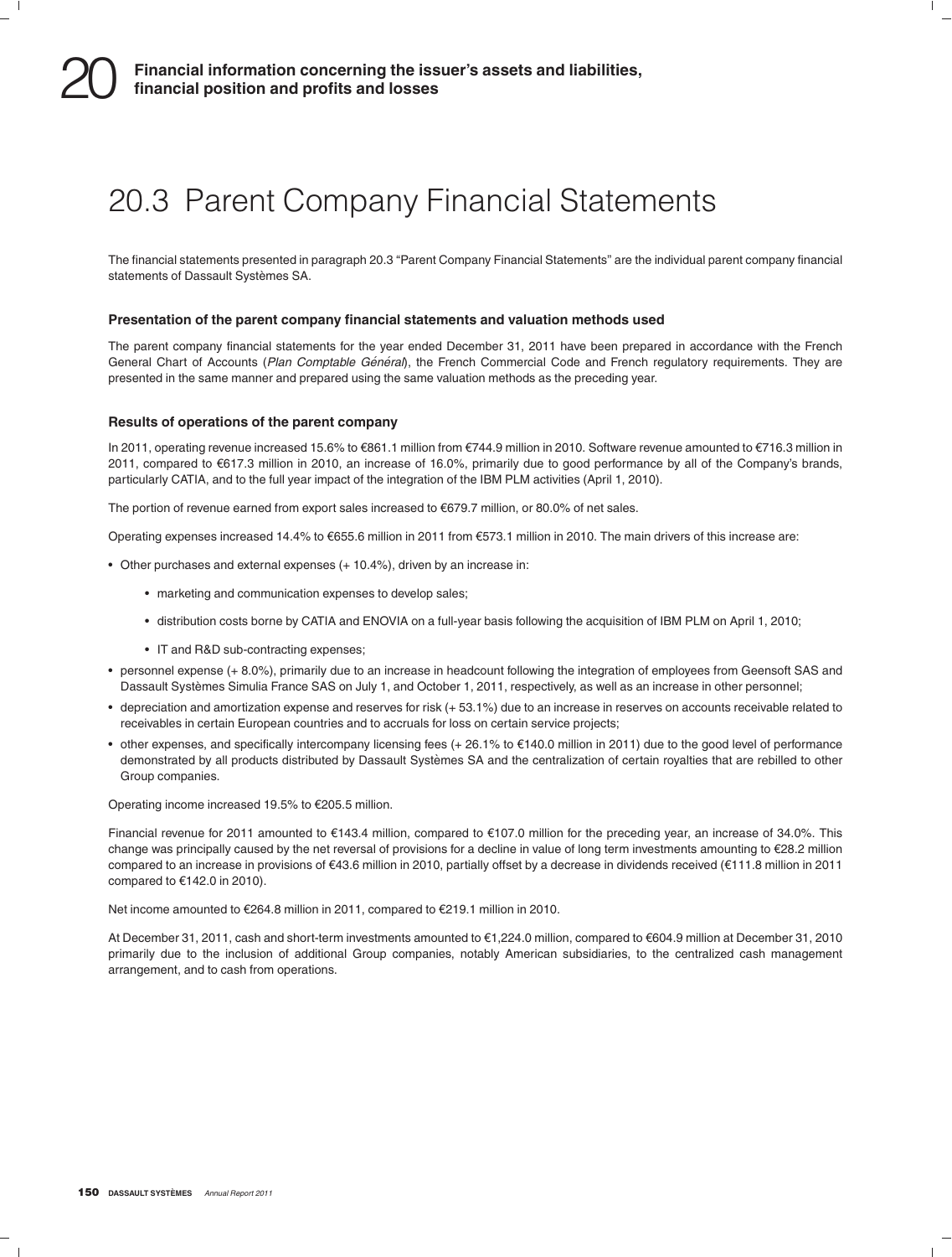# 20.3 Parent Company Financial Statements

The financial statements presented in paragraph 20.3 "Parent Company Financial Statements" are the individual parent company financial statements of Dassault Systèmes SA.

### Presentation of the parent company financial statements and valuation methods used

The parent company financial statements for the year ended December 31, 2011 have been prepared in accordance with the French General Chart of Accounts (*Plan Comptable Général*), the French Commercial Code and French regulatory requirements. They are presented in the same manner and prepared using the same valuation methods as the preceding year.

### Results of operations of the parent company

In 2011, operating revenue increased 15.6% to €861.1 million from €744.9 million in 2010. Software revenue amounted to €716.3 million in 2011, compared to €617.3 million in 2010, an increase of 16.0%, primarily due to good performance by all of the Company's brands, particularly CATIA, and to the full year impact of the integration of the IBM PLM activities (April 1, 2010).

The portion of revenue earned from export sales increased to €679.7 million, or 80.0% of net sales.

Operating expenses increased 14.4% to €655.6 million in 2011 from €573.1 million in 2010. The main drivers of this increase are:

- Other purchases and external expenses (+ 10.4%), driven by an increase in:
  - marketing and communication expenses to develop sales;
  - distribution costs borne by CATIA and ENOVIA on a full-year basis following the acquisition of IBM PLM on April 1, 2010;
  - IT and R&D sub-contracting expenses;
- personnel expense (+ 8.0%), primarily due to an increase in headcount following the integration of employees from Geensoft SAS and Dassault Systèmes Simulia France SAS on July 1, and October 1, 2011, respectively, as well as an increase in other personnel;
- depreciation and amortization expense and reserves for risk (+ 53.1%) due to an increase in reserves on accounts receivable related to receivables in certain European countries and to accruals for loss on certain service projects;
- other expenses, and specifically intercompany licensing fees (+ 26.1% to €140.0 million in 2011) due to the good level of performance demonstrated by all products distributed by Dassault Systèmes SA and the centralization of certain royalties that are rebilled to other Group companies.

Operating income increased 19.5% to €205.5 million.

Financial revenue for 2011 amounted to €143.4 million, compared to €107.0 million for the preceding year, an increase of 34.0%. This change was principally caused by the net reversal of provisions for a decline in value of long term investments amounting to €28.2 million compared to an increase in provisions of €43.6 million in 2010, partially offset by a decrease in dividends received (€111.8 million in 2011 compared to €142.0 in 2010).

Net income amounted to €264.8 million in 2011, compared to €219.1 million in 2010.

At December 31, 2011, cash and short-term investments amounted to €1,224.0 million, compared to €604.9 million at December 31, 2010 primarily due to the inclusion of additional Group companies, notably American subsidiaries, to the centralized cash management arrangement, and to cash from operations.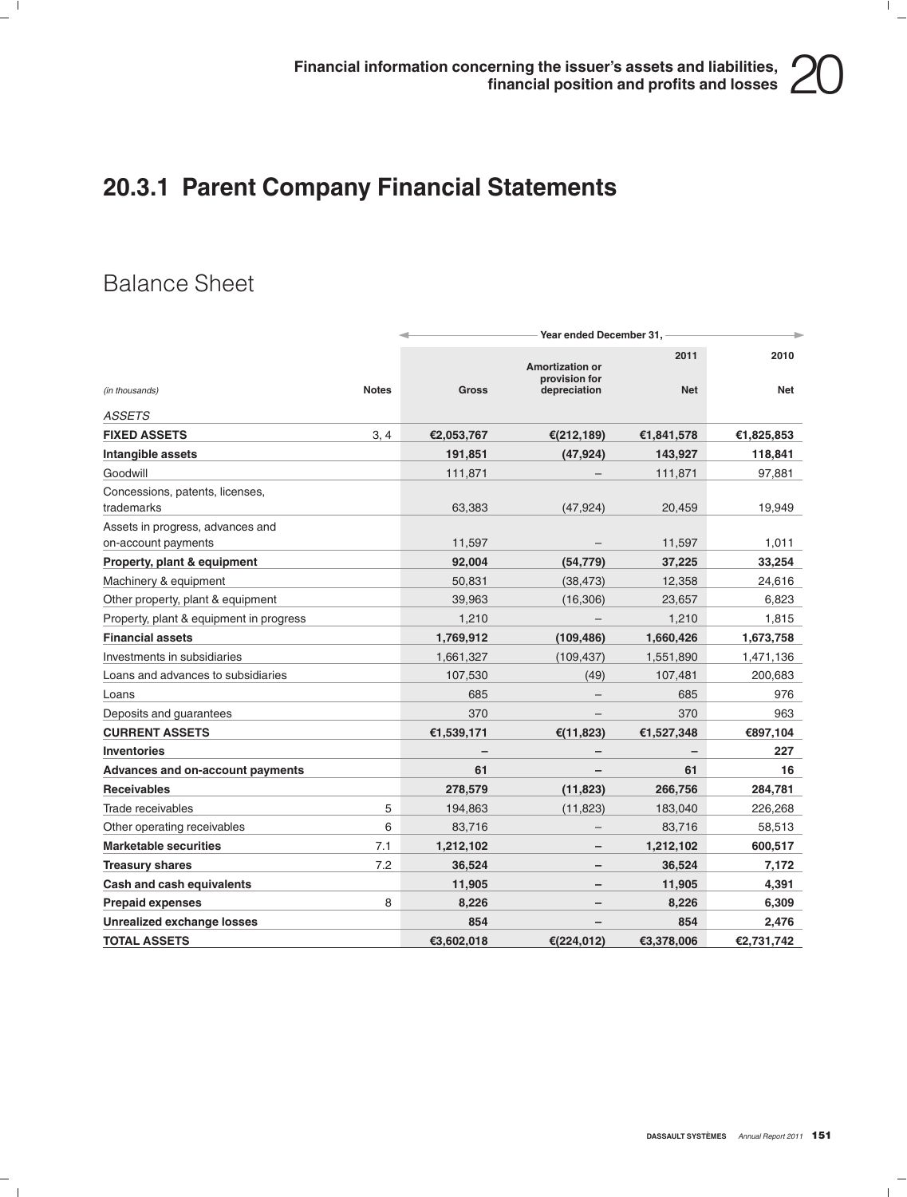## 20.3.1 Parent Company Financial Statements

### Balance Sheet

| *(in thousands)* | Notes | Year ended December 31, 2011 Gross | Amortization or provision for depreciation | Net | 2010 Net |
|---|---|---|---|---|---|
| *ASSETS* | | | | | |
| **FIXED ASSETS** | 3, 4 | **€2,053,767** | **€(212,189)** | **€1,841,578** | **€1,825,853** |
| **Intangible assets** | | **191,851** | **(47,924)** | **143,927** | **118,841** |
| Goodwill | | 111,871 | – | 111,871 | 97,881 |
| Concessions, patents, licenses, trademarks | | 63,383 | (47,924) | 20,459 | 19,949 |
| Assets in progress, advances and on-account payments | | 11,597 | – | 11,597 | 1,011 |
| **Property, plant & equipment** | | **92,004** | **(54,779)** | **37,225** | **33,254** |
| Machinery & equipment | | 50,831 | (38,473) | 12,358 | 24,616 |
| Other property, plant & equipment | | 39,963 | (16,306) | 23,657 | 6,823 |
| Property, plant & equipment in progress | | 1,210 | – | 1,210 | 1,815 |
| **Financial assets** | | **1,769,912** | **(109,486)** | **1,660,426** | **1,673,758** |
| Investments in subsidiaries | | 1,661,327 | (109,437) | 1,551,890 | 1,471,136 |
| Loans and advances to subsidiaries | | 107,530 | (49) | 107,481 | 200,683 |
| Loans | | 685 | – | 685 | 976 |
| Deposits and guarantees | | 370 | – | 370 | 963 |
| **CURRENT ASSETS** | | **€1,539,171** | **€(11,823)** | **€1,527,348** | **€897,104** |
| **Inventories** | | **–** | **–** | **–** | **227** |
| **Advances and on-account payments** | | **61** | **–** | **61** | **16** |
| **Receivables** | | **278,579** | **(11,823)** | **266,756** | **284,781** |
| Trade receivables | 5 | 194,863 | (11,823) | 183,040 | 226,268 |
| Other operating receivables | 6 | 83,716 | – | 83,716 | 58,513 |
| **Marketable securities** | 7.1 | **1,212,102** | **–** | **1,212,102** | **600,517** |
| **Treasury shares** | 7.2 | **36,524** | **–** | **36,524** | **7,172** |
| **Cash and cash equivalents** | | **11,905** | **–** | **11,905** | **4,391** |
| **Prepaid expenses** | 8 | **8,226** | **–** | **8,226** | **6,309** |
| **Unrealized exchange losses** | | **854** | **–** | **854** | **2,476** |
| **TOTAL ASSETS** | | **€3,602,018** | **€(224,012)** | **€3,378,006** | **€2,731,742** |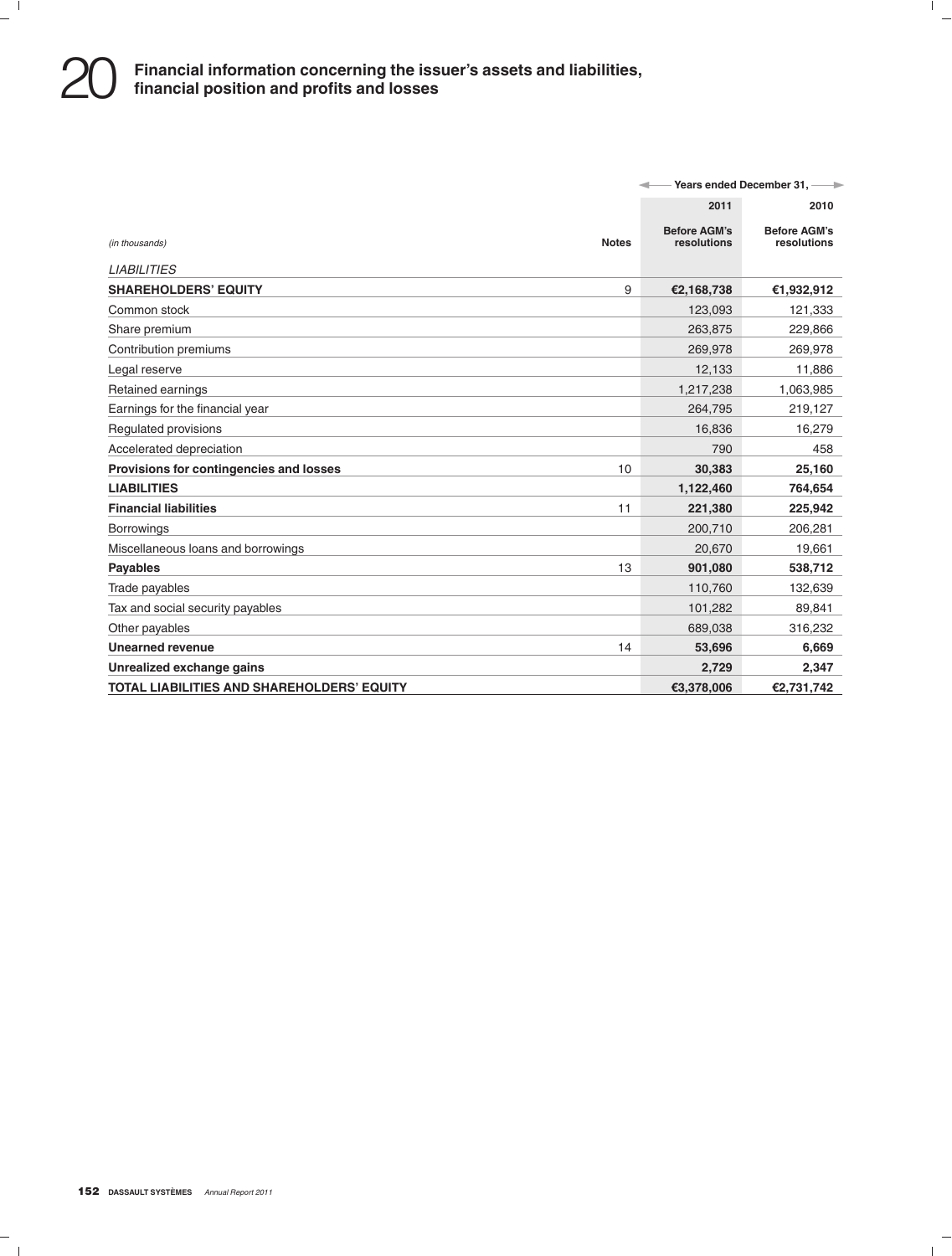# 20 Financial information concerning the issuer's assets and liabilities, financial position and profits and losses

| *(in thousands)* | Notes | 2011 Before AGM's resolutions | 2010 Before AGM's resolutions |
|---|---|---|---|
| | | Years ended December 31, | |
| *LIABILITIES* | | | |
| **SHAREHOLDERS' EQUITY** | 9 | **€2,168,738** | **€1,932,912** |
| Common stock | | 123,093 | 121,333 |
| Share premium | | 263,875 | 229,866 |
| Contribution premiums | | 269,978 | 269,978 |
| Legal reserve | | 12,133 | 11,886 |
| Retained earnings | | 1,217,238 | 1,063,985 |
| Earnings for the financial year | | 264,795 | 219,127 |
| Regulated provisions | | 16,836 | 16,279 |
| Accelerated depreciation | | 790 | 458 |
| **Provisions for contingencies and losses** | 10 | **30,383** | **25,160** |
| **LIABILITIES** | | **1,122,460** | **764,654** |
| **Financial liabilities** | 11 | **221,380** | **225,942** |
| Borrowings | | 200,710 | 206,281 |
| Miscellaneous loans and borrowings | | 20,670 | 19,661 |
| **Payables** | 13 | **901,080** | **538,712** |
| Trade payables | | 110,760 | 132,639 |
| Tax and social security payables | | 101,282 | 89,841 |
| Other payables | | 689,038 | 316,232 |
| **Unearned revenue** | 14 | **53,696** | **6,669** |
| **Unrealized exchange gains** | | **2,729** | **2,347** |
| **TOTAL LIABILITIES AND SHAREHOLDERS' EQUITY** | | **€3,378,006** | **€2,731,742** |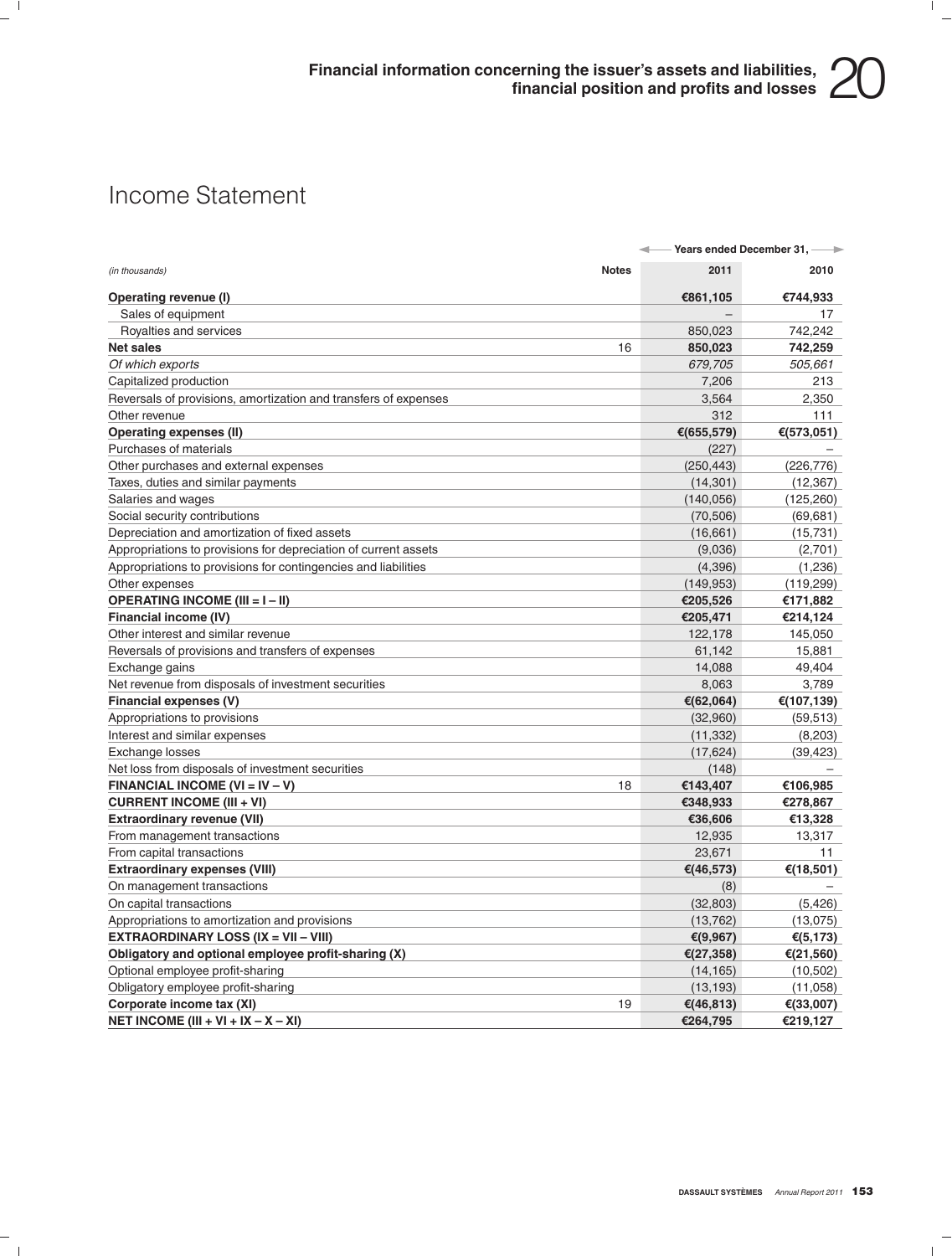# Income Statement

| *(in thousands)* | Notes | 2011 | 2010 |
|---|---|---|---|
| | | Years ended December 31, | |
| **Operating revenue (I)** | | **€861,105** | **€744,933** |
| Sales of equipment | | – | 17 |
| Royalties and services | | 850,023 | 742,242 |
| **Net sales** | 16 | **850,023** | **742,259** |
| *Of which exports* | | *679,705* | *505,661* |
| Capitalized production | | 7,206 | 213 |
| Reversals of provisions, amortization and transfers of expenses | | 3,564 | 2,350 |
| Other revenue | | 312 | 111 |
| **Operating expenses (II)** | | **€(655,579)** | **€(573,051)** |
| Purchases of materials | | (227) | – |
| Other purchases and external expenses | | (250,443) | (226,776) |
| Taxes, duties and similar payments | | (14,301) | (12,367) |
| Salaries and wages | | (140,056) | (125,260) |
| Social security contributions | | (70,506) | (69,681) |
| Depreciation and amortization of fixed assets | | (16,661) | (15,731) |
| Appropriations to provisions for depreciation of current assets | | (9,036) | (2,701) |
| Appropriations to provisions for contingencies and liabilities | | (4,396) | (1,236) |
| Other expenses | | (149,953) | (119,299) |
| **OPERATING INCOME (III = I – II)** | | **€205,526** | **€171,882** |
| **Financial income (IV)** | | **€205,471** | **€214,124** |
| Other interest and similar revenue | | 122,178 | 145,050 |
| Reversals of provisions and transfers of expenses | | 61,142 | 15,881 |
| Exchange gains | | 14,088 | 49,404 |
| Net revenue from disposals of investment securities | | 8,063 | 3,789 |
| **Financial expenses (V)** | | **€(62,064)** | **€(107,139)** |
| Appropriations to provisions | | (32,960) | (59,513) |
| Interest and similar expenses | | (11,332) | (8,203) |
| Exchange losses | | (17,624) | (39,423) |
| Net loss from disposals of investment securities | | (148) | – |
| **FINANCIAL INCOME (VI = IV – V)** | 18 | **€143,407** | **€106,985** |
| **CURRENT INCOME (III + VI)** | | **€348,933** | **€278,867** |
| **Extraordinary revenue (VII)** | | **€36,606** | **€13,328** |
| From management transactions | | 12,935 | 13,317 |
| From capital transactions | | 23,671 | 11 |
| **Extraordinary expenses (VIII)** | | **€(46,573)** | **€(18,501)** |
| On management transactions | | (8) | – |
| On capital transactions | | (32,803) | (5,426) |
| Appropriations to amortization and provisions | | (13,762) | (13,075) |
| **EXTRAORDINARY LOSS (IX = VII – VIII)** | | **€(9,967)** | **€(5,173)** |
| **Obligatory and optional employee profit-sharing (X)** | | **€(27,358)** | **€(21,560)** |
| Optional employee profit-sharing | | (14,165) | (10,502) |
| Obligatory employee profit-sharing | | (13,193) | (11,058) |
| **Corporate income tax (XI)** | 19 | **€(46,813)** | **€(33,007)** |
| **NET INCOME (III + VI + IX – X – XI)** | | **€264,795** | **€219,127** |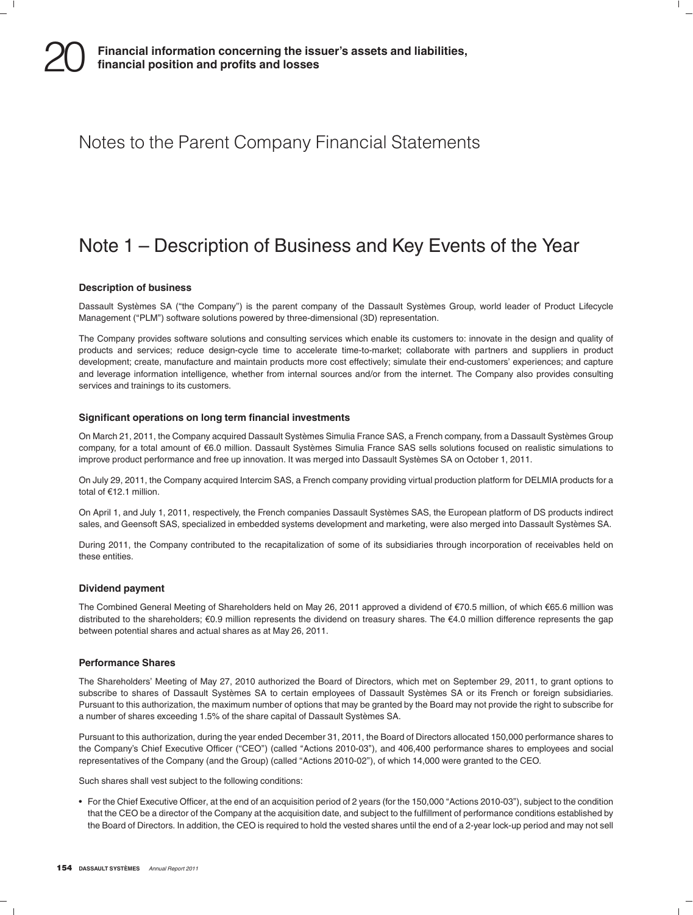# Notes to the Parent Company Financial Statements

## Note 1 – Description of Business and Key Events of the Year

### Description of business

Dassault Systèmes SA ("the Company") is the parent company of the Dassault Systèmes Group, world leader of Product Lifecycle Management ("PLM") software solutions powered by three-dimensional (3D) representation.

The Company provides software solutions and consulting services which enable its customers to: innovate in the design and quality of products and services; reduce design-cycle time to accelerate time-to-market; collaborate with partners and suppliers in product development; create, manufacture and maintain products more cost effectively; simulate their end-customers' experiences; and capture and leverage information intelligence, whether from internal sources and/or from the internet. The Company also provides consulting services and trainings to its customers.

### Significant operations on long term financial investments

On March 21, 2011, the Company acquired Dassault Systèmes Simulia France SAS, a French company, from a Dassault Systèmes Group company, for a total amount of €6.0 million. Dassault Systèmes Simulia France SAS sells solutions focused on realistic simulations to improve product performance and free up innovation. It was merged into Dassault Systèmes SA on October 1, 2011.

On July 29, 2011, the Company acquired Intercim SAS, a French company providing virtual production platform for DELMIA products for a total of €12.1 million.

On April 1, and July 1, 2011, respectively, the French companies Dassault Systèmes SAS, the European platform of DS products indirect sales, and Geensoft SAS, specialized in embedded systems development and marketing, were also merged into Dassault Systèmes SA.

During 2011, the Company contributed to the recapitalization of some of its subsidiaries through incorporation of receivables held on these entities.

### Dividend payment

The Combined General Meeting of Shareholders held on May 26, 2011 approved a dividend of €70.5 million, of which €65.6 million was distributed to the shareholders; €0.9 million represents the dividend on treasury shares. The €4.0 million difference represents the gap between potential shares and actual shares as at May 26, 2011.

### Performance Shares

The Shareholders' Meeting of May 27, 2010 authorized the Board of Directors, which met on September 29, 2011, to grant options to subscribe to shares of Dassault Systèmes SA to certain employees of Dassault Systèmes SA or its French or foreign subsidiaries. Pursuant to this authorization, the maximum number of options that may be granted by the Board may not provide the right to subscribe for a number of shares exceeding 1.5% of the share capital of Dassault Systèmes SA.

Pursuant to this authorization, during the year ended December 31, 2011, the Board of Directors allocated 150,000 performance shares to the Company's Chief Executive Officer ("CEO") (called "Actions 2010-03"), and 406,400 performance shares to employees and social representatives of the Company (and the Group) (called "Actions 2010-02"), of which 14,000 were granted to the CEO.

Such shares shall vest subject to the following conditions:

- For the Chief Executive Officer, at the end of an acquisition period of 2 years (for the 150,000 "Actions 2010-03"), subject to the condition that the CEO be a director of the Company at the acquisition date, and subject to the fulfillment of performance conditions established by the Board of Directors. In addition, the CEO is required to hold the vested shares until the end of a 2-year lock-up period and may not sell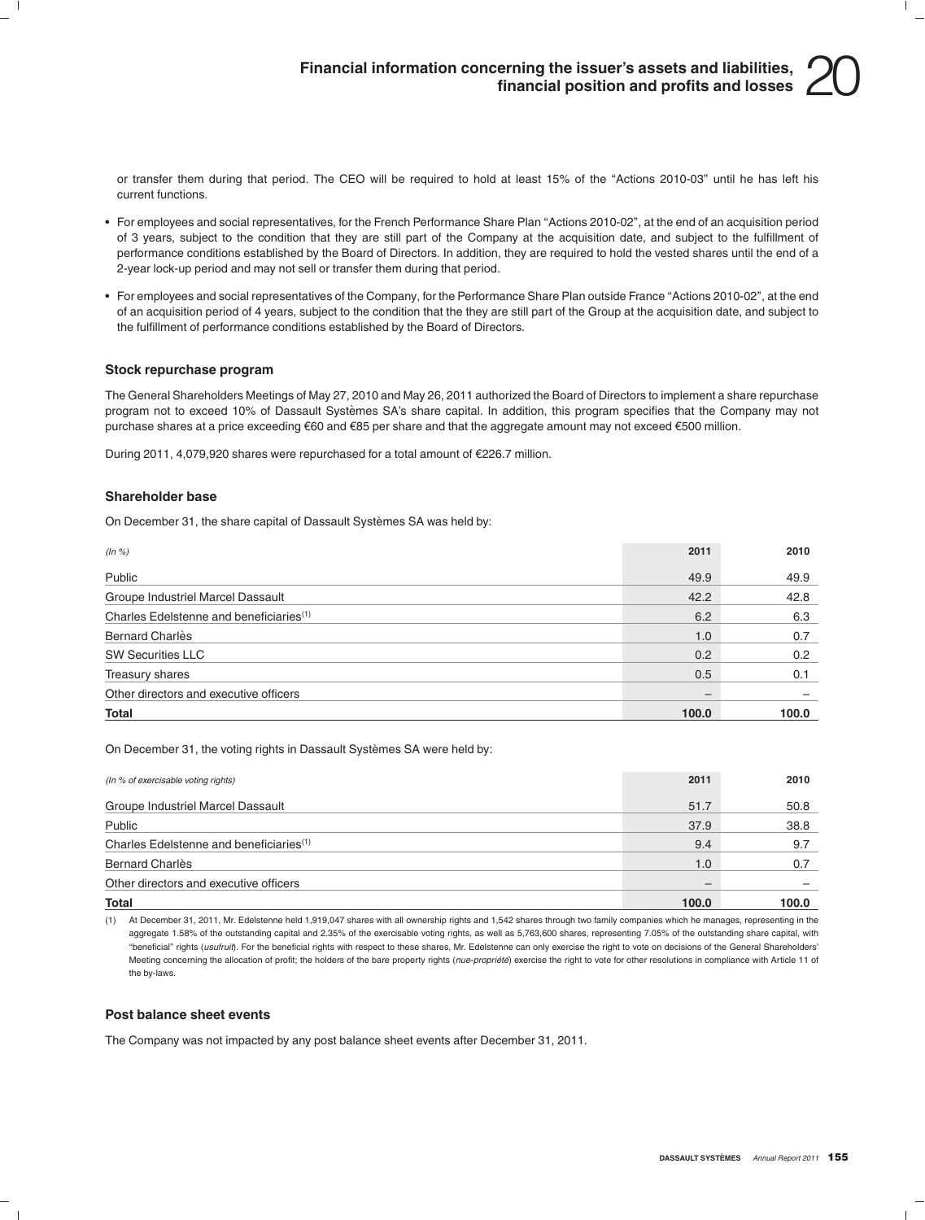or transfer them during that period. The CEO will be required to hold at least 15% of the "Actions 2010-03" until he has left his current functions.

- For employees and social representatives, for the French Performance Share Plan "Actions 2010-02", at the end of an acquisition period of 3 years, subject to the condition that they are still part of the Company at the acquisition date, and subject to the fulfillment of performance conditions established by the Board of Directors. In addition, they are required to hold the vested shares until the end of a 2-year lock-up period and may not sell or transfer them during that period.
- For employees and social representatives of the Company, for the Performance Share Plan outside France "Actions 2010-02", at the end of an acquisition period of 4 years, subject to the condition that the they are still part of the Group at the acquisition date, and subject to the fulfillment of performance conditions established by the Board of Directors.

### Stock repurchase program

The General Shareholders Meetings of May 27, 2010 and May 26, 2011 authorized the Board of Directors to implement a share repurchase program not to exceed 10% of Dassault Systèmes SA's share capital. In addition, this program specifies that the Company may not purchase shares at a price exceeding €60 and €85 per share and that the aggregate amount may not exceed €500 million.

During 2011, 4,079,920 shares were repurchased for a total amount of €226.7 million.

### Shareholder base

On December 31, the share capital of Dassault Systèmes SA was held by:

| *(In %)* | 2011 | 2010 |
|---|---|---|
| Public | 49.9 | 49.9 |
| Groupe Industriel Marcel Dassault | 42.2 | 42.8 |
| Charles Edelstenne and beneficiaries[1] | 6.2 | 6.3 |
| Bernard Charlès | 1.0 | 0.7 |
| SW Securities LLC | 0.2 | 0.2 |
| Treasury shares | 0.5 | 0.1 |
| Other directors and executive officers | – | – |
| **Total** | **100.0** | **100.0** |

On December 31, the voting rights in Dassault Systèmes SA were held by:

| *(In % of exercisable voting rights)* | 2011 | 2010 |
|---|---|---|
| Groupe Industriel Marcel Dassault | 51.7 | 50.8 |
| Public | 37.9 | 38.8 |
| Charles Edelstenne and beneficiaries[1] | 9.4 | 9.7 |
| Bernard Charlès | 1.0 | 0.7 |
| Other directors and executive officers | – | – |
| **Total** | **100.0** | **100.0** |

(1) At December 31, 2011, Mr. Edelstenne held 1,919,047 shares with all ownership rights and 1,542 shares through two family companies which he manages, representing in the aggregate 1.58% of the outstanding capital and 2.35% of the exercisable voting rights, as well as 5,763,600 shares, representing 7.05% of the outstanding share capital, with "beneficial" rights (*usufruit*). For the beneficial rights with respect to these shares, Mr. Edelstenne can only exercise the right to vote on decisions of the General Shareholders' Meeting concerning the allocation of profit; the holders of the bare property rights (*nue-propriété*) exercise the right to vote for other resolutions in compliance with Article 11 of the by-laws.

### Post balance sheet events

The Company was not impacted by any post balance sheet events after December 31, 2011.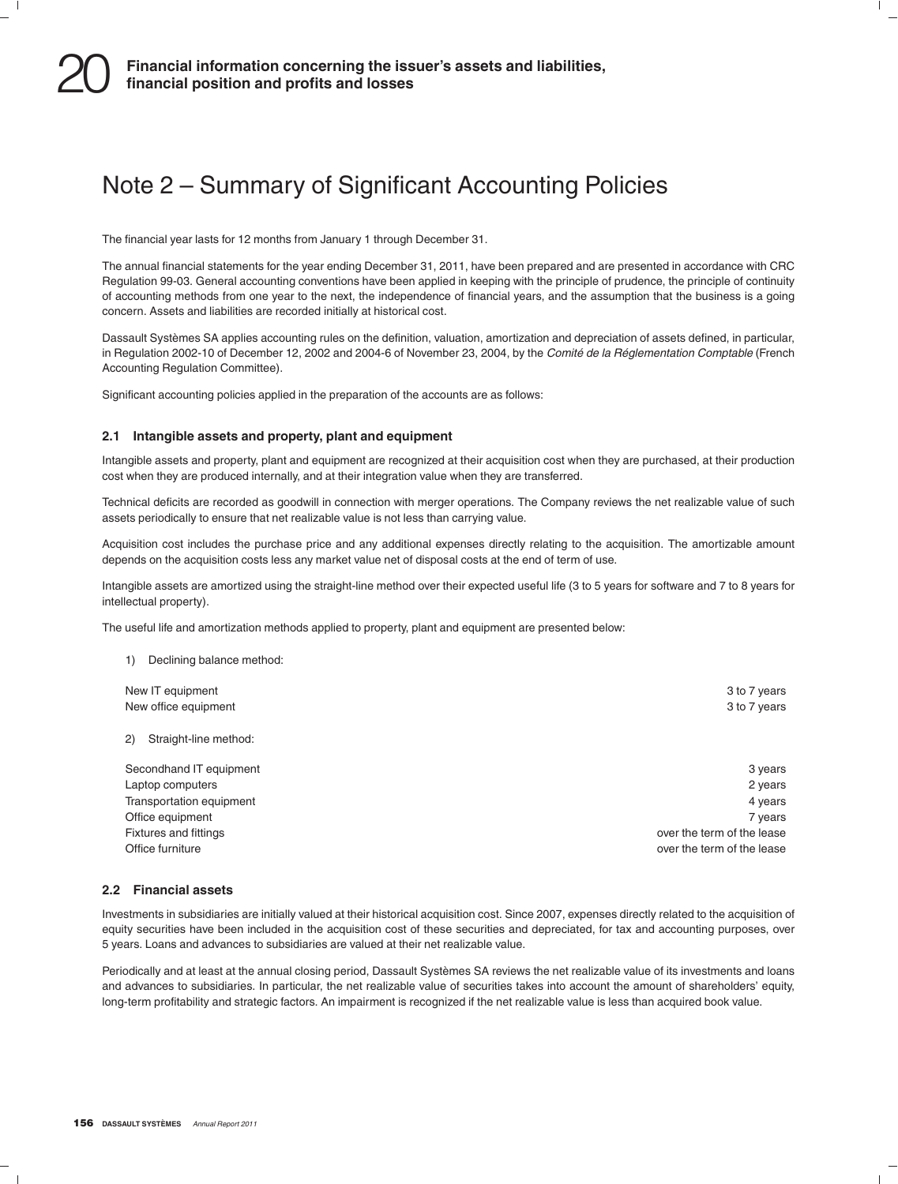# Note 2 – Summary of Significant Accounting Policies

The financial year lasts for 12 months from January 1 through December 31.

The annual financial statements for the year ending December 31, 2011, have been prepared and are presented in accordance with CRC Regulation 99-03. General accounting conventions have been applied in keeping with the principle of prudence, the principle of continuity of accounting methods from one year to the next, the independence of financial years, and the assumption that the business is a going concern. Assets and liabilities are recorded initially at historical cost.

Dassault Systèmes SA applies accounting rules on the definition, valuation, amortization and depreciation of assets defined, in particular, in Regulation 2002-10 of December 12, 2002 and 2004-6 of November 23, 2004, by the *Comité de la Réglementation Comptable* (French Accounting Regulation Committee).

Significant accounting policies applied in the preparation of the accounts are as follows:

### 2.1 Intangible assets and property, plant and equipment

Intangible assets and property, plant and equipment are recognized at their acquisition cost when they are purchased, at their production cost when they are produced internally, and at their integration value when they are transferred.

Technical deficits are recorded as goodwill in connection with merger operations. The Company reviews the net realizable value of such assets periodically to ensure that net realizable value is not less than carrying value.

Acquisition cost includes the purchase price and any additional expenses directly relating to the acquisition. The amortizable amount depends on the acquisition costs less any market value net of disposal costs at the end of term of use.

Intangible assets are amortized using the straight-line method over their expected useful life (3 to 5 years for software and 7 to 8 years for intellectual property).

The useful life and amortization methods applied to property, plant and equipment are presented below:

1) Declining balance method:

| | |
|---|---|
| New IT equipment | 3 to 7 years |
| New office equipment | 3 to 7 years |

2) Straight-line method:

| | |
|---|---|
| Secondhand IT equipment | 3 years |
| Laptop computers | 2 years |
| Transportation equipment | 4 years |
| Office equipment | 7 years |
| Fixtures and fittings | over the term of the lease |
| Office furniture | over the term of the lease |

### 2.2 Financial assets

Investments in subsidiaries are initially valued at their historical acquisition cost. Since 2007, expenses directly related to the acquisition of equity securities have been included in the acquisition cost of these securities and depreciated, for tax and accounting purposes, over 5 years. Loans and advances to subsidiaries are valued at their net realizable value.

Periodically and at least at the annual closing period, Dassault Systèmes SA reviews the net realizable value of its investments and loans and advances to subsidiaries. In particular, the net realizable value of securities takes into account the amount of shareholders' equity, long-term profitability and strategic factors. An impairment is recognized if the net realizable value is less than acquired book value.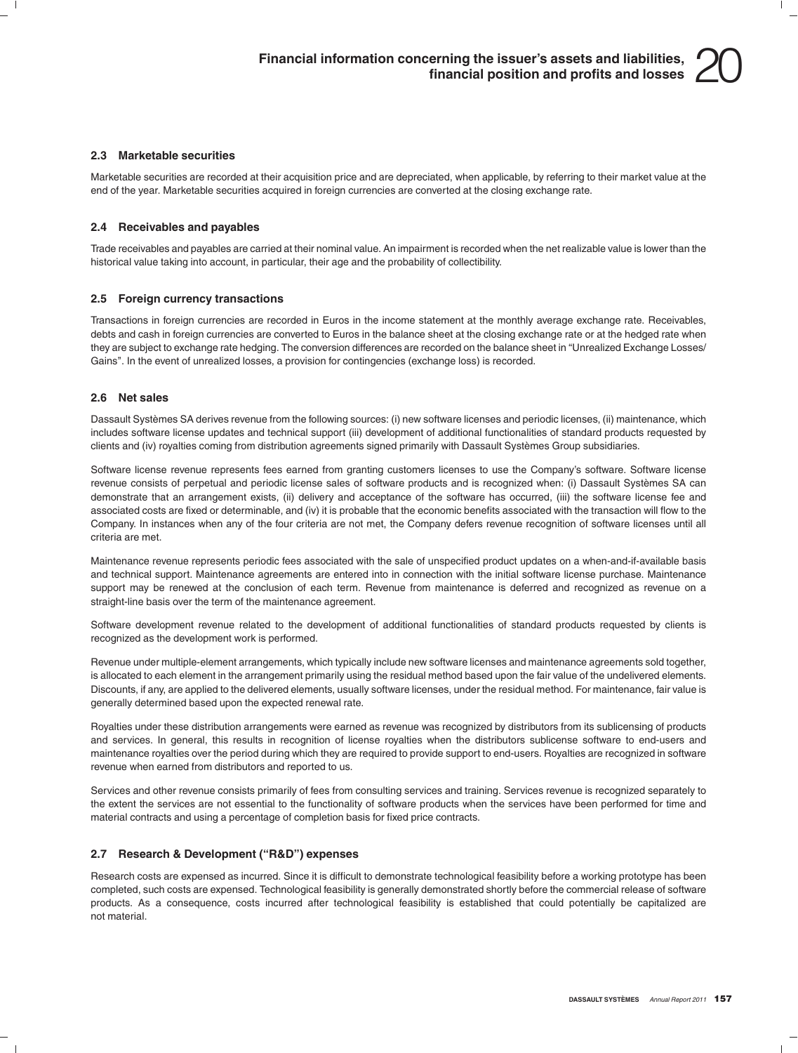### 2.3 Marketable securities

Marketable securities are recorded at their acquisition price and are depreciated, when applicable, by referring to their market value at the end of the year. Marketable securities acquired in foreign currencies are converted at the closing exchange rate.

### 2.4 Receivables and payables

Trade receivables and payables are carried at their nominal value. An impairment is recorded when the net realizable value is lower than the historical value taking into account, in particular, their age and the probability of collectibility.

### 2.5 Foreign currency transactions

Transactions in foreign currencies are recorded in Euros in the income statement at the monthly average exchange rate. Receivables, debts and cash in foreign currencies are converted to Euros in the balance sheet at the closing exchange rate or at the hedged rate when they are subject to exchange rate hedging. The conversion differences are recorded on the balance sheet in "Unrealized Exchange Losses/Gains". In the event of unrealized losses, a provision for contingencies (exchange loss) is recorded.

### 2.6 Net sales

Dassault Systèmes SA derives revenue from the following sources: (i) new software licenses and periodic licenses, (ii) maintenance, which includes software license updates and technical support (iii) development of additional functionalities of standard products requested by clients and (iv) royalties coming from distribution agreements signed primarily with Dassault Systèmes Group subsidiaries.

Software license revenue represents fees earned from granting customers licenses to use the Company's software. Software license revenue consists of perpetual and periodic license sales of software products and is recognized when: (i) Dassault Systèmes SA can demonstrate that an arrangement exists, (ii) delivery and acceptance of the software has occurred, (iii) the software license fee and associated costs are fixed or determinable, and (iv) it is probable that the economic benefits associated with the transaction will flow to the Company. In instances when any of the four criteria are not met, the Company defers revenue recognition of software licenses until all criteria are met.

Maintenance revenue represents periodic fees associated with the sale of unspecified product updates on a when-and-if-available basis and technical support. Maintenance agreements are entered into in connection with the initial software license purchase. Maintenance support may be renewed at the conclusion of each term. Revenue from maintenance is deferred and recognized as revenue on a straight-line basis over the term of the maintenance agreement.

Software development revenue related to the development of additional functionalities of standard products requested by clients is recognized as the development work is performed.

Revenue under multiple-element arrangements, which typically include new software licenses and maintenance agreements sold together, is allocated to each element in the arrangement primarily using the residual method based upon the fair value of the undelivered elements. Discounts, if any, are applied to the delivered elements, usually software licenses, under the residual method. For maintenance, fair value is generally determined based upon the expected renewal rate.

Royalties under these distribution arrangements were earned as revenue was recognized by distributors from its sublicensing of products and services. In general, this results in recognition of license royalties when the distributors sublicense software to end-users and maintenance royalties over the period during which they are required to provide support to end-users. Royalties are recognized in software revenue when earned from distributors and reported to us.

Services and other revenue consists primarily of fees from consulting services and training. Services revenue is recognized separately to the extent the services are not essential to the functionality of software products when the services have been performed for time and material contracts and using a percentage of completion basis for fixed price contracts.

### 2.7 Research & Development ("R&D") expenses

Research costs are expensed as incurred. Since it is difficult to demonstrate technological feasibility before a working prototype has been completed, such costs are expensed. Technological feasibility is generally demonstrated shortly before the commercial release of software products. As a consequence, costs incurred after technological feasibility is established that could potentially be capitalized are not material.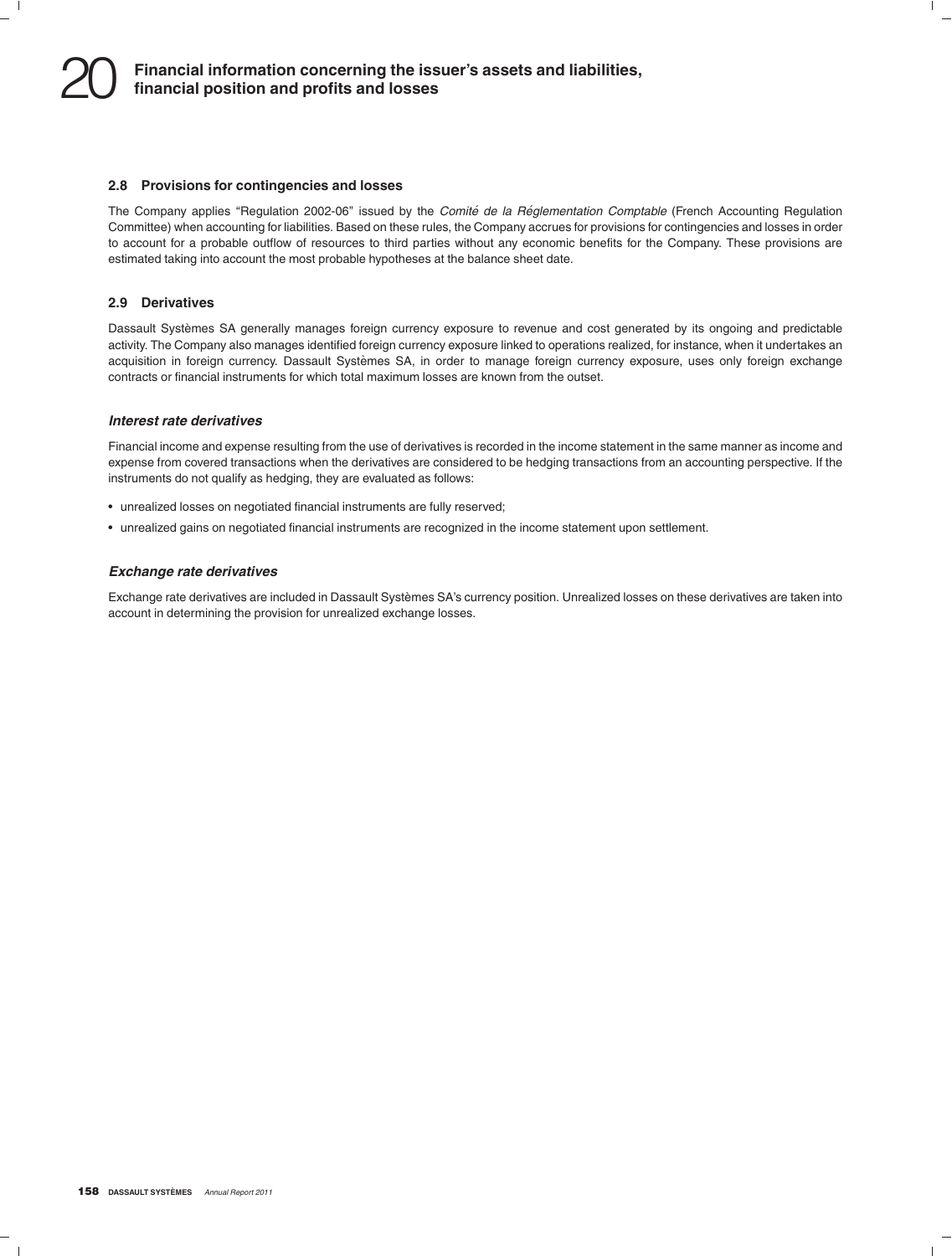### 2.8 Provisions for contingencies and losses

The Company applies "Regulation 2002-06" issued by the *Comité de la Réglementation Comptable* (French Accounting Regulation Committee) when accounting for liabilities. Based on these rules, the Company accrues for provisions for contingencies and losses in order to account for a probable outflow of resources to third parties without any economic benefits for the Company. These provisions are estimated taking into account the most probable hypotheses at the balance sheet date.

### 2.9 Derivatives

Dassault Systèmes SA generally manages foreign currency exposure to revenue and cost generated by its ongoing and predictable activity. The Company also manages identified foreign currency exposure linked to operations realized, for instance, when it undertakes an acquisition in foreign currency. Dassault Systèmes SA, in order to manage foreign currency exposure, uses only foreign exchange contracts or financial instruments for which total maximum losses are known from the outset.

#### *Interest rate derivatives*

Financial income and expense resulting from the use of derivatives is recorded in the income statement in the same manner as income and expense from covered transactions when the derivatives are considered to be hedging transactions from an accounting perspective. If the instruments do not qualify as hedging, they are evaluated as follows:

- unrealized losses on negotiated financial instruments are fully reserved;
- unrealized gains on negotiated financial instruments are recognized in the income statement upon settlement.

#### *Exchange rate derivatives*

Exchange rate derivatives are included in Dassault Systèmes SA's currency position. Unrealized losses on these derivatives are taken into account in determining the provision for unrealized exchange losses.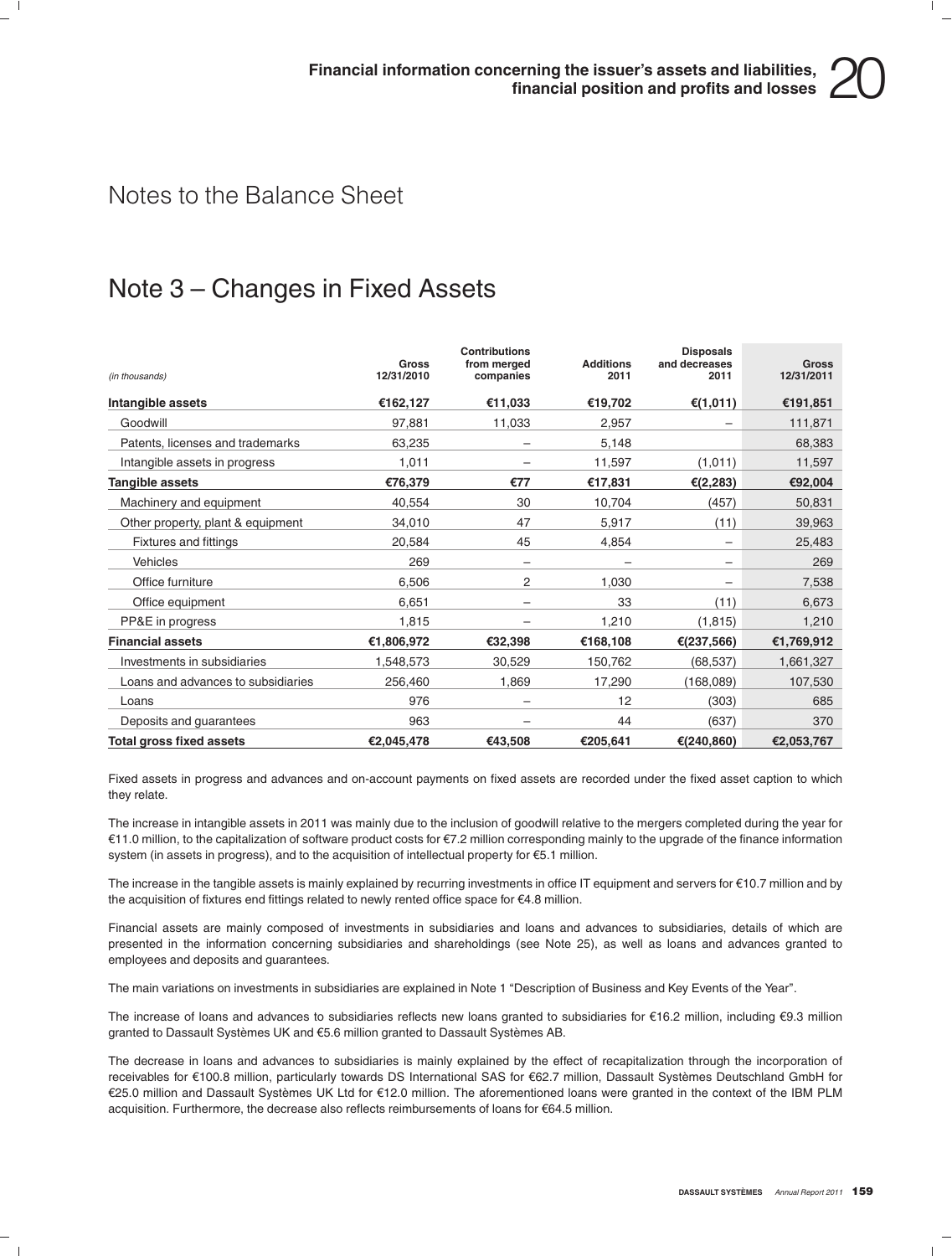# Notes to the Balance Sheet

## Note 3 – Changes in Fixed Assets

| *(in thousands)* | Gross 12/31/2010 | Contributions from merged companies | Additions 2011 | Disposals and decreases 2011 | Gross 12/31/2011 |
|---|---|---|---|---|---|
| **Intangible assets** | **€162,127** | **€11,033** | **€19,702** | **€(1,011)** | **€191,851** |
| Goodwill | 97,881 | 11,033 | 2,957 | – | 111,871 |
| Patents, licenses and trademarks | 63,235 | – | 5,148 | | 68,383 |
| Intangible assets in progress | 1,011 | – | 11,597 | (1,011) | 11,597 |
| **Tangible assets** | **€76,379** | **€77** | **€17,831** | **€(2,283)** | **€92,004** |
| Machinery and equipment | 40,554 | 30 | 10,704 | (457) | 50,831 |
| Other property, plant & equipment | 34,010 | 47 | 5,917 | (11) | 39,963 |
| Fixtures and fittings | 20,584 | 45 | 4,854 | – | 25,483 |
| Vehicles | 269 | – | – | – | 269 |
| Office furniture | 6,506 | 2 | 1,030 | – | 7,538 |
| Office equipment | 6,651 | – | 33 | (11) | 6,673 |
| PP&E in progress | 1,815 | – | 1,210 | (1,815) | 1,210 |
| **Financial assets** | **€1,806,972** | **€32,398** | **€168,108** | **€(237,566)** | **€1,769,912** |
| Investments in subsidiaries | 1,548,573 | 30,529 | 150,762 | (68,537) | 1,661,327 |
| Loans and advances to subsidiaries | 256,460 | 1,869 | 17,290 | (168,089) | 107,530 |
| Loans | 976 | – | 12 | (303) | 685 |
| Deposits and guarantees | 963 | – | 44 | (637) | 370 |
| **Total gross fixed assets** | **€2,045,478** | **€43,508** | **€205,641** | **€(240,860)** | **€2,053,767** |

Fixed assets in progress and advances and on-account payments on fixed assets are recorded under the fixed asset caption to which they relate.

The increase in intangible assets in 2011 was mainly due to the inclusion of goodwill relative to the mergers completed during the year for €11.0 million, to the capitalization of software product costs for €7.2 million corresponding mainly to the upgrade of the finance information system (in assets in progress), and to the acquisition of intellectual property for €5.1 million.

The increase in the tangible assets is mainly explained by recurring investments in office IT equipment and servers for €10.7 million and by the acquisition of fixtures end fittings related to newly rented office space for €4.8 million.

Financial assets are mainly composed of investments in subsidiaries and loans and advances to subsidiaries, details of which are presented in the information concerning subsidiaries and shareholdings (see Note 25), as well as loans and advances granted to employees and deposits and guarantees.

The main variations on investments in subsidiaries are explained in Note 1 "Description of Business and Key Events of the Year".

The increase of loans and advances to subsidiaries reflects new loans granted to subsidiaries for €16.2 million, including €9.3 million granted to Dassault Systèmes UK and €5.6 million granted to Dassault Systèmes AB.

The decrease in loans and advances to subsidiaries is mainly explained by the effect of recapitalization through the incorporation of receivables for €100.8 million, particularly towards DS International SAS for €62.7 million, Dassault Systèmes Deutschland GmbH for €25.0 million and Dassault Systèmes UK Ltd for €12.0 million. The aforementioned loans were granted in the context of the IBM PLM acquisition. Furthermore, the decrease also reflects reimbursements of loans for €64.5 million.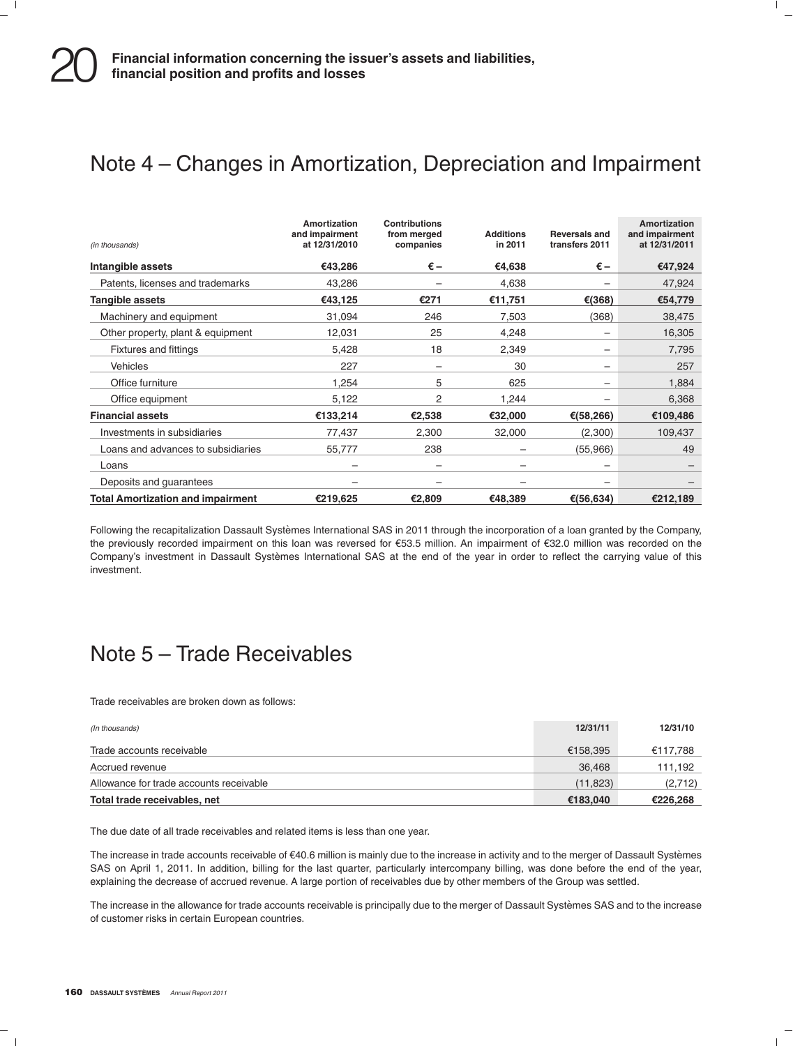## Note 4 – Changes in Amortization, Depreciation and Impairment

| *(in thousands)* | Amortization and impairment at 12/31/2010 | Contributions from merged companies | Additions in 2011 | Reversals and transfers 2011 | Amortization and impairment at 12/31/2011 |
|---|---|---|---|---|---|
| **Intangible assets** | **€43,286** | **€ –** | **€4,638** | **€ –** | **€47,924** |
| Patents, licenses and trademarks | 43,286 | – | 4,638 | – | 47,924 |
| **Tangible assets** | **€43,125** | **€271** | **€11,751** | **€(368)** | **€54,779** |
| Machinery and equipment | 31,094 | 246 | 7,503 | (368) | 38,475 |
| Other property, plant & equipment | 12,031 | 25 | 4,248 | – | 16,305 |
| Fixtures and fittings | 5,428 | 18 | 2,349 | – | 7,795 |
| Vehicles | 227 | – | 30 | – | 257 |
| Office furniture | 1,254 | 5 | 625 | – | 1,884 |
| Office equipment | 5,122 | 2 | 1,244 | – | 6,368 |
| **Financial assets** | **€133,214** | **€2,538** | **€32,000** | **€(58,266)** | **€109,486** |
| Investments in subsidiaries | 77,437 | 2,300 | 32,000 | (2,300) | 109,437 |
| Loans and advances to subsidiaries | 55,777 | 238 | – | (55,966) | 49 |
| Loans | – | – | – | – | – |
| Deposits and guarantees | – | – | – | – | – |
| **Total Amortization and impairment** | **€219,625** | **€2,809** | **€48,389** | **€(56,634)** | **€212,189** |

Following the recapitalization Dassault Systèmes International SAS in 2011 through the incorporation of a loan granted by the Company, the previously recorded impairment on this loan was reversed for €53.5 million. An impairment of €32.0 million was recorded on the Company's investment in Dassault Systèmes International SAS at the end of the year in order to reflect the carrying value of this investment.

## Note 5 – Trade Receivables

Trade receivables are broken down as follows:

| *(In thousands)* | 12/31/11 | 12/31/10 |
|---|---|---|
| Trade accounts receivable | €158,395 | €117,788 |
| Accrued revenue | 36,468 | 111,192 |
| Allowance for trade accounts receivable | (11,823) | (2,712) |
| **Total trade receivables, net** | **€183,040** | **€226,268** |

The due date of all trade receivables and related items is less than one year.

The increase in trade accounts receivable of €40.6 million is mainly due to the increase in activity and to the merger of Dassault Systèmes SAS on April 1, 2011. In addition, billing for the last quarter, particularly intercompany billing, was done before the end of the year, explaining the decrease of accrued revenue. A large portion of receivables due by other members of the Group was settled.

The increase in the allowance for trade accounts receivable is principally due to the merger of Dassault Systèmes SAS and to the increase of customer risks in certain European countries.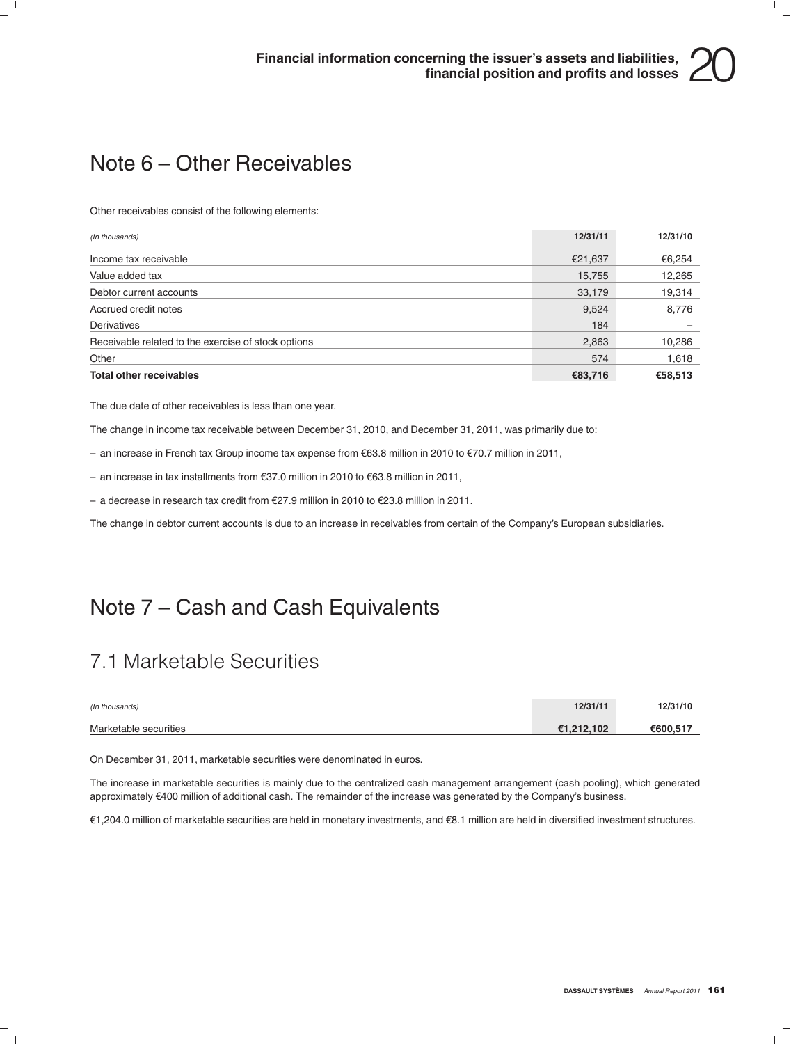# Note 6 – Other Receivables

Other receivables consist of the following elements:

| *(In thousands)* | 12/31/11 | 12/31/10 |
|---|---|---|
| Income tax receivable | €21,637 | €6,254 |
| Value added tax | 15,755 | 12,265 |
| Debtor current accounts | 33,179 | 19,314 |
| Accrued credit notes | 9,524 | 8,776 |
| Derivatives | 184 | – |
| Receivable related to the exercise of stock options | 2,863 | 10,286 |
| Other | 574 | 1,618 |
| **Total other receivables** | **€83,716** | **€58,513** |

The due date of other receivables is less than one year.

The change in income tax receivable between December 31, 2010, and December 31, 2011, was primarily due to:

- an increase in French tax Group income tax expense from €63.8 million in 2010 to €70.7 million in 2011,
- an increase in tax installments from €37.0 million in 2010 to €63.8 million in 2011,
- a decrease in research tax credit from €27.9 million in 2010 to €23.8 million in 2011.

The change in debtor current accounts is due to an increase in receivables from certain of the Company's European subsidiaries.

# Note 7 – Cash and Cash Equivalents

## 7.1 Marketable Securities

| *(In thousands)* | 12/31/11 | 12/31/10 |
|---|---|---|
| Marketable securities | €1,212,102 | €600,517 |

On December 31, 2011, marketable securities were denominated in euros.

The increase in marketable securities is mainly due to the centralized cash management arrangement (cash pooling), which generated approximately €400 million of additional cash. The remainder of the increase was generated by the Company's business.

€1,204.0 million of marketable securities are held in monetary investments, and €8.1 million are held in diversified investment structures.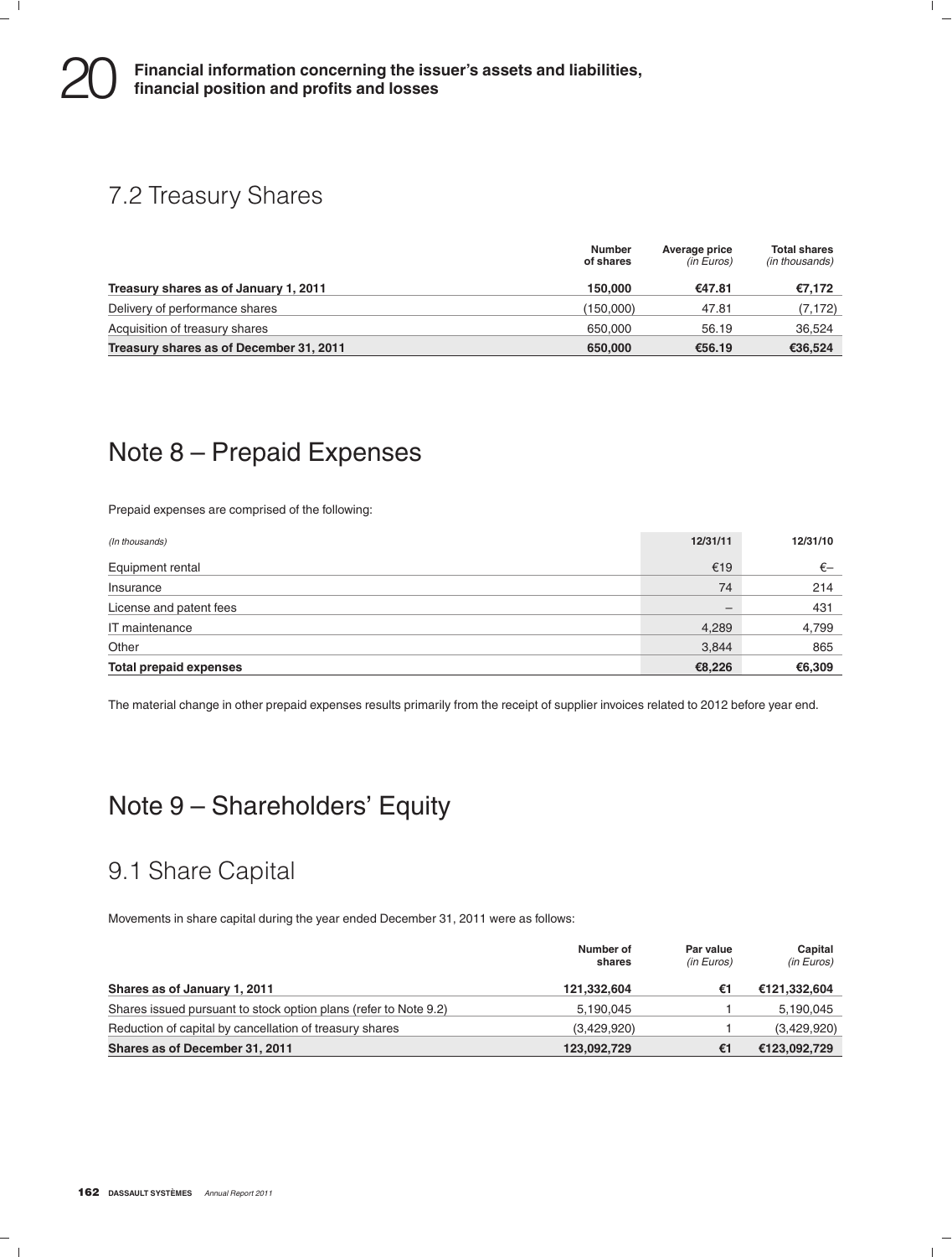## 7.2 Treasury Shares

| | Number of shares | Average price *(in Euros)* | Total shares *(in thousands)* |
|---|---|---|---|
| **Treasury shares as of January 1, 2011** | **150,000** | **€47.81** | **€7,172** |
| Delivery of performance shares | (150,000) | 47.81 | (7,172) |
| Acquisition of treasury shares | 650,000 | 56.19 | 36,524 |
| **Treasury shares as of December 31, 2011** | **650,000** | **€56.19** | **€36,524** |

# Note 8 – Prepaid Expenses

Prepaid expenses are comprised of the following:

| *(In thousands)* | 12/31/11 | 12/31/10 |
|---|---|---|
| Equipment rental | €19 | €– |
| Insurance | 74 | 214 |
| License and patent fees | – | 431 |
| IT maintenance | 4,289 | 4,799 |
| Other | 3,844 | 865 |
| **Total prepaid expenses** | **€8,226** | **€6,309** |

The material change in other prepaid expenses results primarily from the receipt of supplier invoices related to 2012 before year end.

# Note 9 – Shareholders' Equity

## 9.1 Share Capital

Movements in share capital during the year ended December 31, 2011 were as follows:

| | Number of shares | Par value *(in Euros)* | Capital *(in Euros)* |
|---|---|---|---|
| **Shares as of January 1, 2011** | **121,332,604** | **€1** | **€121,332,604** |
| Shares issued pursuant to stock option plans (refer to Note 9.2) | 5,190,045 | 1 | 5,190,045 |
| Reduction of capital by cancellation of treasury shares | (3,429,920) | 1 | (3,429,920) |
| **Shares as of December 31, 2011** | **123,092,729** | **€1** | **€123,092,729** |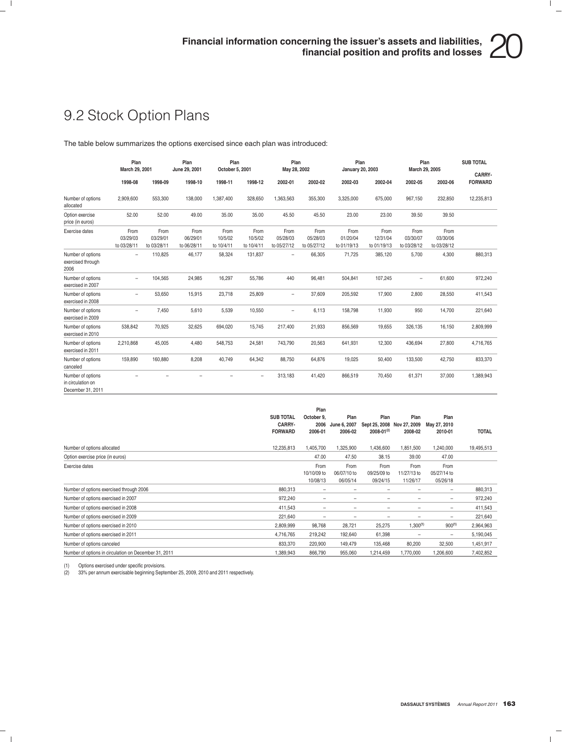## 9.2 Stock Option Plans

The table below summarizes the options exercised since each plan was introduced:

| | Plan March 29, 2001 | | Plan June 29, 2001 | Plan October 5, 2001 | | Plan May 28, 2002 | | Plan January 20, 2003 | | Plan March 29, 2005 | | SUB TOTAL |
|---|---|---|---|---|---|---|---|---|---|---|---|---|
| | 1998-08 | 1998-09 | 1998-10 | 1998-11 | 1998-12 | 2002-01 | 2002-02 | 2002-03 | 2002-04 | 2002-05 | 2002-06 | CARRY-FORWARD |
| Number of options allocated | 2,909,600 | 553,300 | 138,000 | 1,387,400 | 328,650 | 1,363,563 | 355,300 | 3,325,000 | 675,000 | 967,150 | 232,850 | 12,235,813 |
| Option exercise price (in euros) | 52.00 | 52.00 | 49.00 | 35.00 | 35.00 | 45.50 | 45.50 | 23.00 | 23.00 | 39.50 | 39.50 | |
| Exercise dates | From 03/29/03 to 03/28/11 | From 03/29/01 to 03/28/11 | From 06/29/01 to 06/28/11 | From 10/5/02 to 10/4/11 | From 10/5/02 to 10/4/11 | From 05/28/03 to 05/27/12 | From 05/28/03 to 05/27/12 | From 01/20/04 to 01/19/13 | From 12/31/04 to 01/19/13 | From 03/30/07 to 03/28/12 | From 03/30/06 to 03/28/12 | |
| Number of options exercised through 2006 | – | 110,825 | 46,177 | 58,324 | 131,837 | – | 66,305 | 71,725 | 385,120 | 5,700 | 4,300 | 880,313 |
| Number of options exercised in 2007 | – | 104,565 | 24,985 | 16,297 | 55,786 | 440 | 96,481 | 504,841 | 107,245 | – | 61,600 | 972,240 |
| Number of options exercised in 2008 | – | 53,650 | 15,915 | 23,718 | 25,809 | – | 37,609 | 205,592 | 17,900 | 2,800 | 28,550 | 411,543 |
| Number of options exercised in 2009 | – | 7,450 | 5,610 | 5,539 | 10,550 | – | 6,113 | 158,798 | 11,930 | 950 | 14,700 | 221,640 |
| Number of options exercised in 2010 | 538,842 | 70,925 | 32,625 | 694,020 | 15,745 | 217,400 | 21,933 | 856,569 | 19,655 | 326,135 | 16,150 | 2,809,999 |
| Number of options exercised in 2011 | 2,210,868 | 45,005 | 4,480 | 548,753 | 24,581 | 743,790 | 20,563 | 641,931 | 12,300 | 436,694 | 27,800 | 4,716,765 |
| Number of options canceled | 159,890 | 160,880 | 8,208 | 40,749 | 64,342 | 88,750 | 64,876 | 19,025 | 50,400 | 133,500 | 42,750 | 833,370 |
| Number of options in circulation on December 31, 2011 | – | – | – | – | – | 313,183 | 41,420 | 866,519 | 70,450 | 61,371 | 37,000 | 1,389,943 |

| | SUB TOTAL CARRY-FORWARD | Plan October 9, 2006 2006-01 | Plan June 6, 2007 2006-02 | Plan Sept 25, 2008 2008-01[2] | Plan Nov 27, 2009 2008-02 | Plan May 27, 2010 2010-01 | TOTAL |
|---|---|---|---|---|---|---|---|
| Number of options allocated | 12,235,813 | 1,405,700 | 1,325,900 | 1,436,600 | 1,851,500 | 1,240,000 | 19,495,513 |
| Option exercise price (in euros) | | 47.00 | 47.50 | 38.15 | 39.00 | 47.00 | |
| Exercise dates | | From 10/10/09 to 10/08/13 | From 06/07/10 to 06/05/14 | From 09/25/09 to 09/24/15 | From 11/27/13 to 11/26/17 | From 05/27/14 to 05/26/18 | |
| Number of options exercised through 2006 | 880,313 | – | – | – | – | – | 880,313 |
| Number of options exercised in 2007 | 972,240 | – | – | – | – | – | 972,240 |
| Number of options exercised in 2008 | 411,543 | – | – | – | – | – | 411,543 |
| Number of options exercised in 2009 | 221,640 | – | – | – | – | – | 221,640 |
| Number of options exercised in 2010 | 2,809,999 | 98,768 | 28,721 | 25,275 | 1,300[1] | 900[1] | 2,964,963 |
| Number of options exercised in 2011 | 4,716,765 | 219,242 | 192,640 | 61,398 | – | – | 5,190,045 |
| Number of options canceled | 833,370 | 220,900 | 149,479 | 135,468 | 80,200 | 32,500 | 1,451,917 |
| Number of options in circulation on December 31, 2011 | 1,389,943 | 866,790 | 955,060 | 1,214,459 | 1,770,000 | 1,206,600 | 7,402,852 |

(1) Options exercised under specific provisions.
(2) 33% per annum exercisable beginning September 25, 2009, 2010 and 2011 respectively.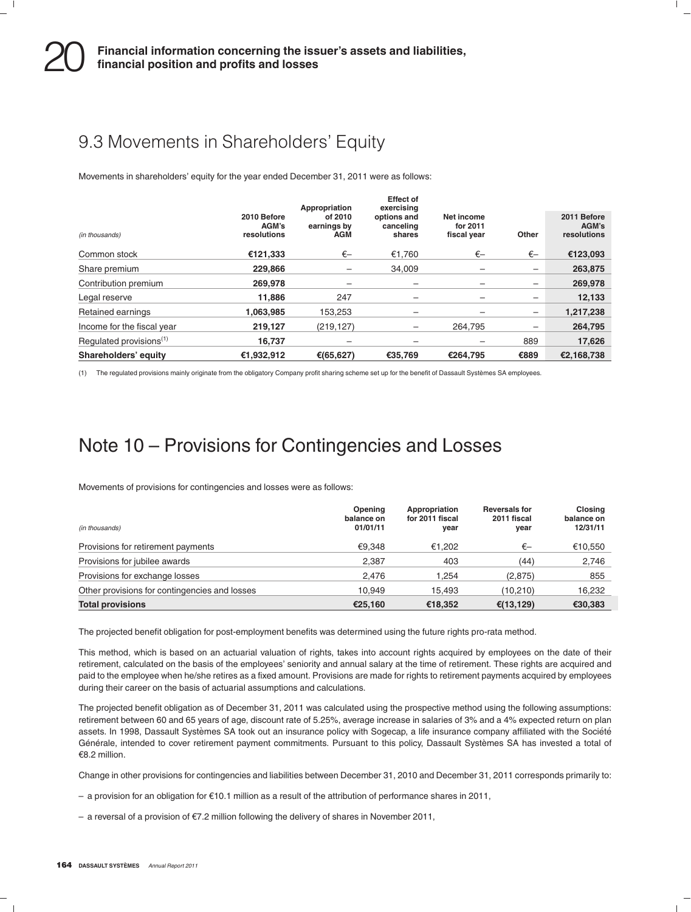## 9.3 Movements in Shareholders' Equity

Movements in shareholders' equity for the year ended December 31, 2011 were as follows:

| *(in thousands)* | 2010 Before AGM's resolutions | Appropriation of 2010 earnings by AGM | Effect of exercising options and canceling shares | Net income for 2011 fiscal year | Other | 2011 Before AGM's resolutions |
|---|---|---|---|---|---|---|
| Common stock | **€121,333** | €– | €1,760 | €– | €– | **€123,093** |
| Share premium | **229,866** | – | 34,009 | – | – | **263,875** |
| Contribution premium | **269,978** | – | – | – | – | **269,978** |
| Legal reserve | **11,886** | 247 | – | – | – | **12,133** |
| Retained earnings | **1,063,985** | 153,253 | – | – | – | **1,217,238** |
| Income for the fiscal year | **219,127** | (219,127) | – | 264,795 | – | **264,795** |
| Regulated provisions[(1)] | **16,737** | – | – | – | 889 | **17,626** |
| **Shareholders' equity** | **€1,932,912** | **€(65,627)** | **€35,769** | **€264,795** | **€889** | **€2,168,738** |

(1) The regulated provisions mainly originate from the obligatory Company profit sharing scheme set up for the benefit of Dassault Systèmes SA employees.

# Note 10 – Provisions for Contingencies and Losses

Movements of provisions for contingencies and losses were as follows:

| *(in thousands)* | Opening balance on 01/01/11 | Appropriation for 2011 fiscal year | Reversals for 2011 fiscal year | Closing balance on 12/31/11 |
|---|---|---|---|---|
| Provisions for retirement payments | €9,348 | €1,202 | €– | €10,550 |
| Provisions for jubilee awards | 2,387 | 403 | (44) | 2,746 |
| Provisions for exchange losses | 2,476 | 1,254 | (2,875) | 855 |
| Other provisions for contingencies and losses | 10,949 | 15,493 | (10,210) | 16,232 |
| **Total provisions** | **€25,160** | **€18,352** | **€(13,129)** | **€30,383** |

The projected benefit obligation for post-employment benefits was determined using the future rights pro-rata method.

This method, which is based on an actuarial valuation of rights, takes into account rights acquired by employees on the date of their retirement, calculated on the basis of the employees' seniority and annual salary at the time of retirement. These rights are acquired and paid to the employee when he/she retires as a fixed amount. Provisions are made for rights to retirement payments acquired by employees during their career on the basis of actuarial assumptions and calculations.

The projected benefit obligation as of December 31, 2011 was calculated using the prospective method using the following assumptions: retirement between 60 and 65 years of age, discount rate of 5.25%, average increase in salaries of 3% and a 4% expected return on plan assets. In 1998, Dassault Systèmes SA took out an insurance policy with Sogecap, a life insurance company affiliated with the Société Générale, intended to cover retirement payment commitments. Pursuant to this policy, Dassault Systèmes SA has invested a total of €8.2 million.

Change in other provisions for contingencies and liabilities between December 31, 2010 and December 31, 2011 corresponds primarily to:

- a provision for an obligation for €10.1 million as a result of the attribution of performance shares in 2011,
- a reversal of a provision of €7.2 million following the delivery of shares in November 2011,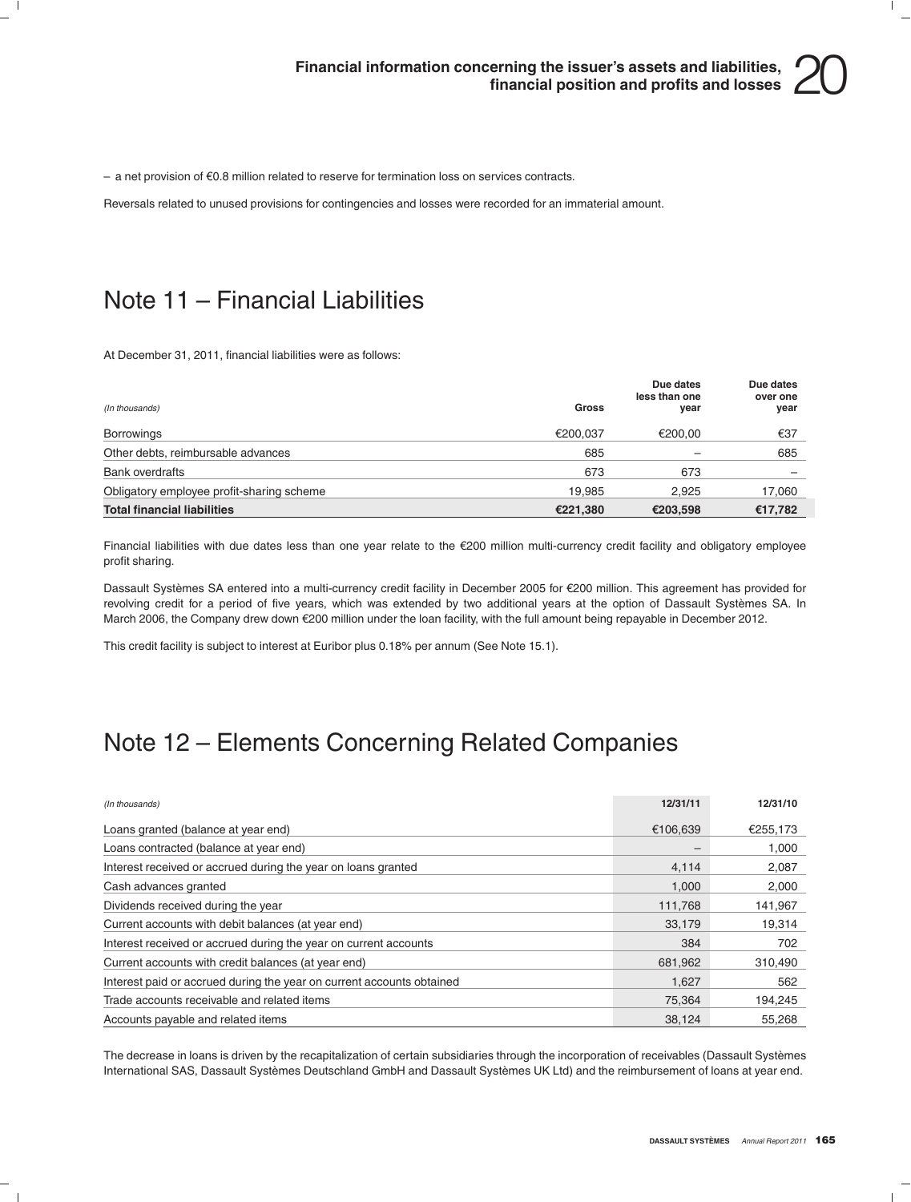– a net provision of €0.8 million related to reserve for termination loss on services contracts.

Reversals related to unused provisions for contingencies and losses were recorded for an immaterial amount.

# Note 11 – Financial Liabilities

At December 31, 2011, financial liabilities were as follows:

| *(In thousands)* | Gross | Due dates less than one year | Due dates over one year |
|---|---|---|---|
| Borrowings | €200,037 | €200,00 | €37 |
| Other debts, reimbursable advances | 685 | – | 685 |
| Bank overdrafts | 673 | 673 | – |
| Obligatory employee profit-sharing scheme | 19,985 | 2,925 | 17,060 |
| **Total financial liabilities** | **€221,380** | **€203,598** | **€17,782** |

Financial liabilities with due dates less than one year relate to the €200 million multi-currency credit facility and obligatory employee profit sharing.

Dassault Systèmes SA entered into a multi-currency credit facility in December 2005 for €200 million. This agreement has provided for revolving credit for a period of five years, which was extended by two additional years at the option of Dassault Systèmes SA. In March 2006, the Company drew down €200 million under the loan facility, with the full amount being repayable in December 2012.

This credit facility is subject to interest at Euribor plus 0.18% per annum (See Note 15.1).

# Note 12 – Elements Concerning Related Companies

| *(In thousands)* | 12/31/11 | 12/31/10 |
|---|---|---|
| Loans granted (balance at year end) | €106,639 | €255,173 |
| Loans contracted (balance at year end) | – | 1,000 |
| Interest received or accrued during the year on loans granted | 4,114 | 2,087 |
| Cash advances granted | 1,000 | 2,000 |
| Dividends received during the year | 111,768 | 141,967 |
| Current accounts with debit balances (at year end) | 33,179 | 19,314 |
| Interest received or accrued during the year on current accounts | 384 | 702 |
| Current accounts with credit balances (at year end) | 681,962 | 310,490 |
| Interest paid or accrued during the year on current accounts obtained | 1,627 | 562 |
| Trade accounts receivable and related items | 75,364 | 194,245 |
| Accounts payable and related items | 38,124 | 55,268 |

The decrease in loans is driven by the recapitalization of certain subsidiaries through the incorporation of receivables (Dassault Systèmes International SAS, Dassault Systèmes Deutschland GmbH and Dassault Systèmes UK Ltd) and the reimbursement of loans at year end.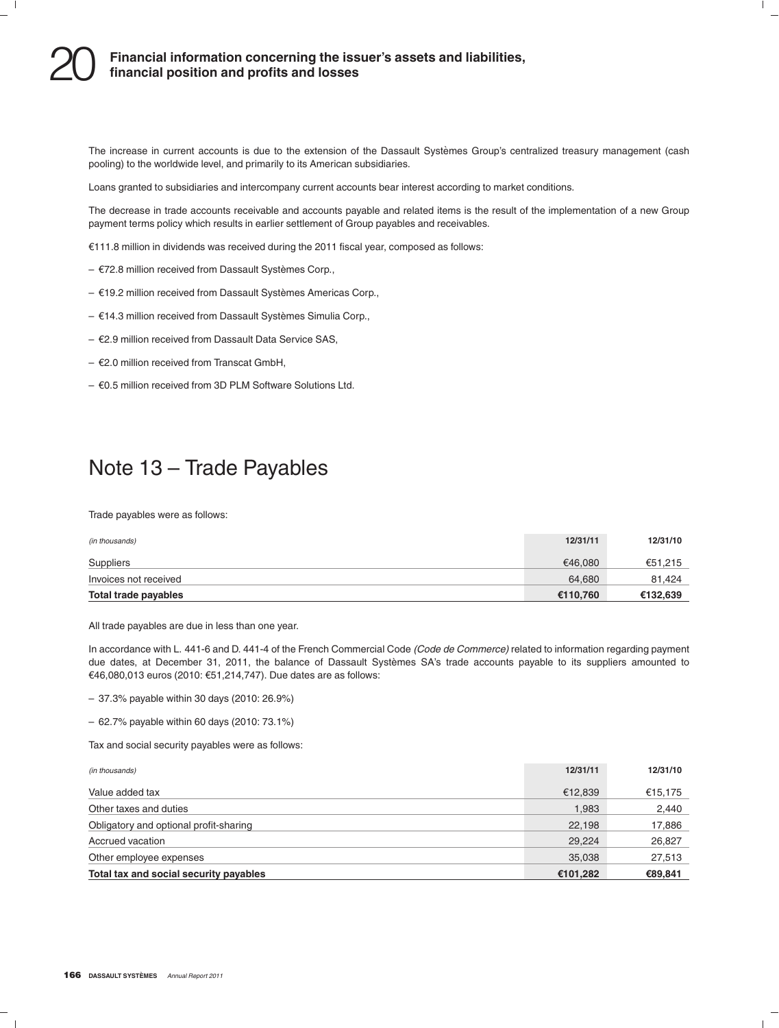The increase in current accounts is due to the extension of the Dassault Systèmes Group's centralized treasury management (cash pooling) to the worldwide level, and primarily to its American subsidiaries.

Loans granted to subsidiaries and intercompany current accounts bear interest according to market conditions.

The decrease in trade accounts receivable and accounts payable and related items is the result of the implementation of a new Group payment terms policy which results in earlier settlement of Group payables and receivables.

€111.8 million in dividends was received during the 2011 fiscal year, composed as follows:

- €72.8 million received from Dassault Systèmes Corp.,
- €19.2 million received from Dassault Systèmes Americas Corp.,
- €14.3 million received from Dassault Systèmes Simulia Corp.,
- €2.9 million received from Dassault Data Service SAS,
- €2.0 million received from Transcat GmbH,
- €0.5 million received from 3D PLM Software Solutions Ltd.

# Note 13 – Trade Payables

Trade payables were as follows:

| *(in thousands)* | 12/31/11 | 12/31/10 |
|---|---|---|
| Suppliers | €46,080 | €51,215 |
| Invoices not received | 64,680 | 81,424 |
| **Total trade payables** | **€110,760** | **€132,639** |

All trade payables are due in less than one year.

In accordance with L. 441-6 and D. 441-4 of the French Commercial Code *(Code de Commerce)* related to information regarding payment due dates, at December 31, 2011, the balance of Dassault Systèmes SA's trade accounts payable to its suppliers amounted to €46,080,013 euros (2010: €51,214,747). Due dates are as follows:

- 37.3% payable within 30 days (2010: 26.9%)
- 62.7% payable within 60 days (2010: 73.1%)

Tax and social security payables were as follows:

| *(in thousands)* | 12/31/11 | 12/31/10 |
|---|---|---|
| Value added tax | €12,839 | €15,175 |
| Other taxes and duties | 1,983 | 2,440 |
| Obligatory and optional profit-sharing | 22,198 | 17,886 |
| Accrued vacation | 29,224 | 26,827 |
| Other employee expenses | 35,038 | 27,513 |
| **Total tax and social security payables** | **€101,282** | **€89,841** |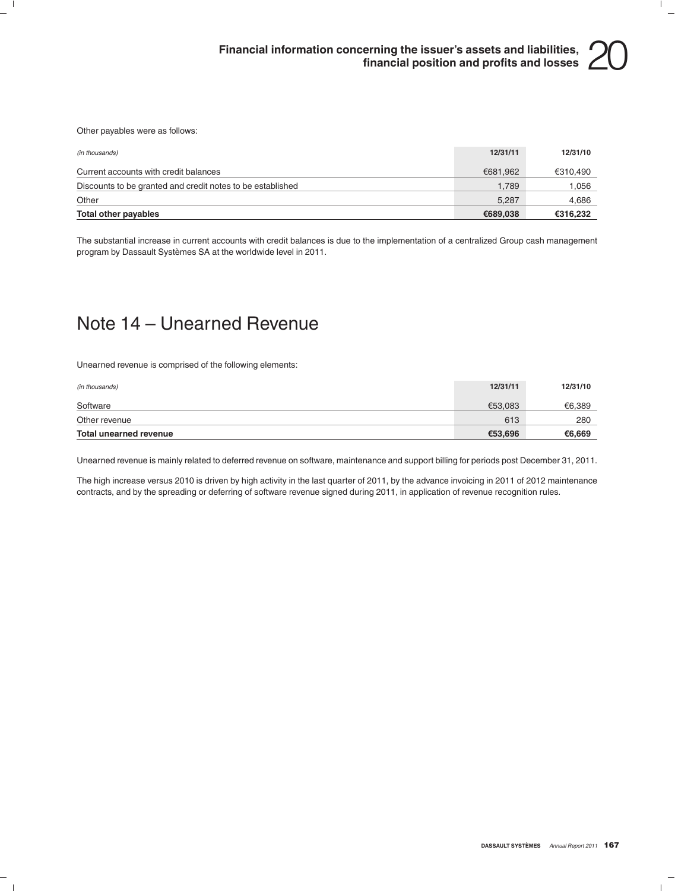Other payables were as follows:

| *(in thousands)* | 12/31/11 | 12/31/10 |
|---|---|---|
| Current accounts with credit balances | €681,962 | €310,490 |
| Discounts to be granted and credit notes to be established | 1,789 | 1,056 |
| Other | 5,287 | 4,686 |
| **Total other payables** | **€689,038** | **€316,232** |

The substantial increase in current accounts with credit balances is due to the implementation of a centralized Group cash management program by Dassault Systèmes SA at the worldwide level in 2011.

# Note 14 – Unearned Revenue

Unearned revenue is comprised of the following elements:

| *(in thousands)* | 12/31/11 | 12/31/10 |
|---|---|---|
| Software | €53,083 | €6,389 |
| Other revenue | 613 | 280 |
| **Total unearned revenue** | **€53,696** | **€6,669** |

Unearned revenue is mainly related to deferred revenue on software, maintenance and support billing for periods post December 31, 2011.

The high increase versus 2010 is driven by high activity in the last quarter of 2011, by the advance invoicing in 2011 of 2012 maintenance contracts, and by the spreading or deferring of software revenue signed during 2011, in application of revenue recognition rules.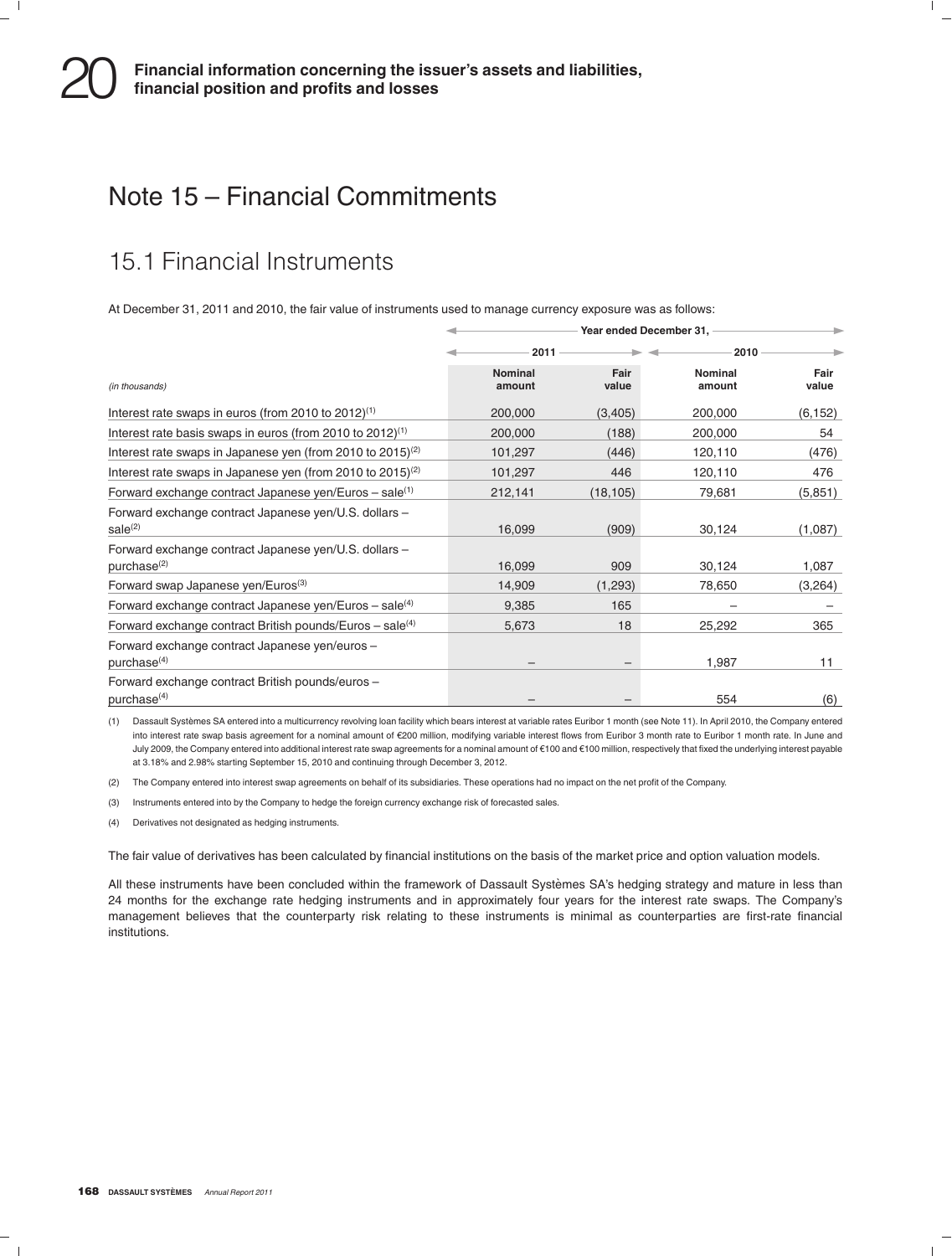# Note 15 – Financial Commitments

## 15.1 Financial Instruments

At December 31, 2011 and 2010, the fair value of instruments used to manage currency exposure was as follows:

| *(in thousands)* | Year ended December 31, | | | |
|---|---|---|---|---|
| | 2011 | | 2010 | |
| | Nominal amount | Fair value | Nominal amount | Fair value |
| Interest rate swaps in euros (from 2010 to 2012)[1] | 200,000 | (3,405) | 200,000 | (6,152) |
| Interest rate basis swaps in euros (from 2010 to 2012)[1] | 200,000 | (188) | 200,000 | 54 |
| Interest rate swaps in Japanese yen (from 2010 to 2015)[2] | 101,297 | (446) | 120,110 | (476) |
| Interest rate swaps in Japanese yen (from 2010 to 2015)[2] | 101,297 | 446 | 120,110 | 476 |
| Forward exchange contract Japanese yen/Euros – sale[1] | 212,141 | (18,105) | 79,681 | (5,851) |
| Forward exchange contract Japanese yen/U.S. dollars – sale[2] | 16,099 | (909) | 30,124 | (1,087) |
| Forward exchange contract Japanese yen/U.S. dollars – purchase[2] | 16,099 | 909 | 30,124 | 1,087 |
| Forward swap Japanese yen/Euros[3] | 14,909 | (1,293) | 78,650 | (3,264) |
| Forward exchange contract Japanese yen/Euros – sale[4] | 9,385 | 165 | – | – |
| Forward exchange contract British pounds/Euros – sale[4] | 5,673 | 18 | 25,292 | 365 |
| Forward exchange contract Japanese yen/euros – purchase[4] | – | – | 1,987 | 11 |
| Forward exchange contract British pounds/euros – purchase[4] | – | – | 554 | (6) |

(1) Dassault Systèmes SA entered into a multicurrency revolving loan facility which bears interest at variable rates Euribor 1 month (see Note 11). In April 2010, the Company entered into interest rate swap basis agreement for a nominal amount of €200 million, modifying variable interest flows from Euribor 3 month rate to Euribor 1 month rate. In June and July 2009, the Company entered into additional interest rate swap agreements for a nominal amount of €100 and €100 million, respectively that fixed the underlying interest payable at 3.18% and 2.98% starting September 15, 2010 and continuing through December 3, 2012.

(2) The Company entered into interest swap agreements on behalf of its subsidiaries. These operations had no impact on the net profit of the Company.

(3) Instruments entered into by the Company to hedge the foreign currency exchange risk of forecasted sales.

(4) Derivatives not designated as hedging instruments.

The fair value of derivatives has been calculated by financial institutions on the basis of the market price and option valuation models.

All these instruments have been concluded within the framework of Dassault Systèmes SA's hedging strategy and mature in less than 24 months for the exchange rate hedging instruments and in approximately four years for the interest rate swaps. The Company's management believes that the counterparty risk relating to these instruments is minimal as counterparties are first-rate financial institutions.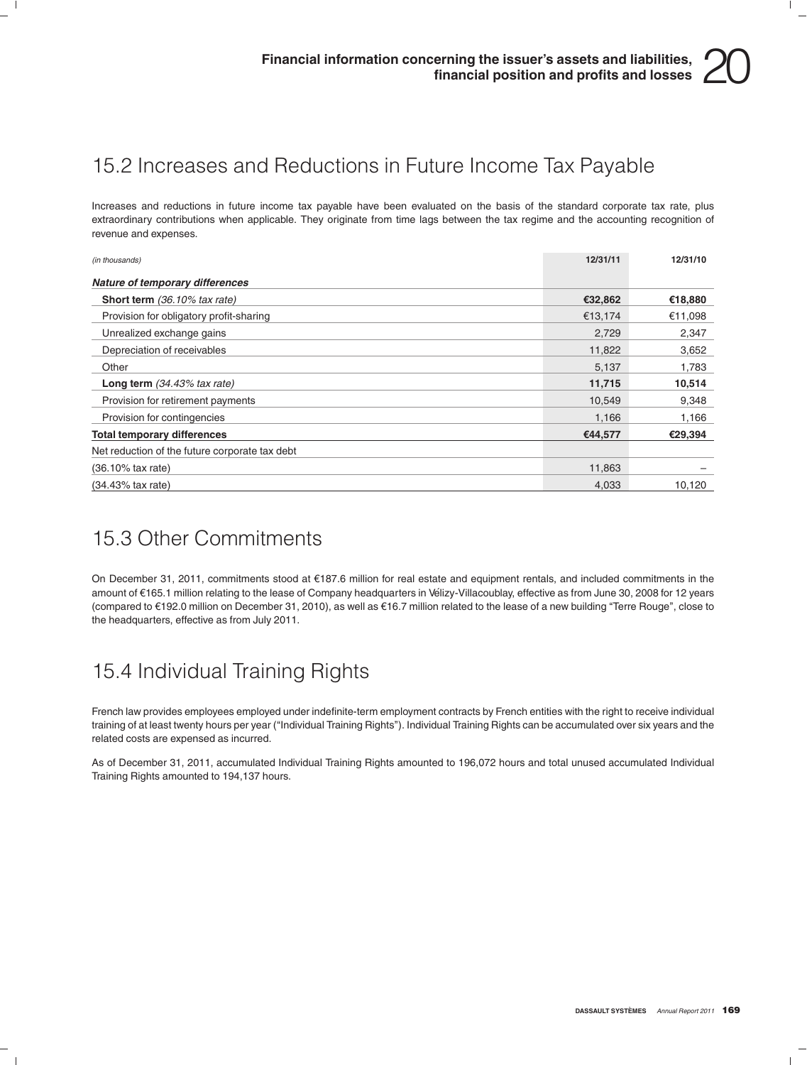## 15.2 Increases and Reductions in Future Income Tax Payable

Increases and reductions in future income tax payable have been evaluated on the basis of the standard corporate tax rate, plus extraordinary contributions when applicable. They originate from time lags between the tax regime and the accounting recognition of revenue and expenses.

| *(in thousands)* | 12/31/11 | 12/31/10 |
|---|---|---|
| ***Nature of temporary differences*** | | |
| **Short term** *(36.10% tax rate)* | **€32,862** | **€18,880** |
| Provision for obligatory profit-sharing | €13,174 | €11,098 |
| Unrealized exchange gains | 2,729 | 2,347 |
| Depreciation of receivables | 11,822 | 3,652 |
| Other | 5,137 | 1,783 |
| **Long term** *(34.43% tax rate)* | **11,715** | **10,514** |
| Provision for retirement payments | 10,549 | 9,348 |
| Provision for contingencies | 1,166 | 1,166 |
| **Total temporary differences** | **€44,577** | **€29,394** |
| Net reduction of the future corporate tax debt | | |
| (36.10% tax rate) | 11,863 | – |
| (34.43% tax rate) | 4,033 | 10,120 |

## 15.3 Other Commitments

On December 31, 2011, commitments stood at €187.6 million for real estate and equipment rentals, and included commitments in the amount of €165.1 million relating to the lease of Company headquarters in Vélizy-Villacoublay, effective as from June 30, 2008 for 12 years (compared to €192.0 million on December 31, 2010), as well as €16.7 million related to the lease of a new building "Terre Rouge", close to the headquarters, effective as from July 2011.

## 15.4 Individual Training Rights

French law provides employees employed under indefinite-term employment contracts by French entities with the right to receive individual training of at least twenty hours per year ("Individual Training Rights"). Individual Training Rights can be accumulated over six years and the related costs are expensed as incurred.

As of December 31, 2011, accumulated Individual Training Rights amounted to 196,072 hours and total unused accumulated Individual Training Rights amounted to 194,137 hours.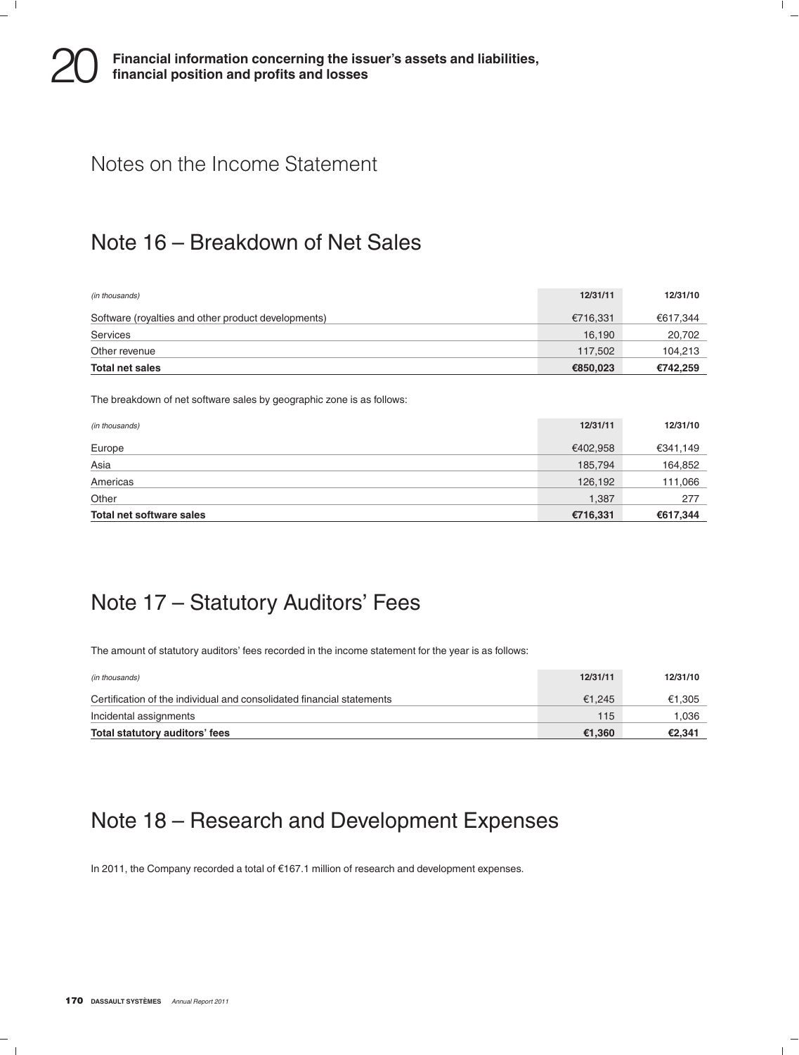## Notes on the Income Statement

## Note 16 – Breakdown of Net Sales

| *(in thousands)* | 12/31/11 | 12/31/10 |
|---|---|---|
| Software (royalties and other product developments) | €716,331 | €617,344 |
| Services | 16,190 | 20,702 |
| Other revenue | 117,502 | 104,213 |
| **Total net sales** | **€850,023** | **€742,259** |

The breakdown of net software sales by geographic zone is as follows:

| *(in thousands)* | 12/31/11 | 12/31/10 |
|---|---|---|
| Europe | €402,958 | €341,149 |
| Asia | 185,794 | 164,852 |
| Americas | 126,192 | 111,066 |
| Other | 1,387 | 277 |
| **Total net software sales** | **€716,331** | **€617,344** |

## Note 17 – Statutory Auditors' Fees

The amount of statutory auditors' fees recorded in the income statement for the year is as follows:

| *(in thousands)* | 12/31/11 | 12/31/10 |
|---|---|---|
| Certification of the individual and consolidated financial statements | €1,245 | €1,305 |
| Incidental assignments | 115 | 1,036 |
| **Total statutory auditors' fees** | **€1,360** | **€2,341** |

## Note 18 – Research and Development Expenses

In 2011, the Company recorded a total of €167.1 million of research and development expenses.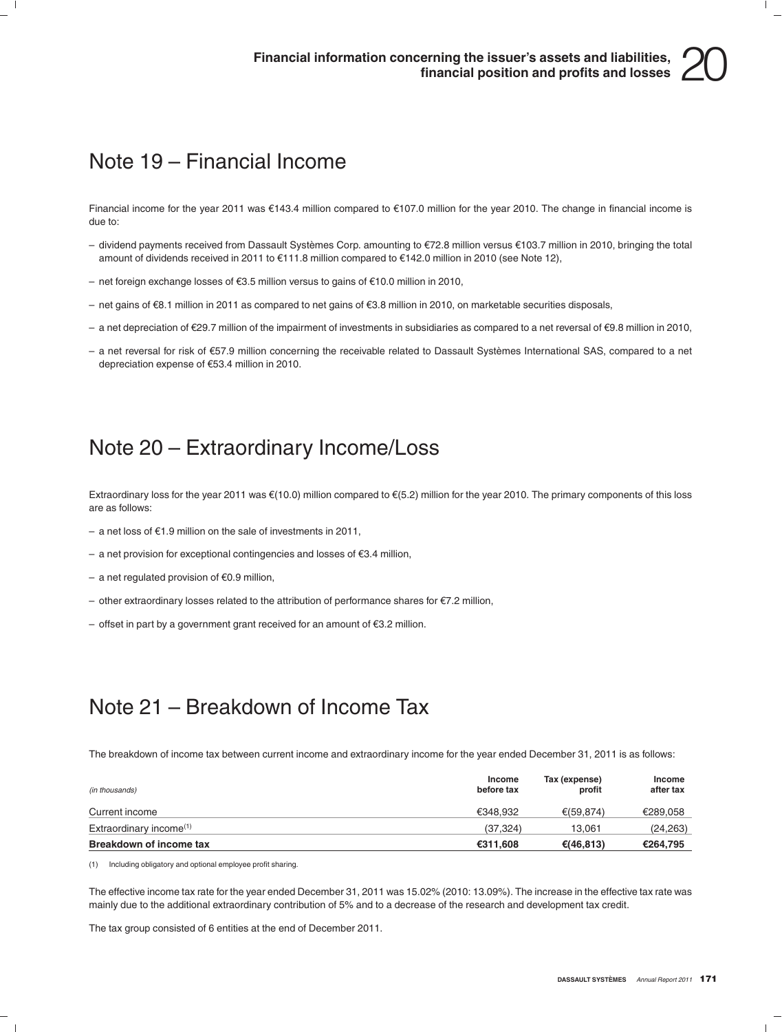## Note 19 – Financial Income

Financial income for the year 2011 was €143.4 million compared to €107.0 million for the year 2010. The change in financial income is due to:

- dividend payments received from Dassault Systèmes Corp. amounting to €72.8 million versus €103.7 million in 2010, bringing the total amount of dividends received in 2011 to €111.8 million compared to €142.0 million in 2010 (see Note 12),
- net foreign exchange losses of €3.5 million versus to gains of €10.0 million in 2010,
- net gains of €8.1 million in 2011 as compared to net gains of €3.8 million in 2010, on marketable securities disposals,
- a net depreciation of €29.7 million of the impairment of investments in subsidiaries as compared to a net reversal of €9.8 million in 2010,
- a net reversal for risk of €57.9 million concerning the receivable related to Dassault Systèmes International SAS, compared to a net depreciation expense of €53.4 million in 2010.

## Note 20 – Extraordinary Income/Loss

Extraordinary loss for the year 2011 was €(10.0) million compared to €(5.2) million for the year 2010. The primary components of this loss are as follows:

- a net loss of €1.9 million on the sale of investments in 2011,
- a net provision for exceptional contingencies and losses of €3.4 million,
- a net regulated provision of €0.9 million,
- other extraordinary losses related to the attribution of performance shares for €7.2 million,
- offset in part by a government grant received for an amount of €3.2 million.

## Note 21 – Breakdown of Income Tax

The breakdown of income tax between current income and extraordinary income for the year ended December 31, 2011 is as follows:

| *(in thousands)* | Income before tax | Tax (expense) profit | Income after tax |
|---|---|---|---|
| Current income | €348,932 | €(59,874) | €289,058 |
| Extraordinary income[(1)] | (37,324) | 13,061 | (24,263) |
| **Breakdown of income tax** | **€311,608** | **€(46,813)** | **€264,795** |

(1) Including obligatory and optional employee profit sharing.

The effective income tax rate for the year ended December 31, 2011 was 15.02% (2010: 13.09%). The increase in the effective tax rate was mainly due to the additional extraordinary contribution of 5% and to a decrease of the research and development tax credit.

The tax group consisted of 6 entities at the end of December 2011.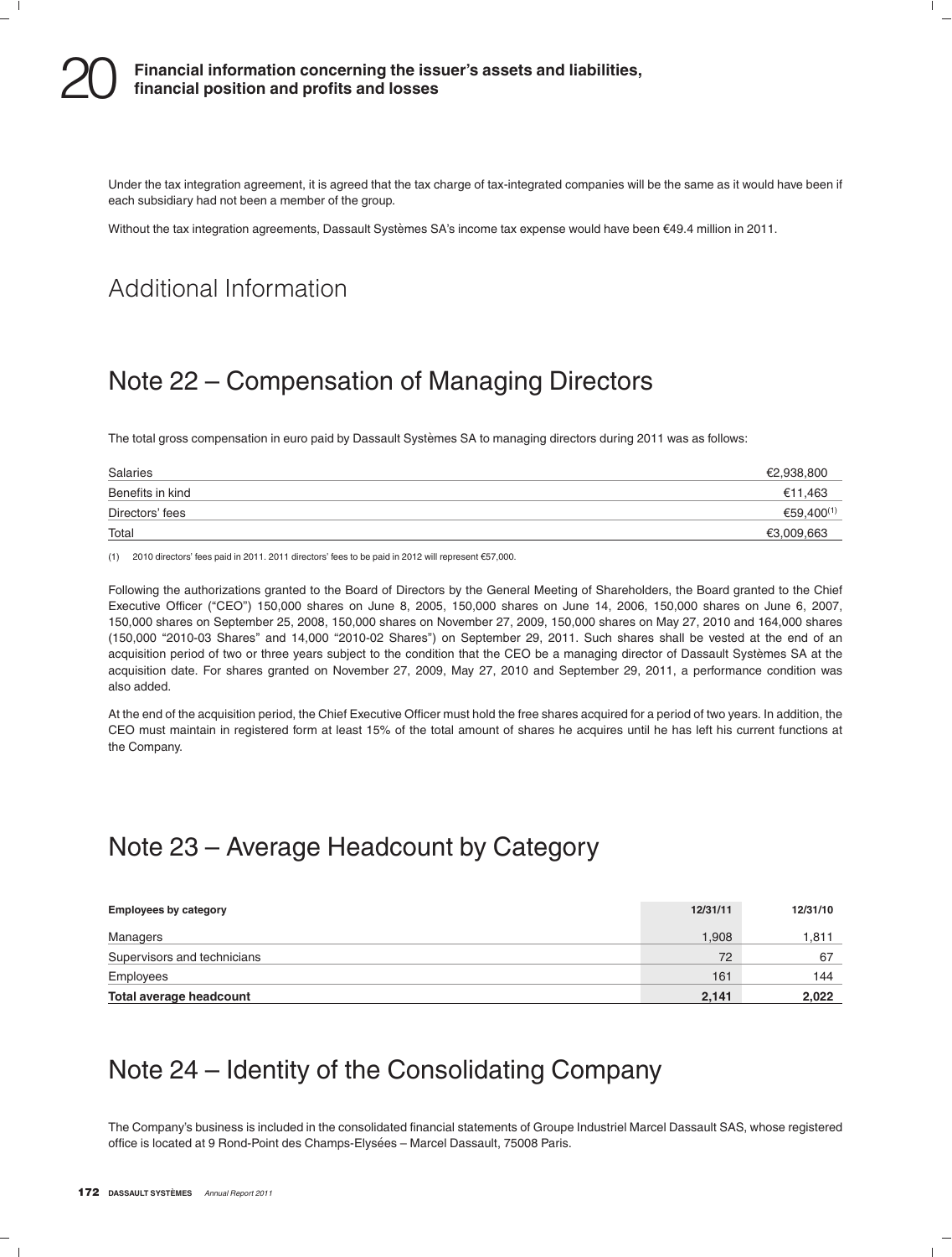Under the tax integration agreement, it is agreed that the tax charge of tax-integrated companies will be the same as it would have been if each subsidiary had not been a member of the group.

Without the tax integration agreements, Dassault Systèmes SA's income tax expense would have been €49.4 million in 2011.

# Additional Information

## Note 22 – Compensation of Managing Directors

The total gross compensation in euro paid by Dassault Systèmes SA to managing directors during 2011 was as follows:

| | |
|---|---|
| Salaries | €2,938,800 |
| Benefits in kind | €11,463 |
| Directors' fees | €59,400[1] |
| Total | €3,009,663 |

(1) 2010 directors' fees paid in 2011. 2011 directors' fees to be paid in 2012 will represent €57,000.

Following the authorizations granted to the Board of Directors by the General Meeting of Shareholders, the Board granted to the Chief Executive Officer ("CEO") 150,000 shares on June 8, 2005, 150,000 shares on June 14, 2006, 150,000 shares on June 6, 2007, 150,000 shares on September 25, 2008, 150,000 shares on November 27, 2009, 150,000 shares on May 27, 2010 and 164,000 shares (150,000 "2010-03 Shares" and 14,000 "2010-02 Shares") on September 29, 2011. Such shares shall be vested at the end of an acquisition period of two or three years subject to the condition that the CEO be a managing director of Dassault Systèmes SA at the acquisition date. For shares granted on November 27, 2009, May 27, 2010 and September 29, 2011, a performance condition was also added.

At the end of the acquisition period, the Chief Executive Officer must hold the free shares acquired for a period of two years. In addition, the CEO must maintain in registered form at least 15% of the total amount of shares he acquires until he has left his current functions at the Company.

## Note 23 – Average Headcount by Category

| **Employees by category** | **12/31/11** | **12/31/10** |
|---|---|---|
| Managers | 1,908 | 1,811 |
| Supervisors and technicians | 72 | 67 |
| Employees | 161 | 144 |
| **Total average headcount** | **2,141** | **2,022** |

## Note 24 – Identity of the Consolidating Company

The Company's business is included in the consolidated financial statements of Groupe Industriel Marcel Dassault SAS, whose registered office is located at 9 Rond-Point des Champs-Elysées – Marcel Dassault, 75008 Paris.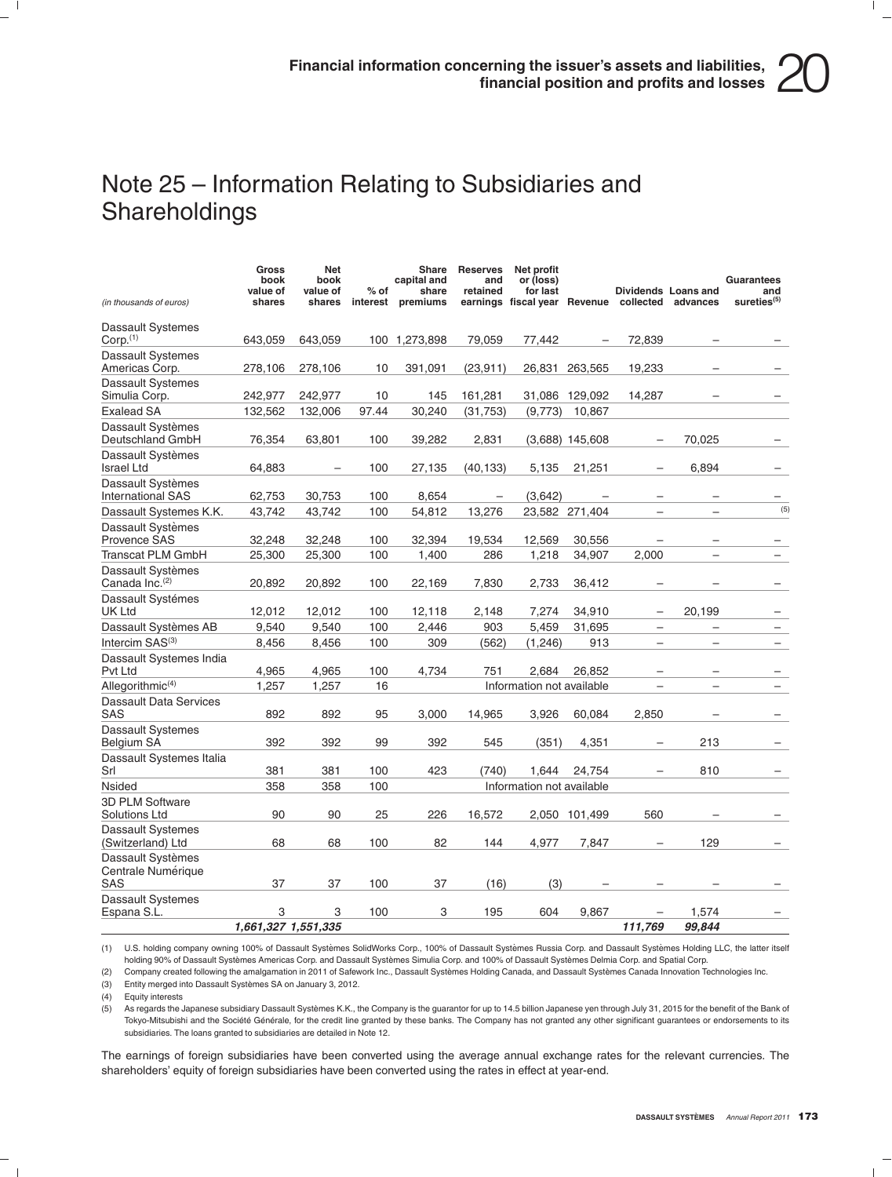# Note 25 – Information Relating to Subsidiaries and Shareholdings

| (in thousands of euros) | Gross book value of shares | Net book value of shares | % of interest | Share capital and share premiums | Reserves and retained earnings | Net profit or (loss) for last fiscal year | Revenue | Dividends collected | Loans and advances | Guarantees and sureties[(5)] |
|---|---|---|---|---|---|---|---|---|---|---|
| Dassault Systemes Corp.[(1)] | 643,059 | 643,059 | 100 | 1,273,898 | 79,059 | 77,442 | – | 72,839 | – | – |
| Dassault Systemes Americas Corp. | 278,106 | 278,106 | 10 | 391,091 | (23,911) | 26,831 | 263,565 | 19,233 | – | – |
| Dassault Systemes Simulia Corp. | 242,977 | 242,977 | 10 | 145 | 161,281 | 31,086 | 129,092 | 14,287 | – | – |
| Exalead SA | 132,562 | 132,006 | 97.44 | 30,240 | (31,753) | (9,773) | 10,867 | | | |
| Dassault Systèmes Deutschland GmbH | 76,354 | 63,801 | 100 | 39,282 | 2,831 | (3,688) | 145,608 | – | 70,025 | – |
| Dassault Systèmes Israel Ltd | 64,883 | – | 100 | 27,135 | (40,133) | 5,135 | 21,251 | – | 6,894 | – |
| Dassault Systèmes International SAS | 62,753 | 30,753 | 100 | 8,654 | – | (3,642) | – | – | – | – |
| Dassault Systemes K.K. | 43,742 | 43,742 | 100 | 54,812 | 13,276 | 23,582 | 271,404 | – | – | (5) |
| Dassault Systèmes Provence SAS | 32,248 | 32,248 | 100 | 32,394 | 19,534 | 12,569 | 30,556 | – | – | – |
| Transcat PLM GmbH | 25,300 | 25,300 | 100 | 1,400 | 286 | 1,218 | 34,907 | 2,000 | – | – |
| Dassault Systèmes Canada Inc.[(2)] | 20,892 | 20,892 | 100 | 22,169 | 7,830 | 2,733 | 36,412 | – | – | – |
| Dassault Systémes UK Ltd | 12,012 | 12,012 | 100 | 12,118 | 2,148 | 7,274 | 34,910 | – | 20,199 | – |
| Dassault Systèmes AB | 9,540 | 9,540 | 100 | 2,446 | 903 | 5,459 | 31,695 | – | – | – |
| Intercim SAS[(3)] | 8,456 | 8,456 | 100 | 309 | (562) | (1,246) | 913 | – | – | – |
| Dassault Systemes India Pvt Ltd | 4,965 | 4,965 | 100 | 4,734 | 751 | 2,684 | 26,852 | – | – | – |
| Allegorithmic[(4)] | 1,257 | 1,257 | 16 | Information not available | | | | – | – | – |
| Dassault Data Services SAS | 892 | 892 | 95 | 3,000 | 14,965 | 3,926 | 60,084 | 2,850 | – | – |
| Dassault Systemes Belgium SA | 392 | 392 | 99 | 392 | 545 | (351) | 4,351 | – | 213 | – |
| Dassault Systemes Italia Srl | 381 | 381 | 100 | 423 | (740) | 1,644 | 24,754 | – | 810 | – |
| Nsided | 358 | 358 | 100 | Information not available | | | | | | |
| 3D PLM Software Solutions Ltd | 90 | 90 | 25 | 226 | 16,572 | 2,050 | 101,499 | 560 | – | – |
| Dassault Systemes (Switzerland) Ltd | 68 | 68 | 100 | 82 | 144 | 4,977 | 7,847 | – | 129 | – |
| Dassault Systèmes Centrale Numérique SAS | 37 | 37 | 100 | 37 | (16) | (3) | – | – | – | – |
| Dassault Systemes Espana S.L. | 3 | 3 | 100 | 3 | 195 | 604 | 9,867 | – | 1,574 | – |
| | ***1,661,327*** | ***1,551,335*** | | | | | | ***111,769*** | ***99,844*** | |

(1) U.S. holding company owning 100% of Dassault Systèmes SolidWorks Corp., 100% of Dassault Systèmes Russia Corp. and Dassault Systèmes Holding LLC, the latter itself holding 90% of Dassault Systèmes Americas Corp. and Dassault Systèmes Simulia Corp. and 100% of Dassault Systèmes Delmia Corp. and Spatial Corp.

(2) Company created following the amalgamation in 2011 of Safework Inc., Dassault Systèmes Holding Canada, and Dassault Systèmes Canada Innovation Technologies Inc.

(3) Entity merged into Dassault Systèmes SA on January 3, 2012.

(4) Equity interests

(5) As regards the Japanese subsidiary Dassault Systèmes K.K., the Company is the guarantor for up to 14.5 billion Japanese yen through July 31, 2015 for the benefit of the Bank of Tokyo-Mitsubishi and the Société Générale, for the credit line granted by these banks. The Company has not granted any other significant guarantees or endorsements to its subsidiaries. The loans granted to subsidiaries are detailed in Note 12.

The earnings of foreign subsidiaries have been converted using the average annual exchange rates for the relevant currencies. The shareholders' equity of foreign subsidiaries have been converted using the rates in effect at year-end.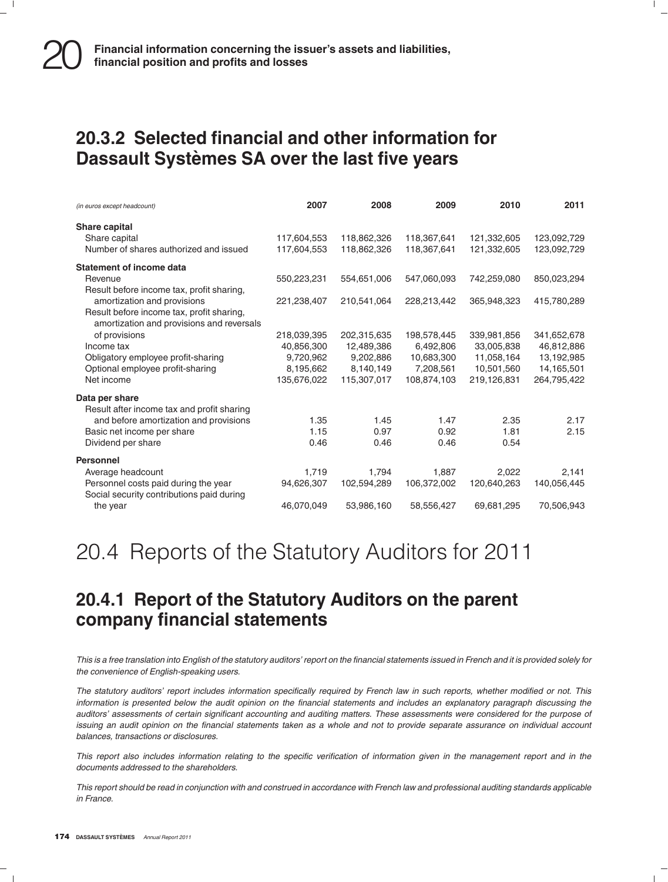## 20.3.2 Selected financial and other information for Dassault Systèmes SA over the last five years

| *(in euros except headcount)* | 2007 | 2008 | 2009 | 2010 | 2011 |
|---|---|---|---|---|---|
| **Share capital** | | | | | |
| Share capital | 117,604,553 | 118,862,326 | 118,367,641 | 121,332,605 | 123,092,729 |
| Number of shares authorized and issued | 117,604,553 | 118,862,326 | 118,367,641 | 121,332,605 | 123,092,729 |
| **Statement of income data** | | | | | |
| Revenue | 550,223,231 | 554,651,006 | 547,060,093 | 742,259,080 | 850,023,294 |
| Result before income tax, profit sharing, amortization and provisions | 221,238,407 | 210,541,064 | 228,213,442 | 365,948,323 | 415,780,289 |
| Result before income tax, profit sharing, amortization and provisions and reversals of provisions | 218,039,395 | 202,315,635 | 198,578,445 | 339,981,856 | 341,652,678 |
| Income tax | 40,856,300 | 12,489,386 | 6,492,806 | 33,005,838 | 46,812,886 |
| Obligatory employee profit-sharing | 9,720,962 | 9,202,886 | 10,683,300 | 11,058,164 | 13,192,985 |
| Optional employee profit-sharing | 8,195,662 | 8,140,149 | 7,208,561 | 10,501,560 | 14,165,501 |
| Net income | 135,676,022 | 115,307,017 | 108,874,103 | 219,126,831 | 264,795,422 |
| **Data per share** | | | | | |
| Result after income tax and profit sharing and before amortization and provisions | 1.35 | 1.45 | 1.47 | 2.35 | 2.17 |
| Basic net income per share | 1.15 | 0.97 | 0.92 | 1.81 | 2.15 |
| Dividend per share | 0.46 | 0.46 | 0.46 | 0.54 | |
| **Personnel** | | | | | |
| Average headcount | 1,719 | 1,794 | 1,887 | 2,022 | 2,141 |
| Personnel costs paid during the year | 94,626,307 | 102,594,289 | 106,372,002 | 120,640,263 | 140,056,445 |
| Social security contributions paid during the year | 46,070,049 | 53,986,160 | 58,556,427 | 69,681,295 | 70,506,943 |

# 20.4 Reports of the Statutory Auditors for 2011

## 20.4.1 Report of the Statutory Auditors on the parent company financial statements

*This is a free translation into English of the statutory auditors' report on the financial statements issued in French and it is provided solely for the convenience of English-speaking users.*

*The statutory auditors' report includes information specifically required by French law in such reports, whether modified or not. This information is presented below the audit opinion on the financial statements and includes an explanatory paragraph discussing the auditors' assessments of certain significant accounting and auditing matters. These assessments were considered for the purpose of issuing an audit opinion on the financial statements taken as a whole and not to provide separate assurance on individual account balances, transactions or disclosures.*

*This report also includes information relating to the specific verification of information given in the management report and in the documents addressed to the shareholders.*

*This report should be read in conjunction with and construed in accordance with French law and professional auditing standards applicable in France.*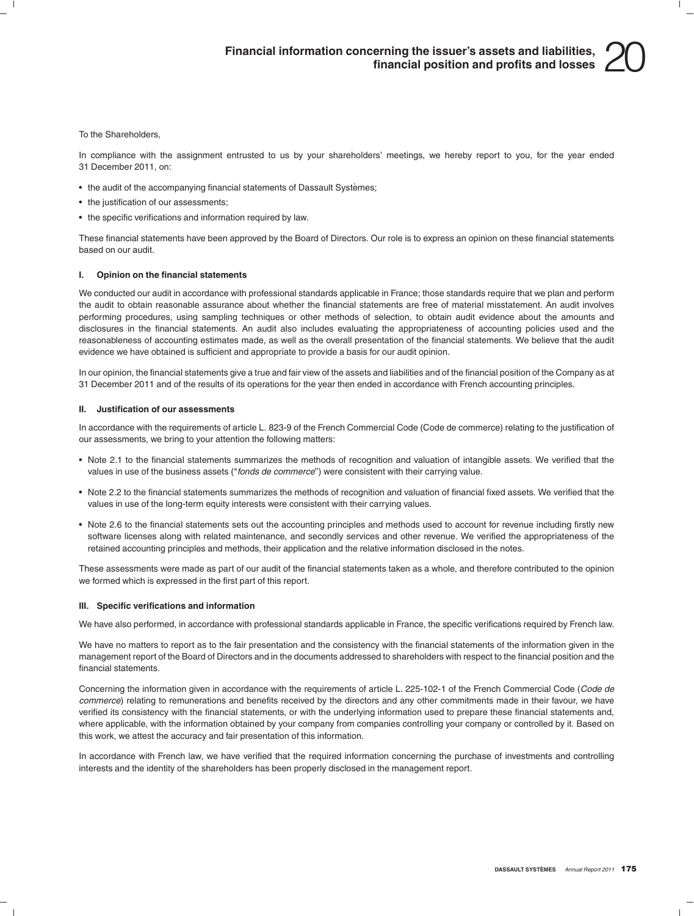To the Shareholders,

In compliance with the assignment entrusted to us by your shareholders' meetings, we hereby report to you, for the year ended 31 December 2011, on:

- the audit of the accompanying financial statements of Dassault Systèmes;
- the justification of our assessments;
- the specific verifications and information required by law.

These financial statements have been approved by the Board of Directors. Our role is to express an opinion on these financial statements based on our audit.

### I. Opinion on the financial statements

We conducted our audit in accordance with professional standards applicable in France; those standards require that we plan and perform the audit to obtain reasonable assurance about whether the financial statements are free of material misstatement. An audit involves performing procedures, using sampling techniques or other methods of selection, to obtain audit evidence about the amounts and disclosures in the financial statements. An audit also includes evaluating the appropriateness of accounting policies used and the reasonableness of accounting estimates made, as well as the overall presentation of the financial statements. We believe that the audit evidence we have obtained is sufficient and appropriate to provide a basis for our audit opinion.

In our opinion, the financial statements give a true and fair view of the assets and liabilities and of the financial position of the Company as at 31 December 2011 and of the results of its operations for the year then ended in accordance with French accounting principles.

### II. Justification of our assessments

In accordance with the requirements of article L. 823-9 of the French Commercial Code (Code de commerce) relating to the justification of our assessments, we bring to your attention the following matters:

- Note 2.1 to the financial statements summarizes the methods of recognition and valuation of intangible assets. We verified that the values in use of the business assets ("*fonds de commerce*") were consistent with their carrying value.
- Note 2.2 to the financial statements summarizes the methods of recognition and valuation of financial fixed assets. We verified that the values in use of the long-term equity interests were consistent with their carrying values.
- Note 2.6 to the financial statements sets out the accounting principles and methods used to account for revenue including firstly new software licenses along with related maintenance, and secondly services and other revenue. We verified the appropriateness of the retained accounting principles and methods, their application and the relative information disclosed in the notes.

These assessments were made as part of our audit of the financial statements taken as a whole, and therefore contributed to the opinion we formed which is expressed in the first part of this report.

### III. Specific verifications and information

We have also performed, in accordance with professional standards applicable in France, the specific verifications required by French law.

We have no matters to report as to the fair presentation and the consistency with the financial statements of the information given in the management report of the Board of Directors and in the documents addressed to shareholders with respect to the financial position and the financial statements.

Concerning the information given in accordance with the requirements of article L. 225-102-1 of the French Commercial Code (*Code de commerce*) relating to remunerations and benefits received by the directors and any other commitments made in their favour, we have verified its consistency with the financial statements, or with the underlying information used to prepare these financial statements and, where applicable, with the information obtained by your company from companies controlling your company or controlled by it. Based on this work, we attest the accuracy and fair presentation of this information.

In accordance with French law, we have verified that the required information concerning the purchase of investments and controlling interests and the identity of the shareholders has been properly disclosed in the management report.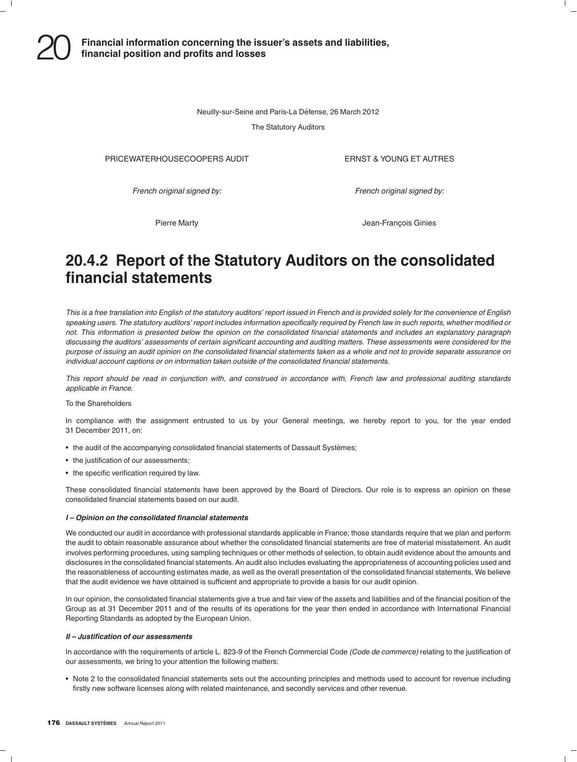Neuilly-sur-Seine and Paris-La Défense, 26 March 2012

The Statutory Auditors

| PRICEWATERHOUSECOOPERS AUDIT | ERNST & YOUNG ET AUTRES |
|---|---|
| *French original signed by:* | *French original signed by:* |
| Pierre Marty | Jean-François Ginies |

## 20.4.2 Report of the Statutory Auditors on the consolidated financial statements

*This is a free translation into English of the statutory auditors' report issued in French and is provided solely for the convenience of English speaking users. The statutory auditors' report includes information specifically required by French law in such reports, whether modified or not. This information is presented below the opinion on the consolidated financial statements and includes an explanatory paragraph discussing the auditors' assessments of certain significant accounting and auditing matters. These assessments were considered for the purpose of issuing an audit opinion on the consolidated financial statements taken as a whole and not to provide separate assurance on individual account captions or on information taken outside of the consolidated financial statements.*

*This report should be read in conjunction with, and construed in accordance with, French law and professional auditing standards applicable in France.*

To the Shareholders

In compliance with the assignment entrusted to us by your General meetings, we hereby report to you, for the year ended 31 December 2011, on:

- the audit of the accompanying consolidated financial statements of Dassault Systèmes;
- the justification of our assessments;
- the specific verification required by law.

These consolidated financial statements have been approved by the Board of Directors. Our role is to express an opinion on these consolidated financial statements based on our audit.

***I – Opinion on the consolidated financial statements***

We conducted our audit in accordance with professional standards applicable in France; those standards require that we plan and perform the audit to obtain reasonable assurance about whether the consolidated financial statements are free of material misstatement. An audit involves performing procedures, using sampling techniques or other methods of selection, to obtain audit evidence about the amounts and disclosures in the consolidated financial statements. An audit also includes evaluating the appropriateness of accounting policies used and the reasonableness of accounting estimates made, as well as the overall presentation of the consolidated financial statements. We believe that the audit evidence we have obtained is sufficient and appropriate to provide a basis for our audit opinion.

In our opinion, the consolidated financial statements give a true and fair view of the assets and liabilities and of the financial position of the Group as at 31 December 2011 and of the results of its operations for the year then ended in accordance with International Financial Reporting Standards as adopted by the European Union.

***II – Justification of our assessments***

In accordance with the requirements of article L. 823-9 of the French Commercial Code *(Code de commerce)* relating to the justification of our assessments, we bring to your attention the following matters:

- Note 2 to the consolidated financial statements sets out the accounting principles and methods used to account for revenue including firstly new software licenses along with related maintenance, and secondly services and other revenue.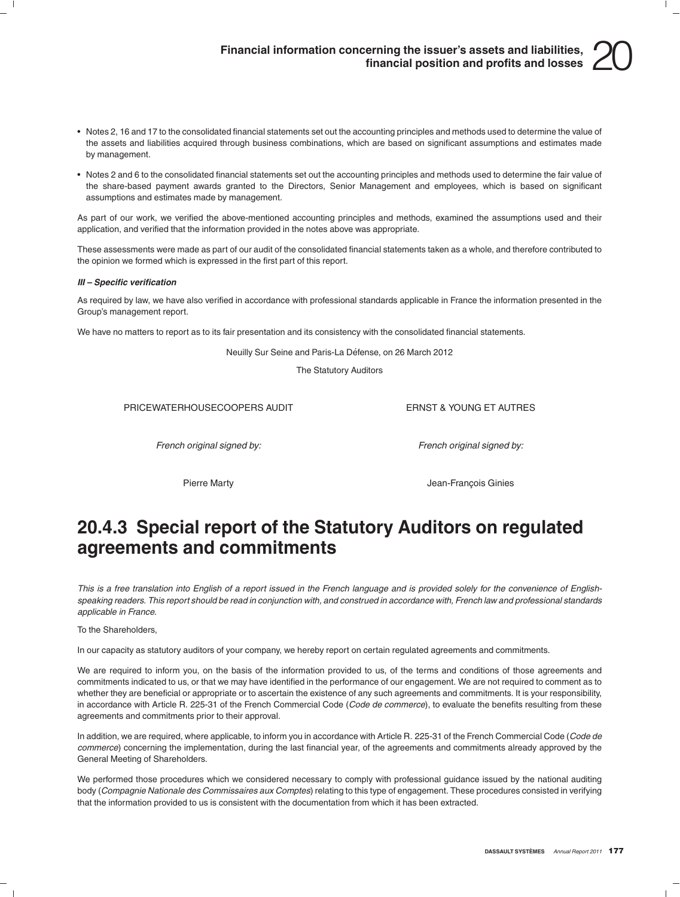- Notes 2, 16 and 17 to the consolidated financial statements set out the accounting principles and methods used to determine the value of the assets and liabilities acquired through business combinations, which are based on significant assumptions and estimates made by management.
- Notes 2 and 6 to the consolidated financial statements set out the accounting principles and methods used to determine the fair value of the share-based payment awards granted to the Directors, Senior Management and employees, which is based on significant assumptions and estimates made by management.

As part of our work, we verified the above-mentioned accounting principles and methods, examined the assumptions used and their application, and verified that the information provided in the notes above was appropriate.

These assessments were made as part of our audit of the consolidated financial statements taken as a whole, and therefore contributed to the opinion we formed which is expressed in the first part of this report.

***III – Specific verification***

As required by law, we have also verified in accordance with professional standards applicable in France the information presented in the Group's management report.

We have no matters to report as to its fair presentation and its consistency with the consolidated financial statements.

Neuilly Sur Seine and Paris-La Défense, on 26 March 2012

The Statutory Auditors

| PRICEWATERHOUSECOOPERS AUDIT | ERNST & YOUNG ET AUTRES |
|---|---|
| *French original signed by:* | *French original signed by:* |
| Pierre Marty | Jean-François Ginies |

## 20.4.3 Special report of the Statutory Auditors on regulated agreements and commitments

*This is a free translation into English of a report issued in the French language and is provided solely for the convenience of English-speaking readers. This report should be read in conjunction with, and construed in accordance with, French law and professional standards applicable in France.*

To the Shareholders,

In our capacity as statutory auditors of your company, we hereby report on certain regulated agreements and commitments.

We are required to inform you, on the basis of the information provided to us, of the terms and conditions of those agreements and commitments indicated to us, or that we may have identified in the performance of our engagement. We are not required to comment as to whether they are beneficial or appropriate or to ascertain the existence of any such agreements and commitments. It is your responsibility, in accordance with Article R. 225-31 of the French Commercial Code (*Code de commerce*), to evaluate the benefits resulting from these agreements and commitments prior to their approval.

In addition, we are required, where applicable, to inform you in accordance with Article R. 225-31 of the French Commercial Code (*Code de commerce*) concerning the implementation, during the last financial year, of the agreements and commitments already approved by the General Meeting of Shareholders.

We performed those procedures which we considered necessary to comply with professional guidance issued by the national auditing body (*Compagnie Nationale des Commissaires aux Comptes*) relating to this type of engagement. These procedures consisted in verifying that the information provided to us is consistent with the documentation from which it has been extracted.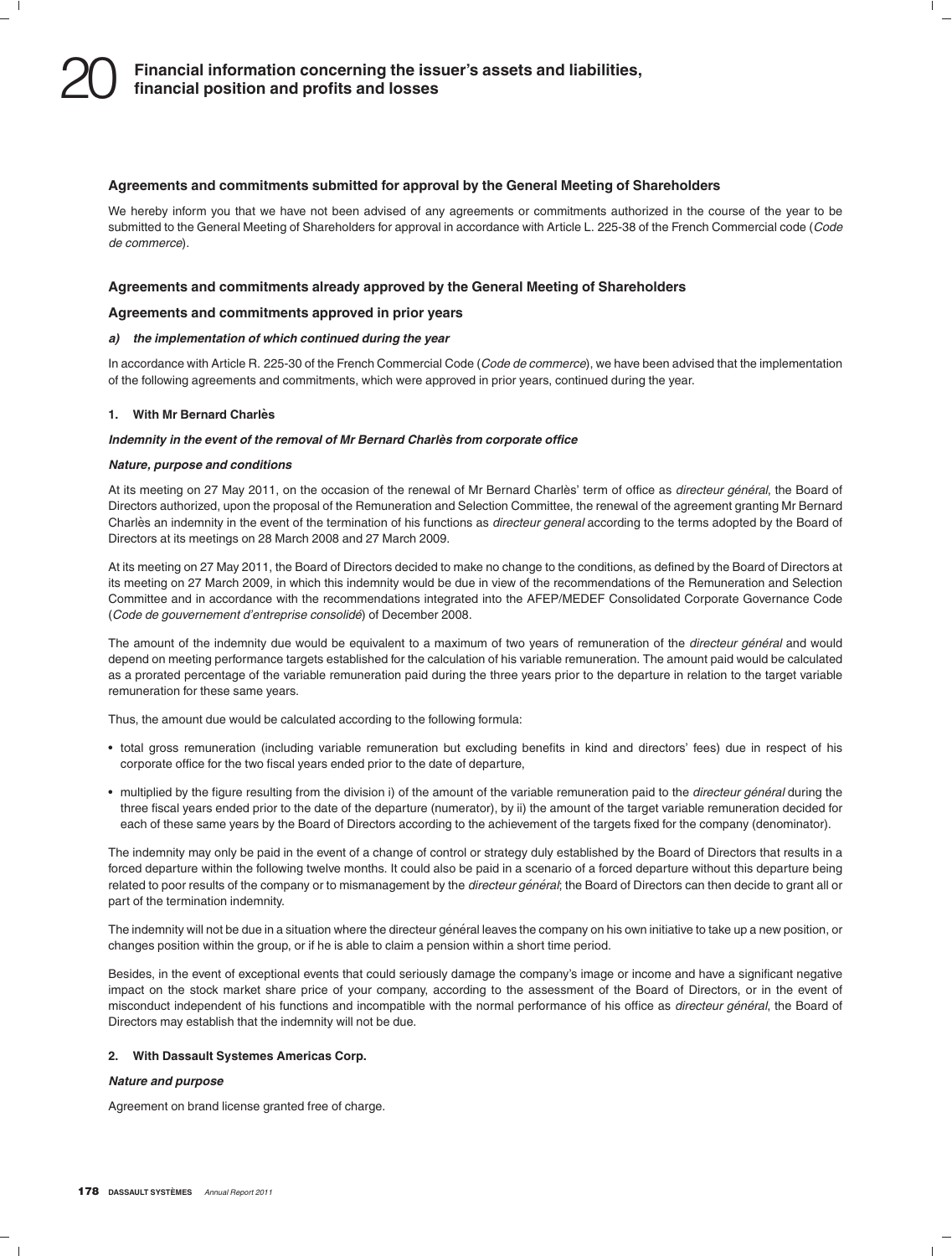### Agreements and commitments submitted for approval by the General Meeting of Shareholders

We hereby inform you that we have not been advised of any agreements or commitments authorized in the course of the year to be submitted to the General Meeting of Shareholders for approval in accordance with Article L. 225-38 of the French Commercial code (*Code de commerce*).

### Agreements and commitments already approved by the General Meeting of Shareholders

### Agreements and commitments approved in prior years

#### *a) the implementation of which continued during the year*

In accordance with Article R. 225-30 of the French Commercial Code (*Code de commerce*), we have been advised that the implementation of the following agreements and commitments, which were approved in prior years, continued during the year.

#### 1. With Mr Bernard Charlès

***Indemnity in the event of the removal of Mr Bernard Charlès from corporate office***

***Nature, purpose and conditions***

At its meeting on 27 May 2011, on the occasion of the renewal of Mr Bernard Charlès' term of office as *directeur général*, the Board of Directors authorized, upon the proposal of the Remuneration and Selection Committee, the renewal of the agreement granting Mr Bernard Charlès an indemnity in the event of the termination of his functions as *directeur general* according to the terms adopted by the Board of Directors at its meetings on 28 March 2008 and 27 March 2009.

At its meeting on 27 May 2011, the Board of Directors decided to make no change to the conditions, as defined by the Board of Directors at its meeting on 27 March 2009, in which this indemnity would be due in view of the recommendations of the Remuneration and Selection Committee and in accordance with the recommendations integrated into the AFEP/MEDEF Consolidated Corporate Governance Code (*Code de gouvernement d'entreprise consolidé*) of December 2008.

The amount of the indemnity due would be equivalent to a maximum of two years of remuneration of the *directeur général* and would depend on meeting performance targets established for the calculation of his variable remuneration. The amount paid would be calculated as a prorated percentage of the variable remuneration paid during the three years prior to the departure in relation to the target variable remuneration for these same years.

Thus, the amount due would be calculated according to the following formula:

- total gross remuneration (including variable remuneration but excluding benefits in kind and directors' fees) due in respect of his corporate office for the two fiscal years ended prior to the date of departure,
- multiplied by the figure resulting from the division i) of the amount of the variable remuneration paid to the *directeur général* during the three fiscal years ended prior to the date of the departure (numerator), by ii) the amount of the target variable remuneration decided for each of these same years by the Board of Directors according to the achievement of the targets fixed for the company (denominator).

The indemnity may only be paid in the event of a change of control or strategy duly established by the Board of Directors that results in a forced departure within the following twelve months. It could also be paid in a scenario of a forced departure without this departure being related to poor results of the company or to mismanagement by the *directeur général*; the Board of Directors can then decide to grant all or part of the termination indemnity.

The indemnity will not be due in a situation where the directeur général leaves the company on his own initiative to take up a new position, or changes position within the group, or if he is able to claim a pension within a short time period.

Besides, in the event of exceptional events that could seriously damage the company's image or income and have a significant negative impact on the stock market share price of your company, according to the assessment of the Board of Directors, or in the event of misconduct independent of his functions and incompatible with the normal performance of his office as *directeur général*, the Board of Directors may establish that the indemnity will not be due.

#### 2. With Dassault Systemes Americas Corp.

***Nature and purpose***

Agreement on brand license granted free of charge.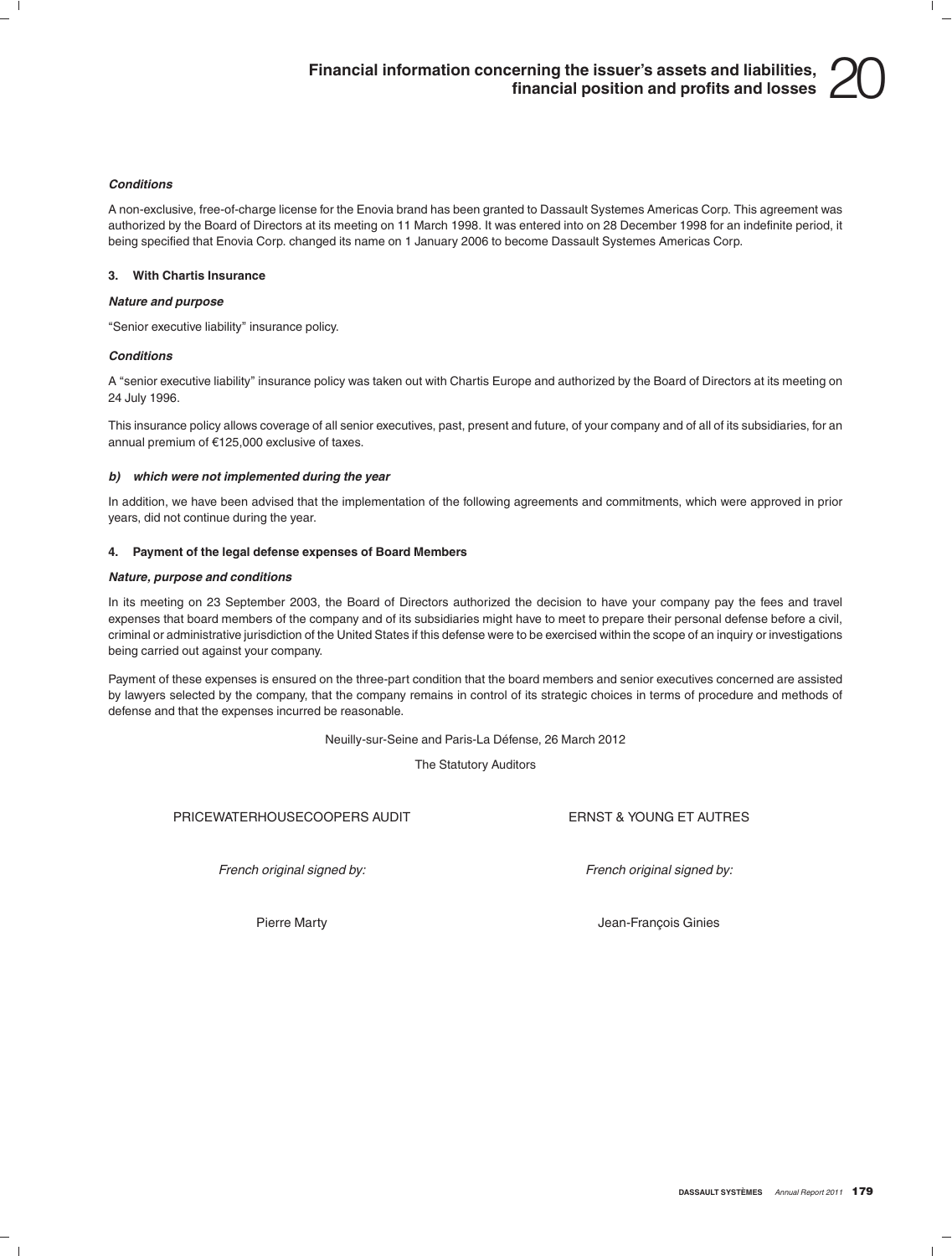***Conditions***

A non-exclusive, free-of-charge license for the Enovia brand has been granted to Dassault Systemes Americas Corp. This agreement was authorized by the Board of Directors at its meeting on 11 March 1998. It was entered into on 28 December 1998 for an indefinite period, it being specified that Enovia Corp. changed its name on 1 January 2006 to become Dassault Systemes Americas Corp.

**3. With Chartis Insurance**

***Nature and purpose***

"Senior executive liability" insurance policy.

***Conditions***

A "senior executive liability" insurance policy was taken out with Chartis Europe and authorized by the Board of Directors at its meeting on 24 July 1996.

This insurance policy allows coverage of all senior executives, past, present and future, of your company and of all of its subsidiaries, for an annual premium of €125,000 exclusive of taxes.

***b) which were not implemented during the year***

In addition, we have been advised that the implementation of the following agreements and commitments, which were approved in prior years, did not continue during the year.

**4. Payment of the legal defense expenses of Board Members**

***Nature, purpose and conditions***

In its meeting on 23 September 2003, the Board of Directors authorized the decision to have your company pay the fees and travel expenses that board members of the company and of its subsidiaries might have to meet to prepare their personal defense before a civil, criminal or administrative jurisdiction of the United States if this defense were to be exercised within the scope of an inquiry or investigations being carried out against your company.

Payment of these expenses is ensured on the three-part condition that the board members and senior executives concerned are assisted by lawyers selected by the company, that the company remains in control of its strategic choices in terms of procedure and methods of defense and that the expenses incurred be reasonable.

Neuilly-sur-Seine and Paris-La Défense, 26 March 2012

The Statutory Auditors

| PRICEWATERHOUSECOOPERS AUDIT | ERNST & YOUNG ET AUTRES |
|---|---|
| *French original signed by:* | *French original signed by:* |
| Pierre Marty | Jean-François Ginies |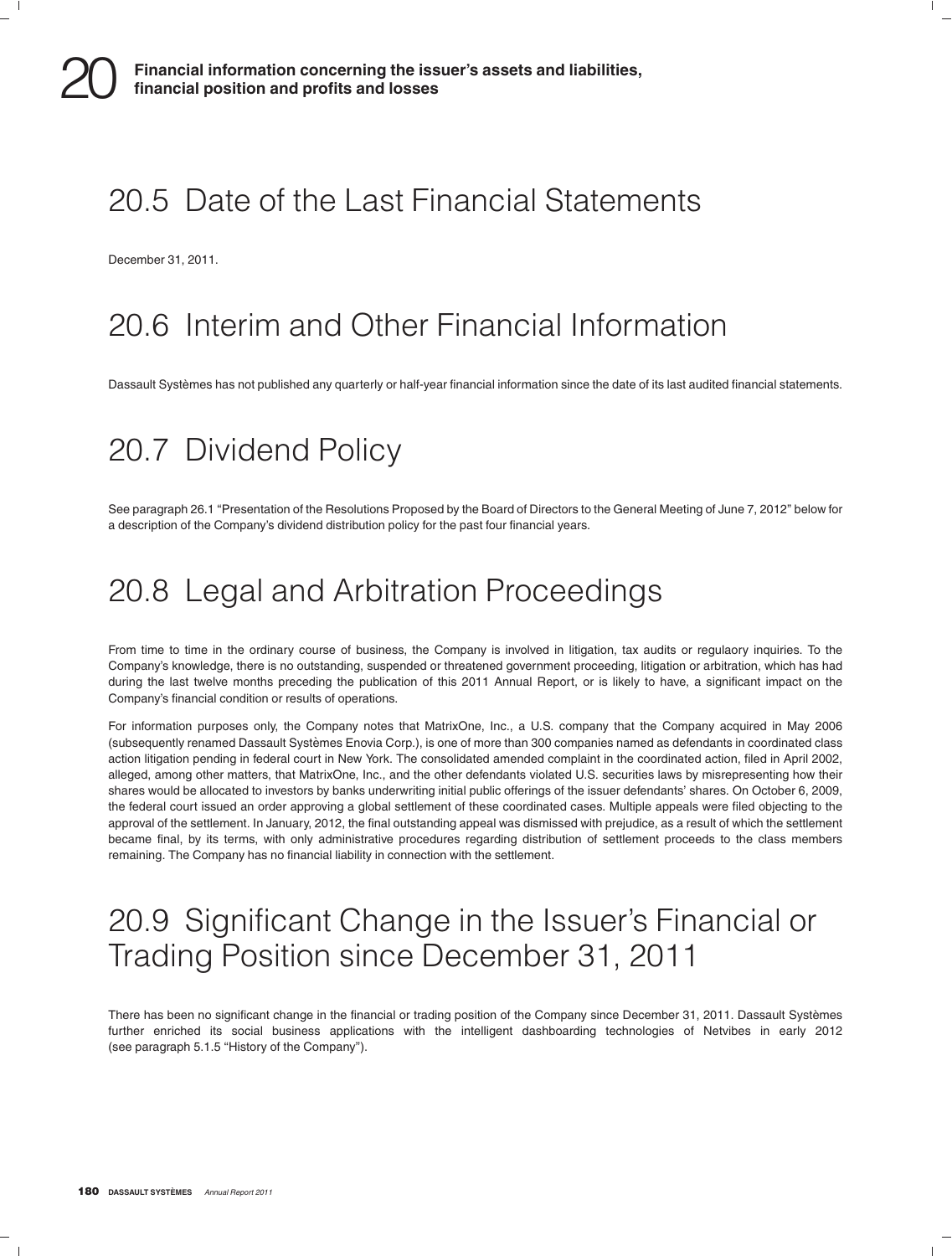## 20.5 Date of the Last Financial Statements

December 31, 2011.

## 20.6 Interim and Other Financial Information

Dassault Systèmes has not published any quarterly or half-year financial information since the date of its last audited financial statements.

## 20.7 Dividend Policy

See paragraph 26.1 "Presentation of the Resolutions Proposed by the Board of Directors to the General Meeting of June 7, 2012" below for a description of the Company's dividend distribution policy for the past four financial years.

## 20.8 Legal and Arbitration Proceedings

From time to time in the ordinary course of business, the Company is involved in litigation, tax audits or regulaory inquiries. To the Company's knowledge, there is no outstanding, suspended or threatened government proceeding, litigation or arbitration, which has had during the last twelve months preceding the publication of this 2011 Annual Report, or is likely to have, a significant impact on the Company's financial condition or results of operations.

For information purposes only, the Company notes that MatrixOne, Inc., a U.S. company that the Company acquired in May 2006 (subsequently renamed Dassault Systèmes Enovia Corp.), is one of more than 300 companies named as defendants in coordinated class action litigation pending in federal court in New York. The consolidated amended complaint in the coordinated action, filed in April 2002, alleged, among other matters, that MatrixOne, Inc., and the other defendants violated U.S. securities laws by misrepresenting how their shares would be allocated to investors by banks underwriting initial public offerings of the issuer defendants' shares. On October 6, 2009, the federal court issued an order approving a global settlement of these coordinated cases. Multiple appeals were filed objecting to the approval of the settlement. In January, 2012, the final outstanding appeal was dismissed with prejudice, as a result of which the settlement became final, by its terms, with only administrative procedures regarding distribution of settlement proceeds to the class members remaining. The Company has no financial liability in connection with the settlement.

## 20.9 Significant Change in the Issuer's Financial or Trading Position since December 31, 2011

There has been no significant change in the financial or trading position of the Company since December 31, 2011. Dassault Systèmes further enriched its social business applications with the intelligent dashboarding technologies of Netvibes in early 2012 (see paragraph 5.1.5 "History of the Company").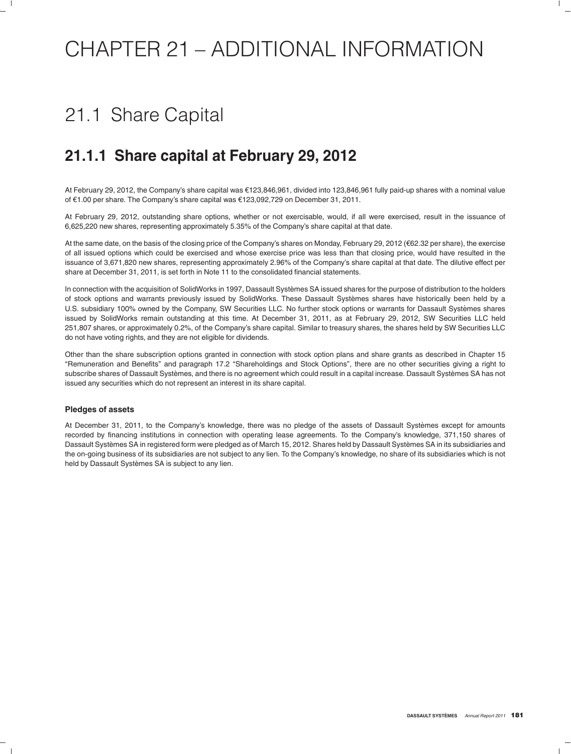# CHAPTER 21 – ADDITIONAL INFORMATION

## 21.1 Share Capital

### 21.1.1 Share capital at February 29, 2012

At February 29, 2012, the Company's share capital was €123,846,961, divided into 123,846,961 fully paid-up shares with a nominal value of €1.00 per share. The Company's share capital was €123,092,729 on December 31, 2011.

At February 29, 2012, outstanding share options, whether or not exercisable, would, if all were exercised, result in the issuance of 6,625,220 new shares, representing approximately 5.35% of the Company's share capital at that date.

At the same date, on the basis of the closing price of the Company's shares on Monday, February 29, 2012 (€62.32 per share), the exercise of all issued options which could be exercised and whose exercise price was less than that closing price, would have resulted in the issuance of 3,671,820 new shares, representing approximately 2.96% of the Company's share capital at that date. The dilutive effect per share at December 31, 2011, is set forth in Note 11 to the consolidated financial statements.

In connection with the acquisition of SolidWorks in 1997, Dassault Systèmes SA issued shares for the purpose of distribution to the holders of stock options and warrants previously issued by SolidWorks. These Dassault Systèmes shares have historically been held by a U.S. subsidiary 100% owned by the Company, SW Securities LLC. No further stock options or warrants for Dassault Systèmes shares issued by SolidWorks remain outstanding at this time. At December 31, 2011, as at February 29, 2012, SW Securities LLC held 251,807 shares, or approximately 0.2%, of the Company's share capital. Similar to treasury shares, the shares held by SW Securities LLC do not have voting rights, and they are not eligible for dividends.

Other than the share subscription options granted in connection with stock option plans and share grants as described in Chapter 15 "Remuneration and Benefits" and paragraph 17.2 "Shareholdings and Stock Options", there are no other securities giving a right to subscribe shares of Dassault Systèmes, and there is no agreement which could result in a capital increase. Dassault Systèmes SA has not issued any securities which do not represent an interest in its share capital.

#### Pledges of assets

At December 31, 2011, to the Company's knowledge, there was no pledge of the assets of Dassault Systèmes except for amounts recorded by financing institutions in connection with operating lease agreements. To the Company's knowledge, 371,150 shares of Dassault Systèmes SA in registered form were pledged as of March 15, 2012. Shares held by Dassault Systèmes SA in its subsidiaries and the on-going business of its subsidiaries are not subject to any lien. To the Company's knowledge, no share of its subsidiaries which is not held by Dassault Systèmes SA is subject to any lien.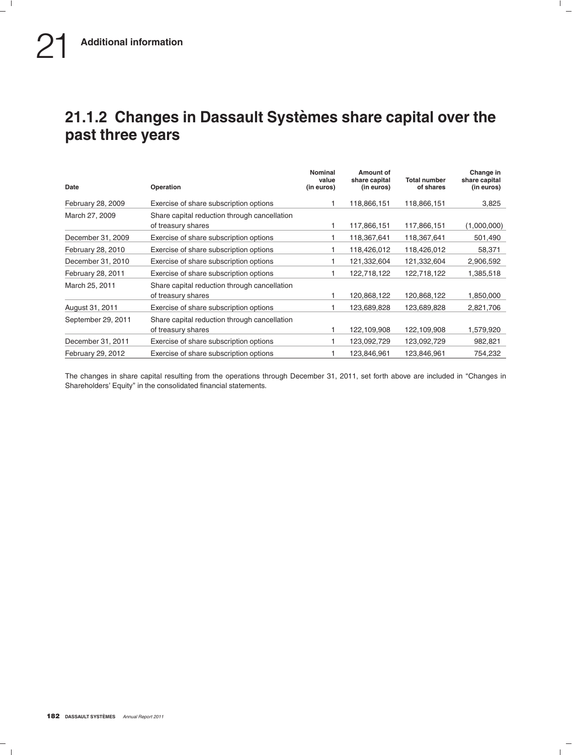## 21.1.2 Changes in Dassault Systèmes share capital over the past three years

| Date | Operation | Nominal value (in euros) | Amount of share capital (in euros) | Total number of shares | Change in share capital (in euros) |
|---|---|---|---|---|---|
| February 28, 2009 | Exercise of share subscription options | 1 | 118,866,151 | 118,866,151 | 3,825 |
| March 27, 2009 | Share capital reduction through cancellation of treasury shares | 1 | 117,866,151 | 117,866,151 | (1,000,000) |
| December 31, 2009 | Exercise of share subscription options | 1 | 118,367,641 | 118,367,641 | 501,490 |
| February 28, 2010 | Exercise of share subscription options | 1 | 118,426,012 | 118,426,012 | 58,371 |
| December 31, 2010 | Exercise of share subscription options | 1 | 121,332,604 | 121,332,604 | 2,906,592 |
| February 28, 2011 | Exercise of share subscription options | 1 | 122,718,122 | 122,718,122 | 1,385,518 |
| March 25, 2011 | Share capital reduction through cancellation of treasury shares | 1 | 120,868,122 | 120,868,122 | 1,850,000 |
| August 31, 2011 | Exercise of share subscription options | 1 | 123,689,828 | 123,689,828 | 2,821,706 |
| September 29, 2011 | Share capital reduction through cancellation of treasury shares | 1 | 122,109,908 | 122,109,908 | 1,579,920 |
| December 31, 2011 | Exercise of share subscription options | 1 | 123,092,729 | 123,092,729 | 982,821 |
| February 29, 2012 | Exercise of share subscription options | 1 | 123,846,961 | 123,846,961 | 754,232 |

The changes in share capital resulting from the operations through December 31, 2011, set forth above are included in "Changes in Shareholders' Equity" in the consolidated financial statements.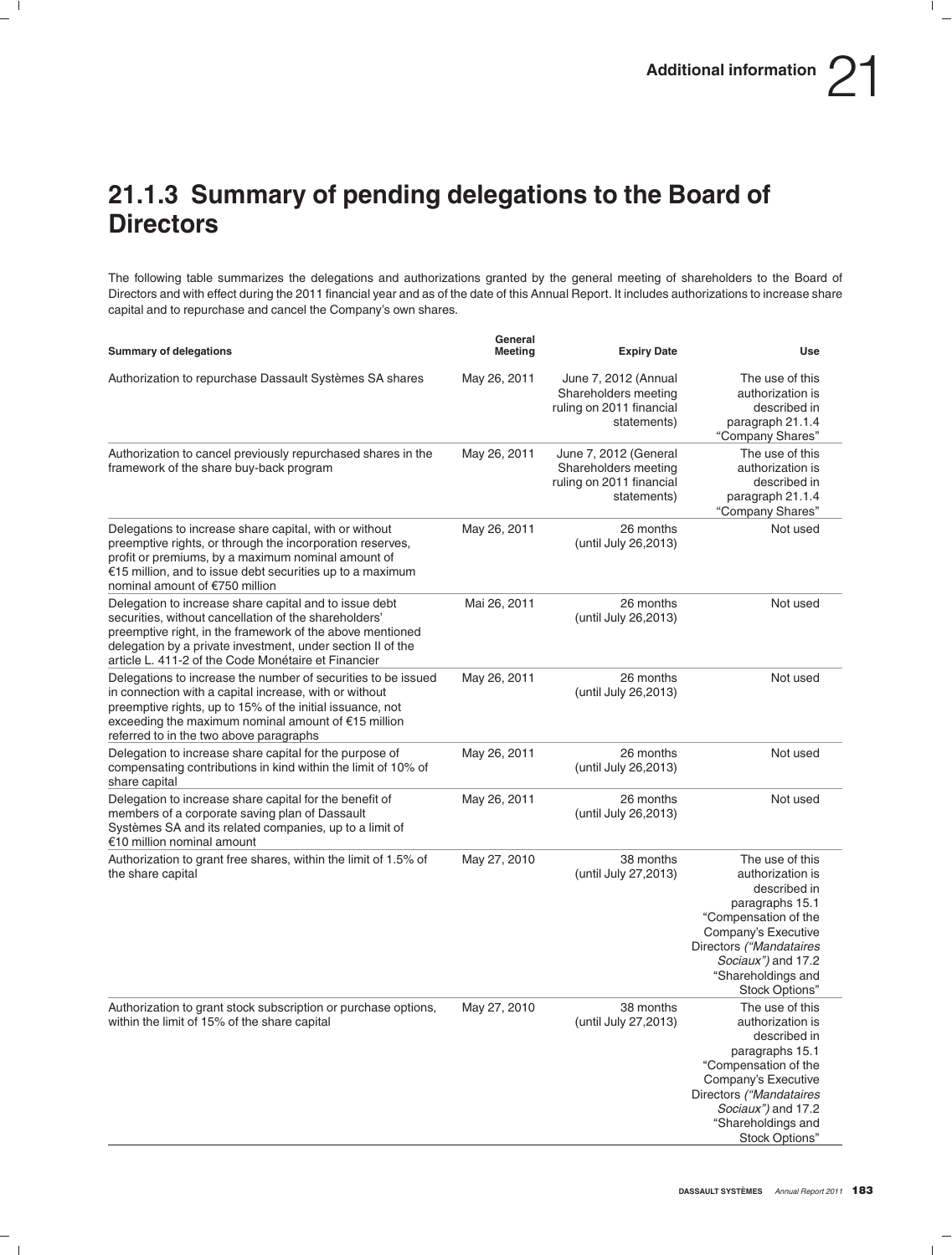## 21.1.3 Summary of pending delegations to the Board of Directors

The following table summarizes the delegations and authorizations granted by the general meeting of shareholders to the Board of Directors and with effect during the 2011 financial year and as of the date of this Annual Report. It includes authorizations to increase share capital and to repurchase and cancel the Company's own shares.

| Summary of delegations | General Meeting | Expiry Date | Use |
|---|---|---|---|
| Authorization to repurchase Dassault Systèmes SA shares | May 26, 2011 | June 7, 2012 (Annual Shareholders meeting ruling on 2011 financial statements) | The use of this authorization is described in paragraph 21.1.4 "Company Shares" |
| Authorization to cancel previously repurchased shares in the framework of the share buy-back program | May 26, 2011 | June 7, 2012 (General Shareholders meeting ruling on 2011 financial statements) | The use of this authorization is described in paragraph 21.1.4 "Company Shares" |
| Delegations to increase share capital, with or without preemptive rights, or through the incorporation reserves, profit or premiums, by a maximum nominal amount of €15 million, and to issue debt securities up to a maximum nominal amount of €750 million | May 26, 2011 | 26 months (until July 26,2013) | Not used |
| Delegation to increase share capital and to issue debt securities, without cancellation of the shareholders' preemptive right, in the framework of the above mentioned delegation by a private investment, under section II of the article L. 411-2 of the Code Monétaire et Financier | Mai 26, 2011 | 26 months (until July 26,2013) | Not used |
| Delegations to increase the number of securities to be issued in connection with a capital increase, with or without preemptive rights, up to 15% of the initial issuance, not exceeding the maximum nominal amount of €15 million referred to in the two above paragraphs | May 26, 2011 | 26 months (until July 26,2013) | Not used |
| Delegation to increase share capital for the purpose of compensating contributions in kind within the limit of 10% of share capital | May 26, 2011 | 26 months (until July 26,2013) | Not used |
| Delegation to increase share capital for the benefit of members of a corporate saving plan of Dassault Systèmes SA and its related companies, up to a limit of €10 million nominal amount | May 26, 2011 | 26 months (until July 26,2013) | Not used |
| Authorization to grant free shares, within the limit of 1.5% of the share capital | May 27, 2010 | 38 months (until July 27,2013) | The use of this authorization is described in paragraphs 15.1 "Compensation of the Company's Executive Directors *("Mandataires Sociaux")* and 17.2 "Shareholdings and Stock Options" |
| Authorization to grant stock subscription or purchase options, within the limit of 15% of the share capital | May 27, 2010 | 38 months (until July 27,2013) | The use of this authorization is described in paragraphs 15.1 "Compensation of the Company's Executive Directors *("Mandataires Sociaux")* and 17.2 "Shareholdings and Stock Options" |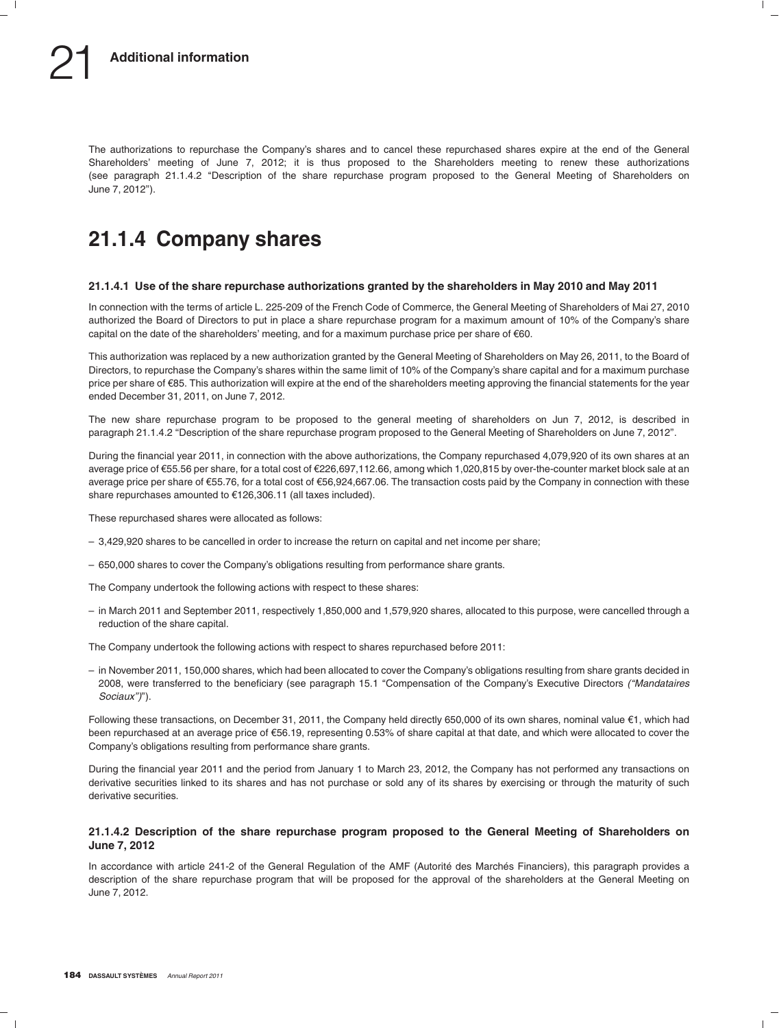The authorizations to repurchase the Company's shares and to cancel these repurchased shares expire at the end of the General Shareholders' meeting of June 7, 2012; it is thus proposed to the Shareholders meeting to renew these authorizations (see paragraph 21.1.4.2 "Description of the share repurchase program proposed to the General Meeting of Shareholders on June 7, 2012").

## 21.1.4 Company shares

#### 21.1.4.1 Use of the share repurchase authorizations granted by the shareholders in May 2010 and May 2011

In connection with the terms of article L. 225-209 of the French Code of Commerce, the General Meeting of Shareholders of Mai 27, 2010 authorized the Board of Directors to put in place a share repurchase program for a maximum amount of 10% of the Company's share capital on the date of the shareholders' meeting, and for a maximum purchase price per share of €60.

This authorization was replaced by a new authorization granted by the General Meeting of Shareholders on May 26, 2011, to the Board of Directors, to repurchase the Company's shares within the same limit of 10% of the Company's share capital and for a maximum purchase price per share of €85. This authorization will expire at the end of the shareholders meeting approving the financial statements for the year ended December 31, 2011, on June 7, 2012.

The new share repurchase program to be proposed to the general meeting of shareholders on Jun 7, 2012, is described in paragraph 21.1.4.2 "Description of the share repurchase program proposed to the General Meeting of Shareholders on June 7, 2012".

During the financial year 2011, in connection with the above authorizations, the Company repurchased 4,079,920 of its own shares at an average price of €55.56 per share, for a total cost of €226,697,112.66, among which 1,020,815 by over-the-counter market block sale at an average price per share of €55.76, for a total cost of €56,924,667.06. The transaction costs paid by the Company in connection with these share repurchases amounted to €126,306.11 (all taxes included).

These repurchased shares were allocated as follows:

– 3,429,920 shares to be cancelled in order to increase the return on capital and net income per share;

– 650,000 shares to cover the Company's obligations resulting from performance share grants.

The Company undertook the following actions with respect to these shares:

– in March 2011 and September 2011, respectively 1,850,000 and 1,579,920 shares, allocated to this purpose, were cancelled through a reduction of the share capital.

The Company undertook the following actions with respect to shares repurchased before 2011:

– in November 2011, 150,000 shares, which had been allocated to cover the Company's obligations resulting from share grants decided in 2008, were transferred to the beneficiary (see paragraph 15.1 "Compensation of the Company's Executive Directors *("Mandataires Sociaux")*").

Following these transactions, on December 31, 2011, the Company held directly 650,000 of its own shares, nominal value €1, which had been repurchased at an average price of €56.19, representing 0.53% of share capital at that date, and which were allocated to cover the Company's obligations resulting from performance share grants.

During the financial year 2011 and the period from January 1 to March 23, 2012, the Company has not performed any transactions on derivative securities linked to its shares and has not purchase or sold any of its shares by exercising or through the maturity of such derivative securities.

#### 21.1.4.2 Description of the share repurchase program proposed to the General Meeting of Shareholders on June 7, 2012

In accordance with article 241-2 of the General Regulation of the AMF (Autorité des Marchés Financiers), this paragraph provides a description of the share repurchase program that will be proposed for the approval of the shareholders at the General Meeting on June 7, 2012.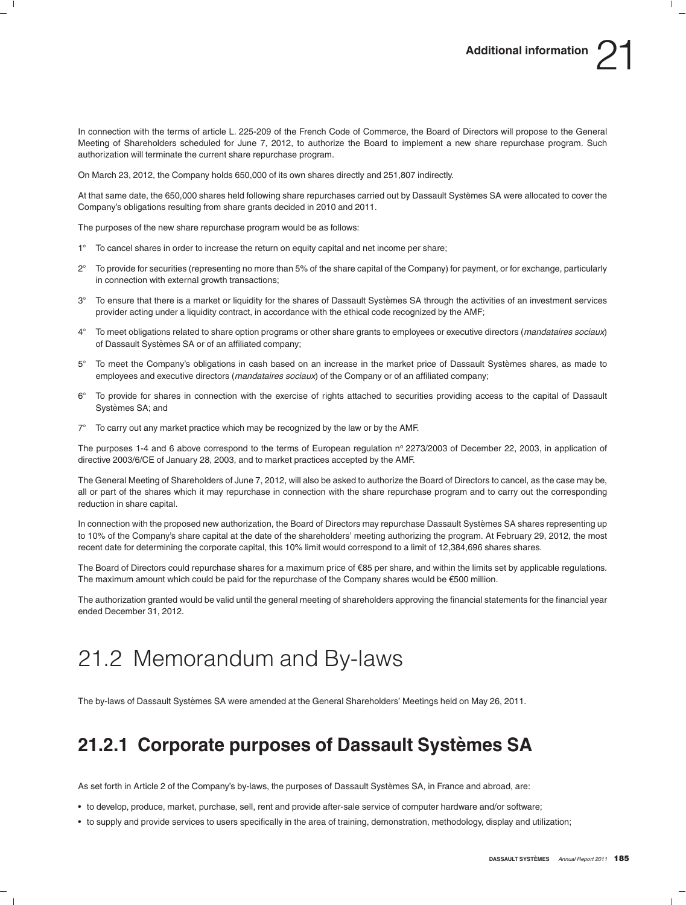In connection with the terms of article L. 225-209 of the French Code of Commerce, the Board of Directors will propose to the General Meeting of Shareholders scheduled for June 7, 2012, to authorize the Board to implement a new share repurchase program. Such authorization will terminate the current share repurchase program.

On March 23, 2012, the Company holds 650,000 of its own shares directly and 251,807 indirectly.

At that same date, the 650,000 shares held following share repurchases carried out by Dassault Systèmes SA were allocated to cover the Company's obligations resulting from share grants decided in 2010 and 2011.

The purposes of the new share repurchase program would be as follows:

1° To cancel shares in order to increase the return on equity capital and net income per share;

2° To provide for securities (representing no more than 5% of the share capital of the Company) for payment, or for exchange, particularly in connection with external growth transactions;

3° To ensure that there is a market or liquidity for the shares of Dassault Systèmes SA through the activities of an investment services provider acting under a liquidity contract, in accordance with the ethical code recognized by the AMF;

4° To meet obligations related to share option programs or other share grants to employees or executive directors (*mandataires sociaux*) of Dassault Systèmes SA or of an affiliated company;

5° To meet the Company's obligations in cash based on an increase in the market price of Dassault Systèmes shares, as made to employees and executive directors (*mandataires sociaux*) of the Company or of an affiliated company;

6° To provide for shares in connection with the exercise of rights attached to securities providing access to the capital of Dassault Systèmes SA; and

7° To carry out any market practice which may be recognized by the law or by the AMF.

The purposes 1-4 and 6 above correspond to the terms of European regulation nº 2273/2003 of December 22, 2003, in application of directive 2003/6/CE of January 28, 2003, and to market practices accepted by the AMF.

The General Meeting of Shareholders of June 7, 2012, will also be asked to authorize the Board of Directors to cancel, as the case may be, all or part of the shares which it may repurchase in connection with the share repurchase program and to carry out the corresponding reduction in share capital.

In connection with the proposed new authorization, the Board of Directors may repurchase Dassault Systèmes SA shares representing up to 10% of the Company's share capital at the date of the shareholders' meeting authorizing the program. At February 29, 2012, the most recent date for determining the corporate capital, this 10% limit would correspond to a limit of 12,384,696 shares shares.

The Board of Directors could repurchase shares for a maximum price of €85 per share, and within the limits set by applicable regulations. The maximum amount which could be paid for the repurchase of the Company shares would be €500 million.

The authorization granted would be valid until the general meeting of shareholders approving the financial statements for the financial year ended December 31, 2012.

# 21.2 Memorandum and By-laws

The by-laws of Dassault Systèmes SA were amended at the General Shareholders' Meetings held on May 26, 2011.

## 21.2.1 Corporate purposes of Dassault Systèmes SA

As set forth in Article 2 of the Company's by-laws, the purposes of Dassault Systèmes SA, in France and abroad, are:

- to develop, produce, market, purchase, sell, rent and provide after-sale service of computer hardware and/or software;
- to supply and provide services to users specifically in the area of training, demonstration, methodology, display and utilization;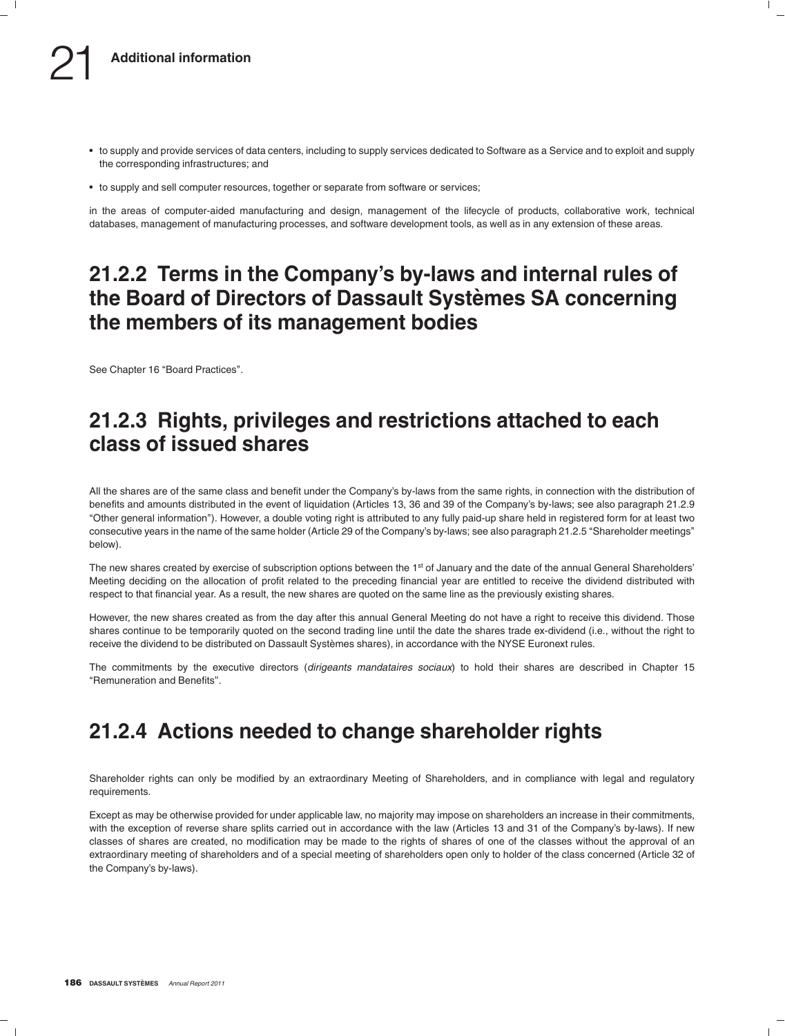- to supply and provide services of data centers, including to supply services dedicated to Software as a Service and to exploit and supply the corresponding infrastructures; and
- to supply and sell computer resources, together or separate from software or services;

in the areas of computer-aided manufacturing and design, management of the lifecycle of products, collaborative work, technical databases, management of manufacturing processes, and software development tools, as well as in any extension of these areas.

## 21.2.2 Terms in the Company's by-laws and internal rules of the Board of Directors of Dassault Systèmes SA concerning the members of its management bodies

See Chapter 16 "Board Practices".

## 21.2.3 Rights, privileges and restrictions attached to each class of issued shares

All the shares are of the same class and benefit under the Company's by-laws from the same rights, in connection with the distribution of benefits and amounts distributed in the event of liquidation (Articles 13, 36 and 39 of the Company's by-laws; see also paragraph 21.2.9 "Other general information"). However, a double voting right is attributed to any fully paid-up share held in registered form for at least two consecutive years in the name of the same holder (Article 29 of the Company's by-laws; see also paragraph 21.2.5 "Shareholder meetings" below).

The new shares created by exercise of subscription options between the 1st of January and the date of the annual General Shareholders' Meeting deciding on the allocation of profit related to the preceding financial year are entitled to receive the dividend distributed with respect to that financial year. As a result, the new shares are quoted on the same line as the previously existing shares.

However, the new shares created as from the day after this annual General Meeting do not have a right to receive this dividend. Those shares continue to be temporarily quoted on the second trading line until the date the shares trade ex-dividend (i.e., without the right to receive the dividend to be distributed on Dassault Systèmes shares), in accordance with the NYSE Euronext rules.

The commitments by the executive directors (*dirigeants mandataires sociaux*) to hold their shares are described in Chapter 15 "Remuneration and Benefits".

## 21.2.4 Actions needed to change shareholder rights

Shareholder rights can only be modified by an extraordinary Meeting of Shareholders, and in compliance with legal and regulatory requirements.

Except as may be otherwise provided for under applicable law, no majority may impose on shareholders an increase in their commitments, with the exception of reverse share splits carried out in accordance with the law (Articles 13 and 31 of the Company's by-laws). If new classes of shares are created, no modification may be made to the rights of shares of one of the classes without the approval of an extraordinary meeting of shareholders and of a special meeting of shareholders open only to holder of the class concerned (Article 32 of the Company's by-laws).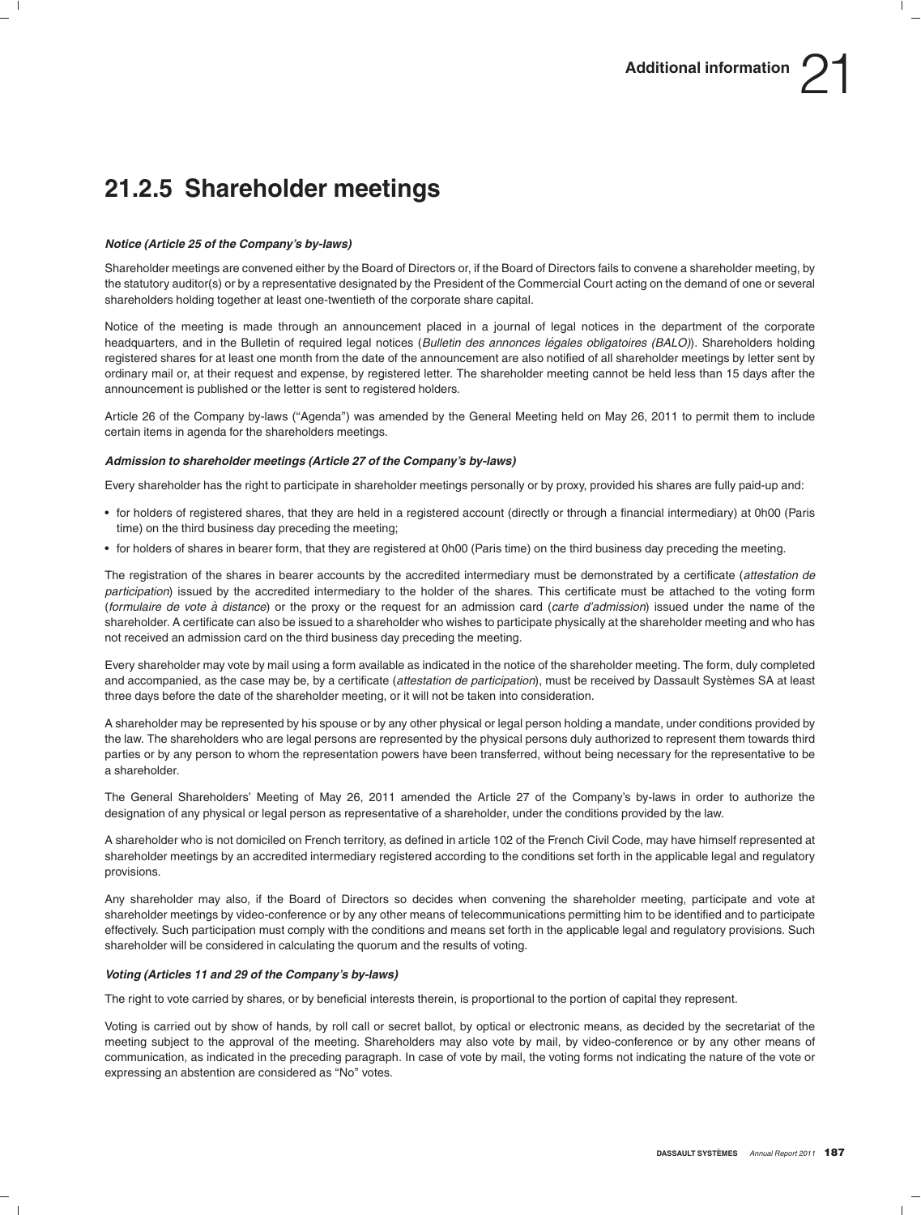## 21.2.5 Shareholder meetings

***Notice (Article 25 of the Company's by-laws)***

Shareholder meetings are convened either by the Board of Directors or, if the Board of Directors fails to convene a shareholder meeting, by the statutory auditor(s) or by a representative designated by the President of the Commercial Court acting on the demand of one or several shareholders holding together at least one-twentieth of the corporate share capital.

Notice of the meeting is made through an announcement placed in a journal of legal notices in the department of the corporate headquarters, and in the Bulletin of required legal notices (*Bulletin des annonces légales obligatoires (BALO)*). Shareholders holding registered shares for at least one month from the date of the announcement are also notified of all shareholder meetings by letter sent by ordinary mail or, at their request and expense, by registered letter. The shareholder meeting cannot be held less than 15 days after the announcement is published or the letter is sent to registered holders.

Article 26 of the Company by-laws ("Agenda") was amended by the General Meeting held on May 26, 2011 to permit them to include certain items in agenda for the shareholders meetings.

***Admission to shareholder meetings (Article 27 of the Company's by-laws)***

Every shareholder has the right to participate in shareholder meetings personally or by proxy, provided his shares are fully paid-up and:

- for holders of registered shares, that they are held in a registered account (directly or through a financial intermediary) at 0h00 (Paris time) on the third business day preceding the meeting;
- for holders of shares in bearer form, that they are registered at 0h00 (Paris time) on the third business day preceding the meeting.

The registration of the shares in bearer accounts by the accredited intermediary must be demonstrated by a certificate (*attestation de participation*) issued by the accredited intermediary to the holder of the shares. This certificate must be attached to the voting form (*formulaire de vote à distance*) or the proxy or the request for an admission card (*carte d'admission*) issued under the name of the shareholder. A certificate can also be issued to a shareholder who wishes to participate physically at the shareholder meeting and who has not received an admission card on the third business day preceding the meeting.

Every shareholder may vote by mail using a form available as indicated in the notice of the shareholder meeting. The form, duly completed and accompanied, as the case may be, by a certificate (*attestation de participation*), must be received by Dassault Systèmes SA at least three days before the date of the shareholder meeting, or it will not be taken into consideration.

A shareholder may be represented by his spouse or by any other physical or legal person holding a mandate, under conditions provided by the law. The shareholders who are legal persons are represented by the physical persons duly authorized to represent them towards third parties or by any person to whom the representation powers have been transferred, without being necessary for the representative to be a shareholder.

The General Shareholders' Meeting of May 26, 2011 amended the Article 27 of the Company's by-laws in order to authorize the designation of any physical or legal person as representative of a shareholder, under the conditions provided by the law.

A shareholder who is not domiciled on French territory, as defined in article 102 of the French Civil Code, may have himself represented at shareholder meetings by an accredited intermediary registered according to the conditions set forth in the applicable legal and regulatory provisions.

Any shareholder may also, if the Board of Directors so decides when convening the shareholder meeting, participate and vote at shareholder meetings by video-conference or by any other means of telecommunications permitting him to be identified and to participate effectively. Such participation must comply with the conditions and means set forth in the applicable legal and regulatory provisions. Such shareholder will be considered in calculating the quorum and the results of voting.

***Voting (Articles 11 and 29 of the Company's by-laws)***

The right to vote carried by shares, or by beneficial interests therein, is proportional to the portion of capital they represent.

Voting is carried out by show of hands, by roll call or secret ballot, by optical or electronic means, as decided by the secretariat of the meeting subject to the approval of the meeting. Shareholders may also vote by mail, by video-conference or by any other means of communication, as indicated in the preceding paragraph. In case of vote by mail, the voting forms not indicating the nature of the vote or expressing an abstention are considered as "No" votes.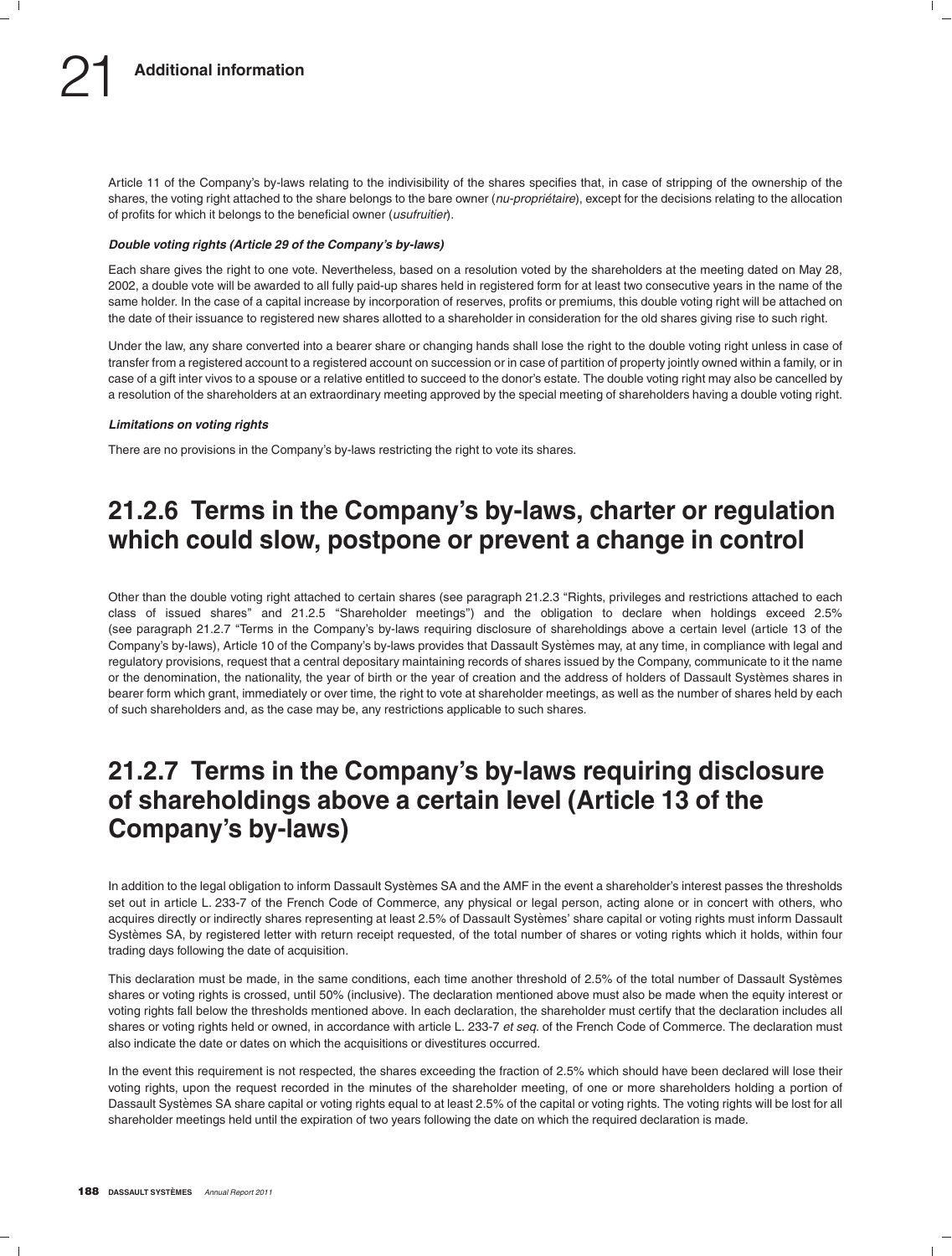Article 11 of the Company's by-laws relating to the indivisibility of the shares specifies that, in case of stripping of the ownership of the shares, the voting right attached to the share belongs to the bare owner (*nu-propriétaire*), except for the decisions relating to the allocation of profits for which it belongs to the beneficial owner (*usufruitier*).

***Double voting rights (Article 29 of the Company's by-laws)***

Each share gives the right to one vote. Nevertheless, based on a resolution voted by the shareholders at the meeting dated on May 28, 2002, a double vote will be awarded to all fully paid-up shares held in registered form for at least two consecutive years in the name of the same holder. In the case of a capital increase by incorporation of reserves, profits or premiums, this double voting right will be attached on the date of their issuance to registered new shares allotted to a shareholder in consideration for the old shares giving rise to such right.

Under the law, any share converted into a bearer share or changing hands shall lose the right to the double voting right unless in case of transfer from a registered account to a registered account on succession or in case of partition of property jointly owned within a family, or in case of a gift inter vivos to a spouse or a relative entitled to succeed to the donor's estate. The double voting right may also be cancelled by a resolution of the shareholders at an extraordinary meeting approved by the special meeting of shareholders having a double voting right.

***Limitations on voting rights***

There are no provisions in the Company's by-laws restricting the right to vote its shares.

## 21.2.6 Terms in the Company's by-laws, charter or regulation which could slow, postpone or prevent a change in control

Other than the double voting right attached to certain shares (see paragraph 21.2.3 "Rights, privileges and restrictions attached to each class of issued shares" and 21.2.5 "Shareholder meetings") and the obligation to declare when holdings exceed 2.5% (see paragraph 21.2.7 "Terms in the Company's by-laws requiring disclosure of shareholdings above a certain level (article 13 of the Company's by-laws), Article 10 of the Company's by-laws provides that Dassault Systèmes may, at any time, in compliance with legal and regulatory provisions, request that a central depositary maintaining records of shares issued by the Company, communicate to it the name or the denomination, the nationality, the year of birth or the year of creation and the address of holders of Dassault Systèmes shares in bearer form which grant, immediately or over time, the right to vote at shareholder meetings, as well as the number of shares held by each of such shareholders and, as the case may be, any restrictions applicable to such shares.

## 21.2.7 Terms in the Company's by-laws requiring disclosure of shareholdings above a certain level (Article 13 of the Company's by-laws)

In addition to the legal obligation to inform Dassault Systèmes SA and the AMF in the event a shareholder's interest passes the thresholds set out in article L. 233-7 of the French Code of Commerce, any physical or legal person, acting alone or in concert with others, who acquires directly or indirectly shares representing at least 2.5% of Dassault Systèmes' share capital or voting rights must inform Dassault Systèmes SA, by registered letter with return receipt requested, of the total number of shares or voting rights which it holds, within four trading days following the date of acquisition.

This declaration must be made, in the same conditions, each time another threshold of 2.5% of the total number of Dassault Systèmes shares or voting rights is crossed, until 50% (inclusive). The declaration mentioned above must also be made when the equity interest or voting rights fall below the thresholds mentioned above. In each declaration, the shareholder must certify that the declaration includes all shares or voting rights held or owned, in accordance with article L. 233-7 *et seq.* of the French Code of Commerce. The declaration must also indicate the date or dates on which the acquisitions or divestitures occurred.

In the event this requirement is not respected, the shares exceeding the fraction of 2.5% which should have been declared will lose their voting rights, upon the request recorded in the minutes of the shareholder meeting, of one or more shareholders holding a portion of Dassault Systèmes SA share capital or voting rights equal to at least 2.5% of the capital or voting rights. The voting rights will be lost for all shareholder meetings held until the expiration of two years following the date on which the required declaration is made.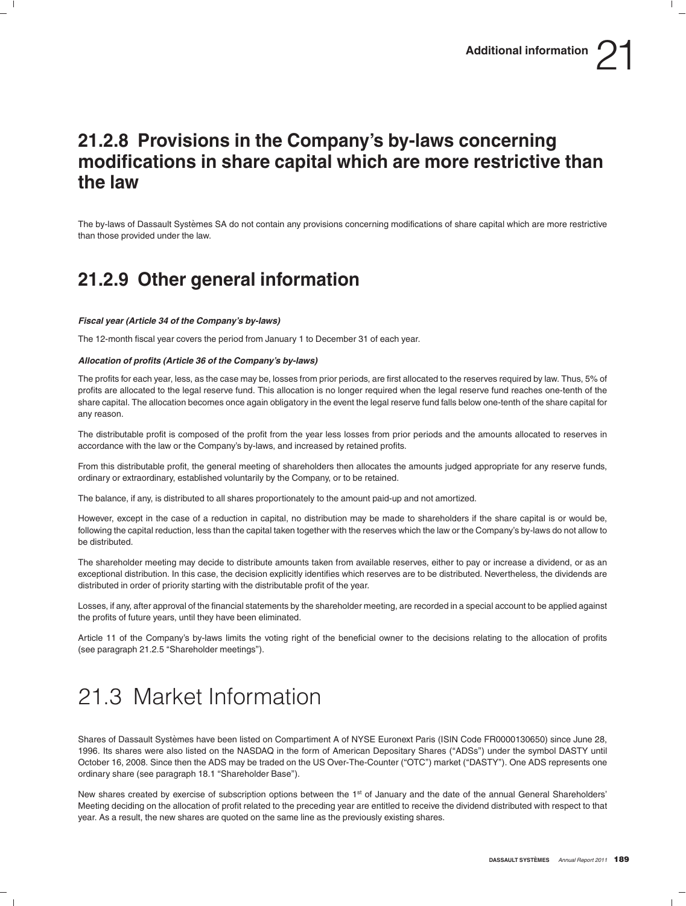## 21.2.8 Provisions in the Company's by-laws concerning modifications in share capital which are more restrictive than the law

The by-laws of Dassault Systèmes SA do not contain any provisions concerning modifications of share capital which are more restrictive than those provided under the law.

## 21.2.9 Other general information

***Fiscal year (Article 34 of the Company's by-laws)***

The 12-month fiscal year covers the period from January 1 to December 31 of each year.

***Allocation of profits (Article 36 of the Company's by-laws)***

The profits for each year, less, as the case may be, losses from prior periods, are first allocated to the reserves required by law. Thus, 5% of profits are allocated to the legal reserve fund. This allocation is no longer required when the legal reserve fund reaches one-tenth of the share capital. The allocation becomes once again obligatory in the event the legal reserve fund falls below one-tenth of the share capital for any reason.

The distributable profit is composed of the profit from the year less losses from prior periods and the amounts allocated to reserves in accordance with the law or the Company's by-laws, and increased by retained profits.

From this distributable profit, the general meeting of shareholders then allocates the amounts judged appropriate for any reserve funds, ordinary or extraordinary, established voluntarily by the Company, or to be retained.

The balance, if any, is distributed to all shares proportionately to the amount paid-up and not amortized.

However, except in the case of a reduction in capital, no distribution may be made to shareholders if the share capital is or would be, following the capital reduction, less than the capital taken together with the reserves which the law or the Company's by-laws do not allow to be distributed.

The shareholder meeting may decide to distribute amounts taken from available reserves, either to pay or increase a dividend, or as an exceptional distribution. In this case, the decision explicitly identifies which reserves are to be distributed. Nevertheless, the dividends are distributed in order of priority starting with the distributable profit of the year.

Losses, if any, after approval of the financial statements by the shareholder meeting, are recorded in a special account to be applied against the profits of future years, until they have been eliminated.

Article 11 of the Company's by-laws limits the voting right of the beneficial owner to the decisions relating to the allocation of profits (see paragraph 21.2.5 "Shareholder meetings").

# 21.3 Market Information

Shares of Dassault Systèmes have been listed on Compartiment A of NYSE Euronext Paris (ISIN Code FR0000130650) since June 28, 1996. Its shares were also listed on the NASDAQ in the form of American Depositary Shares ("ADSs") under the symbol DASTY until October 16, 2008. Since then the ADS may be traded on the US Over-The-Counter ("OTC") market ("DASTY"). One ADS represents one ordinary share (see paragraph 18.1 "Shareholder Base").

New shares created by exercise of subscription options between the 1st of January and the date of the annual General Shareholders' Meeting deciding on the allocation of profit related to the preceding year are entitled to receive the dividend distributed with respect to that year. As a result, the new shares are quoted on the same line as the previously existing shares.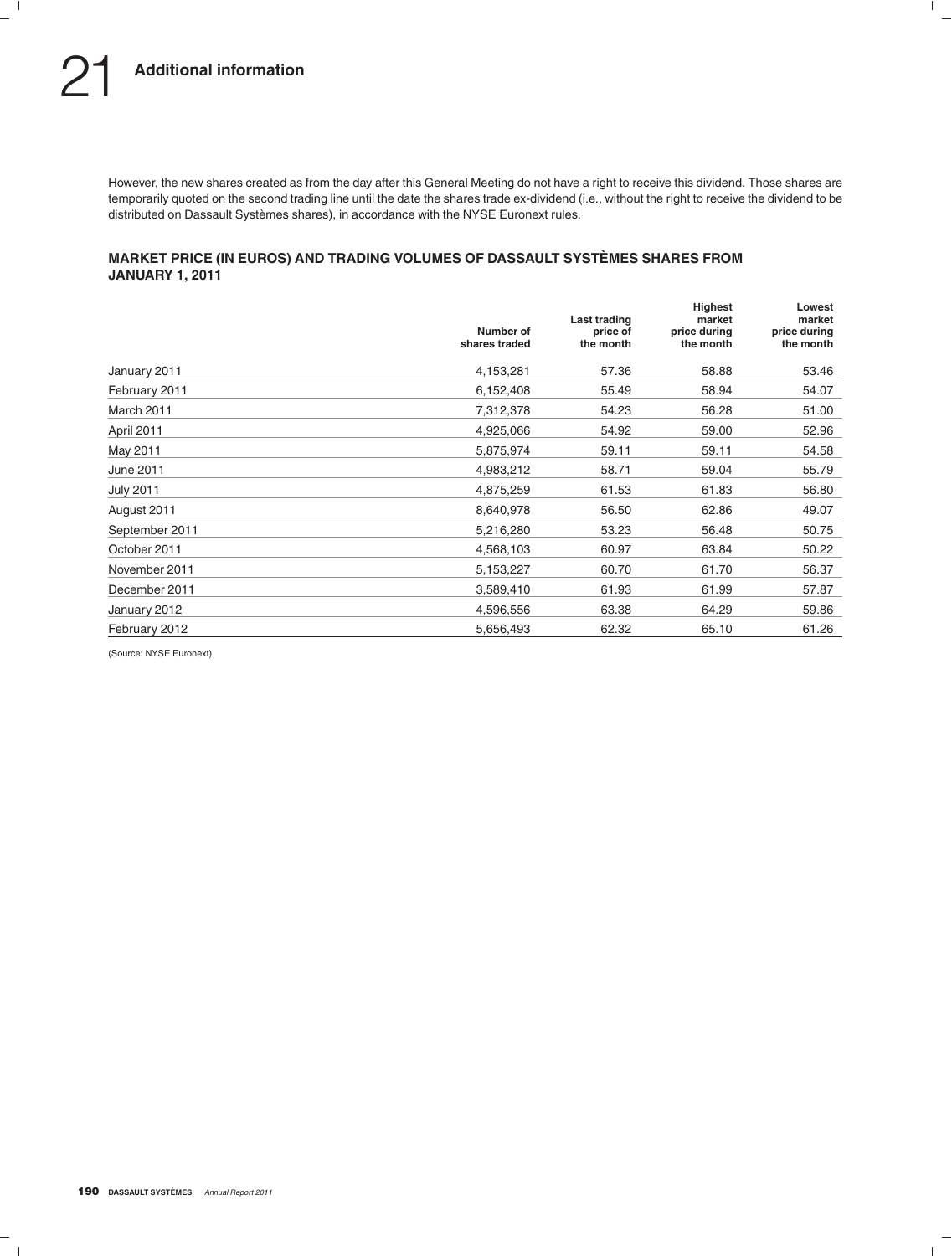However, the new shares created as from the day after this General Meeting do not have a right to receive this dividend. Those shares are temporarily quoted on the second trading line until the date the shares trade ex-dividend (i.e., without the right to receive the dividend to be distributed on Dassault Systèmes shares), in accordance with the NYSE Euronext rules.

### MARKET PRICE (IN EUROS) AND TRADING VOLUMES OF DASSAULT SYSTÈMES SHARES FROM JANUARY 1, 2011

| | Number of shares traded | Last trading price of the month | Highest market price during the month | Lowest market price during the month |
|---|---|---|---|---|
| January 2011 | 4,153,281 | 57.36 | 58.88 | 53.46 |
| February 2011 | 6,152,408 | 55.49 | 58.94 | 54.07 |
| March 2011 | 7,312,378 | 54.23 | 56.28 | 51.00 |
| April 2011 | 4,925,066 | 54.92 | 59.00 | 52.96 |
| May 2011 | 5,875,974 | 59.11 | 59.11 | 54.58 |
| June 2011 | 4,983,212 | 58.71 | 59.04 | 55.79 |
| July 2011 | 4,875,259 | 61.53 | 61.83 | 56.80 |
| August 2011 | 8,640,978 | 56.50 | 62.86 | 49.07 |
| September 2011 | 5,216,280 | 53.23 | 56.48 | 50.75 |
| October 2011 | 4,568,103 | 60.97 | 63.84 | 50.22 |
| November 2011 | 5,153,227 | 60.70 | 61.70 | 56.37 |
| December 2011 | 3,589,410 | 61.93 | 61.99 | 57.87 |
| January 2012 | 4,596,556 | 63.38 | 64.29 | 59.86 |
| February 2012 | 5,656,493 | 62.32 | 65.10 | 61.26 |

(Source: NYSE Euronext)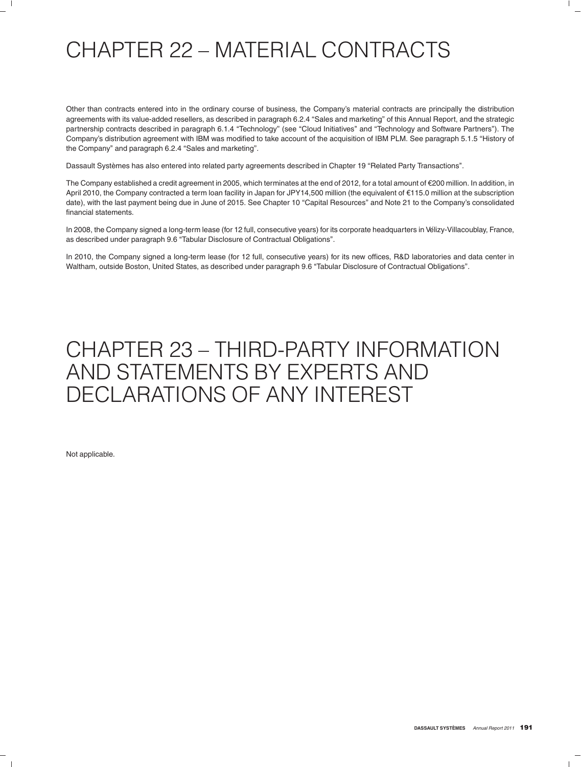# CHAPTER 22 – MATERIAL CONTRACTS

Other than contracts entered into in the ordinary course of business, the Company's material contracts are principally the distribution agreements with its value-added resellers, as described in paragraph 6.2.4 "Sales and marketing" of this Annual Report, and the strategic partnership contracts described in paragraph 6.1.4 "Technology" (see "Cloud Initiatives" and "Technology and Software Partners"). The Company's distribution agreement with IBM was modified to take account of the acquisition of IBM PLM. See paragraph 5.1.5 "History of the Company" and paragraph 6.2.4 "Sales and marketing".

Dassault Systèmes has also entered into related party agreements described in Chapter 19 "Related Party Transactions".

The Company established a credit agreement in 2005, which terminates at the end of 2012, for a total amount of €200 million. In addition, in April 2010, the Company contracted a term loan facility in Japan for JPY14,500 million (the equivalent of €115.0 million at the subscription date), with the last payment being due in June of 2015. See Chapter 10 "Capital Resources" and Note 21 to the Company's consolidated financial statements.

In 2008, the Company signed a long-term lease (for 12 full, consecutive years) for its corporate headquarters in Vélizy-Villacoublay, France, as described under paragraph 9.6 "Tabular Disclosure of Contractual Obligations".

In 2010, the Company signed a long-term lease (for 12 full, consecutive years) for its new offices, R&D laboratories and data center in Waltham, outside Boston, United States, as described under paragraph 9.6 "Tabular Disclosure of Contractual Obligations".

# CHAPTER 23 – THIRD-PARTY INFORMATION AND STATEMENTS BY EXPERTS AND DECLARATIONS OF ANY INTEREST

Not applicable.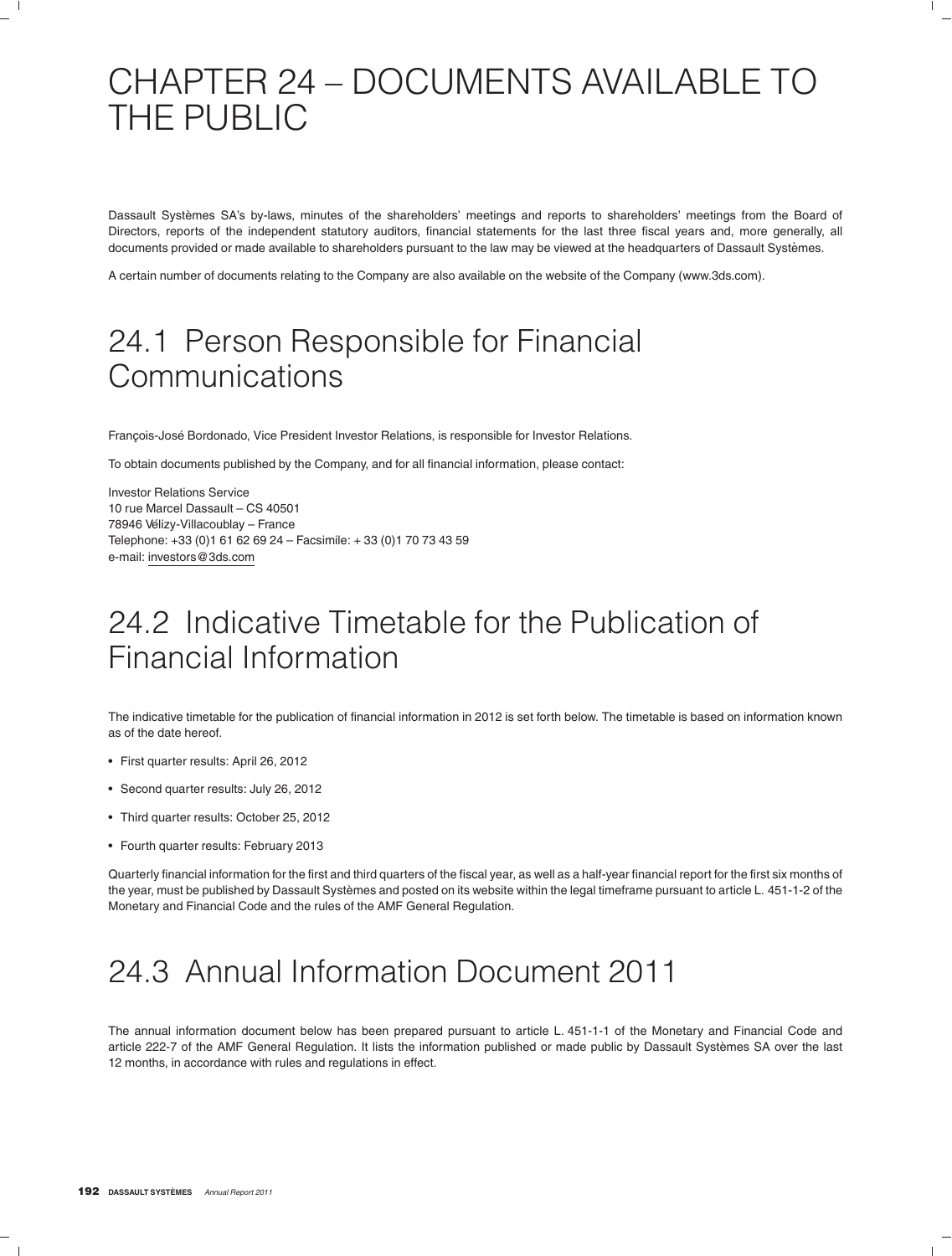# CHAPTER 24 – DOCUMENTS AVAILABLE TO THE PUBLIC

Dassault Systèmes SA's by-laws, minutes of the shareholders' meetings and reports to shareholders' meetings from the Board of Directors, reports of the independent statutory auditors, financial statements for the last three fiscal years and, more generally, all documents provided or made available to shareholders pursuant to the law may be viewed at the headquarters of Dassault Systèmes.

A certain number of documents relating to the Company are also available on the website of the Company (www.3ds.com).

## 24.1 Person Responsible for Financial Communications

François-José Bordonado, Vice President Investor Relations, is responsible for Investor Relations.

To obtain documents published by the Company, and for all financial information, please contact:

Investor Relations Service
10 rue Marcel Dassault – CS 40501
78946 Vélizy-Villacoublay – France
Telephone: +33 (0)1 61 62 69 24 – Facsimile: + 33 (0)1 70 73 43 59
e-mail: investors@3ds.com

## 24.2 Indicative Timetable for the Publication of Financial Information

The indicative timetable for the publication of financial information in 2012 is set forth below. The timetable is based on information known as of the date hereof.

- First quarter results: April 26, 2012
- Second quarter results: July 26, 2012
- Third quarter results: October 25, 2012
- Fourth quarter results: February 2013

Quarterly financial information for the first and third quarters of the fiscal year, as well as a half-year financial report for the first six months of the year, must be published by Dassault Systèmes and posted on its website within the legal timeframe pursuant to article L. 451-1-2 of the Monetary and Financial Code and the rules of the AMF General Regulation.

## 24.3 Annual Information Document 2011

The annual information document below has been prepared pursuant to article L. 451-1-1 of the Monetary and Financial Code and article 222-7 of the AMF General Regulation. It lists the information published or made public by Dassault Systèmes SA over the last 12 months, in accordance with rules and regulations in effect.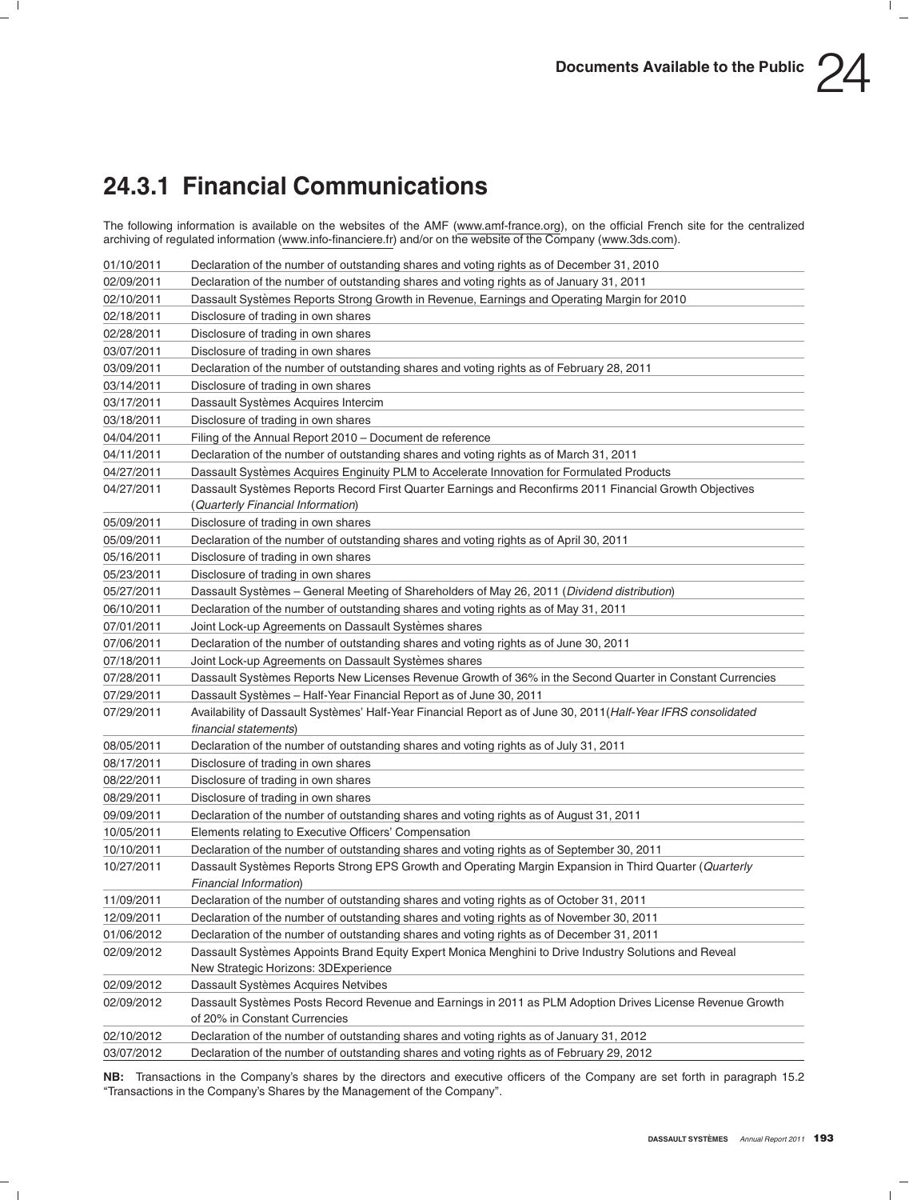## 24.3.1 Financial Communications

The following information is available on the websites of the AMF (www.amf-france.org), on the official French site for the centralized archiving of regulated information (www.info-financiere.fr) and/or on the website of the Company (www.3ds.com).

| | |
|---|---|
| 01/10/2011 | Declaration of the number of outstanding shares and voting rights as of December 31, 2010 |
| 02/09/2011 | Declaration of the number of outstanding shares and voting rights as of January 31, 2011 |
| 02/10/2011 | Dassault Systèmes Reports Strong Growth in Revenue, Earnings and Operating Margin for 2010 |
| 02/18/2011 | Disclosure of trading in own shares |
| 02/28/2011 | Disclosure of trading in own shares |
| 03/07/2011 | Disclosure of trading in own shares |
| 03/09/2011 | Declaration of the number of outstanding shares and voting rights as of February 28, 2011 |
| 03/14/2011 | Disclosure of trading in own shares |
| 03/17/2011 | Dassault Systèmes Acquires Intercim |
| 03/18/2011 | Disclosure of trading in own shares |
| 04/04/2011 | Filing of the Annual Report 2010 – Document de reference |
| 04/11/2011 | Declaration of the number of outstanding shares and voting rights as of March 31, 2011 |
| 04/27/2011 | Dassault Systèmes Acquires Enginuity PLM to Accelerate Innovation for Formulated Products |
| 04/27/2011 | Dassault Systèmes Reports Record First Quarter Earnings and Reconfirms 2011 Financial Growth Objectives (*Quarterly Financial Information*) |
| 05/09/2011 | Disclosure of trading in own shares |
| 05/09/2011 | Declaration of the number of outstanding shares and voting rights as of April 30, 2011 |
| 05/16/2011 | Disclosure of trading in own shares |
| 05/23/2011 | Disclosure of trading in own shares |
| 05/27/2011 | Dassault Systèmes – General Meeting of Shareholders of May 26, 2011 (*Dividend distribution*) |
| 06/10/2011 | Declaration of the number of outstanding shares and voting rights as of May 31, 2011 |
| 07/01/2011 | Joint Lock-up Agreements on Dassault Systèmes shares |
| 07/06/2011 | Declaration of the number of outstanding shares and voting rights as of June 30, 2011 |
| 07/18/2011 | Joint Lock-up Agreements on Dassault Systèmes shares |
| 07/28/2011 | Dassault Systèmes Reports New Licenses Revenue Growth of 36% in the Second Quarter in Constant Currencies |
| 07/29/2011 | Dassault Systèmes – Half-Year Financial Report as of June 30, 2011 |
| 07/29/2011 | Availability of Dassault Systèmes' Half-Year Financial Report as of June 30, 2011(*Half-Year IFRS consolidated financial statements*) |
| 08/05/2011 | Declaration of the number of outstanding shares and voting rights as of July 31, 2011 |
| 08/17/2011 | Disclosure of trading in own shares |
| 08/22/2011 | Disclosure of trading in own shares |
| 08/29/2011 | Disclosure of trading in own shares |
| 09/09/2011 | Declaration of the number of outstanding shares and voting rights as of August 31, 2011 |
| 10/05/2011 | Elements relating to Executive Officers' Compensation |
| 10/10/2011 | Declaration of the number of outstanding shares and voting rights as of September 30, 2011 |
| 10/27/2011 | Dassault Systèmes Reports Strong EPS Growth and Operating Margin Expansion in Third Quarter (*Quarterly Financial Information*) |
| 11/09/2011 | Declaration of the number of outstanding shares and voting rights as of October 31, 2011 |
| 12/09/2011 | Declaration of the number of outstanding shares and voting rights as of November 30, 2011 |
| 01/06/2012 | Declaration of the number of outstanding shares and voting rights as of December 31, 2011 |
| 02/09/2012 | Dassault Systèmes Appoints Brand Equity Expert Monica Menghini to Drive Industry Solutions and Reveal New Strategic Horizons: 3DExperience |
| 02/09/2012 | Dassault Systèmes Acquires Netvibes |
| 02/09/2012 | Dassault Systèmes Posts Record Revenue and Earnings in 2011 as PLM Adoption Drives License Revenue Growth of 20% in Constant Currencies |
| 02/10/2012 | Declaration of the number of outstanding shares and voting rights as of January 31, 2012 |
| 03/07/2012 | Declaration of the number of outstanding shares and voting rights as of February 29, 2012 |

**NB:** Transactions in the Company's shares by the directors and executive officers of the Company are set forth in paragraph 15.2 "Transactions in the Company's Shares by the Management of the Company".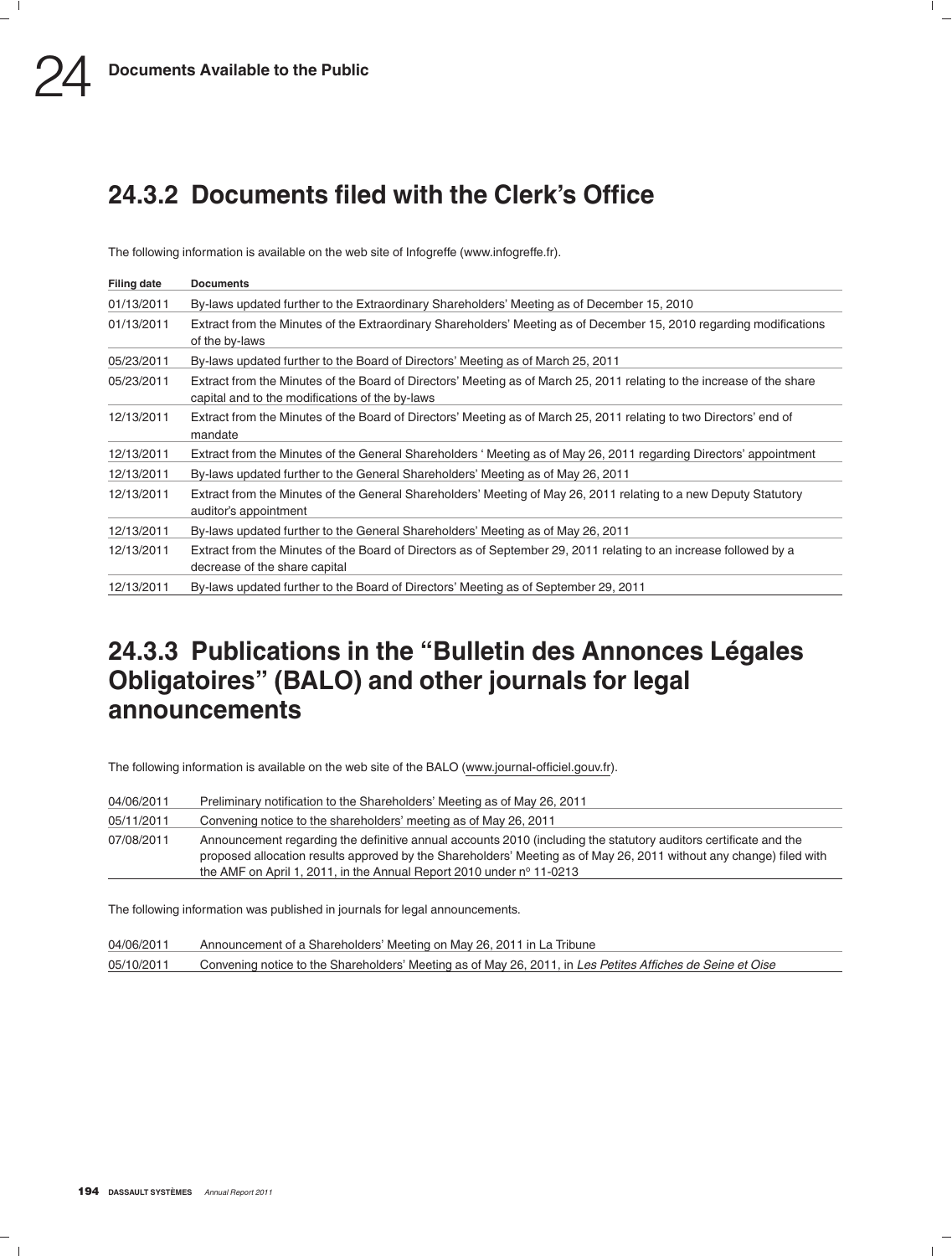## 24.3.2 Documents filed with the Clerk's Office

The following information is available on the web site of Infogreffe (www.infogreffe.fr).

| Filing date | Documents |
|---|---|
| 01/13/2011 | By-laws updated further to the Extraordinary Shareholders' Meeting as of December 15, 2010 |
| 01/13/2011 | Extract from the Minutes of the Extraordinary Shareholders' Meeting as of December 15, 2010 regarding modifications of the by-laws |
| 05/23/2011 | By-laws updated further to the Board of Directors' Meeting as of March 25, 2011 |
| 05/23/2011 | Extract from the Minutes of the Board of Directors' Meeting as of March 25, 2011 relating to the increase of the share capital and to the modifications of the by-laws |
| 12/13/2011 | Extract from the Minutes of the Board of Directors' Meeting as of March 25, 2011 relating to two Directors' end of mandate |
| 12/13/2011 | Extract from the Minutes of the General Shareholders ' Meeting as of May 26, 2011 regarding Directors' appointment |
| 12/13/2011 | By-laws updated further to the General Shareholders' Meeting as of May 26, 2011 |
| 12/13/2011 | Extract from the Minutes of the General Shareholders' Meeting of May 26, 2011 relating to a new Deputy Statutory auditor's appointment |
| 12/13/2011 | By-laws updated further to the General Shareholders' Meeting as of May 26, 2011 |
| 12/13/2011 | Extract from the Minutes of the Board of Directors as of September 29, 2011 relating to an increase followed by a decrease of the share capital |
| 12/13/2011 | By-laws updated further to the Board of Directors' Meeting as of September 29, 2011 |

## 24.3.3 Publications in the "Bulletin des Annonces Légales Obligatoires" (BALO) and other journals for legal announcements

The following information is available on the web site of the BALO (www.journal-officiel.gouv.fr).

| | |
|---|---|
| 04/06/2011 | Preliminary notification to the Shareholders' Meeting as of May 26, 2011 |
| 05/11/2011 | Convening notice to the shareholders' meeting as of May 26, 2011 |
| 07/08/2011 | Announcement regarding the definitive annual accounts 2010 (including the statutory auditors certificate and the proposed allocation results approved by the Shareholders' Meeting as of May 26, 2011 without any change) filed with the AMF on April 1, 2011, in the Annual Report 2010 under n° 11-0213 |

The following information was published in journals for legal announcements.

| | |
|---|---|
| 04/06/2011 | Announcement of a Shareholders' Meeting on May 26, 2011 in La Tribune |
| 05/10/2011 | Convening notice to the Shareholders' Meeting as of May 26, 2011, in *Les Petites Affiches de Seine et Oise* |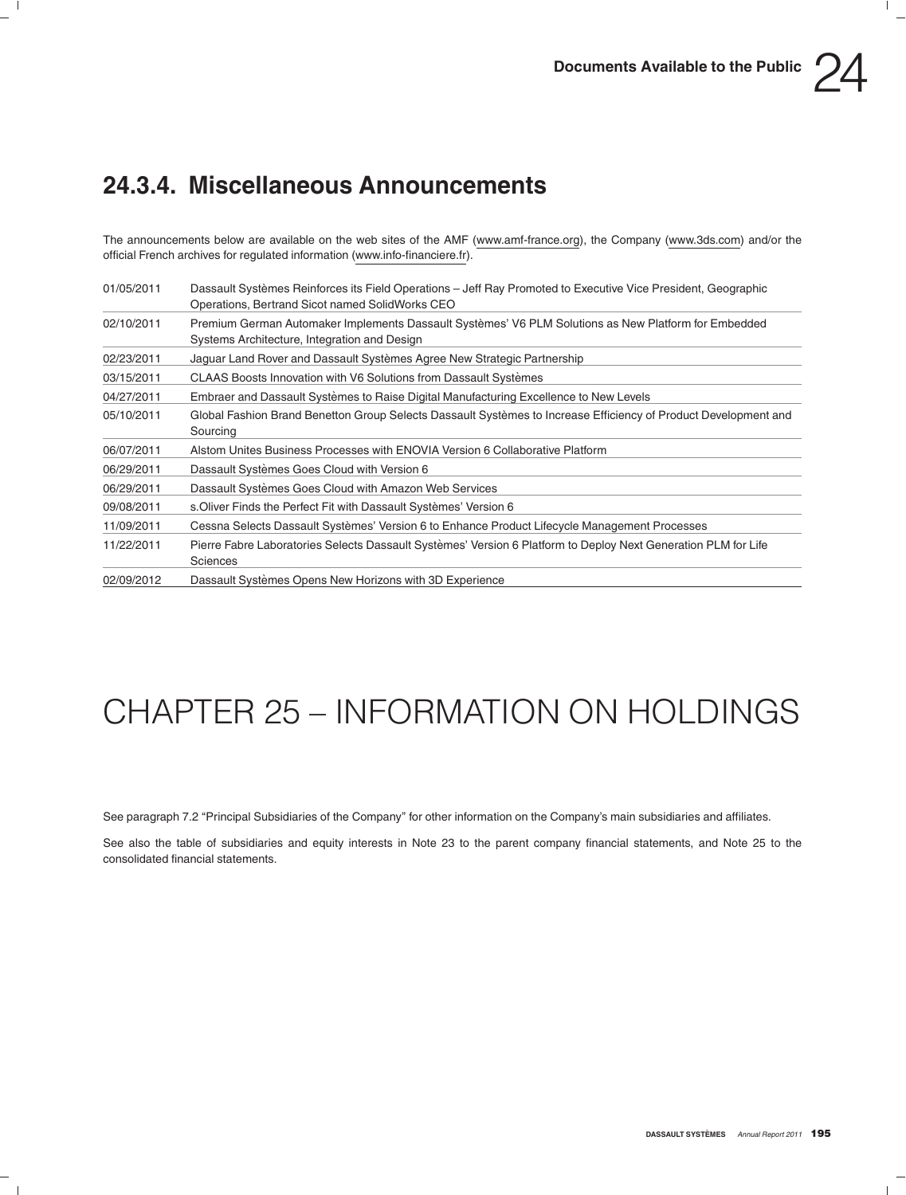## 24.3.4. Miscellaneous Announcements

The announcements below are available on the web sites of the AMF (www.amf-france.org), the Company (www.3ds.com) and/or the official French archives for regulated information (www.info-financiere.fr).

| | |
|---|---|
| 01/05/2011 | Dassault Systèmes Reinforces its Field Operations – Jeff Ray Promoted to Executive Vice President, Geographic Operations, Bertrand Sicot named SolidWorks CEO |
| 02/10/2011 | Premium German Automaker Implements Dassault Systèmes' V6 PLM Solutions as New Platform for Embedded Systems Architecture, Integration and Design |
| 02/23/2011 | Jaguar Land Rover and Dassault Systèmes Agree New Strategic Partnership |
| 03/15/2011 | CLAAS Boosts Innovation with V6 Solutions from Dassault Systèmes |
| 04/27/2011 | Embraer and Dassault Systèmes to Raise Digital Manufacturing Excellence to New Levels |
| 05/10/2011 | Global Fashion Brand Benetton Group Selects Dassault Systèmes to Increase Efficiency of Product Development and Sourcing |
| 06/07/2011 | Alstom Unites Business Processes with ENOVIA Version 6 Collaborative Platform |
| 06/29/2011 | Dassault Systèmes Goes Cloud with Version 6 |
| 06/29/2011 | Dassault Systèmes Goes Cloud with Amazon Web Services |
| 09/08/2011 | s.Oliver Finds the Perfect Fit with Dassault Systèmes' Version 6 |
| 11/09/2011 | Cessna Selects Dassault Systèmes' Version 6 to Enhance Product Lifecycle Management Processes |
| 11/22/2011 | Pierre Fabre Laboratories Selects Dassault Systèmes' Version 6 Platform to Deploy Next Generation PLM for Life Sciences |
| 02/09/2012 | Dassault Systèmes Opens New Horizons with 3D Experience |

# CHAPTER 25 – INFORMATION ON HOLDINGS

See paragraph 7.2 "Principal Subsidiaries of the Company" for other information on the Company's main subsidiaries and affiliates.

See also the table of subsidiaries and equity interests in Note 23 to the parent company financial statements, and Note 25 to the consolidated financial statements.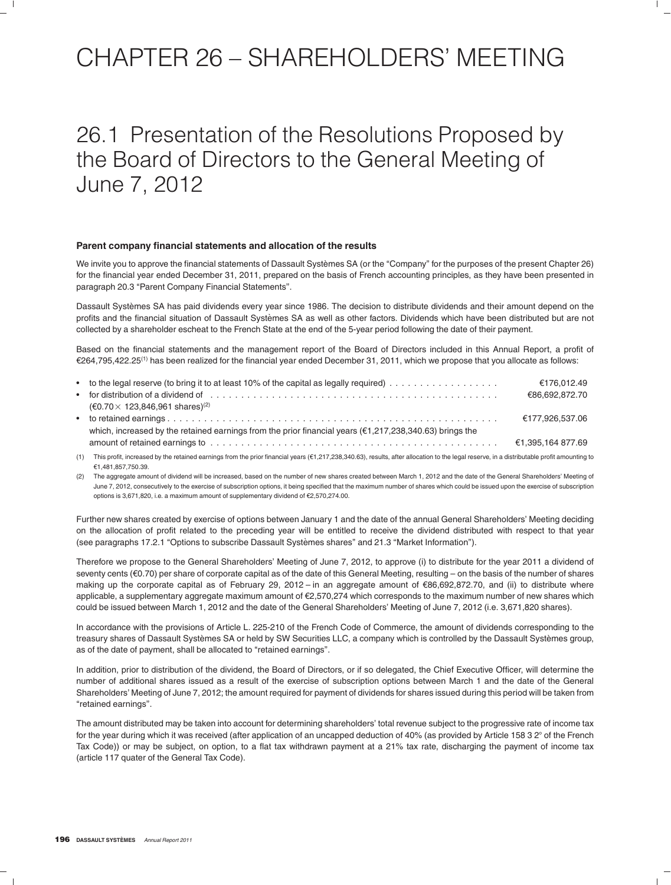# CHAPTER 26 – SHAREHOLDERS' MEETING

## 26.1 Presentation of the Resolutions Proposed by the Board of Directors to the General Meeting of June 7, 2012

### Parent company financial statements and allocation of the results

We invite you to approve the financial statements of Dassault Systèmes SA (or the "Company" for the purposes of the present Chapter 26) for the financial year ended December 31, 2011, prepared on the basis of French accounting principles, as they have been presented in paragraph 20.3 "Parent Company Financial Statements".

Dassault Systèmes SA has paid dividends every year since 1986. The decision to distribute dividends and their amount depend on the profits and the financial situation of Dassault Systèmes SA as well as other factors. Dividends which have been distributed but are not collected by a shareholder escheat to the French State at the end of the 5-year period following the date of their payment.

Based on the financial statements and the management report of the Board of Directors included in this Annual Report, a profit of €264,795,422.25[(1)] has been realized for the financial year ended December 31, 2011, which we propose that you allocate as follows:

| | |
|---|---|
| • to the legal reserve (to bring it to at least 10% of the capital as legally required) | €176,012.49 |
| • for distribution of a dividend of (€0.70 × 123,846,961 shares)[(2)] | €86,692,872.70 |
| • to retained earnings | €177,926,537.06 |
| which, increased by the retained earnings from the prior financial years (€1,217,238,340.63) brings the amount of retained earnings to | €1,395,164 877.69 |

(1) This profit, increased by the retained earnings from the prior financial years (€1,217,238,340.63), results, after allocation to the legal reserve, in a distributable profit amounting to €1,481,857,750.39.

(2) The aggregate amount of dividend will be increased, based on the number of new shares created between March 1, 2012 and the date of the General Shareholders' Meeting of June 7, 2012, consecutively to the exercise of subscription options, it being specified that the maximum number of shares which could be issued upon the exercise of subscription options is 3,671,820, i.e. a maximum amount of supplementary dividend of €2,570,274.00.

Further new shares created by exercise of options between January 1 and the date of the annual General Shareholders' Meeting deciding on the allocation of profit related to the preceding year will be entitled to receive the dividend distributed with respect to that year (see paragraphs 17.2.1 "Options to subscribe Dassault Systèmes shares" and 21.3 "Market Information").

Therefore we propose to the General Shareholders' Meeting of June 7, 2012, to approve (i) to distribute for the year 2011 a dividend of seventy cents (€0.70) per share of corporate capital as of the date of this General Meeting, resulting – on the basis of the number of shares making up the corporate capital as of February 29, 2012 – in an aggregate amount of €86,692,872.70, and (ii) to distribute where applicable, a supplementary aggregate maximum amount of €2,570,274 which corresponds to the maximum number of new shares which could be issued between March 1, 2012 and the date of the General Shareholders' Meeting of June 7, 2012 (i.e. 3,671,820 shares).

In accordance with the provisions of Article L. 225-210 of the French Code of Commerce, the amount of dividends corresponding to the treasury shares of Dassault Systèmes SA or held by SW Securities LLC, a company which is controlled by the Dassault Systèmes group, as of the date of payment, shall be allocated to "retained earnings".

In addition, prior to distribution of the dividend, the Board of Directors, or if so delegated, the Chief Executive Officer, will determine the number of additional shares issued as a result of the exercise of subscription options between March 1 and the date of the General Shareholders' Meeting of June 7, 2012; the amount required for payment of dividends for shares issued during this period will be taken from "retained earnings".

The amount distributed may be taken into account for determining shareholders' total revenue subject to the progressive rate of income tax for the year during which it was received (after application of an uncapped deduction of 40% (as provided by Article 158 3 2° of the French Tax Code)) or may be subject, on option, to a flat tax withdrawn payment at a 21% tax rate, discharging the payment of income tax (article 117 quater of the General Tax Code).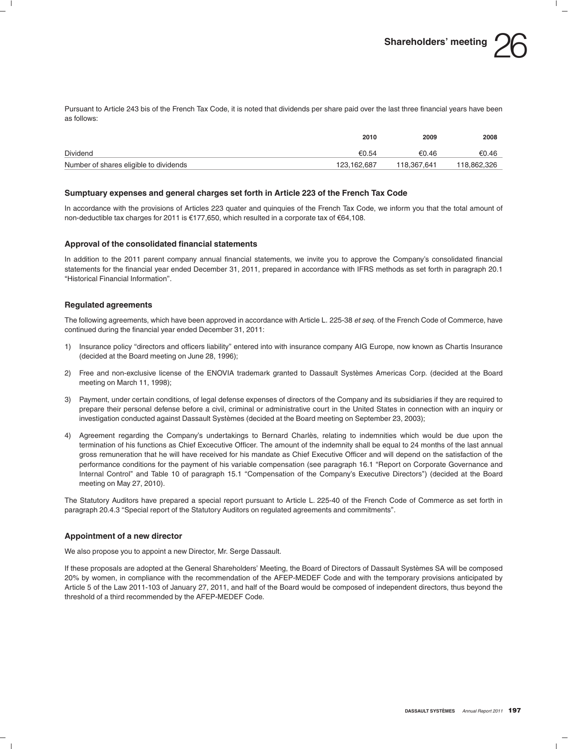Pursuant to Article 243 bis of the French Tax Code, it is noted that dividends per share paid over the last three financial years have been as follows:

| | 2010 | 2009 | 2008 |
|---|---|---|---|
| Dividend | €0.54 | €0.46 | €0.46 |
| Number of shares eligible to dividends | 123,162,687 | 118,367,641 | 118,862,326 |

### Sumptuary expenses and general charges set forth in Article 223 of the French Tax Code

In accordance with the provisions of Articles 223 quater and quinquies of the French Tax Code, we inform you that the total amount of non-deductible tax charges for 2011 is €177,650, which resulted in a corporate tax of €64,108.

### Approval of the consolidated financial statements

In addition to the 2011 parent company annual financial statements, we invite you to approve the Company's consolidated financial statements for the financial year ended December 31, 2011, prepared in accordance with IFRS methods as set forth in paragraph 20.1 "Historical Financial Information".

### Regulated agreements

The following agreements, which have been approved in accordance with Article L. 225-38 *et seq.* of the French Code of Commerce, have continued during the financial year ended December 31, 2011:

1) Insurance policy "directors and officers liability" entered into with insurance company AIG Europe, now known as Chartis Insurance (decided at the Board meeting on June 28, 1996);

2) Free and non-exclusive license of the ENOVIA trademark granted to Dassault Systèmes Americas Corp. (decided at the Board meeting on March 11, 1998);

3) Payment, under certain conditions, of legal defense expenses of directors of the Company and its subsidiaries if they are required to prepare their personal defense before a civil, criminal or administrative court in the United States in connection with an inquiry or investigation conducted against Dassault Systèmes (decided at the Board meeting on September 23, 2003);

4) Agreement regarding the Company's undertakings to Bernard Charlès, relating to indemnities which would be due upon the termination of his functions as Chief Excecutive Officer. The amount of the indemnity shall be equal to 24 months of the last annual gross remuneration that he will have received for his mandate as Chief Executive Officer and will depend on the satisfaction of the performance conditions for the payment of his variable compensation (see paragraph 16.1 "Report on Corporate Governance and Internal Control" and Table 10 of paragraph 15.1 "Compensation of the Company's Executive Directors") (decided at the Board meeting on May 27, 2010).

The Statutory Auditors have prepared a special report pursuant to Article L. 225-40 of the French Code of Commerce as set forth in paragraph 20.4.3 "Special report of the Statutory Auditors on regulated agreements and commitments".

### Appointment of a new director

We also propose you to appoint a new Director, Mr. Serge Dassault.

If these proposals are adopted at the General Shareholders' Meeting, the Board of Directors of Dassault Systèmes SA will be composed 20% by women, in compliance with the recommendation of the AFEP-MEDEF Code and with the temporary provisions anticipated by Article 5 of the Law 2011-103 of January 27, 2011, and half of the Board would be composed of independent directors, thus beyond the threshold of a third recommended by the AFEP-MEDEF Code.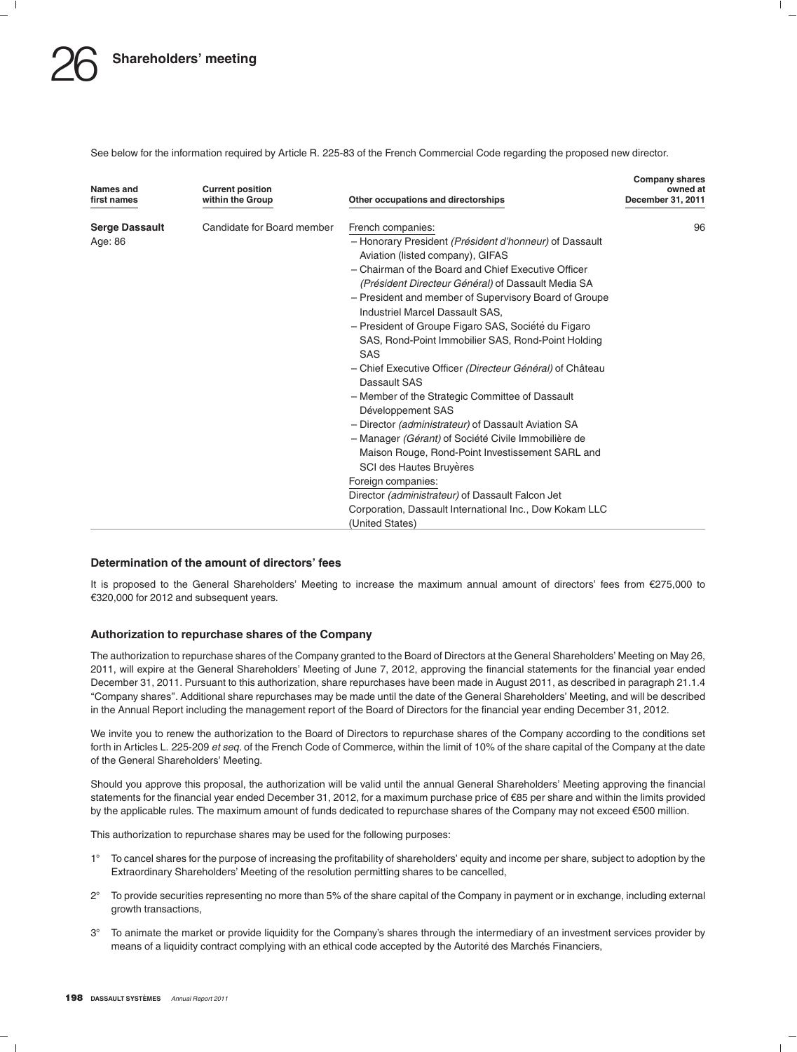# 26 Shareholders' meeting

See below for the information required by Article R. 225-83 of the French Commercial Code regarding the proposed new director.

| Names and first names | Current position within the Group | Other occupations and directorships | Company shares owned at December 31, 2011 |
|---|---|---|---|
| **Serge Dassault**<br>Age: 86 | Candidate for Board member | French companies:<br>– Honorary President *(Président d'honneur)* of Dassault Aviation (listed company), GIFAS<br>– Chairman of the Board and Chief Executive Officer *(Président Directeur Général)* of Dassault Media SA<br>– President and member of Supervisory Board of Groupe Industriel Marcel Dassault SAS,<br>– President of Groupe Figaro SAS, Société du Figaro SAS, Rond-Point Immobilier SAS, Rond-Point Holding SAS<br>– Chief Executive Officer *(Directeur Général)* of Château Dassault SAS<br>– Member of the Strategic Committee of Dassault Développement SAS<br>– Director *(administrateur)* of Dassault Aviation SA<br>– Manager *(Gérant)* of Société Civile Immobilière de Maison Rouge, Rond-Point Investissement SARL and SCI des Hautes Bruyères<br>Foreign companies:<br>Director *(administrateur)* of Dassault Falcon Jet Corporation, Dassault International Inc., Dow Kokam LLC (United States) | 96 |

### Determination of the amount of directors' fees

It is proposed to the General Shareholders' Meeting to increase the maximum annual amount of directors' fees from €275,000 to €320,000 for 2012 and subsequent years.

### Authorization to repurchase shares of the Company

The authorization to repurchase shares of the Company granted to the Board of Directors at the General Shareholders' Meeting on May 26, 2011, will expire at the General Shareholders' Meeting of June 7, 2012, approving the financial statements for the financial year ended December 31, 2011. Pursuant to this authorization, share repurchases have been made in August 2011, as described in paragraph 21.1.4 "Company shares". Additional share repurchases may be made until the date of the General Shareholders' Meeting, and will be described in the Annual Report including the management report of the Board of Directors for the financial year ending December 31, 2012.

We invite you to renew the authorization to the Board of Directors to repurchase shares of the Company according to the conditions set forth in Articles L. 225-209 *et seq.* of the French Code of Commerce, within the limit of 10% of the share capital of the Company at the date of the General Shareholders' Meeting.

Should you approve this proposal, the authorization will be valid until the annual General Shareholders' Meeting approving the financial statements for the financial year ended December 31, 2012, for a maximum purchase price of €85 per share and within the limits provided by the applicable rules. The maximum amount of funds dedicated to repurchase shares of the Company may not exceed €500 million.

This authorization to repurchase shares may be used for the following purposes:

1° To cancel shares for the purpose of increasing the profitability of shareholders' equity and income per share, subject to adoption by the Extraordinary Shareholders' Meeting of the resolution permitting shares to be cancelled,

2° To provide securities representing no more than 5% of the share capital of the Company in payment or in exchange, including external growth transactions,

3° To animate the market or provide liquidity for the Company's shares through the intermediary of an investment services provider by means of a liquidity contract complying with an ethical code accepted by the Autorité des Marchés Financiers,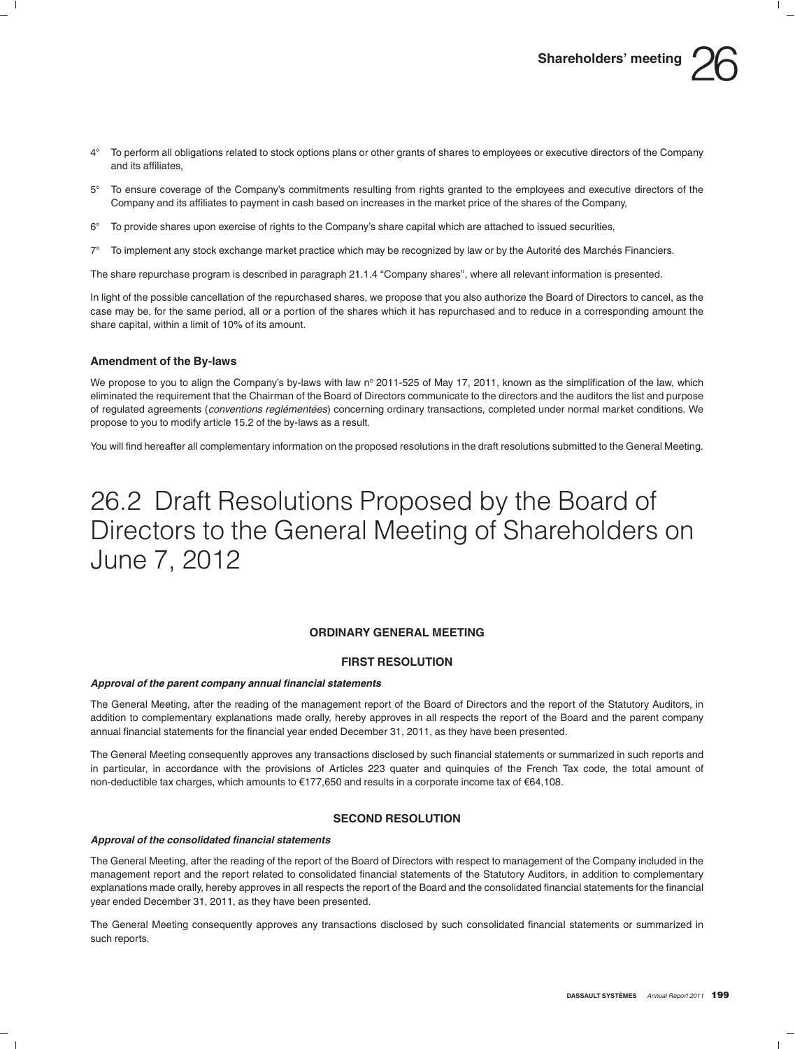4° To perform all obligations related to stock options plans or other grants of shares to employees or executive directors of the Company and its affiliates,

5° To ensure coverage of the Company's commitments resulting from rights granted to the employees and executive directors of the Company and its affiliates to payment in cash based on increases in the market price of the shares of the Company,

6° To provide shares upon exercise of rights to the Company's share capital which are attached to issued securities,

7° To implement any stock exchange market practice which may be recognized by law or by the Autorité des Marchés Financiers.

The share repurchase program is described in paragraph 21.1.4 "Company shares", where all relevant information is presented.

In light of the possible cancellation of the repurchased shares, we propose that you also authorize the Board of Directors to cancel, as the case may be, for the same period, all or a portion of the shares which it has repurchased and to reduce in a corresponding amount the share capital, within a limit of 10% of its amount.

### Amendment of the By-laws

We propose to you to align the Company's by-laws with law n° 2011-525 of May 17, 2011, known as the simplification of the law, which eliminated the requirement that the Chairman of the Board of Directors communicate to the directors and the auditors the list and purpose of regulated agreements (*conventions reglémentées*) concerning ordinary transactions, completed under normal market conditions. We propose to you to modify article 15.2 of the by-laws as a result.

You will find hereafter all complementary information on the proposed resolutions in the draft resolutions submitted to the General Meeting.

# 26.2 Draft Resolutions Proposed by the Board of Directors to the General Meeting of Shareholders on June 7, 2012

### ORDINARY GENERAL MEETING

### FIRST RESOLUTION

***Approval of the parent company annual financial statements***

The General Meeting, after the reading of the management report of the Board of Directors and the report of the Statutory Auditors, in addition to complementary explanations made orally, hereby approves in all respects the report of the Board and the parent company annual financial statements for the financial year ended December 31, 2011, as they have been presented.

The General Meeting consequently approves any transactions disclosed by such financial statements or summarized in such reports and in particular, in accordance with the provisions of Articles 223 quater and quinquies of the French Tax code, the total amount of non-deductible tax charges, which amounts to €177,650 and results in a corporate income tax of €64,108.

### SECOND RESOLUTION

***Approval of the consolidated financial statements***

The General Meeting, after the reading of the report of the Board of Directors with respect to management of the Company included in the management report and the report related to consolidated financial statements of the Statutory Auditors, in addition to complementary explanations made orally, hereby approves in all respects the report of the Board and the consolidated financial statements for the financial year ended December 31, 2011, as they have been presented.

The General Meeting consequently approves any transactions disclosed by such consolidated financial statements or summarized in such reports.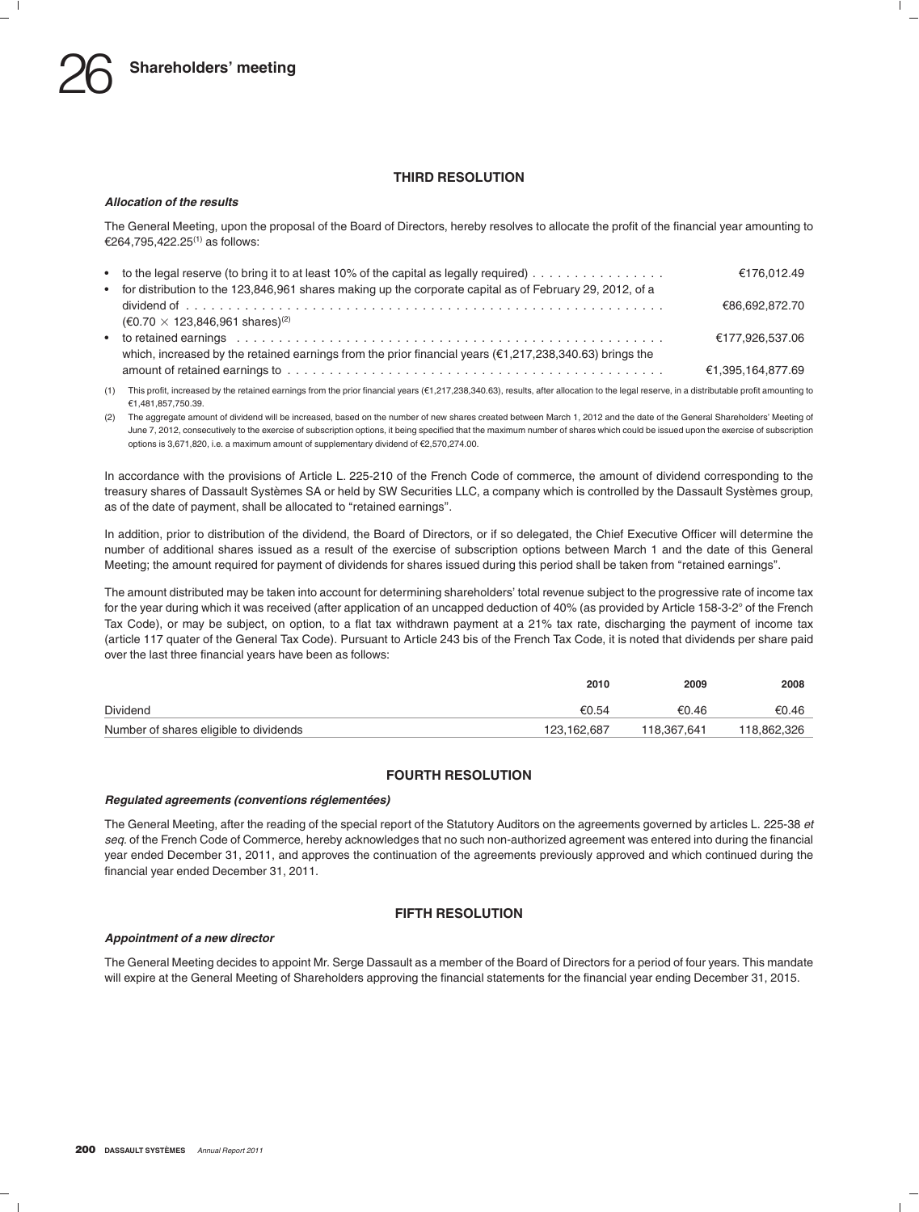## THIRD RESOLUTION

### *Allocation of the results*

The General Meeting, upon the proposal of the Board of Directors, hereby resolves to allocate the profit of the financial year amounting to €264,795,422.25[(1)] as follows:

- to the legal reserve (to bring it to at least 10% of the capital as legally required) . . . . . . . . . . . . . . . . €176,012.49
- for distribution to the 123,846,961 shares making up the corporate capital as of February 29, 2012, of a dividend of . . . . . . . . . . . . . . . . . . . . . . . . . . . . . . . . . . . . . . . . . . . . . . . . . . . . . . . . . . €86,692,872.70
  (€0.70 × 123,846,961 shares)[(2)]
- to retained earnings . . . . . . . . . . . . . . . . . . . . . . . . . . . . . . . . . . . . . . . . . . . . . . . . . . . . €177,926,537.06
  which, increased by the retained earnings from the prior financial years (€1,217,238,340.63) brings the amount of retained earnings to . . . . . . . . . . . . . . . . . . . . . . . . . . . . . . . . . . . . . . . . . . . . . . €1,395,164,877.69

(1) This profit, increased by the retained earnings from the prior financial years (€1,217,238,340.63), results, after allocation to the legal reserve, in a distributable profit amounting to €1,481,857,750.39.

(2) The aggregate amount of dividend will be increased, based on the number of new shares created between March 1, 2012 and the date of the General Shareholders' Meeting of June 7, 2012, consecutively to the exercise of subscription options, it being specified that the maximum number of shares which could be issued upon the exercise of subscription options is 3,671,820, i.e. a maximum amount of supplementary dividend of €2,570,274.00.

In accordance with the provisions of Article L. 225-210 of the French Code of commerce, the amount of dividend corresponding to the treasury shares of Dassault Systèmes SA or held by SW Securities LLC, a company which is controlled by the Dassault Systèmes group, as of the date of payment, shall be allocated to "retained earnings".

In addition, prior to distribution of the dividend, the Board of Directors, or if so delegated, the Chief Executive Officer will determine the number of additional shares issued as a result of the exercise of subscription options between March 1 and the date of this General Meeting; the amount required for payment of dividends for shares issued during this period shall be taken from "retained earnings".

The amount distributed may be taken into account for determining shareholders' total revenue subject to the progressive rate of income tax for the year during which it was received (after application of an uncapped deduction of 40% (as provided by Article 158-3-2° of the French Tax Code), or may be subject, on option, to a flat tax withdrawn payment at a 21% tax rate, discharging the payment of income tax (article 117 quater of the General Tax Code). Pursuant to Article 243 bis of the French Tax Code, it is noted that dividends per share paid over the last three financial years have been as follows:

| | 2010 | 2009 | 2008 |
|---|---|---|---|
| Dividend | €0.54 | €0.46 | €0.46 |
| Number of shares eligible to dividends | 123,162,687 | 118,367,641 | 118,862,326 |

## FOURTH RESOLUTION

### *Regulated agreements (conventions réglementées)*

The General Meeting, after the reading of the special report of the Statutory Auditors on the agreements governed by articles L. 225-38 *et seq.* of the French Code of Commerce, hereby acknowledges that no such non-authorized agreement was entered into during the financial year ended December 31, 2011, and approves the continuation of the agreements previously approved and which continued during the financial year ended December 31, 2011.

## FIFTH RESOLUTION

### *Appointment of a new director*

The General Meeting decides to appoint Mr. Serge Dassault as a member of the Board of Directors for a period of four years. This mandate will expire at the General Meeting of Shareholders approving the financial statements for the financial year ending December 31, 2015.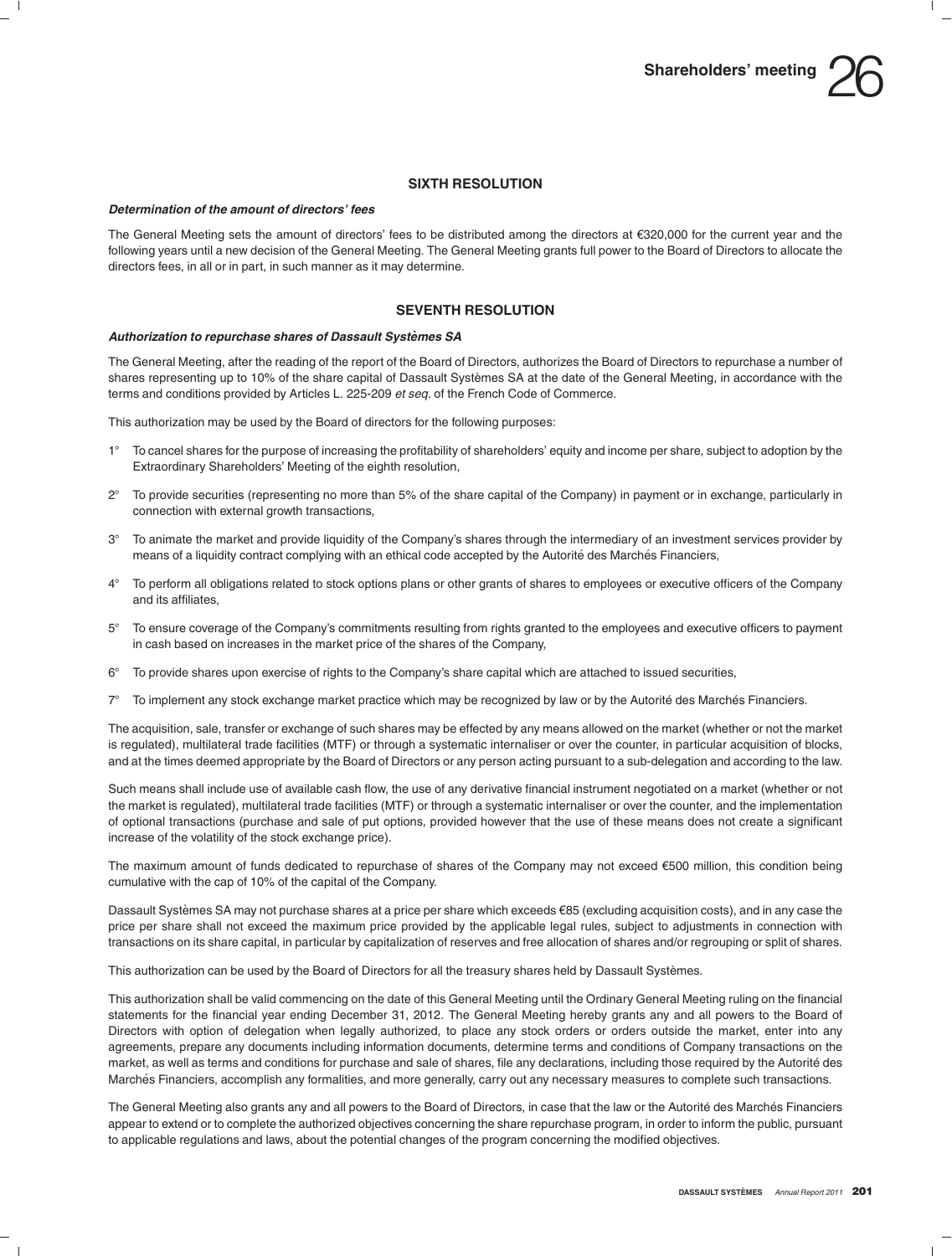## SIXTH RESOLUTION

***Determination of the amount of directors' fees***

The General Meeting sets the amount of directors' fees to be distributed among the directors at €320,000 for the current year and the following years until a new decision of the General Meeting. The General Meeting grants full power to the Board of Directors to allocate the directors fees, in all or in part, in such manner as it may determine.

## SEVENTH RESOLUTION

***Authorization to repurchase shares of Dassault Systèmes SA***

The General Meeting, after the reading of the report of the Board of Directors, authorizes the Board of Directors to repurchase a number of shares representing up to 10% of the share capital of Dassault Systèmes SA at the date of the General Meeting, in accordance with the terms and conditions provided by Articles L. 225-209 *et seq.* of the French Code of Commerce.

This authorization may be used by the Board of directors for the following purposes:

1° To cancel shares for the purpose of increasing the profitability of shareholders' equity and income per share, subject to adoption by the Extraordinary Shareholders' Meeting of the eighth resolution,

2° To provide securities (representing no more than 5% of the share capital of the Company) in payment or in exchange, particularly in connection with external growth transactions,

3° To animate the market and provide liquidity of the Company's shares through the intermediary of an investment services provider by means of a liquidity contract complying with an ethical code accepted by the Autorité des Marchés Financiers,

4° To perform all obligations related to stock options plans or other grants of shares to employees or executive officers of the Company and its affiliates,

5° To ensure coverage of the Company's commitments resulting from rights granted to the employees and executive officers to payment in cash based on increases in the market price of the shares of the Company,

6° To provide shares upon exercise of rights to the Company's share capital which are attached to issued securities,

7° To implement any stock exchange market practice which may be recognized by law or by the Autorité des Marchés Financiers.

The acquisition, sale, transfer or exchange of such shares may be effected by any means allowed on the market (whether or not the market is regulated), multilateral trade facilities (MTF) or through a systematic internaliser or over the counter, in particular acquisition of blocks, and at the times deemed appropriate by the Board of Directors or any person acting pursuant to a sub-delegation and according to the law.

Such means shall include use of available cash flow, the use of any derivative financial instrument negotiated on a market (whether or not the market is regulated), multilateral trade facilities (MTF) or through a systematic internaliser or over the counter, and the implementation of optional transactions (purchase and sale of put options, provided however that the use of these means does not create a significant increase of the volatility of the stock exchange price).

The maximum amount of funds dedicated to repurchase of shares of the Company may not exceed €500 million, this condition being cumulative with the cap of 10% of the capital of the Company.

Dassault Systèmes SA may not purchase shares at a price per share which exceeds €85 (excluding acquisition costs), and in any case the price per share shall not exceed the maximum price provided by the applicable legal rules, subject to adjustments in connection with transactions on its share capital, in particular by capitalization of reserves and free allocation of shares and/or regrouping or split of shares.

This authorization can be used by the Board of Directors for all the treasury shares held by Dassault Systèmes.

This authorization shall be valid commencing on the date of this General Meeting until the Ordinary General Meeting ruling on the financial statements for the financial year ending December 31, 2012. The General Meeting hereby grants any and all powers to the Board of Directors with option of delegation when legally authorized, to place any stock orders or orders outside the market, enter into any agreements, prepare any documents including information documents, determine terms and conditions of Company transactions on the market, as well as terms and conditions for purchase and sale of shares, file any declarations, including those required by the Autorité des Marchés Financiers, accomplish any formalities, and more generally, carry out any necessary measures to complete such transactions.

The General Meeting also grants any and all powers to the Board of Directors, in case that the law or the Autorité des Marchés Financiers appear to extend or to complete the authorized objectives concerning the share repurchase program, in order to inform the public, pursuant to applicable regulations and laws, about the potential changes of the program concerning the modified objectives.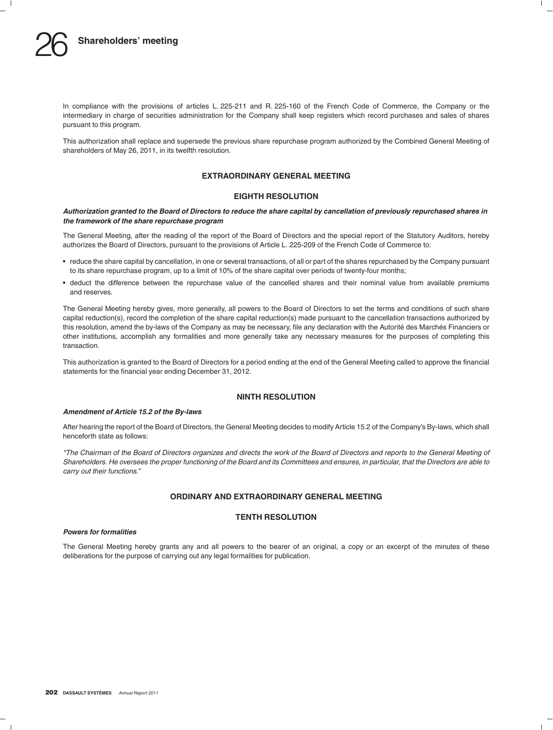In compliance with the provisions of articles L. 225-211 and R. 225-160 of the French Code of Commerce, the Company or the intermediary in charge of securities administration for the Company shall keep registers which record purchases and sales of shares pursuant to this program.

This authorization shall replace and supersede the previous share repurchase program authorized by the Combined General Meeting of shareholders of May 26, 2011, in its twelfth resolution.

## EXTRAORDINARY GENERAL MEETING

### EIGHTH RESOLUTION

***Authorization granted to the Board of Directors to reduce the share capital by cancellation of previously repurchased shares in the framework of the share repurchase program***

The General Meeting, after the reading of the report of the Board of Directors and the special report of the Statutory Auditors, hereby authorizes the Board of Directors, pursuant to the provisions of Article L. 225-209 of the French Code of Commerce to:

- reduce the share capital by cancellation, in one or several transactions, of all or part of the shares repurchased by the Company pursuant to its share repurchase program, up to a limit of 10% of the share capital over periods of twenty-four months;
- deduct the difference between the repurchase value of the cancelled shares and their nominal value from available premiums and reserves.

The General Meeting hereby gives, more generally, all powers to the Board of Directors to set the terms and conditions of such share capital reduction(s), record the completion of the share capital reduction(s) made pursuant to the cancellation transactions authorized by this resolution, amend the by-laws of the Company as may be necessary, file any declaration with the Autorité des Marchés Financiers or other institutions, accomplish any formalities and more generally take any necessary measures for the purposes of completing this transaction.

This authorization is granted to the Board of Directors for a period ending at the end of the General Meeting called to approve the financial statements for the financial year ending December 31, 2012.

### NINTH RESOLUTION

***Amendment of Article 15.2 of the By-laws***

After hearing the report of the Board of Directors, the General Meeting decides to modify Article 15.2 of the Company's By-laws, which shall henceforth state as follows:

*"The Chairman of the Board of Directors organizes and directs the work of the Board of Directors and reports to the General Meeting of Shareholders. He oversees the proper functioning of the Board and its Committees and ensures, in particular, that the Directors are able to carry out their functions."*

## ORDINARY AND EXTRAORDINARY GENERAL MEETING

### TENTH RESOLUTION

***Powers for formalities***

The General Meeting hereby grants any and all powers to the bearer of an original, a copy or an excerpt of the minutes of these deliberations for the purpose of carrying out any legal formalities for publication.